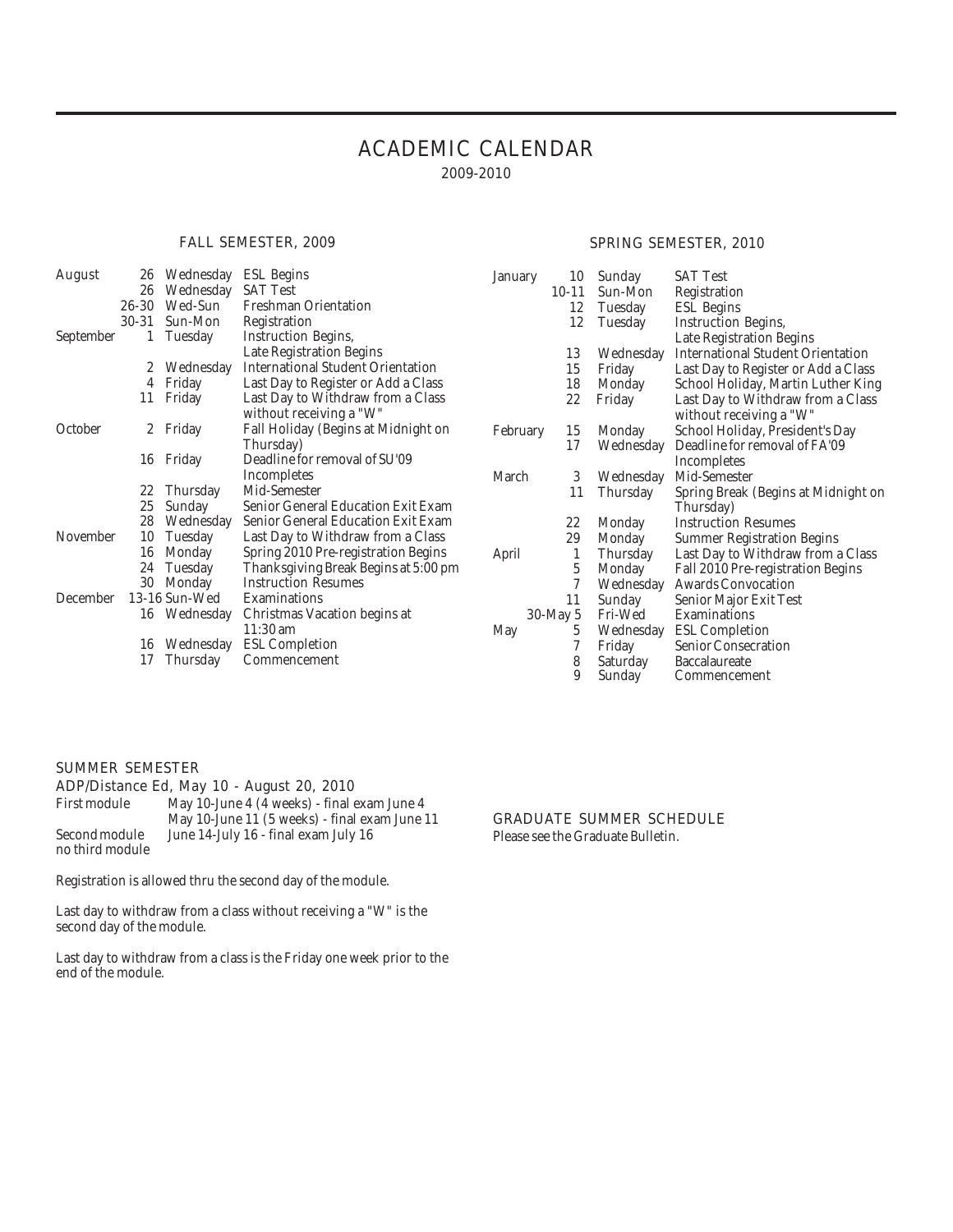# ACADEMIC CALENDAR

2009-2010

## FALL SEMESTER, 2009

| Month | Date | Day | Event |
|---|---|---|---|
| August | 26 | Wednesday | ESL Begins |
| | 26 | Wednesday | SAT Test |
| | 26-30 | Wed-Sun | Freshman Orientation |
| | 30-31 | Sun-Mon | Registration |
| September | 1 | Tuesday | Instruction Begins, Late Registration Begins |
| | 2 | Wednesday | International Student Orientation |
| | 4 | Friday | Last Day to Register or Add a Class |
| | 11 | Friday | Last Day to Withdraw from a Class without receiving a "W" |
| October | 2 | Friday | Fall Holiday (Begins at Midnight on Thursday) |
| | 16 | Friday | Deadline for removal of SU'09 Incompletes |
| | 22 | Thursday | Mid-Semester |
| | 25 | Sunday | Senior General Education Exit Exam |
| | 28 | Wednesday | Senior General Education Exit Exam |
| November | 10 | Tuesday | Last Day to Withdraw from a Class |
| | 16 | Monday | Spring 2010 Pre-registration Begins |
| | 24 | Tuesday | Thanksgiving Break Begins at 5:00 pm |
| | 30 | Monday | Instruction Resumes |
| December | 13-16 | Sun-Wed | Examinations |
| | 16 | Wednesday | Christmas Vacation begins at 11:30 am |
| | 16 | Wednesday | ESL Completion |
| | 17 | Thursday | Commencement |

## SPRING SEMESTER, 2010

| Month | Date | Day | Event |
|---|---|---|---|
| January | 10 | Sunday | SAT Test |
| | 10-11 | Sun-Mon | Registration |
| | 12 | Tuesday | ESL Begins |
| | 12 | Tuesday | Instruction Begins, Late Registration Begins |
| | 13 | Wednesday | International Student Orientation |
| | 15 | Friday | Last Day to Register or Add a Class |
| | 18 | Monday | School Holiday, Martin Luther King |
| | 22 | Friday | Last Day to Withdraw from a Class without receiving a "W" |
| February | 15 | Monday | School Holiday, President's Day |
| | 17 | Wednesday | Deadline for removal of FA'09 Incompletes |
| March | 3 | Wednesday | Mid-Semester |
| | 11 | Thursday | Spring Break (Begins at Midnight on Thursday) |
| | 22 | Monday | Instruction Resumes |
| | 29 | Monday | Summer Registration Begins |
| April | 1 | Thursday | Last Day to Withdraw from a Class |
| | 5 | Monday | Fall 2010 Pre-registration Begins |
| | 7 | Wednesday | Awards Convocation |
| | 11 | Sunday | Senior Major Exit Test |
| | 30-May 5 | Fri-Wed | Examinations |
| May | 5 | Wednesday | ESL Completion |
| | 7 | Friday | Senior Consecration |
| | 8 | Saturday | Baccalaureate |
| | 9 | Sunday | Commencement |

## SUMMER SEMESTER

ADP/Distance Ed, May 10 - August 20, 2010

| | |
|---|---|
| First module | May 10-June 4 (4 weeks) - final exam June 4 |
| | May 10-June 11 (5 weeks) - final exam June 11 |
| Second module | June 14-July 16 - final exam July 16 |
| no third module | |

Registration is allowed thru the second day of the module.

Last day to withdraw from a class without receiving a "W" is the second day of the module.

Last day to withdraw from a class is the Friday one week prior to the end of the module.

## GRADUATE SUMMER SCHEDULE

Please see the Graduate Bulletin.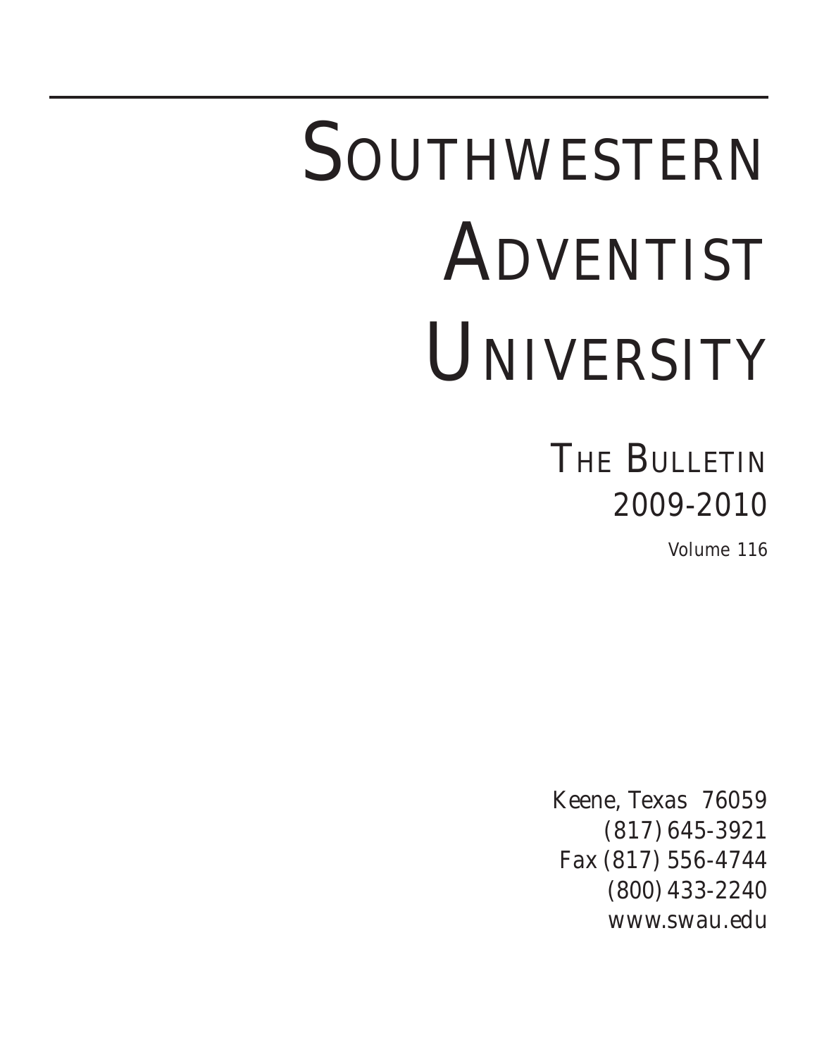# Southwestern Adventist University

## The Bulletin 2009-2010

Volume 116

Keene, Texas 76059
(817) 645-3921
Fax (817) 556-4744
(800) 433-2240
www.swau.edu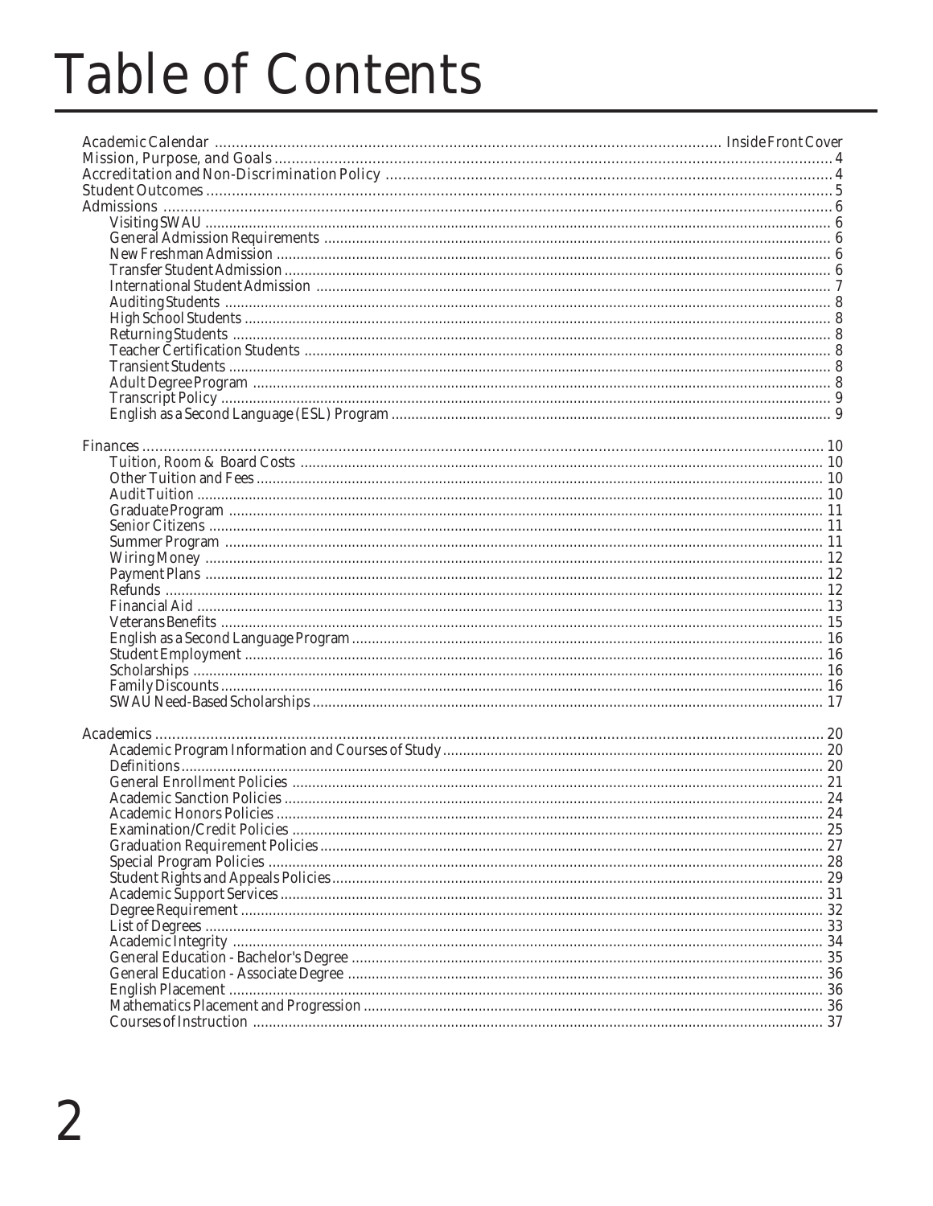# Table of Contents

- Academic Calendar ........ Inside Front Cover
- Mission, Purpose, and Goals ........ 4
- Accreditation and Non-Discrimination Policy ........ 4
- Student Outcomes ........ 5
- Admissions ........ 6
  - Visiting SWAU ........ 6
  - General Admission Requirements ........ 6
  - New Freshman Admission ........ 6
  - Transfer Student Admission ........ 6
  - International Student Admission ........ 7
  - Auditing Students ........ 8
  - High School Students ........ 8
  - Returning Students ........ 8
  - Teacher Certification Students ........ 8
  - Transient Students ........ 8
  - Adult Degree Program ........ 8
  - Transcript Policy ........ 9
  - English as a Second Language (ESL) Program ........ 9
- Finances ........ 10
  - Tuition, Room & Board Costs ........ 10
  - Other Tuition and Fees ........ 10
  - Audit Tuition ........ 10
  - Graduate Program ........ 11
  - Senior Citizens ........ 11
  - Summer Program ........ 11
  - Wiring Money ........ 12
  - Payment Plans ........ 12
  - Refunds ........ 12
  - Financial Aid ........ 13
  - Veterans Benefits ........ 15
  - English as a Second Language Program ........ 16
  - Student Employment ........ 16
  - Scholarships ........ 16
  - Family Discounts ........ 16
  - SWAU Need-Based Scholarships ........ 17
- Academics ........ 20
  - Academic Program Information and Courses of Study ........ 20
  - Definitions ........ 20
  - General Enrollment Policies ........ 21
  - Academic Sanction Policies ........ 24
  - Academic Honors Policies ........ 24
  - Examination/Credit Policies ........ 25
  - Graduation Requirement Policies ........ 27
  - Special Program Policies ........ 28
  - Student Rights and Appeals Policies ........ 29
  - Academic Support Services ........ 31
  - Degree Requirement ........ 32
  - List of Degrees ........ 33
  - Academic Integrity ........ 34
  - General Education - Bachelor's Degree ........ 35
  - General Education - Associate Degree ........ 36
  - English Placement ........ 36
  - Mathematics Placement and Progression ........ 36
  - Courses of Instruction ........ 37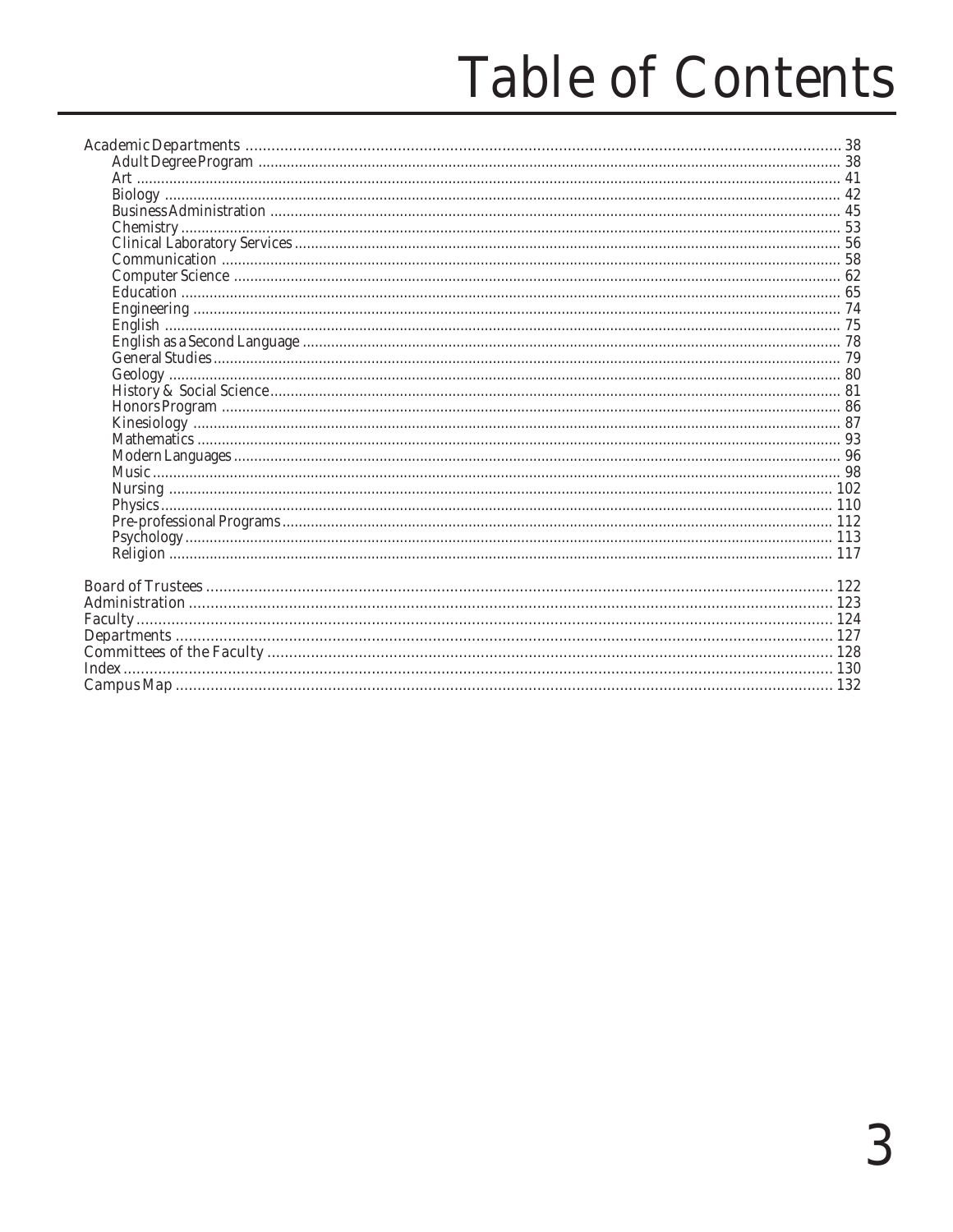# Table of Contents

- Academic Departments ........ 38
  - Adult Degree Program ........ 38
  - Art ........ 41
  - Biology ........ 42
  - Business Administration ........ 45
  - Chemistry ........ 53
  - Clinical Laboratory Services ........ 56
  - Communication ........ 58
  - Computer Science ........ 62
  - Education ........ 65
  - Engineering ........ 74
  - English ........ 75
  - English as a Second Language ........ 78
  - General Studies ........ 79
  - Geology ........ 80
  - History & Social Science ........ 81
  - Honors Program ........ 86
  - Kinesiology ........ 87
  - Mathematics ........ 93
  - Modern Languages ........ 96
  - Music ........ 98
  - Nursing ........ 102
  - Physics ........ 110
  - Pre-professional Programs ........ 112
  - Psychology ........ 113
  - Religion ........ 117

- Board of Trustees ........ 122
- Administration ........ 123
- Faculty ........ 124
- Departments ........ 127
- Committees of the Faculty ........ 128
- Index ........ 130
- Campus Map ........ 132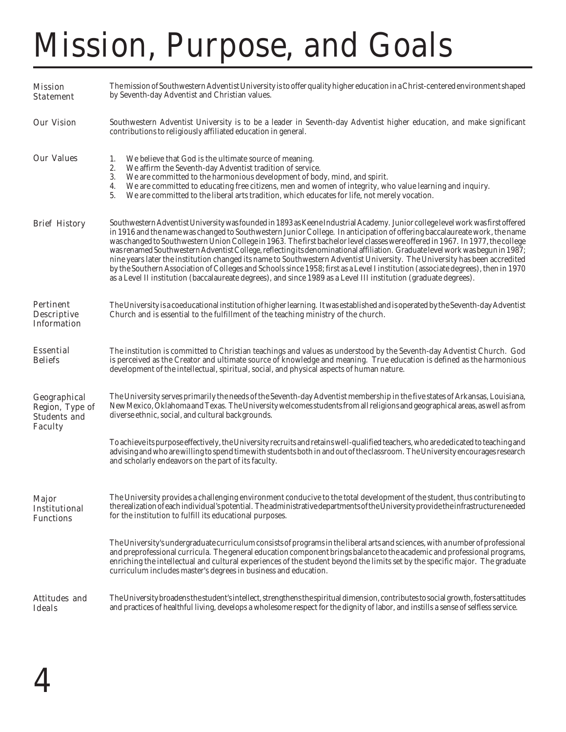# Mission, Purpose, and Goals

## Mission Statement

The mission of Southwestern Adventist University is to offer quality higher education in a Christ-centered environment shaped by Seventh-day Adventist and Christian values.

## Our Vision

Southwestern Adventist University is to be a leader in Seventh-day Adventist higher education, and make significant contributions to religiously affiliated education in general.

## Our Values

1. We believe that God is the ultimate source of meaning.
2. We affirm the Seventh-day Adventist tradition of service.
3. We are committed to the harmonious development of body, mind, and spirit.
4. We are committed to educating free citizens, men and women of integrity, who value learning and inquiry.
5. We are committed to the liberal arts tradition, which educates for life, not merely vocation.

## Brief History

Southwestern Adventist University was founded in 1893 as Keene Industrial Academy. Junior college level work was first offered in 1916 and the name was changed to Southwestern Junior College. In anticipation of offering baccalaureate work, the name was changed to Southwestern Union College in 1963. The first bachelor level classes were offered in 1967. In 1977, the college was renamed Southwestern Adventist College, reflecting its denominational affiliation. Graduate level work was begun in 1987; nine years later the institution changed its name to Southwestern Adventist University. The University has been accredited by the Southern Association of Colleges and Schools since 1958; first as a Level I institution (associate degrees), then in 1970 as a Level II institution (baccalaureate degrees), and since 1989 as a Level III institution (graduate degrees).

## Pertinent Descriptive Information

The University is a coeducational institution of higher learning. It was established and is operated by the Seventh-day Adventist Church and is essential to the fulfillment of the teaching ministry of the church.

## Essential Beliefs

The institution is committed to Christian teachings and values as understood by the Seventh-day Adventist Church. God is perceived as the Creator and ultimate source of knowledge and meaning. True education is defined as the harmonious development of the intellectual, spiritual, social, and physical aspects of human nature.

## Geographical Region, Type of Students and Faculty

The University serves primarily the needs of the Seventh-day Adventist membership in the five states of Arkansas, Louisiana, New Mexico, Oklahoma and Texas. The University welcomes students from all religions and geographical areas, as well as from diverse ethnic, social, and cultural backgrounds.

To achieve its purpose effectively, the University recruits and retains well-qualified teachers, who are dedicated to teaching and advising and who are willing to spend time with students both in and out of the classroom. The University encourages research and scholarly endeavors on the part of its faculty.

## Major Institutional Functions

The University provides a challenging environment conducive to the total development of the student, thus contributing to the realization of each individual's potential. The administrative departments of the University provide the infrastructure needed for the institution to fulfill its educational purposes.

The University's undergraduate curriculum consists of programs in the liberal arts and sciences, with a number of professional and preprofessional curricula. The general education component brings balance to the academic and professional programs, enriching the intellectual and cultural experiences of the student beyond the limits set by the specific major. The graduate curriculum includes master's degrees in business and education.

## Attitudes and Ideals

The University broadens the student's intellect, strengthens the spiritual dimension, contributes to social growth, fosters attitudes and practices of healthful living, develops a wholesome respect for the dignity of labor, and instills a sense of selfless service.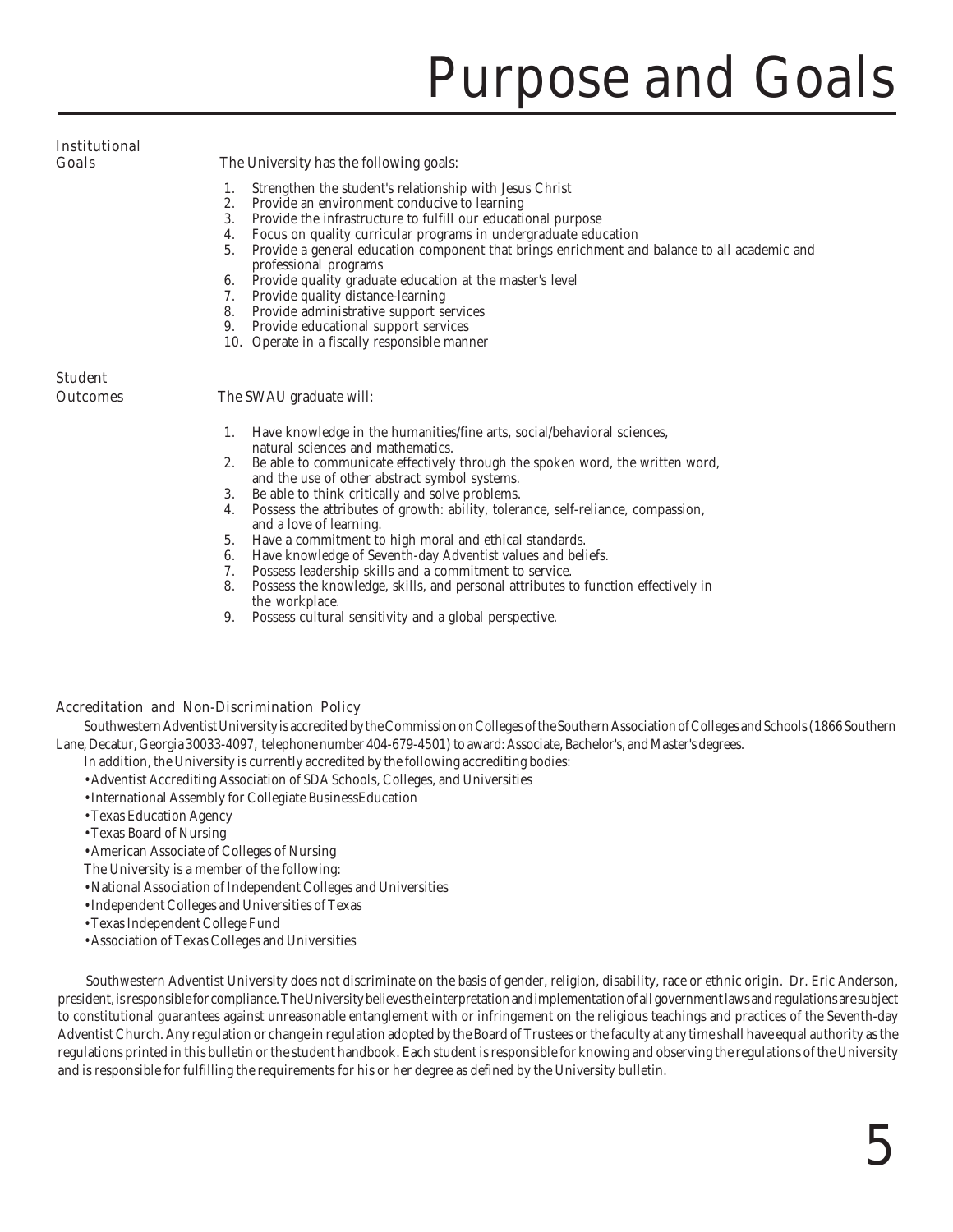# Purpose and Goals

## Institutional Goals

The University has the following goals:

1. Strengthen the student's relationship with Jesus Christ
2. Provide an environment conducive to learning
3. Provide the infrastructure to fulfill our educational purpose
4. Focus on quality curricular programs in undergraduate education
5. Provide a general education component that brings enrichment and balance to all academic and professional programs
6. Provide quality graduate education at the master's level
7. Provide quality distance-learning
8. Provide administrative support services
9. Provide educational support services
10. Operate in a fiscally responsible manner

## Student Outcomes

The SWAU graduate will:

1. Have knowledge in the humanities/fine arts, social/behavioral sciences, natural sciences and mathematics.
2. Be able to communicate effectively through the spoken word, the written word, and the use of other abstract symbol systems.
3. Be able to think critically and solve problems.
4. Possess the attributes of growth: ability, tolerance, self-reliance, compassion, and a love of learning.
5. Have a commitment to high moral and ethical standards.
6. Have knowledge of Seventh-day Adventist values and beliefs.
7. Possess leadership skills and a commitment to service.
8. Possess the knowledge, skills, and personal attributes to function effectively in the workplace.
9. Possess cultural sensitivity and a global perspective.

## Accreditation and Non-Discrimination Policy

Southwestern Adventist University is accredited by the Commission on Colleges of the Southern Association of Colleges and Schools (1866 Southern Lane, Decatur, Georgia 30033-4097, telephone number 404-679-4501) to award: Associate, Bachelor's, and Master's degrees.

In addition, the University is currently accredited by the following accrediting bodies:

- Adventist Accrediting Association of SDA Schools, Colleges, and Universities
- International Assembly for Collegiate BusinessEducation
- Texas Education Agency
- Texas Board of Nursing
- American Associate of Colleges of Nursing

The University is a member of the following:

- National Association of Independent Colleges and Universities
- Independent Colleges and Universities of Texas
- Texas Independent College Fund
- Association of Texas Colleges and Universities

Southwestern Adventist University does not discriminate on the basis of gender, religion, disability, race or ethnic origin. Dr. Eric Anderson, president, is responsible for compliance. The University believes the interpretation and implementation of all government laws and regulations are subject to constitutional guarantees against unreasonable entanglement with or infringement on the religious teachings and practices of the Seventh-day Adventist Church. Any regulation or change in regulation adopted by the Board of Trustees or the faculty at any time shall have equal authority as the regulations printed in this bulletin or the student handbook. Each student is responsible for knowing and observing the regulations of the University and is responsible for fulfilling the requirements for his or her degree as defined by the University bulletin.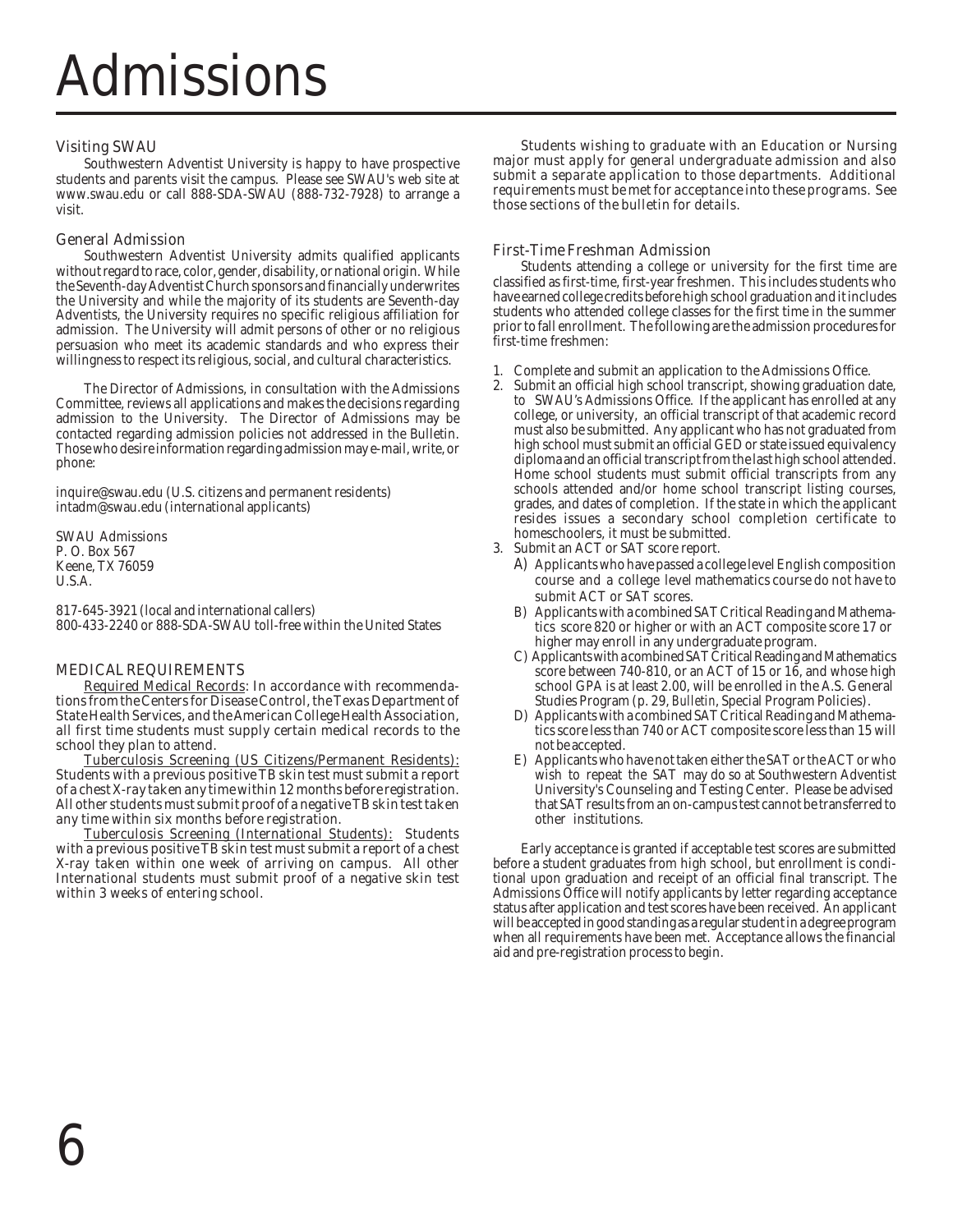# Admissions

## Visiting SWAU

Southwestern Adventist University is happy to have prospective students and parents visit the campus. Please see SWAU's web site at www.swau.edu or call 888-SDA-SWAU (888-732-7928) to arrange a visit.

## General Admission

Southwestern Adventist University admits qualified applicants without regard to race, color, gender, disability, or national origin. While the Seventh-day Adventist Church sponsors and financially underwrites the University and while the majority of its students are Seventh-day Adventists, the University requires no specific religious affiliation for admission. The University will admit persons of other or no religious persuasion who meet its academic standards and who express their willingness to respect its religious, social, and cultural characteristics.

The Director of Admissions, in consultation with the Admissions Committee, reviews all applications and makes the decisions regarding admission to the University. The Director of Admissions may be contacted regarding admission policies not addressed in the Bulletin. Those who desire information regarding admission may e-mail, write, or phone:

inquire@swau.edu (U.S. citizens and permanent residents)
intadm@swau.edu (international applicants)

SWAU Admissions
P. O. Box 567
Keene, TX 76059
U.S.A.

817-645-3921 (local and international callers)
800-433-2240 or 888-SDA-SWAU toll-free within the United States

## MEDICAL REQUIREMENTS

Required Medical Records: In accordance with recommendations from the Centers for Disease Control, the Texas Department of State Health Services, and the American College Health Association, all first time students must supply certain medical records to the school they plan to attend.

Tuberculosis Screening (US Citizens/Permanent Residents): Students with a previous positive TB skin test must submit a report of a chest X-ray taken any time within 12 months before registration. All other students must submit proof of a negative TB skin test taken any time within six months before registration.

Tuberculosis Screening (International Students): Students with a previous positive TB skin test must submit a report of a chest X-ray taken within one week of arriving on campus. All other International students must submit proof of a negative skin test within 3 weeks of entering school.

Students wishing to graduate with an Education or Nursing major must apply for general undergraduate admission and also submit a separate application to those departments. Additional requirements must be met for acceptance into these programs. See those sections of the bulletin for details.

## First-Time Freshman Admission

Students attending a college or university for the first time are classified as first-time, first-year freshmen. This includes students who have earned college credits before high school graduation and it includes students who attended college classes for the first time in the summer prior to fall enrollment. The following are the admission procedures for first-time freshmen:

1. Complete and submit an application to the Admissions Office.
2. Submit an official high school transcript, showing graduation date, to SWAU's Admissions Office. If the applicant has enrolled at any college, or university, an official transcript of that academic record must also be submitted. Any applicant who has not graduated from high school must submit an official GED or state issued equivalency diploma and an official transcript from the last high school attended. Home school students must submit official transcripts from any schools attended and/or home school transcript listing courses, grades, and dates of completion. If the state in which the applicant resides issues a secondary school completion certificate to homeschoolers, it must be submitted.
3. Submit an ACT or SAT score report.
   - A) Applicants who have passed a college level English composition course and a college level mathematics course do not have to submit ACT or SAT scores.
   - B) Applicants with a combined SAT Critical Reading and Mathematics score 820 or higher or with an ACT composite score 17 or higher may enroll in any undergraduate program.
   - C) Applicants with a combined SAT Critical Reading and Mathematics score between 740-810, or an ACT of 15 or 16, and whose high school GPA is at least 2.00, will be enrolled in the A.S. General Studies Program (p. 29, *Bulletin*, Special Program Policies).
   - D) Applicants with a combined SAT Critical Reading and Mathematics score less than 740 or ACT composite score less than 15 will not be accepted.
   - E) Applicants who have not taken either the SAT or the ACT or who wish to repeat the SAT may do so at Southwestern Adventist University's Counseling and Testing Center. Please be advised that SAT results from an on-campus test cannot be transferred to other institutions.

Early acceptance is granted if acceptable test scores are submitted before a student graduates from high school, but enrollment is conditional upon graduation and receipt of an official final transcript. The Admissions Office will notify applicants by letter regarding acceptance status after application and test scores have been received. An applicant will be accepted in good standing as a regular student in a degree program when all requirements have been met. Acceptance allows the financial aid and pre-registration process to begin.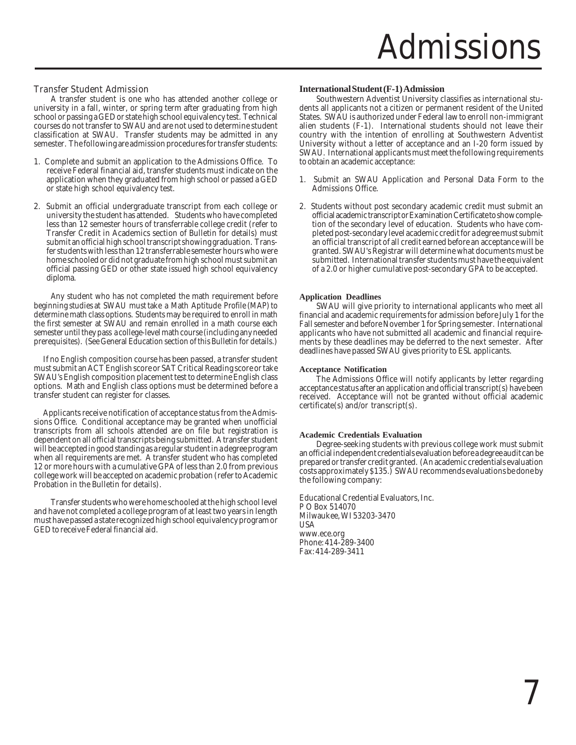# Admissions

## Transfer Student Admission

A transfer student is one who has attended another college or university in a fall, winter, or spring term after graduating from high school or passing a GED or state high school equivalency test. Technical courses do not transfer to SWAU and are not used to determine student classification at SWAU. Transfer students may be admitted in any semester. The following are admission procedures for transfer students:

1. Complete and submit an application to the Admissions Office. To receive Federal financial aid, transfer students must indicate on the application when they graduated from high school or passed a GED or state high school equivalency test.
2. Submit an official undergraduate transcript from each college or university the student has attended. Students who have completed less than 12 semester hours of transferrable college credit (refer to Transfer Credit in Academics section of Bulletin for details) must submit an official high school transcript showing graduation. Transfer students with less than 12 transferrable semester hours who were home schooled or did not graduate from high school must submit an official passing GED or other state issued high school equivalency diploma.

Any student who has not completed the math requirement before beginning studies at SWAU must take a Math Aptitude Profile (MAP) to determine math class options. Students may be required to enroll in math the first semester at SWAU and remain enrolled in a math course each semester until they pass a college-level math course (including any needed prerequisites). (See General Education section of this Bulletin for details.)

If no English composition course has been passed, a transfer student must submit an ACT English score or SAT Critical Reading score or take SWAU's English composition placement test to determine English class options. Math and English class options must be determined before a transfer student can register for classes.

Applicants receive notification of acceptance status from the Admissions Office. Conditional acceptance may be granted when unofficial transcripts from all schools attended are on file but registration is dependent on all official transcripts being submitted. A transfer student will be accepted in good standing as a regular student in a degree program when all requirements are met. A transfer student who has completed 12 or more hours with a cumulative GPA of less than 2.0 from previous college work will be accepted on academic probation (refer to Academic Probation in the Bulletin for details).

Transfer students who were home schooled at the high school level and have not completed a college program of at least two years in length must have passed a state recognized high school equivalency program or GED to receive Federal financial aid.

## International Student (F-1) Admission

Southwestern Adventist University classifies as international students all applicants not a citizen or permanent resident of the United States. SWAU is authorized under Federal law to enroll non-immigrant alien students (F-1). International students should not leave their country with the intention of enrolling at Southwestern Adventist University without a letter of acceptance and an I-20 form issued by SWAU. International applicants must meet the following requirements to obtain an academic acceptance:

1. Submit an SWAU Application and Personal Data Form to the Admissions Office.
2. Students without post secondary academic credit must submit an official academic transcript or Examination Certificate to show completion of the secondary level of education. Students who have completed post-secondary level academic credit for a degree must submit an official transcript of all credit earned before an acceptance will be granted. SWAU's Registrar will determine what documents must be submitted. International transfer students must have the equivalent of a 2.0 or higher cumulative post-secondary GPA to be accepted.

### Application Deadlines

SWAU will give priority to international applicants who meet all financial and academic requirements for admission before July 1 for the Fall semester and before November 1 for Spring semester. International applicants who have not submitted all academic and financial requirements by these deadlines may be deferred to the next semester. After deadlines have passed SWAU gives priority to ESL applicants.

### Acceptance Notification

The Admissions Office will notify applicants by letter regarding acceptance status after an application and official transcript(s) have been received. Acceptance will not be granted without official academic certificate(s) and/or transcript(s).

### Academic Credentials Evaluation

Degree-seeking students with previous college work must submit an official independent credentials evaluation before a degree audit can be prepared or transfer credit granted. (An academic credentials evaluation costs approximately $135.) SWAU recommends evaluations be done by the following company:

Educational Credential Evaluators, Inc.
P O Box 514070
Milwaukee, WI 53203-3470
USA
www.ece.org
Phone: 414-289-3400
Fax: 414-289-3411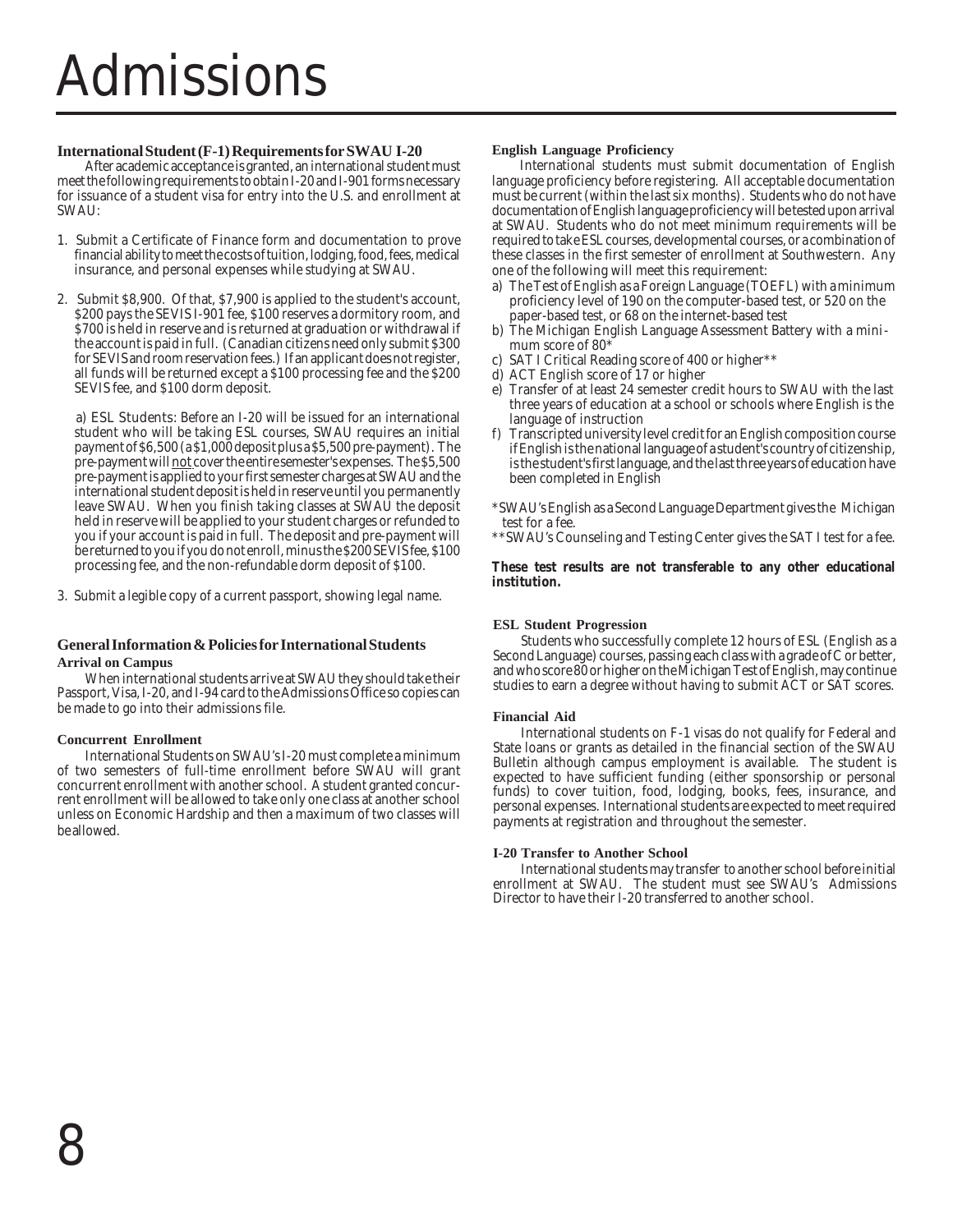# Admissions

### International Student (F-1) Requirements for SWAU I-20

After academic acceptance is granted, an international student must meet the following requirements to obtain I-20 and I-901 forms necessary for issuance of a student visa for entry into the U.S. and enrollment at SWAU:

1. Submit a Certificate of Finance form and documentation to prove financial ability to meet the costs of tuition, lodging, food, fees, medical insurance, and personal expenses while studying at SWAU.

2. Submit $8,900. Of that, $7,900 is applied to the student's account, $200 pays the SEVIS I-901 fee, $100 reserves a dormitory room, and $700 is held in reserve and is returned at graduation or withdrawal if the account is paid in full. (Canadian citizens need only submit $300 for SEVIS and room reservation fees.) If an applicant does not register, all funds will be returned except a $100 processing fee and the $200 SEVIS fee, and $100 dorm deposit.

   a) ESL Students: Before an I-20 will be issued for an international student who will be taking ESL courses, SWAU requires an initial payment of $6,500 (a $1,000 deposit plus a $5,500 pre-payment). The pre-payment will <u>not</u> cover the entire semester's expenses. The $5,500 pre-payment is applied to your first semester charges at SWAU and the international student deposit is held in reserve until you permanently leave SWAU. When you finish taking classes at SWAU the deposit held in reserve will be applied to your student charges or refunded to you if your account is paid in full. The deposit and pre-payment will be returned to you if you do not enroll, minus the $200 SEVIS fee, $100 processing fee, and the non-refundable dorm deposit of $100.

3. Submit a legible copy of a current passport, showing legal name.

### General Information & Policies for International Students

#### Arrival on Campus

When international students arrive at SWAU they should take their Passport, Visa, I-20, and I-94 card to the Admissions Office so copies can be made to go into their admissions file.

#### Concurrent Enrollment

International Students on SWAU's I-20 must complete a minimum of two semesters of full-time enrollment before SWAU will grant concurrent enrollment with another school. A student granted concurrent enrollment will be allowed to take only one class at another school unless on Economic Hardship and then a maximum of two classes will be allowed.

#### English Language Proficiency

International students must submit documentation of English language proficiency before registering. All acceptable documentation must be current (within the last six months). Students who do not have documentation of English language proficiency will be tested upon arrival at SWAU. Students who do not meet minimum requirements will be required to take ESL courses, developmental courses, or a combination of these classes in the first semester of enrollment at Southwestern. Any one of the following will meet this requirement:

a) The Test of English as a Foreign Language (TOEFL) with a minimum proficiency level of 190 on the computer-based test, or 520 on the paper-based test, or 68 on the internet-based test
b) The Michigan English Language Assessment Battery with a minimum score of 80*
c) SAT I Critical Reading score of 400 or higher**
d) ACT English score of 17 or higher
e) Transfer of at least 24 semester credit hours to SWAU with the last three years of education at a school or schools where English is the language of instruction
f) Transcripted university level credit for an English composition course if English is the national language of a student's country of citizenship, is the student's first language, and the last three years of education have been completed in English

*SWAU's English as a Second Language Department gives the Michigan test for a fee.
**SWAU's Counseling and Testing Center gives the SAT I test for a fee.

**These test results are not transferable to any other educational institution.**

#### ESL Student Progression

Students who successfully complete 12 hours of ESL (English as a Second Language) courses, passing each class with a grade of C or better, and who score 80 or higher on the Michigan Test of English, may continue studies to earn a degree without having to submit ACT or SAT scores.

#### Financial Aid

International students on F-1 visas do not qualify for Federal and State loans or grants as detailed in the financial section of the SWAU Bulletin although campus employment is available. The student is expected to have sufficient funding (either sponsorship or personal funds) to cover tuition, food, lodging, books, fees, insurance, and personal expenses. International students are expected to meet required payments at registration and throughout the semester.

#### I-20 Transfer to Another School

International students may transfer to another school before initial enrollment at SWAU. The student must see SWAU's Admissions Director to have their I-20 transferred to another school.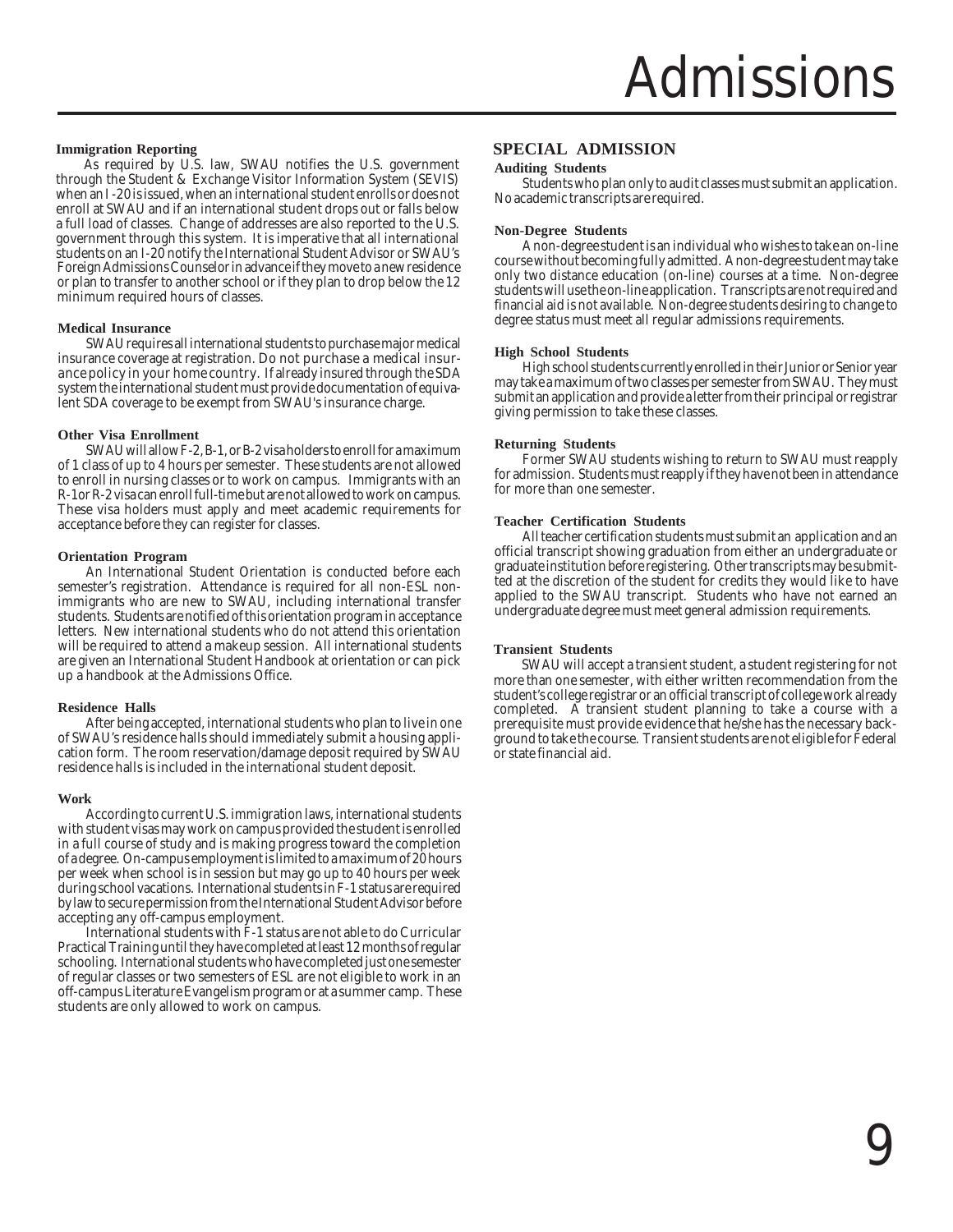# Admissions

### Immigration Reporting

As required by U.S. law, SWAU notifies the U.S. government through the Student & Exchange Visitor Information System (SEVIS) when an I-20 is issued, when an international student enrolls or does not enroll at SWAU and if an international student drops out or falls below a full load of classes. Change of addresses are also reported to the U.S. government through this system. It is imperative that all international students on an I-20 notify the International Student Advisor or SWAU's Foreign Admissions Counselor in advance if they move to a new residence or plan to transfer to another school or if they plan to drop below the 12 minimum required hours of classes.

### Medical Insurance

SWAU requires all international students to purchase major medical insurance coverage at registration. *Do not purchase a medical insurance policy in your home country.* If already insured through the SDA system the international student must provide documentation of equivalent SDA coverage to be exempt from SWAU's insurance charge.

### Other Visa Enrollment

SWAU will allow F-2, B-1, or B-2 visa holders to enroll for a maximum of 1 class of up to 4 hours per semester. These students are not allowed to enroll in nursing classes or to work on campus. Immigrants with an R-1 or R-2 visa can enroll full-time but are not allowed to work on campus. These visa holders must apply and meet academic requirements for acceptance before they can register for classes.

### Orientation Program

An International Student Orientation is conducted before each semester's registration. Attendance is required for all non-ESL non-immigrants who are new to SWAU, including international transfer students. Students are notified of this orientation program in acceptance letters. New international students who do not attend this orientation will be required to attend a makeup session. All international students are given an International Student Handbook at orientation or can pick up a handbook at the Admissions Office.

### Residence Halls

After being accepted, international students who plan to live in one of SWAU's residence halls should immediately submit a housing application form. The room reservation/damage deposit required by SWAU residence halls is included in the international student deposit.

### Work

According to current U.S. immigration laws, international students with student visas may work on campus provided the student is enrolled in a full course of study and is making progress toward the completion of a degree. On-campus employment is limited to a maximum of 20 hours per week when school is in session but may go up to 40 hours per week during school vacations. International students in F-1 status are required by law to secure permission from the International Student Advisor before accepting any off-campus employment.

International students with F-1 status are not able to do Curricular Practical Training until they have completed at least 12 months of regular schooling. International students who have completed just one semester of regular classes or two semesters of ESL are not eligible to work in an off-campus Literature Evangelism program or at a summer camp. These students are only allowed to work on campus.

## SPECIAL ADMISSION

### Auditing Students

Students who plan only to audit classes must submit an application. No academic transcripts are required.

### Non-Degree Students

A non-degree student is an individual who wishes to take an on-line course without becoming fully admitted. A non-degree student may take only two distance education (on-line) courses at a time. Non-degree students will use the on-line application. Transcripts are not required and financial aid is not available. Non-degree students desiring to change to degree status must meet all regular admissions requirements.

### High School Students

High school students currently enrolled in their Junior or Senior year may take a maximum of two classes per semester from SWAU. They must submit an application and provide a letter from their principal or registrar giving permission to take these classes.

### Returning Students

Former SWAU students wishing to return to SWAU must reapply for admission. Students must reapply if they have not been in attendance for more than one semester.

### Teacher Certification Students

All teacher certification students must submit an application and an official transcript showing graduation from either an undergraduate or graduate institution before registering. Other transcripts may be submitted at the discretion of the student for credits they would like to have applied to the SWAU transcript. Students who have not earned an undergraduate degree must meet general admission requirements.

### Transient Students

SWAU will accept a transient student, a student registering for not more than one semester, with either written recommendation from the student's college registrar or an official transcript of college work already completed. A transient student planning to take a course with a prerequisite must provide evidence that he/she has the necessary background to take the course. Transient students are not eligible for Federal or state financial aid.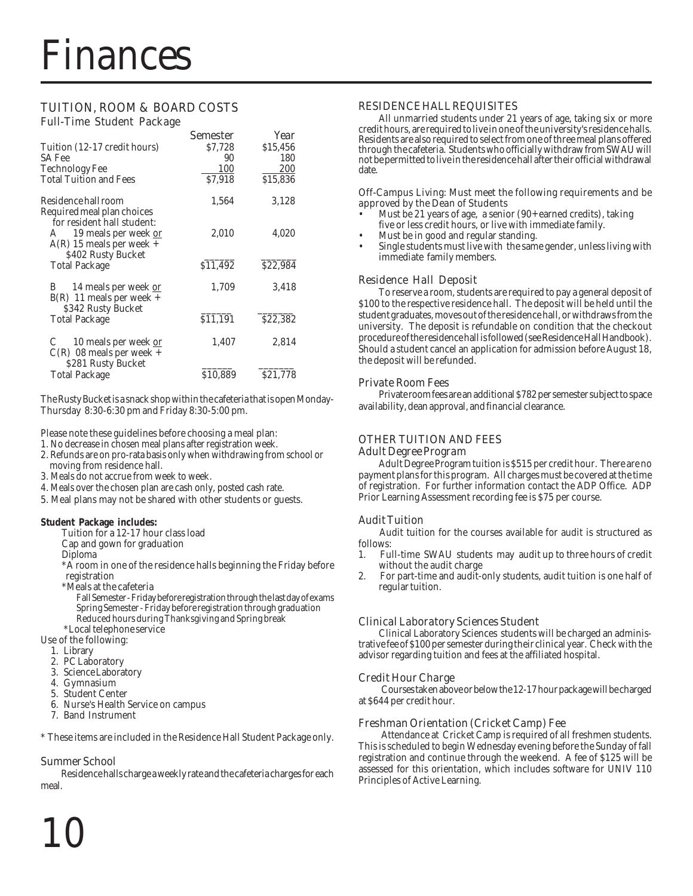# Finances

## TUITION, ROOM & BOARD COSTS

### Full-Time Student Package

| | Semester | Year |
|---|---|---|
| Tuition (12-17 credit hours) | $7,728 | $15,456 |
| SA Fee | 90 | 180 |
| Technology Fee | 100 | 200 |
| Total Tuition and Fees | $7,918 | $15,836 |
| Residence hall room | 1,564 | 3,128 |
| Required meal plan choices for resident hall student: | | |
| A 19 meals per week or A(R) 15 meals per week + $402 Rusty Bucket | 2,010 | 4,020 |
| Total Package | $11,492 | $22,984 |
| B 14 meals per week or B(R) 11 meals per week + $342 Rusty Bucket | 1,709 | 3,418 |
| Total Package | $11,191 | $22,382 |
| C 10 meals per week or C(R) 08 meals per week + $281 Rusty Bucket | 1,407 | 2,814 |
| Total Package | $10,889 | $21,778 |

The Rusty Bucket is a snack shop within the cafeteria that is open Monday-Thursday 8:30-6:30 pm and Friday 8:30-5:00 pm.

Please note these guidelines before choosing a meal plan:

1. No decrease in chosen meal plans after registration week.
2. Refunds are on pro-rata basis only when withdrawing from school or moving from residence hall.
3. Meals do not accrue from week to week.
4. Meals over the chosen plan are cash only, posted cash rate.
5. Meal plans may not be shared with other students or guests.

**Student Package includes:**

Tuition for a 12-17 hour class load  
Cap and gown for graduation  
Diploma  
*A room in one of the residence halls beginning the Friday before registration  
*Meals at the cafeteria  
Fall Semester - Friday before registration through the last day of exams  
Spring Semester - Friday before registration through graduation  
Reduced hours during Thanksgiving and Spring break  
*Local telephone service

Use of the following:

1. Library
2. PC Laboratory
3. Science Laboratory
4. Gymnasium
5. Student Center
6. Nurse's Health Service on campus
7. Band Instrument

* These items are included in the Residence Hall Student Package only.

### Summer School

Residence halls charge a weekly rate and the cafeteria charges for each meal.

## RESIDENCE HALL REQUISITES

All unmarried students under 21 years of age, taking six or more credit hours, are required to live in one of the university's residence halls. Residents are also required to select from one of three meal plans offered through the cafeteria. Students who officially withdraw from SWAU will not be permitted to live in the residence hall after their official withdrawal date.

Off-Campus Living: Must meet the following requirements and be approved by the Dean of Students

- Must be 21 years of age, a senior (90+ earned credits), taking five or less credit hours, or live with immediate family.
- Must be in good and regular standing.
- Single students must live with the same gender, unless living with immediate family members.

### Residence Hall Deposit

To reserve a room, students are required to pay a general deposit of $100 to the respective residence hall. The deposit will be held until the student graduates, moves out of the residence hall, or withdraws from the university. The deposit is refundable on condition that the checkout procedure of the residence hall is followed (see Residence Hall Handbook). Should a student cancel an application for admission before August 18, the deposit will be refunded.

### Private Room Fees

Private room fees are an additional $782 per semester subject to space availability, dean approval, and financial clearance.

## OTHER TUITION AND FEES

### Adult Degree Program

Adult Degree Program tuition is $515 per credit hour. There are no payment plans for this program. All charges must be covered at the time of registration. For further information contact the ADP Office. ADP Prior Learning Assessment recording fee is $75 per course.

### Audit Tuition

Audit tuition for the courses available for audit is structured as follows:

1. Full-time SWAU students may audit up to three hours of credit without the audit charge
2. For part-time and audit-only students, audit tuition is one half of regular tuition.

### Clinical Laboratory Sciences Student

Clinical Laboratory Sciences students will be charged an administrative fee of $100 per semester during their clinical year. Check with the advisor regarding tuition and fees at the affiliated hospital.

### Credit Hour Charge

Courses taken above or below the 12-17 hour package will be charged at $644 per credit hour.

### Freshman Orientation (Cricket Camp) Fee

Attendance at Cricket Camp is required of all freshmen students. This is scheduled to begin Wednesday evening before the Sunday of fall registration and continue through the weekend. A fee of $125 will be assessed for this orientation, which includes software for UNIV 110 Principles of Active Learning.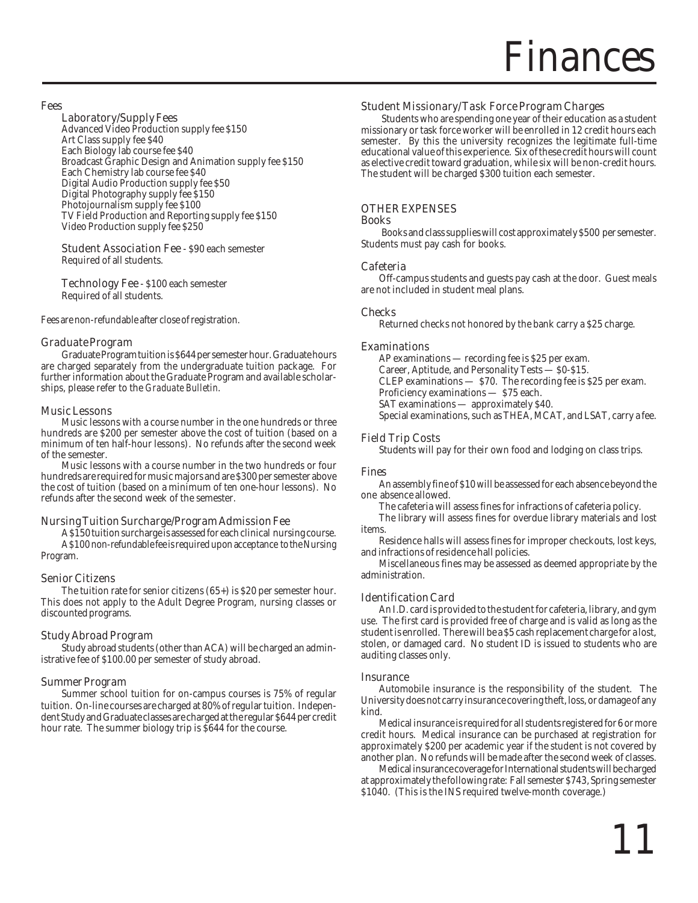# Finances

## Fees

### Laboratory/Supply Fees

Advanced Video Production supply fee $150
Art Class supply fee $40
Each Biology lab course fee $40
Broadcast Graphic Design and Animation supply fee $150
Each Chemistry lab course fee $40
Digital Audio Production supply fee $50
Digital Photography supply fee $150
Photojournalism supply fee $100
TV Field Production and Reporting supply fee $150
Video Production supply fee $250

### Student Association Fee - $90 each semester

Required of all students.

### Technology Fee - $100 each semester

Required of all students.

Fees are non-refundable after close of registration.

## Graduate Program

Graduate Program tuition is $644 per semester hour. Graduate hours are charged separately from the undergraduate tuition package. For further information about the Graduate Program and available scholarships, please refer to the *Graduate Bulletin*.

## Music Lessons

Music lessons with a course number in the one hundreds or three hundreds are $200 per semester above the cost of tuition (based on a minimum of ten half-hour lessons). No refunds after the second week of the semester.

Music lessons with a course number in the two hundreds or four hundreds are required for music majors and are $300 per semester above the cost of tuition (based on a minimum of ten one-hour lessons). No refunds after the second week of the semester.

## Nursing Tuition Surcharge/Program Admission Fee

A $150 tuition surcharge is assessed for each clinical nursing course.

A $100 non-refundable fee is required upon acceptance to the Nursing Program.

## Senior Citizens

The tuition rate for senior citizens (65+) is $20 per semester hour. This does not apply to the Adult Degree Program, nursing classes or discounted programs.

## Study Abroad Program

Study abroad students (other than ACA) will be charged an administrative fee of $100.00 per semester of study abroad.

## Summer Program

Summer school tuition for on-campus courses is 75% of regular tuition. On-line courses are charged at 80% of regular tuition. Independent Study and Graduate classes are charged at the regular $644 per credit hour rate. The summer biology trip is $644 for the course.

## Student Missionary/Task Force Program Charges

Students who are spending one year of their education as a student missionary or task force worker will be enrolled in 12 credit hours each semester. By this the university recognizes the legitimate full-time educational value of this experience. Six of these credit hours will count as elective credit toward graduation, while six will be non-credit hours. The student will be charged $300 tuition each semester.

## OTHER EXPENSES

### Books

Books and class supplies will cost approximately $500 per semester. Students must pay cash for books.

### Cafeteria

Off-campus students and guests pay cash at the door. Guest meals are not included in student meal plans.

### Checks

Returned checks not honored by the bank carry a $25 charge.

### Examinations

AP examinations — recording fee is $25 per exam.
Career, Aptitude, and Personality Tests — $0-$15.
CLEP examinations — $70. The recording fee is $25 per exam.
Proficiency examinations — $75 each.
SAT examinations — approximately $40.
Special examinations, such as THEA, MCAT, and LSAT, carry a fee.

### Field Trip Costs

Students will pay for their own food and lodging on class trips.

### Fines

An assembly fine of $10 will be assessed for each absence beyond the one absence allowed.

The cafeteria will assess fines for infractions of cafeteria policy.

The library will assess fines for overdue library materials and lost items.

Residence halls will assess fines for improper checkouts, lost keys, and infractions of residence hall policies.

Miscellaneous fines may be assessed as deemed appropriate by the administration.

### Identification Card

An I.D. card is provided to the student for cafeteria, library, and gym use. The first card is provided free of charge and is valid as long as the student is enrolled. There will be a $5 cash replacement charge for a lost, stolen, or damaged card. No student ID is issued to students who are auditing classes only.

### Insurance

Automobile insurance is the responsibility of the student. The University does not carry insurance covering theft, loss, or damage of any kind.

Medical insurance is required for all students registered for 6 or more credit hours. Medical insurance can be purchased at registration for approximately $200 per academic year if the student is not covered by another plan. No refunds will be made after the second week of classes.

Medical insurance coverage for International students will be charged at approximately the following rate: Fall semester $743, Spring semester $1040. (This is the INS required twelve-month coverage.)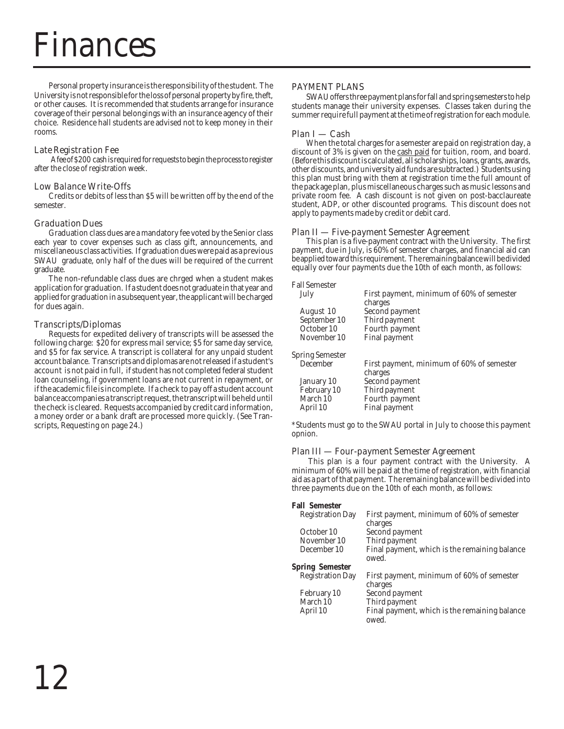# Finances

Personal property insurance is the responsibility of the student. The University is not responsible for the loss of personal property by fire, theft, or other causes. It is recommended that students arrange for insurance coverage of their personal belongings with an insurance agency of their choice. Residence hall students are advised not to keep money in their rooms.

### Late Registration Fee

A fee of $200 cash is required for requests to begin the process to register after the close of registration week.

### Low Balance Write-Offs

Credits or debits of less than $5 will be written off by the end of the semester.

### Graduation Dues

Graduation class dues are a mandatory fee voted by the Senior class each year to cover expenses such as class gift, announcements, and miscellaneous class activities. If graduation dues were paid as a previous SWAU graduate, only half of the dues will be required of the current graduate.

The non-refundable class dues are chrged when a student makes application for graduation. If a student does not graduate in that year and applied for graduation in a subsequent year, the applicant will be charged for dues again.

### Transcripts/Diplomas

Requests for expedited delivery of transcripts will be assessed the following charge: $20 for express mail service; $5 for same day service, and $5 for fax service. A transcript is collateral for any unpaid student account balance. Transcripts and diplomas are not released if a student's account is not paid in full, if student has not completed federal student loan counseling, if government loans are not current in repayment, or if the academic file is incomplete. If a check to pay off a student account balance accompanies a transcript request, the transcript will be held until the check is cleared. Requests accompanied by credit card information, a money order or a bank draft are processed more quickly. (See Transcripts, Requesting on page 24.)

## PAYMENT PLANS

SWAU offers three payment plans for fall and spring semesters to help students manage their university expenses. Classes taken during the summer require full payment at the time of registration for each module.

### Plan I — Cash

When the total charges for a semester are paid on registration day, a discount of 3% is given on the cash paid for tuition, room, and board. (Before this discount is calculated, all scholarships, loans, grants, awards, other discounts, and university aid funds are subtracted.) Students using this plan must bring with them at registration time the full amount of the package plan, plus miscellaneous charges such as music lessons and private room fee. A cash discount is not given on post-bacclaureate student, ADP, or other discounted programs. This discount does not apply to payments made by credit or debit card.

### Plan II — Five-payment Semester Agreement

This plan is a five-payment contract with the University. The first payment, due in July, is 60% of semester charges, and financial aid can be applied toward this requirement. The remaining balance will be divided equally over four payments due the 10th of each month, as follows:

| Fall Semester | |
|---|---|
| July | First payment, minimum of 60% of semester charges |
| August 10 | Second payment |
| September 10 | Third payment |
| October 10 | Fourth payment |
| November 10 | Final payment |
| **Spring Semester** | |
| December | First payment, minimum of 60% of semester charges |
| January 10 | Second payment |
| February 10 | Third payment |
| March 10 | Fourth payment |
| April 10 | Final payment |

*Students must go to the SWAU portal in July to choose this payment opnion.

### Plan III — Four-payment Semester Agreement

This plan is a four payment contract with the University. A minimum of 60% will be paid at the time of registration, with financial aid as a part of that payment. The remaining balance will be divided into three payments due on the 10th of each month, as follows:

| **Fall Semester** | |
|---|---|
| Registration Day | First payment, minimum of 60% of semester charges |
| October 10 | Second payment |
| November 10 | Third payment |
| December 10 | Final payment, which is the remaining balance owed. |
| **Spring Semester** | |
| Registration Day | First payment, minimum of 60% of semester charges |
| February 10 | Second payment |
| March 10 | Third payment |
| April 10 | Final payment, which is the remaining balance owed. |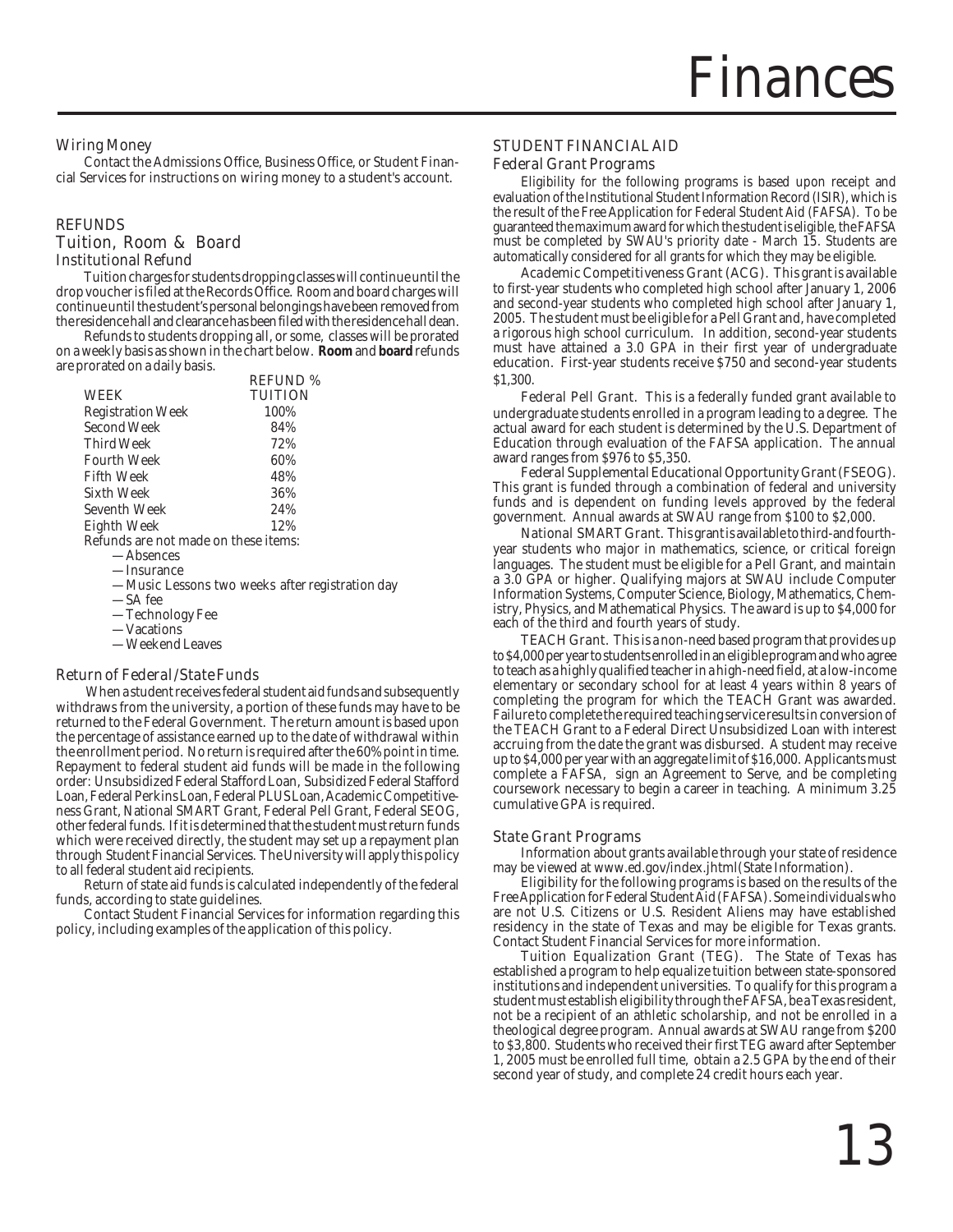# Finances

### Wiring Money

Contact the Admissions Office, Business Office, or Student Financial Services for instructions on wiring money to a student's account.

## REFUNDS

### Tuition, Room & Board

#### Institutional Refund

Tuition charges for students dropping classes will continue until the drop voucher is filed at the Records Office. Room and board charges will continue until the student's personal belongings have been removed from the residence hall and clearance has been filed with the residence hall dean.

Refunds to students dropping all, or some, classes will be prorated on a weekly basis as shown in the chart below. **Room** and **board** refunds are prorated on a daily basis.

| WEEK | REFUND % TUITION |
|---|---|
| Registration Week | 100% |
| Second Week | 84% |
| Third Week | 72% |
| Fourth Week | 60% |
| Fifth Week | 48% |
| Sixth Week | 36% |
| Seventh Week | 24% |
| Eighth Week | 12% |

Refunds are not made on these items:

- —Absences
- —Insurance
- —Music Lessons two weeks after registration day
- —SA fee
- —Technology Fee
- —Vacations
- —Weekend Leaves

#### Return of Federal/State Funds

When a student receives federal student aid funds and subsequently withdraws from the university, a portion of these funds may have to be returned to the Federal Government. The return amount is based upon the percentage of assistance earned up to the date of withdrawal within the enrollment period. No return is required after the 60% point in time. Repayment to federal student aid funds will be made in the following order: Unsubsidized Federal Stafford Loan, Subsidized Federal Stafford Loan, Federal Perkins Loan, Federal PLUS Loan, Academic Competitiveness Grant, National SMART Grant, Federal Pell Grant, Federal SEOG, other federal funds. If it is determined that the student must return funds which were received directly, the student may set up a repayment plan through Student Financial Services. The University will apply this policy to all federal student aid recipients.

Return of state aid funds is calculated independently of the federal funds, according to state guidelines.

Contact Student Financial Services for information regarding this policy, including examples of the application of this policy.

## STUDENT FINANCIAL AID

### Federal Grant Programs

Eligibility for the following programs is based upon receipt and evaluation of the Institutional Student Information Record (ISIR), which is the result of the Free Application for Federal Student Aid (FAFSA). To be guaranteed the maximum award for which the student is eligible, the FAFSA must be completed by SWAU's priority date - March 15. Students are automatically considered for all grants for which they may be eligible.

Academic Competitiveness Grant (ACG). This grant is available to first-year students who completed high school after January 1, 2006 and second-year students who completed high school after January 1, 2005. The student must be eligible for a Pell Grant and, have completed a rigorous high school curriculum. In addition, second-year students must have attained a 3.0 GPA in their first year of undergraduate education. First-year students receive $750 and second-year students $1,300.

Federal Pell Grant. This is a federally funded grant available to undergraduate students enrolled in a program leading to a degree. The actual award for each student is determined by the U.S. Department of Education through evaluation of the FAFSA application. The annual award ranges from $976 to $5,350.

Federal Supplemental Educational Opportunity Grant (FSEOG). This grant is funded through a combination of federal and university funds and is dependent on funding levels approved by the federal government. Annual awards at SWAU range from $100 to $2,000.

National SMART Grant. This grant is available to third-and fourth-year students who major in mathematics, science, or critical foreign languages. The student must be eligible for a Pell Grant, and maintain a 3.0 GPA or higher. Qualifying majors at SWAU include Computer Information Systems, Computer Science, Biology, Mathematics, Chemistry, Physics, and Mathematical Physics. The award is up to $4,000 for each of the third and fourth years of study.

TEACH Grant. This is a non-need based program that provides up to $4,000 per year to students enrolled in an eligible program and who agree to teach as a highly qualified teacher in a high-need field, at a low-income elementary or secondary school for at least 4 years within 8 years of completing the program for which the TEACH Grant was awarded. Failure to complete the required teaching service results in conversion of the TEACH Grant to a Federal Direct Unsubsidized Loan with interest accruing from the date the grant was disbursed. A student may receive up to $4,000 per year with an aggregate limit of $16,000. Applicants must complete a FAFSA, sign an Agreement to Serve, and be completing coursework necessary to begin a career in teaching. A minimum 3.25 cumulative GPA is required.

### State Grant Programs

Information about grants available through your state of residence may be viewed at www.ed.gov/index.jhtml(State Information).

Eligibility for the following programs is based on the results of the Free Application for Federal Student Aid (FAFSA). Some individuals who are not U.S. Citizens or U.S. Resident Aliens may have established residency in the state of Texas and may be eligible for Texas grants. Contact Student Financial Services for more information.

Tuition Equalization Grant (TEG). The State of Texas has established a program to help equalize tuition between state-sponsored institutions and independent universities. To qualify for this program a student must establish eligibility through the FAFSA, be a Texas resident, not be a recipient of an athletic scholarship, and not be enrolled in a theological degree program. Annual awards at SWAU range from $200 to $3,800. Students who received their first TEG award after September 1, 2005 must be enrolled full time, obtain a 2.5 GPA by the end of their second year of study, and complete 24 credit hours each year.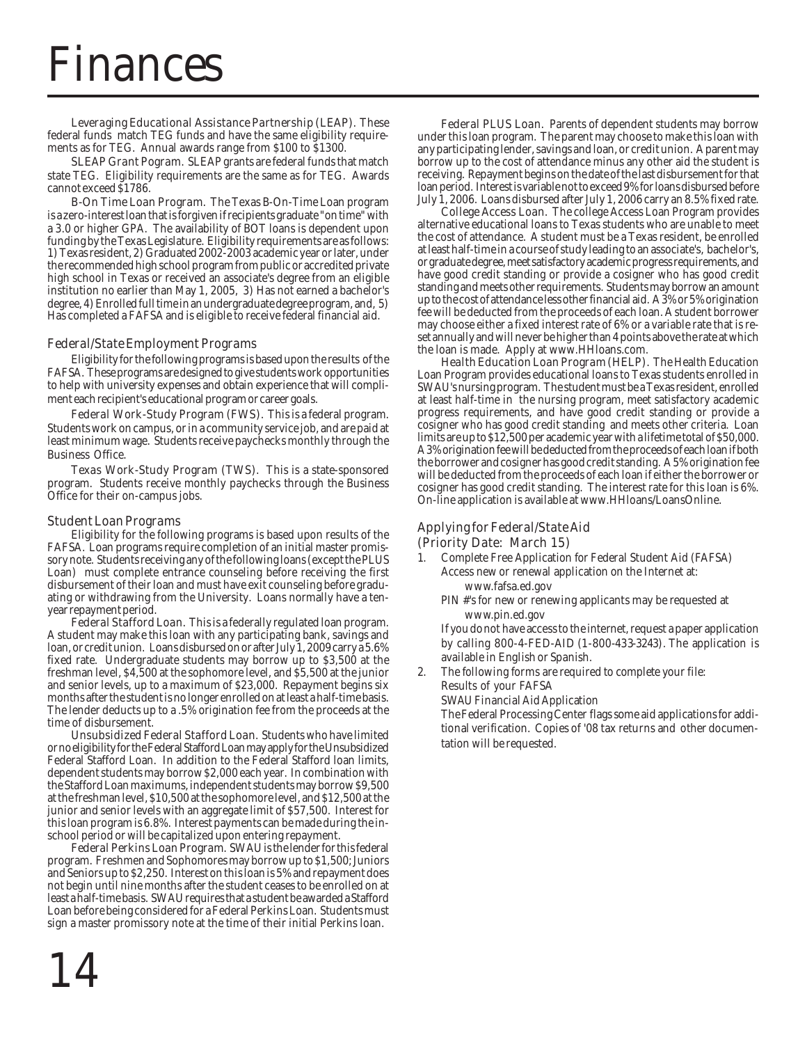# Finances

*Leveraging Educational Assistance Partnership (LEAP).* These federal funds match TEG funds and have the same eligibility requirements as for TEG. Annual awards range from $100 to $1300.

*SLEAP Grant Pogram.* SLEAP grants are federal funds that match state TEG. Eligibility requirements are the same as for TEG. Awards cannot exceed $1786.

*B-On Time Loan Program.* The Texas B-On-Time Loan program is a zero-interest loan that is forgiven if recipients graduate "on time" with a 3.0 or higher GPA. The availability of BOT loans is dependent upon funding by the Texas Legislature. Eligibility requirements are as follows: 1) Texas resident, 2) Graduated 2002-2003 academic year or later, under the recommended high school program from public or accredited private high school in Texas or received an associate's degree from an eligible institution no earlier than May 1, 2005, 3) Has not earned a bachelor's degree, 4) Enrolled full time in an undergraduate degree program, and, 5) Has completed a FAFSA and is eligible to receive federal financial aid.

## Federal/State Employment Programs

Eligibility for the following programs is based upon the results of the FAFSA. These programs are designed to give students work opportunities to help with university expenses and obtain experience that will compliment each recipient's educational program or career goals.

*Federal Work-Study Program (FWS).* This is a federal program. Students work on campus, or in a community service job, and are paid at least minimum wage. Students receive paychecks monthly through the Business Office.

*Texas Work-Study Program (TWS).* This is a state-sponsored program. Students receive monthly paychecks through the Business Office for their on-campus jobs.

## Student Loan Programs

Eligibility for the following programs is based upon results of the FAFSA. Loan programs require completion of an initial master promissory note. Students receiving any of the following loans (except the PLUS Loan) must complete entrance counseling before receiving the first disbursement of their loan and must have exit counseling before graduating or withdrawing from the University. Loans normally have a ten-year repayment period.

*Federal Stafford Loan.* This is a federally regulated loan program. A student may make this loan with any participating bank, savings and loan, or credit union. Loans disbursed on or after July 1, 2009 carry a 5.6% fixed rate. Undergraduate students may borrow up to $3,500 at the freshman level, $4,500 at the sophomore level, and $5,500 at the junior and senior levels, up to a maximum of $23,000. Repayment begins six months after the student is no longer enrolled on at least a half-time basis. The lender deducts up to a .5% origination fee from the proceeds at the time of disbursement.

*Unsubsidized Federal Stafford Loan.* Students who have limited or no eligibility for the Federal Stafford Loan may apply for the Unsubsidized Federal Stafford Loan. In addition to the Federal Stafford loan limits, dependent students may borrow $2,000 each year. In combination with the Stafford Loan maximums, independent students may borrow $9,500 at the freshman level, $10,500 at the sophomore level, and $12,500 at the junior and senior levels with an aggregate limit of $57,500. Interest for this loan program is 6.8%. Interest payments can be made during the in-school period or will be capitalized upon entering repayment.

*Federal Perkins Loan Program.* SWAU is the lender for this federal program. Freshmen and Sophomores may borrow up to $1,500; Juniors and Seniors up to $2,250. Interest on this loan is 5% and repayment does not begin until nine months after the student ceases to be enrolled on at least a half-time basis. SWAU requires that a student be awarded a Stafford Loan before being considered for a Federal Perkins Loan. Students must sign a master promissory note at the time of their initial Perkins loan.

*Federal PLUS Loan.* Parents of dependent students may borrow under this loan program. The parent may choose to make this loan with any participating lender, savings and loan, or credit union. A parent may borrow up to the cost of attendance minus any other aid the student is receiving. Repayment begins on the date of the last disbursement for that loan period. Interest is variable not to exceed 9% for loans disbursed before July 1, 2006. Loans disbursed after July 1, 2006 carry an 8.5% fixed rate.

*College Access Loan.* The college Access Loan Program provides alternative educational loans to Texas students who are unable to meet the cost of attendance. A student must be a Texas resident, be enrolled at least half-time in a course of study leading to an associate's, bachelor's, or graduate degree, meet satisfactory academic progress requirements, and have good credit standing or provide a cosigner who has good credit standing and meets other requirements. Students may borrow an amount up to the cost of attendance less other financial aid. A 3% or 5% origination fee will be deducted from the proceeds of each loan. A student borrower may choose either a fixed interest rate of 6% or a variable rate that is re-set annually and will never be higher than 4 points above the rate at which the loan is made. Apply at www.HHloans.com.

*Health Education Loan Program (HELP).* The Health Education Loan Program provides educational loans to Texas students enrolled in SWAU's nursing program. The student must be a Texas resident, enrolled at least half-time in the nursing program, meet satisfactory academic progress requirements, and have good credit standing or provide a cosigner who has good credit standing and meets other criteria. Loan limits are up to $12,500 per academic year with a lifetime total of $50,000. A 3% origination fee will be deducted from the proceeds of each loan if both the borrower and cosigner has good credit standing. A 5% origination fee will be deducted from the proceeds of each loan if either the borrower or cosigner has good credit standing. The interest rate for this loan is 6%. On-line application is available at www.HHloans/LoansOnline.

## Applying for Federal/State Aid
## (Priority Date: March 15)

1. Complete Free Application for Federal Student Aid (FAFSA)
   Access new or renewal application on the Internet at:
   www.fafsa.ed.gov
   PIN #'s for new or renewing applicants may be requested at
   www.pin.ed.gov
   If you do not have access to the internet, request a paper application by calling 800-4-FED-AID (1-800-433-3243). The application is available in English or Spanish.
2. The following forms are required to complete your file:
   Results of your FAFSA
   SWAU Financial Aid Application
   The Federal Processing Center flags some aid applications for additional verification. Copies of '08 tax returns and other documentation will be requested.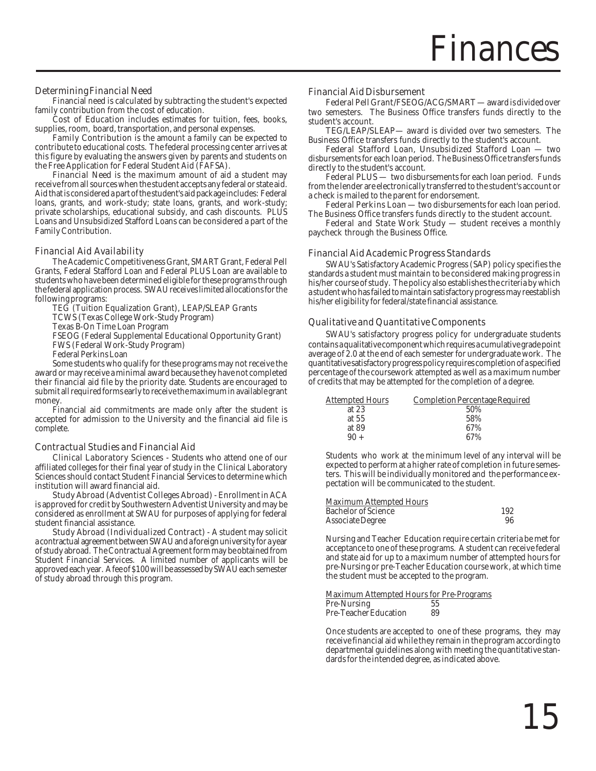# Finances

## Determining Financial Need

Financial need is calculated by subtracting the student's expected family contribution from the cost of education.

Cost of Education includes estimates for tuition, fees, books, supplies, room, board, transportation, and personal expenses.

Family Contribution is the amount a family can be expected to contribute to educational costs. The federal processing center arrives at this figure by evaluating the answers given by parents and students on the Free Application for Federal Student Aid (FAFSA).

Financial Need is the maximum amount of aid a student may receive from all sources when the student accepts any federal or state aid. Aid that is considered a part of the student's aid package includes: Federal loans, grants, and work-study; state loans, grants, and work-study; private scholarships, educational subsidy, and cash discounts. PLUS Loans and Unsubsidized Stafford Loans can be considered a part of the Family Contribution.

## Financial Aid Availability

The Academic Competitiveness Grant, SMART Grant, Federal Pell Grants, Federal Stafford Loan and Federal PLUS Loan are available to students who have been determined eligible for these programs through the federal application process. SWAU receives limited allocations for the following programs:

TEG (Tuition Equalization Grant), LEAP/SLEAP Grants
TCWS (Texas College Work-Study Program)
Texas B-On Time Loan Program
FSEOG (Federal Supplemental Educational Opportunity Grant)
FWS (Federal Work-Study Program)
Federal Perkins Loan

Some students who qualify for these programs may not receive the award or may receive a minimal award because they have not completed their financial aid file by the priority date. Students are encouraged to submit all required forms early to receive the maximum in available grant money.

Financial aid commitments are made only after the student is accepted for admission to the University and the financial aid file is complete.

## Contractual Studies and Financial Aid

Clinical Laboratory Sciences - Students who attend one of our affiliated colleges for their final year of study in the Clinical Laboratory Sciences should contact Student Financial Services to determine which institution will award financial aid.

Study Abroad (Adventist Colleges Abroad) - Enrollment in ACA is approved for credit by Southwestern Adventist University and may be considered as enrollment at SWAU for purposes of applying for federal student financial assistance.

Study Abroad (Individualized Contract) - A student may solicit a contractual agreement between SWAU and a foreign university for a year of study abroad. The Contractual Agreement form may be obtained from Student Financial Services. A limited number of applicants will be approved each year. A fee of $100 will be assessed by SWAU each semester of study abroad through this program.

## Financial Aid Disbursement

Federal Pell Grant/FSEOG/ACG/SMART — award is divided over two semesters. The Business Office transfers funds directly to the student's account.

TEG/LEAP/SLEAP— award is divided over two semesters. The Business Office transfers funds directly to the student's account.

Federal Stafford Loan, Unsubsidized Stafford Loan — two disbursements for each loan period. The Business Office transfers funds directly to the student's account.

Federal PLUS — two disbursements for each loan period. Funds from the lender are electronically transferred to the student's account or a check is mailed to the parent for endorsement.

Federal Perkins Loan — two disbursements for each loan period. The Business Office transfers funds directly to the student account.

Federal and State Work Study — student receives a monthly paycheck through the Business Office.

## Financial Aid Academic Progress Standards

SWAU's Satisfactory Academic Progress (SAP) policy specifies the standards a student must maintain to be considered making progress in his/her course of study. The policy also establishes the criteria by which a student who has failed to maintain satisfactory progress may reestablish his/her eligibility for federal/state financial assistance.

## Qualitative and Quantitative Components

SWAU's satisfactory progress policy for undergraduate students contains a qualitative component which requires a cumulative grade point average of 2.0 at the end of each semester for undergraduate work. The quantitative satisfactory progress policy requires completion of a specified percentage of the coursework attempted as well as a maximum number of credits that may be attempted for the completion of a degree.

| Attempted Hours | Completion Percentage Required |
|---|---|
| at 23 | 50% |
| at 55 | 58% |
| at 89 | 67% |
| 90 + | 67% |

Students who work at the minimum level of any interval will be expected to perform at a higher rate of completion in future semesters. This will be individually monitored and the performance expectation will be communicated to the student.

| Maximum Attempted Hours | |
|---|---|
| Bachelor of Science | 192 |
| Associate Degree | 96 |

Nursing and Teacher Education require certain criteria be met for acceptance to one of these programs. A student can receive federal and state aid for up to a maximum number of attempted hours for pre-Nursing or pre-Teacher Education course work, at which time the student must be accepted to the program.

| Maximum Attempted Hours for Pre-Programs | |
|---|---|
| Pre-Nursing | 55 |
| Pre-Teacher Education | 89 |

Once students are accepted to one of these programs, they may receive financial aid while they remain in the program according to departmental guidelines along with meeting the quantitative standards for the intended degree, as indicated above.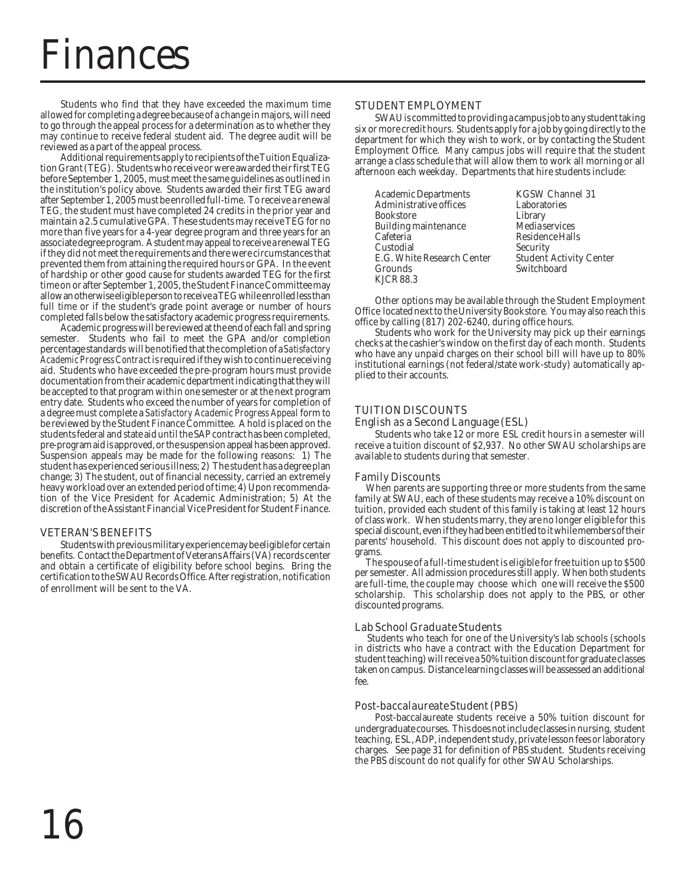# Finances

Students who find that they have exceeded the maximum time allowed for completing a degree because of a change in majors, will need to go through the appeal process for a determination as to whether they may continue to receive federal student aid. The degree audit will be reviewed as a part of the appeal process.

Additional requirements apply to recipients of the Tuition Equalization Grant (TEG). Students who receive or were awarded their first TEG before September 1, 2005, must meet the same guidelines as outlined in the institution's policy above. Students awarded their first TEG award after September 1, 2005 must be enrolled full-time. To receive a renewal TEG, the student must have completed 24 credits in the prior year and maintain a 2.5 cumulative GPA. These students may receive TEG for no more than five years for a 4-year degree program and three years for an associate degree program. A student may appeal to receive a renewal TEG if they did not meet the requirements and there were circumstances that prevented them from attaining the required hours or GPA. In the event of hardship or other good cause for students awarded TEG for the first time on or after September 1, 2005, the Student Finance Committee may allow an otherwise eligible person to receive a TEG while enrolled less than full time or if the student's grade point average or number of hours completed falls below the satisfactory academic progress requirements.

Academic progress will be reviewed at the end of each fall and spring semester. Students who fail to meet the GPA and/or completion percentage standards will be notified that the completion of a *Satisfactory Academic Progress Contract* is required if they wish to continue receiving aid. Students who have exceeded the pre-program hours must provide documentation from their academic department indicating that they will be accepted to that program within one semester or at the next program entry date. Students who exceed the number of years for completion of a degree must complete a *Satisfactory Academic Progress Appeal* form to be reviewed by the Student Finance Committee. A hold is placed on the students federal and state aid until the SAP contract has been completed, pre-program aid is approved, or the suspension appeal has been approved. Suspension appeals may be made for the following reasons: 1) The student has experienced serious illness; 2) The student has a degree plan change; 3) The student, out of financial necessity, carried an extremely heavy workload over an extended period of time; 4) Upon recommendation of the Vice President for Academic Administration; 5) At the discretion of the Assistant Financial Vice President for Student Finance.

## VETERAN'S BENEFITS

Students with previous military experience may be eligible for certain benefits. Contact the Department of Veterans Affairs (VA) records center and obtain a certificate of eligibility before school begins. Bring the certification to the SWAU Records Office. After registration, notification of enrollment will be sent to the VA.

## STUDENT EMPLOYMENT

SWAU is committed to providing a campus job to any student taking six or more credit hours. Students apply for a job by going directly to the department for which they wish to work, or by contacting the Student Employment Office. Many campus jobs will require that the student arrange a class schedule that will allow them to work all morning or all afternoon each weekday. Departments that hire students include:

- Academic Departments
- Administrative offices
- Bookstore
- Building maintenance
- Cafeteria
- Custodial
- E.G. White Research Center
- Grounds
- KJCR 88.3
- KGSW Channel 31
- Laboratories
- Library
- Media services
- Residence Halls
- Security
- Student Activity Center
- Switchboard

Other options may be available through the Student Employment Office located next to the University Bookstore. You may also reach this office by calling (817) 202-6240, during office hours.

Students who work for the University may pick up their earnings checks at the cashier's window on the first day of each month. Students who have any unpaid charges on their school bill will have up to 80% institutional earnings (not federal/state work-study) automatically applied to their accounts.

## TUITION DISCOUNTS

### English as a Second Language (ESL)

Students who take 12 or more ESL credit hours in a semester will receive a tuition discount of $2,937. No other SWAU scholarships are available to students during that semester.

### Family Discounts

When parents are supporting three or more students from the same family at SWAU, each of these students may receive a 10% discount on tuition, provided each student of this family is taking at least 12 hours of class work. When students marry, they are no longer eligible for this special discount, even if they had been entitled to it while members of their parents' household. This discount does not apply to discounted programs.

The spouse of a full-time student is eligible for free tuition up to $500 per semester. All admission procedures still apply. When both students are full-time, the couple may choose which one will receive the $500 scholarship. This scholarship does not apply to the PBS, or other discounted programs.

### Lab School Graduate Students

Students who teach for one of the University's lab schools (schools in districts who have a contract with the Education Department for student teaching) will receive a 50% tuition discount for graduate classes taken on campus. Distance learning classes will be assessed an additional fee.

### Post-baccalaureate Student (PBS)

Post-baccalaureate students receive a 50% tuition discount for undergraduate courses. This does not include classes in nursing, student teaching, ESL, ADP, independent study, private lesson fees or laboratory charges. See page 31 for definition of PBS student. Students receiving the PBS discount do not qualify for other SWAU Scholarships.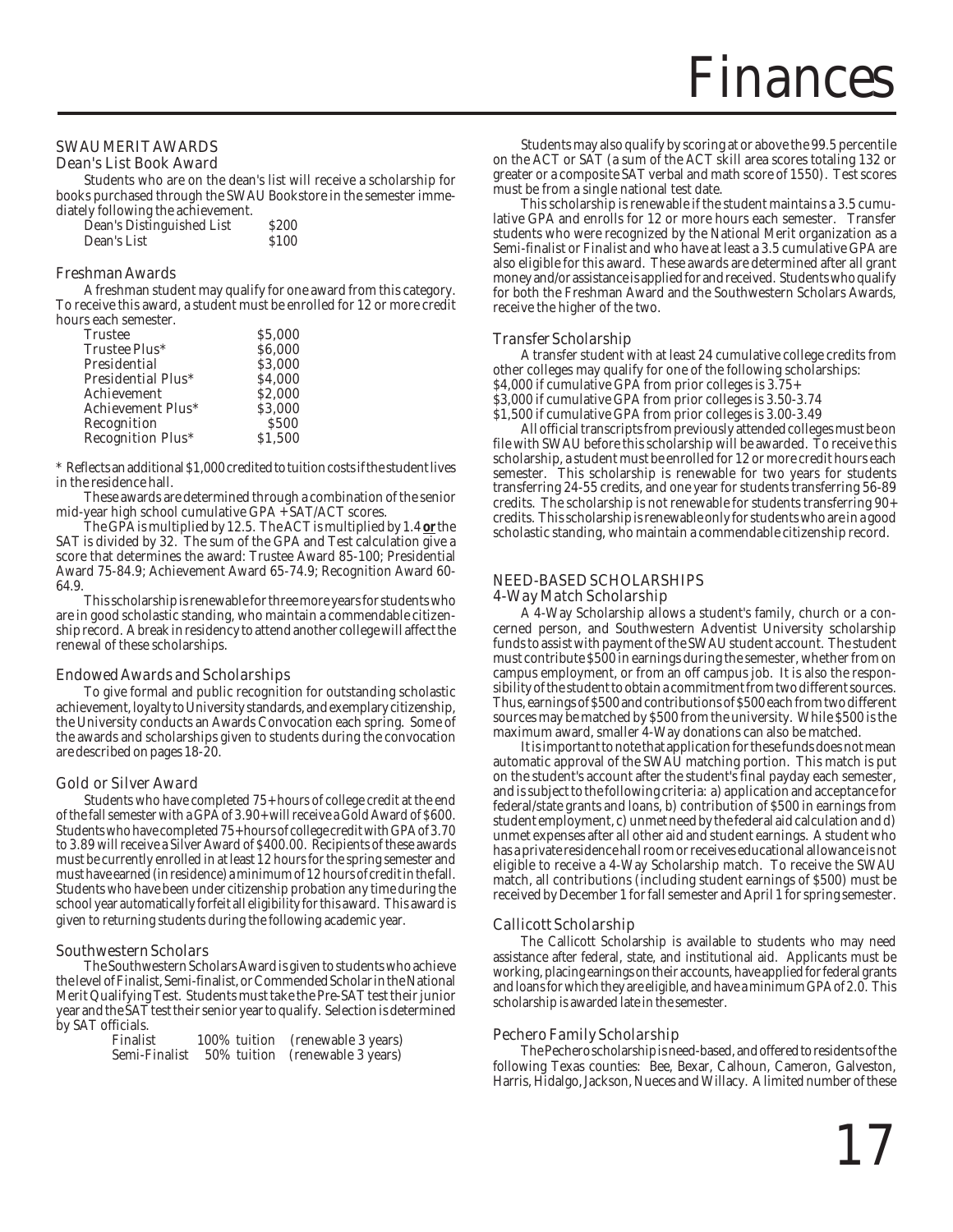## SWAU MERIT AWARDS

### Dean's List Book Award

Students who are on the dean's list will receive a scholarship for books purchased through the SWAU Bookstore in the semester immediately following the achievement.

| | |
|---|---|
| Dean's Distinguished List | $200 |
| Dean's List | $100 |

### Freshman Awards

A freshman student may qualify for one award from this category. To receive this award, a student must be enrolled for 12 or more credit hours each semester.

| | |
|---|---|
| Trustee | $5,000 |
| Trustee Plus* | $6,000 |
| Presidential | $3,000 |
| Presidential Plus* | $4,000 |
| Achievement | $2,000 |
| Achievement Plus* | $3,000 |
| Recognition | $500 |
| Recognition Plus* | $1,500 |

* Reflects an additional $1,000 credited to tuition costs if the student lives in the residence hall.

These awards are determined through a combination of the senior mid-year high school cumulative GPA + SAT/ACT scores.

The GPA is multiplied by 12.5. The ACT is multiplied by 1.4 **or** the SAT is divided by 32. The sum of the GPA and Test calculation give a score that determines the award: Trustee Award 85-100; Presidential Award 75-84.9; Achievement Award 65-74.9; Recognition Award 60-64.9.

This scholarship is renewable for three more years for students who are in good scholastic standing, who maintain a commendable citizenship record. A break in residency to attend another college will affect the renewal of these scholarships.

### Endowed Awards and Scholarships

To give formal and public recognition for outstanding scholastic achievement, loyalty to University standards, and exemplary citizenship, the University conducts an Awards Convocation each spring. Some of the awards and scholarships given to students during the convocation are described on pages 18-20.

### Gold or Silver Award

Students who have completed 75+ hours of college credit at the end of the fall semester with a GPA of 3.90+ will receive a Gold Award of $600. Students who have completed 75+ hours of college credit with GPA of 3.70 to 3.89 will receive a Silver Award of $400.00. Recipients of these awards must be currently enrolled in at least 12 hours for the spring semester and must have earned (in residence) a minimum of 12 hours of credit in the fall. Students who have been under citizenship probation any time during the school year automatically forfeit all eligibility for this award. This award is given to returning students during the following academic year.

### Southwestern Scholars

The Southwestern Scholars Award is given to students who achieve the level of Finalist, Semi-finalist, or Commended Scholar in the National Merit Qualifying Test. Students must take the Pre-SAT test their junior year and the SAT test their senior year to qualify. Selection is determined by SAT officials.

| | | |
|---|---|---|
| Finalist | 100% tuition | (renewable 3 years) |
| Semi-Finalist | 50% tuition | (renewable 3 years) |

Students may also qualify by scoring at or above the 99.5 percentile on the ACT or SAT (a sum of the ACT skill area scores totaling 132 or greater or a composite SAT verbal and math score of 1550). Test scores must be from a single national test date.

This scholarship is renewable if the student maintains a 3.5 cumulative GPA and enrolls for 12 or more hours each semester. Transfer students who were recognized by the National Merit organization as a Semi-finalist or Finalist and who have at least a 3.5 cumulative GPA are also eligible for this award. These awards are determined after all grant money and/or assistance is applied for and received. Students who qualify for both the Freshman Award and the Southwestern Scholars Awards, receive the higher of the two.

### Transfer Scholarship

A transfer student with at least 24 cumulative college credits from other colleges may qualify for one of the following scholarships:
$4,000 if cumulative GPA from prior colleges is 3.75+
$3,000 if cumulative GPA from prior colleges is 3.50-3.74
$1,500 if cumulative GPA from prior colleges is 3.00-3.49

All official transcripts from previously attended colleges must be on file with SWAU before this scholarship will be awarded. To receive this scholarship, a student must be enrolled for 12 or more credit hours each semester. This scholarship is renewable for two years for students transferring 24-55 credits, and one year for students transferring 56-89 credits. The scholarship is not renewable for students transferring 90+ credits. This scholarship is renewable only for students who are in a good scholastic standing, who maintain a commendable citizenship record.

## NEED-BASED SCHOLARSHIPS

### 4-Way Match Scholarship

A 4-Way Scholarship allows a student's family, church or a concerned person, and Southwestern Adventist University scholarship funds to assist with payment of the SWAU student account. The student must contribute $500 in earnings during the semester, whether from on campus employment, or from an off campus job. It is also the responsibility of the student to obtain a commitment from two different sources. Thus, earnings of $500 and contributions of $500 each from two different sources may be matched by $500 from the university. While $500 is the maximum award, smaller 4-Way donations can also be matched.

It is important to note that application for these funds does not mean automatic approval of the SWAU matching portion. This match is put on the student's account after the student's final payday each semester, and is subject to the following criteria: a) application and acceptance for federal/state grants and loans, b) contribution of $500 in earnings from student employment, c) unmet need by the federal aid calculation and d) unmet expenses after all other aid and student earnings. A student who has a private residence hall room or receives educational allowance is not eligible to receive a 4-Way Scholarship match. To receive the SWAU match, all contributions (including student earnings of $500) must be received by December 1 for fall semester and April 1 for spring semester.

### Callicott Scholarship

The Callicott Scholarship is available to students who may need assistance after federal, state, and institutional aid. Applicants must be working, placing earnings on their accounts, have applied for federal grants and loans for which they are eligible, and have a minimum GPA of 2.0. This scholarship is awarded late in the semester.

### Pechero Family Scholarship

The Pechero scholarship is need-based, and offered to residents of the following Texas counties: Bee, Bexar, Calhoun, Cameron, Galveston, Harris, Hidalgo, Jackson, Nueces and Willacy. A limited number of these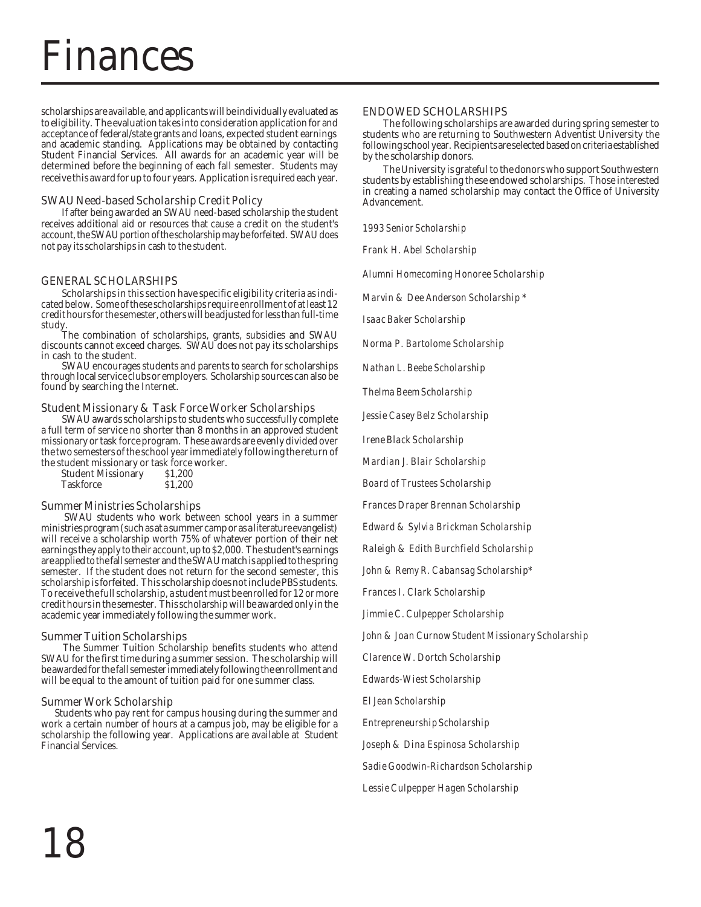# Finances

scholarships are available, and applicants will be individually evaluated as to eligibility. The evaluation takes into consideration application for and acceptance of federal/state grants and loans, expected student earnings and academic standing. Applications may be obtained by contacting Student Financial Services. All awards for an academic year will be determined before the beginning of each fall semester. Students may receive this award for up to four years. Application is required each year.

### SWAU Need-based Scholarship Credit Policy

If after being awarded an SWAU need-based scholarship the student receives additional aid or resources that cause a credit on the student's account, the SWAU portion of the scholarship may be forfeited. SWAU does not pay its scholarships in cash to the student.

## GENERAL SCHOLARSHIPS

Scholarships in this section have specific eligibility criteria as indicated below. Some of these scholarships require enrollment of at least 12 credit hours for the semester, others will be adjusted for less than full-time study.

The combination of scholarships, grants, subsidies and SWAU discounts cannot exceed charges. SWAU does not pay its scholarships in cash to the student.

SWAU encourages students and parents to search for scholarships through local service clubs or employers. Scholarship sources can also be found by searching the Internet.

### Student Missionary & Task Force Worker Scholarships

SWAU awards scholarships to students who successfully complete a full term of service no shorter than 8 months in an approved student missionary or task force program. These awards are evenly divided over the two semesters of the school year immediately following the return of the student missionary or task force worker.

| | |
|---|---|
| Student Missionary | $1,200 |
| Taskforce | $1,200 |

### Summer Ministries Scholarships

SWAU students who work between school years in a summer ministries program (such as at a summer camp or as a literature evangelist) will receive a scholarship worth 75% of whatever portion of their net earnings they apply to their account, up to $2,000. The student's earnings are applied to the fall semester and the SWAU match is applied to the spring semester. If the student does not return for the second semester, this scholarship is forfeited. This scholarship does not include PBS students. To receive the full scholarship, a student must be enrolled for 12 or more credit hours in the semester. This scholarship will be awarded only in the academic year immediately following the summer work.

### Summer Tuition Scholarships

The Summer Tuition Scholarship benefits students who attend SWAU for the first time during a summer session. The scholarship will be awarded for the fall semester immediately following the enrollment and will be equal to the amount of tuition paid for one summer class.

### Summer Work Scholarship

Students who pay rent for campus housing during the summer and work a certain number of hours at a campus job, may be eligible for a scholarship the following year. Applications are available at Student Financial Services.

## ENDOWED SCHOLARSHIPS

The following scholarships are awarded during spring semester to students who are returning to Southwestern Adventist University the following school year. Recipients are selected based on criteria established by the scholarship donors.

The University is grateful to the donors who support Southwestern students by establishing these endowed scholarships. Those interested in creating a named scholarship may contact the Office of University Advancement.

*1993 Senior Scholarship*

*Frank H. Abel Scholarship*

*Alumni Homecoming Honoree Scholarship*

*Marvin & Dee Anderson Scholarship* *

*Isaac Baker Scholarship*

*Norma P. Bartolome Scholarship*

*Nathan L. Beebe Scholarship*

*Thelma Beem Scholarship*

*Jessie Casey Belz Scholarship*

*Irene Black Scholarship*

*Mardian J. Blair Scholarship*

*Board of Trustees Scholarship*

*Frances Draper Brennan Scholarship*

*Edward & Sylvia Brickman Scholarship*

*Raleigh & Edith Burchfield Scholarship*

*John & Remy R. Cabansag Scholarship**

*Frances I. Clark Scholarship*

*Jimmie C. Culpepper Scholarship*

*John & Joan Curnow Student Missionary Scholarship*

*Clarence W. Dortch Scholarship*

*Edwards-Wiest Scholarship*

*El Jean Scholarship*

*Entrepreneurship Scholarship*

*Joseph & Dina Espinosa Scholarship*

*Sadie Goodwin-Richardson Scholarship*

*Lessie Culpepper Hagen Scholarship*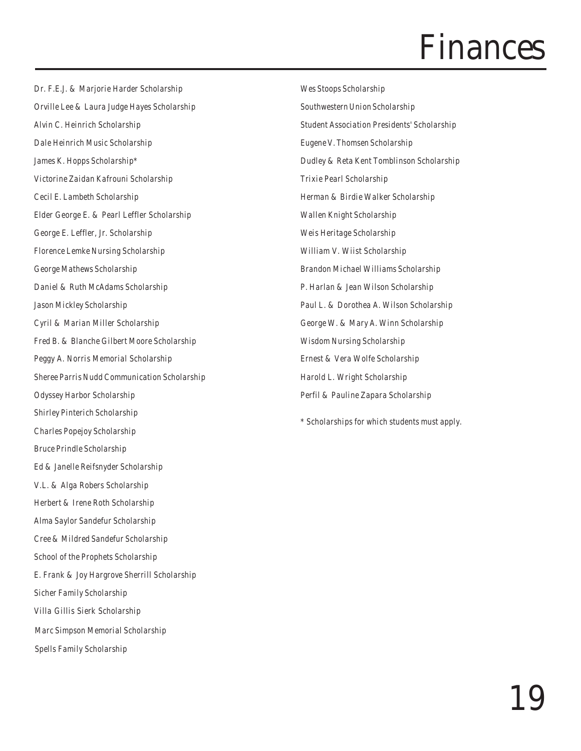Dr. F.E.J. & Marjorie Harder Scholarship

Orville Lee & Laura Judge Hayes Scholarship

Alvin C. Heinrich Scholarship

Dale Heinrich Music Scholarship

James K. Hopps Scholarship*

Victorine Zaidan Kafrouni Scholarship

Cecil E. Lambeth Scholarship

Elder George E. & Pearl Leffler Scholarship

George E. Leffler, Jr. Scholarship

Florence Lemke Nursing Scholarship

George Mathews Scholarship

Daniel & Ruth McAdams Scholarship

Jason Mickley Scholarship

Cyril & Marian Miller Scholarship

Fred B. & Blanche Gilbert Moore Scholarship

Peggy A. Norris Memorial Scholarship

Sheree Parris Nudd Communication Scholarship

Odyssey Harbor Scholarship

Shirley Pinterich Scholarship

Charles Popejoy Scholarship

Bruce Prindle Scholarship

Ed & Janelle Reifsnyder Scholarship

V.L. & Alga Robers Scholarship

Herbert & Irene Roth Scholarship

Alma Saylor Sandefur Scholarship

Cree & Mildred Sandefur Scholarship

School of the Prophets Scholarship

E. Frank & Joy Hargrove Sherrill Scholarship

Sicher Family Scholarship

Villa Gillis Sierk Scholarship

Marc Simpson Memorial Scholarship

Spells Family Scholarship

Wes Stoops Scholarship

Southwestern Union Scholarship

Student Association Presidents' Scholarship

Eugene V. Thomsen Scholarship

Dudley & Reta Kent Tomblinson Scholarship

Trixie Pearl Scholarship

Herman & Birdie Walker Scholarship

Wallen Knight Scholarship

Weis Heritage Scholarship

William V. Wiist Scholarship

Brandon Michael Williams Scholarship

P. Harlan & Jean Wilson Scholarship

Paul L. & Dorothea A. Wilson Scholarship

George W. & Mary A. Winn Scholarship

Wisdom Nursing Scholarship

Ernest & Vera Wolfe Scholarship

Harold L. Wright Scholarship

Perfil & Pauline Zapara Scholarship

* Scholarships for which students must apply.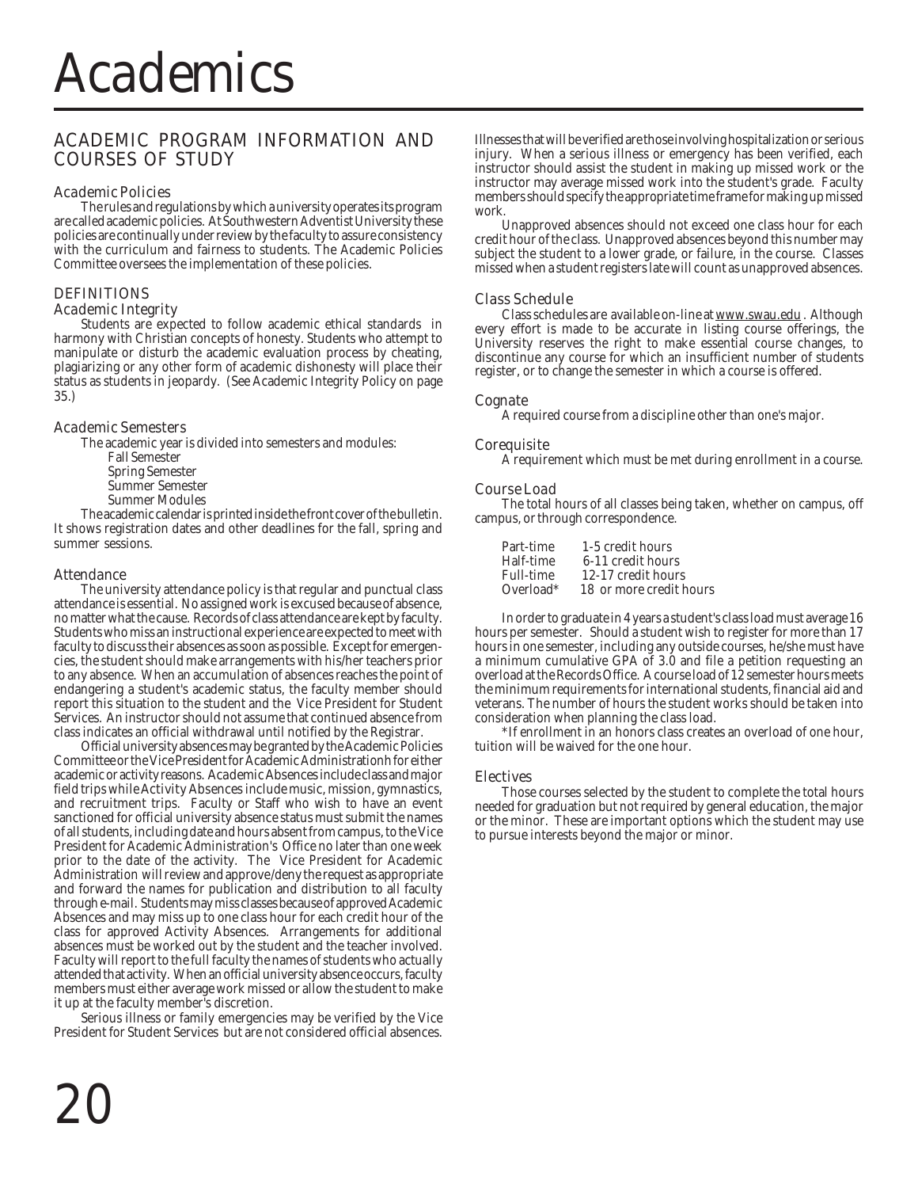# Academics

## ACADEMIC PROGRAM INFORMATION AND COURSES OF STUDY

### Academic Policies

The rules and regulations by which a university operates its program are called academic policies. At Southwestern Adventist University these policies are continually under review by the faculty to assure consistency with the curriculum and fairness to students. The Academic Policies Committee oversees the implementation of these policies.

### DEFINITIONS

#### Academic Integrity

Students are expected to follow academic ethical standards in harmony with Christian concepts of honesty. Students who attempt to manipulate or disturb the academic evaluation process by cheating, plagiarizing or any other form of academic dishonesty will place their status as students in jeopardy. (See Academic Integrity Policy on page 35.)

#### Academic Semesters

The academic year is divided into semesters and modules:

- Fall Semester
- Spring Semester
- Summer Semester
- Summer Modules

The academic calendar is printed inside the front cover of the bulletin. It shows registration dates and other deadlines for the fall, spring and summer sessions.

#### Attendance

The university attendance policy is that regular and punctual class attendance is essential. No assigned work is excused because of absence, no matter what the cause. Records of class attendance are kept by faculty. Students who miss an instructional experience are expected to meet with faculty to discuss their absences as soon as possible. Except for emergencies, the student should make arrangements with his/her teachers prior to any absence. When an accumulation of absences reaches the point of endangering a student's academic status, the faculty member should report this situation to the student and the Vice President for Student Services. An instructor should not assume that continued absence from class indicates an official withdrawal until notified by the Registrar.

Official university absences may be granted by the Academic Policies Committee or the Vice President for Academic Administrationh for either academic or activity reasons. Academic Absences include class and major field trips while Activity Absences include music, mission, gymnastics, and recruitment trips. Faculty or Staff who wish to have an event sanctioned for official university absence status must submit the names of all students, including date and hours absent from campus, to the Vice President for Academic Administration's Office no later than one week prior to the date of the activity. The Vice President for Academic Administration will review and approve/deny the request as appropriate and forward the names for publication and distribution to all faculty through e-mail. Students may miss classes because of approved Academic Absences and may miss up to one class hour for each credit hour of the class for approved Activity Absences. Arrangements for additional absences must be worked out by the student and the teacher involved. Faculty will report to the full faculty the names of students who actually attended that activity. When an official university absence occurs, faculty members must either average work missed or allow the student to make it up at the faculty member's discretion.

Serious illness or family emergencies may be verified by the Vice President for Student Services but are not considered official absences. Illnesses that will be verified are those involving hospitalization or serious injury. When a serious illness or emergency has been verified, each instructor should assist the student in making up missed work or the instructor may average missed work into the student's grade. Faculty members should specify the appropriate time frame for making up missed work.

Unapproved absences should not exceed one class hour for each credit hour of the class. Unapproved absences beyond this number may subject the student to a lower grade, or failure, in the course. Classes missed when a student registers late will count as unapproved absences.

#### Class Schedule

Class schedules are available on-line at www.swau.edu . Although every effort is made to be accurate in listing course offerings, the University reserves the right to make essential course changes, to discontinue any course for which an insufficient number of students register, or to change the semester in which a course is offered.

#### Cognate

A required course from a discipline other than one's major.

#### Corequisite

A requirement which must be met during enrollment in a course.

#### Course Load

The total hours of all classes being taken, whether on campus, off campus, or through correspondence.

| | |
|---|---|
| Part-time | 1-5 credit hours |
| Half-time | 6-11 credit hours |
| Full-time | 12-17 credit hours |
| Overload* | 18 or more credit hours |

In order to graduate in 4 years a student's class load must average 16 hours per semester. Should a student wish to register for more than 17 hours in one semester, including any outside courses, he/she must have a minimum cumulative GPA of 3.0 and file a petition requesting an overload at the Records Office. A course load of 12 semester hours meets the minimum requirements for international students, financial aid and veterans. The number of hours the student works should be taken into consideration when planning the class load.

*If enrollment in an honors class creates an overload of one hour, tuition will be waived for the one hour.

#### Electives

Those courses selected by the student to complete the total hours needed for graduation but not required by general education, the major or the minor. These are important options which the student may use to pursue interests beyond the major or minor.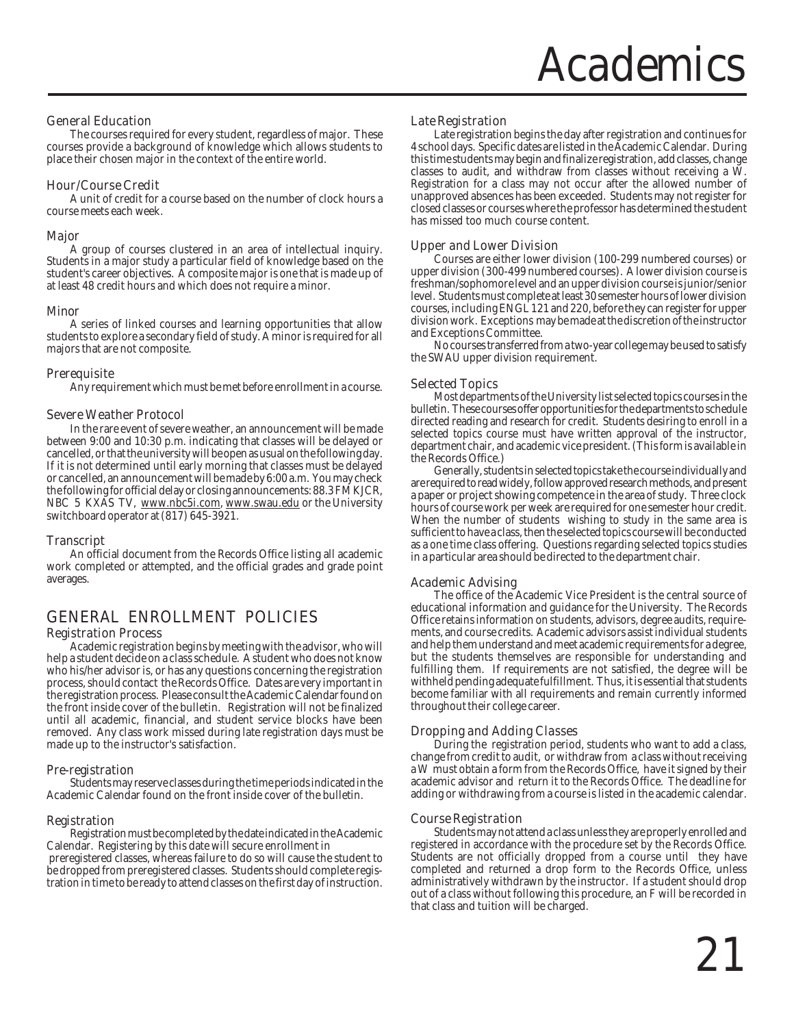# Academics

### General Education

The courses required for every student, regardless of major. These courses provide a background of knowledge which allows students to place their chosen major in the context of the entire world.

### Hour/Course Credit

A unit of credit for a course based on the number of clock hours a course meets each week.

### Major

A group of courses clustered in an area of intellectual inquiry. Students in a major study a particular field of knowledge based on the student's career objectives. A composite major is one that is made up of at least 48 credit hours and which does not require a minor.

### Minor

A series of linked courses and learning opportunities that allow students to explore a secondary field of study. A minor is required for all majors that are not composite.

### Prerequisite

Any requirement which must be met before enrollment in a course.

### Severe Weather Protocol

In the rare event of severe weather, an announcement will be made between 9:00 and 10:30 p.m. indicating that classes will be delayed or cancelled, or that the university will be open as usual on the following day. If it is not determined until early morning that classes must be delayed or cancelled, an announcement will be made by 6:00 a.m. You may check the following for official delay or closing announcements: 88.3 FM KJCR, NBC 5 KXAS TV, www.nbc5i.com, www.swau.edu or the University switchboard operator at (817) 645-3921.

### Transcript

An official document from the Records Office listing all academic work completed or attempted, and the official grades and grade point averages.

## GENERAL ENROLLMENT POLICIES

### Registration Process

Academic registration begins by meeting with the advisor, who will help a student decide on a class schedule. A student who does not know who his/her advisor is, or has any questions concerning the registration process, should contact the Records Office. Dates are very important in the registration process. Please consult the Academic Calendar found on the front inside cover of the bulletin. Registration will not be finalized until all academic, financial, and student service blocks have been removed. Any class work missed during late registration days must be made up to the instructor's satisfaction.

### Pre-registration

Students may reserve classes during the time periods indicated in the Academic Calendar found on the front inside cover of the bulletin.

### Registration

Registration must be completed by the date indicated in the Academic Calendar. Registering by this date will secure enrollment in preregistered classes, whereas failure to do so will cause the student to be dropped from preregistered classes. Students should complete registration in time to be ready to attend classes on the first day of instruction.

### Late Registration

Late registration begins the day after registration and continues for 4 school days. Specific dates are listed in the Academic Calendar. During this time students may begin and finalize registration, add classes, change classes to audit, and withdraw from classes without receiving a W. Registration for a class may not occur after the allowed number of unapproved absences has been exceeded. Students may not register for closed classes or courses where the professor has determined the student has missed too much course content.

### Upper and Lower Division

Courses are either lower division (100-299 numbered courses) or upper division (300-499 numbered courses). A lower division course is freshman/sophomore level and an upper division course is junior/senior level. Students must complete at least 30 semester hours of lower division courses, including ENGL 121 and 220, before they can register for upper division work. Exceptions may be made at the discretion of the instructor and Exceptions Committee.

No courses transferred from a two-year college may be used to satisfy the SWAU upper division requirement.

### Selected Topics

Most departments of the University list selected topics courses in the bulletin. These courses offer opportunities for the departments to schedule directed reading and research for credit. Students desiring to enroll in a selected topics course must have written approval of the instructor, department chair, and academic vice president. (This form is available in the Records Office.)

Generally, students in selected topics take the course individually and are required to read widely, follow approved research methods, and present a paper or project showing competence in the area of study. Three clock hours of course work per week are required for one semester hour credit. When the number of students wishing to study in the same area is sufficient to have a class, then the selected topics course will be conducted as a one time class offering. Questions regarding selected topics studies in a particular area should be directed to the department chair.

### Academic Advising

The office of the Academic Vice President is the central source of educational information and guidance for the University. The Records Office retains information on students, advisors, degree audits, requirements, and course credits. Academic advisors assist individual students and help them understand and meet academic requirements for a degree, but the students themselves are responsible for understanding and fulfilling them. If requirements are not satisfied, the degree will be withheld pending adequate fulfillment. Thus, it is essential that students become familiar with all requirements and remain currently informed throughout their college career.

### Dropping and Adding Classes

During the registration period, students who want to add a class, change from credit to audit, or withdraw from a class without receiving a W must obtain a form from the Records Office, have it signed by their academic advisor and return it to the Records Office. The deadline for adding or withdrawing from a course is listed in the academic calendar.

### Course Registration

Students may not attend a class unless they are properly enrolled and registered in accordance with the procedure set by the Records Office. Students are not officially dropped from a course until they have completed and returned a drop form to the Records Office, unless administratively withdrawn by the instructor. If a student should drop out of a class without following this procedure, an F will be recorded in that class and tuition will be charged.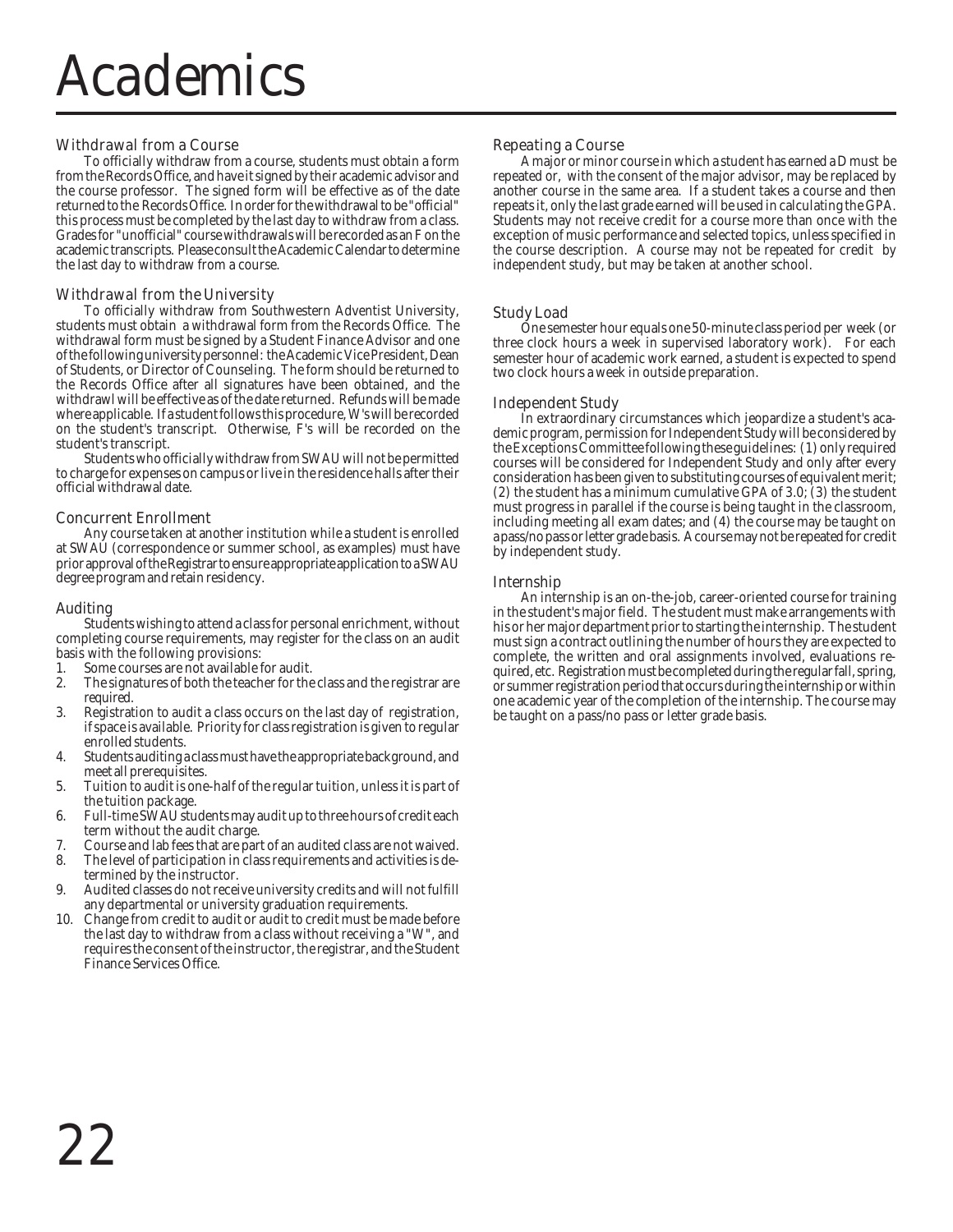# Academics

## Withdrawal from a Course

To officially withdraw from a course, students must obtain a form from the Records Office, and have it signed by their academic advisor and the course professor. The signed form will be effective as of the date returned to the Records Office. In order for the withdrawal to be "official" this process must be completed by the last day to withdraw from a class. Grades for "unofficial" course withdrawals will be recorded as an F on the academic transcripts. Please consult the Academic Calendar to determine the last day to withdraw from a course.

## Withdrawal from the University

To officially withdraw from Southwestern Adventist University, students must obtain a withdrawal form from the Records Office. The withdrawal form must be signed by a Student Finance Advisor and one of the following university personnel: the Academic Vice President, Dean of Students, or Director of Counseling. The form should be returned to the Records Office after all signatures have been obtained, and the withdrawl will be effective as of the date returned. Refunds will be made where applicable. If a student follows this procedure, W's will be recorded on the student's transcript. Otherwise, F's will be recorded on the student's transcript.

Students who officially withdraw from SWAU will not be permitted to charge for expenses on campus or live in the residence halls after their official withdrawal date.

## Concurrent Enrollment

Any course taken at another institution while a student is enrolled at SWAU (correspondence or summer school, as examples) must have prior approval of the Registrar to ensure appropriate application to a SWAU degree program and retain residency.

## Auditing

Students wishing to attend a class for personal enrichment, without completing course requirements, may register for the class on an audit basis with the following provisions:

1. Some courses are not available for audit.
2. The signatures of both the teacher for the class and the registrar are required.
3. Registration to audit a class occurs on the last day of registration, if space is available. Priority for class registration is given to regular enrolled students.
4. Students auditing a class must have the appropriate background, and meet all prerequisites.
5. Tuition to audit is one-half of the regular tuition, unless it is part of the tuition package.
6. Full-time SWAU students may audit up to three hours of credit each term without the audit charge.
7. Course and lab fees that are part of an audited class are not waived.
8. The level of participation in class requirements and activities is determined by the instructor.
9. Audited classes do not receive university credits and will not fulfill any departmental or university graduation requirements.
10. Change from credit to audit or audit to credit must be made before the last day to withdraw from a class without receiving a "W", and requires the consent of the instructor, the registrar, and the Student Finance Services Office.

## Repeating a Course

A major or minor course in which a student has earned a D must be repeated or, with the consent of the major advisor, may be replaced by another course in the same area. If a student takes a course and then repeats it, only the last grade earned will be used in calculating the GPA. Students may not receive credit for a course more than once with the exception of music performance and selected topics, unless specified in the course description. A course may not be repeated for credit by independent study, but may be taken at another school.

## Study Load

One semester hour equals one 50-minute class period per week (or three clock hours a week in supervised laboratory work). For each semester hour of academic work earned, a student is expected to spend two clock hours a week in outside preparation.

## Independent Study

In extraordinary circumstances which jeopardize a student's academic program, permission for Independent Study will be considered by the Exceptions Committee following these guidelines: (1) only required courses will be considered for Independent Study and only after every consideration has been given to substituting courses of equivalent merit; (2) the student has a minimum cumulative GPA of 3.0; (3) the student must progress in parallel if the course is being taught in the classroom, including meeting all exam dates; and (4) the course may be taught on a pass/no pass or letter grade basis. A course may not be repeated for credit by independent study.

## Internship

An internship is an on-the-job, career-oriented course for training in the student's major field. The student must make arrangements with his or her major department prior to starting the internship. The student must sign a contract outlining the number of hours they are expected to complete, the written and oral assignments involved, evaluations required, etc. Registration must be completed during the regular fall, spring, or summer registration period that occurs during the internship or within one academic year of the completion of the internship. The course may be taught on a pass/no pass or letter grade basis.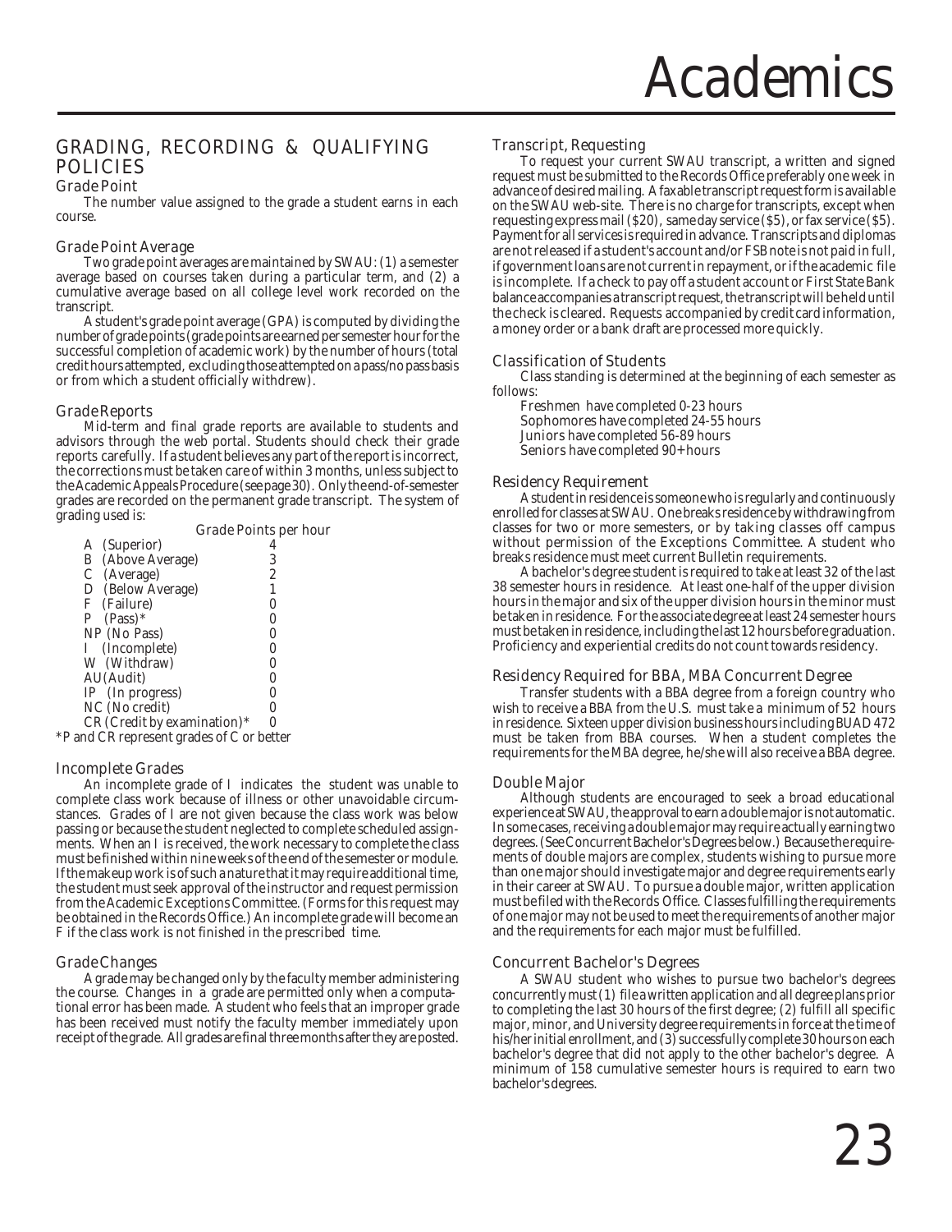## GRADING, RECORDING & QUALIFYING POLICIES

### Grade Point

The number value assigned to the grade a student earns in each course.

### Grade Point Average

Two grade point averages are maintained by SWAU: (1) a semester average based on courses taken during a particular term, and (2) a cumulative average based on all college level work recorded on the transcript.

A student's grade point average (GPA) is computed by dividing the number of grade points (grade points are earned per semester hour for the successful completion of academic work) by the number of hours (total credit hours attempted, excluding those attempted on a pass/no pass basis or from which a student officially withdrew).

### Grade Reports

Mid-term and final grade reports are available to students and advisors through the web portal. Students should check their grade reports carefully. If a student believes any part of the report is incorrect, the corrections must be taken care of within 3 months, unless subject to the Academic Appeals Procedure (see page 30). Only the end-of-semester grades are recorded on the permanent grade transcript. The system of grading used is:

| | Grade Points per hour |
|---|---|
| A (Superior) | 4 |
| B (Above Average) | 3 |
| C (Average) | 2 |
| D (Below Average) | 1 |
| F (Failure) | 0 |
| P (Pass)* | 0 |
| NP (No Pass) | 0 |
| I (Incomplete) | 0 |
| W (Withdraw) | 0 |
| AU (Audit) | 0 |
| IP (In progress) | 0 |
| NC (No credit) | 0 |
| CR (Credit by examination)* | 0 |

*P and CR represent grades of C or better

### Incomplete Grades

An incomplete grade of I indicates the student was unable to complete class work because of illness or other unavoidable circumstances. Grades of I are not given because the class work was below passing or because the student neglected to complete scheduled assignments. When an I is received, the work necessary to complete the class must be finished within nine weeks of the end of the semester or module. If the makeup work is of such a nature that it may require additional time, the student must seek approval of the instructor and request permission from the Academic Exceptions Committee. (Forms for this request may be obtained in the Records Office.) An incomplete grade will become an F if the class work is not finished in the prescribed time.

### Grade Changes

A grade may be changed only by the faculty member administering the course. Changes in a grade are permitted only when a computational error has been made. A student who feels that an improper grade has been received must notify the faculty member immediately upon receipt of the grade. All grades are final three months after they are posted.

### Transcript, Requesting

To request your current SWAU transcript, a written and signed request must be submitted to the Records Office preferably one week in advance of desired mailing. A faxable transcript request form is available on the SWAU web-site. There is no charge for transcripts, except when requesting express mail ($20), same day service ($5), or fax service ($5). Payment for all services is required in advance. Transcripts and diplomas are not released if a student's account and/or FSB note is not paid in full, if government loans are not current in repayment, or if the academic file is incomplete. If a check to pay off a student account or First State Bank balance accompanies a transcript request, the transcript will be held until the check is cleared. Requests accompanied by credit card information, a money order or a bank draft are processed more quickly.

### Classification of Students

Class standing is determined at the beginning of each semester as follows:

Freshmen have completed 0-23 hours
Sophomores have completed 24-55 hours
Juniors have completed 56-89 hours
Seniors have completed 90+ hours

### Residency Requirement

A student in residence is someone who is regularly and continuously enrolled for classes at SWAU. One breaks residence by withdrawing from classes for two or more semesters, or by taking classes off campus without permission of the Exceptions Committee. A student who breaks residence must meet current Bulletin requirements.

A bachelor's degree student is required to take at least 32 of the last 38 semester hours in residence. At least one-half of the upper division hours in the major and six of the upper division hours in the minor must be taken in residence. For the associate degree at least 24 semester hours must be taken in residence, including the last 12 hours before graduation. Proficiency and experiential credits do not count towards residency.

### Residency Required for BBA, MBA Concurrent Degree

Transfer students with a BBA degree from a foreign country who wish to receive a BBA from the U.S. must take a minimum of 52 hours in residence. Sixteen upper division business hours including BUAD 472 must be taken from BBA courses. When a student completes the requirements for the MBA degree, he/she will also receive a BBA degree.

### Double Major

Although students are encouraged to seek a broad educational experience at SWAU, the approval to earn a double major is not automatic. In some cases, receiving a double major may require actually earning two degrees. (See Concurrent Bachelor's Degrees below.) Because the requirements of double majors are complex, students wishing to pursue more than one major should investigate major and degree requirements early in their career at SWAU. To pursue a double major, written application must be filed with the Records Office. Classes fulfilling the requirements of one major may not be used to meet the requirements of another major and the requirements for each major must be fulfilled.

### Concurrent Bachelor's Degrees

A SWAU student who wishes to pursue two bachelor's degrees concurrently must (1) file a written application and all degree plans prior to completing the last 30 hours of the first degree; (2) fulfill all specific major, minor, and University degree requirements in force at the time of his/her initial enrollment, and (3) successfully complete 30 hours on each bachelor's degree that did not apply to the other bachelor's degree. A minimum of 158 cumulative semester hours is required to earn two bachelor's degrees.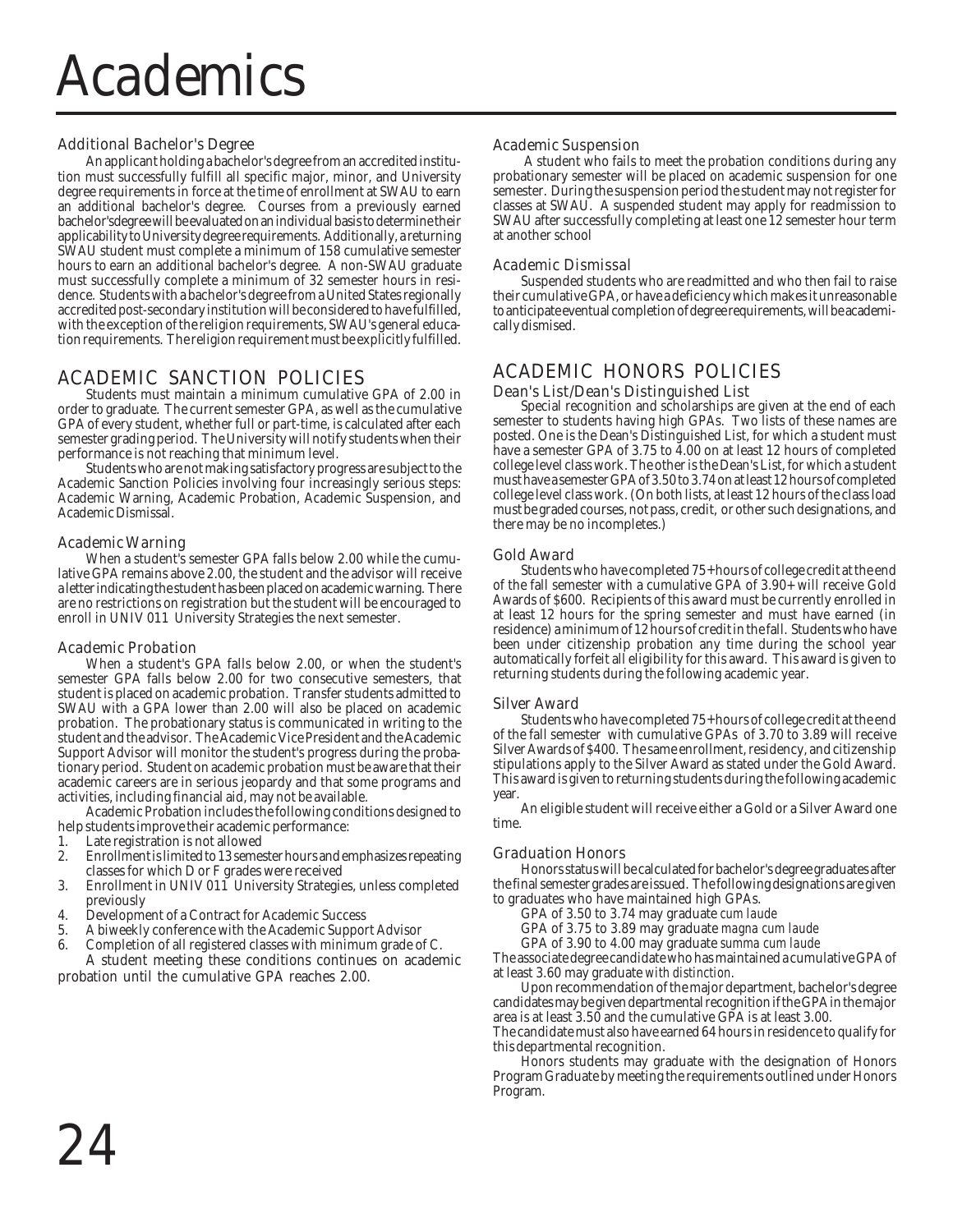# Academics

### Additional Bachelor's Degree

An applicant holding a bachelor's degree from an accredited institution must successfully fulfill all specific major, minor, and University degree requirements in force at the time of enrollment at SWAU to earn an additional bachelor's degree. Courses from a previously earned bachelor'sdegree will be evaluated on an individual basis to determine their applicability to University degree requirements. Additionally, a returning SWAU student must complete a minimum of 158 cumulative semester hours to earn an additional bachelor's degree. A non-SWAU graduate must successfully complete a minimum of 32 semester hours in residence. Students with a bachelor's degree from a United States regionally accredited post-secondary institution will be considered to have fulfilled, with the exception of the religion requirements, SWAU's general education requirements. The religion requirement must be explicitly fulfilled.

## ACADEMIC SANCTION POLICIES

Students must maintain a minimum cumulative GPA of 2.00 in order to graduate. The current semester GPA, as well as the cumulative GPA of every student, whether full or part-time, is calculated after each semester grading period. The University will notify students when their performance is not reaching that minimum level.

Students who are not making satisfactory progress are subject to the Academic Sanction Policies involving four increasingly serious steps: Academic Warning, Academic Probation, Academic Suspension, and Academic Dismissal.

### Academic Warning

When a student's semester GPA falls below 2.00 while the cumulative GPA remains above 2.00, the student and the advisor will receive a letter indicating the student has been placed on academic warning. There are no restrictions on registration but the student will be encouraged to enroll in UNIV 011 University Strategies the next semester.

### Academic Probation

When a student's GPA falls below 2.00, or when the student's semester GPA falls below 2.00 for two consecutive semesters, that student is placed on academic probation. Transfer students admitted to SWAU with a GPA lower than 2.00 will also be placed on academic probation. The probationary status is communicated in writing to the student and the advisor. The Academic Vice President and the Academic Support Advisor will monitor the student's progress during the probationary period. Student on academic probation must be aware that their academic careers are in serious jeopardy and that some programs and activities, including financial aid, may not be available.

Academic Probation includes the following conditions designed to help students improve their academic performance:

1. Late registration is not allowed
2. Enrollment is limited to 13 semester hours and emphasizes repeating classes for which D or F grades were received
3. Enrollment in UNIV 011 University Strategies, unless completed previously
4. Development of a Contract for Academic Success
5. A biweekly conference with the Academic Support Advisor
6. Completion of all registered classes with minimum grade of C.

A student meeting these conditions continues on academic probation until the cumulative GPA reaches 2.00.

### Academic Suspension

A student who fails to meet the probation conditions during any probationary semester will be placed on academic suspension for one semester. During the suspension period the student may not register for classes at SWAU. A suspended student may apply for readmission to SWAU after successfully completing at least one 12 semester hour term at another school

### Academic Dismissal

Suspended students who are readmitted and who then fail to raise their cumulative GPA, or have a deficiency which makes it unreasonable to anticipate eventual completion of degree requirements, will be academically dismissed.

## ACADEMIC HONORS POLICIES

### Dean's List/Dean's Distinguished List

Special recognition and scholarships are given at the end of each semester to students having high GPAs. Two lists of these names are posted. One is the Dean's Distinguished List, for which a student must have a semester GPA of 3.75 to 4.00 on at least 12 hours of completed college level class work. The other is the Dean's List, for which a student must have a semester GPA of 3.50 to 3.74 on at least 12 hours of completed college level class work. (On both lists, at least 12 hours of the class load must be graded courses, not pass, credit, or other such designations, and there may be no incompletes.)

### Gold Award

Students who have completed 75+ hours of college credit at the end of the fall semester with a cumulative GPA of 3.90+ will receive Gold Awards of $600. Recipients of this award must be currently enrolled in at least 12 hours for the spring semester and must have earned (in residence) a minimum of 12 hours of credit in the fall. Students who have been under citizenship probation any time during the school year automatically forfeit all eligibility for this award. This award is given to returning students during the following academic year.

### Silver Award

Students who have completed 75+ hours of college credit at the end of the fall semester with cumulative GPAs of 3.70 to 3.89 will receive Silver Awards of $400. The same enrollment, residency, and citizenship stipulations apply to the Silver Award as stated under the Gold Award. This award is given to returning students during the following academic year.

An eligible student will receive either a Gold or a Silver Award one time.

### Graduation Honors

Honors status will be calculated for bachelor's degree graduates after the final semester grades are issued. The following designations are given to graduates who have maintained high GPAs.

GPA of 3.50 to 3.74 may graduate *cum laude*

GPA of 3.75 to 3.89 may graduate *magna cum laude*

GPA of 3.90 to 4.00 may graduate *summa cum laude*

The associate degree candidate who has maintained a cumulative GPA of at least 3.60 may graduate *with distinction*.

Upon recommendation of the major department, bachelor's degree candidates may be given departmental recognition if the GPA in the major area is at least 3.50 and the cumulative GPA is at least 3.00.

The candidate must also have earned 64 hours in residence to qualify for this departmental recognition.

Honors students may graduate with the designation of Honors Program Graduate by meeting the requirements outlined under Honors Program.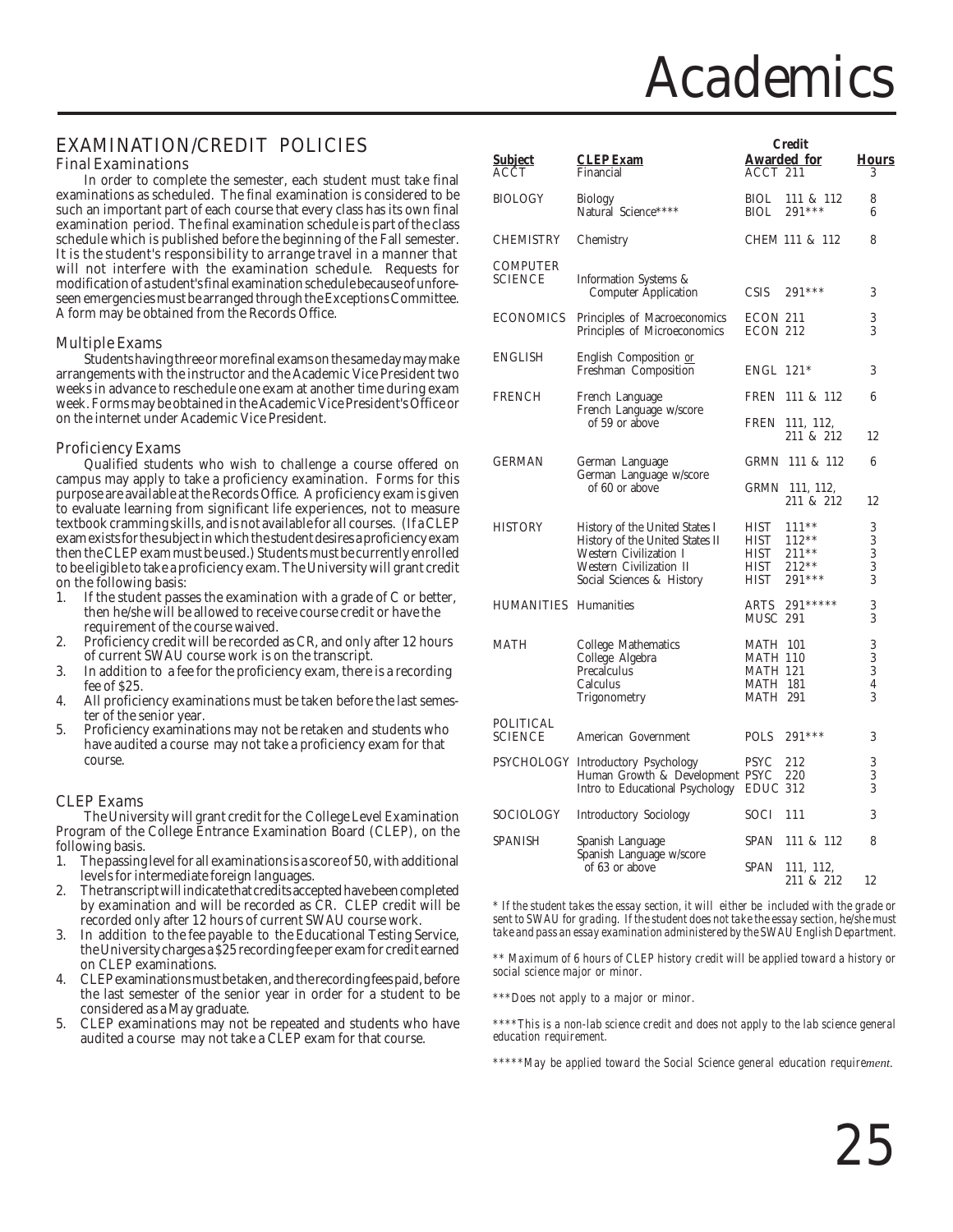# Academics

## EXAMINATION/CREDIT POLICIES

### Final Examinations

In order to complete the semester, each student must take final examinations as scheduled. The final examination is considered to be such an important part of each course that every class has its own final examination period. The final examination schedule is part of the class schedule which is published before the beginning of the Fall semester. It is the student's responsibility to arrange travel in a manner that will not interfere with the examination schedule. Requests for modification of a student's final examination schedule because of unforeseen emergencies must be arranged through the Exceptions Committee. A form may be obtained from the Records Office.

### Multiple Exams

Students having three or more final exams on the same day may make arrangements with the instructor and the Academic Vice President two weeks in advance to reschedule one exam at another time during exam week. Forms may be obtained in the Academic Vice President's Office or on the internet under Academic Vice President.

### Proficiency Exams

Qualified students who wish to challenge a course offered on campus may apply to take a proficiency examination. Forms for this purpose are available at the Records Office. A proficiency exam is given to evaluate learning from significant life experiences, not to measure textbook cramming skills, and is not available for all courses. (If a CLEP exam exists for the subject in which the student desires a proficiency exam then the CLEP exam must be used.) Students must be currently enrolled to be eligible to take a proficiency exam. The University will grant credit on the following basis:

1. If the student passes the examination with a grade of C or better, then he/she will be allowed to receive course credit or have the requirement of the course waived.
2. Proficiency credit will be recorded as CR, and only after 12 hours of current SWAU course work is on the transcript.
3. In addition to a fee for the proficiency exam, there is a recording fee of $25.
4. All proficiency examinations must be taken before the last semester of the senior year.
5. Proficiency examinations may not be retaken and students who have audited a course may not take a proficiency exam for that course.

### CLEP Exams

The University will grant credit for the College Level Examination Program of the College Entrance Examination Board (CLEP), on the following basis.

1. The passing level for all examinations is a score of 50, with additional levels for intermediate foreign languages.
2. The transcript will indicate that credits accepted have been completed by examination and will be recorded as CR. CLEP credit will be recorded only after 12 hours of current SWAU course work.
3. In addition to the fee payable to the Educational Testing Service, the University charges a $25 recording fee per exam for credit earned on CLEP examinations.
4. CLEP examinations must be taken, and the recording fees paid, before the last semester of the senior year in order for a student to be considered as a May graduate.
5. CLEP examinations may not be repeated and students who have audited a course may not take a CLEP exam for that course.

| Subject | CLEP Exam | Credit Awarded for | Hours |
|---|---|---|---|
| ACCT | Financial | ACCT 211 | 3 |
| BIOLOGY | Biology | BIOL 111 & 112 | 8 |
| | Natural Science**** | BIOL 291*** | 6 |
| CHEMISTRY | Chemistry | CHEM 111 & 112 | 8 |
| COMPUTER SCIENCE | Information Systems & Computer Application | CSIS 291*** | 3 |
| ECONOMICS | Principles of Macroeconomics | ECON 211 | 3 |
| | Principles of Microeconomics | ECON 212 | 3 |
| ENGLISH | English Composition *or* Freshman Composition | ENGL 121* | 3 |
| FRENCH | French Language | FREN 111 & 112 | 6 |
| | French Language w/score of 59 or above | FREN 111, 112, 211 & 212 | 12 |
| GERMAN | German Language | GRMN 111 & 112 | 6 |
| | German Language w/score of 60 or above | GRMN 111, 112, 211 & 212 | 12 |
| HISTORY | History of the United States I | HIST 111** | 3 |
| | History of the United States II | HIST 112** | 3 |
| | Western Civilization I | HIST 211** | 3 |
| | Western Civilization II | HIST 212** | 3 |
| | Social Sciences & History | HIST 291*** | 3 |
| HUMANITIES | Humanities | ARTS 291***** | 3 |
| | | MUSC 291 | 3 |
| MATH | College Mathematics | MATH 101 | 3 |
| | College Algebra | MATH 110 | 3 |
| | Precalculus | MATH 121 | 3 |
| | Calculus | MATH 181 | 4 |
| | Trigonometry | MATH 291 | 3 |
| POLITICAL SCIENCE | American Government | POLS 291*** | 3 |
| PSYCHOLOGY | Introductory Psychology | PSYC 212 | 3 |
| | Human Growth & Development | PSYC 220 | 3 |
| | Intro to Educational Psychology | EDUC 312 | 3 |
| SOCIOLOGY | Introductory Sociology | SOCI 111 | 3 |
| SPANISH | Spanish Language | SPAN 111 & 112 | 8 |
| | Spanish Language w/score of 63 or above | SPAN 111, 112, 211 & 212 | 12 |

*\* If the student takes the essay section, it will either be included with the grade or sent to SWAU for grading. If the student does not take the essay section, he/she must take and pass an essay examination administered by the SWAU English Department.*

*\*\* Maximum of 6 hours of CLEP history credit will be applied toward a history or social science major or minor.*

*\*\*\*Does not apply to a major or minor.*

*\*\*\*\*This is a non-lab science credit and does not apply to the lab science general education requirement.*

*\*\*\*\*\*May be applied toward the Social Science general education requirement.*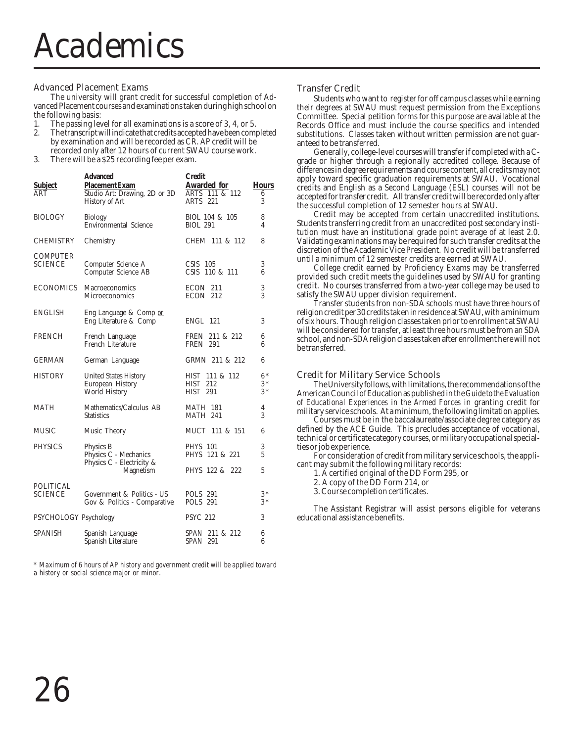# Academics

## Advanced Placement Exams

The university will grant credit for successful completion of Advanced Placement courses and examinations taken during high school on the following basis:

1. The passing level for all examinations is a score of 3, 4, or 5.
2. The transcript will indicate that credits accepted have been completed by examination and will be recorded as CR. AP credit will be recorded only after 12 hours of current SWAU course work.
3. There will be a $25 recording fee per exam.

| Subject | Advanced Placement Exam | Credit Awarded for | Hours |
|---|---|---|---|
| ART | Studio Art: Drawing, 2D or 3D | ARTS 111 & 112 | 6 |
| | History of Art | ARTS 221 | 3 |
| BIOLOGY | Biology | BIOL 104 & 105 | 8 |
| | Environmental Science | BIOL 291 | 4 |
| CHEMISTRY | Chemistry | CHEM 111 & 112 | 8 |
| COMPUTER SCIENCE | Computer Science A | CSIS 105 | 3 |
| | Computer Science AB | CSIS 110 & 111 | 6 |
| ECONOMICS | Macroeconomics | ECON 211 | 3 |
| | Microeconomics | ECON 212 | 3 |
| ENGLISH | Eng Language & Comp or Eng Literature & Comp | ENGL 121 | 3 |
| FRENCH | French Language | FREN 211 & 212 | 6 |
| | French Literature | FREN 291 | 6 |
| GERMAN | German Language | GRMN 211 & 212 | 6 |
| HISTORY | United States History | HIST 111 & 112 | 6* |
| | European History | HIST 212 | 3* |
| | World History | HIST 291 | 3* |
| MATH | Mathematics/Calculus AB | MATH 181 | 4 |
| | Statistics | MATH 241 | 3 |
| MUSIC | Music Theory | MUCT 111 & 151 | 6 |
| PHYSICS | Physics B | PHYS 101 | 3 |
| | Physics C - Mechanics | PHYS 121 & 221 | 5 |
| | Physics C - Electricity & Magnetism | PHYS 122 & 222 | 5 |
| POLITICAL SCIENCE | Government & Politics - US | POLS 291 | 3* |
| | Gov & Politics - Comparative | POLS 291 | 3* |
| PSYCHOLOGY | Psychology | PSYC 212 | 3 |
| SPANISH | Spanish Language | SPAN 211 & 212 | 6 |
| | Spanish Literature | SPAN 291 | 6 |

*\* Maximum of 6 hours of AP history and government credit will be applied toward a history or social science major or minor.*

## Transfer Credit

Students who want to register for off campus classes while earning their degrees at SWAU must request permission from the Exceptions Committee. Special petition forms for this purpose are available at the Records Office and must include the course specifics and intended substitutions. Classes taken without written permission are not guaranteed to be transferred.

Generally, college-level courses will transfer if completed with a C- grade or higher through a regionally accredited college. Because of differences in degree requirements and course content, all credits may not apply toward specific graduation requirements at SWAU. Vocational credits and English as a Second Language (ESL) courses will not be accepted for transfer credit. All transfer credit will be recorded only after the successful completion of 12 semester hours at SWAU.

Credit may be accepted from certain unaccredited institutions. Students transferring credit from an unaccredited post secondary institution must have an institutional grade point average of at least 2.0. Validating examinations may be required for such transfer credits at the discretion of the Academic Vice President. No credit will be transferred until a minimum of 12 semester credits are earned at SWAU.

College credit earned by Proficiency Exams may be transferred provided such credit meets the guidelines used by SWAU for granting credit. No courses transferred from a two-year college may be used to satisfy the SWAU upper division requirement.

Transfer students fron non-SDA schools must have three hours of religion credit per 30 credits taken in residence at SWAU, with a minimum of six hours. Though religion classes taken prior to enrollment at SWAU will be considered for transfer, at least three hours must be from an SDA school, and non-SDA religion classes taken after enrollment here will not be transferred.

## Credit for Military Service Schools

The University follows, with limitations, the recommendations of the American Council of Education as published in the *Guide to the Evaluation of Educational Experiences in the Armed Forces* in granting credit for military service schools. At a minimum, the following limitation applies.

Courses must be in the baccalaureate/associate degree category as defined by the ACE Guide. This precludes acceptance of vocational, technical or certificate category courses, or military occupational specialties or job experience.

For consideration of credit from military service schools, the applicant may submit the following military records:

1. A certified original of the DD Form 295, or
2. A copy of the DD Form 214, or
3. Course completion certificates.

The Assistant Registrar will assist persons eligible for veterans educational assistance benefits.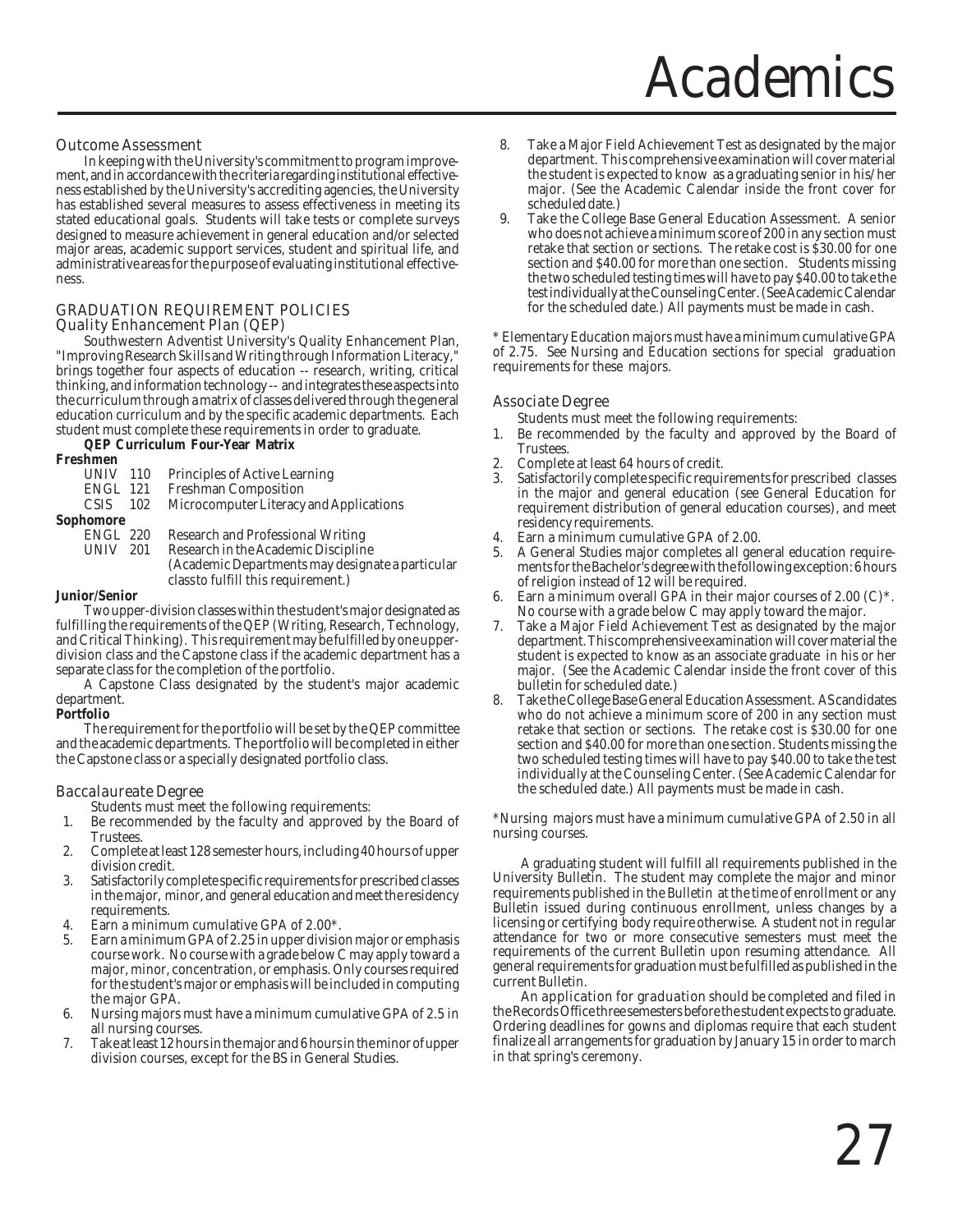### Outcome Assessment

In keeping with the University's commitment to program improvement, and in accordance with the criteria regarding institutional effectiveness established by the University's accrediting agencies, the University has established several measures to assess effectiveness in meeting its stated educational goals. Students will take tests or complete surveys designed to measure achievement in general education and/or selected major areas, academic support services, student and spiritual life, and administrative areas for the purpose of evaluating institutional effectiveness.

## GRADUATION REQUIREMENT POLICIES

### Quality Enhancement Plan (QEP)

Southwestern Adventist University's Quality Enhancement Plan, "Improving Research Skills and Writing through Information Literacy," brings together four aspects of education -- research, writing, critical thinking, and information technology -- and integrates these aspects into the curriculum through a matrix of classes delivered through the general education curriculum and by the specific academic departments. Each student must complete these requirements in order to graduate.

**QEP Curriculum Four-Year Matrix**

**Freshmen**

| | | |
|---|---|---|
| UNIV | 110 | Principles of Active Learning |
| ENGL | 121 | Freshman Composition |
| CSIS | 102 | Microcomputer Literacy and Applications |

**Sophomore**

| | | |
|---|---|---|
| ENGL | 220 | Research and Professional Writing |
| UNIV | 201 | Research in the Academic Discipline (Academic Departments may designate a particular class to fulfill this requirement.) |

**Junior/Senior**

Two upper-division classes within the student's major designated as fulfilling the requirements of the QEP (Writing, Research, Technology, and Critical Thinking). This requirement may be fulfilled by one upper-division class and the Capstone class if the academic department has a separate class for the completion of the portfolio.

A Capstone Class designated by the student's major academic department.

**Portfolio**

The requirement for the portfolio will be set by the QEP committee and the academic departments. The portfolio will be completed in either the Capstone class or a specially designated portfolio class.

### Baccalaureate Degree

Students must meet the following requirements:

1. Be recommended by the faculty and approved by the Board of Trustees.
2. Complete at least 128 semester hours, including 40 hours of upper division credit.
3. Satisfactorily complete specific requirements for prescribed classes in the major, minor, and general education and meet the residency requirements.
4. Earn a minimum cumulative GPA of 2.00*.
5. Earn a minimum GPA of 2.25 in upper division major or emphasis course work. No course with a grade below C may apply toward a major, minor, concentration, or emphasis. Only courses required for the student's major or emphasis will be included in computing the major GPA.
6. Nursing majors must have a minimum cumulative GPA of 2.5 in all nursing courses.
7. Take at least 12 hours in the major and 6 hours in the minor of upper division courses, except for the BS in General Studies.
8. Take a Major Field Achievement Test as designated by the major department. This comprehensive examination will cover material the student is expected to know as a graduating senior in his/her major. (See the Academic Calendar inside the front cover for scheduled date.)
9. Take the College Base General Education Assessment. A senior who does not achieve a minimum score of 200 in any section must retake that section or sections. The retake cost is $30.00 for one section and $40.00 for more than one section. Students missing the two scheduled testing times will have to pay $40.00 to take the test individually at the Counseling Center. (See Academic Calendar for the scheduled date.) All payments must be made in cash.

* Elementary Education majors must have a minimum cumulative GPA of 2.75. See Nursing and Education sections for special graduation requirements for these majors.

### Associate Degree

Students must meet the following requirements:

1. Be recommended by the faculty and approved by the Board of Trustees.
2. Complete at least 64 hours of credit.
3. Satisfactorily complete specific requirements for prescribed classes in the major and general education (see General Education for requirement distribution of general education courses), and meet residency requirements.
4. Earn a minimum cumulative GPA of 2.00.
5. A General Studies major completes all general education requirements for the Bachelor's degree with the following exception: 6 hours of religion instead of 12 will be required.
6. Earn a minimum overall GPA in their major courses of 2.00 (C)*. No course with a grade below C may apply toward the major.
7. Take a Major Field Achievement Test as designated by the major department. This comprehensive examination will cover material the student is expected to know as an associate graduate in his or her major. (See the Academic Calendar inside the front cover of this bulletin for scheduled date.)
8. Take the College Base General Education Assessment. AS candidates who do not achieve a minimum score of 200 in any section must retake that section or sections. The retake cost is $30.00 for one section and $40.00 for more than one section. Students missing the two scheduled testing times will have to pay $40.00 to take the test individually at the Counseling Center. (See Academic Calendar for the scheduled date.) All payments must be made in cash.

*Nursing majors must have a minimum cumulative GPA of 2.50 in all nursing courses.

A graduating student will fulfill all requirements published in the University Bulletin. The student may complete the major and minor requirements published in the Bulletin at the time of enrollment or any Bulletin issued during continuous enrollment, unless changes by a licensing or certifying body require otherwise. A student not in regular attendance for two or more consecutive semesters must meet the requirements of the current Bulletin upon resuming attendance. All general requirements for graduation must be fulfilled as published in the current Bulletin.

*An application for graduation* should be completed and filed in the Records Office three semesters before the student expects to graduate. Ordering deadlines for gowns and diplomas require that each student finalize all arrangements for graduation by January 15 in order to march in that spring's ceremony.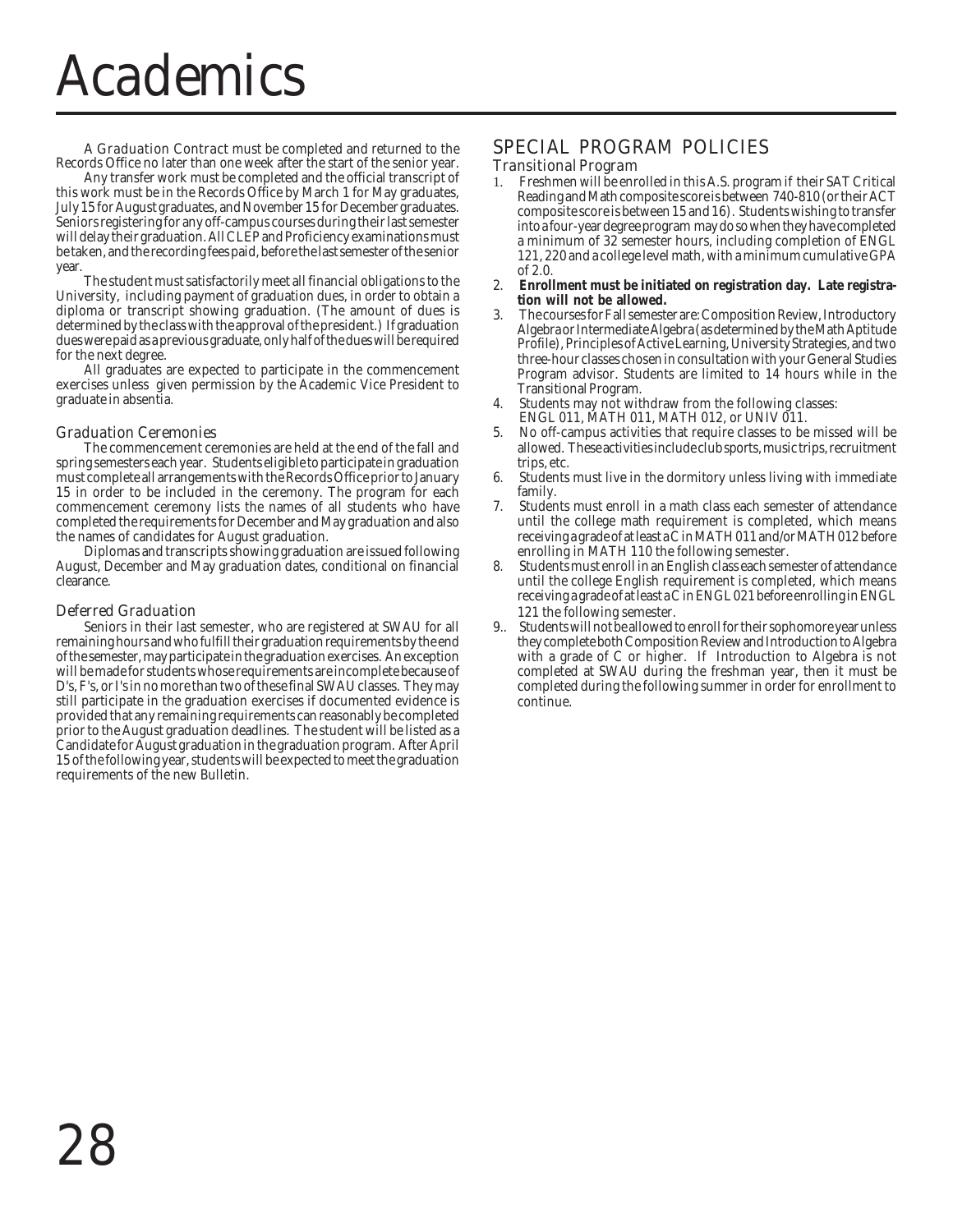# Academics

*A Graduation Contract* must be completed and returned to the Records Office no later than one week after the start of the senior year.

Any transfer work must be completed and the official transcript of this work must be in the Records Office by March 1 for May graduates, July 15 for August graduates, and November 15 for December graduates. Seniors registering for any off-campus courses during their last semester will delay their graduation. All CLEP and Proficiency examinations must be taken, and the recording fees paid, before the last semester of the senior year.

The student must satisfactorily meet all financial obligations to the University, including payment of graduation dues, in order to obtain a diploma or transcript showing graduation. (The amount of dues is determined by the class with the approval of the president.) If graduation dues were paid as a previous graduate, only half of the dues will be required for the next degree.

All graduates are expected to participate in the commencement exercises unless given permission by the Academic Vice President to graduate in absentia.

### Graduation Ceremonies

The commencement ceremonies are held at the end of the fall and spring semesters each year. Students eligible to participate in graduation must complete all arrangements with the Records Office prior to January 15 in order to be included in the ceremony. The program for each commencement ceremony lists the names of all students who have completed the requirements for December and May graduation and also the names of candidates for August graduation.

Diplomas and transcripts showing graduation are issued following August, December and May graduation dates, conditional on financial clearance.

### Deferred Graduation

Seniors in their last semester, who are registered at SWAU for all remaining hours and who fulfill their graduation requirements by the end of the semester, may participate in the graduation exercises. An exception will be made for students whose requirements are incomplete because of D's, F's, or I's in no more than two of these final SWAU classes. They may still participate in the graduation exercises if documented evidence is provided that any remaining requirements can reasonably be completed prior to the August graduation deadlines. The student will be listed as a Candidate for August graduation in the graduation program. After April 15 of the following year, students will be expected to meet the graduation requirements of the new *Bulletin*.

## SPECIAL PROGRAM POLICIES

### Transitional Program

1. Freshmen will be enrolled in this A.S. program if their SAT Critical Reading and Math composite score is between 740-810 (or their ACT composite score is between 15 and 16). Students wishing to transfer into a four-year degree program may do so when they have completed a minimum of 32 semester hours, including completion of ENGL 121, 220 and a college level math, with a minimum cumulative GPA of 2.0.
2. **Enrollment must be initiated on registration day. Late registration will not be allowed.**
3. The courses for Fall semester are: Composition Review, Introductory Algebra or Intermediate Algebra (as determined by the Math Aptitude Profile), Principles of Active Learning, University Strategies, and two three-hour classes chosen in consultation with your General Studies Program advisor. Students are limited to 14 hours while in the Transitional Program.
4. Students may not withdraw from the following classes: ENGL 011, MATH 011, MATH 012, or UNIV 011.
5. No off-campus activities that require classes to be missed will be allowed. These activities include club sports, music trips, recruitment trips, etc.
6. Students must live in the dormitory unless living with immediate family.
7. Students must enroll in a math class each semester of attendance until the college math requirement is completed, which means receiving a grade of at least a C in MATH 011 and/or MATH 012 before enrolling in MATH 110 the following semester.
8. Students must enroll in an English class each semester of attendance until the college English requirement is completed, which means receiving a grade of at least a C in ENGL 021 before enrolling in ENGL 121 the following semester.
9. Students will not be allowed to enroll for their sophomore year unless they complete both Composition Review and Introduction to Algebra with a grade of C or higher. If Introduction to Algebra is not completed at SWAU during the freshman year, then it must be completed during the following summer in order for enrollment to continue.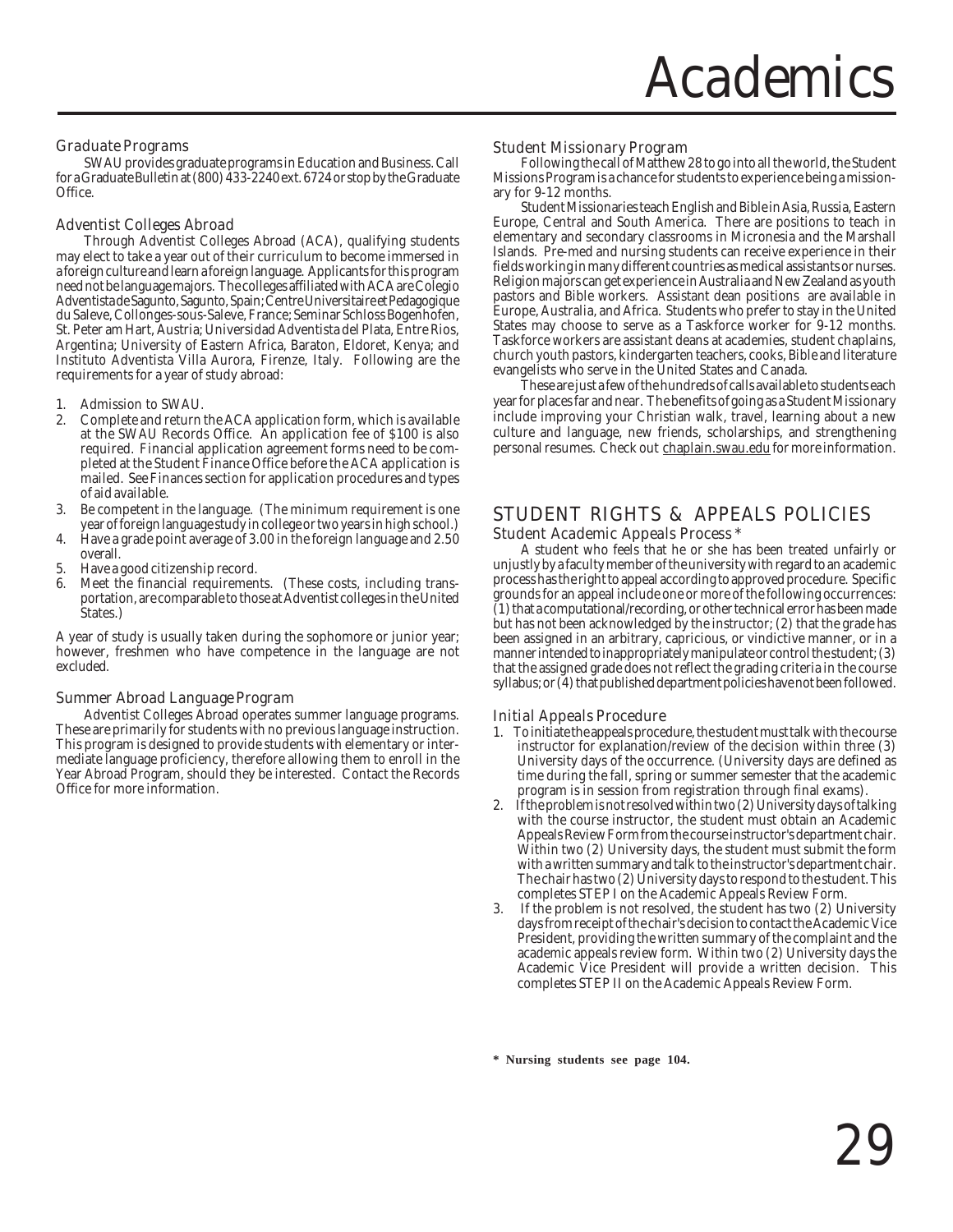## Graduate Programs

SWAU provides graduate programs in Education and Business. Call for a Graduate Bulletin at (800) 433-2240 ext. 6724 or stop by the Graduate Office.

## Adventist Colleges Abroad

Through Adventist Colleges Abroad (ACA), qualifying students may elect to take a year out of their curriculum to become immersed in a foreign culture and learn a foreign language. Applicants for this program need not be language majors. The colleges affiliated with ACA are Colegio Adventista de Sagunto, Sagunto, Spain; Centre Universitaire et Pedagogique du Saleve, Collonges-sous-Saleve, France; Seminar Schloss Bogenhofen, St. Peter am Hart, Austria; Universidad Adventista del Plata, Entre Rios, Argentina; University of Eastern Africa, Baraton, Eldoret, Kenya; and Instituto Adventista Villa Aurora, Firenze, Italy. Following are the requirements for a year of study abroad:

1. Admission to SWAU.
2. Complete and return the ACA application form, which is available at the SWAU Records Office. An application fee of $100 is also required. Financial application agreement forms need to be completed at the Student Finance Office before the ACA application is mailed. See Finances section for application procedures and types of aid available.
3. Be competent in the language. (The minimum requirement is one year of foreign language study in college or two years in high school.)
4. Have a grade point average of 3.00 in the foreign language and 2.50 overall.
5. Have a good citizenship record.
6. Meet the financial requirements. (These costs, including transportation, are comparable to those at Adventist colleges in the United States.)

A year of study is usually taken during the sophomore or junior year; however, freshmen who have competence in the language are not excluded.

## Summer Abroad Language Program

Adventist Colleges Abroad operates summer language programs. These are primarily for students with no previous language instruction. This program is designed to provide students with elementary or intermediate language proficiency, therefore allowing them to enroll in the Year Abroad Program, should they be interested. Contact the Records Office for more information.

## Student Missionary Program

Following the call of Matthew 28 to go into all the world, the Student Missions Program is a chance for students to experience being a missionary for 9-12 months.

Student Missionaries teach English and Bible in Asia, Russia, Eastern Europe, Central and South America. There are positions to teach in elementary and secondary classrooms in Micronesia and the Marshall Islands. Pre-med and nursing students can receive experience in their fields working in many different countries as medical assistants or nurses. Religion majors can get experience in Australia and New Zealand as youth pastors and Bible workers. Assistant dean positions are available in Europe, Australia, and Africa. Students who prefer to stay in the United States may choose to serve as a Taskforce worker for 9-12 months. Taskforce workers are assistant deans at academies, student chaplains, church youth pastors, kindergarten teachers, cooks, Bible and literature evangelists who serve in the United States and Canada.

These are just a few of the hundreds of calls available to students each year for places far and near. The benefits of going as a Student Missionary include improving your Christian walk, travel, learning about a new culture and language, new friends, scholarships, and strengthening personal resumes. Check out chaplain.swau.edu for more information.

# STUDENT RIGHTS & APPEALS POLICIES

## Student Academic Appeals Process *

A student who feels that he or she has been treated unfairly or unjustly by a faculty member of the university with regard to an academic process has the right to appeal according to approved procedure. Specific grounds for an appeal include one or more of the following occurrences: (1) that a computational/recording, or other technical error has been made but has not been acknowledged by the instructor; (2) that the grade has been assigned in an arbitrary, capricious, or vindictive manner, or in a manner intended to inappropriately manipulate or control the student; (3) that the assigned grade does not reflect the grading criteria in the course syllabus; or (4) that published department policies have not been followed.

## Initial Appeals Procedure

1. To initiate the appeals procedure, the student must talk with the course instructor for explanation/review of the decision within three (3) University days of the occurrence. (University days are defined as time during the fall, spring or summer semester that the academic program is in session from registration through final exams).
2. If the problem is not resolved within two (2) University days of talking with the course instructor, the student must obtain an Academic Appeals Review Form from the course instructor's department chair. Within two (2) University days, the student must submit the form with a written summary and talk to the instructor's department chair. The chair has two (2) University days to respond to the student. This completes STEP I on the Academic Appeals Review Form.
3. If the problem is not resolved, the student has two (2) University days from receipt of the chair's decision to contact the Academic Vice President, providing the written summary of the complaint and the academic appeals review form. Within two (2) University days the Academic Vice President will provide a written decision. This completes STEP II on the Academic Appeals Review Form.

**\* Nursing students see page 104.**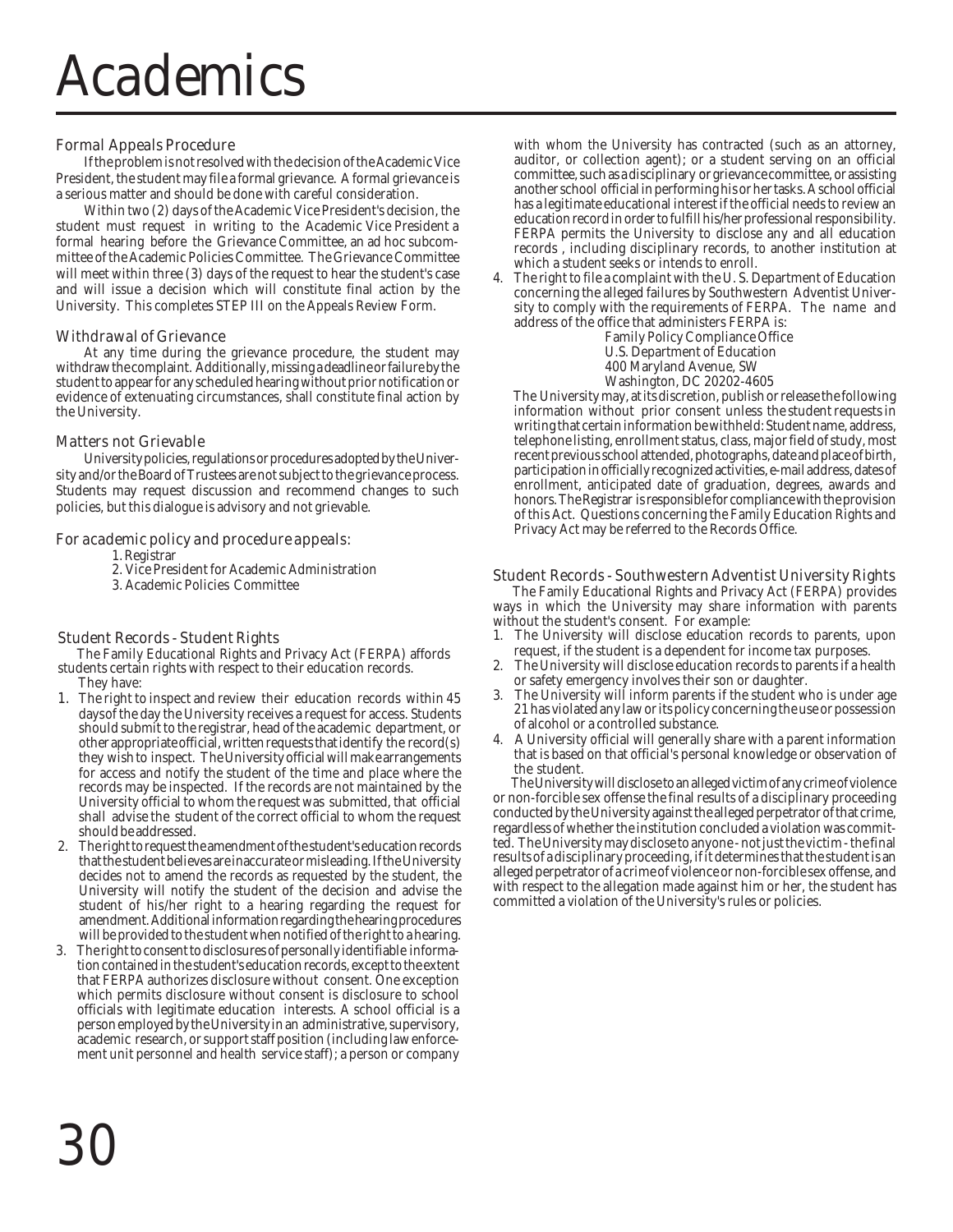# Academics

### Formal Appeals Procedure

If the problem is not resolved with the decision of the Academic Vice President, the student may file a formal grievance. A formal grievance is a serious matter and should be done with careful consideration.

Within two (2) days of the Academic Vice President's decision, the student must request in writing to the Academic Vice President a formal hearing before the Grievance Committee, an ad hoc subcommittee of the Academic Policies Committee. The Grievance Committee will meet within three (3) days of the request to hear the student's case and will issue a decision which will constitute final action by the University. This completes STEP III on the Appeals Review Form.

### Withdrawal of Grievance

At any time during the grievance procedure, the student may withdraw the complaint. Additionally, missing a deadline or failure by the student to appear for any scheduled hearing without prior notification or evidence of extenuating circumstances, shall constitute final action by the University.

### Matters not Grievable

University policies, regulations or procedures adopted by the University and/or the Board of Trustees are not subject to the grievance process. Students may request discussion and recommend changes to such policies, but this dialogue is advisory and not grievable.

### For academic policy and procedure appeals:

1. Registrar
2. Vice President for Academic Administration
3. Academic Policies Committee

### Student Records - Student Rights

The Family Educational Rights and Privacy Act (FERPA) affords students certain rights with respect to their education records.

They have:

1. The right to inspect and review their education records within 45 days of the day the University receives a request for access. Students should submit to the registrar, head of the academic department, or other appropriate official, written requests that identify the record(s) they wish to inspect. The University official will make arrangements for access and notify the student of the time and place where the records may be inspected. If the records are not maintained by the University official to whom the request was submitted, that official shall advise the student of the correct official to whom the request should be addressed.
2. The right to request the amendment of the student's education records that the student believes are inaccurate or misleading. If the University decides not to amend the records as requested by the student, the University will notify the student of the decision and advise the student of his/her right to a hearing regarding the request for amendment. Additional information regarding the hearing procedures will be provided to the student when notified of the right to a hearing.
3. The right to consent to disclosures of personally identifiable information contained in the student's education records, except to the extent that FERPA authorizes disclosure without consent. One exception which permits disclosure without consent is disclosure to school officials with legitimate education interests. A school official is a person employed by the University in an administrative, supervisory, academic research, or support staff position (including law enforcement unit personnel and health service staff); a person or company with whom the University has contracted (such as an attorney, auditor, or collection agent); or a student serving on an official committee, such as a disciplinary or grievance committee, or assisting another school official in performing his or her tasks. A school official has a legitimate educational interest if the official needs to review an education record in order to fulfill his/her professional responsibility. FERPA permits the University to disclose any and all education records , including disciplinary records, to another institution at which a student seeks or intends to enroll.
4. The right to file a complaint with the U. S. Department of Education concerning the alleged failures by Southwestern Adventist University to comply with the requirements of FERPA. The name and address of the office that administers FERPA is:

   Family Policy Compliance Office
   U.S. Department of Education
   400 Maryland Avenue, SW
   Washington, DC 20202-4605

The University may, at its discretion, publish or release the following information without prior consent unless the student requests in writing that certain information be withheld: Student name, address, telephone listing, enrollment status, class, major field of study, most recent previous school attended, photographs, date and place of birth, participation in officially recognized activities, e-mail address, dates of enrollment, anticipated date of graduation, degrees, awards and honors. The Registrar is responsible for compliance with the provision of this Act. Questions concerning the Family Education Rights and Privacy Act may be referred to the Records Office.

### Student Records - Southwestern Adventist University Rights

The Family Educational Rights and Privacy Act (FERPA) provides ways in which the University may share information with parents without the student's consent. For example:

1. The University will disclose education records to parents, upon request, if the student is a dependent for income tax purposes.
2. The University will disclose education records to parents if a health or safety emergency involves their son or daughter.
3. The University will inform parents if the student who is under age 21 has violated any law or its policy concerning the use or possession of alcohol or a controlled substance.
4. A University official will generally share with a parent information that is based on that official's personal knowledge or observation of the student.

The University will disclose to an alleged victim of any crime of violence or non-forcible sex offense the final results of a disciplinary proceeding conducted by the University against the alleged perpetrator of that crime, regardless of whether the institution concluded a violation was committed. The University may disclose to anyone - not just the victim - the final results of a disciplinary proceeding, if it determines that the student is an alleged perpetrator of a crime of violence or non-forcible sex offense, and with respect to the allegation made against him or her, the student has committed a violation of the University's rules or policies.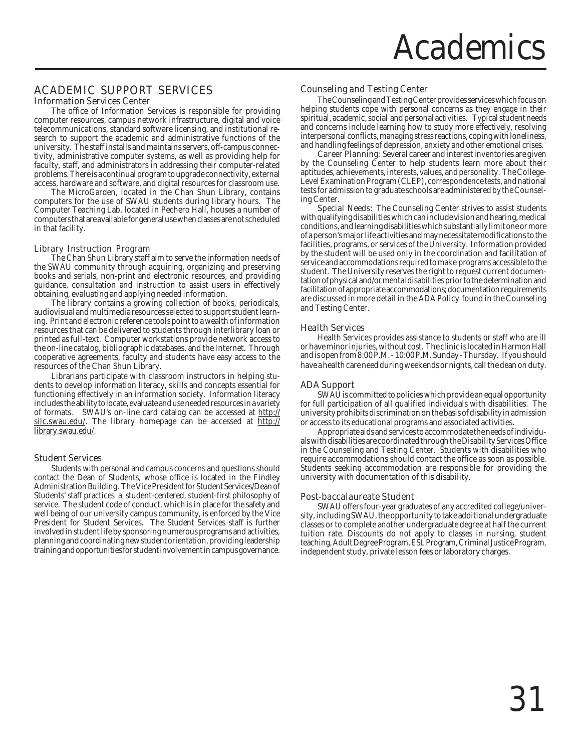# Academics

## ACADEMIC SUPPORT SERVICES

### Information Services Center

The office of Information Services is responsible for providing computer resources, campus network infrastructure, digital and voice telecommunications, standard software licensing, and institutional research to support the academic and administrative functions of the university. The staff installs and maintains servers, off-campus connectivity, administrative computer systems, as well as providing help for faculty, staff, and administrators in addressing their computer-related problems. There is a continual program to upgrade connectivity, external access, hardware and software, and digital resources for classroom use.

The MicroGarden, located in the Chan Shun Library, contains computers for the use of SWAU students during library hours. The Computer Teaching Lab, located in Pechero Hall, houses a number of computers that are available for general use when classes are not scheduled in that facility.

### Library Instruction Program

The Chan Shun Library staff aim to serve the information needs of the SWAU community through acquiring, organizing and preserving books and serials, non-print and electronic resources, and providing guidance, consultation and instruction to assist users in effectively obtaining, evaluating and applying needed information.

The library contains a growing collection of books, periodicals, audiovisual and multimedia resources selected to support student learning. Print and electronic reference tools point to a wealth of information resources that can be delivered to students through interlibrary loan or printed as full-text. Computer workstations provide network access to the on-line catalog, bibliographic databases, and the Internet. Through cooperative agreements, faculty and students have easy access to the resources of the Chan Shun Library.

Librarians participate with classroom instructors in helping students to develop information literacy, skills and concepts essential for functioning effectively in an information society. Information literacy includes the ability to locate, evaluate and use needed resources in a variety of formats. SWAU's on-line card catalog can be accessed at http://silc.swau.edu/. The library homepage can be accessed at http://library.swau.edu/.

### Student Services

Students with personal and campus concerns and questions should contact the Dean of Students, whose office is located in the Findley Administration Building. The Vice President for Student Services/Dean of Students' staff practices a student-centered, student-first philosophy of service. The student code of conduct, which is in place for the safety and well being of our university campus community, is enforced by the Vice President for Student Services. The Student Services staff is further involved in student life by sponsoring numerous programs and activities, planning and coordinating new student orientation, providing leadership training and opportunities for student involvement in campus governance.

### Counseling and Testing Center

The Counseling and Testing Center provides services which focus on helping students cope with personal concerns as they engage in their spiritual, academic, social and personal activities. Typical student needs and concerns include learning how to study more effectively, resolving interpersonal conflicts, managing stress reactions, coping with loneliness, and handling feelings of depression, anxiety and other emotional crises.

Career Planning: Several career and interest inventories are given by the Counseling Center to help students learn more about their aptitudes, achievements, interests, values, and personality. The College-Level Examination Program (CLEP), correspondence tests, and national tests for admission to graduate schools are administered by the Counseling Center.

Special Needs: The Counseling Center strives to assist students with qualifying disabilities which can include vision and hearing, medical conditions, and learning disabilities which substantially limit one or more of a person's major life activities and may necessitate modifications to the facilities, programs, or services of the University. Information provided by the student will be used only in the coordination and facilitation of service and accommodations required to make programs accessible to the student. The University reserves the right to request current documentation of physical and/or mental disabilities prior to the determination and facilitation of appropriate accommodations; documentation requirements are discussed in more detail in the ADA Policy found in the Counseling and Testing Center.

### Health Services

Health Services provides assistance to students or staff who are ill or have minor injuries, without cost. The clinic is located in Harmon Hall and is open from 8:00 P.M. - 10:00 P.M. Sunday - Thursday. If you should have a health care need during weekends or nights, call the dean on duty.

### ADA Support

SWAU is committed to policies which provide an equal opportunity for full participation of all qualified individuals with disabilities. The university prohibits discrimination on the basis of disability in admission or access to its educational programs and associated activities.

Appropriate aids and services to accommodate the needs of individuals with disabilities are coordinated through the Disability Services Office in the Counseling and Testing Center. Students with disabilities who require accommodations should contact the office as soon as possible. Students seeking accommodation are responsible for providing the university with documentation of this disability.

### Post-baccalaureate Student

SWAU offers four-year graduates of any accredited college/university, including SWAU, the opportunity to take additional undergraduate classes or to complete another undergraduate degree at half the current tuition rate. Discounts do not apply to classes in nursing, student teaching, Adult Degree Program, ESL Program, Criminal Justice Program, independent study, private lesson fees or laboratory charges.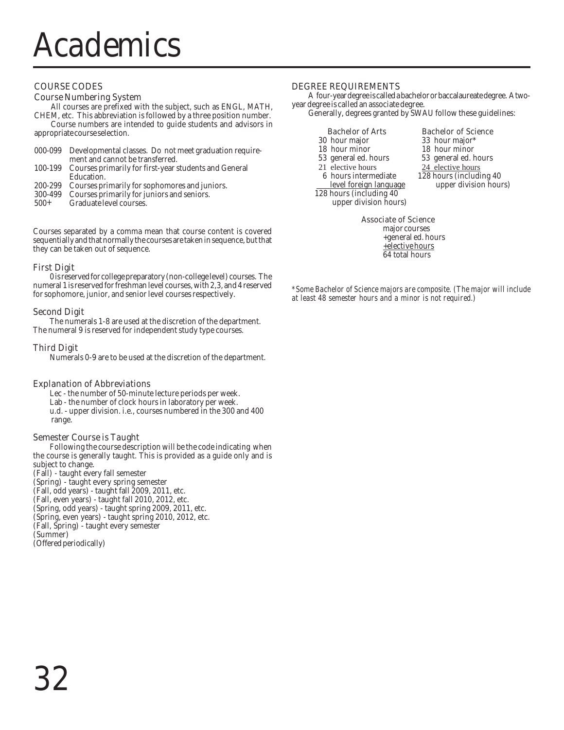# Academics

## COURSE CODES

### Course Numbering System

All courses are prefixed with the subject, such as ENGL, MATH, CHEM, etc. This abbreviation is followed by a three position number.

Course numbers are intended to guide students and advisors in appropriate course selection.

| | |
|---|---|
| 000-099 | Developmental classes. Do not meet graduation requirement and cannot be transferred. |
| 100-199 | Courses primarily for first-year students and General Education. |
| 200-299 | Courses primarily for sophomores and juniors. |
| 300-499 | Courses primarily for juniors and seniors. |
| 500+ | Graduate level courses. |

Courses separated by a comma mean that course content is covered sequentially and that normally the courses are taken in sequence, but that they can be taken out of sequence.

### First Digit

0 is reserved for college preparatory (non-college level) courses. The numeral 1 is reserved for freshman level courses, with 2,3, and 4 reserved for sophomore, junior, and senior level courses respectively.

### Second Digit

The numerals 1-8 are used at the discretion of the department. The numeral 9 is reserved for independent study type courses.

### Third Digit

Numerals 0-9 are to be used at the discretion of the department.

### Explanation of Abbreviations

Lec - the number of 50-minute lecture periods per week.
Lab - the number of clock hours in laboratory per week.
u.d. - upper division. i.e., courses numbered in the 300 and 400 range.

### Semester Course is Taught

Following the course description will be the code indicating when the course is generally taught. This is provided as a guide only and is subject to change.

(Fall) - taught every fall semester
(Spring) - taught every spring semester
(Fall, odd years) - taught fall 2009, 2011, etc.
(Fall, even years) - taught fall 2010, 2012, etc.
(Spring, odd years) - taught spring 2009, 2011, etc.
(Spring, even years) - taught spring 2010, 2012, etc.
(Fall, Spring) - taught every semester
(Summer)
(Offered periodically)

## DEGREE REQUIREMENTS

A four-year degree is called a bachelor or baccalaureate degree. A two-year degree is called an associate degree.

Generally, degrees granted by SWAU follow these guidelines:

| Bachelor of Arts | Bachelor of Science |
|---|---|
| 30 hour major | 33 hour major* |
| 18 hour minor | 18 hour minor |
| 53 general ed. hours | 53 general ed. hours |
| 21 elective hours | 24 elective hours |
| 6 hours intermediate level foreign language | 128 hours (including 40 upper division hours) |
| 128 hours (including 40 upper division hours) | |

Associate of Science
major courses
+general ed. hours
+elective hours
64 total hours

*\*Some Bachelor of Science majors are composite. (The major will include at least 48 semester hours and a minor is not required.)*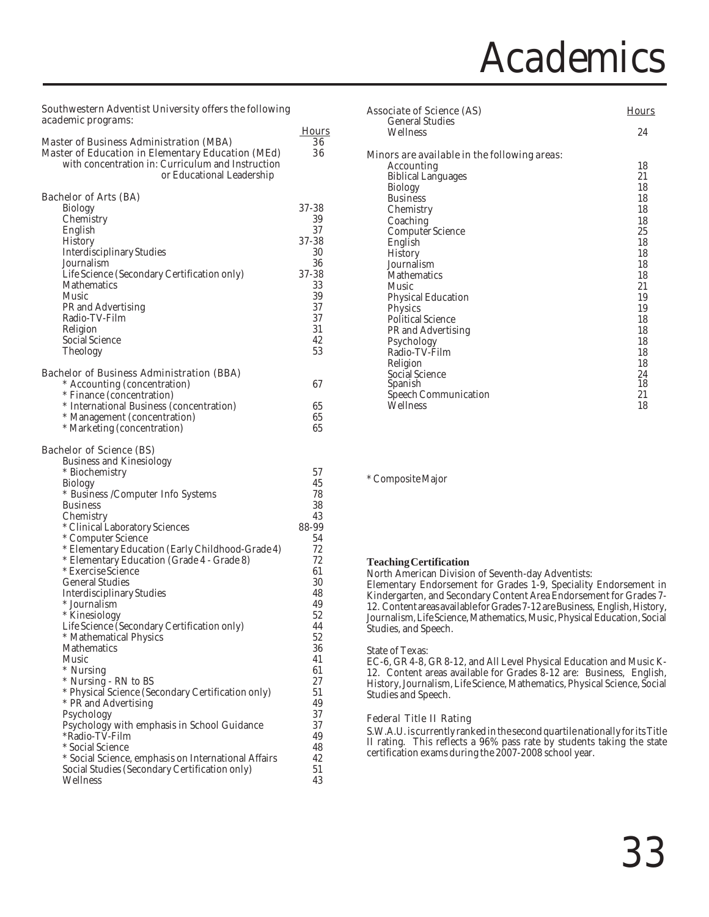# Academics

Southwestern Adventist University offers the following academic programs:

| | Hours |
|---|---|
| Master of Business Administration (MBA) | 36 |
| Master of Education in Elementary Education (MEd) with concentration in: Curriculum and Instruction or Educational Leadership | 36 |

| Bachelor of Arts (BA) | |
|---|---|
| Biology | 37-38 |
| Chemistry | 39 |
| English | 37 |
| History | 37-38 |
| Interdisciplinary Studies | 30 |
| Journalism | 36 |
| Life Science (Secondary Certification only) | 37-38 |
| Mathematics | 33 |
| Music | 39 |
| PR and Advertising | 37 |
| Radio-TV-Film | 37 |
| Religion | 31 |
| Social Science | 42 |
| Theology | 53 |

| Bachelor of Business Administration (BBA) | |
|---|---|
| * Accounting (concentration) | 67 |
| * Finance (concentration) | |
| * International Business (concentration) | 65 |
| * Management (concentration) | 65 |
| * Marketing (concentration) | 65 |

| Bachelor of Science (BS) | |
|---|---|
| Business and Kinesiology | |
| * Biochemistry | 57 |
| Biology | 45 |
| * Business /Computer Info Systems | 78 |
| Business | 38 |
| Chemistry | 43 |
| * Clinical Laboratory Sciences | 88-99 |
| * Computer Science | 54 |
| * Elementary Education (Early Childhood-Grade 4) | 72 |
| * Elementary Education (Grade 4 - Grade 8) | 72 |
| * Exercise Science | 61 |
| General Studies | 30 |
| Interdisciplinary Studies | 48 |
| * Journalism | 49 |
| * Kinesiology | 52 |
| Life Science (Secondary Certification only) | 44 |
| * Mathematical Physics | 52 |
| Mathematics | 36 |
| Music | 41 |
| * Nursing | 61 |
| * Nursing - RN to BS | 27 |
| * Physical Science (Secondary Certification only) | 51 |
| * PR and Advertising | 49 |
| Psychology | 37 |
| Psychology with emphasis in School Guidance | 37 |
| *Radio-TV-Film | 49 |
| * Social Science | 48 |
| * Social Science, emphasis on International Affairs | 42 |
| Social Studies (Secondary Certification only) | 51 |
| Wellness | 43 |

| Associate of Science (AS) | Hours |
|---|---|
| General Studies | |
| Wellness | 24 |

| Minors are available in the following areas: | |
|---|---|
| Accounting | 18 |
| Biblical Languages | 21 |
| Biology | 18 |
| Business | 18 |
| Chemistry | 18 |
| Coaching | 18 |
| Computer Science | 25 |
| English | 18 |
| History | 18 |
| Journalism | 18 |
| Mathematics | 18 |
| Music | 21 |
| Physical Education | 19 |
| Physics | 19 |
| Political Science | 18 |
| PR and Advertising | 18 |
| Psychology | 18 |
| Radio-TV-Film | 18 |
| Religion | 18 |
| Social Science | 24 |
| Spanish | 18 |
| Speech Communication | 21 |
| Wellness | 18 |

* Composite Major

**Teaching Certification**

North American Division of Seventh-day Adventists:
Elementary Endorsement for Grades 1-9, Speciality Endorsement in Kindergarten, and Secondary Content Area Endorsement for Grades 7-12. Content areas available for Grades 7-12 are Business, English, History, Journalism, Life Science, Mathematics, Music, Physical Education, Social Studies, and Speech.

State of Texas:
EC-6, GR 4-8, GR 8-12, and All Level Physical Education and Music K-12. Content areas available for Grades 8-12 are: Business, English, History, Journalism, Life Science, Mathematics, Physical Science, Social Studies and Speech.

Federal Title II Rating

S.W.A.U. is currently ranked in the second quartile nationally for its Title II rating. This reflects a 96% pass rate by students taking the state certification exams during the 2007-2008 school year.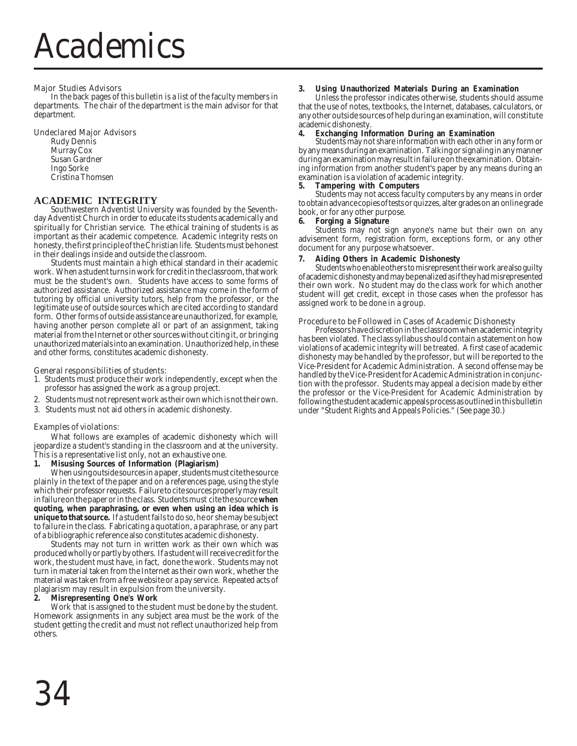# Academics

Major Studies Advisors

In the back pages of this bulletin is a list of the faculty members in departments. The chair of the department is the main advisor for that department.

Undeclared Major Advisors

Rudy Dennis
Murray Cox
Susan Gardner
Ingo Sorke
Cristina Thomsen

## ACADEMIC INTEGRITY

Southwestern Adventist University was founded by the Seventh-day Adventist Church in order to educate its students academically and spiritually for Christian service. The ethical training of students is as important as their academic competence. Academic integrity rests on honesty, the first principle of the Christian life. Students must be honest in their dealings inside and outside the classroom.

Students must maintain a high ethical standard in their academic work. When a student turns in work for credit in the classroom, that work must be the student's own. Students have access to some forms of authorized assistance. Authorized assistance may come in the form of tutoring by official university tutors, help from the professor, or the legitimate use of outside sources which are cited according to standard form. Other forms of outside assistance are unauthorized, for example, having another person complete all or part of an assignment, taking material from the Internet or other sources without citing it, or bringing unauthorized materials into an examination. Unauthorized help, in these and other forms, constitutes academic dishonesty.

General responsibilities of students:

1. Students must produce their work independently, except when the professor has assigned the work as a group project.
2. Students must not represent work as their own which is not their own.
3. Students must not aid others in academic dishonesty.

Examples of violations:

What follows are examples of academic dishonesty which will jeopardize a student's standing in the classroom and at the university. This is a representative list only, not an exhaustive one.

**1. Misusing Sources of Information (Plagiarism)**

When using outside sources in a paper, students must cite the source plainly in the text of the paper and on a references page, using the style which their professor requests. Failure to cite sources properly may result in failure on the paper or in the class. Students must cite the source **when quoting, when paraphrasing, or even when using an idea which is unique to that source.** If a student fails to do so, he or she may be subject to failure in the class. Fabricating a quotation, a paraphrase, or any part of a bibliographic reference also constitutes academic dishonesty.

Students may not turn in written work as their own which was produced wholly or partly by others. If a student will receive credit for the work, the student must have, in fact, done the work. Students may not turn in material taken from the Internet as their own work, whether the material was taken from a free website or a pay service. Repeated acts of plagiarism may result in expulsion from the university.

**2. Misrepresenting One's Work**

Work that is assigned to the student must be done by the student. Homework assignments in any subject area must be the work of the student getting the credit and must not reflect unauthorized help from others.

**3. Using Unauthorized Materials During an Examination**

Unless the professor indicates otherwise, students should assume that the use of notes, textbooks, the Internet, databases, calculators, or any other outside sources of help during an examination, will constitute academic dishonesty.

**4. Exchanging Information During an Examination**

Students may not share information with each other in any form or by any means during an examination. Talking or signaling in any manner during an examination may result in failure on the examination. Obtaining information from another student's paper by any means during an examination is a violation of academic integrity.

**5. Tampering with Computers**

Students may not access faculty computers by any means in order to obtain advance copies of tests or quizzes, alter grades on an online grade book, or for any other purpose.

**6. Forging a Signature**

Students may not sign anyone's name but their own on any advisement form, registration form, exceptions form, or any other document for any purpose whatsoever.

**7. Aiding Others in Academic Dishonesty**

Students who enable others to misrepresent their work are also guilty of academic dishonesty and may be penalized as if they had misrepresented their own work. No student may do the class work for which another student will get credit, except in those cases when the professor has assigned work to be done in a group.

Procedure to be Followed in Cases of Academic Dishonesty

Professors have discretion in the classroom when academic integrity has been violated. The class syllabus should contain a statement on how violations of academic integrity will be treated. A first case of academic dishonesty may be handled by the professor, but will be reported to the Vice-President for Academic Administration. A second offense may be handled by the Vice-President for Academic Administration in conjunction with the professor. Students may appeal a decision made by either the professor or the Vice-President for Academic Administration by following the student academic appeals process as outlined in this bulletin under "Student Rights and Appeals Policies." (See page 30.)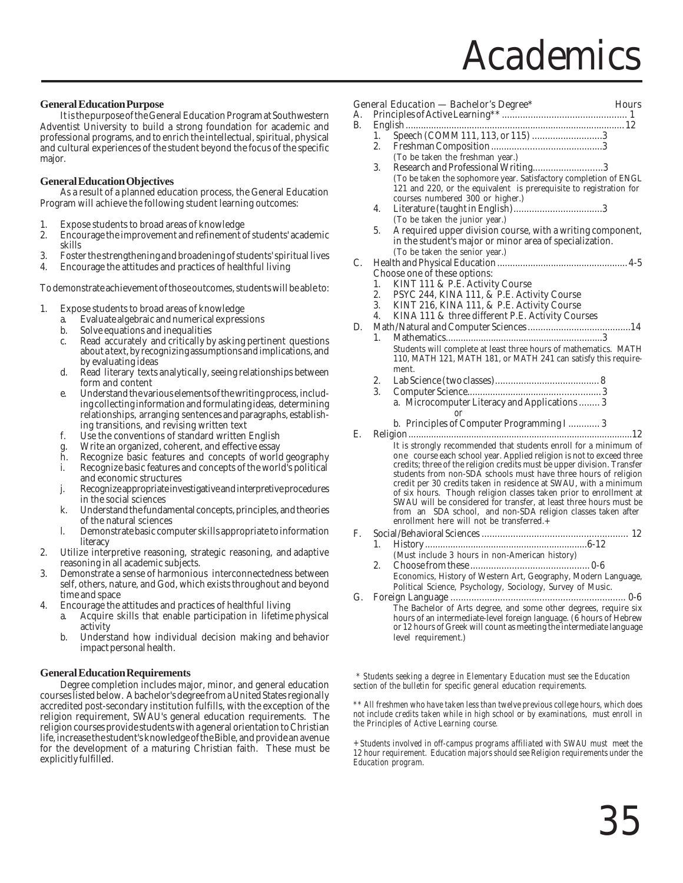# Academics

### General Education Purpose

It is the purpose of the General Education Program at Southwestern Adventist University to build a strong foundation for academic and professional programs, and to enrich the intellectual, spiritual, physical and cultural experiences of the student beyond the focus of the specific major.

### General Education Objectives

As a result of a planned education process, the General Education Program will achieve the following student learning outcomes:

1. Expose students to broad areas of knowledge
2. Encourage the improvement and refinement of students' academic skills
3. Foster the strengthening and broadening of students' spiritual lives
4. Encourage the attitudes and practices of healthful living

To demonstrate achievement of those outcomes, students will be able to:

1. Expose students to broad areas of knowledge
   a. Evaluate algebraic and numerical expressions
   b. Solve equations and inequalities
   c. Read accurately and critically by asking pertinent questions about a text, by recognizing assumptions and implications, and by evaluating ideas
   d. Read literary texts analytically, seeing relationships between form and content
   e. Understand the various elements of the writing process, including collecting information and formulating ideas, determining relationships, arranging sentences and paragraphs, establishing transitions, and revising written text
   f. Use the conventions of standard written English
   g. Write an organized, coherent, and effective essay
   h. Recognize basic features and concepts of world geography
   i. Recognize basic features and concepts of the world's political and economic structures
   j. Recognize appropriate investigative and interpretive procedures in the social sciences
   k. Understand the fundamental concepts, principles, and theories of the natural sciences
   l. Demonstrate basic computer skills appropriate to information literacy
2. Utilize interpretive reasoning, strategic reasoning, and adaptive reasoning in all academic subjects.
3. Demonstrate a sense of harmonious interconnectedness between self, others, nature, and God, which exists throughout and beyond time and space
4. Encourage the attitudes and practices of healthful living
   a. Acquire skills that enable participation in lifetime physical activity
   b. Understand how individual decision making and behavior impact personal health.

### General Education Requirements

Degree completion includes major, minor, and general education courses listed below. A bachelor's degree from a United States regionally accredited post-secondary institution fulfills, with the exception of the religion requirement, SWAU's general education requirements. The religion courses provide students with a general orientation to Christian life, increase the student's knowledge of the Bible, and provide an avenue for the development of a maturing Christian faith. These must be explicitly fulfilled.

General Education — Bachelor's Degree* — Hours

A. Principles of Active Learning** ..... 1

B. English ..... 12
   1. Speech (COMM 111, 113, or 115) ..... 3
   2. Freshman Composition ..... 3
      *(To be taken the freshman year.)*
   3. Research and Professional Writing ..... 3
      *(To be taken the sophomore year. Satisfactory completion of ENGL 121 and 220, or the equivalent is prerequisite to registration for courses numbered 300 or higher.)*
   4. Literature (taught in English) ..... 3
      *(To be taken the junior year.)*
   5. A required upper division course, with a writing component, in the student's major or minor area of specialization.
      *(To be taken the senior year.)*

C. Health and Physical Education ..... 4-5
   Choose one of these options:
   1. KINT 111 & P.E. Activity Course
   2. PSYC 244, KINA 111, & P.E. Activity Course
   3. KINT 216, KINA 111, & P.E. Activity Course
   4. KINA 111 & three different P.E. Activity Courses

D. Math/Natural and Computer Sciences ..... 14
   1. Mathematics ..... 3
      Students will complete at least three hours of mathematics. MATH 110, MATH 121, MATH 181, or MATH 241 can satisfy this requirement.
   2. Lab Science (two classes) ..... 8
   3. Computer Science ..... 3
      a. Microcomputer Literacy and Applications ..... 3
      *or*
      b. Principles of Computer Programming I ..... 3

E. Religion ..... 12
   It is strongly recommended that students enroll for a minimum of one course each school year. Applied religion is not to exceed three credits; three of the religion credits must be upper division. Transfer students from non-SDA schools must have three hours of religion credit per 30 credits taken in residence at SWAU, with a minimum of six hours. Though religion classes taken prior to enrollment at SWAU will be considered for transfer, at least three hours must be from an SDA school, and non-SDA religion classes taken after enrollment here will not be transferred.+

F. Social/Behavioral Sciences ..... 12
   1. History ..... 6-12
      *(Must include 3 hours in non-American history)*
   2. Choose from these ..... 0-6
      Economics, History of Western Art, Geography, Modern Language, Political Science, Psychology, Sociology, Survey of Music.

G. Foreign Language ..... 0-6
   The Bachelor of Arts degree, and some other degrees, require six hours of an intermediate-level foreign language. (6 hours of Hebrew or 12 hours of Greek will count as meeting the intermediate language level requirement.)

*\* Students seeking a degree in Elementary Education must see the Education section of the bulletin for specific general education requirements.*

*\*\* All freshmen who have taken less than twelve previous college hours, which does not include credits taken while in high school or by examinations, must enroll in the Principles of Active Learning course.*

*+ Students involved in off-campus programs affiliated with SWAU must meet the 12 hour requirement. Education majors should see Religion requirements under the Education program.*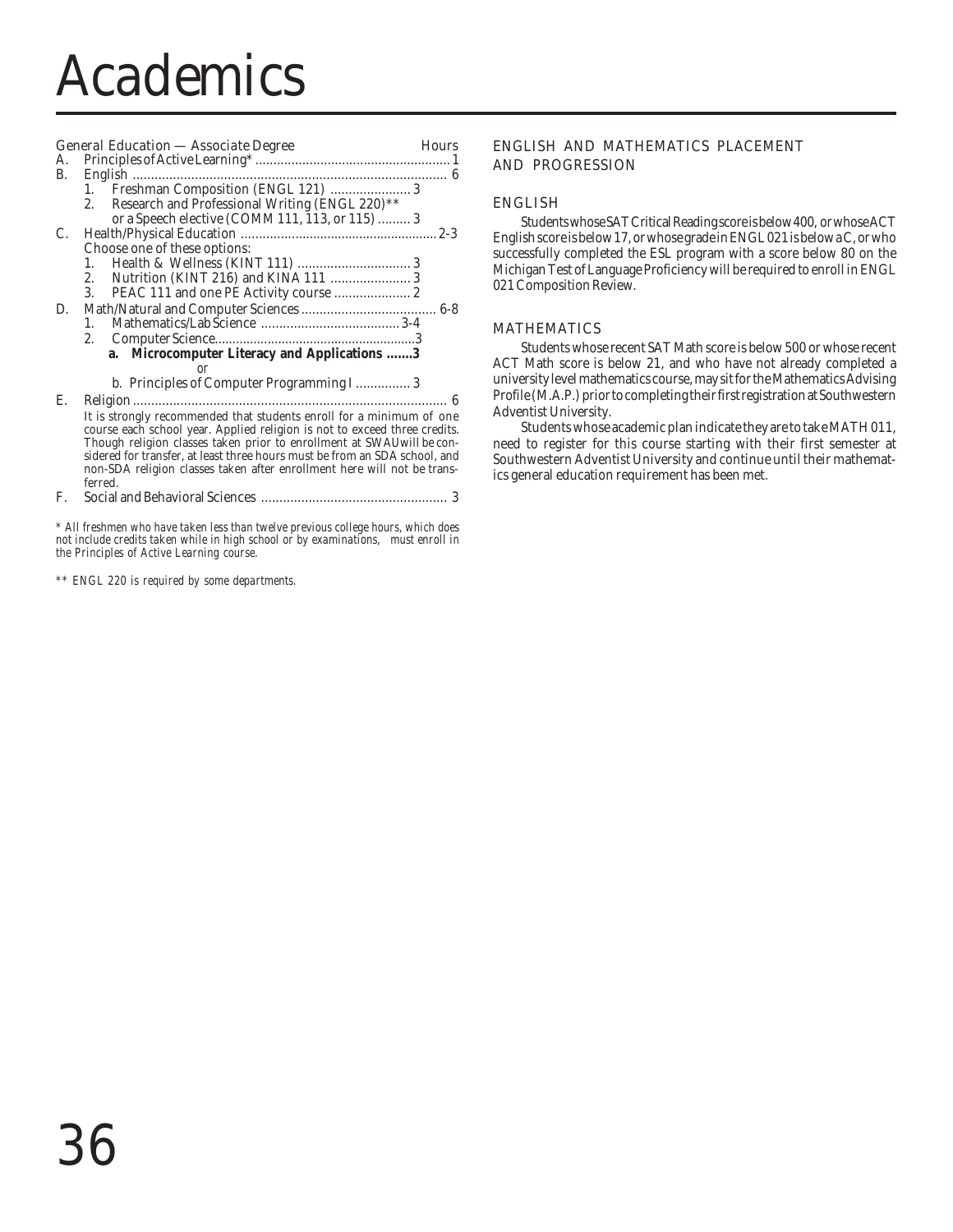# Academics

General Education — Associate Degree | Hours

A. Principles of Active Learning* ..... 1

B. English ..... 6
   1. Freshman Composition (ENGL 121) ..... 3
   2. Research and Professional Writing (ENGL 220)** or a Speech elective (COMM 111, 113, or 115) ..... 3

C. Health/Physical Education ..... 2-3
   Choose one of these options:
   1. Health & Wellness (KINT 111) ..... 3
   2. Nutrition (KINT 216) and KINA 111 ..... 3
   3. PEAC 111 and one PE Activity course ..... 2

D. Math/Natural and Computer Sciences ..... 6-8
   1. Mathematics/Lab Science ..... 3-4
   2. Computer Science ..... 3
      **a. Microcomputer Literacy and Applications ..... 3**
      *or*
      b. Principles of Computer Programming I ..... 3

E. Religion ..... 6
   It is strongly recommended that students enroll for a minimum of one course each school year. Applied religion is not to exceed three credits. Though religion classes taken prior to enrollment at SWAU will be considered for transfer, at least three hours must be from an SDA school, and non-SDA religion classes taken after enrollment here will not be transferred.

F. Social and Behavioral Sciences ..... 3

*\* All freshmen who have taken less than twelve previous college hours, which does not include credits taken while in high school or by examinations, must enroll in the Principles of Active Learning course.*

*\*\* ENGL 220 is required by some departments.*

## ENGLISH AND MATHEMATICS PLACEMENT AND PROGRESSION

### ENGLISH

Students whose SAT Critical Reading score is below 400, or whose ACT English score is below 17, or whose grade in ENGL 021 is below a C, or who successfully completed the ESL program with a score below 80 on the Michigan Test of Language Proficiency will be required to enroll in ENGL 021 Composition Review.

### MATHEMATICS

Students whose recent SAT Math score is below 500 or whose recent ACT Math score is below 21, and who have not already completed a university level mathematics course, may sit for the Mathematics Advising Profile (M.A.P.) prior to completing their first registration at Southwestern Adventist University.

Students whose academic plan indicate they are to take MATH 011, need to register for this course starting with their first semester at Southwestern Adventist University and continue until their mathematics general education requirement has been met.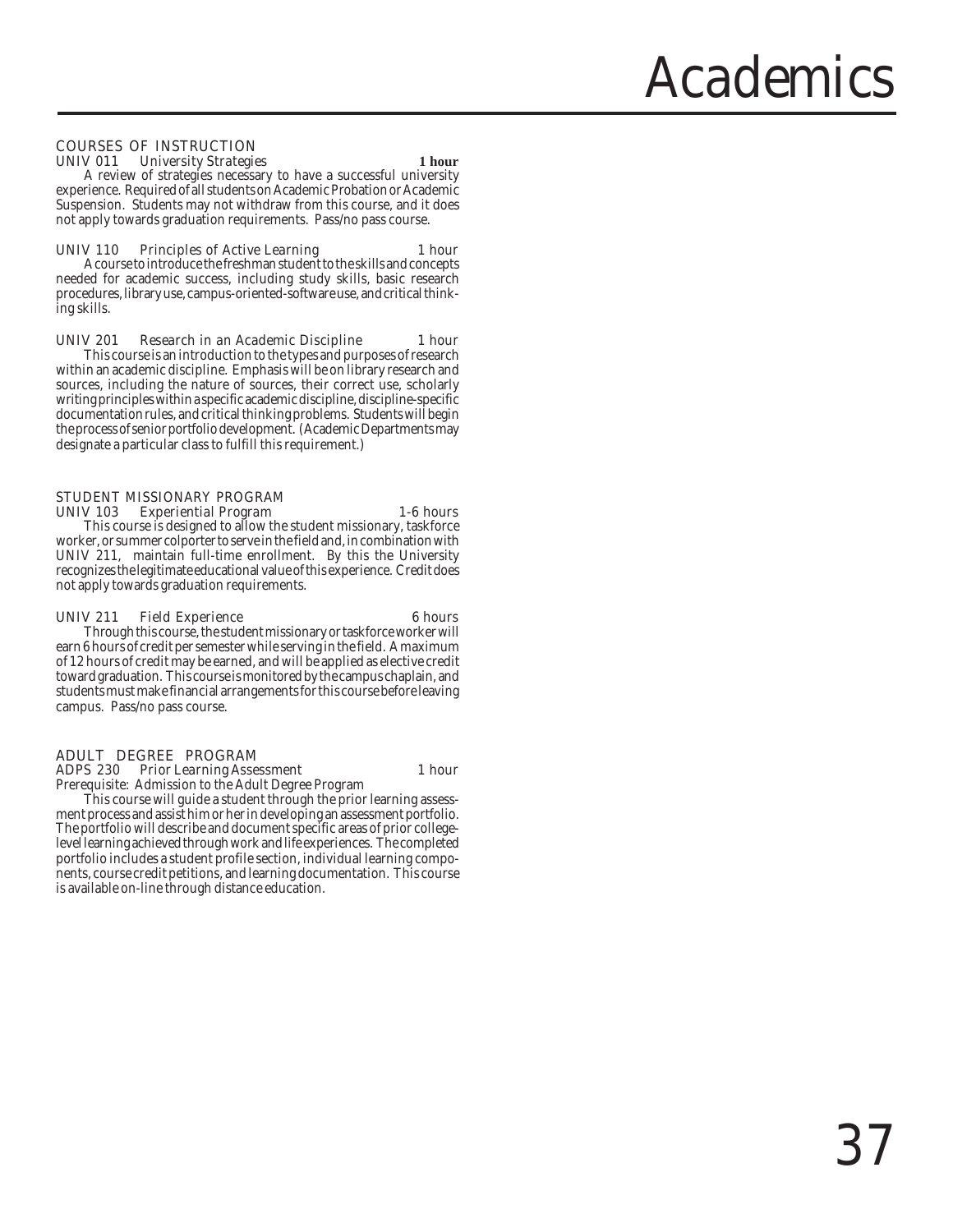## COURSES OF INSTRUCTION

**UNIV 011 University Strategies** **1 hour**

A review of strategies necessary to have a successful university experience. Required of all students on Academic Probation or Academic Suspension. Students may not withdraw from this course, and it does not apply towards graduation requirements. Pass/no pass course.

**UNIV 110 Principles of Active Learning** 1 hour

A course to introduce the freshman student to the skills and concepts needed for academic success, including study skills, basic research procedures, library use, campus-oriented-software use, and critical thinking skills.

**UNIV 201 Research in an Academic Discipline** 1 hour

This course is an introduction to the types and purposes of research within an academic discipline. Emphasis will be on library research and sources, including the nature of sources, their correct use, scholarly writing principles within a specific academic discipline, discipline-specific documentation rules, and critical thinking problems. Students will begin the process of senior portfolio development. (Academic Departments may designate a particular class to fulfill this requirement.)

## STUDENT MISSIONARY PROGRAM

**UNIV 103 Experiential Program** 1-6 hours

This course is designed to allow the student missionary, taskforce worker, or summer colporter to serve in the field and, in combination with UNIV 211, maintain full-time enrollment. By this the University recognizes the legitimate educational value of this experience. Credit does not apply towards graduation requirements.

**UNIV 211 Field Experience** 6 hours

Through this course, the student missionary or taskforce worker will earn 6 hours of credit per semester while serving in the field. A maximum of 12 hours of credit may be earned, and will be applied as elective credit toward graduation. This course is monitored by the campus chaplain, and students must make financial arrangements for this course before leaving campus. Pass/no pass course.

## ADULT DEGREE PROGRAM

**ADPS 230 Prior Learning Assessment** 1 hour

*Prerequisite: Admission to the Adult Degree Program*

This course will guide a student through the prior learning assessment process and assist him or her in developing an assessment portfolio. The portfolio will describe and document specific areas of prior college-level learning achieved through work and life experiences. The completed portfolio includes a student profile section, individual learning components, course credit petitions, and learning documentation. This course is available on-line through distance education.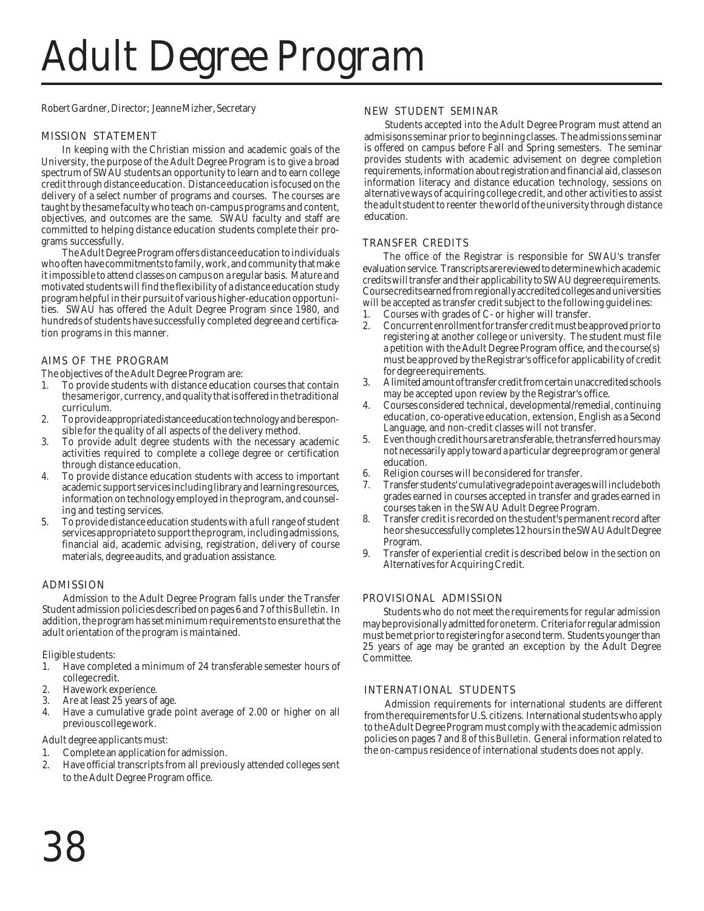# Adult Degree Program

Robert Gardner, Director; Jeanne Mizher, Secretary

## MISSION STATEMENT

In keeping with the Christian mission and academic goals of the University, the purpose of the Adult Degree Program is to give a broad spectrum of SWAU students an opportunity to learn and to earn college credit through distance education. Distance education is focused on the delivery of a select number of programs and courses. The courses are taught by the same faculty who teach on-campus programs and content, objectives, and outcomes are the same. SWAU faculty and staff are committed to helping distance education students complete their programs successfully.

The Adult Degree Program offers distance education to individuals who often have commitments to family, work, and community that make it impossible to attend classes on campus on a regular basis. Mature and motivated students will find the flexibility of a distance education study program helpful in their pursuit of various higher-education opportunities. SWAU has offered the Adult Degree Program since 1980, and hundreds of students have successfully completed degree and certification programs in this manner.

## AIMS OF THE PROGRAM

The objectives of the Adult Degree Program are:

1. To provide students with distance education courses that contain the same rigor, currency, and quality that is offered in the traditional curriculum.
2. To provide appropriate distance education technology and be responsible for the quality of all aspects of the delivery method.
3. To provide adult degree students with the necessary academic activities required to complete a college degree or certification through distance education.
4. To provide distance education students with access to important academic support services including library and learning resources, information on technology employed in the program, and counseling and testing services.
5. To provide distance education students with a full range of student services appropriate to support the program, including admissions, financial aid, academic advising, registration, delivery of course materials, degree audits, and graduation assistance.

## ADMISSION

Admission to the Adult Degree Program falls under the Transfer Student admission policies described on pages 6 and 7 of this *Bulletin*. In addition, the program has set minimum requirements to ensure that the adult orientation of the program is maintained.

Eligible students:

1. Have completed a minimum of 24 transferable semester hours of college credit.
2. Have work experience.
3. Are at least 25 years of age.
4. Have a cumulative grade point average of 2.00 or higher on all previous college work.

Adult degree applicants must:

1. Complete an application for admission.
2. Have official transcripts from all previously attended colleges sent to the Adult Degree Program office.

## NEW STUDENT SEMINAR

Students accepted into the Adult Degree Program must attend an admisisons seminar prior to beginning classes. The admissions seminar is offered on campus before Fall and Spring semesters. The seminar provides students with academic advisement on degree completion requirements, information about registration and financial aid, classes on information literacy and distance education technology, sessions on alternative ways of acquiring college credit, and other activities to assist the adult student to reenter the world of the university through distance education.

## TRANSFER CREDITS

The office of the Registrar is responsible for SWAU's transfer evaluation service. Transcripts are reviewed to determine which academic credits will transfer and their applicability to SWAU degree requirements. Course credits earned from regionally accredited colleges and universities will be accepted as transfer credit subject to the following guidelines:

1. Courses with grades of C- or higher will transfer.
2. Concurrent enrollment for transfer credit must be approved prior to registering at another college or university. The student must file a petition with the Adult Degree Program office, and the course(s) must be approved by the Registrar's office for applicability of credit for degree requirements.
3. A limited amount of transfer credit from certain unaccredited schools may be accepted upon review by the Registrar's office.
4. Courses considered technical, developmental/remedial, continuing education, co-operative education, extension, English as a Second Language, and non-credit classes will not transfer.
5. Even though credit hours are transferable, the transferred hours may not necessarily apply toward a particular degree program or general education.
6. Religion courses will be considered for transfer.
7. Transfer students' cumulative grade point averages will include both grades earned in courses accepted in transfer and grades earned in courses taken in the SWAU Adult Degree Program.
8. Transfer credit is recorded on the student's permanent record after he or she successfully completes 12 hours in the SWAU Adult Degree Program.
9. Transfer of experiential credit is described below in the section on Alternatives for Acquiring Credit.

## PROVISIONAL ADMISSION

Students who do not meet the requirements for regular admission may be provisionally admitted for one term. Criteria for regular admission must be met prior to registering for a second term. Students younger than 25 years of age may be granted an exception by the Adult Degree Committee.

## INTERNATIONAL STUDENTS

Admission requirements for international students are different from the requirements for U.S. citizens. International students who apply to the Adult Degree Program must comply with the academic admission policies on pages 7 and 8 of this *Bulletin*. General information related to the on-campus residence of international students does not apply.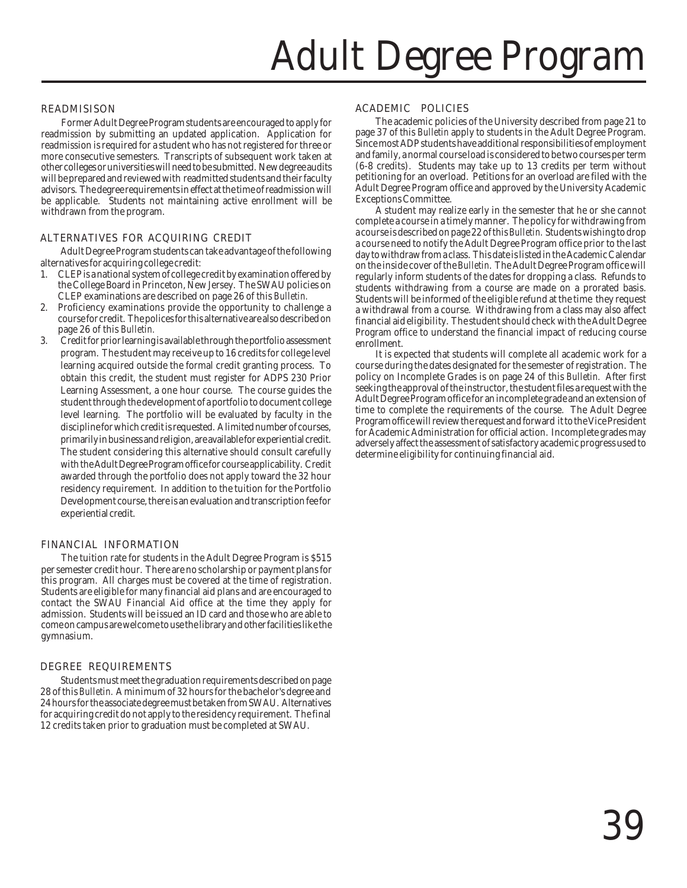# Adult Degree Program

## READMISISON

Former Adult Degree Program students are encouraged to apply for readmission by submitting an updated application. Application for readmission is required for a student who has not registered for three or more consecutive semesters. Transcripts of subsequent work taken at other colleges or universities will need to be submitted. New degree audits will be prepared and reviewed with readmitted students and their faculty advisors. The degree requirements in effect at the time of readmission will be applicable. Students not maintaining active enrollment will be withdrawn from the program.

## ALTERNATIVES FOR ACQUIRING CREDIT

Adult Degree Program students can take advantage of the following alternatives for acquiring college credit:

1. CLEP is a national system of college credit by examination offered by the College Board in Princeton, New Jersey. The SWAU policies on CLEP examinations are described on page 26 of this *Bulletin.*
2. Proficiency examinations provide the opportunity to challenge a course for credit. The polices for this alternative are also described on page 26 of this *Bulletin.*
3. Credit for prior learning is available through the portfolio assessment program. The student may receive up to 16 credits for college level learning acquired outside the formal credit granting process. To obtain this credit, the student must register for ADPS 230 Prior Learning Assessment, a one hour course. The course guides the student through the development of a portfolio to document college level learning. The portfolio will be evaluated by faculty in the discipline for which credit is requested. A limited number of courses, primarily in business and religion, are available for experiential credit. The student considering this alternative should consult carefully with the Adult Degree Program office for course applicability. Credit awarded through the portfolio does not apply toward the 32 hour residency requirement. In addition to the tuition for the Portfolio Development course, there is an evaluation and transcription fee for experiential credit.

## FINANCIAL INFORMATION

The tuition rate for students in the Adult Degree Program is $515 per semester credit hour. There are no scholarship or payment plans for this program. All charges must be covered at the time of registration. Students are eligible for many financial aid plans and are encouraged to contact the SWAU Financial Aid office at the time they apply for admission. Students will be issued an ID card and those who are able to come on campus are welcome to use the library and other facilities like the gymnasium.

## DEGREE REQUIREMENTS

Students must meet the graduation requirements described on page 28 of this *Bulletin.* A minimum of 32 hours for the bachelor's degree and 24 hours for the associate degree must be taken from SWAU. Alternatives for acquiring credit do not apply to the residency requirement. The final 12 credits taken prior to graduation must be completed at SWAU.

## ACADEMIC POLICIES

The academic policies of the University described from page 21 to page 37 of this *Bulletin* apply to students in the Adult Degree Program. Since most ADP students have additional responsibilities of employment and family, a normal course load is considered to be two courses per term (6-8 credits). Students may take up to 13 credits per term without petitioning for an overload. Petitions for an overload are filed with the Adult Degree Program office and approved by the University Academic Exceptions Committee.

A student may realize early in the semester that he or she cannot complete a course in a timely manner. The policy for withdrawing from a course is described on page 22 of this *Bulletin.* Students wishing to drop a course need to notify the Adult Degree Program office prior to the last day to withdraw from a class. This date is listed in the Academic Calendar on the inside cover of the *Bulletin.* The Adult Degree Program office will regularly inform students of the dates for dropping a class. Refunds to students withdrawing from a course are made on a prorated basis. Students will be informed of the eligible refund at the time they request a withdrawal from a course. Withdrawing from a class may also affect financial aid eligibility. The student should check with the Adult Degree Program office to understand the financial impact of reducing course enrollment.

It is expected that students will complete all academic work for a course during the dates designated for the semester of registration. The policy on Incomplete Grades is on page 24 of this *Bulletin.* After first seeking the approval of the instructor, the student files a request with the Adult Degree Program office for an incomplete grade and an extension of time to complete the requirements of the course. The Adult Degree Program office will review the request and forward it to the Vice President for Academic Administration for official action. Incomplete grades may adversely affect the assessment of satisfactory academic progress used to determine eligibility for continuing financial aid.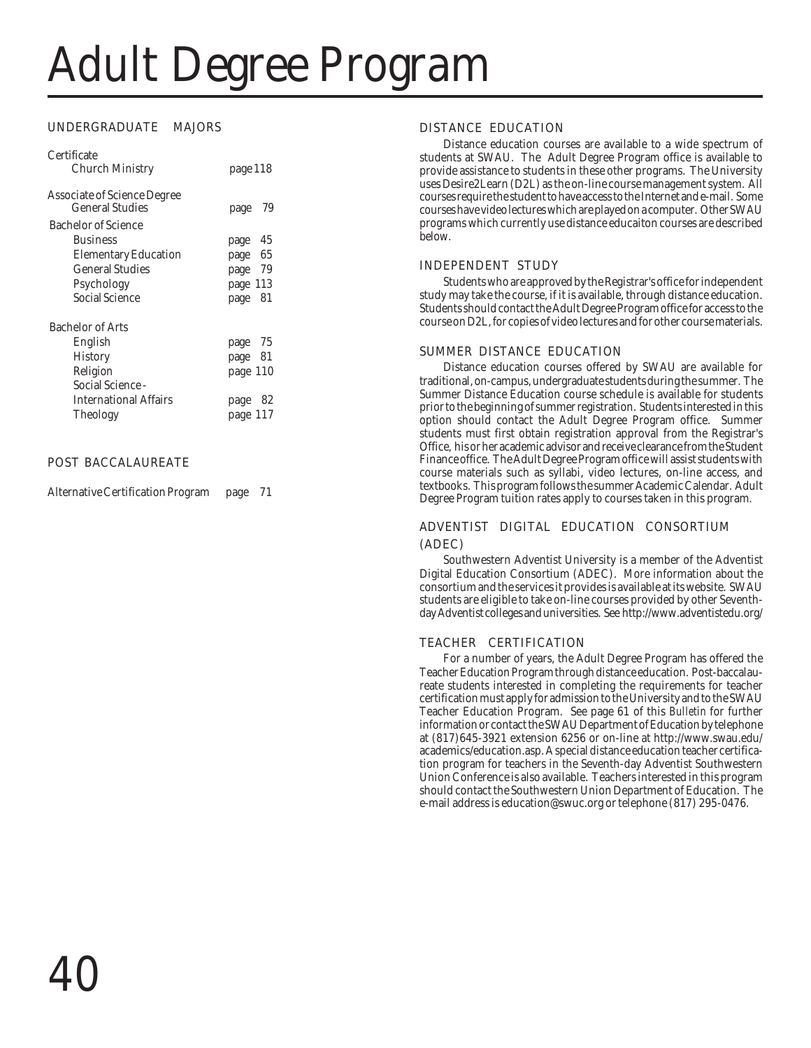# Adult Degree Program

## UNDERGRADUATE MAJORS

| Program | Page |
|---|---|
| **Certificate** | |
| Church Ministry | page 118 |
| **Associate of Science Degree** | |
| General Studies | page 79 |
| **Bachelor of Science** | |
| Business | page 45 |
| Elementary Education | page 65 |
| General Studies | page 79 |
| Psychology | page 113 |
| Social Science | page 81 |
| **Bachelor of Arts** | |
| English | page 75 |
| History | page 81 |
| Religion | page 110 |
| Social Science - International Affairs | page 82 |
| Theology | page 117 |

## POST BACCALAUREATE

| Program | Page |
|---|---|
| Alternative Certification Program | page 71 |

## DISTANCE EDUCATION

Distance education courses are available to a wide spectrum of students at SWAU. The Adult Degree Program office is available to provide assistance to students in these other programs. The University uses Desire2Learn (D2L) as the on-line course management system. All courses require the student to have access to the Internet and e-mail. Some courses have video lectures which are played on a computer. Other SWAU programs which currently use distance educaiton courses are described below.

## INDEPENDENT STUDY

Students who are approved by the Registrar's office for independent study may take the course, if it is available, through distance education. Students should contact the Adult Degree Program office for access to the course on D2L, for copies of video lectures and for other course materials.

## SUMMER DISTANCE EDUCATION

Distance education courses offered by SWAU are available for traditional, on-campus, undergraduate students during the summer. The Summer Distance Education course schedule is available for students prior to the beginning of summer registration. Students interested in this option should contact the Adult Degree Program office. Summer students must first obtain registration approval from the Registrar's Office, his or her academic advisor and receive clearance from the Student Finance office. The Adult Degree Program office will assist students with course materials such as syllabi, video lectures, on-line access, and textbooks. This program follows the summer Academic Calendar. Adult Degree Program tuition rates apply to courses taken in this program.

## ADVENTIST DIGITAL EDUCATION CONSORTIUM (ADEC)

Southwestern Adventist University is a member of the Adventist Digital Education Consortium (ADEC). More information about the consortium and the services it provides is available at its website. SWAU students are eligible to take on-line courses provided by other Seventh-day Adventist colleges and universities. See http://www.adventistedu.org/

## TEACHER CERTIFICATION

For a number of years, the Adult Degree Program has offered the Teacher Education Program through distance education. Post-baccalaureate students interested in completing the requirements for teacher certification must apply for admission to the University and to the SWAU Teacher Education Program. See page 61 of this *Bulletin* for further information or contact the SWAU Department of Education by telephone at (817)645-3921 extension 6256 or on-line at http://www.swau.edu/academics/education.asp. A special distance education teacher certification program for teachers in the Seventh-day Adventist Southwestern Union Conference is also available. Teachers interested in this program should contact the Southwestern Union Department of Education. The e-mail address is education@swuc.org or telephone (817) 295-0476.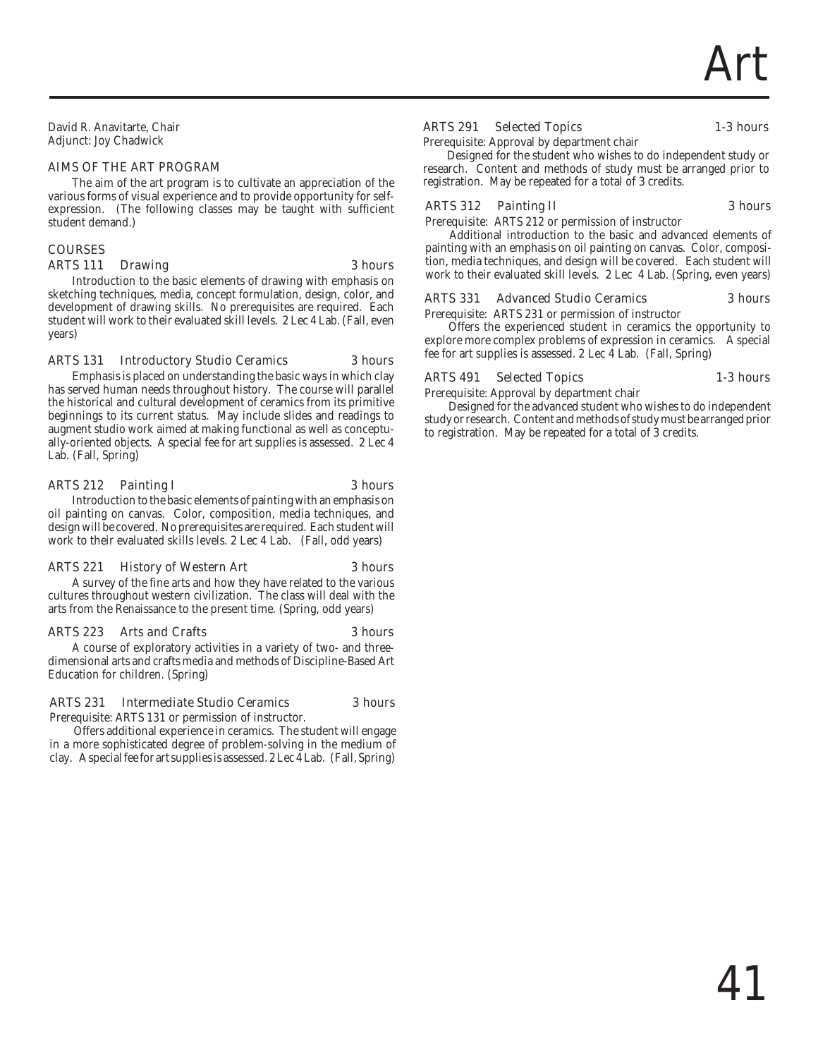# Art

David R. Anavitarte, Chair
Adjunct: Joy Chadwick

## AIMS OF THE ART PROGRAM

The aim of the art program is to cultivate an appreciation of the various forms of visual experience and to provide opportunity for self-expression. (The following classes may be taught with sufficient student demand.)

## COURSES

### ARTS 111 Drawing — 3 hours

Introduction to the basic elements of drawing with emphasis on sketching techniques, media, concept formulation, design, color, and development of drawing skills. No prerequisites are required. Each student will work to their evaluated skill levels. 2 Lec 4 Lab. (Fall, even years)

### ARTS 131 Introductory Studio Ceramics — 3 hours

Emphasis is placed on understanding the basic ways in which clay has served human needs throughout history. The course will parallel the historical and cultural development of ceramics from its primitive beginnings to its current status. May include slides and readings to augment studio work aimed at making functional as well as conceptually-oriented objects. A special fee for art supplies is assessed. 2 Lec 4 Lab. (Fall, Spring)

### ARTS 212 Painting I — 3 hours

Introduction to the basic elements of painting with an emphasis on oil painting on canvas. Color, composition, media techniques, and design will be covered. No prerequisites are required. Each student will work to their evaluated skills levels. 2 Lec 4 Lab. (Fall, odd years)

### ARTS 221 History of Western Art — 3 hours

A survey of the fine arts and how they have related to the various cultures throughout western civilization. The class will deal with the arts from the Renaissance to the present time. (Spring, odd years)

### ARTS 223 Arts and Crafts — 3 hours

A course of exploratory activities in a variety of two- and three-dimensional arts and crafts media and methods of Discipline-Based Art Education for children. (Spring)

### ARTS 231 Intermediate Studio Ceramics — 3 hours

Prerequisite: ARTS 131 or permission of instructor.

Offers additional experience in ceramics. The student will engage in a more sophisticated degree of problem-solving in the medium of clay. A special fee for art supplies is assessed. 2 Lec 4 Lab. (Fall, Spring)

### ARTS 291 Selected Topics — 1-3 hours

Prerequisite: Approval by department chair

Designed for the student who wishes to do independent study or research. Content and methods of study must be arranged prior to registration. May be repeated for a total of 3 credits.

### ARTS 312 Painting II — 3 hours

Prerequisite: ARTS 212 or permission of instructor

Additional introduction to the basic and advanced elements of painting with an emphasis on oil painting on canvas. Color, composition, media techniques, and design will be covered. Each student will work to their evaluated skill levels. 2 Lec 4 Lab. (Spring, even years)

### ARTS 331 Advanced Studio Ceramics — 3 hours

Prerequisite: ARTS 231 or permission of instructor

Offers the experienced student in ceramics the opportunity to explore more complex problems of expression in ceramics. A special fee for art supplies is assessed. 2 Lec 4 Lab. (Fall, Spring)

### ARTS 491 Selected Topics — 1-3 hours

Prerequisite: Approval by department chair

Designed for the advanced student who wishes to do independent study or research. Content and methods of study must be arranged prior to registration. May be repeated for a total of 3 credits.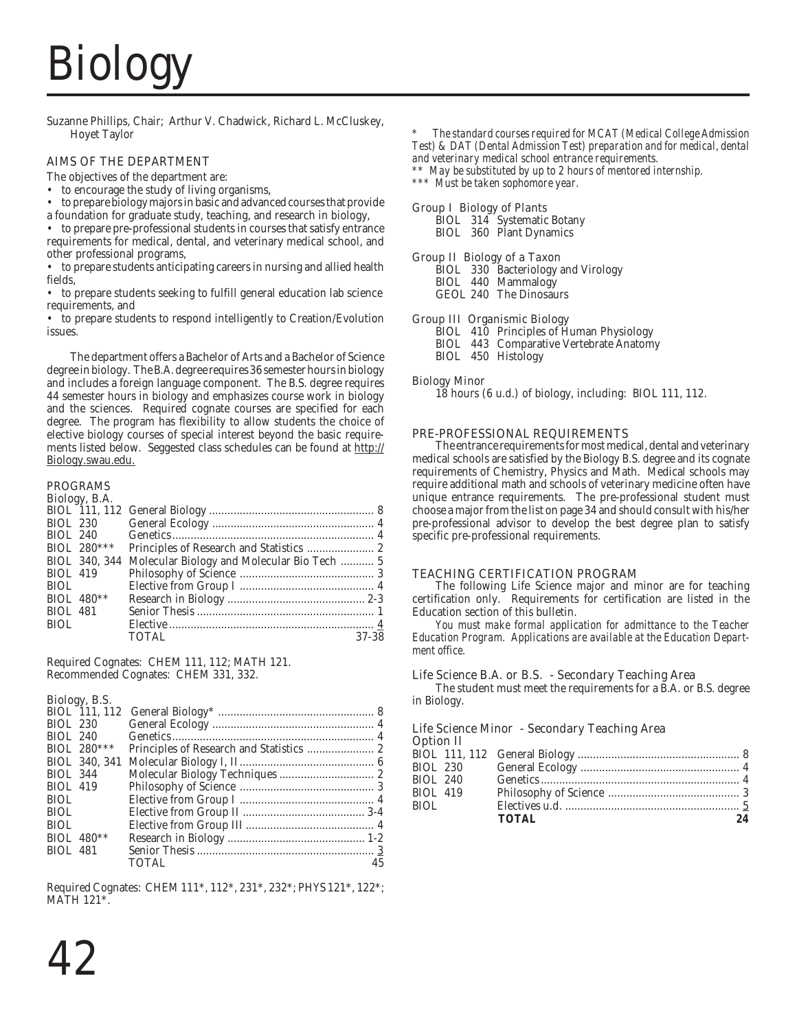# Biology

Suzanne Phillips, Chair; Arthur V. Chadwick, Richard L. McCluskey, Hoyet Taylor

## AIMS OF THE DEPARTMENT

The objectives of the department are:

- to encourage the study of living organisms,
- to prepare biology majors in basic and advanced courses that provide a foundation for graduate study, teaching, and research in biology,
- to prepare pre-professional students in courses that satisfy entrance requirements for medical, dental, and veterinary medical school, and other professional programs,
- to prepare students anticipating careers in nursing and allied health fields,
- to prepare students seeking to fulfill general education lab science requirements, and
- to prepare students to respond intelligently to Creation/Evolution issues.

The department offers a Bachelor of Arts and a Bachelor of Science degree in biology. The B.A. degree requires 36 semester hours in biology and includes a foreign language component. The B.S. degree requires 44 semester hours in biology and emphasizes course work in biology and the sciences. Required cognate courses are specified for each degree. The program has flexibility to allow students the choice of elective biology courses of special interest beyond the basic requirements listed below. Seggested class schedules can be found at http://Biology.swau.edu.

## PROGRAMS

### Biology, B.A.

| Course | Title | Hours |
|---|---|---|
| BIOL 111, 112 | General Biology | 8 |
| BIOL 230 | General Ecology | 4 |
| BIOL 240 | Genetics | 4 |
| BIOL 280*** | Principles of Research and Statistics | 2 |
| BIOL 340, 344 | Molecular Biology and Molecular Bio Tech | 5 |
| BIOL 419 | Philosophy of Science | 3 |
| BIOL | Elective from Group I | 4 |
| BIOL 480** | Research in Biology | 2-3 |
| BIOL 481 | Senior Thesis | 1 |
| BIOL | Elective | 4 |
| | TOTAL | 37-38 |

Required Cognates: CHEM 111, 112; MATH 121.
Recommended Cognates: CHEM 331, 332.

### Biology, B.S.

| Course | Title | Hours |
|---|---|---|
| BIOL 111, 112 | General Biology* | 8 |
| BIOL 230 | General Ecology | 4 |
| BIOL 240 | Genetics | 4 |
| BIOL 280*** | Principles of Research and Statistics | 2 |
| BIOL 340, 341 | Molecular Biology I, II | 6 |
| BIOL 344 | Molecular Biology Techniques | 2 |
| BIOL 419 | Philosophy of Science | 3 |
| BIOL | Elective from Group I | 4 |
| BIOL | Elective from Group II | 3-4 |
| BIOL | Elective from Group III | 4 |
| BIOL 480** | Research in Biology | 1-2 |
| BIOL 481 | Senior Thesis | 3 |
| | TOTAL | 45 |

Required Cognates: CHEM 111*, 112*, 231*, 232*; PHYS 121*, 122*; MATH 121*.

*\* The standard courses required for MCAT (Medical College Admission Test) & DAT (Dental Admission Test) preparation and for medical, dental and veterinary medical school entrance requirements.*
*\*\* May be substituted by up to 2 hours of mentored internship.*
*\*\*\* Must be taken sophomore year.*

Group I Biology of Plants
- BIOL 314 Systematic Botany
- BIOL 360 Plant Dynamics

Group II Biology of a Taxon
- BIOL 330 Bacteriology and Virology
- BIOL 440 Mammalogy
- GEOL 240 The Dinosaurs

Group III Organismic Biology
- BIOL 410 Principles of Human Physiology
- BIOL 443 Comparative Vertebrate Anatomy
- BIOL 450 Histology

### Biology Minor

18 hours (6 u.d.) of biology, including: BIOL 111, 112.

## PRE-PROFESSIONAL REQUIREMENTS

The entrance requirements for most medical, dental and veterinary medical schools are satisfied by the Biology B.S. degree and its cognate requirements of Chemistry, Physics and Math. Medical schools may require additional math and schools of veterinary medicine often have unique entrance requirements. The pre-professional student must choose a major from the list on page 34 and should consult with his/her pre-professional advisor to develop the best degree plan to satisfy specific pre-professional requirements.

## TEACHING CERTIFICATION PROGRAM

The following Life Science major and minor are for teaching certification only. Requirements for certification are listed in the Education section of this bulletin.

*You must make formal application for admittance to the Teacher Education Program. Applications are available at the Education Department office.*

### Life Science B.A. or B.S. - Secondary Teaching Area

The student must meet the requirements for a B.A. or B.S. degree in Biology.

### Life Science Minor - Secondary Teaching Area

Option II

| Course | Title | Hours |
|---|---|---|
| BIOL 111, 112 | General Biology | 8 |
| BIOL 230 | General Ecology | 4 |
| BIOL 240 | Genetics | 4 |
| BIOL 419 | Philosophy of Science | 3 |
| BIOL | Electives u.d. | 5 |
| | **TOTAL** | **24** |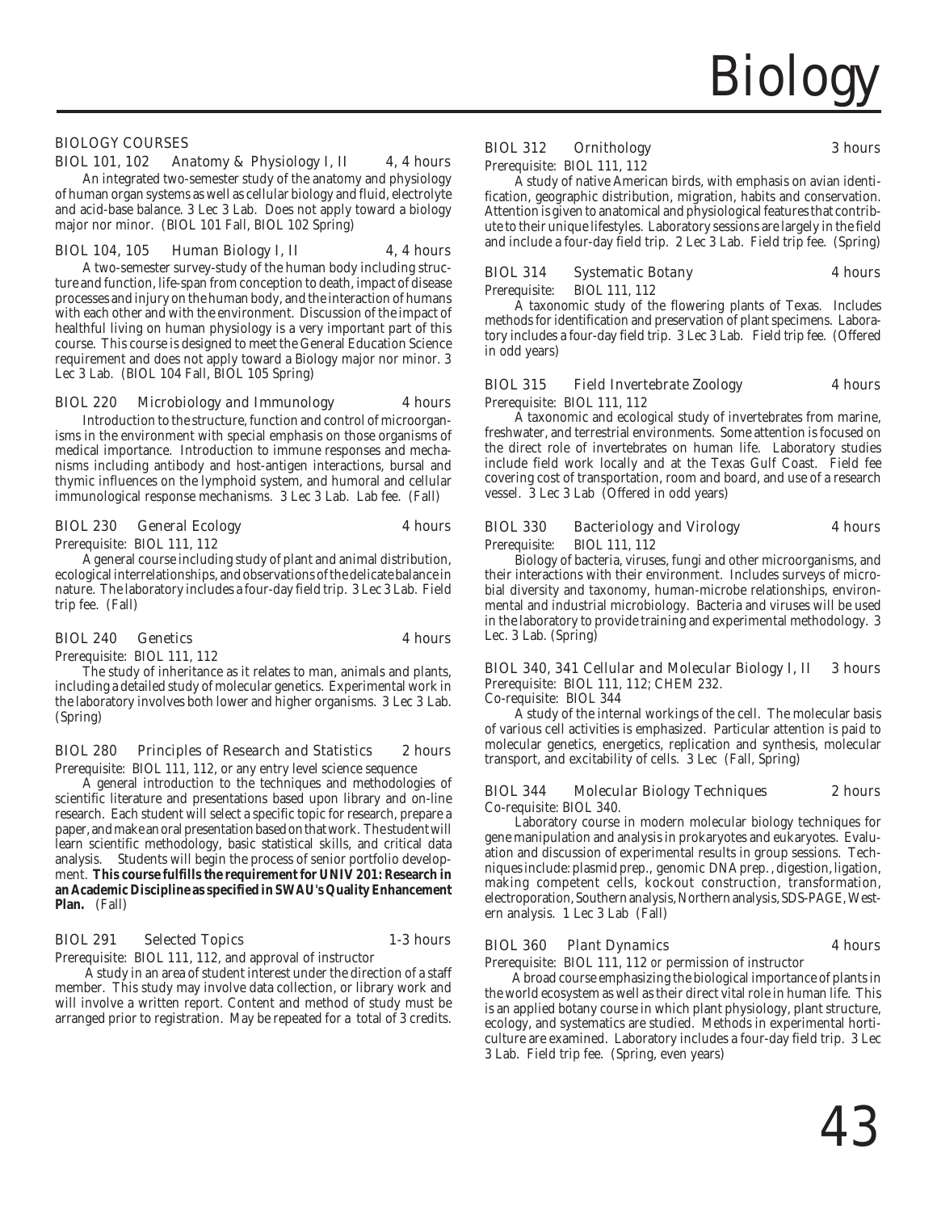## BIOLOGY COURSES

**BIOL 101, 102 Anatomy & Physiology I, II — 4, 4 hours**

An integrated two-semester study of the anatomy and physiology of human organ systems as well as cellular biology and fluid, electrolyte and acid-base balance. 3 Lec 3 Lab. Does not apply toward a biology major nor minor. (BIOL 101 Fall, BIOL 102 Spring)

**BIOL 104, 105 Human Biology I, II — 4, 4 hours**

A two-semester survey-study of the human body including structure and function, life-span from conception to death, impact of disease processes and injury on the human body, and the interaction of humans with each other and with the environment. Discussion of the impact of healthful living on human physiology is a very important part of this course. This course is designed to meet the General Education Science requirement and does not apply toward a Biology major nor minor. 3 Lec 3 Lab. (BIOL 104 Fall, BIOL 105 Spring)

**BIOL 220 Microbiology and Immunology — 4 hours**

Introduction to the structure, function and control of microorganisms in the environment with special emphasis on those organisms of medical importance. Introduction to immune responses and mechanisms including antibody and host-antigen interactions, bursal and thymic influences on the lymphoid system, and humoral and cellular immunological response mechanisms. 3 Lec 3 Lab. Lab fee. (Fall)

**BIOL 230 General Ecology — 4 hours**

Prerequisite: BIOL 111, 112

A general course including study of plant and animal distribution, ecological interrelationships, and observations of the delicate balance in nature. The laboratory includes a four-day field trip. 3 Lec 3 Lab. Field trip fee. (Fall)

**BIOL 240 Genetics — 4 hours**

Prerequisite: BIOL 111, 112

The study of inheritance as it relates to man, animals and plants, including a detailed study of molecular genetics. Experimental work in the laboratory involves both lower and higher organisms. 3 Lec 3 Lab. (Spring)

**BIOL 280 Principles of Research and Statistics — 2 hours**

Prerequisite: BIOL 111, 112, or any entry level science sequence

A general introduction to the techniques and methodologies of scientific literature and presentations based upon library and on-line research. Each student will select a specific topic for research, prepare a paper, and make an oral presentation based on that work. The student will learn scientific methodology, basic statistical skills, and critical data analysis. Students will begin the process of senior portfolio development. **This course fulfills the requirement for UNIV 201: Research in an Academic Discipline as specified in SWAU's Quality Enhancement Plan.** (Fall)

**BIOL 291 Selected Topics — 1-3 hours**

Prerequisite: BIOL 111, 112, and approval of instructor

A study in an area of student interest under the direction of a staff member. This study may involve data collection, or library work and will involve a written report. Content and method of study must be arranged prior to registration. May be repeated for a total of 3 credits.

**BIOL 312 Ornithology — 3 hours**

Prerequisite: BIOL 111, 112

A study of native American birds, with emphasis on avian identification, geographic distribution, migration, habits and conservation. Attention is given to anatomical and physiological features that contribute to their unique lifestyles. Laboratory sessions are largely in the field and include a four-day field trip. 2 Lec 3 Lab. Field trip fee. (Spring)

**BIOL 314 Systematic Botany — 4 hours**

Prerequisite: BIOL 111, 112

A taxonomic study of the flowering plants of Texas. Includes methods for identification and preservation of plant specimens. Laboratory includes a four-day field trip. 3 Lec 3 Lab. Field trip fee. (Offered in odd years)

**BIOL 315 Field Invertebrate Zoology — 4 hours**

Prerequisite: BIOL 111, 112

A taxonomic and ecological study of invertebrates from marine, freshwater, and terrestrial environments. Some attention is focused on the direct role of invertebrates on human life. Laboratory studies include field work locally and at the Texas Gulf Coast. Field fee covering cost of transportation, room and board, and use of a research vessel. 3 Lec 3 Lab (Offered in odd years)

**BIOL 330 Bacteriology and Virology — 4 hours**

Prerequisite: BIOL 111, 112

Biology of bacteria, viruses, fungi and other microorganisms, and their interactions with their environment. Includes surveys of microbial diversity and taxonomy, human-microbe relationships, environmental and industrial microbiology. Bacteria and viruses will be used in the laboratory to provide training and experimental methodology. 3 Lec. 3 Lab. (Spring)

**BIOL 340, 341 Cellular and Molecular Biology I, II — 3 hours**

Prerequisite: BIOL 111, 112; CHEM 232.

Co-requisite: BIOL 344

A study of the internal workings of the cell. The molecular basis of various cell activities is emphasized. Particular attention is paid to molecular genetics, energetics, replication and synthesis, molecular transport, and excitability of cells. 3 Lec (Fall, Spring)

**BIOL 344 Molecular Biology Techniques — 2 hours**

Co-requisite: BIOL 340.

Laboratory course in modern molecular biology techniques for gene manipulation and analysis in prokaryotes and eukaryotes. Evaluation and discussion of experimental results in group sessions. Techniques include: plasmid prep., genomic DNA prep., digestion, ligation, making competent cells, kockout construction, transformation, electroporation, Southern analysis, Northern analysis, SDS-PAGE, Western analysis. 1 Lec 3 Lab (Fall)

**BIOL 360 Plant Dynamics — 4 hours**

Prerequisite: BIOL 111, 112 or permission of instructor

A broad course emphasizing the biological importance of plants in the world ecosystem as well as their direct vital role in human life. This is an applied botany course in which plant physiology, plant structure, ecology, and systematics are studied. Methods in experimental horticulture are examined. Laboratory includes a four-day field trip. 3 Lec 3 Lab. Field trip fee. (Spring, even years)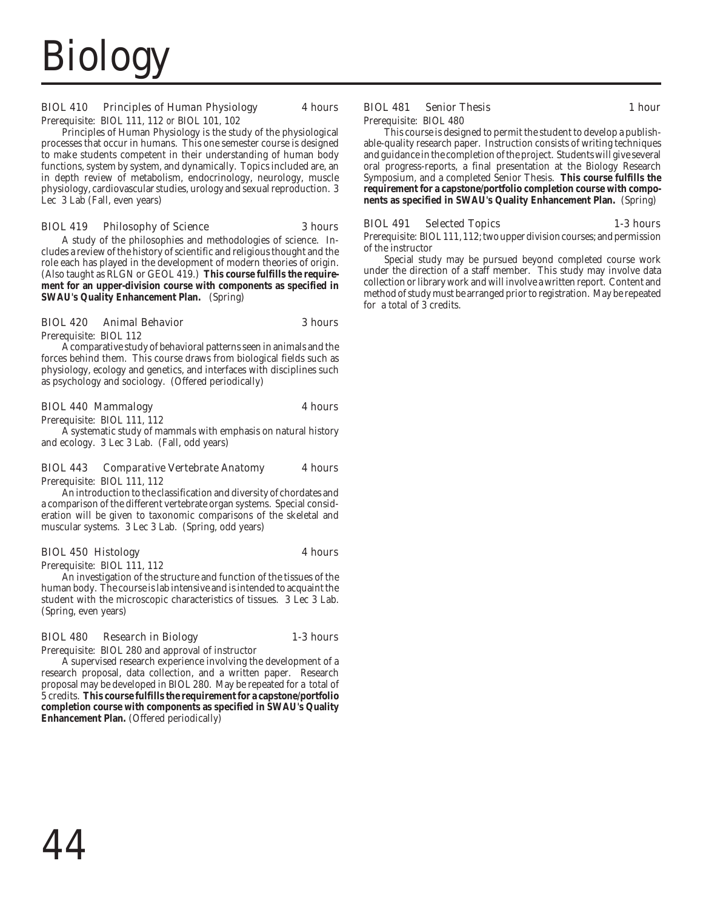# Biology

**BIOL 410 Principles of Human Physiology — 4 hours**

*Prerequisite: BIOL 111, 112 or BIOL 101, 102*

Principles of Human Physiology is the study of the physiological processes that occur in humans. This one semester course is designed to make students competent in their understanding of human body functions, system by system, and dynamically. Topics included are, an in depth review of metabolism, endocrinology, neurology, muscle physiology, cardiovascular studies, urology and sexual reproduction. 3 Lec 3 Lab (Fall, even years)

**BIOL 419 Philosophy of Science — 3 hours**

A study of the philosophies and methodologies of science. Includes a review of the history of scientific and religious thought and the role each has played in the development of modern theories of origin. (Also taught as RLGN or GEOL 419.) **This course fulfills the requirement for an upper-division course with components as specified in SWAU's Quality Enhancement Plan.** (Spring)

**BIOL 420 Animal Behavior — 3 hours**

*Prerequisite: BIOL 112*

A comparative study of behavioral patterns seen in animals and the forces behind them. This course draws from biological fields such as physiology, ecology and genetics, and interfaces with disciplines such as psychology and sociology. (Offered periodically)

**BIOL 440 Mammalogy — 4 hours**

*Prerequisite: BIOL 111, 112*

A systematic study of mammals with emphasis on natural history and ecology. 3 Lec 3 Lab. (Fall, odd years)

**BIOL 443 Comparative Vertebrate Anatomy — 4 hours**

*Prerequisite: BIOL 111, 112*

An introduction to the classification and diversity of chordates and a comparison of the different vertebrate organ systems. Special consideration will be given to taxonomic comparisons of the skeletal and muscular systems. 3 Lec 3 Lab. (Spring, odd years)

**BIOL 450 Histology — 4 hours**

*Prerequisite: BIOL 111, 112*

An investigation of the structure and function of the tissues of the human body. The course is lab intensive and is intended to acquaint the student with the microscopic characteristics of tissues. 3 Lec 3 Lab. (Spring, even years)

**BIOL 480 Research in Biology — 1-3 hours**

*Prerequisite: BIOL 280 and approval of instructor*

A supervised research experience involving the development of a research proposal, data collection, and a written paper. Research proposal may be developed in BIOL 280. May be repeated for a total of 5 credits. **This course fulfills the requirement for a capstone/portfolio completion course with components as specified in SWAU's Quality Enhancement Plan.** (Offered periodically)

**BIOL 481 Senior Thesis — 1 hour**

*Prerequisite: BIOL 480*

This course is designed to permit the student to develop a publishable-quality research paper. Instruction consists of writing techniques and guidance in the completion of the project. Students will give several oral progress-reports, a final presentation at the Biology Research Symposium, and a completed Senior Thesis. **This course fulfills the requirement for a capstone/portfolio completion course with components as specified in SWAU's Quality Enhancement Plan.** (Spring)

**BIOL 491 Selected Topics — 1-3 hours**

*Prerequisite: BIOL 111, 112; two upper division courses; and permission of the instructor*

Special study may be pursued beyond completed course work under the direction of a staff member. This study may involve data collection or library work and will involve a written report. Content and method of study must be arranged prior to registration. May be repeated for a total of 3 credits.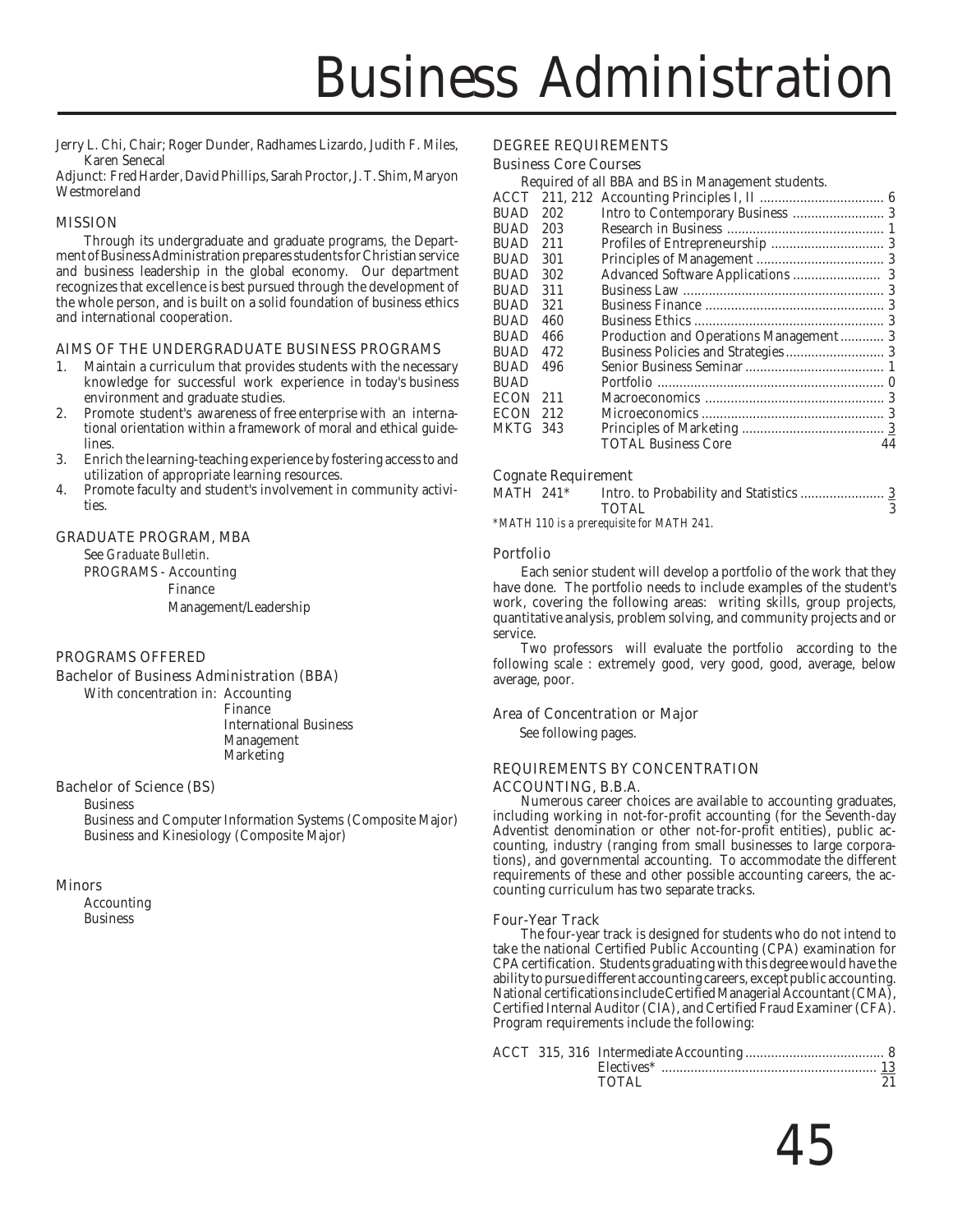# Business Administration

Jerry L. Chi, Chair; Roger Dunder, Radhames Lizardo, Judith F. Miles, Karen Senecal

Adjunct: Fred Harder, David Phillips, Sarah Proctor, J. T. Shim, Maryon Westmoreland

## MISSION

Through its undergraduate and graduate programs, the Department of Business Administration prepares students for Christian service and business leadership in the global economy. Our department recognizes that excellence is best pursued through the development of the whole person, and is built on a solid foundation of business ethics and international cooperation.

## AIMS OF THE UNDERGRADUATE BUSINESS PROGRAMS

1. Maintain a curriculum that provides students with the necessary knowledge for successful work experience in today's business environment and graduate studies.
2. Promote student's awareness of free enterprise with an international orientation within a framework of moral and ethical guidelines.
3. Enrich the learning-teaching experience by fostering access to and utilization of appropriate learning resources.
4. Promote faculty and student's involvement in community activities.

## GRADUATE PROGRAM, MBA

See *Graduate Bulletin*.

PROGRAMS - Accounting
- Finance
- Management/Leadership

## PROGRAMS OFFERED

### Bachelor of Business Administration (BBA)

With concentration in:
- Accounting
- Finance
- International Business
- Management
- Marketing

### Bachelor of Science (BS)

- Business
- Business and Computer Information Systems (Composite Major)
- Business and Kinesiology (Composite Major)

### Minors

- Accounting
- Business

## DEGREE REQUIREMENTS

### Business Core Courses

Required of all BBA and BS in Management students.

| Course | Number | Title | Credits |
|---|---|---|---|
| ACCT | 211, 212 | Accounting Principles I, II | 6 |
| BUAD | 202 | Intro to Contemporary Business | 3 |
| BUAD | 203 | Research in Business | 1 |
| BUAD | 211 | Profiles of Entrepreneurship | 3 |
| BUAD | 301 | Principles of Management | 3 |
| BUAD | 302 | Advanced Software Applications | 3 |
| BUAD | 311 | Business Law | 3 |
| BUAD | 321 | Business Finance | 3 |
| BUAD | 460 | Business Ethics | 3 |
| BUAD | 466 | Production and Operations Management | 3 |
| BUAD | 472 | Business Policies and Strategies | 3 |
| BUAD | 496 | Senior Business Seminar | 1 |
| BUAD | | Portfolio | 0 |
| ECON | 211 | Macroeconomics | 3 |
| ECON | 212 | Microeconomics | 3 |
| MKTG | 343 | Principles of Marketing | 3 |
| | | TOTAL Business Core | 44 |

### Cognate Requirement

| Course | Number | Title | Credits |
|---|---|---|---|
| MATH | 241* | Intro. to Probability and Statistics | 3 |
| | | TOTAL | 3 |

*\*MATH 110 is a prerequisite for MATH 241.*

### Portfolio

Each senior student will develop a portfolio of the work that they have done. The portfolio needs to include examples of the student's work, covering the following areas: writing skills, group projects, quantitative analysis, problem solving, and community projects and or service.

Two professors will evaluate the portfolio according to the following scale : extremely good, very good, good, average, below average, poor.

### Area of Concentration or Major

See following pages.

## REQUIREMENTS BY CONCENTRATION

### ACCOUNTING, B.B.A.

Numerous career choices are available to accounting graduates, including working in not-for-profit accounting (for the Seventh-day Adventist denomination or other not-for-profit entities), public accounting, industry (ranging from small businesses to large corporations), and governmental accounting. To accommodate the different requirements of these and other possible accounting careers, the accounting curriculum has two separate tracks.

#### *Four-Year Track*

The four-year track is designed for students who do not intend to take the national Certified Public Accounting (CPA) examination for CPA certification. Students graduating with this degree would have the ability to pursue different accounting careers, except public accounting. National certifications include Certified Managerial Accountant (CMA), Certified Internal Auditor (CIA), and Certified Fraud Examiner (CFA). Program requirements include the following:

| Course | Number | Title | Credits |
|---|---|---|---|
| ACCT | 315, 316 | Intermediate Accounting | 8 |
| | | Electives* | 13 |
| | | TOTAL | 21 |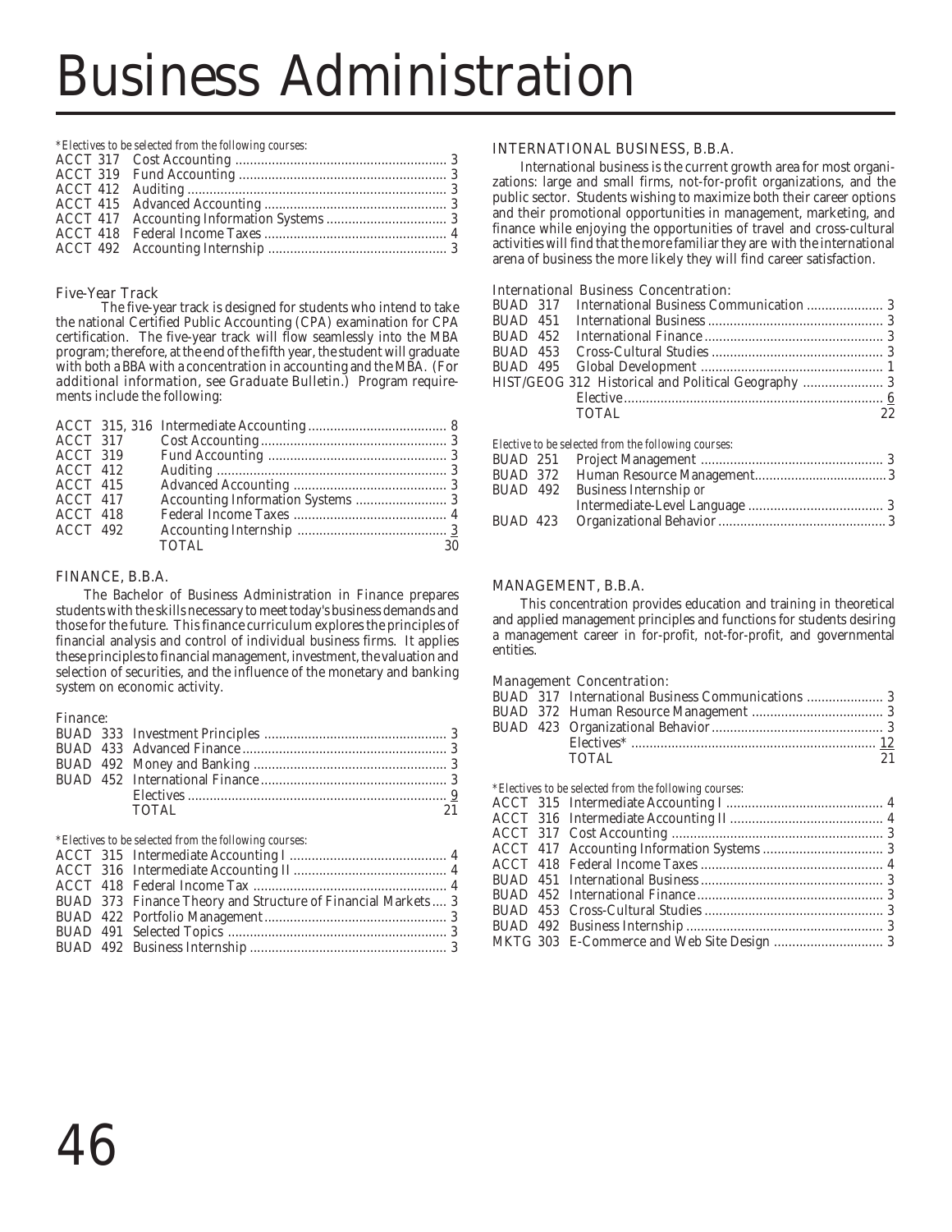# Business Administration

*\*Electives to be selected from the following courses:*

| | | |
|---|---|---|
| ACCT 317 | Cost Accounting | 3 |
| ACCT 319 | Fund Accounting | 3 |
| ACCT 412 | Auditing | 3 |
| ACCT 415 | Advanced Accounting | 3 |
| ACCT 417 | Accounting Information Systems | 3 |
| ACCT 418 | Federal Income Taxes | 4 |
| ACCT 492 | Accounting Internship | 3 |

### Five-Year Track

The five-year track is designed for students who intend to take the national Certified Public Accounting (CPA) examination for CPA certification. The five-year track will flow seamlessly into the MBA program; therefore, at the end of the fifth year, the student will graduate with both a BBA with a concentration in accounting and the MBA. (For additional information, see Graduate Bulletin.) Program requirements include the following:

| | | |
|---|---|---|
| ACCT 315, 316 | Intermediate Accounting | 8 |
| ACCT 317 | Cost Accounting | 3 |
| ACCT 319 | Fund Accounting | 3 |
| ACCT 412 | Auditing | 3 |
| ACCT 415 | Advanced Accounting | 3 |
| ACCT 417 | Accounting Information Systems | 3 |
| ACCT 418 | Federal Income Taxes | 4 |
| ACCT 492 | Accounting Internship | 3 |
| | TOTAL | 30 |

## FINANCE, B.B.A.

The Bachelor of Business Administration in Finance prepares students with the skills necessary to meet today's business demands and those for the future. This finance curriculum explores the principles of financial analysis and control of individual business firms. It applies these principles to financial management, investment, the valuation and selection of securities, and the influence of the monetary and banking system on economic activity.

### Finance:

| | | |
|---|---|---|
| BUAD 333 | Investment Principles | 3 |
| BUAD 433 | Advanced Finance | 3 |
| BUAD 492 | Money and Banking | 3 |
| BUAD 452 | International Finance | 3 |
| | Electives | 9 |
| | TOTAL | 21 |

*\*Electives to be selected from the following courses:*

| | | |
|---|---|---|
| ACCT 315 | Intermediate Accounting I | 4 |
| ACCT 316 | Intermediate Accounting II | 4 |
| ACCT 418 | Federal Income Tax | 4 |
| BUAD 373 | Finance Theory and Structure of Financial Markets | 3 |
| BUAD 422 | Portfolio Management | 3 |
| BUAD 491 | Selected Topics | 3 |
| BUAD 492 | Business Internship | 3 |

## INTERNATIONAL BUSINESS, B.B.A.

International business is the current growth area for most organizations: large and small firms, not-for-profit organizations, and the public sector. Students wishing to maximize both their career options and their promotional opportunities in management, marketing, and finance while enjoying the opportunities of travel and cross-cultural activities will find that the more familiar they are with the international arena of business the more likely they will find career satisfaction.

### International Business Concentration:

| | | |
|---|---|---|
| BUAD 317 | International Business Communication | 3 |
| BUAD 451 | International Business | 3 |
| BUAD 452 | International Finance | 3 |
| BUAD 453 | Cross-Cultural Studies | 3 |
| BUAD 495 | Global Development | 1 |
| HIST/GEOG 312 | Historical and Political Geography | 3 |
| | Elective | 6 |
| | TOTAL | 22 |

*Elective to be selected from the following courses:*

| | | |
|---|---|---|
| BUAD 251 | Project Management | 3 |
| BUAD 372 | Human Resource Management | 3 |
| BUAD 492 | Business Internship *or* Intermediate-Level Language | 3 |
| BUAD 423 | Organizational Behavior | 3 |

## MANAGEMENT, B.B.A.

This concentration provides education and training in theoretical and applied management principles and functions for students desiring a management career in for-profit, not-for-profit, and governmental entities.

### Management Concentration:

| | | |
|---|---|---|
| BUAD 317 | International Business Communications | 3 |
| BUAD 372 | Human Resource Management | 3 |
| BUAD 423 | Organizational Behavior | 3 |
| | Electives* | 12 |
| | TOTAL | 21 |

*\*Electives to be selected from the following courses:*

| | | |
|---|---|---|
| ACCT 315 | Intermediate Accounting I | 4 |
| ACCT 316 | Intermediate Accounting II | 4 |
| ACCT 317 | Cost Accounting | 3 |
| ACCT 417 | Accounting Information Systems | 3 |
| ACCT 418 | Federal Income Taxes | 4 |
| BUAD 451 | International Business | 3 |
| BUAD 452 | International Finance | 3 |
| BUAD 453 | Cross-Cultural Studies | 3 |
| BUAD 492 | Business Internship | 3 |
| MKTG 303 | E-Commerce and Web Site Design | 3 |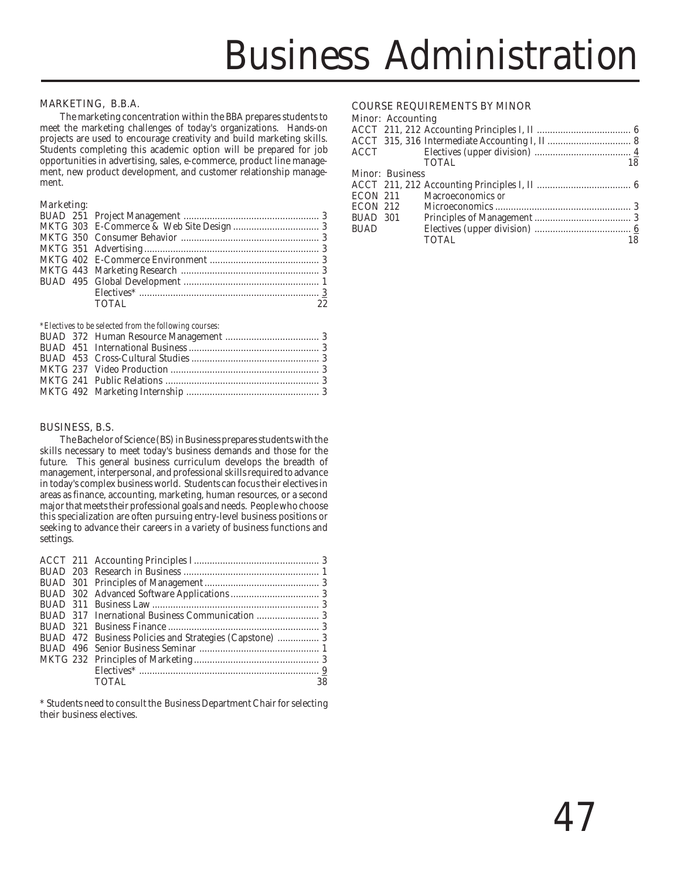# Business Administration

## MARKETING, B.B.A.

The marketing concentration within the BBA prepares students to meet the marketing challenges of today's organizations. Hands-on projects are used to encourage creativity and build marketing skills. Students completing this academic option will be prepared for job opportunities in advertising, sales, e-commerce, product line management, new product development, and customer relationship management.

*Marketing:*

| Course | Title | Credits |
|---|---|---|
| BUAD 251 | Project Management | 3 |
| MKTG 303 | E-Commerce & Web Site Design | 3 |
| MKTG 350 | Consumer Behavior | 3 |
| MKTG 351 | Advertising | 3 |
| MKTG 402 | E-Commerce Environment | 3 |
| MKTG 443 | Marketing Research | 3 |
| BUAD 495 | Global Development | 1 |
| | Electives* | 3 |
| | TOTAL | 22 |

*\*Electives to be selected from the following courses:*

| Course | Title | Credits |
|---|---|---|
| BUAD 372 | Human Resource Management | 3 |
| BUAD 451 | International Business | 3 |
| BUAD 453 | Cross-Cultural Studies | 3 |
| MKTG 237 | Video Production | 3 |
| MKTG 241 | Public Relations | 3 |
| MKTG 492 | Marketing Internship | 3 |

## BUSINESS, B.S.

The Bachelor of Science (BS) in Business prepares students with the skills necessary to meet today's business demands and those for the future. This general business curriculum develops the breadth of management, interpersonal, and professional skills required to advance in today's complex business world. Students can focus their electives in areas as finance, accounting, marketing, human resources, or a second major that meets their professional goals and needs. People who choose this specialization are often pursuing entry-level business positions or seeking to advance their careers in a variety of business functions and settings.

| Course | Title | Credits |
|---|---|---|
| ACCT 211 | Accounting Principles I | 3 |
| BUAD 203 | Research in Business | 1 |
| BUAD 301 | Principles of Management | 3 |
| BUAD 302 | Advanced Software Applications | 3 |
| BUAD 311 | Business Law | 3 |
| BUAD 317 | Inernational Business Communication | 3 |
| BUAD 321 | Business Finance | 3 |
| BUAD 472 | Business Policies and Strategies (Capstone) | 3 |
| BUAD 496 | Senior Business Seminar | 1 |
| MKTG 232 | Principles of Marketing | 3 |
| | Electives* | 9 |
| | TOTAL | 38 |

\* Students need to consult the Business Department Chair for selecting their business electives.

## COURSE REQUIREMENTS BY MINOR

**Minor: Accounting**

| Course | Title | Credits |
|---|---|---|
| ACCT 211, 212 | Accounting Principles I, II | 6 |
| ACCT 315, 316 | Intermediate Accounting I, II | 8 |
| ACCT | Electives (upper division) | 4 |
| | TOTAL | 18 |

**Minor: Business**

| Course | Title | Credits |
|---|---|---|
| ACCT 211, 212 | Accounting Principles I, II | 6 |
| ECON 211 | Macroeconomics *or* | |
| ECON 212 | Microeconomics | 3 |
| BUAD 301 | Principles of Management | 3 |
| BUAD | Electives (upper division) | 6 |
| | TOTAL | 18 |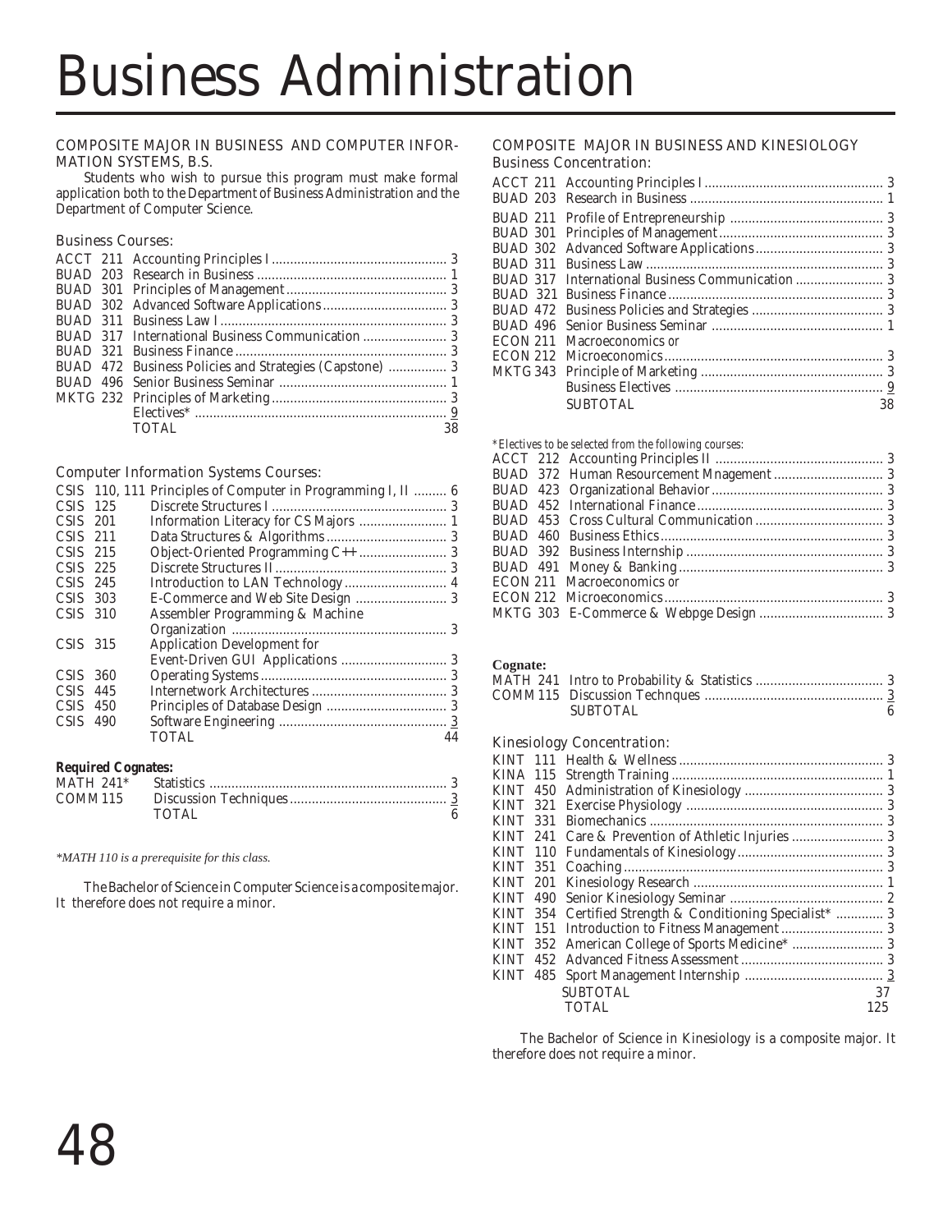# Business Administration

## COMPOSITE MAJOR IN BUSINESS AND COMPUTER INFORMATION SYSTEMS, B.S.

Students who wish to pursue this program must make formal application both to the Department of Business Administration and the Department of Computer Science.

### Business Courses:

| Course | Title | Credits |
|---|---|---|
| ACCT 211 | Accounting Principles I | 3 |
| BUAD 203 | Research in Business | 1 |
| BUAD 301 | Principles of Management | 3 |
| BUAD 302 | Advanced Software Applications | 3 |
| BUAD 311 | Business Law I | 3 |
| BUAD 317 | International Business Communication | 3 |
| BUAD 321 | Business Finance | 3 |
| BUAD 472 | Business Policies and Strategies (Capstone) | 3 |
| BUAD 496 | Senior Business Seminar | 1 |
| MKTG 232 | Principles of Marketing | 3 |
| | Electives* | 9 |
| | TOTAL | 38 |

### Computer Information Systems Courses:

| Course | Title | Credits |
|---|---|---|
| CSIS 110, 111 | Principles of Computer in Programming I, II | 6 |
| CSIS 125 | Discrete Structures I | 3 |
| CSIS 201 | Information Literacy for CS Majors | 1 |
| CSIS 211 | Data Structures & Algorithms | 3 |
| CSIS 215 | Object-Oriented Programming C++ | 3 |
| CSIS 225 | Discrete Structures II | 3 |
| CSIS 245 | Introduction to LAN Technology | 4 |
| CSIS 303 | E-Commerce and Web Site Design | 3 |
| CSIS 310 | Assembler Programming & Machine Organization | 3 |
| CSIS 315 | Application Development for Event-Driven GUI Applications | 3 |
| CSIS 360 | Operating Systems | 3 |
| CSIS 445 | Internetwork Architectures | 3 |
| CSIS 450 | Principles of Database Design | 3 |
| CSIS 490 | Software Engineering | 3 |
| | TOTAL | 44 |

**Required Cognates:**

| Course | Title | Credits |
|---|---|---|
| MATH 241* | Statistics | 3 |
| COMM115 | Discussion Techniques | 3 |
| | TOTAL | 6 |

*\*MATH 110 is a prerequisite for this class.*

The Bachelor of Science in Computer Science is a composite major. It therefore does not require a minor.

## COMPOSITE MAJOR IN BUSINESS AND KINESIOLOGY

### Business Concentration:

| Course | Title | Credits |
|---|---|---|
| ACCT 211 | Accounting Principles I | 3 |
| BUAD 203 | Research in Business | 1 |
| BUAD 211 | Profile of Entrepreneurship | 3 |
| BUAD 301 | Principles of Management | 3 |
| BUAD 302 | Advanced Software Applications | 3 |
| BUAD 311 | Business Law | 3 |
| BUAD 317 | International Business Communication | 3 |
| BUAD 321 | Business Finance | 3 |
| BUAD 472 | Business Policies and Strategies | 3 |
| BUAD 496 | Senior Business Seminar | 1 |
| ECON 211 | Macroeconomics *or* | |
| ECON 212 | Microeconomics | 3 |
| MKTG 343 | Principle of Marketing | 3 |
| | Business Electives | 9 |
| | SUBTOTAL | 38 |

*\*Electives to be selected from the following courses:*

| Course | Title | Credits |
|---|---|---|
| ACCT 212 | Accounting Principles II | 3 |
| BUAD 372 | Human Resourcement Mnagement | 3 |
| BUAD 423 | Organizational Behavior | 3 |
| BUAD 452 | International Finance | 3 |
| BUAD 453 | Cross Cultural Communication | 3 |
| BUAD 460 | Business Ethics | 3 |
| BUAD 392 | Business Internship | 3 |
| BUAD 491 | Money & Banking | 3 |
| ECON 211 | Macroeconomics *or* | |
| ECON 212 | Microeconomics | 3 |
| MKTG 303 | E-Commerce & Webpge Design | 3 |

**Cognate:**

| Course | Title | Credits |
|---|---|---|
| MATH 241 | Intro to Probability & Statistics | 3 |
| COMM115 | Discussion Technques | 3 |
| | SUBTOTAL | 6 |

### Kinesiology Concentration:

| Course | Title | Credits |
|---|---|---|
| KINT 111 | Health & Wellness | 3 |
| KINA 115 | Strength Training | 1 |
| KINT 450 | Administration of Kinesiology | 3 |
| KINT 321 | Exercise Physiology | 3 |
| KINT 331 | Biomechanics | 3 |
| KINT 241 | Care & Prevention of Athletic Injuries | 3 |
| KINT 110 | Fundamentals of Kinesiology | 3 |
| KINT 351 | Coaching | 3 |
| KINT 201 | Kinesiology Research | 1 |
| KINT 490 | Senior Kinesiology Seminar | 2 |
| KINT 354 | Certified Strength & Conditioning Specialist* | 3 |
| KINT 151 | Introduction to Fitness Management | 3 |
| KINT 352 | American College of Sports Medicine* | 3 |
| KINT 452 | Advanced Fitness Assessment | 3 |
| KINT 485 | Sport Management Internship | 3 |
| | SUBTOTAL | 37 |
| | TOTAL | 125 |

The Bachelor of Science in Kinesiology is a composite major. It therefore does not require a minor.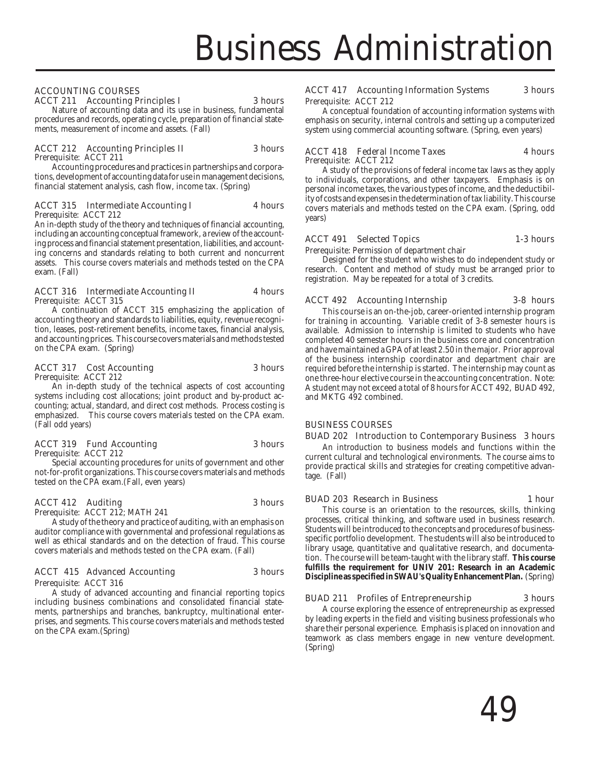# Business Administration

## ACCOUNTING COURSES

**ACCT 211 Accounting Principles I** — 3 hours

Nature of accounting data and its use in business, fundamental procedures and records, operating cycle, preparation of financial statements, measurement of income and assets. (Fall)

**ACCT 212 Accounting Principles II** — 3 hours
Prerequisite: ACCT 211

Accounting procedures and practices in partnerships and corporations, development of accounting data for use in management decisions, financial statement analysis, cash flow, income tax. (Spring)

**ACCT 315 Intermediate Accounting I** — 4 hours
Prerequisite: ACCT 212

An in-depth study of the theory and techniques of financial accounting, including an accounting conceptual framework, a review of the accounting process and financial statement presentation, liabilities, and accounting concerns and standards relating to both current and noncurrent assets. This course covers materials and methods tested on the CPA exam. (Fall)

**ACCT 316 Intermediate Accounting II** — 4 hours
Prerequisite: ACCT 315

A continuation of ACCT 315 emphasizing the application of accounting theory and standards to liabilities, equity, revenue recognition, leases, post-retirement benefits, income taxes, financial analysis, and accounting prices. This course covers materials and methods tested on the CPA exam. (Spring)

**ACCT 317 Cost Accounting** — 3 hours
Prerequisite: ACCT 212

An in-depth study of the technical aspects of cost accounting systems including cost allocations; joint product and by-product accounting; actual, standard, and direct cost methods. Process costing is emphasized. This course covers materials tested on the CPA exam. (Fall odd years)

**ACCT 319 Fund Accounting** — 3 hours
Prerequisite: ACCT 212

Special accounting procedures for units of government and other not-for-profit organizations. This course covers materials and methods tested on the CPA exam.(Fall, even years)

**ACCT 412 Auditing** — 3 hours
Prerequisite: ACCT 212; MATH 241

A study of the theory and practice of auditing, with an emphasis on auditor compliance with governmental and professional regulations as well as ethical standards and on the detection of fraud. This course covers materials and methods tested on the CPA exam. (Fall)

**ACCT 415 Advanced Accounting** — 3 hours
Prerequisite: ACCT 316

A study of advanced accounting and financial reporting topics including business combinations and consolidated financial statements, partnerships and branches, bankruptcy, multinational enterprises, and segments. This course covers materials and methods tested on the CPA exam.(Spring)

**ACCT 417 Accounting Information Systems** — 3 hours
Prerequisite: ACCT 212

A conceptual foundation of accounting information systems with emphasis on security, internal controls and setting up a computerized system using commercial acounting software. (Spring, even years)

**ACCT 418 Federal Income Taxes** — 4 hours
Prerequisite: ACCT 212

A study of the provisions of federal income tax laws as they apply to individuals, corporations, and other taxpayers. Emphasis is on personal income taxes, the various types of income, and the deductibility of costs and expenses in the determination of tax liability. This course covers materials and methods tested on the CPA exam. (Spring, odd years)

**ACCT 491 Selected Topics** — 1-3 hours
Prerequisite: Permission of department chair

Designed for the student who wishes to do independent study or research. Content and method of study must be arranged prior to registration. May be repeated for a total of 3 credits.

**ACCT 492 Accounting Internship** — 3-8 hours

This course is an on-the-job, career-oriented internship program for training in accounting. Variable credit of 3-8 semester hours is available. Admission to internship is limited to students who have completed 40 semester hours in the business core and concentration and have maintained a GPA of at least 2.50 in the major. Prior approval of the business internship coordinator and department chair are required before the internship is started. The internship may count as one three-hour elective course in the accounting concentration. Note: A student may not exceed a total of 8 hours for ACCT 492, BUAD 492, and MKTG 492 combined.

## BUSINESS COURSES

**BUAD 202 Introduction to Contemporary Business** — 3 hours

An introduction to business models and functions within the current cultural and technological environments. The course aims to provide practical skills and strategies for creating competitive advantage. (Fall)

**BUAD 203 Research in Business** — 1 hour

This course is an orientation to the resources, skills, thinking processes, critical thinking, and software used in business research. Students will be introduced to the concepts and procedures of business-specific portfolio development. The students will also be introduced to library usage, quantitative and qualitative research, and documentation. The course will be team-taught with the library staff. **This course fulfills the requirement for UNIV 201: Research in an Academic Discipline as specified in SWAU's Quality Enhancement Plan.** (Spring)

**BUAD 211 Profiles of Entrepreneurship** — 3 hours

A course exploring the essence of entrepreneurship as expressed by leading experts in the field and visiting business professionals who share their personal experience. Emphasis is placed on innovation and teamwork as class members engage in new venture development. (Spring)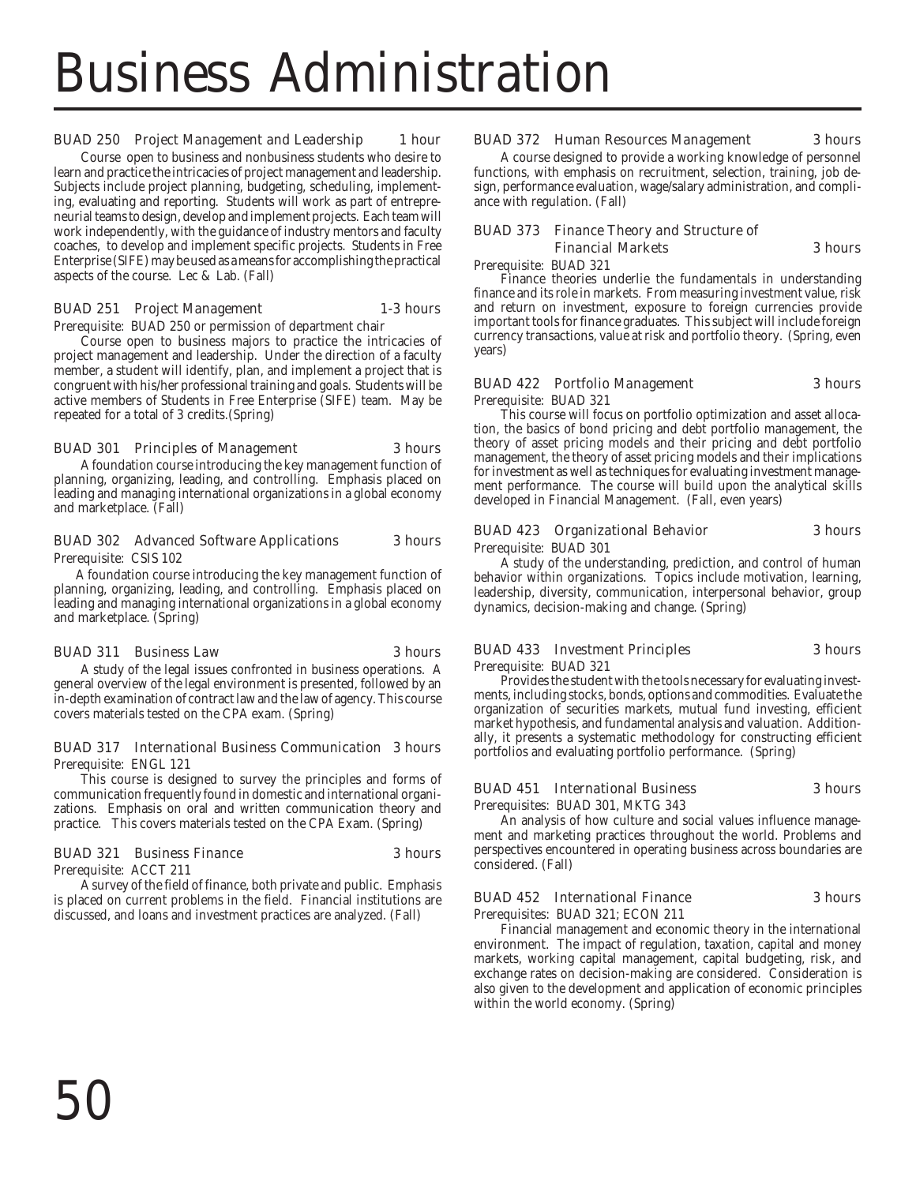# Business Administration

### BUAD 250 Project Management and Leadership — 1 hour

Course open to business and nonbusiness students who desire to learn and practice the intricacies of project management and leadership. Subjects include project planning, budgeting, scheduling, implementing, evaluating and reporting. Students will work as part of entrepreneurial teams to design, develop and implement projects. Each team will work independently, with the guidance of industry mentors and faculty coaches, to develop and implement specific projects. Students in Free Enterprise (SIFE) may be used as a means for accomplishing the practical aspects of the course. Lec & Lab. (Fall)

### BUAD 251 Project Management — 1-3 hours

Prerequisite: BUAD 250 or permission of department chair

Course open to business majors to practice the intricacies of project management and leadership. Under the direction of a faculty member, a student will identify, plan, and implement a project that is congruent with his/her professional training and goals. Students will be active members of Students in Free Enterprise (SIFE) team. May be repeated for a total of 3 credits.(Spring)

### BUAD 301 Principles of Management — 3 hours

A foundation course introducing the key management function of planning, organizing, leading, and controlling. Emphasis placed on leading and managing international organizations in a global economy and marketplace. (Fall)

### BUAD 302 Advanced Software Applications — 3 hours

Prerequisite: CSIS 102

A foundation course introducing the key management function of planning, organizing, leading, and controlling. Emphasis placed on leading and managing international organizations in a global economy and marketplace. (Spring)

### BUAD 311 Business Law — 3 hours

A study of the legal issues confronted in business operations. A general overview of the legal environment is presented, followed by an in-depth examination of contract law and the law of agency. This course covers materials tested on the CPA exam. (Spring)

### BUAD 317 International Business Communication — 3 hours

Prerequisite: ENGL 121

This course is designed to survey the principles and forms of communication frequently found in domestic and international organizations. Emphasis on oral and written communication theory and practice. This covers materials tested on the CPA Exam. (Spring)

### BUAD 321 Business Finance — 3 hours

Prerequisite: ACCT 211

A survey of the field of finance, both private and public. Emphasis is placed on current problems in the field. Financial institutions are discussed, and loans and investment practices are analyzed. (Fall)

### BUAD 372 Human Resources Management — 3 hours

A course designed to provide a working knowledge of personnel functions, with emphasis on recruitment, selection, training, job design, performance evaluation, wage/salary administration, and compliance with regulation. (Fall)

### BUAD 373 Finance Theory and Structure of Financial Markets — 3 hours

Prerequisite: BUAD 321

Finance theories underlie the fundamentals in understanding finance and its role in markets. From measuring investment value, risk and return on investment, exposure to foreign currencies provide important tools for finance graduates. This subject will include foreign currency transactions, value at risk and portfolio theory. (Spring, even years)

### BUAD 422 Portfolio Management — 3 hours

Prerequisite: BUAD 321

This course will focus on portfolio optimization and asset allocation, the basics of bond pricing and debt portfolio management, the theory of asset pricing models and their pricing and debt portfolio management, the theory of asset pricing models and their implications for investment as well as techniques for evaluating investment management performance. The course will build upon the analytical skills developed in Financial Management. (Fall, even years)

### BUAD 423 Organizational Behavior — 3 hours

Prerequisite: BUAD 301

A study of the understanding, prediction, and control of human behavior within organizations. Topics include motivation, learning, leadership, diversity, communication, interpersonal behavior, group dynamics, decision-making and change. (Spring)

### BUAD 433 Investment Principles — 3 hours

Prerequisite: BUAD 321

Provides the student with the tools necessary for evaluating investments, including stocks, bonds, options and commodities. Evaluate the organization of securities markets, mutual fund investing, efficient market hypothesis, and fundamental analysis and valuation. Additionally, it presents a systematic methodology for constructing efficient portfolios and evaluating portfolio performance. (Spring)

### BUAD 451 International Business — 3 hours

Prerequisites: BUAD 301, MKTG 343

An analysis of how culture and social values influence management and marketing practices throughout the world. Problems and perspectives encountered in operating business across boundaries are considered. (Fall)

### BUAD 452 International Finance — 3 hours

Prerequisites: BUAD 321; ECON 211

Financial management and economic theory in the international environment. The impact of regulation, taxation, capital and money markets, working capital management, capital budgeting, risk, and exchange rates on decision-making are considered. Consideration is also given to the development and application of economic principles within the world economy. (Spring)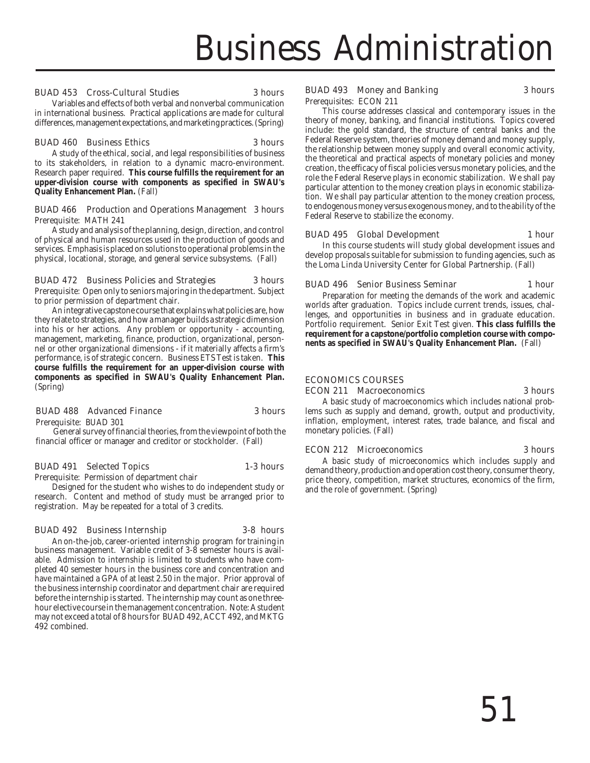# Business Administration

### BUAD 453 Cross-Cultural Studies 3 hours

Variables and effects of both verbal and nonverbal communication in international business. Practical applications are made for cultural differences, management expectations, and marketing practices. (Spring)

### BUAD 460 Business Ethics 3 hours

A study of the ethical, social, and legal responsibilities of business to its stakeholders, in relation to a dynamic macro-environment. Research paper required. **This course fulfills the requirement for an upper-division course with components as specified in SWAU's Quality Enhancement Plan.** (Fall)

### BUAD 466 Production and Operations Management 3 hours

Prerequisite: MATH 241

A study and analysis of the planning, design, direction, and control of physical and human resources used in the production of goods and services. Emphasis is placed on solutions to operational problems in the physical, locational, storage, and general service subsystems. (Fall)

### BUAD 472 Business Policies and Strategies 3 hours

Prerequisite: Open only to seniors majoring in the department. Subject to prior permission of department chair.

An integrative capstone course that explains what policies are, how they relate to strategies, and how a manager builds a strategic dimension into his or her actions. Any problem or opportunity - accounting, management, marketing, finance, production, organizational, personnel or other organizational dimensions - if it materially affects a firm's performance, is of strategic concern. Business ETS Test is taken. **This course fulfills the requirement for an upper-division course with components as specified in SWAU's Quality Enhancement Plan.** (Spring)

### BUAD 488 Advanced Finance 3 hours

Prerequisite: BUAD 301

General survey of financial theories, from the viewpoint of both the financial officer or manager and creditor or stockholder. (Fall)

### BUAD 491 Selected Topics 1-3 hours

Prerequisite: Permission of department chair

Designed for the student who wishes to do independent study or research. Content and method of study must be arranged prior to registration. May be repeated for a total of 3 credits.

### BUAD 492 Business Internship 3-8 hours

An on-the-job, career-oriented internship program for training in business management. Variable credit of 3-8 semester hours is available. Admission to internship is limited to students who have completed 40 semester hours in the business core and concentration and have maintained a GPA of at least 2.50 in the major. Prior approval of the business internship coordinator and department chair are required before the internship is started. The internship may count as one three-hour elective course in the management concentration. Note: A student may not exceed a total of 8 hours for BUAD 492, ACCT 492, and MKTG 492 combined.

### BUAD 493 Money and Banking 3 hours

Prerequisites: ECON 211

This course addresses classical and contemporary issues in the theory of money, banking, and financial institutions. Topics covered include: the gold standard, the structure of central banks and the Federal Reserve system, theories of money demand and money supply, the relationship between money supply and overall economic activity, the theoretical and practical aspects of monetary policies and money creation, the efficacy of fiscal policies versus monetary policies, and the role the Federal Reserve plays in economic stabilization. We shall pay particular attention to the money creation plays in economic stabilization. We shall pay particular attention to the money creation process, to endogenous money versus exogenous money, and to the ability of the Federal Reserve to stabilize the economy.

### BUAD 495 Global Development 1 hour

In this course students will study global development issues and develop proposals suitable for submission to funding agencies, such as the Loma Linda University Center for Global Partnership. (Fall)

### BUAD 496 Senior Business Seminar 1 hour

Preparation for meeting the demands of the work and academic worlds after graduation. Topics include current trends, issues, challenges, and opportunities in business and in graduate education. Portfolio requirement. Senior Exit Test given. **This class fulfills the requirement for a capstone/portfolio completion course with components as specified in SWAU's Quality Enhancement Plan.** (Fall)

## ECONOMICS COURSES

### ECON 211 Macroeconomics 3 hours

A basic study of macroeconomics which includes national problems such as supply and demand, growth, output and productivity, inflation, employment, interest rates, trade balance, and fiscal and monetary policies. (Fall)

### ECON 212 Microeconomics 3 hours

A basic study of microeconomics which includes supply and demand theory, production and operation cost theory, consumer theory, price theory, competition, market structures, economics of the firm, and the role of government. (Spring)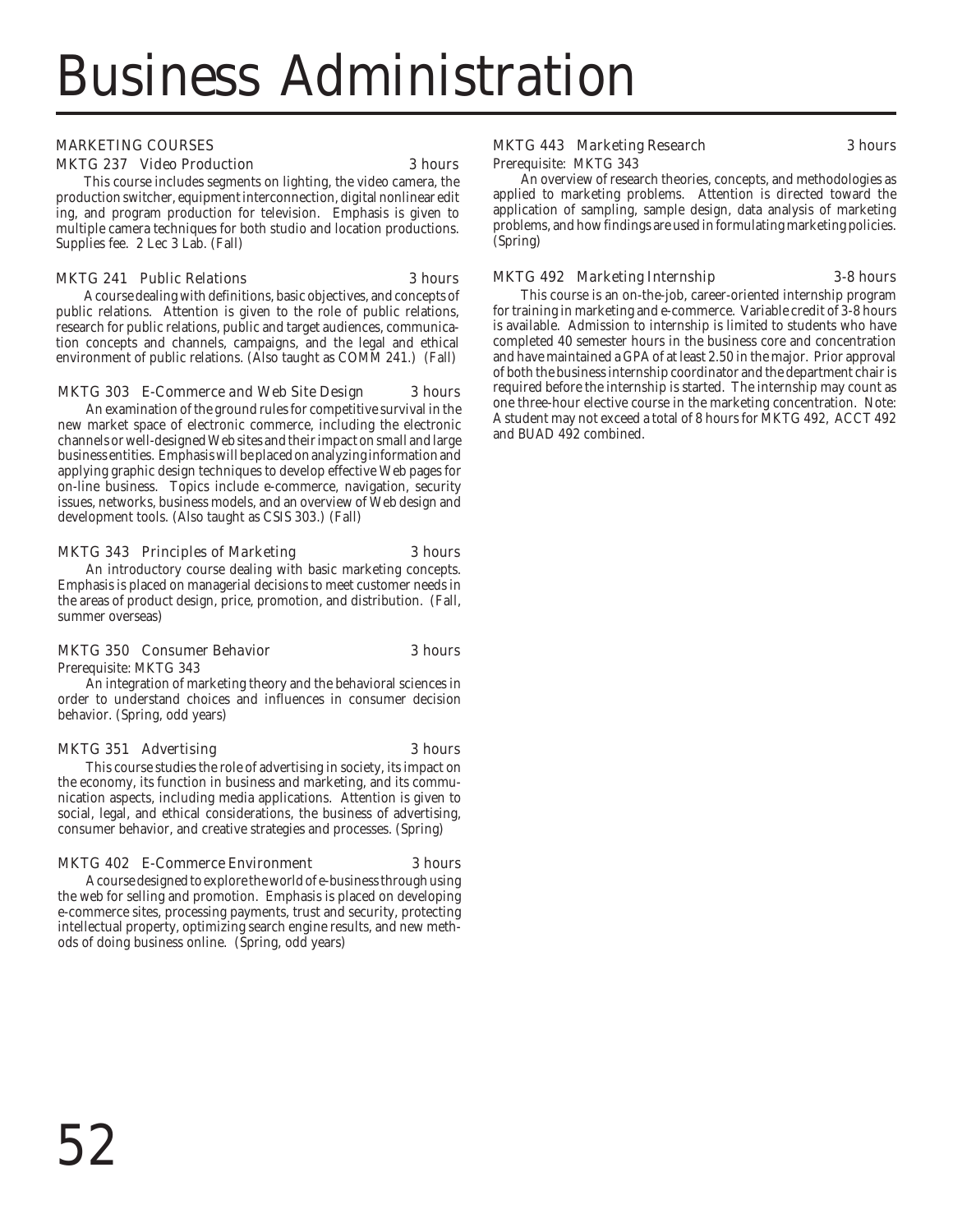# Business Administration

## MARKETING COURSES

### MKTG 237 Video Production — 3 hours

This course includes segments on lighting, the video camera, the production switcher, equipment interconnection, digital nonlinear edit ing, and program production for television. Emphasis is given to multiple camera techniques for both studio and location productions. Supplies fee. 2 Lec 3 Lab. (Fall)

### MKTG 241 Public Relations — 3 hours

A course dealing with definitions, basic objectives, and concepts of public relations. Attention is given to the role of public relations, research for public relations, public and target audiences, communication concepts and channels, campaigns, and the legal and ethical environment of public relations. (Also taught as COMM 241.) (Fall)

### MKTG 303 E-Commerce and Web Site Design — 3 hours

An examination of the ground rules for competitive survival in the new market space of electronic commerce, including the electronic channels or well-designed Web sites and their impact on small and large business entities. Emphasis will be placed on analyzing information and applying graphic design techniques to develop effective Web pages for on-line business. Topics include e-commerce, navigation, security issues, networks, business models, and an overview of Web design and development tools. (Also taught as CSIS 303.) (Fall)

### MKTG 343 Principles of Marketing — 3 hours

An introductory course dealing with basic marketing concepts. Emphasis is placed on managerial decisions to meet customer needs in the areas of product design, price, promotion, and distribution. (Fall, summer overseas)

### MKTG 350 Consumer Behavior — 3 hours

Prerequisite: MKTG 343

An integration of marketing theory and the behavioral sciences in order to understand choices and influences in consumer decision behavior. (Spring, odd years)

### MKTG 351 Advertising — 3 hours

This course studies the role of advertising in society, its impact on the economy, its function in business and marketing, and its communication aspects, including media applications. Attention is given to social, legal, and ethical considerations, the business of advertising, consumer behavior, and creative strategies and processes. (Spring)

### MKTG 402 E-Commerce Environment — 3 hours

A course designed to explore the world of e-business through using the web for selling and promotion. Emphasis is placed on developing e-commerce sites, processing payments, trust and security, protecting intellectual property, optimizing search engine results, and new methods of doing business online. (Spring, odd years)

### MKTG 443 Marketing Research — 3 hours

Prerequisite: MKTG 343

An overview of research theories, concepts, and methodologies as applied to marketing problems. Attention is directed toward the application of sampling, sample design, data analysis of marketing problems, and how findings are used in formulating marketing policies. (Spring)

### MKTG 492 Marketing Internship — 3-8 hours

This course is an on-the-job, career-oriented internship program for training in marketing and e-commerce. Variable credit of 3-8 hours is available. Admission to internship is limited to students who have completed 40 semester hours in the business core and concentration and have maintained a GPA of at least 2.50 in the major. Prior approval of both the business internship coordinator and the department chair is required before the internship is started. The internship may count as one three-hour elective course in the marketing concentration. Note: A student may not exceed a total of 8 hours for MKTG 492, ACCT 492 and BUAD 492 combined.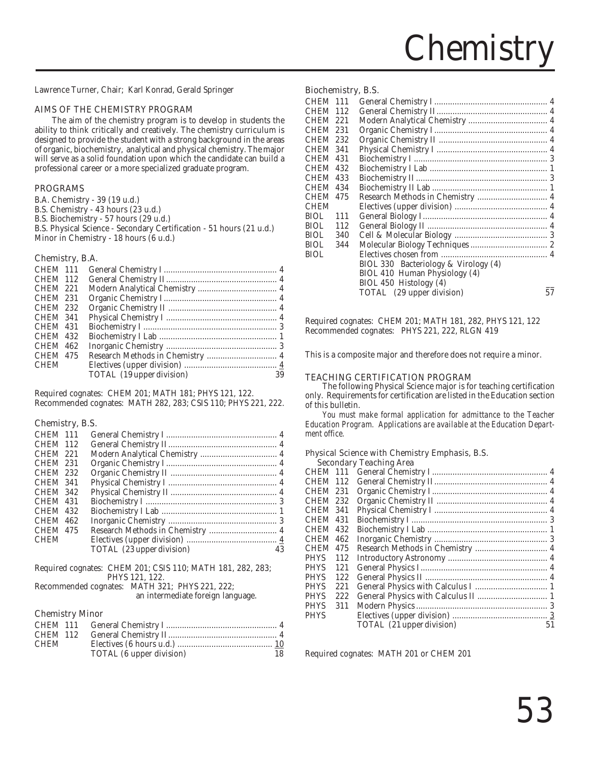# Chemistry

Lawrence Turner, Chair; Karl Konrad, Gerald Springer

## AIMS OF THE CHEMISTRY PROGRAM

The aim of the chemistry program is to develop in students the ability to think critically and creatively. The chemistry curriculum is designed to provide the student with a strong background in the areas of organic, biochemistry, analytical and physical chemistry. The major will serve as a solid foundation upon which the candidate can build a professional career or a more specialized graduate program.

## PROGRAMS

B.A. Chemistry - 39 (19 u.d.)
B.S. Chemistry - 43 hours (23 u.d.)
B.S. Biochemistry - 57 hours (29 u.d.)
B.S. Physical Science - Secondary Certification - 51 hours (21 u.d.)
Minor in Chemistry - 18 hours (6 u.d.)

### Chemistry, B.A.

| | | | |
|---|---|---|---|
| CHEM | 111 | General Chemistry I | 4 |
| CHEM | 112 | General Chemistry II | 4 |
| CHEM | 221 | Modern Analytical Chemistry | 4 |
| CHEM | 231 | Organic Chemistry I | 4 |
| CHEM | 232 | Organic Chemistry II | 4 |
| CHEM | 341 | Physical Chemistry I | 4 |
| CHEM | 431 | Biochemistry I | 3 |
| CHEM | 432 | Biochemistry I Lab | 1 |
| CHEM | 462 | Inorganic Chemistry | 3 |
| CHEM | 475 | Research Methods in Chemistry | 4 |
| CHEM | | Electives (upper division) | 4 |
| | | TOTAL (19 upper division) | 39 |

Required cognates: CHEM 201; MATH 181; PHYS 121, 122.
Recommended cognates: MATH 282, 283; CSIS 110; PHYS 221, 222.

### Chemistry, B.S.

| | | | |
|---|---|---|---|
| CHEM | 111 | General Chemistry I | 4 |
| CHEM | 112 | General Chemistry II | 4 |
| CHEM | 221 | Modern Analytical Chemistry | 4 |
| CHEM | 231 | Organic Chemistry I | 4 |
| CHEM | 232 | Organic Chemistry II | 4 |
| CHEM | 341 | Physical Chemistry I | 4 |
| CHEM | 342 | Physical Chemistry II | 4 |
| CHEM | 431 | Biochemistry I | 3 |
| CHEM | 432 | Biochemistry I Lab | 1 |
| CHEM | 462 | Inorganic Chemistry | 3 |
| CHEM | 475 | Research Methods in Chemistry | 4 |
| CHEM | | Electives (upper division) | 4 |
| | | TOTAL (23 upper division) | 43 |

Required cognates: CHEM 201; CSIS 110; MATH 181, 282, 283; PHYS 121, 122.
Recommended cognates: MATH 321; PHYS 221, 222; an intermediate foreign language.

### Chemistry Minor

| | | | |
|---|---|---|---|
| CHEM | 111 | General Chemistry I | 4 |
| CHEM | 112 | General Chemistry II | 4 |
| CHEM | | Electives (6 hours u.d.) | 10 |
| | | TOTAL (6 upper division) | 18 |

### Biochemistry, B.S.

| | | | |
|---|---|---|---|
| CHEM | 111 | General Chemistry I | 4 |
| CHEM | 112 | General Chemistry II | 4 |
| CHEM | 221 | Modern Analytical Chemistry | 4 |
| CHEM | 231 | Organic Chemistry I | 4 |
| CHEM | 232 | Organic Chemistry II | 4 |
| CHEM | 341 | Physical Chemistry I | 4 |
| CHEM | 431 | Biochemistry I | 3 |
| CHEM | 432 | Biochemistry I Lab | 1 |
| CHEM | 433 | Biochemistry II | 3 |
| CHEM | 434 | Biochemistry II Lab | 1 |
| CHEM | 475 | Research Methods in Chemistry | 4 |
| CHEM | | Electives (upper division) | 4 |
| BIOL | 111 | General Biology I | 4 |
| BIOL | 112 | General Biology II | 4 |
| BIOL | 340 | Cell & Molecular Biology | 3 |
| BIOL | 344 | Molecular Biology Techniques | 2 |
| BIOL | | Electives chosen from | 4 |
| | | BIOL 330 Bacteriology & Virology (4) | |
| | | BIOL 410 Human Physiology (4) | |
| | | BIOL 450 Histology (4) | |
| | | TOTAL (29 upper division) | 57 |

Required cognates: CHEM 201; MATH 181, 282, PHYS 121, 122
Recommended cognates: PHYS 221, 222, RLGN 419

This is a composite major and therefore does not require a minor.

## TEACHING CERTIFICATION PROGRAM

The following Physical Science major is for teaching certification only. Requirements for certification are listed in the Education section of this bulletin.

*You must make formal application for admittance to the Teacher Education Program. Applications are available at the Education Department office.*

### Physical Science with Chemistry Emphasis, B.S.

Secondary Teaching Area

| | | | |
|---|---|---|---|
| CHEM | 111 | General Chemistry I | 4 |
| CHEM | 112 | General Chemistry II | 4 |
| CHEM | 231 | Organic Chemistry I | 4 |
| CHEM | 232 | Organic Chemistry II | 4 |
| CHEM | 341 | Physical Chemistry I | 4 |
| CHEM | 431 | Biochemistry I | 3 |
| CHEM | 432 | Biochemistry I Lab | 1 |
| CHEM | 462 | Inorganic Chemistry | 3 |
| CHEM | 475 | Research Methods in Chemistry | 4 |
| PHYS | 112 | Introductory Astronomy | 4 |
| PHYS | 121 | General Physics I | 4 |
| PHYS | 122 | General Physics II | 4 |
| PHYS | 221 | General Physics with Calculus I | 1 |
| PHYS | 222 | General Physics with Calculus II | 1 |
| PHYS | 311 | Modern Physics | 3 |
| PHYS | | Electives (upper division) | 3 |
| | | TOTAL (21 upper division) | 51 |

Required cognates: MATH 201 or CHEM 201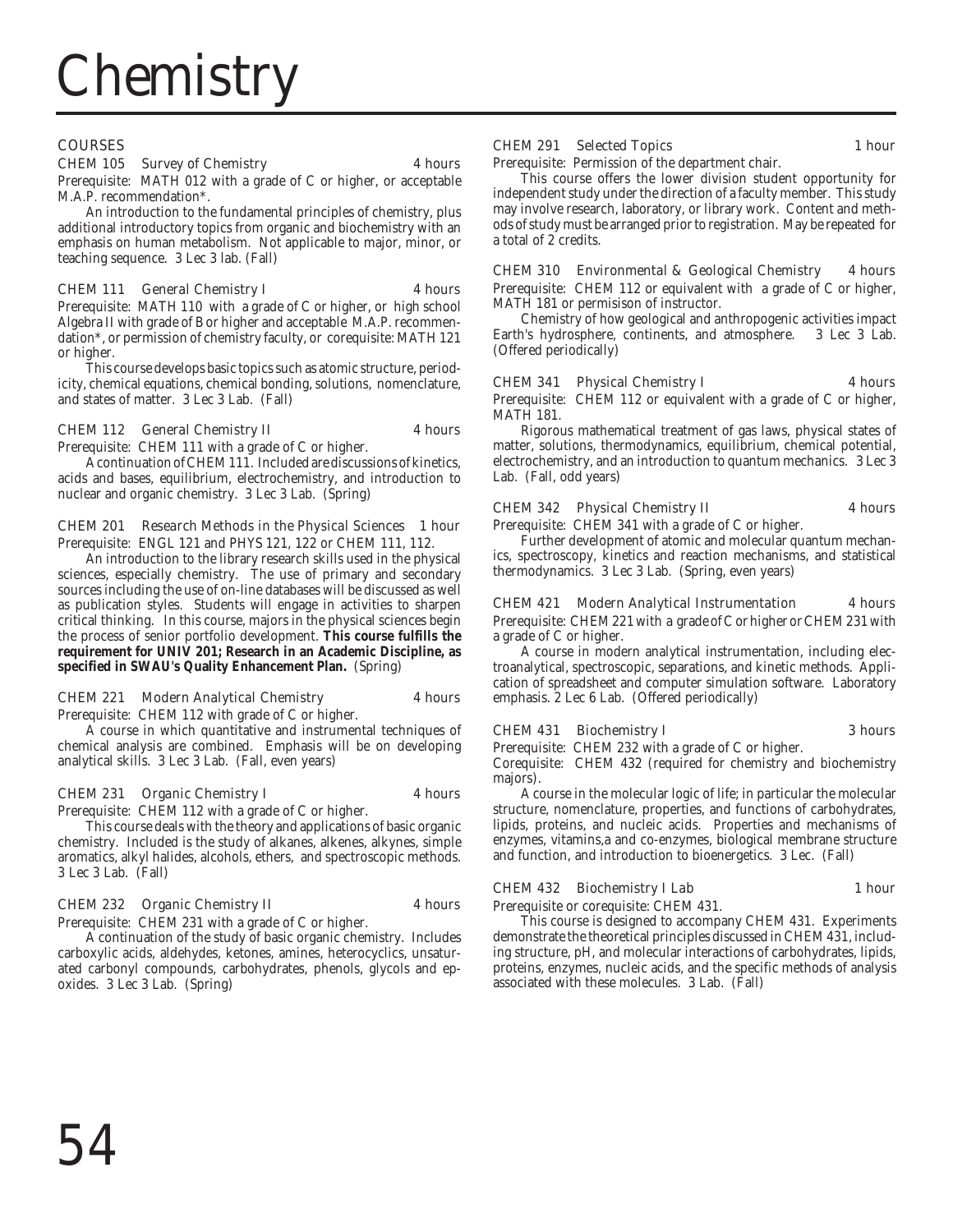# Chemistry

## COURSES

**CHEM 105 Survey of Chemistry** — 4 hours

Prerequisite: MATH 012 with a grade of C or higher, or acceptable M.A.P. recommendation*.

An introduction to the fundamental principles of chemistry, plus additional introductory topics from organic and biochemistry with an emphasis on human metabolism. Not applicable to major, minor, or teaching sequence. 3 Lec 3 lab. (Fall)

**CHEM 111 General Chemistry I** — 4 hours

Prerequisite: MATH 110 with a grade of C or higher, or high school Algebra II with grade of B or higher and acceptable M.A.P. recommendation*, or permission of chemistry faculty, or corequisite: MATH 121 or higher.

This course develops basic topics such as atomic structure, periodicity, chemical equations, chemical bonding, solutions, nomenclature, and states of matter. 3 Lec 3 Lab. (Fall)

**CHEM 112 General Chemistry II** — 4 hours

Prerequisite: CHEM 111 with a grade of C or higher.

A continuation of CHEM 111. Included are discussions of kinetics, acids and bases, equilibrium, electrochemistry, and introduction to nuclear and organic chemistry. 3 Lec 3 Lab. (Spring)

**CHEM 201 Research Methods in the Physical Sciences** — 1 hour

Prerequisite: ENGL 121 and PHYS 121, 122 or CHEM 111, 112.

An introduction to the library research skills used in the physical sciences, especially chemistry. The use of primary and secondary sources including the use of on-line databases will be discussed as well as publication styles. Students will engage in activities to sharpen critical thinking. In this course, majors in the physical sciences begin the process of senior portfolio development. **This course fulfills the requirement for UNIV 201; Research in an Academic Discipline, as specified in SWAU's Quality Enhancement Plan.** (Spring)

**CHEM 221 Modern Analytical Chemistry** — 4 hours

Prerequisite: CHEM 112 with grade of C or higher.

A course in which quantitative and instrumental techniques of chemical analysis are combined. Emphasis will be on developing analytical skills. 3 Lec 3 Lab. (Fall, even years)

**CHEM 231 Organic Chemistry I** — 4 hours

Prerequisite: CHEM 112 with a grade of C or higher.

This course deals with the theory and applications of basic organic chemistry. Included is the study of alkanes, alkenes, alkynes, simple aromatics, alkyl halides, alcohols, ethers, and spectroscopic methods. 3 Lec 3 Lab. (Fall)

**CHEM 232 Organic Chemistry II** — 4 hours

Prerequisite: CHEM 231 with a grade of C or higher.

A continuation of the study of basic organic chemistry. Includes carboxylic acids, aldehydes, ketones, amines, heterocyclics, unsaturated carbonyl compounds, carbohydrates, phenols, glycols and epoxides. 3 Lec 3 Lab. (Spring)

**CHEM 291 Selected Topics** — 1 hour

Prerequisite: Permission of the department chair.

This course offers the lower division student opportunity for independent study under the direction of a faculty member. This study may involve research, laboratory, or library work. Content and methods of study must be arranged prior to registration. May be repeated for a total of 2 credits.

**CHEM 310 Environmental & Geological Chemistry** — 4 hours

Prerequisite: CHEM 112 or equivalent with a grade of C or higher, MATH 181 or permisison of instructor.

Chemistry of how geological and anthropogenic activities impact Earth's hydrosphere, continents, and atmosphere. 3 Lec 3 Lab. (Offered periodically)

**CHEM 341 Physical Chemistry I** — 4 hours

Prerequisite: CHEM 112 or equivalent with a grade of C or higher, MATH 181.

Rigorous mathematical treatment of gas laws, physical states of matter, solutions, thermodynamics, equilibrium, chemical potential, electrochemistry, and an introduction to quantum mechanics. 3 Lec 3 Lab. (Fall, odd years)

**CHEM 342 Physical Chemistry II** — 4 hours

Prerequisite: CHEM 341 with a grade of C or higher.

Further development of atomic and molecular quantum mechanics, spectroscopy, kinetics and reaction mechanisms, and statistical thermodynamics. 3 Lec 3 Lab. (Spring, even years)

**CHEM 421 Modern Analytical Instrumentation** — 4 hours

Prerequisite: CHEM 221 with a grade of C or higher or CHEM 231 with a grade of C or higher.

A course in modern analytical instrumentation, including electroanalytical, spectroscopic, separations, and kinetic methods. Application of spreadsheet and computer simulation software. Laboratory emphasis. 2 Lec 6 Lab. (Offered periodically)

**CHEM 431 Biochemistry I** — 3 hours

Prerequisite: CHEM 232 with a grade of C or higher.

Corequisite: CHEM 432 (required for chemistry and biochemistry majors).

A course in the molecular logic of life; in particular the molecular structure, nomenclature, properties, and functions of carbohydrates, lipids, proteins, and nucleic acids. Properties and mechanisms of enzymes, vitamins,a and co-enzymes, biological membrane structure and function, and introduction to bioenergetics. 3 Lec. (Fall)

**CHEM 432 Biochemistry I Lab** — 1 hour

Prerequisite or corequisite: CHEM 431.

This course is designed to accompany CHEM 431. Experiments demonstrate the theoretical principles discussed in CHEM 431, including structure, pH, and molecular interactions of carbohydrates, lipids, proteins, enzymes, nucleic acids, and the specific methods of analysis associated with these molecules. 3 Lab. (Fall)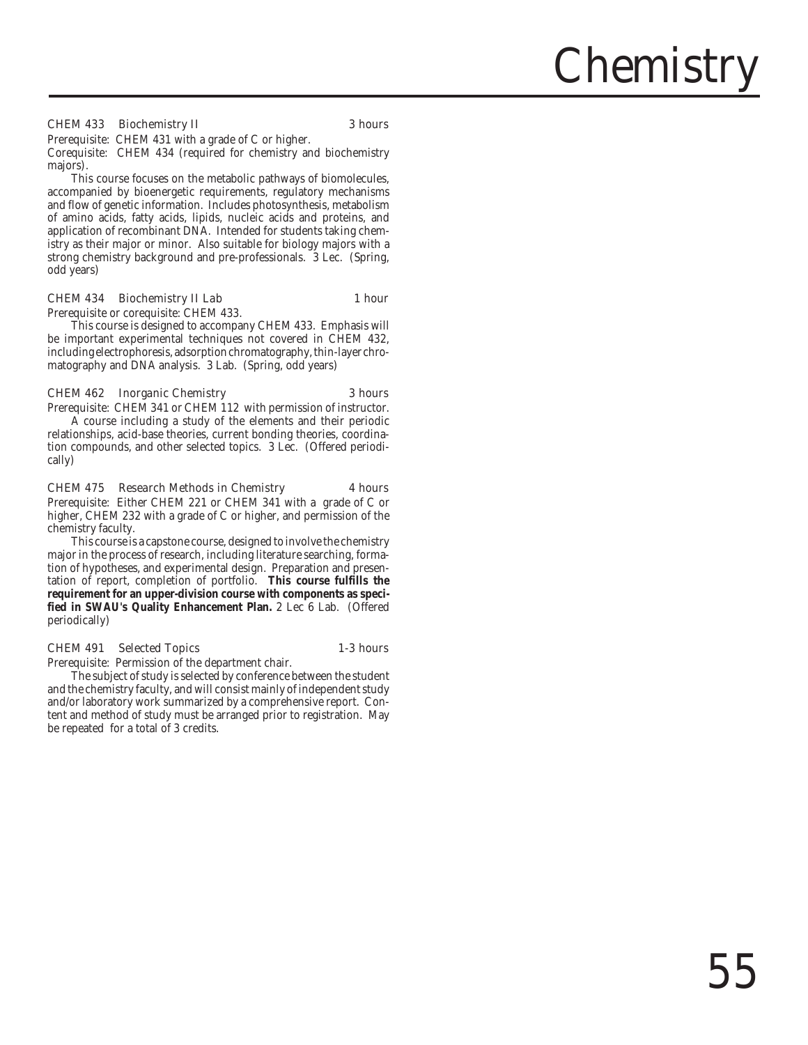# Chemistry

**CHEM 433 Biochemistry II** 3 hours

Prerequisite: CHEM 431 with a grade of C or higher.
Corequisite: CHEM 434 (required for chemistry and biochemistry majors).

This course focuses on the metabolic pathways of biomolecules, accompanied by bioenergetic requirements, regulatory mechanisms and flow of genetic information. Includes photosynthesis, metabolism of amino acids, fatty acids, lipids, nucleic acids and proteins, and application of recombinant DNA. Intended for students taking chemistry as their major or minor. Also suitable for biology majors with a strong chemistry background and pre-professionals. 3 Lec. (Spring, odd years)

**CHEM 434 Biochemistry II Lab** 1 hour

Prerequisite or corequisite: CHEM 433.

This course is designed to accompany CHEM 433. Emphasis will be important experimental techniques not covered in CHEM 432, including electrophoresis, adsorption chromatography, thin-layer chromatography and DNA analysis. 3 Lab. (Spring, odd years)

**CHEM 462 Inorganic Chemistry** 3 hours

Prerequisite: CHEM 341 or CHEM 112 with permission of instructor.

A course including a study of the elements and their periodic relationships, acid-base theories, current bonding theories, coordination compounds, and other selected topics. 3 Lec. (Offered periodically)

**CHEM 475 Research Methods in Chemistry** 4 hours

Prerequisite: Either CHEM 221 or CHEM 341 with a grade of C or higher, CHEM 232 with a grade of C or higher, and permission of the chemistry faculty.

This course is a capstone course, designed to involve the chemistry major in the process of research, including literature searching, formation of hypotheses, and experimental design. Preparation and presentation of report, completion of portfolio. **This course fulfills the requirement for an upper-division course with components as specified in SWAU's Quality Enhancement Plan.** 2 Lec 6 Lab. (Offered periodically)

**CHEM 491 Selected Topics** 1-3 hours

Prerequisite: Permission of the department chair.

The subject of study is selected by conference between the student and the chemistry faculty, and will consist mainly of independent study and/or laboratory work summarized by a comprehensive report. Content and method of study must be arranged prior to registration. May be repeated for a total of 3 credits.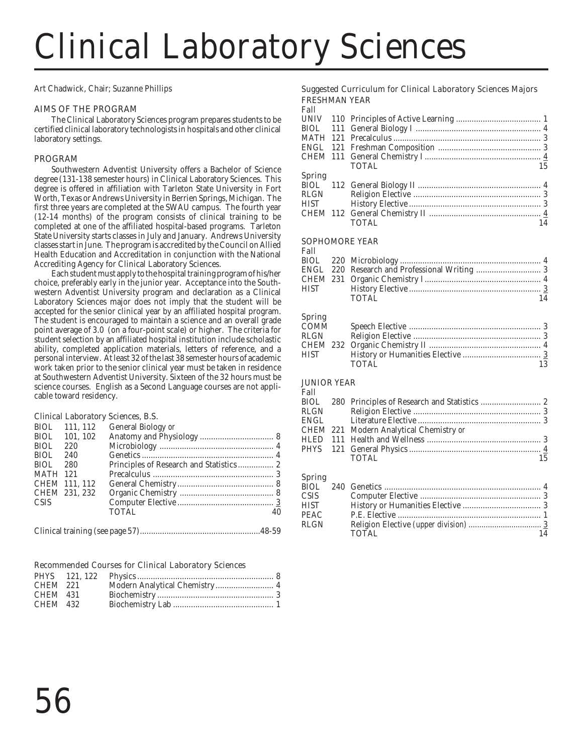# Clinical Laboratory Sciences

Art Chadwick, Chair; Suzanne Phillips

## AIMS OF THE PROGRAM

The Clinical Laboratory Sciences program prepares students to be certified clinical laboratory technologists in hospitals and other clinical laboratory settings.

## PROGRAM

Southwestern Adventist University offers a Bachelor of Science degree (131-138 semester hours) in Clinical Laboratory Sciences. This degree is offered in affiliation with Tarleton State University in Fort Worth, Texas or Andrews University in Berrien Springs, Michigan. The first three years are completed at the SWAU campus. The fourth year (12-14 months) of the program consists of clinical training to be completed at one of the affiliated hospital-based programs. Tarleton State University starts classes in July and January. Andrews University classes start in June. The program is accredited by the Council on Allied Health Education and Accreditation in conjunction with the National Accrediting Agency for Clinical Laboratory Sciences.

Each student must apply to the hospital training program of his/her choice, preferably early in the junior year. Acceptance into the Southwestern Adventist University program and declaration as a Clinical Laboratory Sciences major does not imply that the student will be accepted for the senior clinical year by an affiliated hospital program. The student is encouraged to maintain a science and an overall grade point average of 3.0 (on a four-point scale) or higher. The criteria for student selection by an affiliated hospital institution include scholastic ability, completed application materials, letters of reference, and a personal interview. At least 32 of the last 38 semester hours of academic work taken prior to the senior clinical year must be taken in residence at Southwestern Adventist University. Sixteen of the 32 hours must be science courses. English as a Second Language courses are not applicable toward residency.

### Clinical Laboratory Sciences, B.S.

| | | | |
|---|---|---|---|
| BIOL | 111, 112 | General Biology *or* | |
| BIOL | 101, 102 | Anatomy and Physiology | 8 |
| BIOL | 220 | Microbiology | 4 |
| BIOL | 240 | Genetics | 4 |
| BIOL | 280 | Principles of Research and Statistics | 2 |
| MATH | 121 | Precalculus | 3 |
| CHEM | 111, 112 | General Chemistry | 8 |
| CHEM | 231, 232 | Organic Chemistry | 8 |
| CSIS | | Computer Elective | 3 |
| | | TOTAL | 40 |

Clinical training (see page 57) ....................48-59

### Recommended Courses for Clinical Laboratory Sciences

| | | | |
|---|---|---|---|
| PHYS | 121, 122 | Physics | 8 |
| CHEM | 221 | Modern Analytical Chemistry | 4 |
| CHEM | 431 | Biochemistry | 3 |
| CHEM | 432 | Biochemistry Lab | 1 |

### Suggested Curriculum for Clinical Laboratory Sciences Majors

#### FRESHMAN YEAR

Fall

| | | | |
|---|---|---|---|
| UNIV | 110 | Principles of Active Learning | 1 |
| BIOL | 111 | General Biology I | 4 |
| MATH | 121 | Precalculus | 3 |
| ENGL | 121 | Freshman Composition | 3 |
| CHEM | 111 | General Chemistry I | 4 |
| | | TOTAL | 15 |

Spring

| | | | |
|---|---|---|---|
| BIOL | 112 | General Biology II | 4 |
| RLGN | | Religion Elective | 3 |
| HIST | | History Elective | 3 |
| CHEM | 112 | General Chemistry II | 4 |
| | | TOTAL | 14 |

#### SOPHOMORE YEAR

Fall

| | | | |
|---|---|---|---|
| BIOL | 220 | Microbiology | 4 |
| ENGL | 220 | Research and Professional Writing | 3 |
| CHEM | 231 | Organic Chemistry I | 4 |
| HIST | | History Elective | 3 |
| | | TOTAL | 14 |

Spring

| | | | |
|---|---|---|---|
| COMM | | Speech Elective | 3 |
| RLGN | | Religion Elective | 3 |
| CHEM | 232 | Organic Chemistry II | 4 |
| HIST | | History or Humanities Elective | 3 |
| | | TOTAL | 13 |

#### JUNIOR YEAR

Fall

| | | | |
|---|---|---|---|
| BIOL | 280 | Principles of Research and Statistics | 2 |
| RLGN | | Religion Elective | 3 |
| ENGL | | Literature Elective | 3 |
| CHEM | 221 | Modern Analytical Chemistry *or* | |
| HLED | 111 | Health and Wellness | 3 |
| PHYS | 121 | General Physics | 4 |
| | | TOTAL | 15 |

Spring

| | | | |
|---|---|---|---|
| BIOL | 240 | Genetics | 4 |
| CSIS | | Computer Elective | 3 |
| HIST | | History or Humanities Elective | 3 |
| PEAC | | P.E. Elective | 1 |
| RLGN | | Religion Elective *(upper division)* | 3 |
| | | TOTAL | 14 |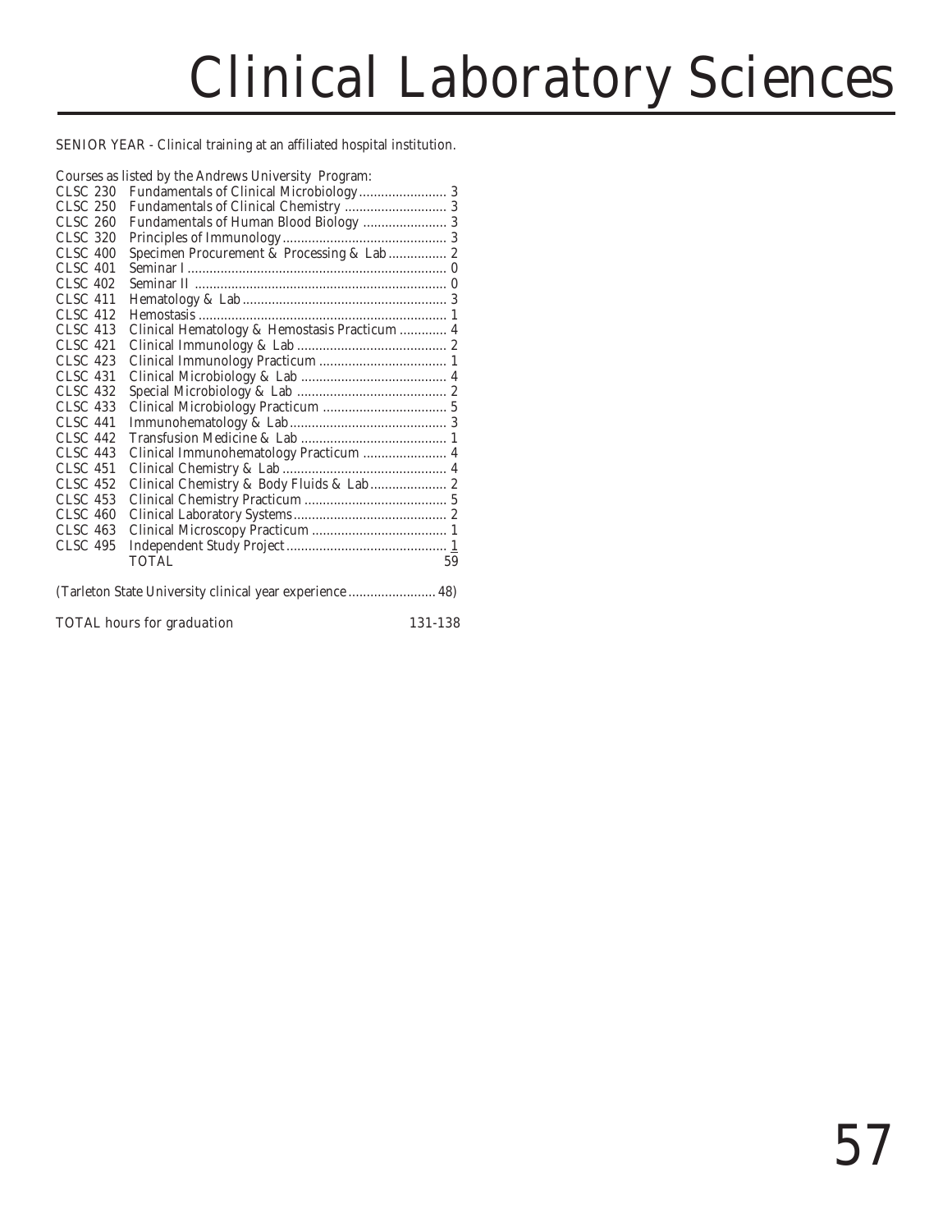# Clinical Laboratory Sciences

SENIOR YEAR - Clinical training at an affiliated hospital institution.

Courses as listed by the Andrews University Program:

| | | |
|---|---|---|
| CLSC 230 | Fundamentals of Clinical Microbiology | 3 |
| CLSC 250 | Fundamentals of Clinical Chemistry | 3 |
| CLSC 260 | Fundamentals of Human Blood Biology | 3 |
| CLSC 320 | Principles of Immunology | 3 |
| CLSC 400 | Specimen Procurement & Processing & Lab | 2 |
| CLSC 401 | Seminar I | 0 |
| CLSC 402 | Seminar II | 0 |
| CLSC 411 | Hematology & Lab | 3 |
| CLSC 412 | Hemostasis | 1 |
| CLSC 413 | Clinical Hematology & Hemostasis Practicum | 4 |
| CLSC 421 | Clinical Immunology & Lab | 2 |
| CLSC 423 | Clinical Immunology Practicum | 1 |
| CLSC 431 | Clinical Microbiology & Lab | 4 |
| CLSC 432 | Special Microbiology & Lab | 2 |
| CLSC 433 | Clinical Microbiology Practicum | 5 |
| CLSC 441 | Immunohematology & Lab | 3 |
| CLSC 442 | Transfusion Medicine & Lab | 1 |
| CLSC 443 | Clinical Immunohematology Practicum | 4 |
| CLSC 451 | Clinical Chemistry & Lab | 4 |
| CLSC 452 | Clinical Chemistry & Body Fluids & Lab | 2 |
| CLSC 453 | Clinical Chemistry Practicum | 5 |
| CLSC 460 | Clinical Laboratory Systems | 2 |
| CLSC 463 | Clinical Microscopy Practicum | 1 |
| CLSC 495 | Independent Study Project | 1 |
| | TOTAL | 59 |

(Tarleton State University clinical year experience ........................ 48)

TOTAL hours for graduation 131-138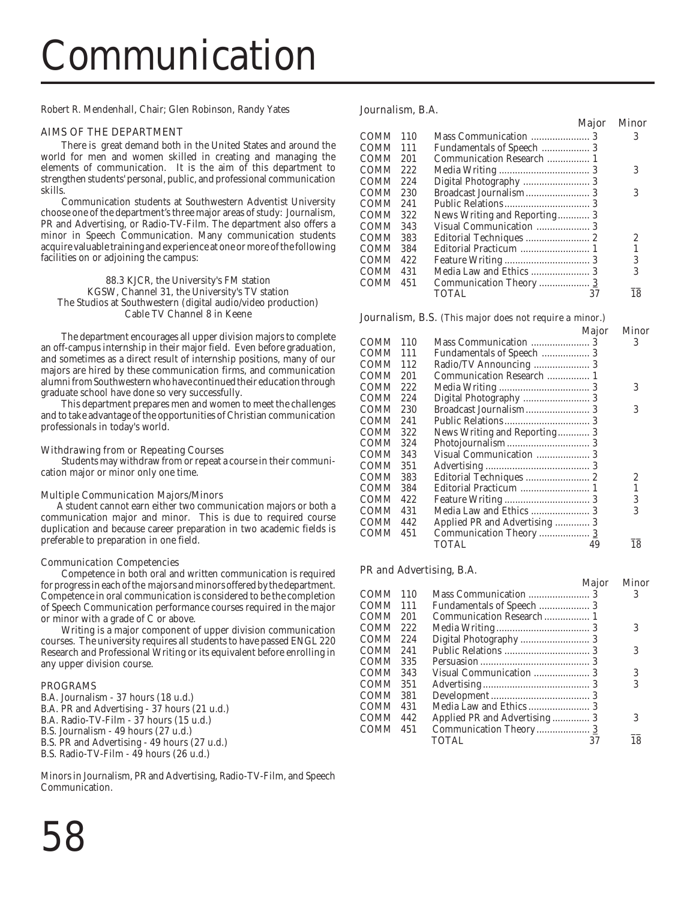# Communication

Robert R. Mendenhall, Chair; Glen Robinson, Randy Yates

## AIMS OF THE DEPARTMENT

There is great demand both in the United States and around the world for men and women skilled in creating and managing the elements of communication. It is the aim of this department to strengthen students' personal, public, and professional communication skills.

Communication students at Southwestern Adventist University choose one of the department's three major areas of study: Journalism, PR and Advertising, or Radio-TV-Film. The department also offers a minor in Speech Communication. Many communication students acquire valuable training and experience at one or more of the following facilities on or adjoining the campus:

88.3 KJCR, the University's FM station
KGSW, Channel 31, the University's TV station
The Studios at Southwestern (digital audio/video production)
Cable TV Channel 8 in Keene

The department encourages all upper division majors to complete an off-campus internship in their major field. Even before graduation, and sometimes as a direct result of internship positions, many of our majors are hired by these communication firms, and communication alumni from Southwestern who have continued their education through graduate school have done so very successfully.

This department prepares men and women to meet the challenges and to take advantage of the opportunities of Christian communication professionals in today's world.

### Withdrawing from or Repeating Courses

Students may withdraw from or repeat a course in their communication major or minor only one time.

### Multiple Communication Majors/Minors

A student cannot earn either two communication majors or both a communication major and minor. This is due to required course duplication and because career preparation in two academic fields is preferable to preparation in one field.

### Communication Competencies

Competence in both oral and written communication is required for progress in each of the majors and minors offered by the department. Competence in oral communication is considered to be the completion of Speech Communication performance courses required in the major or minor with a grade of C or above.

Writing is a major component of upper division communication courses. The university requires all students to have passed ENGL 220 Research and Professional Writing or its equivalent before enrolling in any upper division course.

## PROGRAMS

B.A. Journalism - 37 hours (18 u.d.)
B.A. PR and Advertising - 37 hours (21 u.d.)
B.A. Radio-TV-Film - 37 hours (15 u.d.)
B.S. Journalism - 49 hours (27 u.d.)
B.S. PR and Advertising - 49 hours (27 u.d.)
B.S. Radio-TV-Film - 49 hours (26 u.d.)

Minors in Journalism, PR and Advertising, Radio-TV-Film, and Speech Communication.

### Journalism, B.A.

| | | | Major | Minor |
|---|---|---|---|---|
| COMM | 110 | Mass Communication | 3 | 3 |
| COMM | 111 | Fundamentals of Speech | 3 | |
| COMM | 201 | Communication Research | 1 | |
| COMM | 222 | Media Writing | 3 | 3 |
| COMM | 224 | Digital Photography | 3 | |
| COMM | 230 | Broadcast Journalism | 3 | 3 |
| COMM | 241 | Public Relations | 3 | |
| COMM | 322 | News Writing and Reporting | 3 | |
| COMM | 343 | Visual Communication | 3 | |
| COMM | 383 | Editorial Techniques | 2 | 2 |
| COMM | 384 | Editorial Practicum | 1 | 1 |
| COMM | 422 | Feature Writing | 3 | 3 |
| COMM | 431 | Media Law and Ethics | 3 | 3 |
| COMM | 451 | Communication Theory | 3 | |
| | | TOTAL | 37 | 18 |

### Journalism, B.S. (This major does not require a minor.)

| | | | Major | Minor |
|---|---|---|---|---|
| COMM | 110 | Mass Communication | 3 | 3 |
| COMM | 111 | Fundamentals of Speech | 3 | |
| COMM | 112 | Radio/TV Announcing | 3 | |
| COMM | 201 | Communication Research | 1 | |
| COMM | 222 | Media Writing | 3 | 3 |
| COMM | 224 | Digital Photography | 3 | |
| COMM | 230 | Broadcast Journalism | 3 | 3 |
| COMM | 241 | Public Relations | 3 | |
| COMM | 322 | News Writing and Reporting | 3 | |
| COMM | 324 | Photojournalism | 3 | |
| COMM | 343 | Visual Communication | 3 | |
| COMM | 351 | Advertising | 3 | |
| COMM | 383 | Editorial Techniques | 2 | 2 |
| COMM | 384 | Editorial Practicum | 1 | 1 |
| COMM | 422 | Feature Writing | 3 | 3 |
| COMM | 431 | Media Law and Ethics | 3 | 3 |
| COMM | 442 | Applied PR and Advertising | 3 | |
| COMM | 451 | Communication Theory | 3 | |
| | | TOTAL | 49 | 18 |

### PR and Advertising, B.A.

| | | | Major | Minor |
|---|---|---|---|---|
| COMM | 110 | Mass Communication | 3 | 3 |
| COMM | 111 | Fundamentals of Speech | 3 | |
| COMM | 201 | Communication Research | 1 | |
| COMM | 222 | Media Writing | 3 | 3 |
| COMM | 224 | Digital Photography | 3 | |
| COMM | 241 | Public Relations | 3 | 3 |
| COMM | 335 | Persuasion | 3 | |
| COMM | 343 | Visual Communication | 3 | 3 |
| COMM | 351 | Advertising | 3 | 3 |
| COMM | 381 | Development | 3 | |
| COMM | 431 | Media Law and Ethics | 3 | |
| COMM | 442 | Applied PR and Advertising | 3 | 3 |
| COMM | 451 | Communication Theory | 3 | |
| | | TOTAL | 37 | 18 |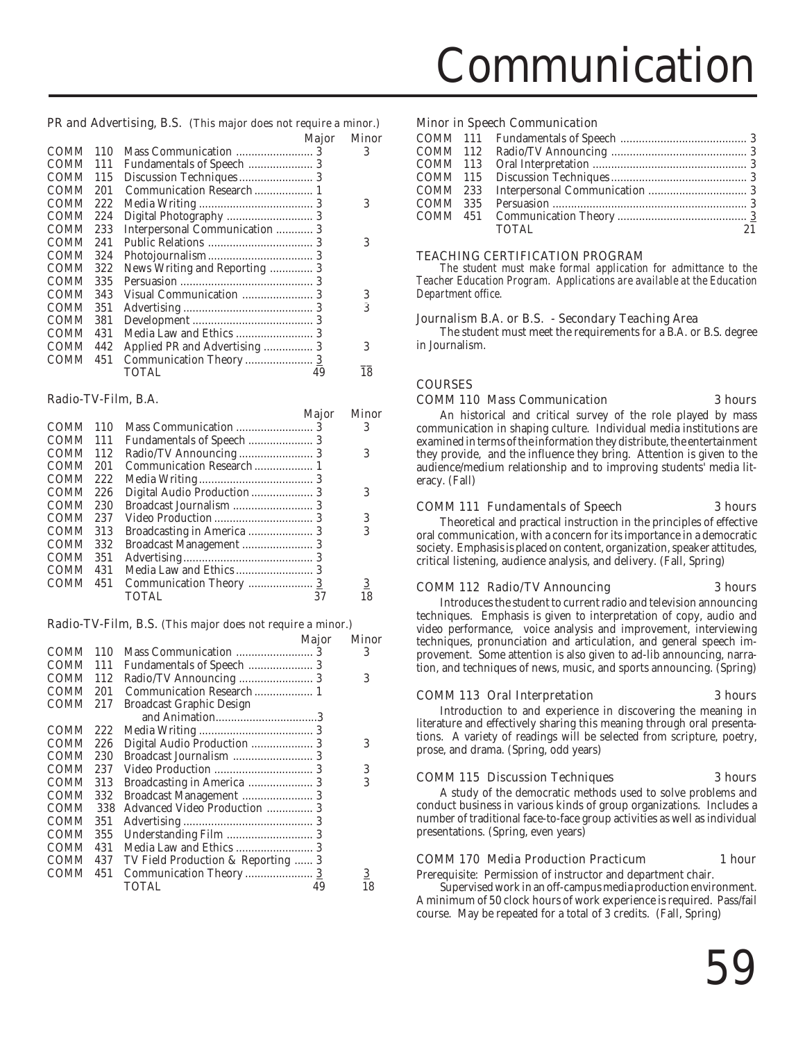# Communication

### PR and Advertising, B.S. (This major does not require a minor.)

| | | | Major | Minor |
|---|---|---|---|---|
| COMM | 110 | Mass Communication | 3 | 3 |
| COMM | 111 | Fundamentals of Speech | 3 | |
| COMM | 115 | Discussion Techniques | 3 | |
| COMM | 201 | Communication Research | 1 | |
| COMM | 222 | Media Writing | 3 | 3 |
| COMM | 224 | Digital Photography | 3 | |
| COMM | 233 | Interpersonal Communication | 3 | |
| COMM | 241 | Public Relations | 3 | 3 |
| COMM | 324 | Photojournalism | 3 | |
| COMM | 322 | News Writing and Reporting | 3 | |
| COMM | 335 | Persuasion | 3 | |
| COMM | 343 | Visual Communication | 3 | 3 |
| COMM | 351 | Advertising | 3 | 3 |
| COMM | 381 | Development | 3 | |
| COMM | 431 | Media Law and Ethics | 3 | |
| COMM | 442 | Applied PR and Advertising | 3 | 3 |
| COMM | 451 | Communication Theory | 3 | |
| | | TOTAL | 49 | 18 |

### Radio-TV-Film, B.A.

| | | | Major | Minor |
|---|---|---|---|---|
| COMM | 110 | Mass Communication | 3 | 3 |
| COMM | 111 | Fundamentals of Speech | 3 | |
| COMM | 112 | Radio/TV Announcing | 3 | 3 |
| COMM | 201 | Communication Research | 1 | |
| COMM | 222 | Media Writing | 3 | |
| COMM | 226 | Digital Audio Production | 3 | 3 |
| COMM | 230 | Broadcast Journalism | 3 | |
| COMM | 237 | Video Production | 3 | 3 |
| COMM | 313 | Broadcasting in America | 3 | 3 |
| COMM | 332 | Broadcast Management | 3 | |
| COMM | 351 | Advertising | 3 | |
| COMM | 431 | Media Law and Ethics | 3 | |
| COMM | 451 | Communication Theory | 3 | 3 |
| | | TOTAL | 37 | 18 |

### Radio-TV-Film, B.S. (This major does not require a minor.)

| | | | Major | Minor |
|---|---|---|---|---|
| COMM | 110 | Mass Communication | 3 | 3 |
| COMM | 111 | Fundamentals of Speech | 3 | |
| COMM | 112 | Radio/TV Announcing | 3 | 3 |
| COMM | 201 | Communication Research | 1 | |
| COMM | 217 | Broadcast Graphic Design and Animation | 3 | |
| COMM | 222 | Media Writing | 3 | |
| COMM | 226 | Digital Audio Production | 3 | 3 |
| COMM | 230 | Broadcast Journalism | 3 | |
| COMM | 237 | Video Production | 3 | 3 |
| COMM | 313 | Broadcasting in America | 3 | 3 |
| COMM | 332 | Broadcast Management | 3 | |
| COMM | 338 | Advanced Video Production | 3 | |
| COMM | 351 | Advertising | 3 | |
| COMM | 355 | Understanding Film | 3 | |
| COMM | 431 | Media Law and Ethics | 3 | |
| COMM | 437 | TV Field Production & Reporting | 3 | |
| COMM | 451 | Communication Theory | 3 | 3 |
| | | TOTAL | 49 | 18 |

### Minor in Speech Communication

| | | | |
|---|---|---|---|
| COMM | 111 | Fundamentals of Speech | 3 |
| COMM | 112 | Radio/TV Announcing | 3 |
| COMM | 113 | Oral Interpretation | 3 |
| COMM | 115 | Discussion Techniques | 3 |
| COMM | 233 | Interpersonal Communication | 3 |
| COMM | 335 | Persuasion | 3 |
| COMM | 451 | Communication Theory | 3 |
| | | TOTAL | 21 |

### TEACHING CERTIFICATION PROGRAM

*The student must make formal application for admittance to the Teacher Education Program. Applications are available at the Education Department office.*

### Journalism B.A. or B.S. - Secondary Teaching Area

The student must meet the requirements for a B.A. or B.S. degree in Journalism.

## COURSES

### COMM 110 Mass Communication — 3 hours

An historical and critical survey of the role played by mass communication in shaping culture. Individual media institutions are examined in terms of the information they distribute, the entertainment they provide, and the influence they bring. Attention is given to the audience/medium relationship and to improving students' media literacy. (Fall)

### COMM 111 Fundamentals of Speech — 3 hours

Theoretical and practical instruction in the principles of effective oral communication, with a concern for its importance in a democratic society. Emphasis is placed on content, organization, speaker attitudes, critical listening, audience analysis, and delivery. (Fall, Spring)

### COMM 112 Radio/TV Announcing — 3 hours

Introduces the student to current radio and television announcing techniques. Emphasis is given to interpretation of copy, audio and video performance, voice analysis and improvement, interviewing techniques, pronunciation and articulation, and general speech improvement. Some attention is also given to ad-lib announcing, narration, and techniques of news, music, and sports announcing. (Spring)

### COMM 113 Oral Interpretation — 3 hours

Introduction to and experience in discovering the meaning in literature and effectively sharing this meaning through oral presentations. A variety of readings will be selected from scripture, poetry, prose, and drama. (Spring, odd years)

### COMM 115 Discussion Techniques — 3 hours

A study of the democratic methods used to solve problems and conduct business in various kinds of group organizations. Includes a number of traditional face-to-face group activities as well as individual presentations. (Spring, even years)

### COMM 170 Media Production Practicum — 1 hour

Prerequisite: Permission of instructor and department chair.

Supervised work in an off-campus media production environment. A minimum of 50 clock hours of work experience is required. Pass/fail course. May be repeated for a total of 3 credits. (Fall, Spring)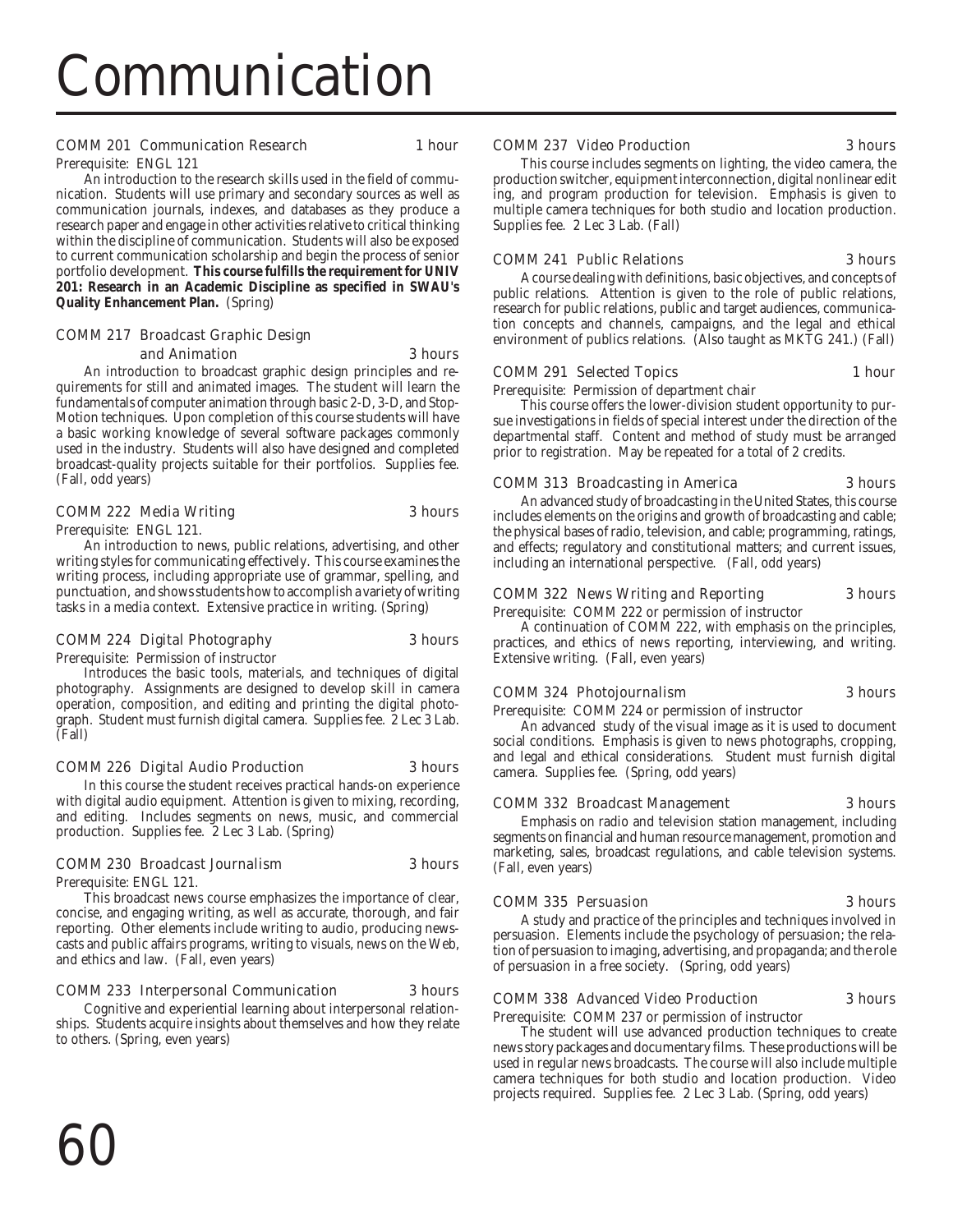# Communication

**COMM 201 Communication Research** — 1 hour

Prerequisite: ENGL 121

An introduction to the research skills used in the field of communication. Students will use primary and secondary sources as well as communication journals, indexes, and databases as they produce a research paper and engage in other activities relative to critical thinking within the discipline of communication. Students will also be exposed to current communication scholarship and begin the process of senior portfolio development. **This course fulfills the requirement for UNIV 201: Research in an Academic Discipline as specified in SWAU's Quality Enhancement Plan.** (Spring)

**COMM 217 Broadcast Graphic Design and Animation** — 3 hours

An introduction to broadcast graphic design principles and requirements for still and animated images. The student will learn the fundamentals of computer animation through basic 2-D, 3-D, and Stop-Motion techniques. Upon completion of this course students will have a basic working knowledge of several software packages commonly used in the industry. Students will also have designed and completed broadcast-quality projects suitable for their portfolios. Supplies fee. (Fall, odd years)

**COMM 222 Media Writing** — 3 hours

Prerequisite: ENGL 121.

An introduction to news, public relations, advertising, and other writing styles for communicating effectively. This course examines the writing process, including appropriate use of grammar, spelling, and punctuation, and shows students how to accomplish a variety of writing tasks in a media context. Extensive practice in writing. (Spring)

**COMM 224 Digital Photography** — 3 hours

Prerequisite: Permission of instructor

Introduces the basic tools, materials, and techniques of digital photography. Assignments are designed to develop skill in camera operation, composition, and editing and printing the digital photograph. Student must furnish digital camera. Supplies fee. 2 Lec 3 Lab. (Fall)

**COMM 226 Digital Audio Production** — 3 hours

In this course the student receives practical hands-on experience with digital audio equipment. Attention is given to mixing, recording, and editing. Includes segments on news, music, and commercial production. Supplies fee. 2 Lec 3 Lab. (Spring)

**COMM 230 Broadcast Journalism** — 3 hours

Prerequisite: ENGL 121.

This broadcast news course emphasizes the importance of clear, concise, and engaging writing, as well as accurate, thorough, and fair reporting. Other elements include writing to audio, producing newscasts and public affairs programs, writing to visuals, news on the Web, and ethics and law. (Fall, even years)

**COMM 233 Interpersonal Communication** — 3 hours

Cognitive and experiential learning about interpersonal relationships. Students acquire insights about themselves and how they relate to others. (Spring, even years)

**COMM 237 Video Production** — 3 hours

This course includes segments on lighting, the video camera, the production switcher, equipment interconnection, digital nonlinear editing, and program production for television. Emphasis is given to multiple camera techniques for both studio and location production. Supplies fee. 2 Lec 3 Lab. (Fall)

**COMM 241 Public Relations** — 3 hours

A course dealing with definitions, basic objectives, and concepts of public relations. Attention is given to the role of public relations, research for public relations, public and target audiences, communication concepts and channels, campaigns, and the legal and ethical environment of publics relations. (Also taught as MKTG 241.) (Fall)

**COMM 291 Selected Topics** — 1 hour

Prerequisite: Permission of department chair

This course offers the lower-division student opportunity to pursue investigations in fields of special interest under the direction of the departmental staff. Content and method of study must be arranged prior to registration. May be repeated for a total of 2 credits.

**COMM 313 Broadcasting in America** — 3 hours

An advanced study of broadcasting in the United States, this course includes elements on the origins and growth of broadcasting and cable; the physical bases of radio, television, and cable; programming, ratings, and effects; regulatory and constitutional matters; and current issues, including an international perspective. (Fall, odd years)

**COMM 322 News Writing and Reporting** — 3 hours

Prerequisite: COMM 222 or permission of instructor

A continuation of COMM 222, with emphasis on the principles, practices, and ethics of news reporting, interviewing, and writing. Extensive writing. (Fall, even years)

**COMM 324 Photojournalism** — 3 hours

Prerequisite: COMM 224 or permission of instructor

An advanced study of the visual image as it is used to document social conditions. Emphasis is given to news photographs, cropping, and legal and ethical considerations. Student must furnish digital camera. Supplies fee. (Spring, odd years)

**COMM 332 Broadcast Management** — 3 hours

Emphasis on radio and television station management, including segments on financial and human resource management, promotion and marketing, sales, broadcast regulations, and cable television systems. (Fall, even years)

**COMM 335 Persuasion** — 3 hours

A study and practice of the principles and techniques involved in persuasion. Elements include the psychology of persuasion; the relation of persuasion to imaging, advertising, and propaganda; and the role of persuasion in a free society. (Spring, odd years)

**COMM 338 Advanced Video Production** — 3 hours

Prerequisite: COMM 237 or permission of instructor

The student will use advanced production techniques to create news story packages and documentary films. These productions will be used in regular news broadcasts. The course will also include multiple camera techniques for both studio and location production. Video projects required. Supplies fee. 2 Lec 3 Lab. (Spring, odd years)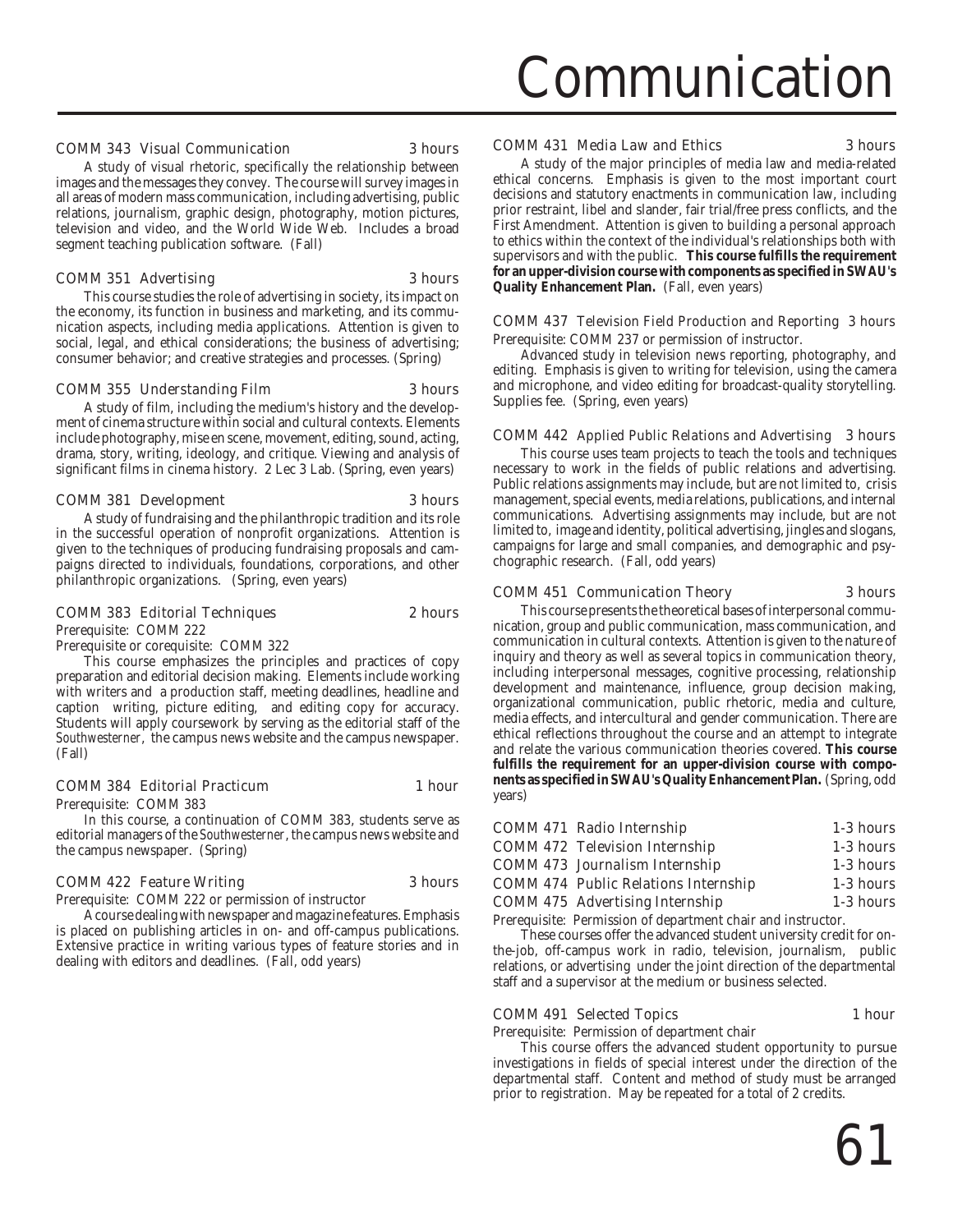# Communication

**COMM 343 Visual Communication** 3 hours

A study of visual rhetoric, specifically the relationship between images and the messages they convey. The course will survey images in all areas of modern mass communication, including advertising, public relations, journalism, graphic design, photography, motion pictures, television and video, and the World Wide Web. Includes a broad segment teaching publication software. (Fall)

**COMM 351 Advertising** 3 hours

This course studies the role of advertising in society, its impact on the economy, its function in business and marketing, and its communication aspects, including media applications. Attention is given to social, legal, and ethical considerations; the business of advertising; consumer behavior; and creative strategies and processes. (Spring)

**COMM 355 Understanding Film** 3 hours

A study of film, including the medium's history and the development of cinema structure within social and cultural contexts. Elements include photography, mise en scene, movement, editing, sound, acting, drama, story, writing, ideology, and critique. Viewing and analysis of significant films in cinema history. 2 Lec 3 Lab. (Spring, even years)

**COMM 381 Development** 3 hours

A study of fundraising and the philanthropic tradition and its role in the successful operation of nonprofit organizations. Attention is given to the techniques of producing fundraising proposals and campaigns directed to individuals, foundations, corporations, and other philanthropic organizations. (Spring, even years)

**COMM 383 Editorial Techniques** 2 hours

Prerequisite: COMM 222

Prerequisite or corequisite: COMM 322

This course emphasizes the principles and practices of copy preparation and editorial decision making. Elements include working with writers and a production staff, meeting deadlines, headline and caption writing, picture editing, and editing copy for accuracy. Students will apply coursework by serving as the editorial staff of the *Southwesterner*, the campus news website and the campus newspaper. (Fall)

**COMM 384 Editorial Practicum** 1 hour

Prerequisite: COMM 383

In this course, a continuation of COMM 383, students serve as editorial managers of the *Southwesterner*, the campus news website and the campus newspaper. (Spring)

**COMM 422 Feature Writing** 3 hours

Prerequisite: COMM 222 or permission of instructor

A course dealing with newspaper and magazine features. Emphasis is placed on publishing articles in on- and off-campus publications. Extensive practice in writing various types of feature stories and in dealing with editors and deadlines. (Fall, odd years)

**COMM 431 Media Law and Ethics** 3 hours

A study of the major principles of media law and media-related ethical concerns. Emphasis is given to the most important court decisions and statutory enactments in communication law, including prior restraint, libel and slander, fair trial/free press conflicts, and the First Amendment. Attention is given to building a personal approach to ethics within the context of the individual's relationships both with supervisors and with the public. **This course fulfills the requirement for an upper-division course with components as specified in SWAU's Quality Enhancement Plan.** (Fall, even years)

**COMM 437 Television Field Production and Reporting** 3 hours

Prerequisite: COMM 237 or permission of instructor.

Advanced study in television news reporting, photography, and editing. Emphasis is given to writing for television, using the camera and microphone, and video editing for broadcast-quality storytelling. Supplies fee. (Spring, even years)

**COMM 442 Applied Public Relations and Advertising** 3 hours

This course uses team projects to teach the tools and techniques necessary to work in the fields of public relations and advertising. Public relations assignments may include, but are not limited to, crisis management, special events, media relations, publications, and internal communications. Advertising assignments may include, but are not limited to, image and identity, political advertising, jingles and slogans, campaigns for large and small companies, and demographic and psychographic research. (Fall, odd years)

**COMM 451 Communication Theory** 3 hours

This course presents the theoretical bases of interpersonal communication, group and public communication, mass communication, and communication in cultural contexts. Attention is given to the nature of inquiry and theory as well as several topics in communication theory, including interpersonal messages, cognitive processing, relationship development and maintenance, influence, group decision making, organizational communication, public rhetoric, media and culture, media effects, and intercultural and gender communication. There are ethical reflections throughout the course and an attempt to integrate and relate the various communication theories covered. **This course fulfills the requirement for an upper-division course with components as specified in SWAU's Quality Enhancement Plan.** (Spring, odd years)

**COMM 471 Radio Internship** 1-3 hours
**COMM 472 Television Internship** 1-3 hours
**COMM 473 Journalism Internship** 1-3 hours
**COMM 474 Public Relations Internship** 1-3 hours
**COMM 475 Advertising Internship** 1-3 hours

Prerequisite: Permission of department chair and instructor.

These courses offer the advanced student university credit for on-the-job, off-campus work in radio, television, journalism, public relations, or advertising under the joint direction of the departmental staff and a supervisor at the medium or business selected.

**COMM 491 Selected Topics** 1 hour

Prerequisite: Permission of department chair

This course offers the advanced student opportunity to pursue investigations in fields of special interest under the direction of the departmental staff. Content and method of study must be arranged prior to registration. May be repeated for a total of 2 credits.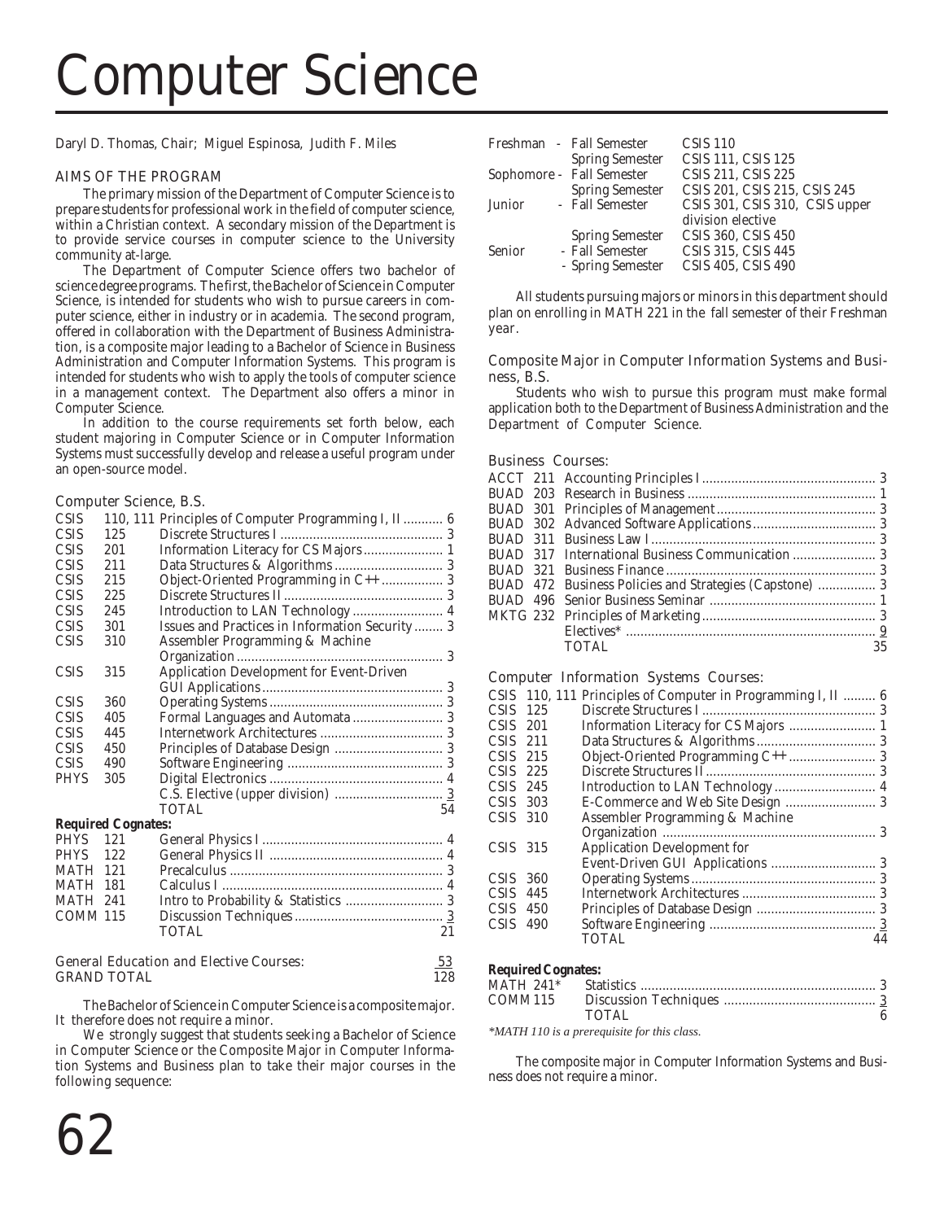# Computer Science

Daryl D. Thomas, Chair; Miguel Espinosa, Judith F. Miles

## AIMS OF THE PROGRAM

The primary mission of the Department of Computer Science is to prepare students for professional work in the field of computer science, within a Christian context. A secondary mission of the Department is to provide service courses in computer science to the University community at-large.

The Department of Computer Science offers two bachelor of science degree programs. The first, the Bachelor of Science in Computer Science, is intended for students who wish to pursue careers in computer science, either in industry or in academia. The second program, offered in collaboration with the Department of Business Administration, is a composite major leading to a Bachelor of Science in Business Administration and Computer Information Systems. This program is intended for students who wish to apply the tools of computer science in a management context. The Department also offers a minor in Computer Science.

In addition to the course requirements set forth below, each student majoring in Computer Science or in Computer Information Systems must successfully develop and release a useful program under an open-source model.

### Computer Science, B.S.

| Course | Number | Title | Credits |
|---|---|---|---|
| CSIS | 110, 111 | Principles of Computer Programming I, II | 6 |
| CSIS | 125 | Discrete Structures I | 3 |
| CSIS | 201 | Information Literacy for CS Majors | 1 |
| CSIS | 211 | Data Structures & Algorithms | 3 |
| CSIS | 215 | Object-Oriented Programming in C++ | 3 |
| CSIS | 225 | Discrete Structures II | 3 |
| CSIS | 245 | Introduction to LAN Technology | 4 |
| CSIS | 301 | Issues and Practices in Information Security | 3 |
| CSIS | 310 | Assembler Programming & Machine Organization | 3 |
| CSIS | 315 | Application Development for Event-Driven GUI Applications | 3 |
| CSIS | 360 | Operating Systems | 3 |
| CSIS | 405 | Formal Languages and Automata | 3 |
| CSIS | 445 | Internetwork Architectures | 3 |
| CSIS | 450 | Principles of Database Design | 3 |
| CSIS | 490 | Software Engineering | 3 |
| PHYS | 305 | Digital Electronics | 4 |
| | | C.S. Elective (upper division) | 3 |
| | | TOTAL | 54 |

**Required Cognates:**

| Course | Number | Title | Credits |
|---|---|---|---|
| PHYS | 121 | General Physics I | 4 |
| PHYS | 122 | General Physics II | 4 |
| MATH | 121 | Precalculus | 3 |
| MATH | 181 | Calculus I | 4 |
| MATH | 241 | Intro to Probability & Statistics | 3 |
| COMM | 115 | Discussion Techniques | 3 |
| | | TOTAL | 21 |

General Education and Elective Courses: 53
GRAND TOTAL 128

The Bachelor of Science in Computer Science is a composite major. It therefore does not require a minor.

We strongly suggest that students seeking a Bachelor of Science in Computer Science or the Composite Major in Computer Information Systems and Business plan to take their major courses in the following sequence:

| Year | Semester | Courses |
|---|---|---|
| Freshman | Fall Semester | CSIS 110 |
| | Spring Semester | CSIS 111, CSIS 125 |
| Sophomore | Fall Semester | CSIS 211, CSIS 225 |
| | Spring Semester | CSIS 201, CSIS 215, CSIS 245 |
| Junior | Fall Semester | CSIS 301, CSIS 310, CSIS upper division elective |
| | Spring Semester | CSIS 360, CSIS 450 |
| Senior | Fall Semester | CSIS 315, CSIS 445 |
| | Spring Semester | CSIS 405, CSIS 490 |

All students pursuing majors or minors in this department should plan on enrolling in MATH 221 in the fall semester of their Freshman year.

### Composite Major in Computer Information Systems and Business, B.S.

Students who wish to pursue this program must make formal application both to the Department of Business Administration and the Department of Computer Science.

#### Business Courses:

| Course | Number | Title | Credits |
|---|---|---|---|
| ACCT | 211 | Accounting Principles I | 3 |
| BUAD | 203 | Research in Business | 1 |
| BUAD | 301 | Principles of Management | 3 |
| BUAD | 302 | Advanced Software Applications | 3 |
| BUAD | 311 | Business Law I | 3 |
| BUAD | 317 | International Business Communication | 3 |
| BUAD | 321 | Business Finance | 3 |
| BUAD | 472 | Business Policies and Strategies (Capstone) | 3 |
| BUAD | 496 | Senior Business Seminar | 1 |
| MKTG | 232 | Principles of Marketing | 3 |
| | | Electives* | 9 |
| | | TOTAL | 35 |

#### Computer Information Systems Courses:

| Course | Number | Title | Credits |
|---|---|---|---|
| CSIS | 110, 111 | Principles of Computer in Programming I, II | 6 |
| CSIS | 125 | Discrete Structures I | 3 |
| CSIS | 201 | Information Literacy for CS Majors | 1 |
| CSIS | 211 | Data Structures & Algorithms | 3 |
| CSIS | 215 | Object-Oriented Programming C++ | 3 |
| CSIS | 225 | Discrete Structures II | 3 |
| CSIS | 245 | Introduction to LAN Technology | 4 |
| CSIS | 303 | E-Commerce and Web Site Design | 3 |
| CSIS | 310 | Assembler Programming & Machine Organization | 3 |
| CSIS | 315 | Application Development for Event-Driven GUI Applications | 3 |
| CSIS | 360 | Operating Systems | 3 |
| CSIS | 445 | Internetwork Architectures | 3 |
| CSIS | 450 | Principles of Database Design | 3 |
| CSIS | 490 | Software Engineering | 3 |
| | | TOTAL | 44 |

**Required Cognates:**

| Course | Title | Credits |
|---|---|---|
| MATH 241* | Statistics | 3 |
| COMM 115 | Discussion Techniques | 3 |
| | TOTAL | 6 |

*\*MATH 110 is a prerequisite for this class.*

The composite major in Computer Information Systems and Business does not require a minor.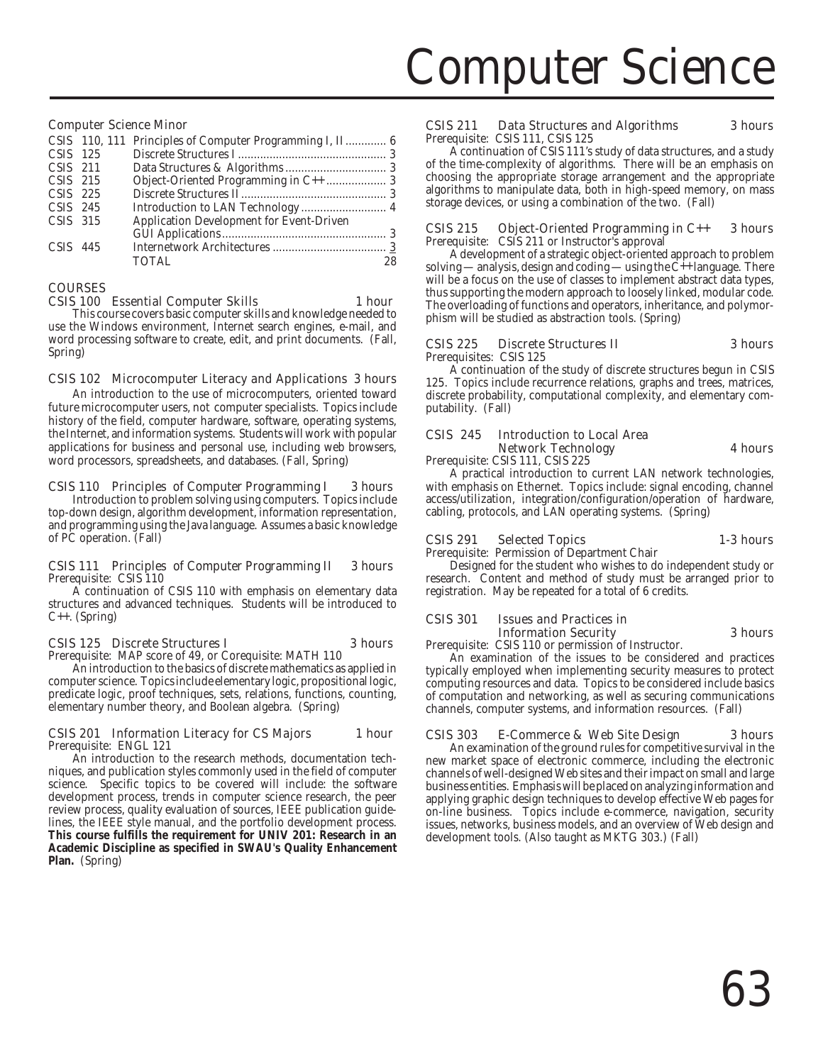# Computer Science

### Computer Science Minor

| Course | Title | Hours |
|---|---|---|
| CSIS 110, 111 | Principles of Computer Programming I, II | 6 |
| CSIS 125 | Discrete Structures I | 3 |
| CSIS 211 | Data Structures & Algorithms | 3 |
| CSIS 215 | Object-Oriented Programming in C++ | 3 |
| CSIS 225 | Discrete Structures II | 3 |
| CSIS 245 | Introduction to LAN Technology | 4 |
| CSIS 315 | Application Development for Event-Driven GUI Applications | 3 |
| CSIS 445 | Internetwork Architectures | 3 |
| | TOTAL | 28 |

### COURSES

**CSIS 100 Essential Computer Skills** — 1 hour

This course covers basic computer skills and knowledge needed to use the Windows environment, Internet search engines, e-mail, and word processing software to create, edit, and print documents. (Fall, Spring)

**CSIS 102 Microcomputer Literacy and Applications** — 3 hours

An introduction to the use of microcomputers, oriented toward future microcomputer users, not computer specialists. Topics include history of the field, computer hardware, software, operating systems, the Internet, and information systems. Students will work with popular applications for business and personal use, including web browsers, word processors, spreadsheets, and databases. (Fall, Spring)

**CSIS 110 Principles of Computer Programming I** — 3 hours

Introduction to problem solving using computers. Topics include top-down design, algorithm development, information representation, and programming using the Java language. Assumes a basic knowledge of PC operation. (Fall)

**CSIS 111 Principles of Computer Programming II** — 3 hours
Prerequisite: CSIS 110

A continuation of CSIS 110 with emphasis on elementary data structures and advanced techniques. Students will be introduced to C++. (Spring)

**CSIS 125 Discrete Structures I** — 3 hours
Prerequisite: MAP score of 49, or Corequisite: MATH 110

An introduction to the basics of discrete mathematics as applied in computer science. Topics include elementary logic, propositional logic, predicate logic, proof techniques, sets, relations, functions, counting, elementary number theory, and Boolean algebra. (Spring)

**CSIS 201 Information Literacy for CS Majors** — 1 hour
Prerequisite: ENGL 121

An introduction to the research methods, documentation techniques, and publication styles commonly used in the field of computer science. Specific topics to be covered will include: the software development process, trends in computer science research, the peer review process, quality evaluation of sources, IEEE publication guidelines, the IEEE style manual, and the portfolio development process. **This course fulfills the requirement for UNIV 201: Research in an Academic Discipline as specified in SWAU's Quality Enhancement Plan.** (Spring)

**CSIS 211 Data Structures and Algorithms** — 3 hours
Prerequisite: CSIS 111, CSIS 125

A continuation of CSIS 111's study of data structures, and a study of the time-complexity of algorithms. There will be an emphasis on choosing the appropriate storage arrangement and the appropriate algorithms to manipulate data, both in high-speed memory, on mass storage devices, or using a combination of the two. (Fall)

**CSIS 215 Object-Oriented Programming in C++** — 3 hours
Prerequisite: CSIS 211 or Instructor's approval

A development of a strategic object-oriented approach to problem solving — analysis, design and coding — using the C++ language. There will be a focus on the use of classes to implement abstract data types, thus supporting the modern approach to loosely linked, modular code. The overloading of functions and operators, inheritance, and polymorphism will be studied as abstraction tools. (Spring)

**CSIS 225 Discrete Structures II** — 3 hours
Prerequisites: CSIS 125

A continuation of the study of discrete structures begun in CSIS 125. Topics include recurrence relations, graphs and trees, matrices, discrete probability, computational complexity, and elementary computability. (Fall)

**CSIS 245 Introduction to Local Area Network Technology** — 4 hours
Prerequisite: CSIS 111, CSIS 225

A practical introduction to current LAN network technologies, with emphasis on Ethernet. Topics include: signal encoding, channel access/utilization, integration/configuration/operation of hardware, cabling, protocols, and LAN operating systems. (Spring)

**CSIS 291 Selected Topics** — 1-3 hours
Prerequisite: Permission of Department Chair

Designed for the student who wishes to do independent study or research. Content and method of study must be arranged prior to registration. May be repeated for a total of 6 credits.

**CSIS 301 Issues and Practices in Information Security** — 3 hours
Prerequisite: CSIS 110 or permission of Instructor.

An examination of the issues to be considered and practices typically employed when implementing security measures to protect computing resources and data. Topics to be considered include basics of computation and networking, as well as securing communications channels, computer systems, and information resources. (Fall)

**CSIS 303 E-Commerce & Web Site Design** — 3 hours

An examination of the ground rules for competitive survival in the new market space of electronic commerce, including the electronic channels of well-designed Web sites and their impact on small and large business entities. Emphasis will be placed on analyzing information and applying graphic design techniques to develop effective Web pages for on-line business. Topics include e-commerce, navigation, security issues, networks, business models, and an overview of Web design and development tools. (Also taught as MKTG 303.) (Fall)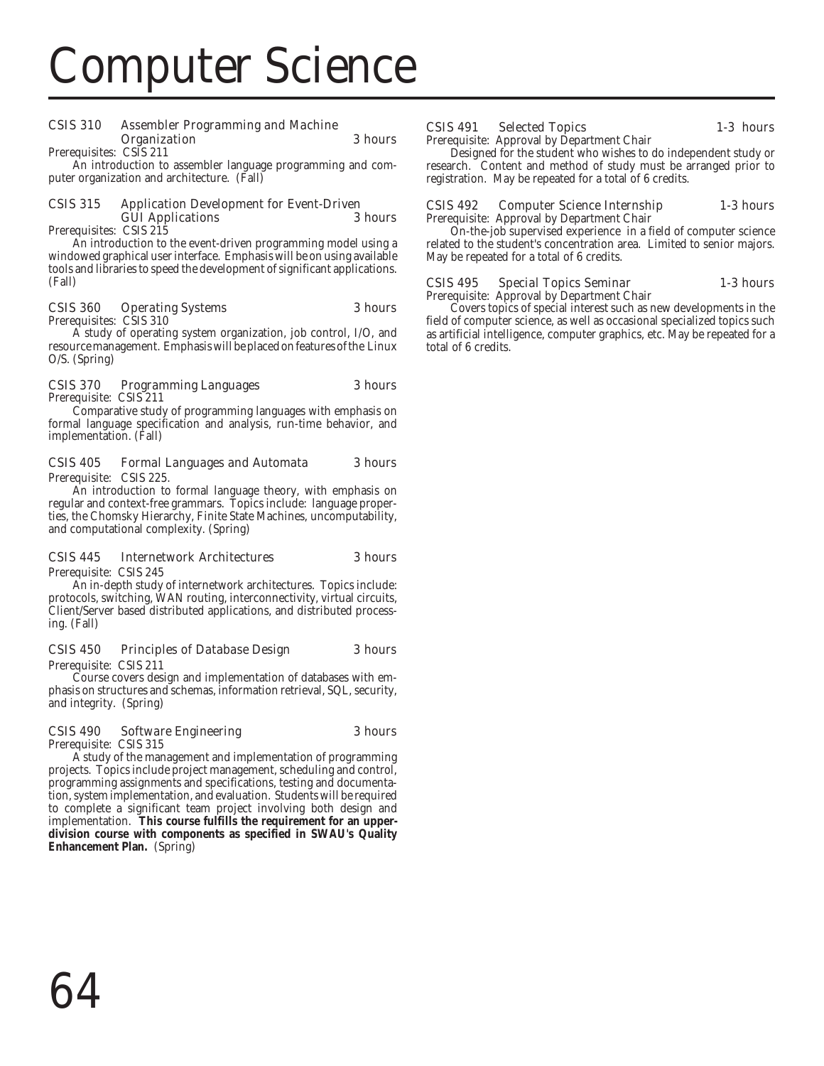# Computer Science

**CSIS 310 Assembler Programming and Machine Organization** 3 hours
Prerequisites: CSIS 211

An introduction to assembler language programming and computer organization and architecture. (Fall)

**CSIS 315 Application Development for Event-Driven GUI Applications** 3 hours
Prerequisites: CSIS 215

An introduction to the event-driven programming model using a windowed graphical user interface. Emphasis will be on using available tools and libraries to speed the development of significant applications. (Fall)

**CSIS 360 Operating Systems** 3 hours
Prerequisites: CSIS 310

A study of operating system organization, job control, I/O, and resource management. Emphasis will be placed on features of the Linux O/S. (Spring)

**CSIS 370 Programming Languages** 3 hours
Prerequisite: CSIS 211

Comparative study of programming languages with emphasis on formal language specification and analysis, run-time behavior, and implementation. (Fall)

**CSIS 405 Formal Languages and Automata** 3 hours
Prerequisite: CSIS 225.

An introduction to formal language theory, with emphasis on regular and context-free grammars. Topics include: language properties, the Chomsky Hierarchy, Finite State Machines, uncomputability, and computational complexity. (Spring)

**CSIS 445 Internetwork Architectures** 3 hours
Prerequisite: CSIS 245

An in-depth study of internetwork architectures. Topics include: protocols, switching, WAN routing, interconnectivity, virtual circuits, Client/Server based distributed applications, and distributed processing. (Fall)

**CSIS 450 Principles of Database Design** 3 hours
Prerequisite: CSIS 211

Course covers design and implementation of databases with emphasis on structures and schemas, information retrieval, SQL, security, and integrity. (Spring)

**CSIS 490 Software Engineering** 3 hours
Prerequisite: CSIS 315

A study of the management and implementation of programming projects. Topics include project management, scheduling and control, programming assignments and specifications, testing and documentation, system implementation, and evaluation. Students will be required to complete a significant team project involving both design and implementation. **This course fulfills the requirement for an upper-division course with components as specified in SWAU's Quality Enhancement Plan.** (Spring)

**CSIS 491 Selected Topics** 1-3 hours
Prerequisite: Approval by Department Chair

Designed for the student who wishes to do independent study or research. Content and method of study must be arranged prior to registration. May be repeated for a total of 6 credits.

**CSIS 492 Computer Science Internship** 1-3 hours
Prerequisite: Approval by Department Chair

On-the-job supervised experience in a field of computer science related to the student's concentration area. Limited to senior majors. May be repeated for a total of 6 credits.

**CSIS 495 Special Topics Seminar** 1-3 hours
Prerequisite: Approval by Department Chair

Covers topics of special interest such as new developments in the field of computer science, as well as occasional specialized topics such as artificial intelligence, computer graphics, etc. May be repeated for a total of 6 credits.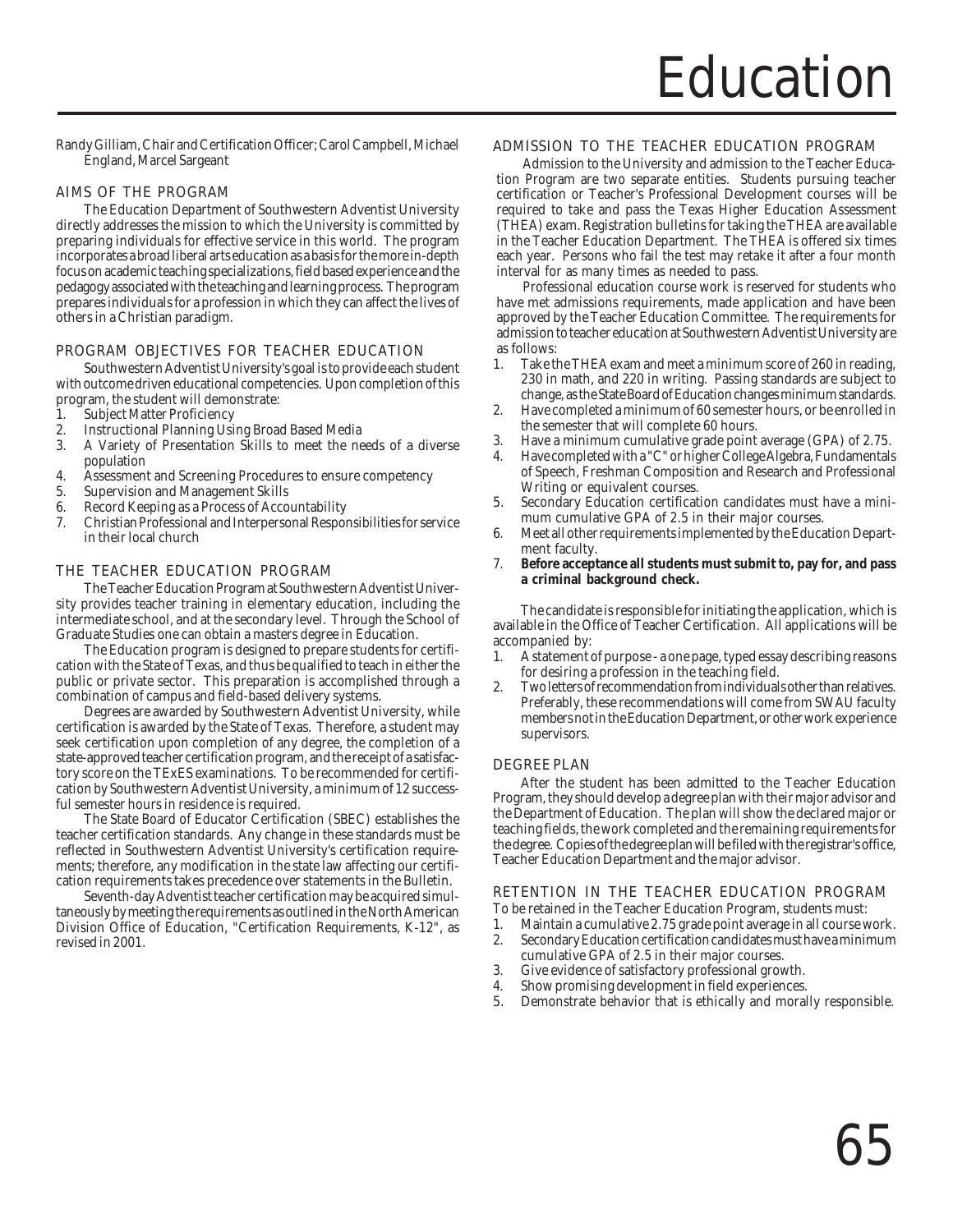# Education

Randy Gilliam, Chair and Certification Officer; Carol Campbell, Michael England, Marcel Sargeant

## AIMS OF THE PROGRAM

The Education Department of Southwestern Adventist University directly addresses the mission to which the University is committed by preparing individuals for effective service in this world. The program incorporates a broad liberal arts education as a basis for the more in-depth focus on academic teaching specializations, field based experience and the pedagogy associated with the teaching and learning process. The program prepares individuals for a profession in which they can affect the lives of others in a Christian paradigm.

## PROGRAM OBJECTIVES FOR TEACHER EDUCATION

Southwestern Adventist University's goal is to provide each student with outcome driven educational competencies. Upon completion of this program, the student will demonstrate:

1. Subject Matter Proficiency
2. Instructional Planning Using Broad Based Media
3. A Variety of Presentation Skills to meet the needs of a diverse population
4. Assessment and Screening Procedures to ensure competency
5. Supervision and Management Skills
6. Record Keeping as a Process of Accountability
7. Christian Professional and Interpersonal Responsibilities for service in their local church

## THE TEACHER EDUCATION PROGRAM

The Teacher Education Program at Southwestern Adventist University provides teacher training in elementary education, including the intermediate school, and at the secondary level. Through the School of Graduate Studies one can obtain a masters degree in Education.

The Education program is designed to prepare students for certification with the State of Texas, and thus be qualified to teach in either the public or private sector. This preparation is accomplished through a combination of campus and field-based delivery systems.

Degrees are awarded by Southwestern Adventist University, while certification is awarded by the State of Texas. Therefore, a student may seek certification upon completion of any degree, the completion of a state-approved teacher certification program, and the receipt of a satisfactory score on the TExES examinations. To be recommended for certification by Southwestern Adventist University, a minimum of 12 successful semester hours in residence is required.

The State Board of Educator Certification (SBEC) establishes the teacher certification standards. Any change in these standards must be reflected in Southwestern Adventist University's certification requirements; therefore, any modification in the state law affecting our certification requirements takes precedence over statements in the Bulletin.

Seventh-day Adventist teacher certification may be acquired simultaneously by meeting the requirements as outlined in the North American Division Office of Education, "Certification Requirements, K-12", as revised in 2001.

## ADMISSION TO THE TEACHER EDUCATION PROGRAM

Admission to the University and admission to the Teacher Education Program are two separate entities. Students pursuing teacher certification or Teacher's Professional Development courses will be required to take and pass the Texas Higher Education Assessment (THEA) exam. Registration bulletins for taking the THEA are available in the Teacher Education Department. The THEA is offered six times each year. Persons who fail the test may retake it after a four month interval for as many times as needed to pass.

Professional education course work is reserved for students who have met admissions requirements, made application and have been approved by the Teacher Education Committee. The requirements for admission to teacher education at Southwestern Adventist University are as follows:

1. Take the THEA exam and meet a minimum score of 260 in reading, 230 in math, and 220 in writing. Passing standards are subject to change, as the State Board of Education changes minimum standards.
2. Have completed a minimum of 60 semester hours, or be enrolled in the semester that will complete 60 hours.
3. Have a minimum cumulative grade point average (GPA) of 2.75.
4. Have completed with a "C" or higher College Algebra, Fundamentals of Speech, Freshman Composition and Research and Professional Writing or equivalent courses.
5. Secondary Education certification candidates must have a minimum cumulative GPA of 2.5 in their major courses.
6. Meet all other requirements implemented by the Education Department faculty.
7. **Before acceptance all students must submit to, pay for, and pass a criminal background check.**

The candidate is responsible for initiating the application, which is available in the Office of Teacher Certification. All applications will be accompanied by:

1. A statement of purpose - a one page, typed essay describing reasons for desiring a profession in the teaching field.
2. Two letters of recommendation from individuals other than relatives. Preferably, these recommendations will come from SWAU faculty members not in the Education Department, or other work experience supervisors.

## DEGREE PLAN

After the student has been admitted to the Teacher Education Program, they should develop a degree plan with their major advisor and the Department of Education. The plan will show the declared major or teaching fields, the work completed and the remaining requirements for the degree. Copies of the degree plan will be filed with the registrar's office, Teacher Education Department and the major advisor.

## RETENTION IN THE TEACHER EDUCATION PROGRAM

To be retained in the Teacher Education Program, students must:

1. Maintain a cumulative 2.75 grade point average in all course work.
2. Secondary Education certification candidates must have a minimum cumulative GPA of 2.5 in their major courses.
3. Give evidence of satisfactory professional growth.
4. Show promising development in field experiences.
5. Demonstrate behavior that is ethically and morally responsible.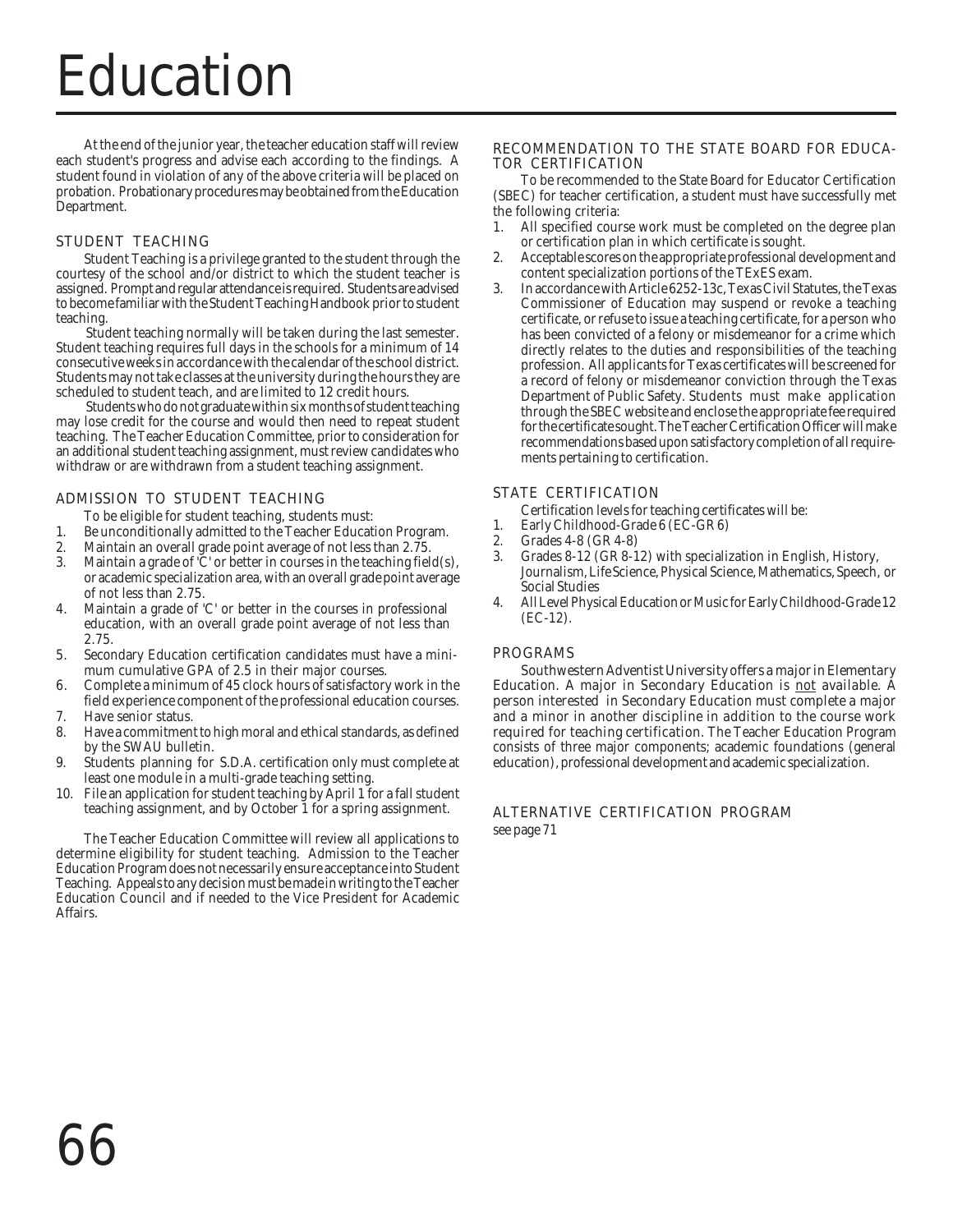# Education

At the end of the junior year, the teacher education staff will review each student's progress and advise each according to the findings. A student found in violation of any of the above criteria will be placed on probation. Probationary procedures may be obtained from the Education Department.

## STUDENT TEACHING

Student Teaching is a privilege granted to the student through the courtesy of the school and/or district to which the student teacher is assigned. Prompt and regular attendance is required. Students are advised to become familiar with the Student Teaching Handbook prior to student teaching.

Student teaching normally will be taken during the last semester. Student teaching requires full days in the schools for a minimum of 14 consecutive weeks in accordance with the calendar of the school district. Students may not take classes at the university during the hours they are scheduled to student teach, and are limited to 12 credit hours.

Students who do not graduate within six months of student teaching may lose credit for the course and would then need to repeat student teaching. The Teacher Education Committee, prior to consideration for an additional student teaching assignment, must review candidates who withdraw or are withdrawn from a student teaching assignment.

## ADMISSION TO STUDENT TEACHING

To be eligible for student teaching, students must:

1. Be unconditionally admitted to the Teacher Education Program.
2. Maintain an overall grade point average of not less than 2.75.
3. Maintain a grade of 'C' or better in courses in the teaching field(s), or academic specialization area, with an overall grade point average of not less than 2.75.
4. Maintain a grade of 'C' or better in the courses in professional education, with an overall grade point average of not less than 2.75.
5. Secondary Education certification candidates must have a minimum cumulative GPA of 2.5 in their major courses.
6. Complete a minimum of 45 clock hours of satisfactory work in the field experience component of the professional education courses.
7. Have senior status.
8. Have a commitment to high moral and ethical standards, as defined by the SWAU bulletin.
9. Students planning for S.D.A. certification only must complete at least one module in a multi-grade teaching setting.
10. File an application for student teaching by April 1 for a fall student teaching assignment, and by October 1 for a spring assignment.

The Teacher Education Committee will review all applications to determine eligibility for student teaching. Admission to the Teacher Education Program does not necessarily ensure acceptance into Student Teaching. Appeals to any decision must be made in writing to the Teacher Education Council and if needed to the Vice President for Academic Affairs.

## RECOMMENDATION TO THE STATE BOARD FOR EDUCATOR CERTIFICATION

To be recommended to the State Board for Educator Certification (SBEC) for teacher certification, a student must have successfully met the following criteria:

1. All specified course work must be completed on the degree plan or certification plan in which certificate is sought.
2. Acceptable scores on the appropriate professional development and content specialization portions of the TExES exam.
3. In accordance with Article 6252-13c, Texas Civil Statutes, the Texas Commissioner of Education may suspend or revoke a teaching certificate, or refuse to issue a teaching certificate, for a person who has been convicted of a felony or misdemeanor for a crime which directly relates to the duties and responsibilities of the teaching profession. All applicants for Texas certificates will be screened for a record of felony or misdemeanor conviction through the Texas Department of Public Safety. Students must make application through the SBEC website and enclose the appropriate fee required for the certificate sought. The Teacher Certification Officer will make recommendations based upon satisfactory completion of all requirements pertaining to certification.

## STATE CERTIFICATION

Certification levels for teaching certificates will be:

1. Early Childhood-Grade 6 (EC-GR 6)
2. Grades 4-8 (GR 4-8)
3. Grades 8-12 (GR 8-12) with specialization in English, History, Journalism, Life Science, Physical Science, Mathematics, Speech, or Social Studies
4. All Level Physical Education or Music for Early Childhood-Grade 12 (EC-12).

## PROGRAMS

Southwestern Adventist University offers a major in Elementary Education. A major in Secondary Education is not available. A person interested in Secondary Education must complete a major and a minor in another discipline in addition to the course work required for teaching certification. The Teacher Education Program consists of three major components; academic foundations (general education), professional development and academic specialization.

## ALTERNATIVE CERTIFICATION PROGRAM

see page 71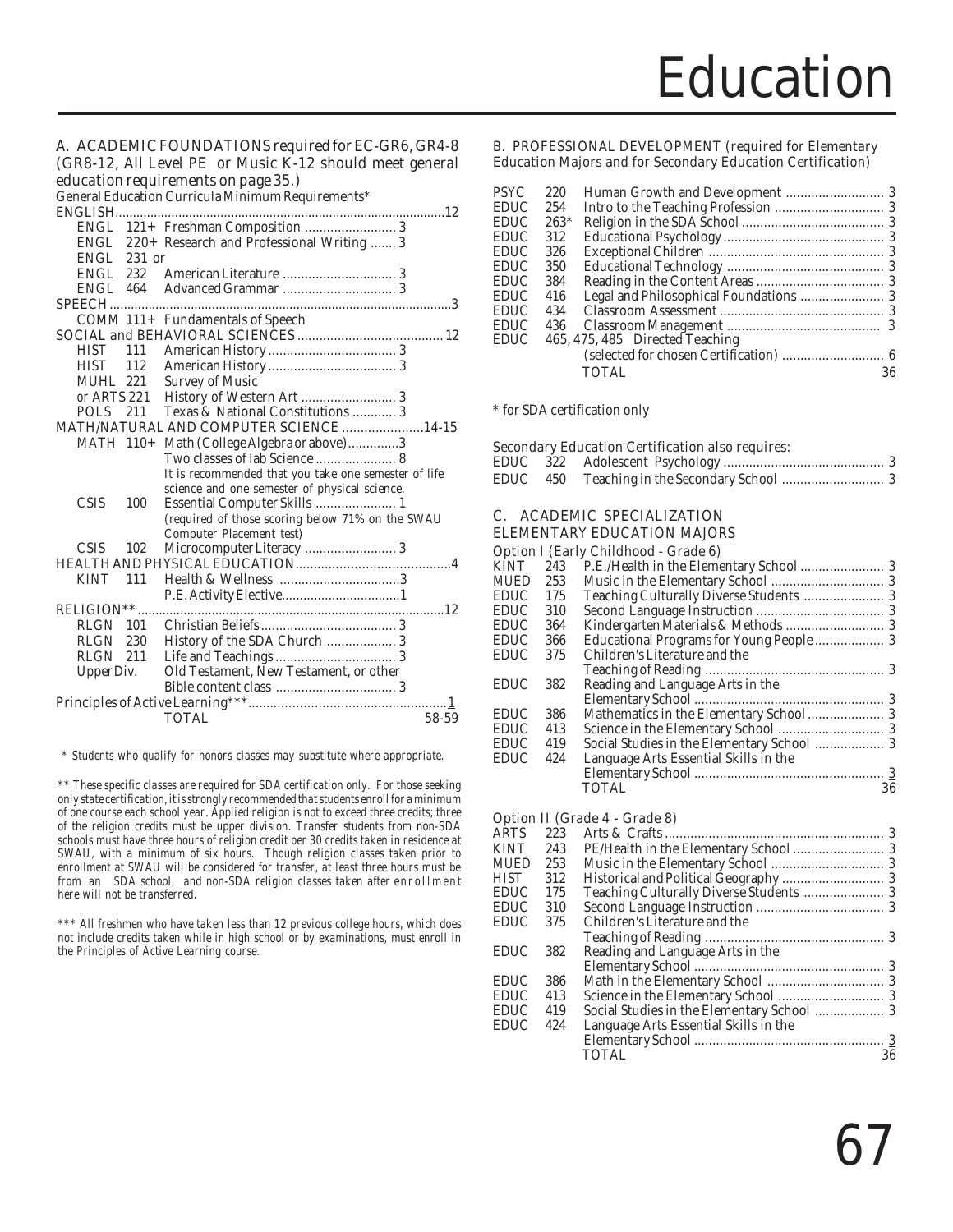# Education

## A. ACADEMIC FOUNDATIONS required for EC-GR6, GR4-8 (GR8-12, All Level PE or Music K-12 should meet general education requirements on page 35.)

General Education Curricula Minimum Requirements*

| | | | |
|---|---|---|---|
| **ENGLISH** | | | 12 |
| ENGL | 121+ | Freshman Composition | 3 |
| ENGL | 220+ | Research and Professional Writing | 3 |
| ENGL | 231 or | | |
| ENGL | 232 | American Literature | 3 |
| ENGL | 464 | Advanced Grammar | 3 |
| **SPEECH** | | | 3 |
| COMM | 111+ | Fundamentals of Speech | |
| **SOCIAL and BEHAVIORAL SCIENCES** | | | 12 |
| HIST | 111 | American History | 3 |
| HIST | 112 | American History | 3 |
| MUHL | 221 | Survey of Music | |
| or ARTS | 221 | History of Western Art | 3 |
| POLS | 211 | Texas & National Constitutions | 3 |
| **MATH/NATURAL AND COMPUTER SCIENCE** | | | 14-15 |
| MATH | 110+ | Math (College Algebra or above) | 3 |
| | | Two classes of lab Science | 8 |
| | | It is recommended that you take one semester of life science and one semester of physical science. | |
| CSIS | 100 | Essential Computer Skills | 1 |
| | | (required of those scoring below 71% on the SWAU Computer Placement test) | |
| CSIS | 102 | Microcomputer Literacy | 3 |
| **HEALTH AND PHYSICAL EDUCATION** | | | 4 |
| KINT | 111 | Health & Wellness | 3 |
| | | P.E. Activity Elective | 1 |
| **RELIGION**** | | | 12 |
| RLGN | 101 | Christian Beliefs | 3 |
| RLGN | 230 | History of the SDA Church | 3 |
| RLGN | 211 | Life and Teachings | 3 |
| Upper Div. | | Old Testament, New Testament, or other Bible content class | 3 |
| **Principles of Active Learning***** | | | 1 |
| | | TOTAL | 58-59 |

*\* Students who qualify for honors classes may substitute where appropriate.*

*\*\* These specific classes are required for SDA certification only. For those seeking only state certification, it is strongly recommended that students enroll for a minimum of one course each school year. Applied religion is not to exceed three credits; three of the religion credits must be upper division. Transfer students from non-SDA schools must have three hours of religion credit per 30 credits taken in residence at SWAU, with a minimum of six hours. Though religion classes taken prior to enrollment at SWAU will be considered for transfer, at least three hours must be from an SDA school, and non-SDA religion classes taken after enrollment here will not be transferred.*

*\*\*\* All freshmen who have taken less than 12 previous college hours, which does not include credits taken while in high school or by examinations, must enroll in the Principles of Active Learning course.*

## B. PROFESSIONAL DEVELOPMENT (required for Elementary Education Majors and for Secondary Education Certification)

| | | | |
|---|---|---|---|
| PSYC | 220 | Human Growth and Development | 3 |
| EDUC | 254 | Intro to the Teaching Profession | 3 |
| EDUC | 263* | Religion in the SDA School | 3 |
| EDUC | 312 | Educational Psychology | 3 |
| EDUC | 326 | Exceptional Children | 3 |
| EDUC | 350 | Educational Technology | 3 |
| EDUC | 384 | Reading in the Content Areas | 3 |
| EDUC | 416 | Legal and Philosophical Foundations | 3 |
| EDUC | 434 | Classroom Assessment | 3 |
| EDUC | 436 | Classroom Management | 3 |
| EDUC | 465, 475, 485 | Directed Teaching (selected for chosen Certification) | 6 |
| | | TOTAL | 36 |

\* for SDA certification only

Secondary Education Certification also requires:

| | | | |
|---|---|---|---|
| EDUC | 322 | Adolescent Psychology | 3 |
| EDUC | 450 | Teaching in the Secondary School | 3 |

## C. ACADEMIC SPECIALIZATION

### ELEMENTARY EDUCATION MAJORS

Option I (Early Childhood - Grade 6)

| | | | |
|---|---|---|---|
| KINT | 243 | P.E./Health in the Elementary School | 3 |
| MUED | 253 | Music in the Elementary School | 3 |
| EDUC | 175 | Teaching Culturally Diverse Students | 3 |
| EDUC | 310 | Second Language Instruction | 3 |
| EDUC | 364 | Kindergarten Materials & Methods | 3 |
| EDUC | 366 | Educational Programs for Young People | 3 |
| EDUC | 375 | Children's Literature and the Teaching of Reading | 3 |
| EDUC | 382 | Reading and Language Arts in the Elementary School | 3 |
| EDUC | 386 | Mathematics in the Elementary School | 3 |
| EDUC | 413 | Science in the Elementary School | 3 |
| EDUC | 419 | Social Studies in the Elementary School | 3 |
| EDUC | 424 | Language Arts Essential Skills in the Elementary School | 3 |
| | | TOTAL | 36 |

Option II (Grade 4 - Grade 8)

| | | | |
|---|---|---|---|
| ARTS | 223 | Arts & Crafts | 3 |
| KINT | 243 | PE/Health in the Elementary School | 3 |
| MUED | 253 | Music in the Elementary School | 3 |
| HIST | 312 | Historical and Political Geography | 3 |
| EDUC | 175 | Teaching Culturally Diverse Students | 3 |
| EDUC | 310 | Second Language Instruction | 3 |
| EDUC | 375 | Children's Literature and the Teaching of Reading | 3 |
| EDUC | 382 | Reading and Language Arts in the Elementary School | 3 |
| EDUC | 386 | Math in the Elementary School | 3 |
| EDUC | 413 | Science in the Elementary School | 3 |
| EDUC | 419 | Social Studies in the Elementary School | 3 |
| EDUC | 424 | Language Arts Essential Skills in the Elementary School | 3 |
| | | TOTAL | 36 |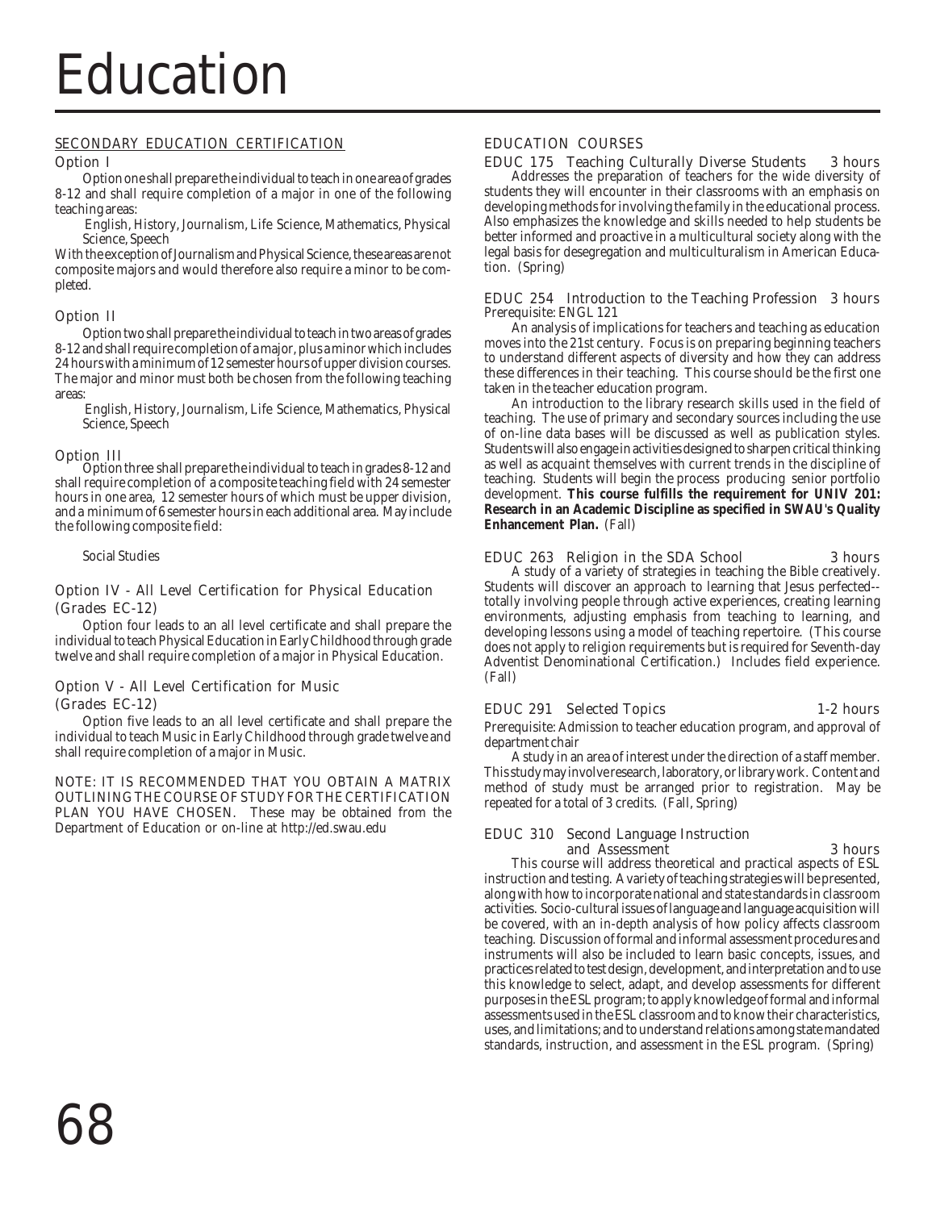# Education

## SECONDARY EDUCATION CERTIFICATION

### Option I

Option one shall prepare the individual to teach in one area of grades 8-12 and shall require completion of a major in one of the following teaching areas:

English, History, Journalism, Life Science, Mathematics, Physical Science, Speech

With the exception of Journalism and Physical Science, these areas are not composite majors and would therefore also require a minor to be completed.

### Option II

Option two shall prepare the individual to teach in two areas of grades 8-12 and shall require completion of a major, plus a minor which includes 24 hours with a minimum of 12 semester hours of upper division courses. The major and minor must both be chosen from the following teaching areas:

English, History, Journalism, Life Science, Mathematics, Physical Science, Speech

### Option III

Option three shall prepare the individual to teach in grades 8-12 and shall require completion of a composite teaching field with 24 semester hours in one area, 12 semester hours of which must be upper division, and a minimum of 6 semester hours in each additional area. May include the following composite field:

Social Studies

### Option IV - All Level Certification for Physical Education (Grades EC-12)

Option four leads to an all level certificate and shall prepare the individual to teach Physical Education in Early Childhood through grade twelve and shall require completion of a major in Physical Education.

### Option V - All Level Certification for Music (Grades EC-12)

Option five leads to an all level certificate and shall prepare the individual to teach Music in Early Childhood through grade twelve and shall require completion of a major in Music.

NOTE: IT IS RECOMMENDED THAT YOU OBTAIN A MATRIX OUTLINING THE COURSE OF STUDY FOR THE CERTIFICATION PLAN YOU HAVE CHOSEN. These may be obtained from the Department of Education or on-line at http://ed.swau.edu

## EDUCATION COURSES

### EDUC 175 Teaching Culturally Diverse Students 3 hours

Addresses the preparation of teachers for the wide diversity of students they will encounter in their classrooms with an emphasis on developing methods for involving the family in the educational process. Also emphasizes the knowledge and skills needed to help students be better informed and proactive in a multicultural society along with the legal basis for desegregation and multiculturalism in American Education. (Spring)

### EDUC 254 Introduction to the Teaching Profession 3 hours

Prerequisite: ENGL 121

An analysis of implications for teachers and teaching as education moves into the 21st century. Focus is on preparing beginning teachers to understand different aspects of diversity and how they can address these differences in their teaching. This course should be the first one taken in the teacher education program.

An introduction to the library research skills used in the field of teaching. The use of primary and secondary sources including the use of on-line data bases will be discussed as well as publication styles. Students will also engage in activities designed to sharpen critical thinking as well as acquaint themselves with current trends in the discipline of teaching. Students will begin the process producing senior portfolio development. **This course fulfills the requirement for UNIV 201: Research in an Academic Discipline as specified in SWAU's Quality Enhancement Plan.** (Fall)

### EDUC 263 Religion in the SDA School 3 hours

A study of a variety of strategies in teaching the Bible creatively. Students will discover an approach to learning that Jesus perfected--totally involving people through active experiences, creating learning environments, adjusting emphasis from teaching to learning, and developing lessons using a model of teaching repertoire. (This course does not apply to religion requirements but is required for Seventh-day Adventist Denominational Certification.) Includes field experience. (Fall)

### EDUC 291 Selected Topics 1-2 hours

Prerequisite: Admission to teacher education program, and approval of department chair

A study in an area of interest under the direction of a staff member. This study may involve research, laboratory, or library work. Content and method of study must be arranged prior to registration. May be repeated for a total of 3 credits. (Fall, Spring)

### EDUC 310 Second Language Instruction and Assessment 3 hours

This course will address theoretical and practical aspects of ESL instruction and testing. A variety of teaching strategies will be presented, along with how to incorporate national and state standards in classroom activities. Socio-cultural issues of language and language acquisition will be covered, with an in-depth analysis of how policy affects classroom teaching. Discussion of formal and informal assessment procedures and instruments will also be included to learn basic concepts, issues, and practices related to test design, development, and interpretation and to use this knowledge to select, adapt, and develop assessments for different purposes in the ESL program; to apply knowledge of formal and informal assessments used in the ESL classroom and to know their characteristics, uses, and limitations; and to understand relations among state mandated standards, instruction, and assessment in the ESL program. (Spring)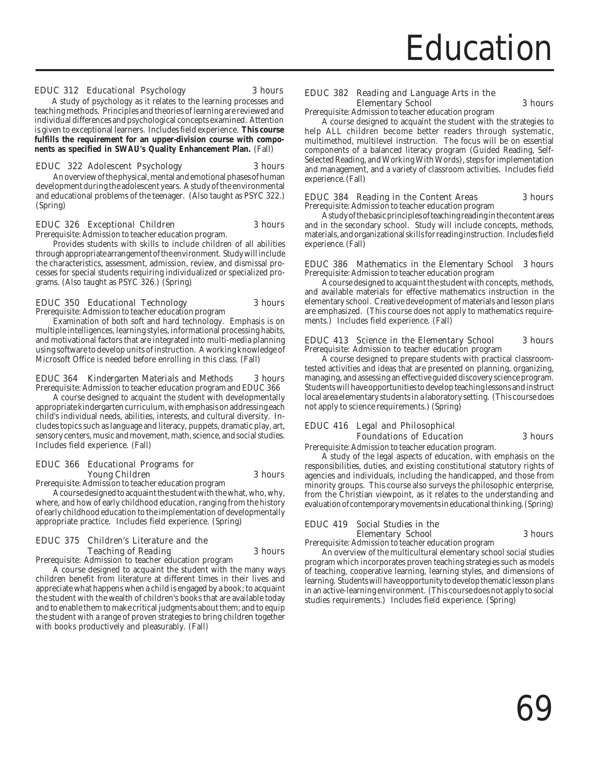# Education

**EDUC 312 Educational Psychology** 3 hours

A study of psychology as it relates to the learning processes and teaching methods. Principles and theories of learning are reviewed and individual differences and psychological concepts examined. Attention is given to exceptional learners. Includes field experience. **This course fulfills the requirement for an upper-division course with components as specified in SWAU's Quality Enhancement Plan.** (Fall)

**EDUC 322 Adolescent Psychology** 3 hours

An overview of the physical, mental and emotional phases of human development during the adolescent years. A study of the environmental and educational problems of the teenager. (Also taught as PSYC 322.) (Spring)

**EDUC 326 Exceptional Children** 3 hours

Prerequisite: Admission to teacher education program.

Provides students with skills to include children of all abilities through appropriate arrangement of the environment. Study will include the characteristics, assessment, admission, review, and dismissal processes for special students requiring individualized or specialized programs. (Also taught as PSYC 326.) (Spring)

**EDUC 350 Educational Technology** 3 hours

Prerequisite: Admission to teacher education program

Examination of both soft and hard technology. Emphasis is on multiple intelligences, learning styles, informational processing habits, and motivational factors that are integrated into multi-media planning using software to develop units of instruction. A working knowledge of Microsoft Office is needed before enrolling in this class. (Fall)

**EDUC 364 Kindergarten Materials and Methods** 3 hours

Prerequisite: Admission to teacher education program and EDUC 366

A course designed to acquaint the student with developmentally appropriate kindergarten curriculum, with emphasis on addressing each child's individual needs, abilities, interests, and cultural diversity. Includes topics such as language and literacy, puppets, dramatic play, art, sensory centers, music and movement, math, science, and social studies. Includes field experience. (Fall)

**EDUC 366 Educational Programs for Young Children** 3 hours

Prerequisite: Admission to teacher education program

A course designed to acquaint the student with the what, who, why, where, and how of early childhood education, ranging from the history of early childhood education to the implementation of developmentally appropriate practice. Includes field experience. (Spring)

**EDUC 375 Children's Literature and the Teaching of Reading** 3 hours

Prerequisite: Admission to teacher education program

A course designed to acquaint the student with the many ways children benefit from literature at different times in their lives and appreciate what happens when a child is engaged by a book; to acquaint the student with the wealth of children's books that are available today and to enable them to make critical judgments about them; and to equip the student with a range of proven strategies to bring children together with books productively and pleasurably. (Fall)

**EDUC 382 Reading and Language Arts in the Elementary School** 3 hours

Prerequisite: Admission to teacher education program

A course designed to acquaint the student with the strategies to help ALL children become better readers through systematic, multimethod, multilevel instruction. The focus will be on essential components of a balanced literacy program (Guided Reading, Self-Selected Reading, and Working With Words), steps for implementation and management, and a variety of classroom activities. Includes field experience. (Fall)

**EDUC 384 Reading in the Content Areas** 3 hours

Prerequisite: Admission to teacher education program

A study of the basic principles of teaching reading in the content areas and in the secondary school. Study will include concepts, methods, materials, and organizational skills for reading instruction. Includes field experience. (Fall)

**EDUC 386 Mathematics in the Elementary School** 3 hours

Prerequisite: Admission to teacher education program

A course designed to acquaint the student with concepts, methods, and available materials for effective mathematics instruction in the elementary school. Creative development of materials and lesson plans are emphasized. (This course does not apply to mathematics requirements.) Includes field experience. (Fall)

**EDUC 413 Science in the Elementary School** 3 hours

Prerequisite: Admission to teacher education program

A course designed to prepare students with practical classroom-tested activities and ideas that are presented on planning, organizing, managing, and assessing an effective guided discovery science program. Students will have opportunities to develop teaching lessons and instruct local area elementary students in a laboratory setting. (This course does not apply to science requirements.) (Spring)

**EDUC 416 Legal and Philosophical Foundations of Education** 3 hours

Prerequisite: Admission to teacher education program.

A study of the legal aspects of education, with emphasis on the responsibilities, duties, and existing constitutional statutory rights of agencies and individuals, including the handicapped, and those from minority groups. This course also surveys the philosophic enterprise, from the Christian viewpoint, as it relates to the understanding and evaluation of contemporary movements in educational thinking. (Spring)

**EDUC 419 Social Studies in the Elementary School** 3 hours

Prerequisite: Admission to teacher education program

An overview of the multicultural elementary school social studies program which incorporates proven teaching strategies such as models of teaching, cooperative learning, learning styles, and dimensions of learning. Students will have opportunity to develop thematic lesson plans in an active-learning environment. (This course does not apply to social studies requirements.) Includes field experience. (Spring)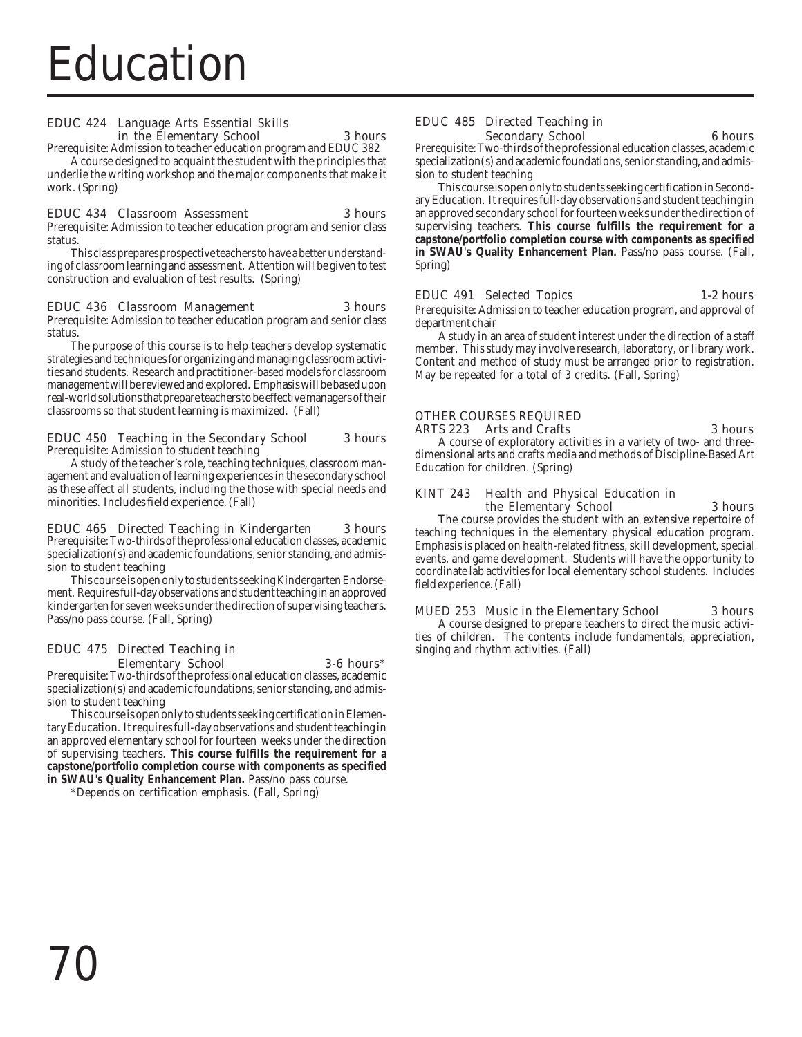# Education

**EDUC 424 Language Arts Essential Skills in the Elementary School** — 3 hours

Prerequisite: Admission to teacher education program and EDUC 382

A course designed to acquaint the student with the principles that underlie the writing workshop and the major components that make it work. (Spring)

**EDUC 434 Classroom Assessment** — 3 hours

Prerequisite: Admission to teacher education program and senior class status.

This class prepares prospective teachers to have a better understanding of classroom learning and assessment. Attention will be given to test construction and evaluation of test results. (Spring)

**EDUC 436 Classroom Management** — 3 hours

Prerequisite: Admission to teacher education program and senior class status.

The purpose of this course is to help teachers develop systematic strategies and techniques for organizing and managing classroom activities and students. Research and practitioner-based models for classroom management will be reviewed and explored. Emphasis will be based upon real-world solutions that prepare teachers to be effective managers of their classrooms so that student learning is maximized. (Fall)

**EDUC 450 Teaching in the Secondary School** — 3 hours

Prerequisite: Admission to student teaching

A study of the teacher's role, teaching techniques, classroom management and evaluation of learning experiences in the secondary school as these affect all students, including the those with special needs and minorities. Includes field experience. (Fall)

**EDUC 465 Directed Teaching in Kindergarten** — 3 hours

Prerequisite: Two-thirds of the professional education classes, academic specialization(s) and academic foundations, senior standing, and admission to student teaching

This course is open only to students seeking Kindergarten Endorsement. Requires full-day observations and student teaching in an approved kindergarten for seven weeks under the direction of supervising teachers. Pass/no pass course. (Fall, Spring)

**EDUC 475 Directed Teaching in Elementary School** — 3-6 hours*

Prerequisite: Two-thirds of the professional education classes, academic specialization(s) and academic foundations, senior standing, and admission to student teaching

This course is open only to students seeking certification in Elementary Education. It requires full-day observations and student teaching in an approved elementary school for fourteen weeks under the direction of supervising teachers. **This course fulfills the requirement for a capstone/portfolio completion course with components as specified in SWAU's Quality Enhancement Plan.** Pass/no pass course.

*Depends on certification emphasis. (Fall, Spring)

**EDUC 485 Directed Teaching in Secondary School** — 6 hours

Prerequisite: Two-thirds of the professional education classes, academic specialization(s) and academic foundations, senior standing, and admission to student teaching

This course is open only to students seeking certification in Secondary Education. It requires full-day observations and student teaching in an approved secondary school for fourteen weeks under the direction of supervising teachers. **This course fulfills the requirement for a capstone/portfolio completion course with components as specified in SWAU's Quality Enhancement Plan.** Pass/no pass course. (Fall, Spring)

**EDUC 491 Selected Topics** — 1-2 hours

Prerequisite: Admission to teacher education program, and approval of department chair

A study in an area of student interest under the direction of a staff member. This study may involve research, laboratory, or library work. Content and method of study must be arranged prior to registration. May be repeated for a total of 3 credits. (Fall, Spring)

## OTHER COURSES REQUIRED

**ARTS 223 Arts and Crafts** — 3 hours

A course of exploratory activities in a variety of two- and three-dimensional arts and crafts media and methods of Discipline-Based Art Education for children. (Spring)

**KINT 243 Health and Physical Education in the Elementary School** — 3 hours

The course provides the student with an extensive repertoire of teaching techniques in the elementary physical education program. Emphasis is placed on health-related fitness, skill development, special events, and game development. Students will have the opportunity to coordinate lab activities for local elementary school students. Includes field experience. (Fall)

**MUED 253 Music in the Elementary School** — 3 hours

A course designed to prepare teachers to direct the music activities of children. The contents include fundamentals, appreciation, singing and rhythm activities. (Fall)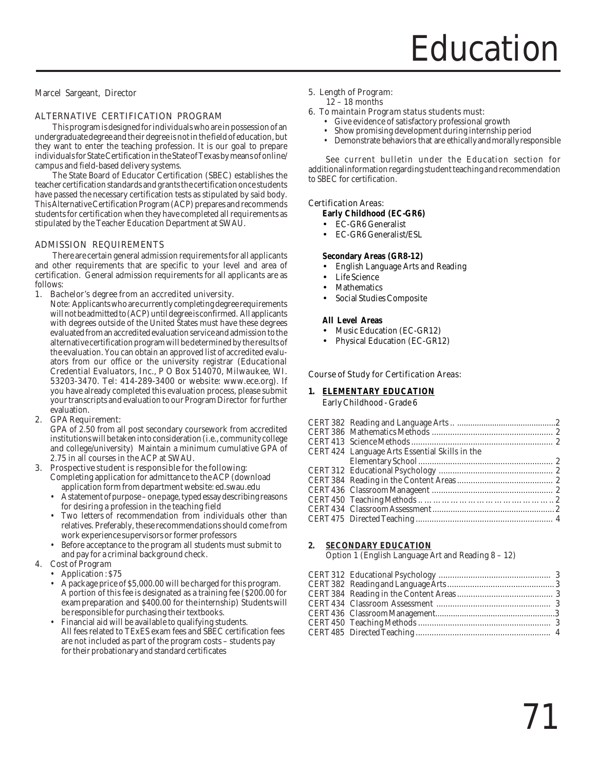# Education

Marcel Sargeant, Director

## ALTERNATIVE CERTIFICATION PROGRAM

This program is designed for individuals who are in possession of an undergraduate degree and their degree is not in the field of education, but they want to enter the teaching profession. It is our goal to prepare individuals for State Certification in the State of Texas by means of online/ campus and field-based delivery systems.

The State Board of Educator Certification (SBEC) establishes the teacher certification standards and grants the certification once students have passed the necessary certification tests as stipulated by said body. This Alternative Certification Program (ACP) prepares and recommends students for certification when they have completed all requirements as stipulated by the Teacher Education Department at SWAU.

## ADMISSION REQUIREMENTS

There are certain general admission requirements for all applicants and other requirements that are specific to your level and area of certification. General admission requirements for all applicants are as follows:

1. Bachelor's degree from an accredited university.
   Note: Applicants who are currently completing degree requirements will not be admitted to (ACP) until degree is confirmed. All applicants with degrees outside of the United States must have these degrees evaluated from an accredited evaluation service and admission to the alternative certification program will be determined by the results of the evaluation. You can obtain an approved list of accredited evaluators from our office or the university registrar (Educational Credential Evaluators, Inc., P O Box 514070, Milwaukee, WI. 53203-3470. Tel: 414-289-3400 or website: www.ece.org). If you have already completed this evaluation process, please submit your transcripts and evaluation to our Program Director for further evaluation.
2. GPA Requirement:
   GPA of 2.50 from all post secondary coursework from accredited institutions will be taken into consideration (i.e., community college and college/university) Maintain a minimum cumulative GPA of 2.75 in all courses in the ACP at SWAU.
3. Prospective student is responsible for the following:
   Completing application for admittance to the ACP (download application form from department website: ed.swau.edu
   - A statement of purpose – one page, typed essay describing reasons for desiring a profession in the teaching field
   - Two letters of recommendation from individuals other than relatives. Preferably, these recommendations should come from work experience supervisors or former professors
   - Before acceptance to the program all students must submit to and pay for a criminal background check.
4. Cost of Program
   - Application : $75
   - A package price of $5,000.00 will be charged for this program. A portion of this fee is designated as a training fee ($200.00 for exam preparation and $400.00 for the internship) Students will be responsible for purchasing their textbooks.
   - Financial aid will be available to qualifying students.
     All fees related to TExES exam fees and SBEC certification fees are not included as part of the program costs – students pay for their probationary and standard certificates
5. Length of Program:
   12 – 18 months
6. To maintain Program status students must:
   - Give evidence of satisfactory professional growth
   - Show promising development during internship period
   - Demonstrate behaviors that are ethically and morally responsible

See current bulletin under the Education section for additional information regarding student teaching and recommendation to SBEC for certification.

Certification Areas:

**Early Childhood (EC-GR6)**

- EC-GR6 Generalist
- EC-GR6 Generalist/ESL

**Secondary Areas (GR8-12)**

- English Language Arts and Reading
- Life Science
- Mathematics
- Social Studies Composite

**All Level Areas**

- Music Education (EC-GR12)
- Physical Education (EC-GR12)

Course of Study for Certification Areas:

**1. ELEMENTARY EDUCATION**

Early Childhood - Grade 6

| Course | Title | Hours |
|---|---|---|
| CERT 382 | Reading and Language Arts | 2 |
| CERT 386 | Mathematics Methods | 2 |
| CERT 413 | Science Methods | 2 |
| CERT 424 | Language Arts Essential Skills in the Elementary School | 2 |
| CERT 312 | Educational Psychology | 2 |
| CERT 384 | Reading in the Content Areas | 2 |
| CERT 436 | Classroom Manageent | 2 |
| CERT 450 | Teaching Methods | 2 |
| CERT 434 | Classroom Assessment | 2 |
| CERT 475 | Directed Teaching | 4 |

**2. SECONDARY EDUCATION**

Option 1 (English Language Art and Reading 8 – 12)

| Course | Title | Hours |
|---|---|---|
| CERT 312 | Educational Psychology | 3 |
| CERT 382 | Reading and Language Arts | 3 |
| CERT 384 | Reading in the Content Areas | 3 |
| CERT 434 | Classroom Assessment | 3 |
| CERT 436 | Classroom Management | 3 |
| CERT 450 | Teaching Methods | 3 |
| CERT 485 | Directed Teaching | 4 |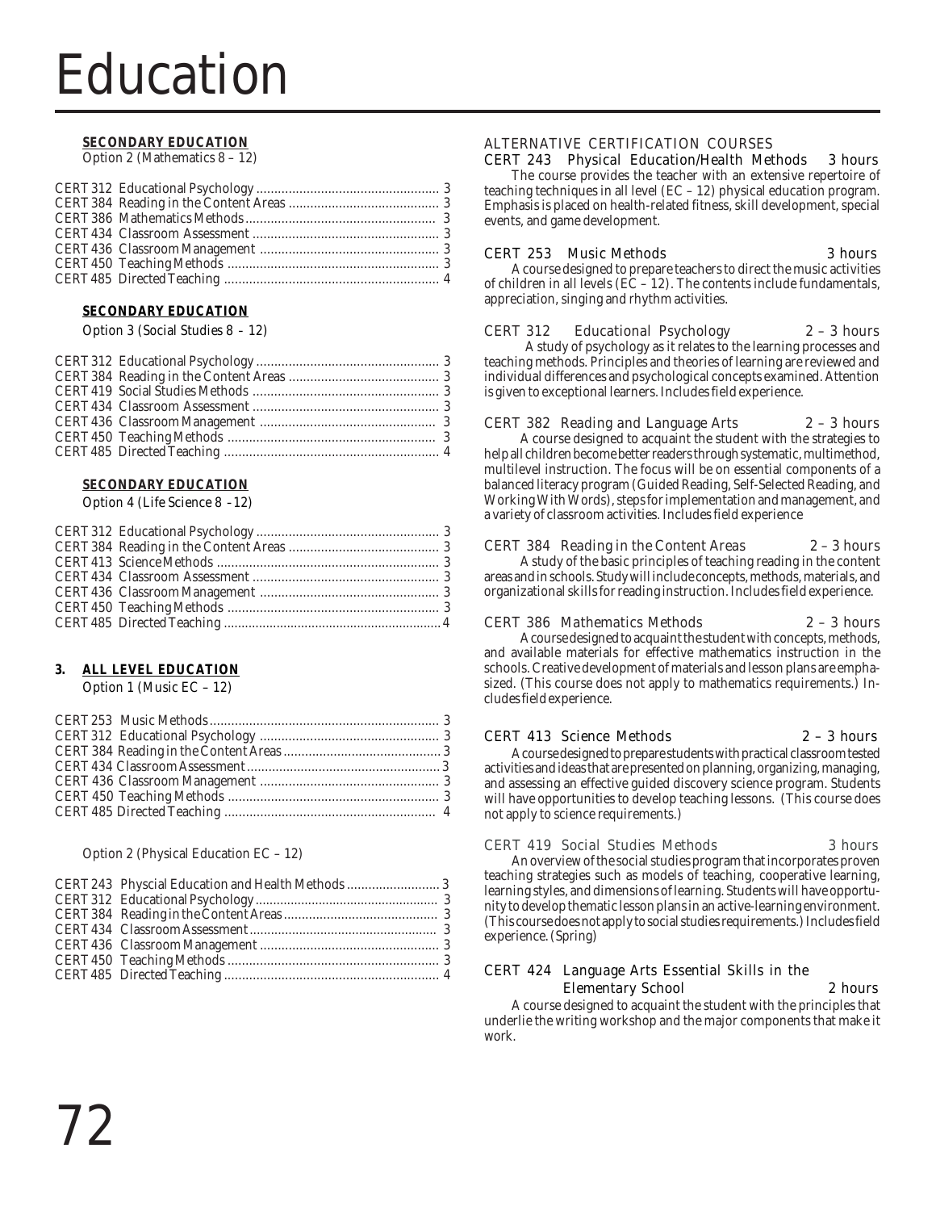# Education

**SECONDARY EDUCATION**

Option 2 (Mathematics 8 – 12)

| Course | Hours |
|---|---|
| CERT 312 Educational Psychology | 3 |
| CERT 384 Reading in the Content Areas | 3 |
| CERT 386 Mathematics Methods | 3 |
| CERT 434 Classroom Assessment | 3 |
| CERT 436 Classroom Management | 3 |
| CERT 450 Teaching Methods | 3 |
| CERT 485 Directed Teaching | 4 |

**SECONDARY EDUCATION**

Option 3 (Social Studies 8 – 12)

| Course | Hours |
|---|---|
| CERT 312 Educational Psychology | 3 |
| CERT 384 Reading in the Content Areas | 3 |
| CERT 419 Social Studies Methods | 3 |
| CERT 434 Classroom Assessment | 3 |
| CERT 436 Classroom Management | 3 |
| CERT 450 Teaching Methods | 3 |
| CERT 485 Directed Teaching | 4 |

**SECONDARY EDUCATION**

Option 4 (Life Science 8 -12)

| Course | Hours |
|---|---|
| CERT 312 Educational Psychology | 3 |
| CERT 384 Reading in the Content Areas | 3 |
| CERT 413 Science Methods | 3 |
| CERT 434 Classroom Assessment | 3 |
| CERT 436 Classroom Management | 3 |
| CERT 450 Teaching Methods | 3 |
| CERT 485 Directed Teaching | 4 |

**3. ALL LEVEL EDUCATION**

Option 1 (Music EC – 12)

| Course | Hours |
|---|---|
| CERT 253 Music Methods | 3 |
| CERT 312 Educational Psychology | 3 |
| CERT 384 Reading in the Content Areas | 3 |
| CERT 434 Classroom Assessment | 3 |
| CERT 436 Classroom Management | 3 |
| CERT 450 Teaching Methods | 3 |
| CERT 485 Directed Teaching | 4 |

Option 2 (Physical Education EC – 12)

| Course | Hours |
|---|---|
| CERT 243 Physcial Education and Health Methods | 3 |
| CERT 312 Educational Psychology | 3 |
| CERT 384 Reading in the Content Areas | 3 |
| CERT 434 Classroom Assessment | 3 |
| CERT 436 Classroom Management | 3 |
| CERT 450 Teaching Methods | 3 |
| CERT 485 Directed Teaching | 4 |

## ALTERNATIVE CERTIFICATION COURSES

**CERT 243 Physical Education/Health Methods — 3 hours**

The course provides the teacher with an extensive repertoire of teaching techniques in all level (EC – 12) physical education program. Emphasis is placed on health-related fitness, skill development, special events, and game development.

**CERT 253 Music Methods — 3 hours**

A course designed to prepare teachers to direct the music activities of children in all levels (EC – 12). The contents include fundamentals, appreciation, singing and rhythm activities.

**CERT 312 Educational Psychology — 2 – 3 hours**

A study of psychology as it relates to the learning processes and teaching methods. Principles and theories of learning are reviewed and individual differences and psychological concepts examined. Attention is given to exceptional learners. Includes field experience.

**CERT 382 Reading and Language Arts — 2 – 3 hours**

A course designed to acquaint the student with the strategies to help all children become better readers through systematic, multimethod, multilevel instruction. The focus will be on essential components of a balanced literacy program (Guided Reading, Self-Selected Reading, and Working With Words), steps for implementation and management, and a variety of classroom activities. Includes field experience

**CERT 384 Reading in the Content Areas — 2 – 3 hours**

A study of the basic principles of teaching reading in the content areas and in schools. Study will include concepts, methods, materials, and organizational skills for reading instruction. Includes field experience.

**CERT 386 Mathematics Methods — 2 – 3 hours**

A course designed to acquaint the student with concepts, methods, and available materials for effective mathematics instruction in the schools. Creative development of materials and lesson plans are emphasized. (This course does not apply to mathematics requirements.) Includes field experience.

**CERT 413 Science Methods — 2 – 3 hours**

A course designed to prepare students with practical classroom tested activities and ideas that are presented on planning, organizing, managing, and assessing an effective guided discovery science program. Students will have opportunities to develop teaching lessons. (This course does not apply to science requirements.)

**CERT 419 Social Studies Methods — 3 hours**

An overview of the social studies program that incorporates proven teaching strategies such as models of teaching, cooperative learning, learning styles, and dimensions of learning. Students will have opportunity to develop thematic lesson plans in an active-learning environment. (This course does not apply to social studies requirements.) Includes field experience. (Spring)

**CERT 424 Language Arts Essential Skills in the Elementary School — 2 hours**

A course designed to acquaint the student with the principles that underlie the writing workshop and the major components that make it work.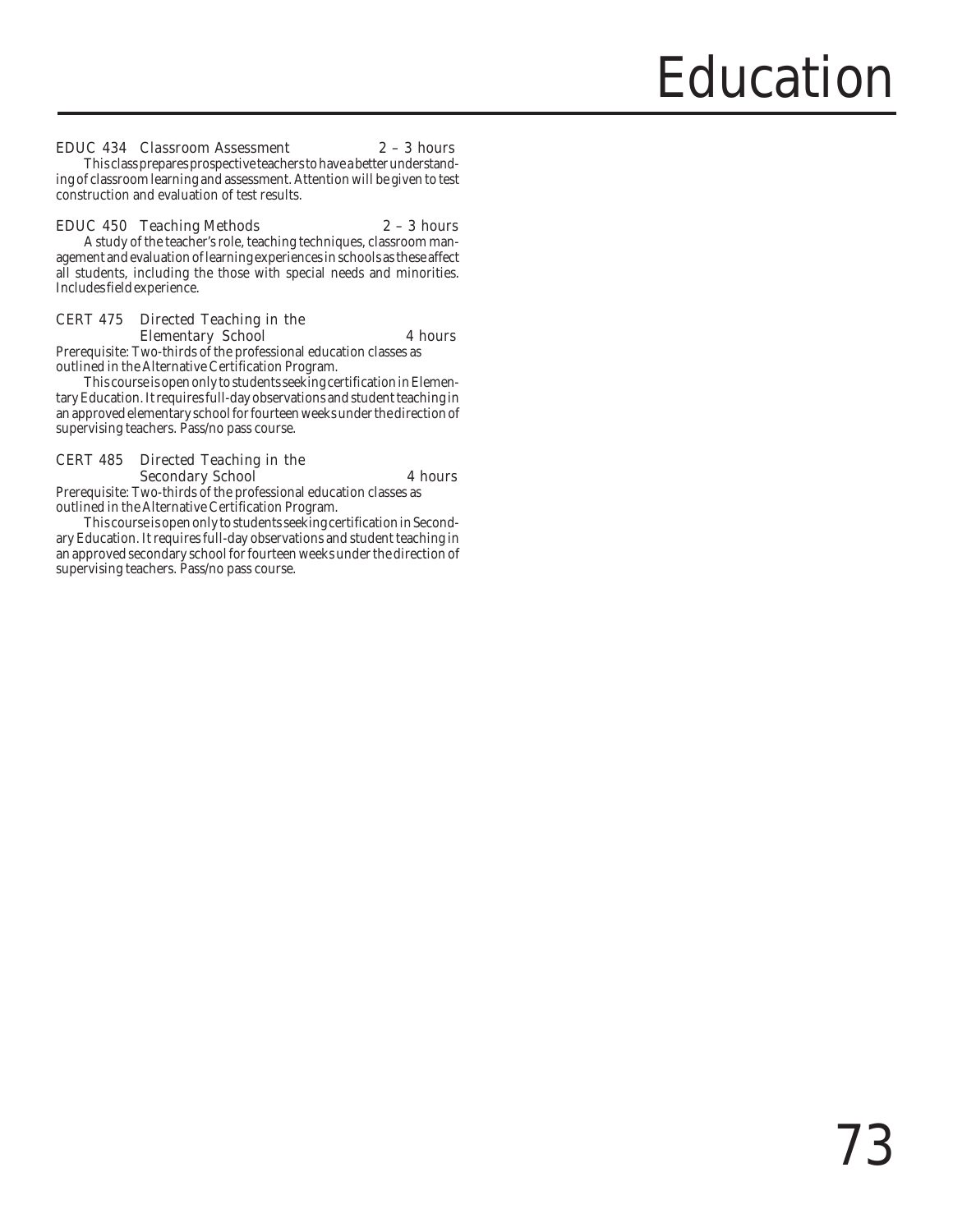**EDUC 434 Classroom Assessment 2 – 3 hours**

This class prepares prospective teachers to have a better understanding of classroom learning and assessment. Attention will be given to test construction and evaluation of test results.

**EDUC 450 Teaching Methods 2 – 3 hours**

A study of the teacher's role, teaching techniques, classroom management and evaluation of learning experiences in schools as these affect all students, including the those with special needs and minorities. Includes field experience.

**CERT 475 Directed Teaching in the Elementary School 4 hours**

Prerequisite: Two-thirds of the professional education classes as outlined in the Alternative Certification Program.

This course is open only to students seeking certification in Elementary Education. It requires full-day observations and student teaching in an approved elementary school for fourteen weeks under the direction of supervising teachers. Pass/no pass course.

**CERT 485 Directed Teaching in the Secondary School 4 hours**

Prerequisite: Two-thirds of the professional education classes as outlined in the Alternative Certification Program.

This course is open only to students seeking certification in Secondary Education. It requires full-day observations and student teaching in an approved secondary school for fourteen weeks under the direction of supervising teachers. Pass/no pass course.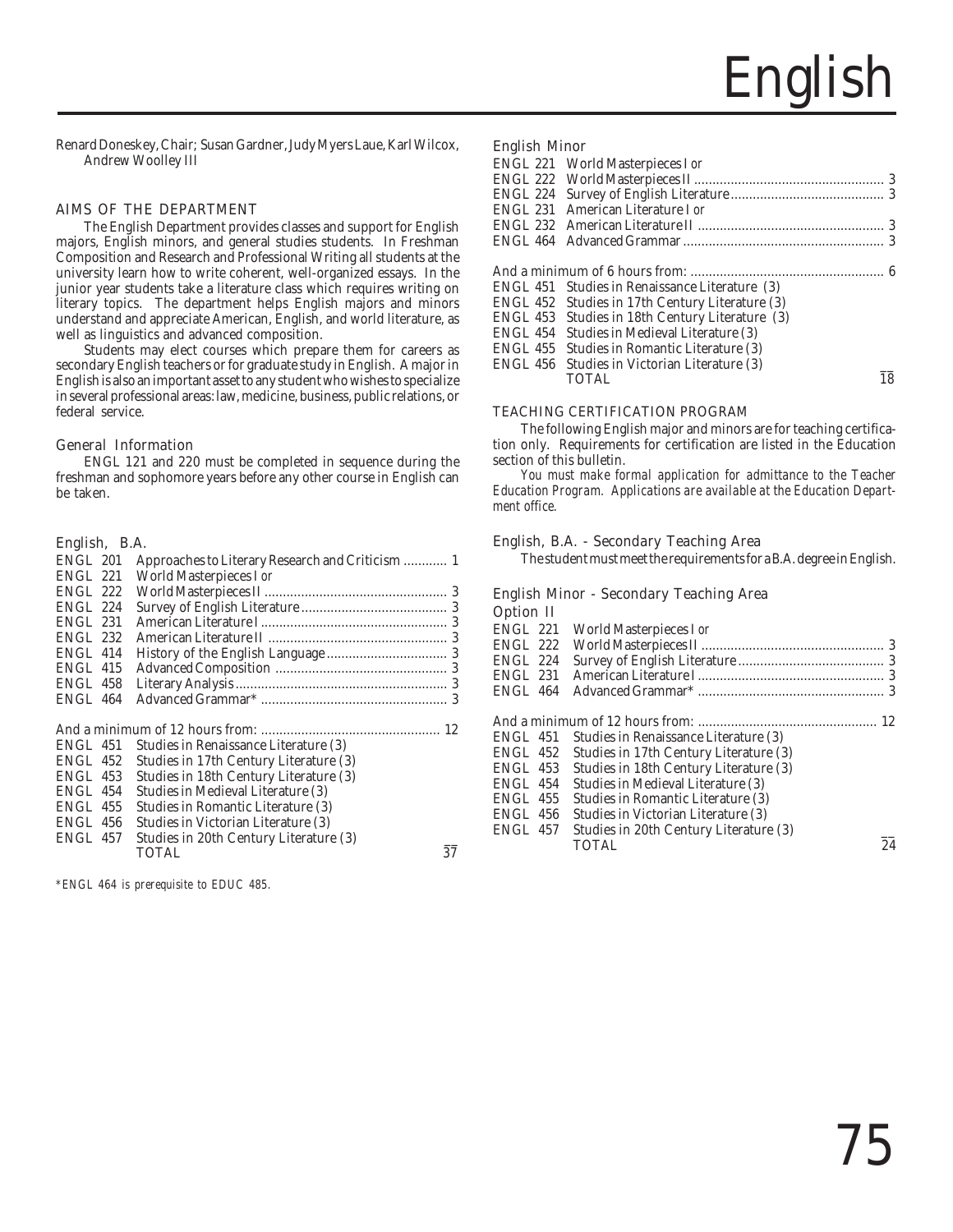# English

Renard Doneskey, Chair; Susan Gardner, Judy Myers Laue, Karl Wilcox, Andrew Woolley III

## AIMS OF THE DEPARTMENT

The English Department provides classes and support for English majors, English minors, and general studies students. In Freshman Composition and Research and Professional Writing all students at the university learn how to write coherent, well-organized essays. In the junior year students take a literature class which requires writing on literary topics. The department helps English majors and minors understand and appreciate American, English, and world literature, as well as linguistics and advanced composition.

Students may elect courses which prepare them for careers as secondary English teachers or for graduate study in English. A major in English is also an important asset to any student who wishes to specialize in several professional areas: law, medicine, business, public relations, or federal service.

### General Information

ENGL 121 and 220 must be completed in sequence during the freshman and sophomore years before any other course in English can be taken.

### English, B.A.

| Course | Title | Hours |
|---|---|---|
| ENGL 201 | Approaches to Literary Research and Criticism | 1 |
| ENGL 221 | World Masterpieces I *or* | |
| ENGL 222 | World Masterpieces II | 3 |
| ENGL 224 | Survey of English Literature | 3 |
| ENGL 231 | American Literature I | 3 |
| ENGL 232 | American Literature II | 3 |
| ENGL 414 | History of the English Language | 3 |
| ENGL 415 | Advanced Composition | 3 |
| ENGL 458 | Literary Analysis | 3 |
| ENGL 464 | Advanced Grammar* | 3 |
| | And a minimum of 12 hours from: | 12 |
| ENGL 451 | Studies in Renaissance Literature (3) | |
| ENGL 452 | Studies in 17th Century Literature (3) | |
| ENGL 453 | Studies in 18th Century Literature (3) | |
| ENGL 454 | Studies in Medieval Literature (3) | |
| ENGL 455 | Studies in Romantic Literature (3) | |
| ENGL 456 | Studies in Victorian Literature (3) | |
| ENGL 457 | Studies in 20th Century Literature (3) | |
| | TOTAL | 37 |

*\*ENGL 464 is prerequisite to EDUC 485.*

### English Minor

| Course | Title | Hours |
|---|---|---|
| ENGL 221 | World Masterpieces I *or* | |
| ENGL 222 | World Masterpieces II | 3 |
| ENGL 224 | Survey of English Literature | 3 |
| ENGL 231 | American Literature I *or* | |
| ENGL 232 | American Literature II | 3 |
| ENGL 464 | Advanced Grammar | 3 |
| | And a minimum of 6 hours from: | 6 |
| ENGL 451 | Studies in Renaissance Literature (3) | |
| ENGL 452 | Studies in 17th Century Literature (3) | |
| ENGL 453 | Studies in 18th Century Literature (3) | |
| ENGL 454 | Studies in Medieval Literature (3) | |
| ENGL 455 | Studies in Romantic Literature (3) | |
| ENGL 456 | Studies in Victorian Literature (3) | |
| | TOTAL | 18 |

## TEACHING CERTIFICATION PROGRAM

The following English major and minors are for teaching certification only. Requirements for certification are listed in the Education section of this bulletin.

*You must make formal application for admittance to the Teacher Education Program. Applications are available at the Education Department office.*

### English, B.A. - Secondary Teaching Area

The student must meet the requirements for a B.A. degree in English.

### English Minor - Secondary Teaching Area

#### Option II

| Course | Title | Hours |
|---|---|---|
| ENGL 221 | World Masterpieces I *or* | |
| ENGL 222 | World Masterpieces II | 3 |
| ENGL 224 | Survey of English Literature | 3 |
| ENGL 231 | American Literature I | 3 |
| ENGL 464 | Advanced Grammar* | 3 |
| | And a minimum of 12 hours from: | 12 |
| ENGL 451 | Studies in Renaissance Literature (3) | |
| ENGL 452 | Studies in 17th Century Literature (3) | |
| ENGL 453 | Studies in 18th Century Literature (3) | |
| ENGL 454 | Studies in Medieval Literature (3) | |
| ENGL 455 | Studies in Romantic Literature (3) | |
| ENGL 456 | Studies in Victorian Literature (3) | |
| ENGL 457 | Studies in 20th Century Literature (3) | |
| | TOTAL | 24 |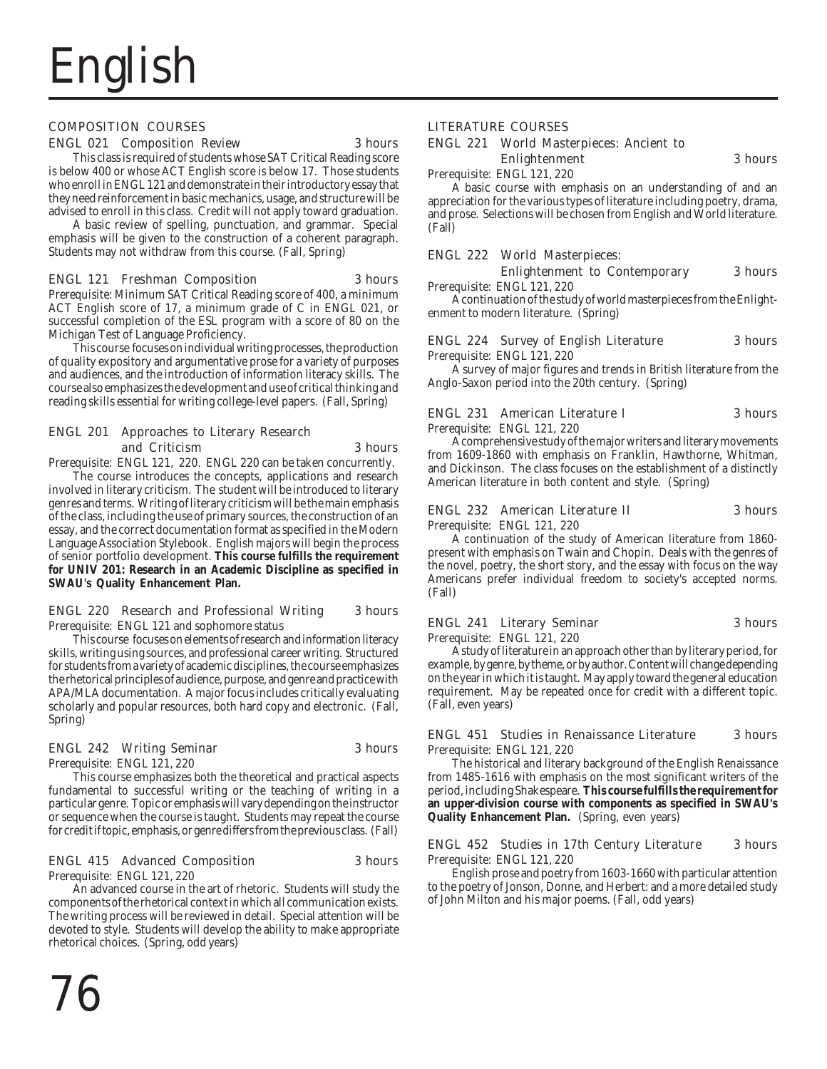# English

## COMPOSITION COURSES

### ENGL 021 Composition Review — 3 hours

This class is required of students whose SAT Critical Reading score is below 400 or whose ACT English score is below 17. Those students who enroll in ENGL 121 and demonstrate in their introductory essay that they need reinforcement in basic mechanics, usage, and structure will be advised to enroll in this class. Credit will not apply toward graduation.

A basic review of spelling, punctuation, and grammar. Special emphasis will be given to the construction of a coherent paragraph. Students may not withdraw from this course. (Fall, Spring)

### ENGL 121 Freshman Composition — 3 hours

Prerequisite: Minimum SAT Critical Reading score of 400, a minimum ACT English score of 17, a minimum grade of C in ENGL 021, or successful completion of the ESL program with a score of 80 on the Michigan Test of Language Proficiency.

This course focuses on individual writing processes, the production of quality expository and argumentative prose for a variety of purposes and audiences, and the introduction of information literacy skills. The course also emphasizes the development and use of critical thinking and reading skills essential for writing college-level papers. (Fall, Spring)

### ENGL 201 Approaches to Literary Research and Criticism — 3 hours

Prerequisite: ENGL 121, 220. ENGL 220 can be taken concurrently.

The course introduces the concepts, applications and research involved in literary criticism. The student will be introduced to literary genres and terms. Writing of literary criticism will be the main emphasis of the class, including the use of primary sources, the construction of an essay, and the correct documentation format as specified in the Modern Language Association Stylebook. English majors will begin the process of senior portfolio development. **This course fulfills the requirement for UNIV 201: Research in an Academic Discipline as specified in SWAU's Quality Enhancement Plan.**

### ENGL 220 Research and Professional Writing — 3 hours

Prerequisite: ENGL 121 and sophomore status

This course focuses on elements of research and information literacy skills, writing using sources, and professional career writing. Structured for students from a variety of academic disciplines, the course emphasizes the rhetorical principles of audience, purpose, and genre and practice with APA/MLA documentation. A major focus includes critically evaluating scholarly and popular resources, both hard copy and electronic. (Fall, Spring)

### ENGL 242 Writing Seminar — 3 hours

Prerequisite: ENGL 121, 220

This course emphasizes both the theoretical and practical aspects fundamental to successful writing or the teaching of writing in a particular genre. Topic or emphasis will vary depending on the instructor or sequence when the course is taught. Students may repeat the course for credit if topic, emphasis, or genre differs from the previous class. (Fall)

### ENGL 415 Advanced Composition — 3 hours

Prerequisite: ENGL 121, 220

An advanced course in the art of rhetoric. Students will study the components of the rhetorical context in which all communication exists. The writing process will be reviewed in detail. Special attention will be devoted to style. Students will develop the ability to make appropriate rhetorical choices. (Spring, odd years)

## LITERATURE COURSES

### ENGL 221 World Masterpieces: Ancient to Enlightenment — 3 hours

Prerequisite: ENGL 121, 220

A basic course with emphasis on an understanding of and an appreciation for the various types of literature including poetry, drama, and prose. Selections will be chosen from English and World literature. (Fall)

### ENGL 222 World Masterpieces: Enlightenment to Contemporary — 3 hours

Prerequisite: ENGL 121, 220

A continuation of the study of world masterpieces from the Enlightenment to modern literature. (Spring)

### ENGL 224 Survey of English Literature — 3 hours

Prerequisite: ENGL 121, 220

A survey of major figures and trends in British literature from the Anglo-Saxon period into the 20th century. (Spring)

### ENGL 231 American Literature I — 3 hours

Prerequisite: ENGL 121, 220

A comprehensive study of the major writers and literary movements from 1609-1860 with emphasis on Franklin, Hawthorne, Whitman, and Dickinson. The class focuses on the establishment of a distinctly American literature in both content and style. (Spring)

### ENGL 232 American Literature II — 3 hours

Prerequisite: ENGL 121, 220

A continuation of the study of American literature from 1860-present with emphasis on Twain and Chopin. Deals with the genres of the novel, poetry, the short story, and the essay with focus on the way Americans prefer individual freedom to society's accepted norms. (Fall)

### ENGL 241 Literary Seminar — 3 hours

Prerequisite: ENGL 121, 220

A study of literature in an approach other than by literary period, for example, by genre, by theme, or by author. Content will change depending on the year in which it is taught. May apply toward the general education requirement. May be repeated once for credit with a different topic. (Fall, even years)

### ENGL 451 Studies in Renaissance Literature — 3 hours

Prerequisite: ENGL 121, 220

The historical and literary background of the English Renaissance from 1485-1616 with emphasis on the most significant writers of the period, including Shakespeare. **This course fulfills the requirement for an upper-division course with components as specified in SWAU's Quality Enhancement Plan.** (Spring, even years)

### ENGL 452 Studies in 17th Century Literature — 3 hours

Prerequisite: ENGL 121, 220

English prose and poetry from 1603-1660 with particular attention to the poetry of Jonson, Donne, and Herbert: and a more detailed study of John Milton and his major poems. (Fall, odd years)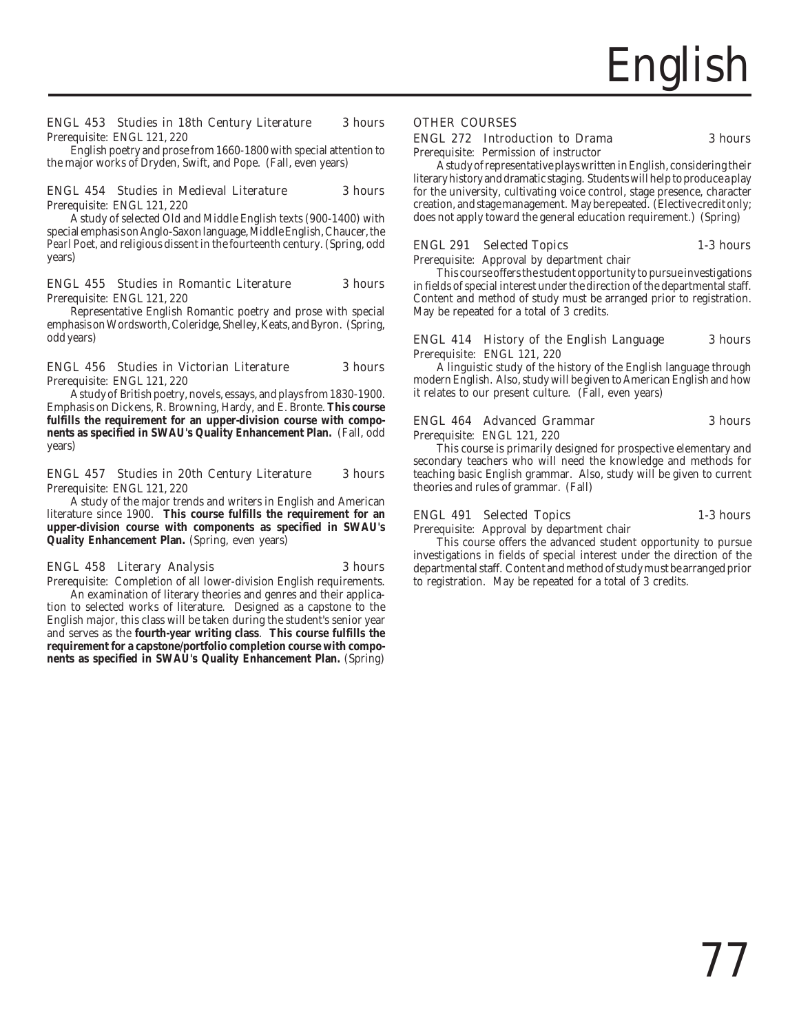**ENGL 453 Studies in 18th Century Literature** 3 hours
*Prerequisite: ENGL 121, 220*

English poetry and prose from 1660-1800 with special attention to the major works of Dryden, Swift, and Pope. (Fall, even years)

**ENGL 454 Studies in Medieval Literature** 3 hours
*Prerequisite: ENGL 121, 220*

A study of selected Old and Middle English texts (900-1400) with special emphasis on Anglo-Saxon language, Middle English, Chaucer, the *Pearl* Poet, and religious dissent in the fourteenth century. (Spring, odd years)

**ENGL 455 Studies in Romantic Literature** 3 hours
*Prerequisite: ENGL 121, 220*

Representative English Romantic poetry and prose with special emphasis on Wordsworth, Coleridge, Shelley, Keats, and Byron. (Spring, odd years)

**ENGL 456 Studies in Victorian Literature** 3 hours
*Prerequisite: ENGL 121, 220*

A study of British poetry, novels, essays, and plays from 1830-1900. Emphasis on Dickens, R. Browning, Hardy, and E. Bronte. **This course fulfills the requirement for an upper-division course with components as specified in SWAU's Quality Enhancement Plan.** (Fall, odd years)

**ENGL 457 Studies in 20th Century Literature** 3 hours
*Prerequisite: ENGL 121, 220*

A study of the major trends and writers in English and American literature since 1900. **This course fulfills the requirement for an upper-division course with components as specified in SWAU's Quality Enhancement Plan.** (Spring, even years)

**ENGL 458 Literary Analysis** 3 hours
*Prerequisite: Completion of all lower-division English requirements.*

An examination of literary theories and genres and their application to selected works of literature. Designed as a capstone to the English major, this class will be taken during the student's senior year and serves as the **fourth-year writing class**. **This course fulfills the requirement for a capstone/portfolio completion course with components as specified in SWAU's Quality Enhancement Plan.** (Spring)

## OTHER COURSES

**ENGL 272 Introduction to Drama** 3 hours
*Prerequisite: Permission of instructor*

A study of representative plays written in English, considering their literary history and dramatic staging. Students will help to produce a play for the university, cultivating voice control, stage presence, character creation, and stage management. May be repeated. (Elective credit only; does not apply toward the general education requirement.) (Spring)

**ENGL 291 Selected Topics** 1-3 hours
*Prerequisite: Approval by department chair*

This course offers the student opportunity to pursue investigations in fields of special interest under the direction of the departmental staff. Content and method of study must be arranged prior to registration. May be repeated for a total of 3 credits.

**ENGL 414 History of the English Language** 3 hours
*Prerequisite: ENGL 121, 220*

A linguistic study of the history of the English language through modern English. Also, study will be given to American English and how it relates to our present culture. (Fall, even years)

**ENGL 464 Advanced Grammar** 3 hours
*Prerequisite: ENGL 121, 220*

This course is primarily designed for prospective elementary and secondary teachers who will need the knowledge and methods for teaching basic English grammar. Also, study will be given to current theories and rules of grammar. (Fall)

**ENGL 491 Selected Topics** 1-3 hours
*Prerequisite: Approval by department chair*

This course offers the advanced student opportunity to pursue investigations in fields of special interest under the direction of the departmental staff. Content and method of study must be arranged prior to registration. May be repeated for a total of 3 credits.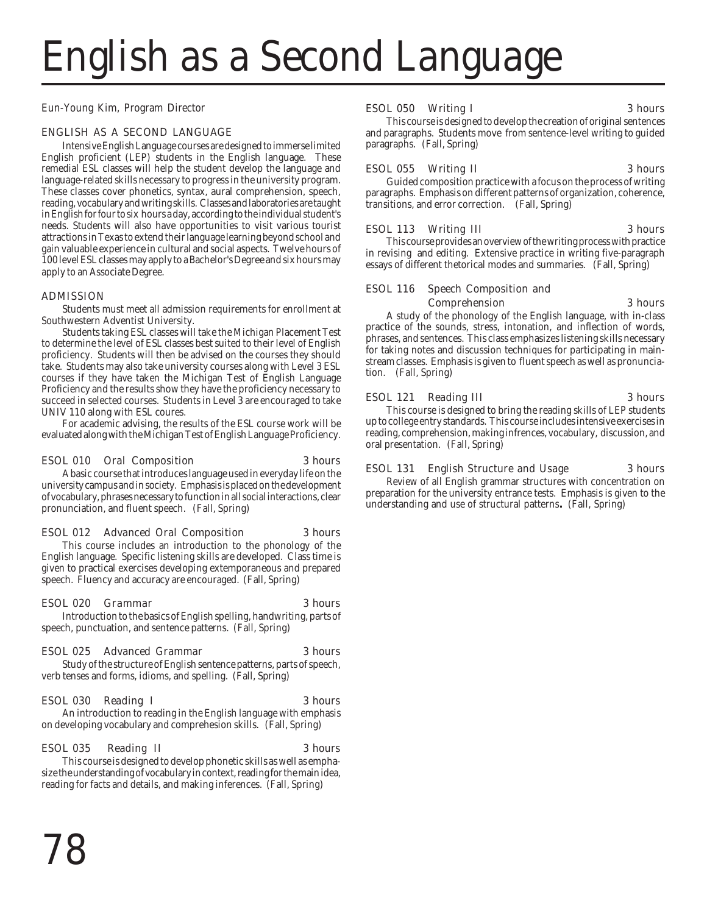# English as a Second Language

Eun-Young Kim, Program Director

## ENGLISH AS A SECOND LANGUAGE

Intensive English Language courses are designed to immerse limited English proficient (LEP) students in the English language. These remedial ESL classes will help the student develop the language and language-related skills necessary to progress in the university program. These classes cover phonetics, syntax, aural comprehension, speech, reading, vocabulary and writing skills. Classes and laboratories are taught in English for four to six hours a day, according to the individual student's needs. Students will also have opportunities to visit various tourist attractions in Texas to extend their language learning beyond school and gain valuable experience in cultural and social aspects. Twelve hours of 100 level ESL classes may apply to a Bachelor's Degree and six hours may apply to an Associate Degree.

## ADMISSION

Students must meet all admission requirements for enrollment at Southwestern Adventist University.

Students taking ESL classes will take the Michigan Placement Test to determine the level of ESL classes best suited to their level of English proficiency. Students will then be advised on the courses they should take. Students may also take university courses along with Level 3 ESL courses if they have taken the Michigan Test of English Language Proficiency and the results show they have the proficiency necessary to succeed in selected courses. Students in Level 3 are encouraged to take UNIV 110 along with ESL coures.

For academic advising, the results of the ESL course work will be evaluated along with the Michigan Test of English Language Proficiency.

### ESOL 010 Oral Composition — 3 hours

A basic course that introduces language used in everyday life on the university campus and in society. Emphasis is placed on the development of vocabulary, phrases necessary to function in all social interactions, clear pronunciation, and fluent speech. (Fall, Spring)

### ESOL 012 Advanced Oral Composition — 3 hours

This course includes an introduction to the phonology of the English language. Specific listening skills are developed. Class time is given to practical exercises developing extemporaneous and prepared speech. Fluency and accuracy are encouraged. (Fall, Spring)

### ESOL 020 Grammar — 3 hours

Introduction to the basics of English spelling, handwriting, parts of speech, punctuation, and sentence patterns. (Fall, Spring)

### ESOL 025 Advanced Grammar — 3 hours

Study of the structure of English sentence patterns, parts of speech, verb tenses and forms, idioms, and spelling. (Fall, Spring)

### ESOL 030 Reading I — 3 hours

An introduction to reading in the English language with emphasis on developing vocabulary and comprehesion skills. (Fall, Spring)

### ESOL 035 Reading II — 3 hours

This course is designed to develop phonetic skills as well as emphasize the understanding of vocabulary in context, reading for the main idea, reading for facts and details, and making inferences. (Fall, Spring)

### ESOL 050 Writing I — 3 hours

This course is designed to develop the creation of original sentences and paragraphs. Students move from sentence-level writing to guided paragraphs. (Fall, Spring)

### ESOL 055 Writing II — 3 hours

Guided composition practice with a focus on the process of writing paragraphs. Emphasis on different patterns of organization, coherence, transitions, and error correction. (Fall, Spring)

### ESOL 113 Writing III — 3 hours

This course provides an overview of the writing process with practice in revising and editing. Extensive practice in writing five-paragraph essays of different thetorical modes and summaries. (Fall, Spring)

### ESOL 116 Speech Composition and Comprehension — 3 hours

A study of the phonology of the English language, with in-class practice of the sounds, stress, intonation, and inflection of words, phrases, and sentences. This class emphasizes listening skills necessary for taking notes and discussion techniques for participating in mainstream classes. Emphasis is given to fluent speech as well as pronunciation. (Fall, Spring)

### ESOL 121 Reading III — 3 hours

This course is designed to bring the reading skills of LEP students up to college entry standards. This course includes intensive exercises in reading, comprehension, making infrences, vocabulary, discussion, and oral presentation. (Fall, Spring)

### ESOL 131 English Structure and Usage — 3 hours

Review of all English grammar structures with concentration on preparation for the university entrance tests. Emphasis is given to the understanding and use of structural patterns**.** (Fall, Spring)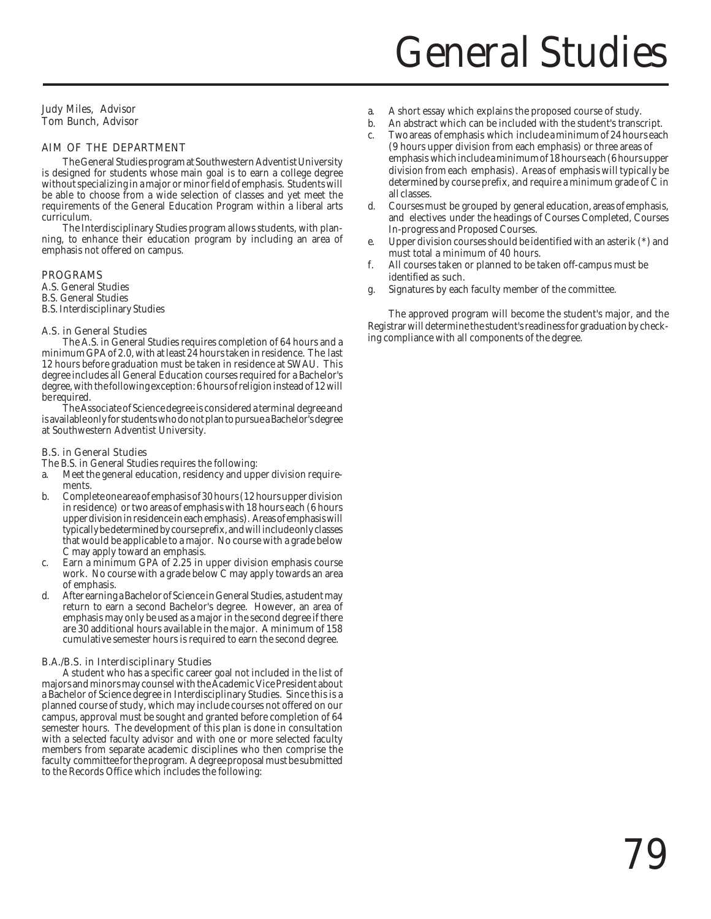# General Studies

Judy Miles, Advisor
Tom Bunch, Advisor

## AIM OF THE DEPARTMENT

The General Studies program at Southwestern Adventist University is designed for students whose main goal is to earn a college degree without specializing in a major or minor field of emphasis. Students will be able to choose from a wide selection of classes and yet meet the requirements of the General Education Program within a liberal arts curriculum.

The Interdisciplinary Studies program allows students, with planning, to enhance their education program by including an area of emphasis not offered on campus.

## PROGRAMS

A.S. General Studies
B.S. General Studies
B.S. Interdisciplinary Studies

### A.S. in General Studies

The A.S. in General Studies requires completion of 64 hours and a minimum GPA of 2.0, with at least 24 hours taken in residence. The last 12 hours before graduation must be taken in residence at SWAU. This degree includes all General Education courses required for a Bachelor's degree, with the following exception: 6 hours of religion instead of 12 will be required.

The Associate of Science degree is considered a terminal degree and is available only for students who do not plan to pursue a Bachelor's degree at Southwestern Adventist University.

### B.S. in General Studies

The B.S. in General Studies requires the following:

a. Meet the general education, residency and upper division requirements.
b. Complete one area of emphasis of 30 hours (12 hours upper division in residence) or two areas of emphasis with 18 hours each (6 hours upper division in residence in each emphasis). Areas of emphasis will typically be determined by course prefix, and will include only classes that would be applicable to a major. No course with a grade below C may apply toward an emphasis.
c. Earn a minimum GPA of 2.25 in upper division emphasis course work. No course with a grade below C may apply towards an area of emphasis.
d. After earning a Bachelor of Science in General Studies, a student may return to earn a second Bachelor's degree. However, an area of emphasis may only be used as a major in the second degree if there are 30 additional hours available in the major. A minimum of 158 cumulative semester hours is required to earn the second degree.

### B.A./B.S. in Interdisciplinary Studies

A student who has a specific career goal not included in the list of majors and minors may counsel with the Academic Vice President about a Bachelor of Science degree in Interdisciplinary Studies. Since this is a planned course of study, which may include courses not offered on our campus, approval must be sought and granted before completion of 64 semester hours. The development of this plan is done in consultation with a selected faculty advisor and with one or more selected faculty members from separate academic disciplines who then comprise the faculty committee for the program. A degree proposal must be submitted to the Records Office which includes the following:

a. A short essay which explains the proposed course of study.
b. An abstract which can be included with the student's transcript.
c. Two areas of emphasis which include a minimum of 24 hours each (9 hours upper division from each emphasis) or three areas of emphasis which include a minimum of 18 hours each (6 hours upper division from each emphasis). Areas of emphasis will typically be determined by course prefix, and require a minimum grade of C in all classes.
d. Courses must be grouped by general education, areas of emphasis, and electives under the headings of Courses Completed, Courses In-progress and Proposed Courses.
e. Upper division courses should be identified with an asterik (*) and must total a minimum of 40 hours.
f. All courses taken or planned to be taken off-campus must be identified as such.
g. Signatures by each faculty member of the committee.

The approved program will become the student's major, and the Registrar will determine the student's readiness for graduation by checking compliance with all components of the degree.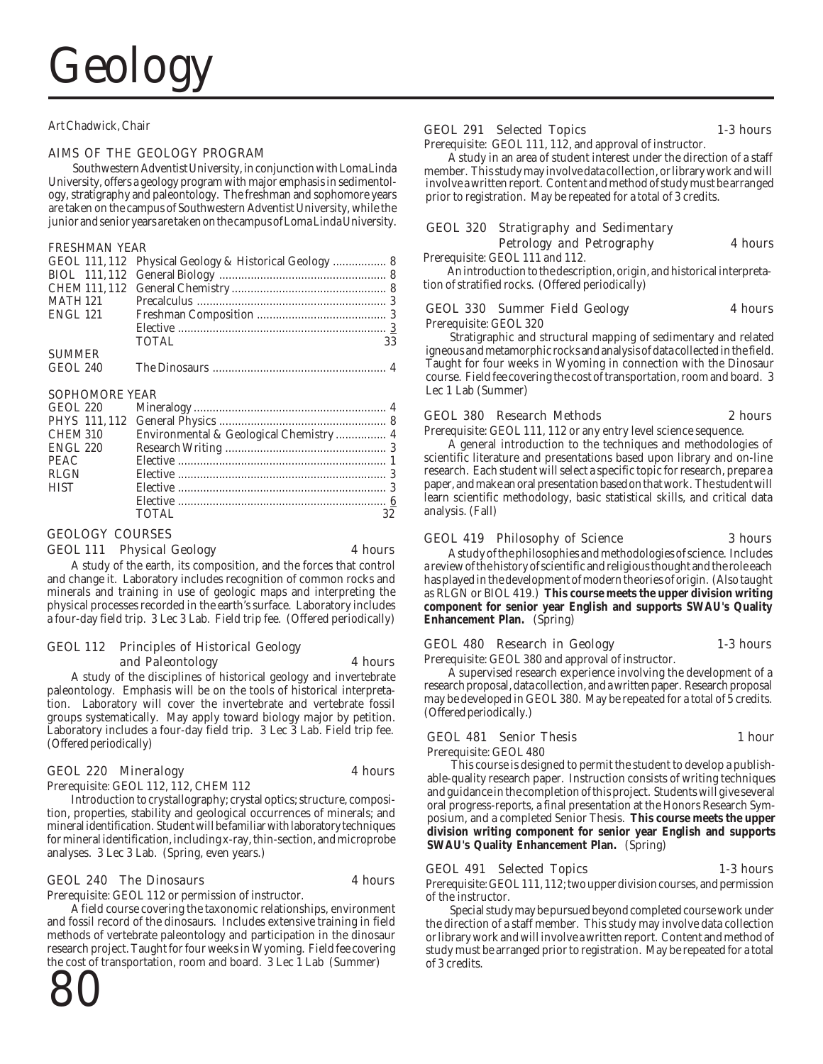# Geology

Art Chadwick, Chair

## AIMS OF THE GEOLOGY PROGRAM

Southwestern Adventist University, in conjunction with Loma Linda University, offers a geology program with major emphasis in sedimentology, stratigraphy and paleontology. The freshman and sophomore years are taken on the campus of Southwestern Adventist University, while the junior and senior years are taken on the campus of Loma Linda University.

### FRESHMAN YEAR

| Course | Title | Hours |
|---|---|---|
| GEOL 111, 112 | Physical Geology & Historical Geology | 8 |
| BIOL 111, 112 | General Biology | 8 |
| CHEM 111, 112 | General Chemistry | 8 |
| MATH 121 | Precalculus | 3 |
| ENGL 121 | Freshman Composition | 3 |
| | Elective | 3 |
| | TOTAL | 33 |
| SUMMER | | |
| GEOL 240 | The Dinosaurs | 4 |

### SOPHOMORE YEAR

| Course | Title | Hours |
|---|---|---|
| GEOL 220 | Mineralogy | 4 |
| PHYS 111, 112 | General Physics | 8 |
| CHEM 310 | Environmental & Geological Chemistry | 4 |
| ENGL 220 | Research Writing | 3 |
| PEAC | Elective | 1 |
| RLGN | Elective | 3 |
| HIST | Elective | 3 |
| | Elective | 6 |
| | TOTAL | 32 |

## GEOLOGY COURSES

### GEOL 111 Physical Geology — 4 hours

A study of the earth, its composition, and the forces that control and change it. Laboratory includes recognition of common rocks and minerals and training in use of geologic maps and interpreting the physical processes recorded in the earth's surface. Laboratory includes a four-day field trip. 3 Lec 3 Lab. Field trip fee. (Offered periodically)

### GEOL 112 Principles of Historical Geology and Paleontology — 4 hours

A study of the disciplines of historical geology and invertebrate paleontology. Emphasis will be on the tools of historical interpretation. Laboratory will cover the invertebrate and vertebrate fossil groups systematically. May apply toward biology major by petition. Laboratory includes a four-day field trip. 3 Lec 3 Lab. Field trip fee. (Offered periodically)

### GEOL 220 Mineralogy — 4 hours

Prerequisite: GEOL 112, 112, CHEM 112

Introduction to crystallography; crystal optics; structure, composition, properties, stability and geological occurrences of minerals; and mineral identification. Student will be familiar with laboratory techniques for mineral identification, including x-ray, thin-section, and microprobe analyses. 3 Lec 3 Lab. (Spring, even years.)

### GEOL 240 The Dinosaurs — 4 hours

Prerequisite: GEOL 112 or permission of instructor.

A field course covering the taxonomic relationships, environment and fossil record of the dinosaurs. Includes extensive training in field methods of vertebrate paleontology and participation in the dinosaur research project. Taught for four weeks in Wyoming. Field fee covering the cost of transportation, room and board. 3 Lec 1 Lab (Summer)

### GEOL 291 Selected Topics — 1-3 hours

Prerequisite: GEOL 111, 112, and approval of instructor.

A study in an area of student interest under the direction of a staff member. This study may involve data collection, or library work and will involve a written report. Content and method of study must be arranged prior to registration. May be repeated for a total of 3 credits.

### GEOL 320 Stratigraphy and Sedimentary Petrology and Petrography — 4 hours

Prerequisite: GEOL 111 and 112.

An introduction to the description, origin, and historical interpretation of stratified rocks. (Offered periodically)

### GEOL 330 Summer Field Geology — 4 hours

Prerequisite: GEOL 320

Stratigraphic and structural mapping of sedimentary and related igneous and metamorphic rocks and analysis of data collected in the field. Taught for four weeks in Wyoming in connection with the Dinosaur course. Field fee covering the cost of transportation, room and board. 3 Lec 1 Lab (Summer)

### GEOL 380 Research Methods — 2 hours

Prerequisite: GEOL 111, 112 or any entry level science sequence.

A general introduction to the techniques and methodologies of scientific literature and presentations based upon library and on-line research. Each student will select a specific topic for research, prepare a paper, and make an oral presentation based on that work. The student will learn scientific methodology, basic statistical skills, and critical data analysis. (Fall)

### GEOL 419 Philosophy of Science — 3 hours

A study of the philosophies and methodologies of science. Includes a review of the history of scientific and religious thought and the role each has played in the development of modern theories of origin. (Also taught as RLGN or BIOL 419.) **This course meets the upper division writing component for senior year English and supports SWAU's Quality Enhancement Plan.** (Spring)

### GEOL 480 Research in Geology — 1-3 hours

Prerequisite: GEOL 380 and approval of instructor.

A supervised research experience involving the development of a research proposal, data collection, and a written paper. Research proposal may be developed in GEOL 380. May be repeated for a total of 5 credits. (Offered periodically.)

### GEOL 481 Senior Thesis — 1 hour

Prerequisite: GEOL 480

This course is designed to permit the student to develop a publishable-quality research paper. Instruction consists of writing techniques and guidance in the completion of this project. Students will give several oral progress-reports, a final presentation at the Honors Research Symposium, and a completed Senior Thesis. **This course meets the upper division writing component for senior year English and supports SWAU's Quality Enhancement Plan.** (Spring)

### GEOL 491 Selected Topics — 1-3 hours

Prerequisite: GEOL 111, 112; two upper division courses, and permission of the instructor.

Special study may be pursued beyond completed course work under the direction of a staff member. This study may involve data collection or library work and will involve a written report. Content and method of study must be arranged prior to registration. May be repeated for a total of 3 credits.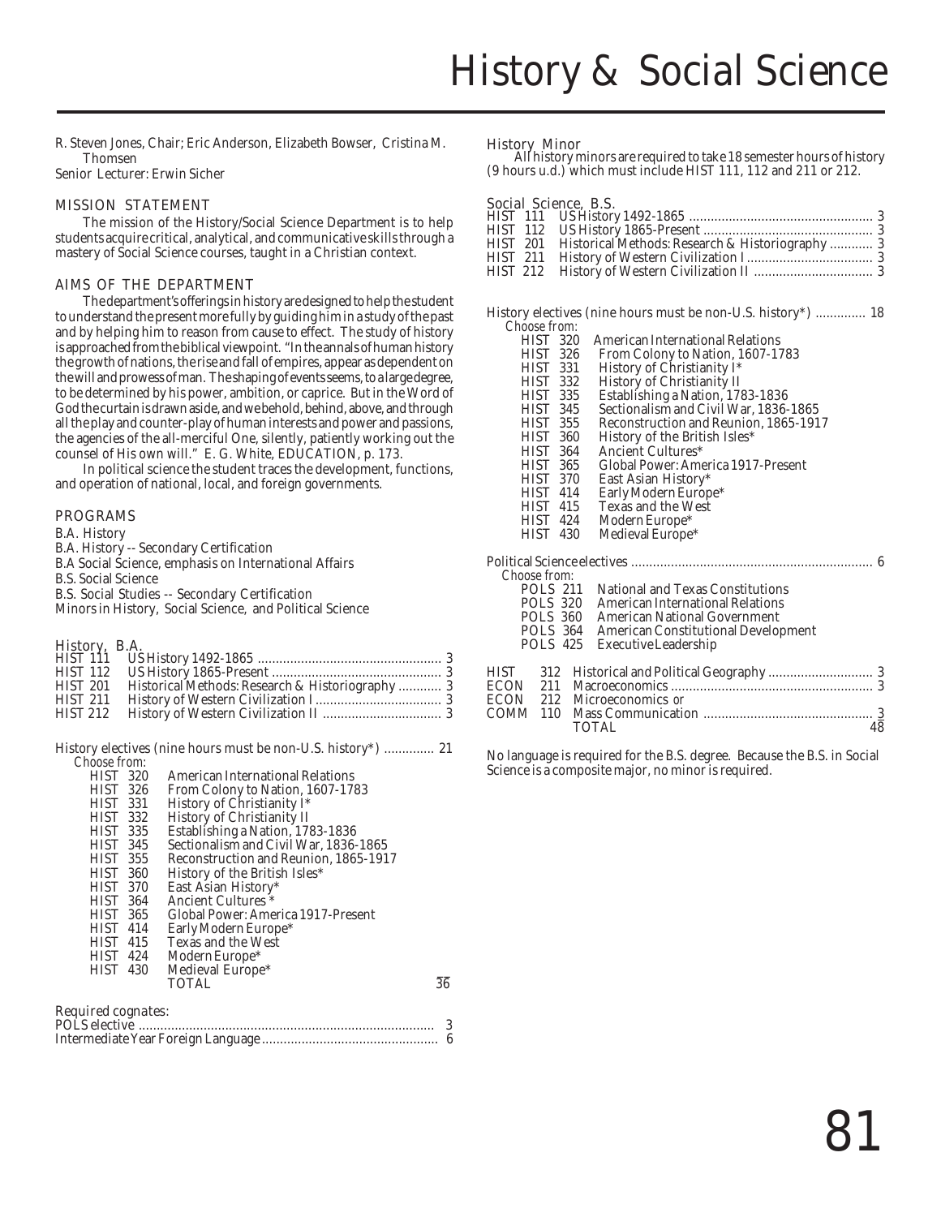# History & Social Science

R. Steven Jones, Chair; Eric Anderson, Elizabeth Bowser, Cristina M. Thomsen
Senior Lecturer: Erwin Sicher

## MISSION STATEMENT

The mission of the History/Social Science Department is to help students acquire critical, analytical, and communicative skills through a mastery of Social Science courses, taught in a Christian context.

## AIMS OF THE DEPARTMENT

The department's offerings in history are designed to help the student to understand the present more fully by guiding him in a study of the past and by helping him to reason from cause to effect. The study of history is approached from the biblical viewpoint. "In the annals of human history the growth of nations, the rise and fall of empires, appear as dependent on the will and prowess of man. The shaping of events seems, to a large degree, to be determined by his power, ambition, or caprice. But in the Word of God the curtain is drawn aside, and we behold, behind, above, and through all the play and counter-play of human interests and power and passions, the agencies of the all-merciful One, silently, patiently working out the counsel of His own will." E. G. White, EDUCATION, p. 173.

In political science the student traces the development, functions, and operation of national, local, and foreign governments.

## PROGRAMS

B.A. History
B.A. History -- Secondary Certification
B.A Social Science, emphasis on International Affairs
B.S. Social Science
B.S. Social Studies -- Secondary Certification
Minors in History, Social Science, and Political Science

### History, B.A.

| | | |
|---|---|---|
| HIST 111 | US History 1492-1865 | 3 |
| HIST 112 | US History 1865-Present | 3 |
| HIST 201 | Historical Methods: Research & Historiography | 3 |
| HIST 211 | History of Western Civilization I | 3 |
| HIST 212 | History of Western Civilization II | 3 |

History electives (nine hours must be non-U.S. history*) ............. 21

*Choose from:*

| | |
|---|---|
| HIST 320 | American International Relations |
| HIST 326 | From Colony to Nation, 1607-1783 |
| HIST 331 | History of Christianity I* |
| HIST 332 | History of Christianity II |
| HIST 335 | Establishing a Nation, 1783-1836 |
| HIST 345 | Sectionalism and Civil War, 1836-1865 |
| HIST 355 | Reconstruction and Reunion, 1865-1917 |
| HIST 360 | History of the British Isles* |
| HIST 370 | East Asian History* |
| HIST 364 | Ancient Cultures * |
| HIST 365 | Global Power: America 1917-Present |
| HIST 414 | Early Modern Europe* |
| HIST 415 | Texas and the West |
| HIST 424 | Modern Europe* |
| HIST 430 | Medieval Europe* |

TOTAL 36

*Required cognates:*

| | |
|---|---|
| POLS elective | 3 |
| Intermediate Year Foreign Language | 6 |

### History Minor

All history minors are required to take 18 semester hours of history (9 hours u.d.) which must include HIST 111, 112 and 211 or 212.

### Social Science, B.S.

| | | |
|---|---|---|
| HIST 111 | US History 1492-1865 | 3 |
| HIST 112 | US History 1865-Present | 3 |
| HIST 201 | Historical Methods: Research & Historiography | 3 |
| HIST 211 | History of Western Civilization I | 3 |
| HIST 212 | History of Western Civilization II | 3 |

History electives (nine hours must be non-U.S. history*) ............. 18

*Choose from:*

| | |
|---|---|
| HIST 320 | American International Relations |
| HIST 326 | From Colony to Nation, 1607-1783 |
| HIST 331 | History of Christianity I* |
| HIST 332 | History of Christianity II |
| HIST 335 | Establishing a Nation, 1783-1836 |
| HIST 345 | Sectionalism and Civil War, 1836-1865 |
| HIST 355 | Reconstruction and Reunion, 1865-1917 |
| HIST 360 | History of the British Isles* |
| HIST 364 | Ancient Cultures* |
| HIST 365 | Global Power: America 1917-Present |
| HIST 370 | East Asian History* |
| HIST 414 | Early Modern Europe* |
| HIST 415 | Texas and the West |
| HIST 424 | Modern Europe* |
| HIST 430 | Medieval Europe* |

Political Science electives ............ 6

*Choose from:*

| | |
|---|---|
| POLS 211 | National and Texas Constitutions |
| POLS 320 | American International Relations |
| POLS 360 | American National Government |
| POLS 364 | American Constitutional Development |
| POLS 425 | Executive Leadership |

| | | |
|---|---|---|
| HIST 312 | Historical and Political Geography | 3 |
| ECON 211 | Macroeconomics | 3 |
| ECON 212 | Microeconomics *or* | |
| COMM 110 | Mass Communication | 3 |
| | TOTAL | 48 |

No language is required for the B.S. degree. Because the B.S. in Social Science is a composite major, no minor is required.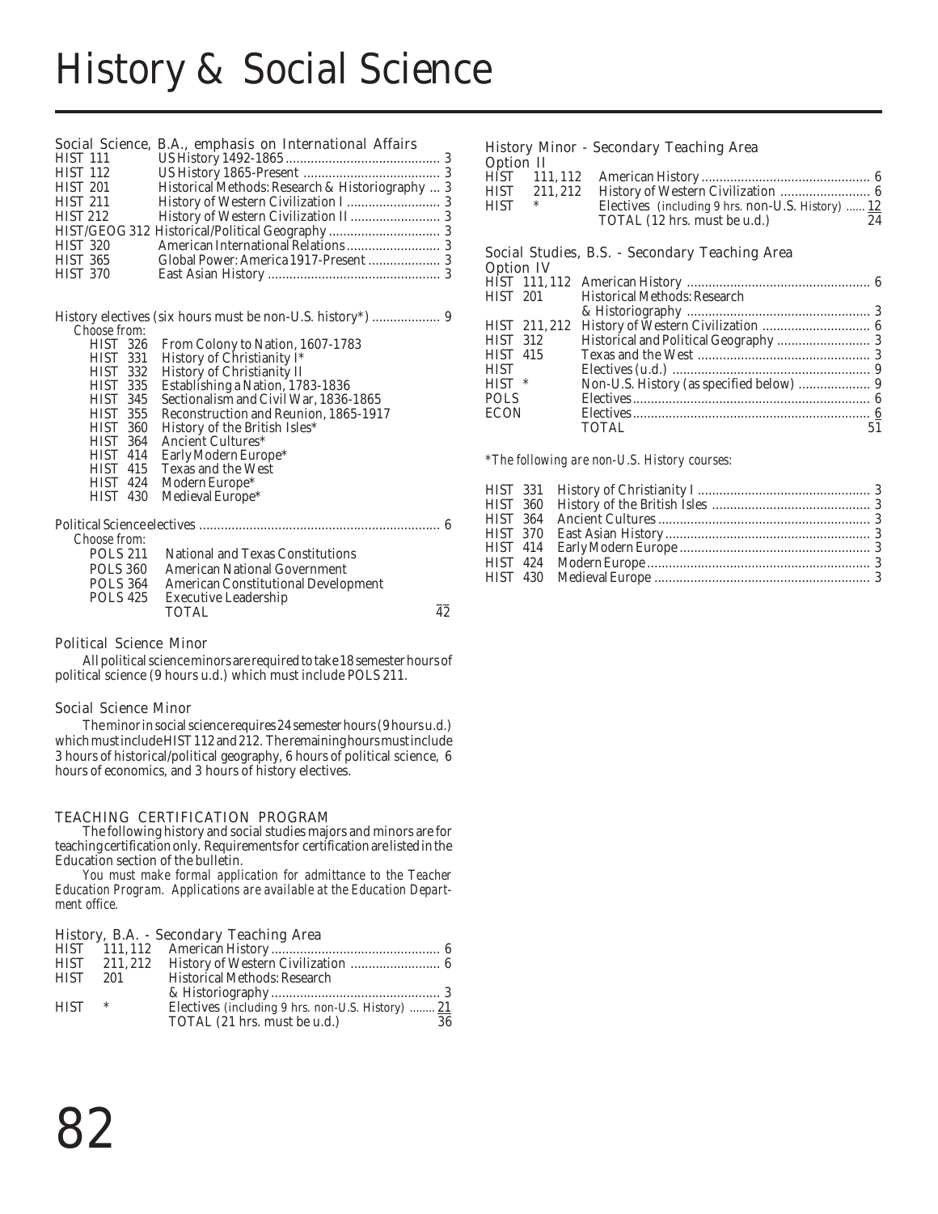# History & Social Science

## Social Science, B.A., emphasis on International Affairs

| | | |
|---|---|---|
| HIST 111 | US History 1492-1865 | 3 |
| HIST 112 | US History 1865-Present | 3 |
| HIST 201 | Historical Methods: Research & Historiography | 3 |
| HIST 211 | History of Western Civilization I | 3 |
| HIST 212 | History of Western Civilization II | 3 |
| HIST/GEOG 312 | Historical/Political Geography | 3 |
| HIST 320 | American International Relations | 3 |
| HIST 365 | Global Power: America 1917-Present | 3 |
| HIST 370 | East Asian History | 3 |

History electives (six hours must be non-U.S. history*) .................. 9

*Choose from:*

| | |
|---|---|
| HIST 326 | From Colony to Nation, 1607-1783 |
| HIST 331 | History of Christianity I* |
| HIST 332 | History of Christianity II |
| HIST 335 | Establishing a Nation, 1783-1836 |
| HIST 345 | Sectionalism and Civil War, 1836-1865 |
| HIST 355 | Reconstruction and Reunion, 1865-1917 |
| HIST 360 | History of the British Isles* |
| HIST 364 | Ancient Cultures* |
| HIST 414 | Early Modern Europe* |
| HIST 415 | Texas and the West |
| HIST 424 | Modern Europe* |
| HIST 430 | Medieval Europe* |

Political Science electives .................................................................. 6

*Choose from:*

| | | |
|---|---|---|
| POLS 211 | National and Texas Constitutions | |
| POLS 360 | American National Government | |
| POLS 364 | American Constitutional Development | |
| POLS 425 | Executive Leadership | |
| | TOTAL | 42 |

## Political Science Minor

All political science minors are required to take 18 semester hours of political science (9 hours u.d.) which must include POLS 211.

## Social Science Minor

The minor in social science requires 24 semester hours (9 hours u.d.) which must include HIST 112 and 212. The remaining hours must include 3 hours of historical/political geography, 6 hours of political science, 6 hours of economics, and 3 hours of history electives.

## TEACHING CERTIFICATION PROGRAM

The following history and social studies majors and minors are for teaching certification only. Requirements for certification are listed in the Education section of the bulletin.

*You must make formal application for admittance to the Teacher Education Program. Applications are available at the Education Department office.*

## History, B.A. - Secondary Teaching Area

| | | |
|---|---|---|
| HIST 111, 112 | American History | 6 |
| HIST 211, 212 | History of Western Civilization | 6 |
| HIST 201 | Historical Methods: Research & Historiography | 3 |
| HIST * | Electives (including 9 hrs. non-U.S. History) | 21 |
| | TOTAL (21 hrs. must be u.d.) | 36 |

## History Minor - Secondary Teaching Area

Option II

| | | |
|---|---|---|
| HIST 111, 112 | American History | 6 |
| HIST 211, 212 | History of Western Civilization | 6 |
| HIST * | Electives (including 9 hrs. non-U.S. History) | 12 |
| | TOTAL (12 hrs. must be u.d.) | 24 |

## Social Studies, B.S. - Secondary Teaching Area

Option IV

| | | |
|---|---|---|
| HIST 111, 112 | American History | 6 |
| HIST 201 | Historical Methods: Research & Historiography | 3 |
| HIST 211, 212 | History of Western Civilization | 6 |
| HIST 312 | Historical and Political Geography | 3 |
| HIST 415 | Texas and the West | 3 |
| HIST | Electives (u.d.) | 9 |
| HIST * | Non-U.S. History (as specified below) | 9 |
| POLS | Electives | 6 |
| ECON | Electives | 6 |
| | TOTAL | 51 |

*\*The following are non-U.S. History courses:*

| | | |
|---|---|---|
| HIST 331 | History of Christianity I | 3 |
| HIST 360 | History of the British Isles | 3 |
| HIST 364 | Ancient Cultures | 3 |
| HIST 370 | East Asian History | 3 |
| HIST 414 | Early Modern Europe | 3 |
| HIST 424 | Modern Europe | 3 |
| HIST 430 | Medieval Europe | 3 |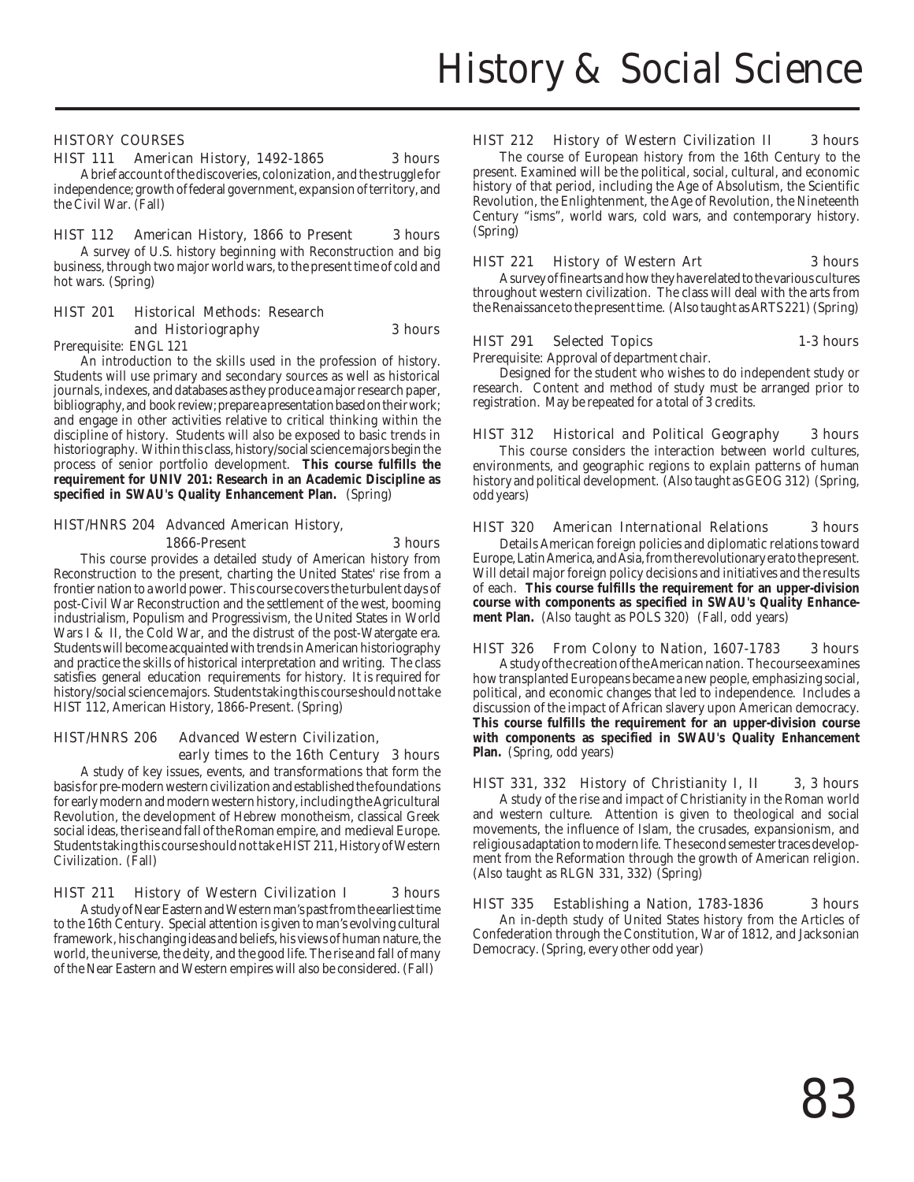# History & Social Science

## HISTORY COURSES

**HIST 111 American History, 1492-1865 3 hours**

A brief account of the discoveries, colonization, and the struggle for independence; growth of federal government, expansion of territory, and the Civil War. (Fall)

**HIST 112 American History, 1866 to Present 3 hours**

A survey of U.S. history beginning with Reconstruction and big business, through two major world wars, to the present time of cold and hot wars. (Spring)

**HIST 201 Historical Methods: Research and Historiography 3 hours**

Prerequisite: ENGL 121

An introduction to the skills used in the profession of history. Students will use primary and secondary sources as well as historical journals, indexes, and databases as they produce a major research paper, bibliography, and book review; prepare a presentation based on their work; and engage in other activities relative to critical thinking within the discipline of history. Students will also be exposed to basic trends in historiography. Within this class, history/social science majors begin the process of senior portfolio development. **This course fulfills the requirement for UNIV 201: Research in an Academic Discipline as specified in SWAU's Quality Enhancement Plan.** (Spring)

**HIST/HNRS 204 Advanced American History, 1866-Present 3 hours**

This course provides a detailed study of American history from Reconstruction to the present, charting the United States' rise from a frontier nation to a world power. This course covers the turbulent days of post-Civil War Reconstruction and the settlement of the west, booming industrialism, Populism and Progressivism, the United States in World Wars I & II, the Cold War, and the distrust of the post-Watergate era. Students will become acquainted with trends in American historiography and practice the skills of historical interpretation and writing. The class satisfies general education requirements for history. It is required for history/social science majors. Students taking this course should not take HIST 112, American History, 1866-Present. (Spring)

**HIST/HNRS 206 Advanced Western Civilization, early times to the 16th Century 3 hours**

A study of key issues, events, and transformations that form the basis for pre-modern western civilization and established the foundations for early modern and modern western history, including the Agricultural Revolution, the development of Hebrew monotheism, classical Greek social ideas, the rise and fall of the Roman empire, and medieval Europe. Students taking this course should not take HIST 211, History of Western Civilization. (Fall)

**HIST 211 History of Western Civilization I 3 hours**

A study of Near Eastern and Western man's past from the earliest time to the 16th Century. Special attention is given to man's evolving cultural framework, his changing ideas and beliefs, his views of human nature, the world, the universe, the deity, and the good life. The rise and fall of many of the Near Eastern and Western empires will also be considered. (Fall)

**HIST 212 History of Western Civilization II 3 hours**

The course of European history from the 16th Century to the present. Examined will be the political, social, cultural, and economic history of that period, including the Age of Absolutism, the Scientific Revolution, the Enlightenment, the Age of Revolution, the Nineteenth Century "isms", world wars, cold wars, and contemporary history. (Spring)

**HIST 221 History of Western Art 3 hours**

A survey of fine arts and how they have related to the various cultures throughout western civilization. The class will deal with the arts from the Renaissance to the present time. (Also taught as ARTS 221) (Spring)

**HIST 291 Selected Topics 1-3 hours**

Prerequisite: Approval of department chair.

Designed for the student who wishes to do independent study or research. Content and method of study must be arranged prior to registration. May be repeated for a total of 3 credits.

**HIST 312 Historical and Political Geography 3 hours**

This course considers the interaction between world cultures, environments, and geographic regions to explain patterns of human history and political development. (Also taught as GEOG 312) (Spring, odd years)

**HIST 320 American International Relations 3 hours**

Details American foreign policies and diplomatic relations toward Europe, Latin America, and Asia, from the revolutionary era to the present. Will detail major foreign policy decisions and initiatives and the results of each. **This course fulfills the requirement for an upper-division course with components as specified in SWAU's Quality Enhancement Plan.** (Also taught as POLS 320) (Fall, odd years)

**HIST 326 From Colony to Nation, 1607-1783 3 hours**

A study of the creation of the American nation. The course examines how transplanted Europeans became a new people, emphasizing social, political, and economic changes that led to independence. Includes a discussion of the impact of African slavery upon American democracy. **This course fulfills the requirement for an upper-division course with components as specified in SWAU's Quality Enhancement Plan.** (Spring, odd years)

**HIST 331, 332 History of Christianity I, II 3, 3 hours**

A study of the rise and impact of Christianity in the Roman world and western culture. Attention is given to theological and social movements, the influence of Islam, the crusades, expansionism, and religious adaptation to modern life. The second semester traces development from the Reformation through the growth of American religion. (Also taught as RLGN 331, 332) (Spring)

**HIST 335 Establishing a Nation, 1783-1836 3 hours**

An in-depth study of United States history from the Articles of Confederation through the Constitution, War of 1812, and Jacksonian Democracy. (Spring, every other odd year)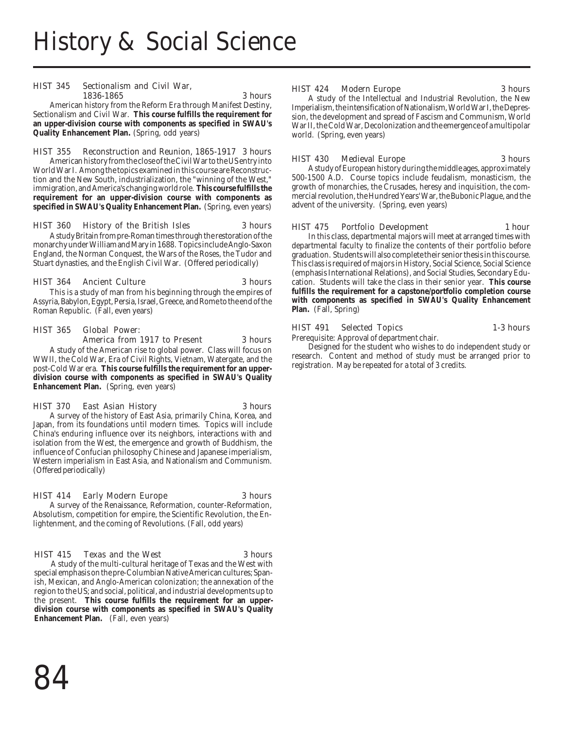# History & Social Science

**HIST 345 Sectionalism and Civil War, 1836-1865** — 3 hours

American history from the Reform Era through Manifest Destiny, Sectionalism and Civil War. **This course fulfills the requirement for an upper-division course with components as specified in SWAU's Quality Enhancement Plan.** (Spring, odd years)

**HIST 355 Reconstruction and Reunion, 1865-1917** — 3 hours

American history from the close of the Civil War to the US entry into World War I. Among the topics examined in this course are Reconstruction and the New South, industrialization, the "winning of the West," immigration, and America's changing world role. **This course fulfills the requirement for an upper-division course with components as specified in SWAU's Quality Enhancement Plan.** (Spring, even years)

**HIST 360 History of the British Isles** — 3 hours

A study Britain from pre-Roman times through the restoration of the monarchy under William and Mary in 1688. Topics include Anglo-Saxon England, the Norman Conquest, the Wars of the Roses, the Tudor and Stuart dynasties, and the English Civil War. (Offered periodically)

**HIST 364 Ancient Culture** — 3 hours

This is a study of man from his beginning through the empires of Assyria, Babylon, Egypt, Persia, Israel, Greece, and Rome to the end of the Roman Republic. (Fall, even years)

**HIST 365 Global Power: America from 1917 to Present** — 3 hours

A study of the American rise to global power. Class will focus on WWII, the Cold War, Era of Civil Rights, Vietnam, Watergate, and the post-Cold War era. **This course fulfills the requirement for an upper-division course with components as specified in SWAU's Quality Enhancement Plan.** (Spring, even years)

**HIST 370 East Asian History** — 3 hours

A survey of the history of East Asia, primarily China, Korea, and Japan, from its foundations until modern times. Topics will include China's enduring influence over its neighbors, interactions with and isolation from the West, the emergence and growth of Buddhism, the influence of Confucian philosophy Chinese and Japanese imperialism, Western imperialism in East Asia, and Nationalism and Communism. (Offered periodically)

**HIST 414 Early Modern Europe** — 3 hours

A survey of the Renaissance, Reformation, counter-Reformation, Absolutism, competition for empire, the Scientific Revolution, the Enlightenment, and the coming of Revolutions. (Fall, odd years)

**HIST 415 Texas and the West** — 3 hours

A study of the multi-cultural heritage of Texas and the West with special emphasis on the pre-Columbian Native American cultures; Spanish, Mexican, and Anglo-American colonization; the annexation of the region to the US; and social, political, and industrial developments up to the present. **This course fulfills the requirement for an upper-division course with components as specified in SWAU's Quality Enhancement Plan.** (Fall, even years)

**HIST 424 Modern Europe** — 3 hours

A study of the Intellectual and Industrial Revolution, the New Imperialism, the intensification of Nationalism, World War I, the Depression, the development and spread of Fascism and Communism, World War II, the Cold War, Decolonization and the emergence of a multipolar world. (Spring, even years)

**HIST 430 Medieval Europe** — 3 hours

A study of European history during the middle ages, approximately 500-1500 A.D. Course topics include feudalism, monasticism, the growth of monarchies, the Crusades, heresy and inquisition, the commercial revolution, the Hundred Years' War, the Bubonic Plague, and the advent of the university. (Spring, even years)

**HIST 475 Portfolio Development** — 1 hour

In this class, departmental majors will meet at arranged times with departmental faculty to finalize the contents of their portfolio before graduation. Students will also complete their senior thesis in this course. This class is required of majors in History, Social Science, Social Science (emphasis International Relations), and Social Studies, Secondary Education. Students will take the class in their senior year. **This course fulfills the requirement for a capstone/portfolio completion course with components as specified in SWAU's Quality Enhancement Plan.** (Fall, Spring)

**HIST 491 Selected Topics** — 1-3 hours

Prerequisite: Approval of department chair.

Designed for the student who wishes to do independent study or research. Content and method of study must be arranged prior to registration. May be repeated for a total of 3 credits.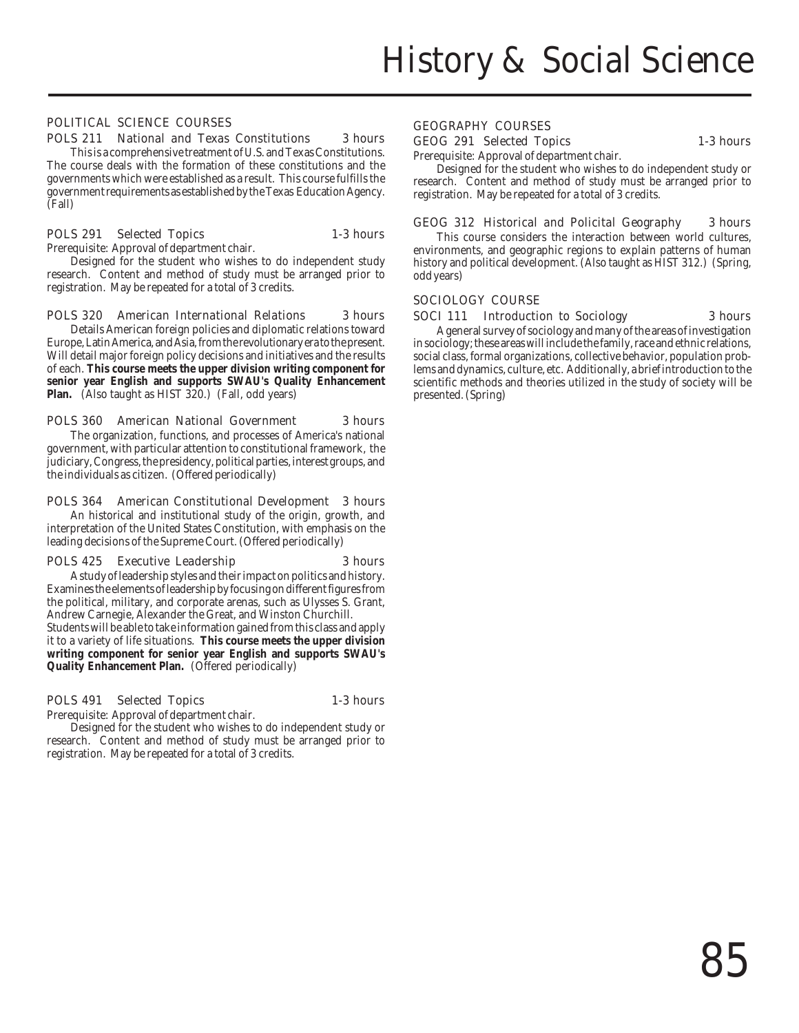## POLITICAL SCIENCE COURSES

**POLS 211 National and Texas Constitutions** 3 hours

This is a comprehensive treatment of U.S. and Texas Constitutions. The course deals with the formation of these constitutions and the governments which were established as a result. This course fulfills the government requirements as established by the Texas Education Agency. (Fall)

**POLS 291 Selected Topics** 1-3 hours

Prerequisite: Approval of department chair.

Designed for the student who wishes to do independent study research. Content and method of study must be arranged prior to registration. May be repeated for a total of 3 credits.

**POLS 320 American International Relations** 3 hours

Details American foreign policies and diplomatic relations toward Europe, Latin America, and Asia, from the revolutionary era to the present. Will detail major foreign policy decisions and initiatives and the results of each. **This course meets the upper division writing component for senior year English and supports SWAU's Quality Enhancement Plan.** (Also taught as HIST 320.) (Fall, odd years)

**POLS 360 American National Government** 3 hours

The organization, functions, and processes of America's national government, with particular attention to constitutional framework, the judiciary, Congress, the presidency, political parties, interest groups, and the individuals as citizen. (Offered periodically)

**POLS 364 American Constitutional Development** 3 hours

An historical and institutional study of the origin, growth, and interpretation of the United States Constitution, with emphasis on the leading decisions of the Supreme Court. (Offered periodically)

**POLS 425 Executive Leadership** 3 hours

A study of leadership styles and their impact on politics and history. Examines the elements of leadership by focusing on different figures from the political, military, and corporate arenas, such as Ulysses S. Grant, Andrew Carnegie, Alexander the Great, and Winston Churchill.
Students will be able to take information gained from this class and apply it to a variety of life situations. **This course meets the upper division writing component for senior year English and supports SWAU's Quality Enhancement Plan.** (Offered periodically)

**POLS 491 Selected Topics** 1-3 hours

Prerequisite: Approval of department chair.

Designed for the student who wishes to do independent study or research. Content and method of study must be arranged prior to registration. May be repeated for a total of 3 credits.

## GEOGRAPHY COURSES

**GEOG 291 Selected Topics** 1-3 hours

Prerequisite: Approval of department chair.

Designed for the student who wishes to do independent study or research. Content and method of study must be arranged prior to registration. May be repeated for a total of 3 credits.

**GEOG 312 Historical and Policital Geography** 3 hours

This course considers the interaction between world cultures, environments, and geographic regions to explain patterns of human history and political development. (Also taught as HIST 312.) (Spring, odd years)

## SOCIOLOGY COURSE

**SOCI 111 Introduction to Sociology** 3 hours

A general survey of sociology and many of the areas of investigation in sociology; these areas will include the family, race and ethnic relations, social class, formal organizations, collective behavior, population problems and dynamics, culture, etc. Additionally, a brief introduction to the scientific methods and theories utilized in the study of society will be presented. (Spring)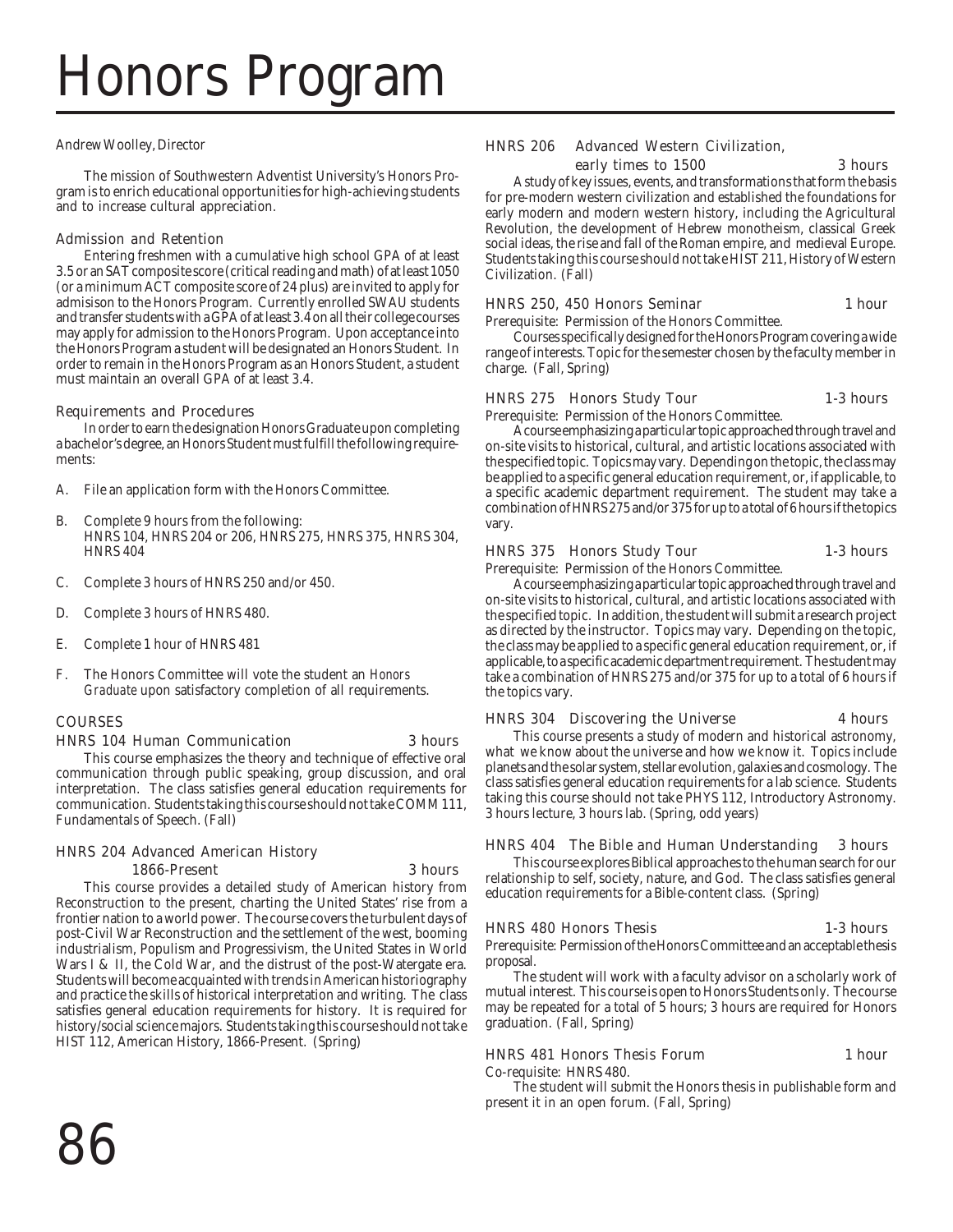# Honors Program

Andrew Woolley, Director

The mission of Southwestern Adventist University's Honors Program is to enrich educational opportunities for high-achieving students and to increase cultural appreciation.

## Admission and Retention

Entering freshmen with a cumulative high school GPA of at least 3.5 or an SAT composite score (critical reading and math) of at least 1050 (or a minimum ACT composite score of 24 plus) are invited to apply for admisison to the Honors Program. Currently enrolled SWAU students and transfer students with a GPA of at least 3.4 on all their college courses may apply for admission to the Honors Program. Upon acceptance into the Honors Program a student will be designated an Honors Student. In order to remain in the Honors Program as an Honors Student, a student must maintain an overall GPA of at least 3.4.

## Requirements and Procedures

In order to earn the designation Honors Graduate upon completing a bachelor's degree, an Honors Student must fulfill the following requirements:

A. File an application form with the Honors Committee.

B. Complete 9 hours from the following:
HNRS 104, HNRS 204 or 206, HNRS 275, HNRS 375, HNRS 304, HNRS 404

C. Complete 3 hours of HNRS 250 and/or 450.

D. Complete 3 hours of HNRS 480.

E. Complete 1 hour of HNRS 481

F. The Honors Committee will vote the student an *Honors Graduate* upon satisfactory completion of all requirements.

## COURSES

### HNRS 104 Human Communication — 3 hours

This course emphasizes the theory and technique of effective oral communication through public speaking, group discussion, and oral interpretation. The class satisfies general education requirements for communication. Students taking this course should not take COMM 111, Fundamentals of Speech. (Fall)

### HNRS 204 Advanced American History 1866-Present — 3 hours

This course provides a detailed study of American history from Reconstruction to the present, charting the United States' rise from a frontier nation to a world power. The course covers the turbulent days of post-Civil War Reconstruction and the settlement of the west, booming industrialism, Populism and Progressivism, the United States in World Wars I & II, the Cold War, and the distrust of the post-Watergate era. Students will become acquainted with trends in American historiography and practice the skills of historical interpretation and writing. The class satisfies general education requirements for history. It is required for history/social science majors. Students taking this course should not take HIST 112, American History, 1866-Present. (Spring)

### HNRS 206 Advanced Western Civilization, early times to 1500 — 3 hours

A study of key issues, events, and transformations that form the basis for pre-modern western civilization and established the foundations for early modern and modern western history, including the Agricultural Revolution, the development of Hebrew monotheism, classical Greek social ideas, the rise and fall of the Roman empire, and medieval Europe. Students taking this course should not take HIST 211, History of Western Civilization. (Fall)

### HNRS 250, 450 Honors Seminar — 1 hour

Prerequisite: Permission of the Honors Committee.

Courses specifically designed for the Honors Program covering a wide range of interests. Topic for the semester chosen by the faculty member in charge. (Fall, Spring)

### HNRS 275 Honors Study Tour — 1-3 hours

Prerequisite: Permission of the Honors Committee.

A course emphasizing a particular topic approached through travel and on-site visits to historical, cultural, and artistic locations associated with the specified topic. Topics may vary. Depending on the topic, the class may be applied to a specific general education requirement, or, if applicable, to a specific academic department requirement. The student may take a combination of HNRS 275 and/or 375 for up to a total of 6 hours if the topics vary.

### HNRS 375 Honors Study Tour — 1-3 hours

Prerequisite: Permission of the Honors Committee.

A course emphasizing a particular topic approached through travel and on-site visits to historical, cultural, and artistic locations associated with the specified topic. In addition, the student will submit a research project as directed by the instructor. Topics may vary. Depending on the topic, the class may be applied to a specific general education requirement, or, if applicable, to a specific academic department requirement. The student may take a combination of HNRS 275 and/or 375 for up to a total of 6 hours if the topics vary.

### HNRS 304 Discovering the Universe — 4 hours

This course presents a study of modern and historical astronomy, what we know about the universe and how we know it. Topics include planets and the solar system, stellar evolution, galaxies and cosmology. The class satisfies general education requirements for a lab science. Students taking this course should not take PHYS 112, Introductory Astronomy. 3 hours lecture, 3 hours lab. (Spring, odd years)

### HNRS 404 The Bible and Human Understanding — 3 hours

This course explores Biblical approaches to the human search for our relationship to self, society, nature, and God. The class satisfies general education requirements for a Bible-content class. (Spring)

### HNRS 480 Honors Thesis — 1-3 hours

Prerequisite: Permission of the Honors Committee and an acceptable thesis proposal.

The student will work with a faculty advisor on a scholarly work of mutual interest. This course is open to Honors Students only. The course may be repeated for a total of 5 hours; 3 hours are required for Honors graduation. (Fall, Spring)

### HNRS 481 Honors Thesis Forum — 1 hour

Co-requisite: HNRS 480.

The student will submit the Honors thesis in publishable form and present it in an open forum. (Fall, Spring)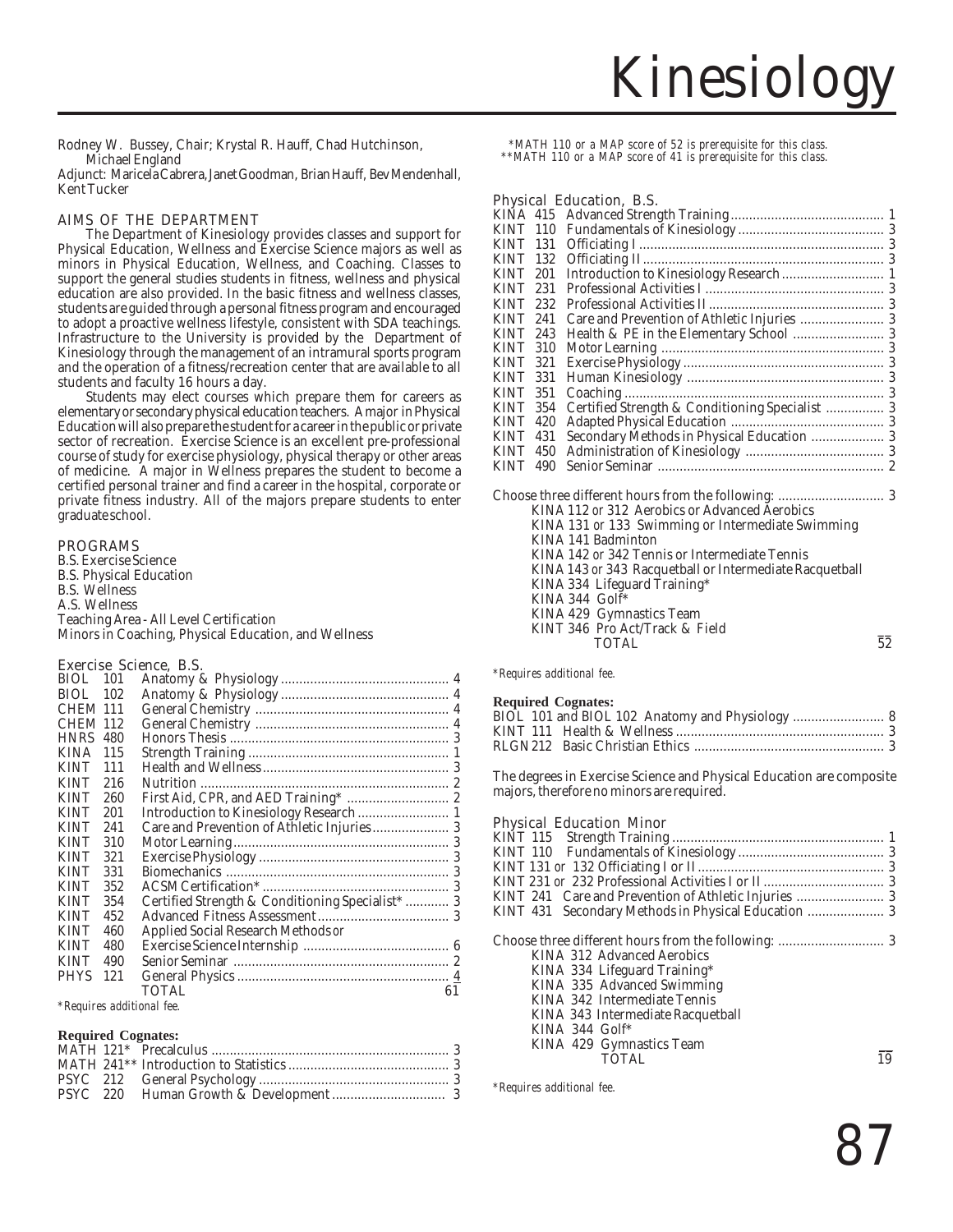# Kinesiology

Rodney W. Bussey, Chair; Krystal R. Hauff, Chad Hutchinson, Michael England

Adjunct: Maricela Cabrera, Janet Goodman, Brian Hauff, Bev Mendenhall, Kent Tucker

## AIMS OF THE DEPARTMENT

The Department of Kinesiology provides classes and support for Physical Education, Wellness and Exercise Science majors as well as minors in Physical Education, Wellness, and Coaching. Classes to support the general studies students in fitness, wellness and physical education are also provided. In the basic fitness and wellness classes, students are guided through a personal fitness program and encouraged to adopt a proactive wellness lifestyle, consistent with SDA teachings. Infrastructure to the University is provided by the Department of Kinesiology through the management of an intramural sports program and the operation of a fitness/recreation center that are available to all students and faculty 16 hours a day.

Students may elect courses which prepare them for careers as elementary or secondary physical education teachers. A major in Physical Education will also prepare the student for a career in the public or private sector of recreation. Exercise Science is an excellent pre-professional course of study for exercise physiology, physical therapy or other areas of medicine. A major in Wellness prepares the student to become a certified personal trainer and find a career in the hospital, corporate or private fitness industry. All of the majors prepare students to enter graduate school.

## PROGRAMS

B.S. Exercise Science
B.S. Physical Education
B.S. Wellness
A.S. Wellness
Teaching Area - All Level Certification
Minors in Coaching, Physical Education, and Wellness

### Exercise Science, B.S.

| | | | |
|---|---|---|---|
| BIOL | 101 | Anatomy & Physiology | 4 |
| BIOL | 102 | Anatomy & Physiology | 4 |
| CHEM | 111 | General Chemistry | 4 |
| CHEM | 112 | General Chemistry | 4 |
| HNRS | 480 | Honors Thesis | 3 |
| KINA | 115 | Strength Training | 1 |
| KINT | 111 | Health and Wellness | 3 |
| KINT | 216 | Nutrition | 2 |
| KINT | 260 | First Aid, CPR, and AED Training* | 2 |
| KINT | 201 | Introduction to Kinesiology Research | 1 |
| KINT | 241 | Care and Prevention of Athletic Injuries | 3 |
| KINT | 310 | Motor Learning | 3 |
| KINT | 321 | Exercise Physiology | 3 |
| KINT | 331 | Biomechanics | 3 |
| KINT | 352 | ACSM Certification* | 3 |
| KINT | 354 | Certified Strength & Conditioning Specialist* | 3 |
| KINT | 452 | Advanced Fitness Assessment | 3 |
| KINT | 460 | Applied Social Research Methods *or* | |
| KINT | 480 | Exercise Science Internship | 6 |
| KINT | 490 | Senior Seminar | 2 |
| PHYS | 121 | General Physics | 4 |
| | | TOTAL | 61 |

*\*Requires additional fee.*

**Required Cognates:**

| | | |
|---|---|---|
| MATH 121* | Precalculus | 3 |
| MATH 241** | Introduction to Statistics | 3 |
| PSYC 212 | General Psychology | 3 |
| PSYC 220 | Human Growth & Development | 3 |

*\*MATH 110 or a MAP score of 52 is prerequisite for this class.*
*\*\*MATH 110 or a MAP score of 41 is prerequisite for this class.*

### Physical Education, B.S.

| | | | |
|---|---|---|---|
| KINA | 415 | Advanced Strength Training | 1 |
| KINT | 110 | Fundamentals of Kinesiology | 3 |
| KINT | 131 | Officiating I | 3 |
| KINT | 132 | Officiating II | 3 |
| KINT | 201 | Introduction to Kinesiology Research | 1 |
| KINT | 231 | Professional Activities I | 3 |
| KINT | 232 | Professional Activities II | 3 |
| KINT | 241 | Care and Prevention of Athletic Injuries | 3 |
| KINT | 243 | Health & PE in the Elementary School | 3 |
| KINT | 310 | Motor Learning | 3 |
| KINT | 321 | Exercise Physiology | 3 |
| KINT | 331 | Human Kinesiology | 3 |
| KINT | 351 | Coaching | 3 |
| KINT | 354 | Certified Strength & Conditioning Specialist | 3 |
| KINT | 420 | Adapted Physical Education | 3 |
| KINT | 431 | Secondary Methods in Physical Education | 3 |
| KINT | 450 | Administration of Kinesiology | 3 |
| KINT | 490 | Senior Seminar | 2 |

Choose three different hours from the following: 3

- KINA 112 *or* 312 Aerobics or Advanced Aerobics
- KINA 131 *or* 133 Swimming or Intermediate Swimming
- KINA 141 Badminton
- KINA 142 *or* 342 Tennis or Intermediate Tennis
- KINA 143 *or* 343 Racquetball or Intermediate Racquetball
- KINA 334 Lifeguard Training*
- KINA 344 Golf*
- KINA 429 Gymnastics Team
- KINT 346 Pro Act/Track & Field

TOTAL 52

*\*Requires additional fee.*

**Required Cognates:**

| | |
|---|---|
| BIOL 101 and BIOL 102 Anatomy and Physiology | 8 |
| KINT 111 Health & Wellness | 3 |
| RLGN 212 Basic Christian Ethics | 3 |

The degrees in Exercise Science and Physical Education are composite majors, therefore no minors are required.

### Physical Education Minor

| | |
|---|---|
| KINT 115 Strength Training | 1 |
| KINT 110 Fundamentals of Kinesiology | 3 |
| KINT 131 *or* 132 Officiating I or II | 3 |
| KINT 231 *or* 232 Professional Activities I or II | 3 |
| KINT 241 Care and Prevention of Athletic Injuries | 3 |
| KINT 431 Secondary Methods in Physical Education | 3 |

Choose three different hours from the following: 3

- KINA 312 Advanced Aerobics
- KINA 334 Lifeguard Training*
- KINA 335 Advanced Swimming
- KINA 342 Intermediate Tennis
- KINA 343 Intermediate Racquetball
- KINA 344 Golf*
- KINA 429 Gymnastics Team

TOTAL 19

*\*Requires additional fee.*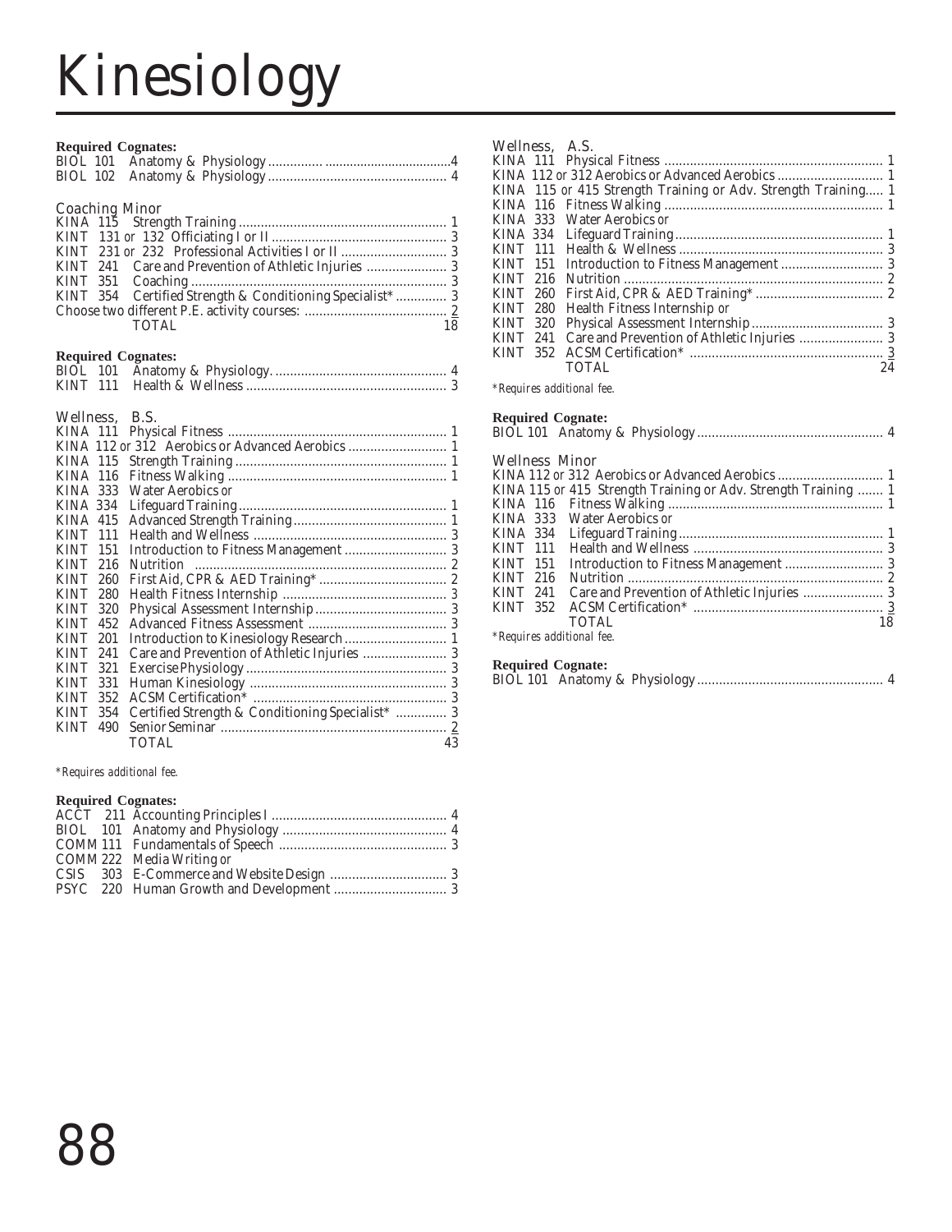# Kinesiology

**Required Cognates:**

| | | |
|---|---|---|
| BIOL 101 | Anatomy & Physiology | 4 |
| BIOL 102 | Anatomy & Physiology | 4 |

## Coaching Minor

| | | |
|---|---|---|
| KINA 115 | Strength Training | 1 |
| KINT 131 *or* 132 | Officiating I or II | 3 |
| KINT 231 *or* 232 | Professional Activities I or II | 3 |
| KINT 241 | Care and Prevention of Athletic Injuries | 3 |
| KINT 351 | Coaching | 3 |
| KINT 354 | Certified Strength & Conditioning Specialist* | 3 |
| Choose two different P.E. activity courses: | | 2 |
| | TOTAL | 18 |

**Required Cognates:**

| | | |
|---|---|---|
| BIOL 101 | Anatomy & Physiology. | 4 |
| KINT 111 | Health & Wellness | 3 |

## Wellness, B.S.

| | | |
|---|---|---|
| KINA 111 | Physical Fitness | 1 |
| KINA 112 *or* 312 | Aerobics or Advanced Aerobics | 1 |
| KINA 115 | Strength Training | 1 |
| KINA 116 | Fitness Walking | 1 |
| KINA 333 | Water Aerobics *or* | |
| KINA 334 | Lifeguard Training | 1 |
| KINA 415 | Advanced Strength Training | 1 |
| KINT 111 | Health and Wellness | 3 |
| KINT 151 | Introduction to Fitness Management | 3 |
| KINT 216 | Nutrition | 2 |
| KINT 260 | First Aid, CPR & AED Training* | 2 |
| KINT 280 | Health Fitness Internship | 3 |
| KINT 320 | Physical Assessment Internship | 3 |
| KINT 452 | Advanced Fitness Assessment | 3 |
| KINT 201 | Introduction to Kinesiology Research | 1 |
| KINT 241 | Care and Prevention of Athletic Injuries | 3 |
| KINT 321 | Exercise Physiology | 3 |
| KINT 331 | Human Kinesiology | 3 |
| KINT 352 | ACSM Certification* | 3 |
| KINT 354 | Certified Strength & Conditioning Specialist* | 3 |
| KINT 490 | Senior Seminar | 2 |
| | TOTAL | 43 |

*\*Requires additional fee.*

**Required Cognates:**

| | | |
|---|---|---|
| ACCT 211 | Accounting Principles I | 4 |
| BIOL 101 | Anatomy and Physiology | 4 |
| COMM 111 | Fundamentals of Speech | 3 |
| COMM 222 | Media Writing *or* | |
| CSIS 303 | E-Commerce and Website Design | 3 |
| PSYC 220 | Human Growth and Development | 3 |

## Wellness, A.S.

| | | |
|---|---|---|
| KINA 111 | Physical Fitness | 1 |
| KINA 112 *or* 312 | Aerobics or Advanced Aerobics | 1 |
| KINA 115 *or* 415 | Strength Training or Adv. Strength Training | 1 |
| KINA 116 | Fitness Walking | 1 |
| KINA 333 | Water Aerobics *or* | |
| KINA 334 | Lifeguard Training | 1 |
| KINT 111 | Health & Wellness | 3 |
| KINT 151 | Introduction to Fitness Management | 3 |
| KINT 216 | Nutrition | 2 |
| KINT 260 | First Aid, CPR & AED Training* | 2 |
| KINT 280 | Health Fitness Internship *or* | |
| KINT 320 | Physical Assessment Internship | 3 |
| KINT 241 | Care and Prevention of Athletic Injuries | 3 |
| KINT 352 | ACSM Certification* | 3 |
| | TOTAL | 24 |

*\*Requires additional fee.*

**Required Cognate:**

| | | |
|---|---|---|
| BIOL 101 | Anatomy & Physiology | 4 |

## Wellness Minor

| | | |
|---|---|---|
| KINA 112 *or* 312 | Aerobics or Advanced Aerobics | 1 |
| KINA 115 *or* 415 | Strength Training or Adv. Strength Training | 1 |
| KINA 116 | Fitness Walking | 1 |
| KINA 333 | Water Aerobics *or* | |
| KINA 334 | Lifeguard Training | 1 |
| KINT 111 | Health and Wellness | 3 |
| KINT 151 | Introduction to Fitness Management | 3 |
| KINT 216 | Nutrition | 2 |
| KINT 241 | Care and Prevention of Athletic Injuries | 3 |
| KINT 352 | ACSM Certification* | 3 |
| | TOTAL | 18 |

*\*Requires additional fee.*

**Required Cognate:**

| | | |
|---|---|---|
| BIOL 101 | Anatomy & Physiology | 4 |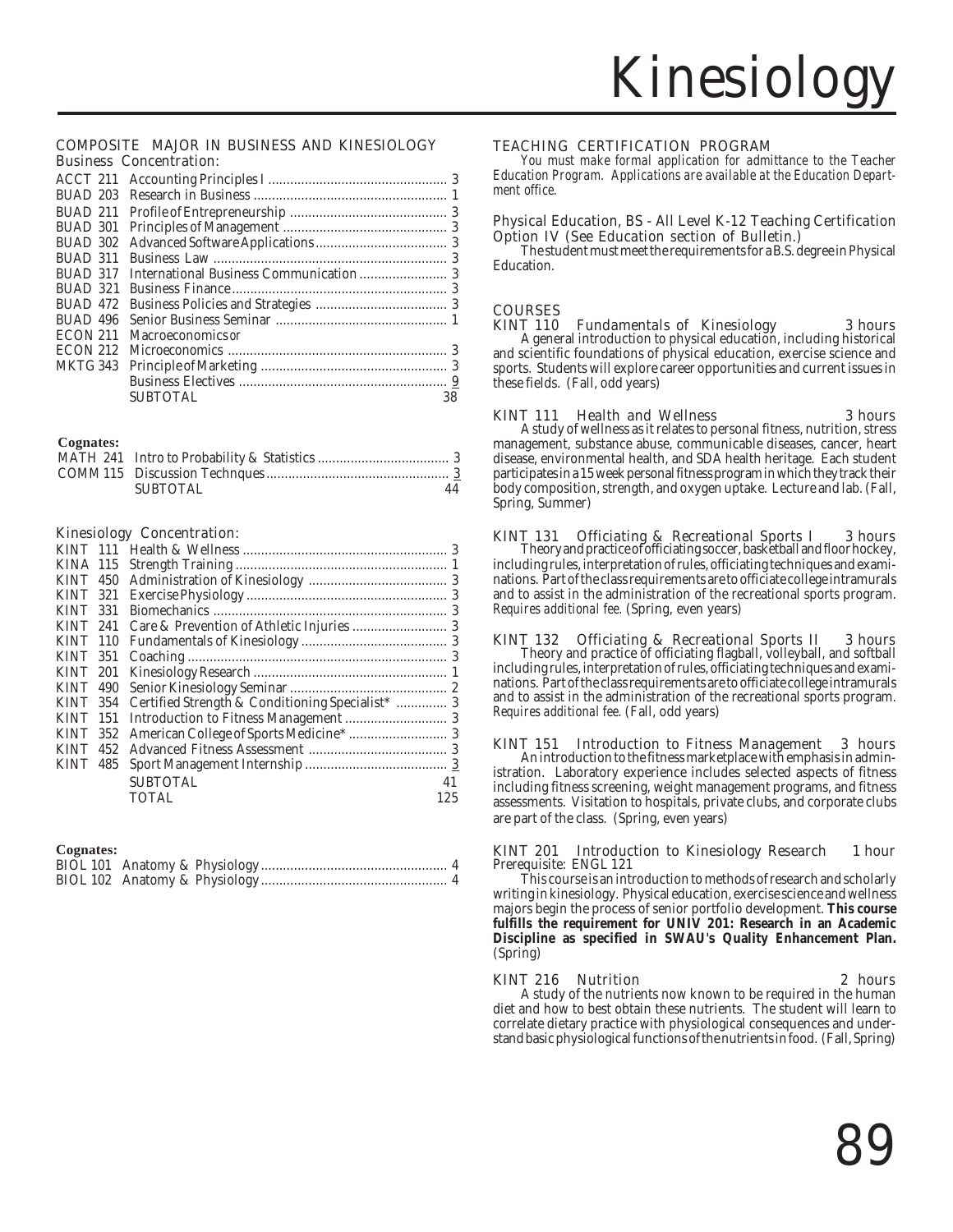# Kinesiology

## COMPOSITE MAJOR IN BUSINESS AND KINESIOLOGY

### Business Concentration:

| | | |
|---|---|---|
| ACCT 211 | Accounting Principles I | 3 |
| BUAD 203 | Research in Business | 1 |
| BUAD 211 | Profile of Entrepreneurship | 3 |
| BUAD 301 | Principles of Management | 3 |
| BUAD 302 | Advanced Software Applications | 3 |
| BUAD 311 | Business Law | 3 |
| BUAD 317 | International Business Communication | 3 |
| BUAD 321 | Business Finance | 3 |
| BUAD 472 | Business Policies and Strategies | 3 |
| BUAD 496 | Senior Business Seminar | 1 |
| ECON 211 | Macroeconomics *or* | |
| ECON 212 | Microeconomics | 3 |
| MKTG 343 | Principle of Marketing | 3 |
| | Business Electives | 9 |
| | SUBTOTAL | 38 |

**Cognates:**

| | | |
|---|---|---|
| MATH 241 | Intro to Probability & Statistics | 3 |
| COMM 115 | Discussion Technques | 3 |
| | SUBTOTAL | 44 |

### Kinesiology Concentration:

| | | |
|---|---|---|
| KINT 111 | Health & Wellness | 3 |
| KINA 115 | Strength Training | 1 |
| KINT 450 | Administration of Kinesiology | 3 |
| KINT 321 | Exercise Physiology | 3 |
| KINT 331 | Biomechanics | 3 |
| KINT 241 | Care & Prevention of Athletic Injuries | 3 |
| KINT 110 | Fundamentals of Kinesiology | 3 |
| KINT 351 | Coaching | 3 |
| KINT 201 | Kinesiology Research | 1 |
| KINT 490 | Senior Kinesiology Seminar | 2 |
| KINT 354 | Certified Strength & Conditioning Specialist* | 3 |
| KINT 151 | Introduction to Fitness Management | 3 |
| KINT 352 | American College of Sports Medicine* | 3 |
| KINT 452 | Advanced Fitness Assessment | 3 |
| KINT 485 | Sport Management Internship | 3 |
| | SUBTOTAL | 41 |
| | TOTAL | 125 |

**Cognates:**

| | | |
|---|---|---|
| BIOL 101 | Anatomy & Physiology | 4 |
| BIOL 102 | Anatomy & Physiology | 4 |

## TEACHING CERTIFICATION PROGRAM

*You must make formal application for admittance to the Teacher Education Program. Applications are available at the Education Department office.*

### Physical Education, BS - All Level K-12 Teaching Certification Option IV (See Education section of Bulletin.)

The student must meet the requirements for a B.S. degree in Physical Education.

## COURSES

**KINT 110 Fundamentals of Kinesiology — 3 hours**

A general introduction to physical education, including historical and scientific foundations of physical education, exercise science and sports. Students will explore career opportunities and current issues in these fields. (Fall, odd years)

**KINT 111 Health and Wellness — 3 hours**

A study of wellness as it relates to personal fitness, nutrition, stress management, substance abuse, communicable diseases, cancer, heart disease, environmental health, and SDA health heritage. Each student participates in a 15 week personal fitness program in which they track their body composition, strength, and oxygen uptake. Lecture and lab. (Fall, Spring, Summer)

**KINT 131 Officiating & Recreational Sports I — 3 hours**

Theory and practice of officiating soccer, basketball and floor hockey, including rules, interpretation of rules, officiating techniques and examinations. Part of the class requirements are to officiate college intramurals and to assist in the administration of the recreational sports program. *Requires additional fee.* (Spring, even years)

**KINT 132 Officiating & Recreational Sports II — 3 hours**

Theory and practice of officiating flagball, volleyball, and softball including rules, interpretation of rules, officiating techniques and examinations. Part of the class requirements are to officiate college intramurals and to assist in the administration of the recreational sports program. *Requires additional fee.* (Fall, odd years)

**KINT 151 Introduction to Fitness Management — 3 hours**

An introduction to the fitness marketplace with emphasis in administration. Laboratory experience includes selected aspects of fitness including fitness screening, weight management programs, and fitness assessments. Visitation to hospitals, private clubs, and corporate clubs are part of the class. (Spring, even years)

**KINT 201 Introduction to Kinesiology Research — 1 hour**

Prerequisite: ENGL 121

This course is an introduction to methods of research and scholarly writing in kinesiology. Physical education, exercise science and wellness majors begin the process of senior portfolio development. **This course fulfills the requirement for UNIV 201: Research in an Academic Discipline as specified in SWAU's Quality Enhancement Plan.** (Spring)

**KINT 216 Nutrition — 2 hours**

A study of the nutrients now known to be required in the human diet and how to best obtain these nutrients. The student will learn to correlate dietary practice with physiological consequences and understand basic physiological functions of the nutrients in food. (Fall, Spring)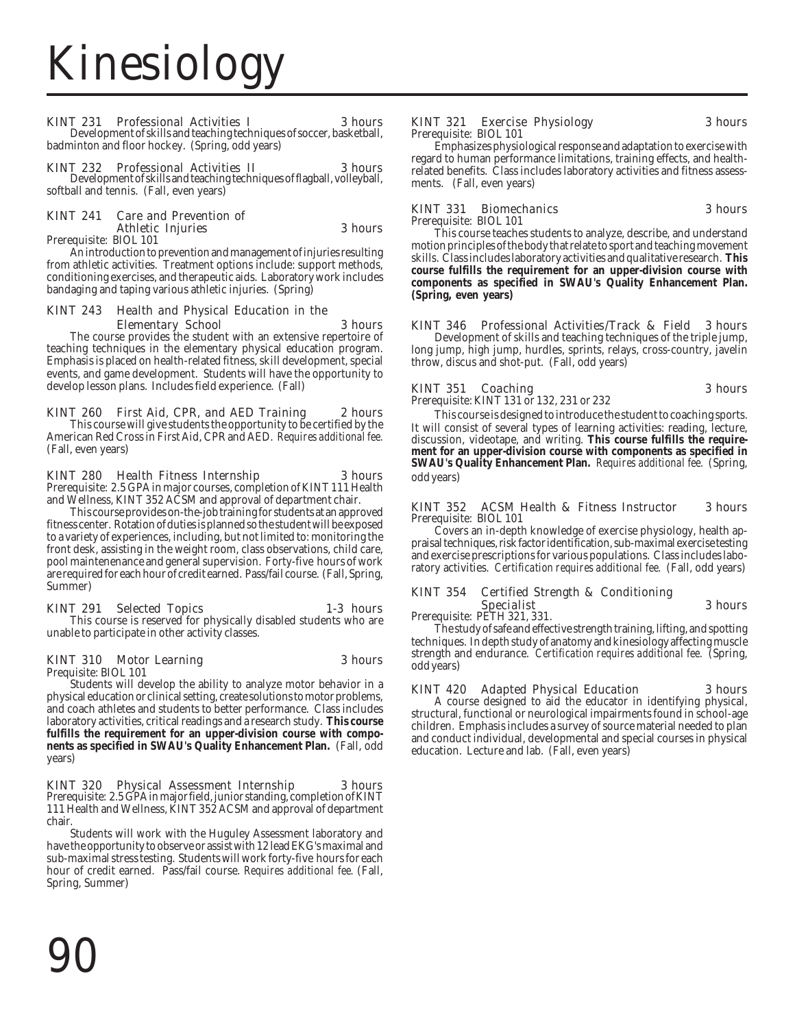# Kinesiology

**KINT 231 Professional Activities I** 3 hours

Development of skills and teaching techniques of soccer, basketball, badminton and floor hockey. (Spring, odd years)

**KINT 232 Professional Activities II** 3 hours

Development of skills and teaching techniques of flagball, volleyball, softball and tennis. (Fall, even years)

**KINT 241 Care and Prevention of Athletic Injuries** 3 hours

Prerequisite: BIOL 101

An introduction to prevention and management of injuries resulting from athletic activities. Treatment options include: support methods, conditioning exercises, and therapeutic aids. Laboratory work includes bandaging and taping various athletic injuries. (Spring)

**KINT 243 Health and Physical Education in the Elementary School** 3 hours

The course provides the student with an extensive repertoire of teaching techniques in the elementary physical education program. Emphasis is placed on health-related fitness, skill development, special events, and game development. Students will have the opportunity to develop lesson plans. Includes field experience. (Fall)

**KINT 260 First Aid, CPR, and AED Training** 2 hours

This course will give students the opportunity to be certified by the American Red Cross in First Aid, CPR and AED. *Requires additional fee.* (Fall, even years)

**KINT 280 Health Fitness Internship** 3 hours

Prerequisite: 2.5 GPA in major courses, completion of KINT 111 Health and Wellness, KINT 352 ACSM and approval of department chair.

This course provides on-the-job training for students at an approved fitness center. Rotation of duties is planned so the student will be exposed to a variety of experiences, including, but not limited to: monitoring the front desk, assisting in the weight room, class observations, child care, pool maintenenance and general supervision. Forty-five hours of work are required for each hour of credit earned. Pass/fail course. (Fall, Spring, Summer)

**KINT 291 Selected Topics** 1-3 hours

This course is reserved for physically disabled students who are unable to participate in other activity classes.

**KINT 310 Motor Learning** 3 hours

Prequisite: BIOL 101

Students will develop the ability to analyze motor behavior in a physical education or clinical setting, create solutions to motor problems, and coach athletes and students to better performance. Class includes laboratory activities, critical readings and a research study. **This course fulfills the requirement for an upper-division course with components as specified in SWAU's Quality Enhancement Plan.** (Fall, odd years)

**KINT 320 Physical Assessment Internship** 3 hours

Prerequisite: 2.5 GPA in major field, junior standing, completion of KINT 111 Health and Wellness, KINT 352 ACSM and approval of department chair.

Students will work with the Huguley Assessment laboratory and have the opportunity to observe or assist with 12 lead EKG's maximal and sub-maximal stress testing. Students will work forty-five hours for each hour of credit earned. Pass/fail course. *Requires additional fee.* (Fall, Spring, Summer)

**KINT 321 Exercise Physiology** 3 hours

Prerequisite: BIOL 101

Emphasizes physiological response and adaptation to exercise with regard to human performance limitations, training effects, and health-related benefits. Class includes laboratory activities and fitness assessments. (Fall, even years)

**KINT 331 Biomechanics** 3 hours

Prerequisite: BIOL 101

This course teaches students to analyze, describe, and understand motion principles of the body that relate to sport and teaching movement skills. Class includes laboratory activities and qualitative research. **This course fulfills the requirement for an upper-division course with components as specified in SWAU's Quality Enhancement Plan. (Spring, even years)**

**KINT 346 Professional Activities/Track & Field** 3 hours

Development of skills and teaching techniques of the triple jump, long jump, high jump, hurdles, sprints, relays, cross-country, javelin throw, discus and shot-put. (Fall, odd years)

**KINT 351 Coaching** 3 hours

Prerequisite: KINT 131 or 132, 231 or 232

This course is designed to introduce the student to coaching sports. It will consist of several types of learning activities: reading, lecture, discussion, videotape, and writing. **This course fulfills the requirement for an upper-division course with components as specified in SWAU's Quality Enhancement Plan.** *Requires additional fee.* (Spring, odd years)

**KINT 352 ACSM Health & Fitness Instructor** 3 hours

Prerequisite: BIOL 101

Covers an in-depth knowledge of exercise physiology, health appraisal techniques, risk factor identification, sub-maximal exercise testing and exercise prescriptions for various populations. Class includes laboratory activities. *Certification requires additional fee.* (Fall, odd years)

**KINT 354 Certified Strength & Conditioning Specialist** 3 hours

Prerequisite: PETH 321, 331.

The study of safe and effective strength training, lifting, and spotting techniques. In depth study of anatomy and kinesiology affecting muscle strength and endurance. *Certification requires additional fee.* (Spring, odd years)

**KINT 420 Adapted Physical Education** 3 hours

A course designed to aid the educator in identifying physical, structural, functional or neurological impairments found in school-age children. Emphasis includes a survey of source material needed to plan and conduct individual, developmental and special courses in physical education. Lecture and lab. (Fall, even years)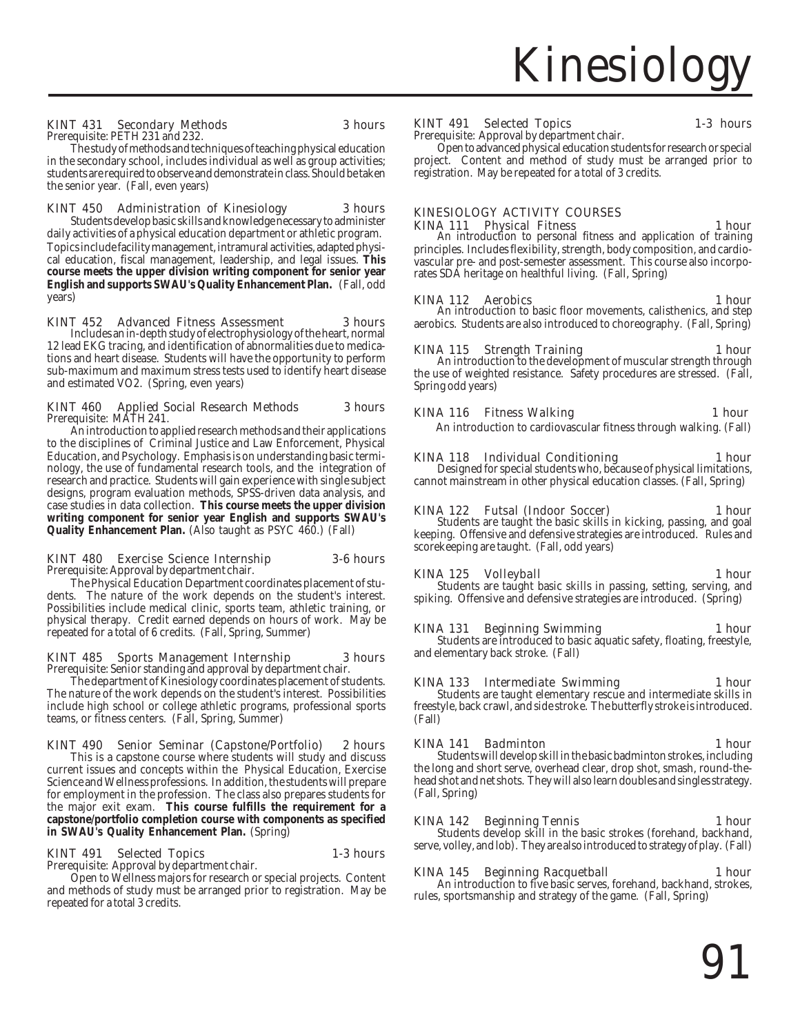KINT 431 Secondary Methods 3 hours
Prerequisite: PETH 231 and 232.

The study of methods and techniques of teaching physical education in the secondary school, includes individual as well as group activities; students are required to observe and demonstrate in class. Should be taken the senior year. (Fall, even years)

KINT 450 Administration of Kinesiology 3 hours

Students develop basic skills and knowledge necessary to administer daily activities of a physical education department or athletic program. Topics include facility management, intramural activities, adapted physical education, fiscal management, leadership, and legal issues. **This course meets the upper division writing component for senior year English and supports SWAU's Quality Enhancement Plan.** (Fall, odd years)

KINT 452 Advanced Fitness Assessment 3 hours

Includes an in-depth study of electrophysiology of the heart, normal 12 lead EKG tracing, and identification of abnormalities due to medications and heart disease. Students will have the opportunity to perform sub-maximum and maximum stress tests used to identify heart disease and estimated VO2. (Spring, even years)

KINT 460 Applied Social Research Methods 3 hours
Prerequisite: MATH 241.

An introduction to applied research methods and their applications to the disciplines of Criminal Justice and Law Enforcement, Physical Education, and Psychology. Emphasis is on understanding basic terminology, the use of fundamental research tools, and the integration of research and practice. Students will gain experience with single subject designs, program evaluation methods, SPSS-driven data analysis, and case studies in data collection. **This course meets the upper division writing component for senior year English and supports SWAU's Quality Enhancement Plan.** (Also taught as PSYC 460.) (Fall)

KINT 480 Exercise Science Internship 3-6 hours
Prerequisite: Approval by department chair.

The Physical Education Department coordinates placement of students. The nature of the work depends on the student's interest. Possibilities include medical clinic, sports team, athletic training, or physical therapy. Credit earned depends on hours of work. May be repeated for a total of 6 credits. (Fall, Spring, Summer)

KINT 485 Sports Management Internship 3 hours
Prerequisite: Senior standing and approval by department chair.

The department of Kinesiology coordinates placement of students. The nature of the work depends on the student's interest. Possibilities include high school or college athletic programs, professional sports teams, or fitness centers. (Fall, Spring, Summer)

KINT 490 Senior Seminar (Capstone/Portfolio) 2 hours

This is a capstone course where students will study and discuss current issues and concepts within the Physical Education, Exercise Science and Wellness professions. In addition, the students will prepare for employment in the profession. The class also prepares students for the major exit exam. **This course fulfills the requirement for a capstone/portfolio completion course with components as specified in SWAU's Quality Enhancement Plan.** (Spring)

KINT 491 Selected Topics 1-3 hours
Prerequisite: Approval by department chair.

Open to Wellness majors for research or special projects. Content and methods of study must be arranged prior to registration. May be repeated for a total 3 credits.

KINT 491 Selected Topics 1-3 hours
Prerequisite: Approval by department chair.

Open to advanced physical education students for research or special project. Content and method of study must be arranged prior to registration. May be repeated for a total of 3 credits.

## KINESIOLOGY ACTIVITY COURSES

KINA 111 Physical Fitness 1 hour

An introduction to personal fitness and application of training principles. Includes flexibility, strength, body composition, and cardiovascular pre- and post-semester assessment. This course also incorporates SDA heritage on healthful living. (Fall, Spring)

KINA 112 Aerobics 1 hour

An introduction to basic floor movements, calisthenics, and step aerobics. Students are also introduced to choreography. (Fall, Spring)

KINA 115 Strength Training 1 hour

An introduction to the development of muscular strength through the use of weighted resistance. Safety procedures are stressed. (Fall, Spring odd years)

KINA 116 Fitness Walking 1 hour

An introduction to cardiovascular fitness through walking. (Fall)

KINA 118 Individual Conditioning 1 hour

Designed for special students who, because of physical limitations, cannot mainstream in other physical education classes. (Fall, Spring)

KINA 122 Futsal (Indoor Soccer) 1 hour

Students are taught the basic skills in kicking, passing, and goal keeping. Offensive and defensive strategies are introduced. Rules and scorekeeping are taught. (Fall, odd years)

KINA 125 Volleyball 1 hour

Students are taught basic skills in passing, setting, serving, and spiking. Offensive and defensive strategies are introduced. (Spring)

KINA 131 Beginning Swimming 1 hour

Students are introduced to basic aquatic safety, floating, freestyle, and elementary back stroke. (Fall)

KINA 133 Intermediate Swimming 1 hour

Students are taught elementary rescue and intermediate skills in freestyle, back crawl, and side stroke. The butterfly stroke is introduced. (Fall)

KINA 141 Badminton 1 hour

Students will develop skill in the basic badminton strokes, including the long and short serve, overhead clear, drop shot, smash, round-the-head shot and net shots. They will also learn doubles and singles strategy. (Fall, Spring)

KINA 142 Beginning Tennis 1 hour

Students develop skill in the basic strokes (forehand, backhand, serve, volley, and lob). They are also introduced to strategy of play. (Fall)

KINA 145 Beginning Racquetball 1 hour

An introduction to five basic serves, forehand, backhand, strokes, rules, sportsmanship and strategy of the game. (Fall, Spring)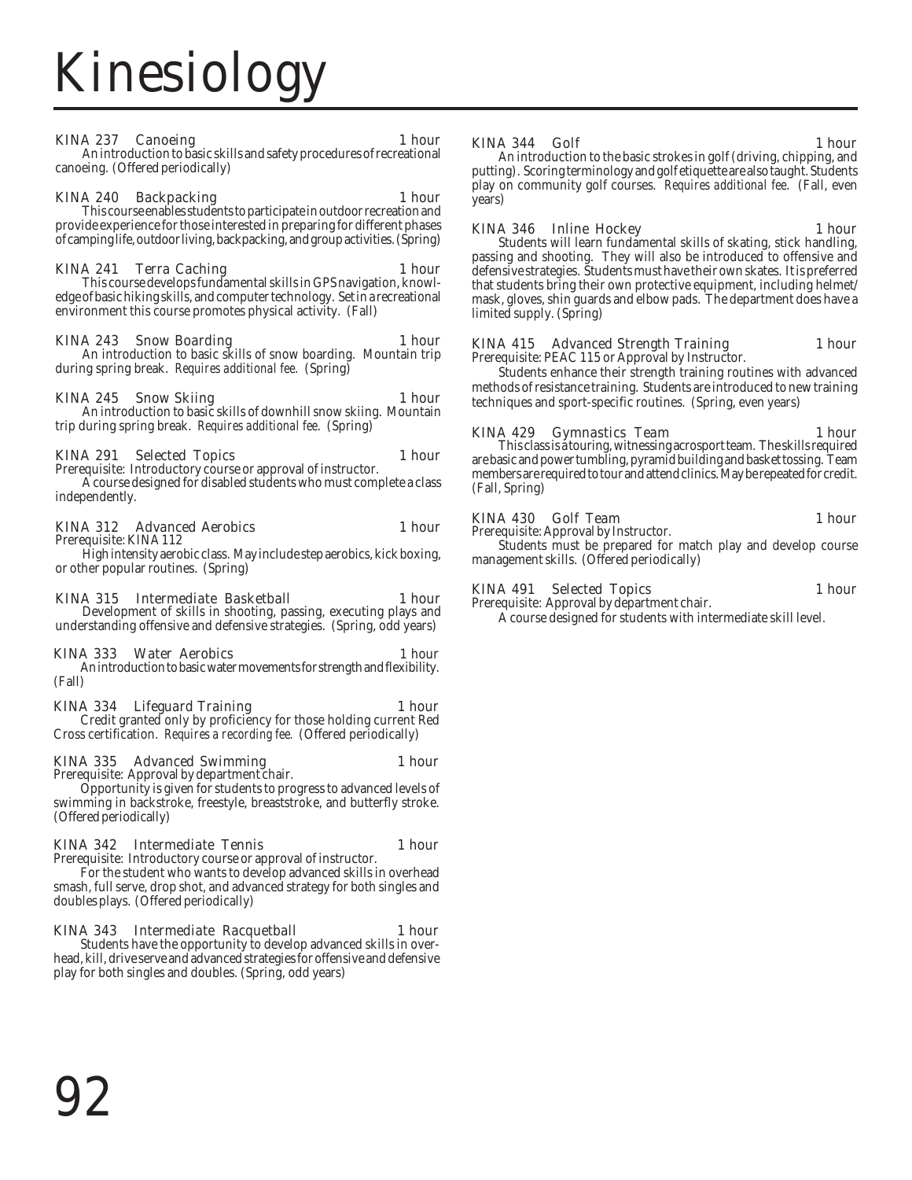# Kinesiology

**KINA 237 Canoeing** 1 hour
An introduction to basic skills and safety procedures of recreational canoeing. (Offered periodically)

**KINA 240 Backpacking** 1 hour
This course enables students to participate in outdoor recreation and provide experience for those interested in preparing for different phases of camping life, outdoor living, backpacking, and group activities. (Spring)

**KINA 241 Terra Caching** 1 hour
This course develops fundamental skills in GPS navigation, knowledge of basic hiking skills, and computer technology. Set in a recreational environment this course promotes physical activity. (Fall)

**KINA 243 Snow Boarding** 1 hour
An introduction to basic skills of snow boarding. Mountain trip during spring break. *Requires additional fee.* (Spring)

**KINA 245 Snow Skiing** 1 hour
An introduction to basic skills of downhill snow skiing. Mountain trip during spring break. *Requires additional fee.* (Spring)

**KINA 291 Selected Topics** 1 hour
Prerequisite: Introductory course or approval of instructor.
A course designed for disabled students who must complete a class independently.

**KINA 312 Advanced Aerobics** 1 hour
Prerequisite: KINA 112
High intensity aerobic class. May include step aerobics, kick boxing, or other popular routines. (Spring)

**KINA 315 Intermediate Basketball** 1 hour
Development of skills in shooting, passing, executing plays and understanding offensive and defensive strategies. (Spring, odd years)

**KINA 333 Water Aerobics** 1 hour
An introduction to basic water movements for strength and flexibility. (Fall)

**KINA 334 Lifeguard Training** 1 hour
Credit granted only by proficiency for those holding current Red Cross certification. *Requires a recording fee.* (Offered periodically)

**KINA 335 Advanced Swimming** 1 hour
Prerequisite: Approval by department chair.
Opportunity is given for students to progress to advanced levels of swimming in backstroke, freestyle, breaststroke, and butterfly stroke. (Offered periodically)

**KINA 342 Intermediate Tennis** 1 hour
Prerequisite: Introductory course or approval of instructor.
For the student who wants to develop advanced skills in overhead smash, full serve, drop shot, and advanced strategy for both singles and doubles plays. (Offered periodically)

**KINA 343 Intermediate Racquetball** 1 hour
Students have the opportunity to develop advanced skills in overhead, kill, drive serve and advanced strategies for offensive and defensive play for both singles and doubles. (Spring, odd years)

**KINA 344 Golf** 1 hour
An introduction to the basic strokes in golf (driving, chipping, and putting). Scoring terminology and golf etiquette are also taught. Students play on community golf courses. *Requires additional fee.* (Fall, even years)

**KINA 346 Inline Hockey** 1 hour
Students will learn fundamental skills of skating, stick handling, passing and shooting. They will also be introduced to offensive and defensive strategies. Students must have their own skates. It is preferred that students bring their own protective equipment, including helmet/mask, gloves, shin guards and elbow pads. The department does have a limited supply. (Spring)

**KINA 415 Advanced Strength Training** 1 hour
Prerequisite: PEAC 115 or Approval by Instructor.
Students enhance their strength training routines with advanced methods of resistance training. Students are introduced to new training techniques and sport-specific routines. (Spring, even years)

**KINA 429 Gymnastics Team** 1 hour
This class is a touring, witnessing acrosport team. The skills required are basic and power tumbling, pyramid building and basket tossing. Team members are required to tour and attend clinics. May be repeated for credit. (Fall, Spring)

**KINA 430 Golf Team** 1 hour
Prerequisite: Approval by Instructor.
Students must be prepared for match play and develop course management skills. (Offered periodically)

**KINA 491 Selected Topics** 1 hour
Prerequisite: Approval by department chair.
A course designed for students with intermediate skill level.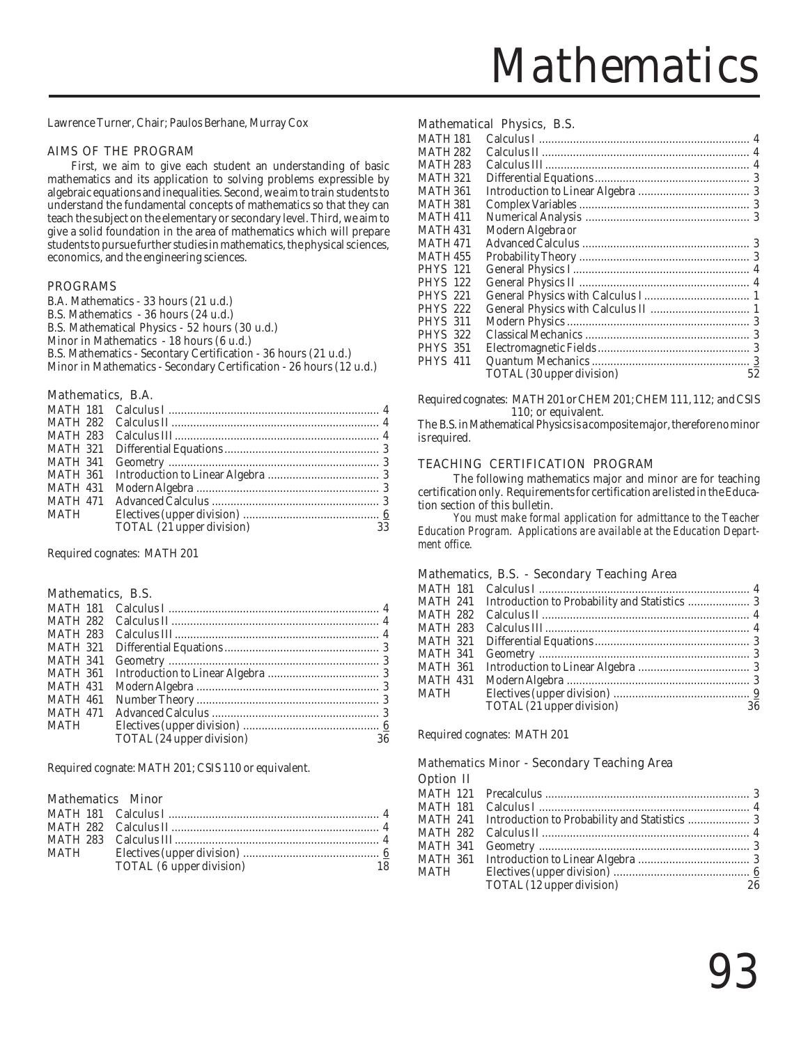# Mathematics

Lawrence Turner, Chair; Paulos Berhane, Murray Cox

## AIMS OF THE PROGRAM

First, we aim to give each student an understanding of basic mathematics and its application to solving problems expressible by algebraic equations and inequalities. Second, we aim to train students to understand the fundamental concepts of mathematics so that they can teach the subject on the elementary or secondary level. Third, we aim to give a solid foundation in the area of mathematics which will prepare students to pursue further studies in mathematics, the physical sciences, economics, and the engineering sciences.

## PROGRAMS

B.A. Mathematics - 33 hours (21 u.d.)
B.S. Mathematics - 36 hours (24 u.d.)
B.S. Mathematical Physics - 52 hours (30 u.d.)
Minor in Mathematics - 18 hours (6 u.d.)
B.S. Mathematics - Secontary Certification - 36 hours (21 u.d.)
Minor in Mathematics - Secondary Certification - 26 hours (12 u.d.)

### Mathematics, B.A.

| Course | Title | Hours |
|---|---|---|
| MATH 181 | Calculus I | 4 |
| MATH 282 | Calculus II | 4 |
| MATH 283 | Calculus III | 4 |
| MATH 321 | Differential Equations | 3 |
| MATH 341 | Geometry | 3 |
| MATH 361 | Introduction to Linear Algebra | 3 |
| MATH 431 | Modern Algebra | 3 |
| MATH 471 | Advanced Calculus | 3 |
| MATH | Electives (upper division) | 6 |
| | TOTAL (21 upper division) | 33 |

Required cognates: MATH 201

### Mathematics, B.S.

| Course | Title | Hours |
|---|---|---|
| MATH 181 | Calculus I | 4 |
| MATH 282 | Calculus II | 4 |
| MATH 283 | Calculus III | 4 |
| MATH 321 | Differential Equations | 3 |
| MATH 341 | Geometry | 3 |
| MATH 361 | Introduction to Linear Algebra | 3 |
| MATH 431 | Modern Algebra | 3 |
| MATH 461 | Number Theory | 3 |
| MATH 471 | Advanced Calculus | 3 |
| MATH | Electives (upper division) | 6 |
| | TOTAL (24 upper division) | 36 |

Required cognate: MATH 201; CSIS 110 or equivalent.

### Mathematics Minor

| Course | Title | Hours |
|---|---|---|
| MATH 181 | Calculus I | 4 |
| MATH 282 | Calculus II | 4 |
| MATH 283 | Calculus III | 4 |
| MATH | Electives (upper division) | 6 |
| | TOTAL (6 upper division) | 18 |

### Mathematical Physics, B.S.

| Course | Title | Hours |
|---|---|---|
| MATH 181 | Calculus I | 4 |
| MATH 282 | Calculus II | 4 |
| MATH 283 | Calculus III | 4 |
| MATH 321 | Differential Equations | 3 |
| MATH 361 | Introduction to Linear Algebra | 3 |
| MATH 381 | Complex Variables | 3 |
| MATH 411 | Numerical Analysis | 3 |
| MATH 431 | Modern Algebra *or* | |
| MATH 471 | Advanced Calculus | 3 |
| MATH 455 | Probability Theory | 3 |
| PHYS 121 | General Physics I | 4 |
| PHYS 122 | General Physics II | 4 |
| PHYS 221 | General Physics with Calculus I | 1 |
| PHYS 222 | General Physics with Calculus II | 1 |
| PHYS 311 | Modern Physics | 3 |
| PHYS 322 | Classical Mechanics | 3 |
| PHYS 351 | Electromagnetic Fields | 3 |
| PHYS 411 | Quantum Mechanics | 3 |
| | TOTAL (30 upper division) | 52 |

Required cognates: MATH 201 or CHEM 201; CHEM 111, 112; and CSIS 110; or equivalent.

The B.S. in Mathematical Physics is a composite major, therefore no minor is required.

## TEACHING CERTIFICATION PROGRAM

The following mathematics major and minor are for teaching certification only. Requirements for certification are listed in the Education section of this bulletin.

*You must make formal application for admittance to the Teacher Education Program. Applications are available at the Education Department office.*

### Mathematics, B.S. - Secondary Teaching Area

| Course | Title | Hours |
|---|---|---|
| MATH 181 | Calculus I | 4 |
| MATH 241 | Introduction to Probability and Statistics | 3 |
| MATH 282 | Calculus II | 4 |
| MATH 283 | Calculus III | 4 |
| MATH 321 | Differential Equations | 3 |
| MATH 341 | Geometry | 3 |
| MATH 361 | Introduction to Linear Algebra | 3 |
| MATH 431 | Modern Algebra | 3 |
| MATH | Electives (upper division) | 9 |
| | TOTAL (21 upper division) | 36 |

Required cognates: MATH 201

### Mathematics Minor - Secondary Teaching Area

Option II

| Course | Title | Hours |
|---|---|---|
| MATH 121 | Precalculus | 3 |
| MATH 181 | Calculus I | 4 |
| MATH 241 | Introduction to Probability and Statistics | 3 |
| MATH 282 | Calculus II | 4 |
| MATH 341 | Geometry | 3 |
| MATH 361 | Introduction to Linear Algebra | 3 |
| MATH | Electives (upper division) | 6 |
| | TOTAL (12 upper division) | 26 |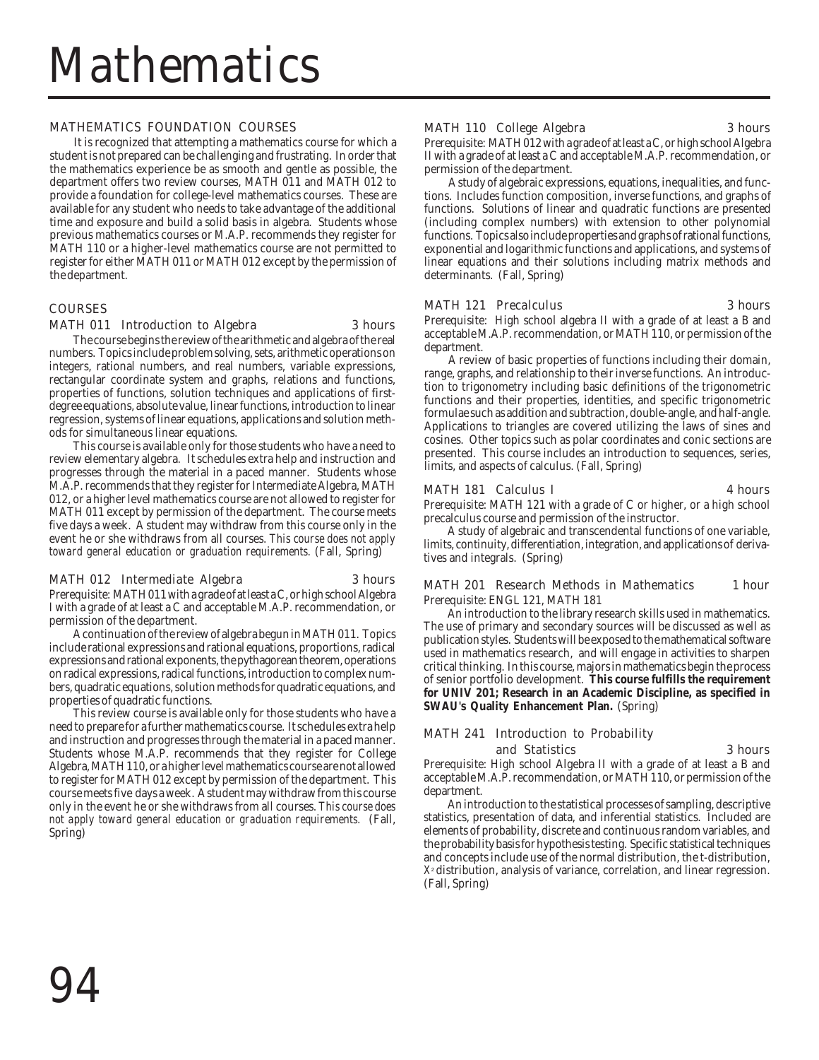# Mathematics

## MATHEMATICS FOUNDATION COURSES

It is recognized that attempting a mathematics course for which a student is not prepared can be challenging and frustrating. In order that the mathematics experience be as smooth and gentle as possible, the department offers two review courses, MATH 011 and MATH 012 to provide a foundation for college-level mathematics courses. These are available for any student who needs to take advantage of the additional time and exposure and build a solid basis in algebra. Students whose previous mathematics courses or M.A.P. recommends they register for MATH 110 or a higher-level mathematics course are not permitted to register for either MATH 011 or MATH 012 except by the permission of the department.

## COURSES

### MATH 011 Introduction to Algebra — 3 hours

The course begins the review of the arithmetic and algebra of the real numbers. Topics include problem solving, sets, arithmetic operations on integers, rational numbers, and real numbers, variable expressions, rectangular coordinate system and graphs, relations and functions, properties of functions, solution techniques and applications of first-degree equations, absolute value, linear functions, introduction to linear regression, systems of linear equations, applications and solution methods for simultaneous linear equations.

This course is available only for those students who have a need to review elementary algebra. It schedules extra help and instruction and progresses through the material in a paced manner. Students whose M.A.P. recommends that they register for Intermediate Algebra, MATH 012, or a higher level mathematics course are not allowed to register for MATH 011 except by permission of the department. The course meets five days a week. A student may withdraw from this course only in the event he or she withdraws from all courses. *This course does not apply toward general education or graduation requirements.* (Fall, Spring)

### MATH 012 Intermediate Algebra — 3 hours

Prerequisite: MATH 011 with a grade of at least a C, or high school Algebra I with a grade of at least a C and acceptable M.A.P. recommendation, or permission of the department.

A continuation of the review of algebra begun in MATH 011. Topics include rational expressions and rational equations, proportions, radical expressions and rational exponents, the pythagorean theorem, operations on radical expressions, radical functions, introduction to complex numbers, quadratic equations, solution methods for quadratic equations, and properties of quadratic functions.

This review course is available only for those students who have a need to prepare for a further mathematics course. It schedules extra help and instruction and progresses through the material in a paced manner. Students whose M.A.P. recommends that they register for College Algebra, MATH 110, or a higher level mathematics course are not allowed to register for MATH 012 except by permission of the department. This course meets five days a week. A student may withdraw from this course only in the event he or she withdraws from all courses. *This course does not apply toward general education or graduation requirements.* (Fall, Spring)

### MATH 110 College Algebra — 3 hours

Prerequisite: MATH 012 with a grade of at least a C, or high school Algebra II with a grade of at least a C and acceptable M.A.P. recommendation, or permission of the department.

A study of algebraic expressions, equations, inequalities, and functions. Includes function composition, inverse functions, and graphs of functions. Solutions of linear and quadratic functions are presented (including complex numbers) with extension to other polynomial functions. Topics also include properties and graphs of rational functions, exponential and logarithmic functions and applications, and systems of linear equations and their solutions including matrix methods and determinants. (Fall, Spring)

### MATH 121 Precalculus — 3 hours

Prerequisite: High school algebra II with a grade of at least a B and acceptable M.A.P. recommendation, or MATH 110, or permission of the department.

A review of basic properties of functions including their domain, range, graphs, and relationship to their inverse functions. An introduction to trigonometry including basic definitions of the trigonometric functions and their properties, identities, and specific trigonometric formulae such as addition and subtraction, double-angle, and half-angle. Applications to triangles are covered utilizing the laws of sines and cosines. Other topics such as polar coordinates and conic sections are presented. This course includes an introduction to sequences, series, limits, and aspects of calculus. (Fall, Spring)

### MATH 181 Calculus I — 4 hours

Prerequisite: MATH 121 with a grade of C or higher, or a high school precalculus course and permission of the instructor.

A study of algebraic and transcendental functions of one variable, limits, continuity, differentiation, integration, and applications of derivatives and integrals. (Spring)

### MATH 201 Research Methods in Mathematics — 1 hour

Prerequisite: ENGL 121, MATH 181

An introduction to the library research skills used in mathematics. The use of primary and secondary sources will be discussed as well as publication styles. Students will be exposed to the mathematical software used in mathematics research, and will engage in activities to sharpen critical thinking. In this course, majors in mathematics begin the process of senior portfolio development. **This course fulfills the requirement for UNIV 201; Research in an Academic Discipline, as specified in SWAU's Quality Enhancement Plan.** (Spring)

### MATH 241 Introduction to Probability and Statistics — 3 hours

Prerequisite: High school Algebra II with a grade of at least a B and acceptable M.A.P. recommendation, or MATH 110, or permission of the department.

An introduction to the statistical processes of sampling, descriptive statistics, presentation of data, and inferential statistics. Included are elements of probability, discrete and continuous random variables, and the probability basis for hypothesis testing. Specific statistical techniques and concepts include use of the normal distribution, the t-distribution, $X^2$ distribution, analysis of variance, correlation, and linear regression. (Fall, Spring)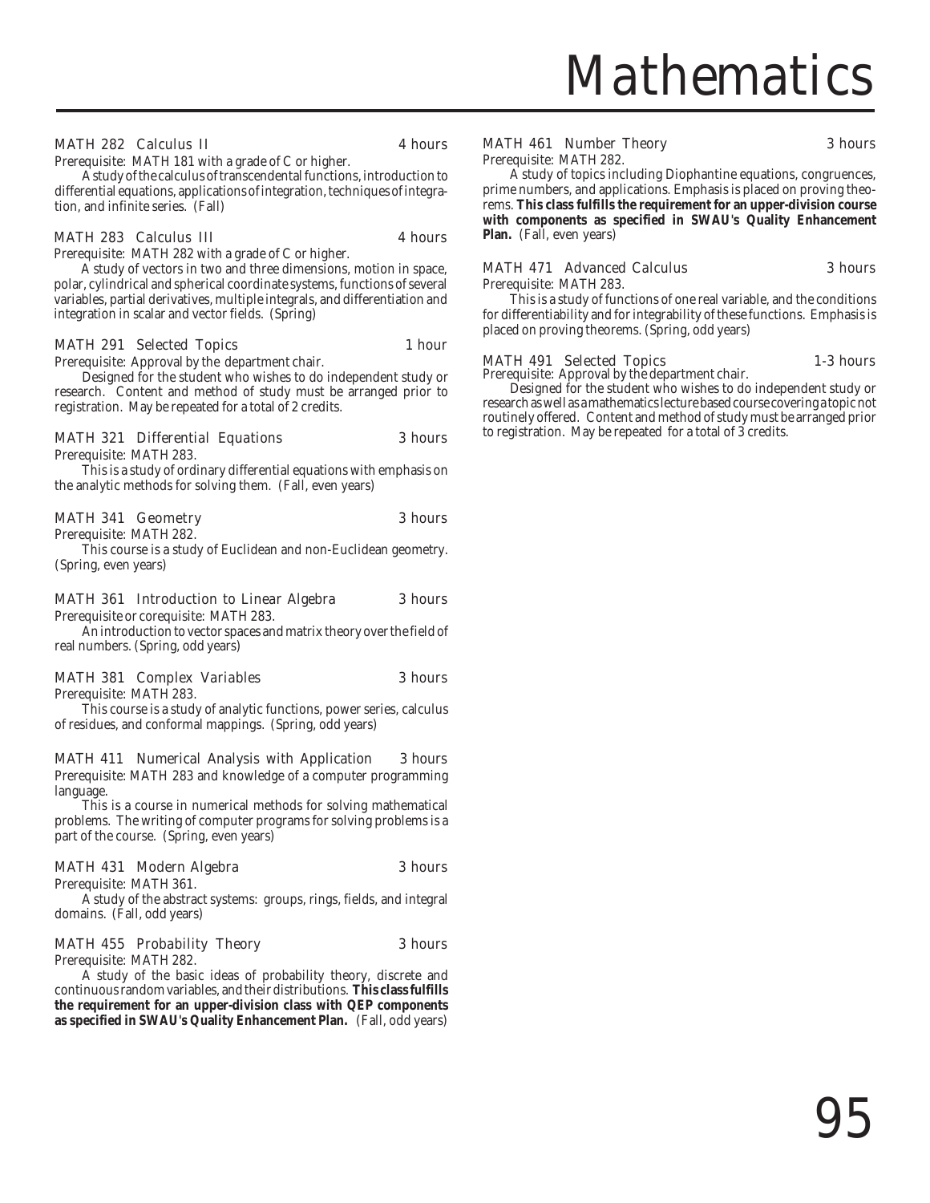# Mathematics

**MATH 282 Calculus II** — 4 hours

Prerequisite: MATH 181 with a grade of C or higher.

A study of the calculus of transcendental functions, introduction to differential equations, applications of integration, techniques of integration, and infinite series. (Fall)

**MATH 283 Calculus III** — 4 hours

Prerequisite: MATH 282 with a grade of C or higher.

A study of vectors in two and three dimensions, motion in space, polar, cylindrical and spherical coordinate systems, functions of several variables, partial derivatives, multiple integrals, and differentiation and integration in scalar and vector fields. (Spring)

**MATH 291 Selected Topics** — 1 hour

Prerequisite: Approval by the department chair.

Designed for the student who wishes to do independent study or research. Content and method of study must be arranged prior to registration. May be repeated for a total of 2 credits.

**MATH 321 Differential Equations** — 3 hours

Prerequisite: MATH 283.

This is a study of ordinary differential equations with emphasis on the analytic methods for solving them. (Fall, even years)

**MATH 341 Geometry** — 3 hours

Prerequisite: MATH 282.

This course is a study of Euclidean and non-Euclidean geometry. (Spring, even years)

**MATH 361 Introduction to Linear Algebra** — 3 hours

Prerequisite or corequisite: MATH 283.

An introduction to vector spaces and matrix theory over the field of real numbers. (Spring, odd years)

**MATH 381 Complex Variables** — 3 hours

Prerequisite: MATH 283.

This course is a study of analytic functions, power series, calculus of residues, and conformal mappings. (Spring, odd years)

**MATH 411 Numerical Analysis with Application** — 3 hours

Prerequisite: MATH 283 and knowledge of a computer programming language.

This is a course in numerical methods for solving mathematical problems. The writing of computer programs for solving problems is a part of the course. (Spring, even years)

**MATH 431 Modern Algebra** — 3 hours

Prerequisite: MATH 361.

A study of the abstract systems: groups, rings, fields, and integral domains. (Fall, odd years)

**MATH 455 Probability Theory** — 3 hours

Prerequisite: MATH 282.

A study of the basic ideas of probability theory, discrete and continuous random variables, and their distributions. **This class fulfills the requirement for an upper-division class with QEP components as specified in SWAU's Quality Enhancement Plan.** (Fall, odd years)

**MATH 461 Number Theory** — 3 hours

Prerequisite: MATH 282.

A study of topics including Diophantine equations, congruences, prime numbers, and applications. Emphasis is placed on proving theorems. **This class fulfills the requirement for an upper-division course with components as specified in SWAU's Quality Enhancement Plan.** (Fall, even years)

**MATH 471 Advanced Calculus** — 3 hours

Prerequisite: MATH 283.

This is a study of functions of one real variable, and the conditions for differentiability and for integrability of these functions. Emphasis is placed on proving theorems. (Spring, odd years)

**MATH 491 Selected Topics** — 1-3 hours

Prerequisite: Approval by the department chair.

Designed for the student who wishes to do independent study or research as well as a mathematics lecture based course covering a topic not routinely offered. Content and method of study must be arranged prior to registration. May be repeated for a total of 3 credits.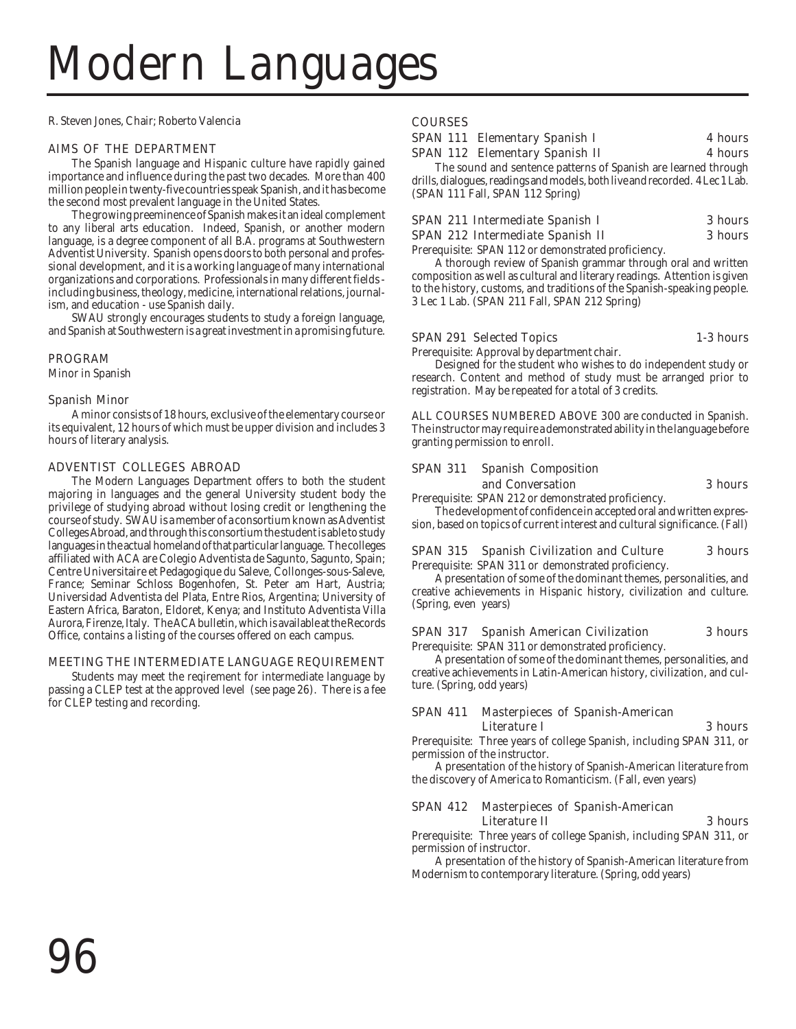# Modern Languages

R. Steven Jones, Chair; Roberto Valencia

## AIMS OF THE DEPARTMENT

The Spanish language and Hispanic culture have rapidly gained importance and influence during the past two decades. More than 400 million people in twenty-five countries speak Spanish, and it has become the second most prevalent language in the United States.

The growing preeminence of Spanish makes it an ideal complement to any liberal arts education. Indeed, Spanish, or another modern language, is a degree component of all B.A. programs at Southwestern Adventist University. Spanish opens doors to both personal and professional development, and it is a working language of many international organizations and corporations. Professionals in many different fields - including business, theology, medicine, international relations, journalism, and education - use Spanish daily.

SWAU strongly encourages students to study a foreign language, and Spanish at Southwestern is a great investment in a promising future.

## PROGRAM

Minor in Spanish

### Spanish Minor

A minor consists of 18 hours, exclusive of the elementary course or its equivalent, 12 hours of which must be upper division and includes 3 hours of literary analysis.

## ADVENTIST COLLEGES ABROAD

The Modern Languages Department offers to both the student majoring in languages and the general University student body the privilege of studying abroad without losing credit or lengthening the course of study. SWAU is a member of a consortium known as Adventist Colleges Abroad, and through this consortium the student is able to study languages in the actual homeland of that particular language. The colleges affiliated with ACA are Colegio Adventista de Sagunto, Sagunto, Spain; Centre Universitaire et Pedagogique du Saleve, Collonges-sous-Saleve, France; Seminar Schloss Bogenhofen, St. Peter am Hart, Austria; Universidad Adventista del Plata, Entre Rios, Argentina; University of Eastern Africa, Baraton, Eldoret, Kenya; and Instituto Adventista Villa Aurora, Firenze, Italy. The ACA bulletin, which is available at the Records Office, contains a listing of the courses offered on each campus.

## MEETING THE INTERMEDIATE LANGUAGE REQUIREMENT

Students may meet the reqirement for intermediate language by passing a CLEP test at the approved level (see page 26). There is a fee for CLEP testing and recording.

## COURSES

**SPAN 111 Elementary Spanish I** — 4 hours
**SPAN 112 Elementary Spanish II** — 4 hours

The sound and sentence patterns of Spanish are learned through drills, dialogues, readings and models, both live and recorded. 4 Lec 1 Lab. (SPAN 111 Fall, SPAN 112 Spring)

**SPAN 211 Intermediate Spanish I** — 3 hours
**SPAN 212 Intermediate Spanish II** — 3 hours

Prerequisite: SPAN 112 or demonstrated proficiency.

A thorough review of Spanish grammar through oral and written composition as well as cultural and literary readings. Attention is given to the history, customs, and traditions of the Spanish-speaking people. 3 Lec 1 Lab. (SPAN 211 Fall, SPAN 212 Spring)

**SPAN 291 Selected Topics** — 1-3 hours

Prerequisite: Approval by department chair.

Designed for the student who wishes to do independent study or research. Content and method of study must be arranged prior to registration. May be repeated for a total of 3 credits.

ALL COURSES NUMBERED ABOVE 300 are conducted in Spanish. The instructor may require a demonstrated ability in the language before granting permission to enroll.

**SPAN 311 Spanish Composition and Conversation** — 3 hours

Prerequisite: SPAN 212 or demonstrated proficiency.

The development of confidence in accepted oral and written expression, based on topics of current interest and cultural significance. (Fall)

**SPAN 315 Spanish Civilization and Culture** — 3 hours

Prerequisite: SPAN 311 or demonstrated proficiency.

A presentation of some of the dominant themes, personalities, and creative achievements in Hispanic history, civilization and culture. (Spring, even years)

**SPAN 317 Spanish American Civilization** — 3 hours

Prerequisite: SPAN 311 or demonstrated proficiency.

A presentation of some of the dominant themes, personalities, and creative achievements in Latin-American history, civilization, and culture. (Spring, odd years)

**SPAN 411 Masterpieces of Spanish-American Literature I** — 3 hours

Prerequisite: Three years of college Spanish, including SPAN 311, or permission of the instructor.

A presentation of the history of Spanish-American literature from the discovery of America to Romanticism. (Fall, even years)

**SPAN 412 Masterpieces of Spanish-American Literature II** — 3 hours

Prerequisite: Three years of college Spanish, including SPAN 311, or permission of instructor.

A presentation of the history of Spanish-American literature from Modernism to contemporary literature. (Spring, odd years)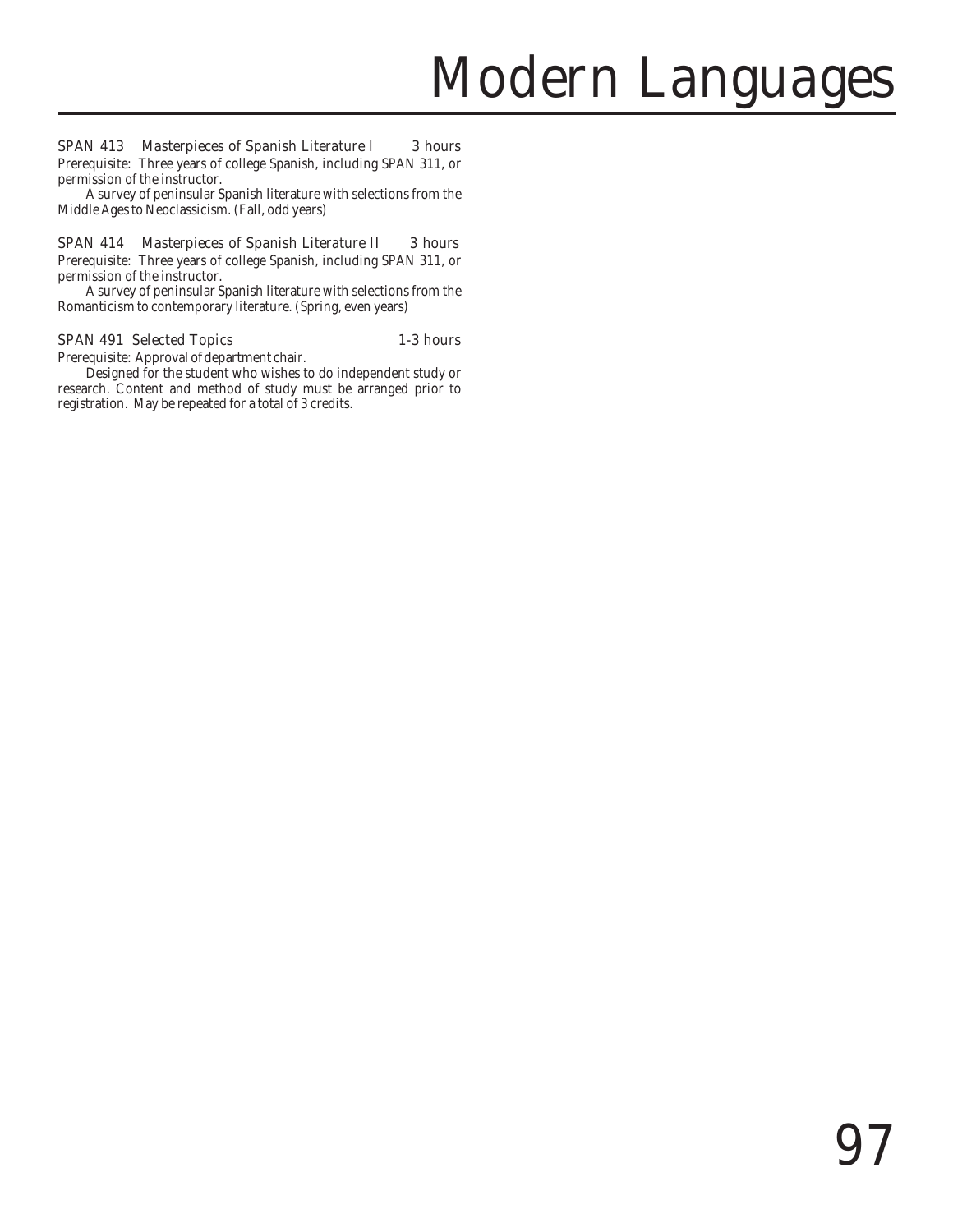SPAN 413 Masterpieces of Spanish Literature I 3 hours
*Prerequisite: Three years of college Spanish, including SPAN 311, or permission of the instructor.*

A survey of peninsular Spanish literature with selections from the Middle Ages to Neoclassicism. (Fall, odd years)

SPAN 414 Masterpieces of Spanish Literature II 3 hours
*Prerequisite: Three years of college Spanish, including SPAN 311, or permission of the instructor.*

A survey of peninsular Spanish literature with selections from the Romanticism to contemporary literature. (Spring, even years)

SPAN 491 Selected Topics 1-3 hours
*Prerequisite: Approval of department chair.*

Designed for the student who wishes to do independent study or research. Content and method of study must be arranged prior to registration. May be repeated for a total of 3 credits.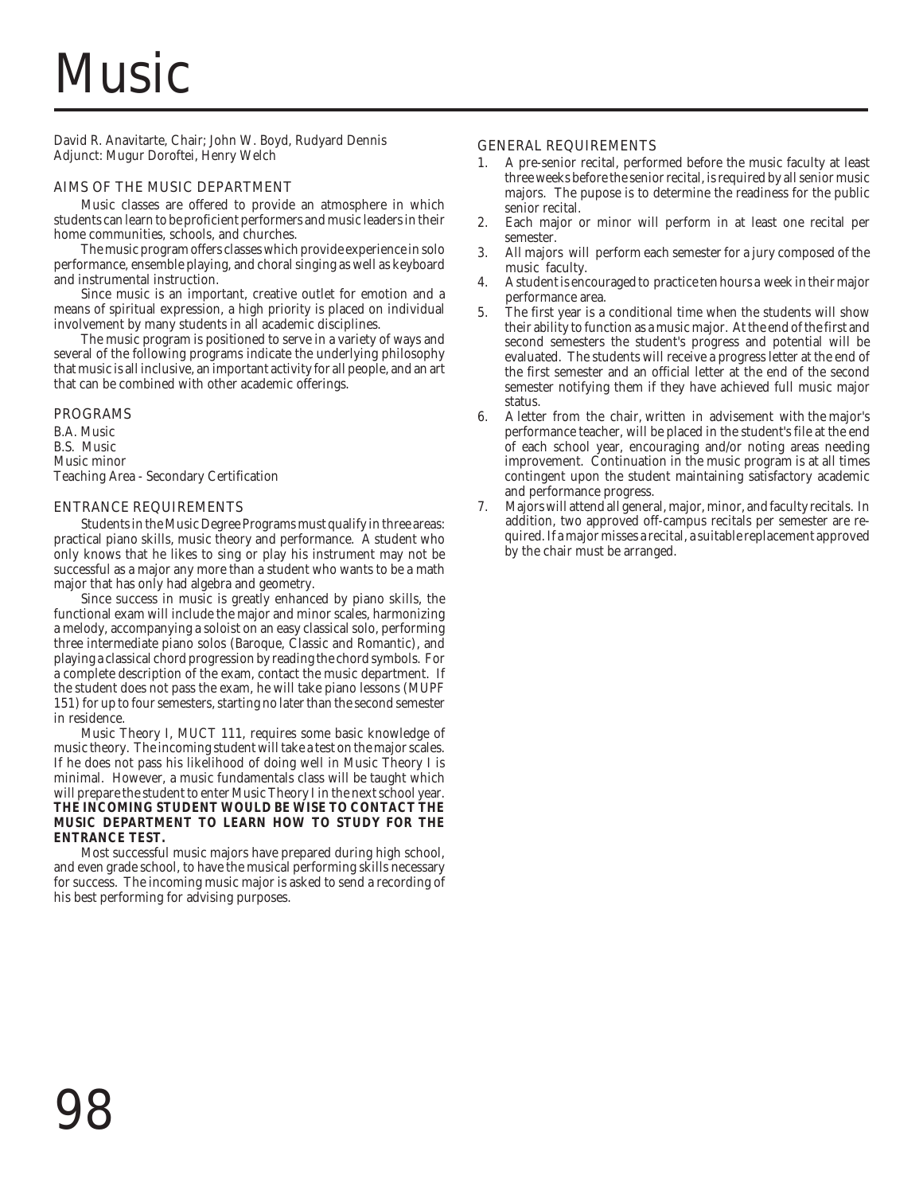# Music

David R. Anavitarte, Chair; John W. Boyd, Rudyard Dennis
Adjunct: Mugur Doroftei, Henry Welch

## AIMS OF THE MUSIC DEPARTMENT

Music classes are offered to provide an atmosphere in which students can learn to be proficient performers and music leaders in their home communities, schools, and churches.

The music program offers classes which provide experience in solo performance, ensemble playing, and choral singing as well as keyboard and instrumental instruction.

Since music is an important, creative outlet for emotion and a means of spiritual expression, a high priority is placed on individual involvement by many students in all academic disciplines.

The music program is positioned to serve in a variety of ways and several of the following programs indicate the underlying philosophy that music is all inclusive, an important activity for all people, and an art that can be combined with other academic offerings.

## PROGRAMS

B.A. Music
B.S. Music
Music minor
Teaching Area - Secondary Certification

## ENTRANCE REQUIREMENTS

Students in the Music Degree Programs must qualify in three areas: practical piano skills, music theory and performance. A student who only knows that he likes to sing or play his instrument may not be successful as a major any more than a student who wants to be a math major that has only had algebra and geometry.

Since success in music is greatly enhanced by piano skills, the functional exam will include the major and minor scales, harmonizing a melody, accompanying a soloist on an easy classical solo, performing three intermediate piano solos (Baroque, Classic and Romantic), and playing a classical chord progression by reading the chord symbols. For a complete description of the exam, contact the music department. If the student does not pass the exam, he will take piano lessons (MUPF 151) for up to four semesters, starting no later than the second semester in residence.

Music Theory I, MUCT 111, requires some basic knowledge of music theory. The incoming student will take a test on the major scales. If he does not pass his likelihood of doing well in Music Theory I is minimal. However, a music fundamentals class will be taught which will prepare the student to enter Music Theory I in the next school year. **THE INCOMING STUDENT WOULD BE WISE TO CONTACT THE MUSIC DEPARTMENT TO LEARN HOW TO STUDY FOR THE ENTRANCE TEST.**

Most successful music majors have prepared during high school, and even grade school, to have the musical performing skills necessary for success. The incoming music major is asked to send a recording of his best performing for advising purposes.

## GENERAL REQUIREMENTS

1. A pre-senior recital, performed before the music faculty at least three weeks before the senior recital, is required by all senior music majors. The pupose is to determine the readiness for the public senior recital.
2. Each major or minor will perform in at least one recital per semester.
3. All majors will perform each semester for a jury composed of the music faculty.
4. A student is encouraged to practice ten hours a week in their major performance area.
5. The first year is a conditional time when the students will show their ability to function as a music major. At the end of the first and second semesters the student's progress and potential will be evaluated. The students will receive a progress letter at the end of the first semester and an official letter at the end of the second semester notifying them if they have achieved full music major status.
6. A letter from the chair, written in advisement with the major's performance teacher, will be placed in the student's file at the end of each school year, encouraging and/or noting areas needing improvement. Continuation in the music program is at all times contingent upon the student maintaining satisfactory academic and performance progress.
7. Majors will attend all general, major, minor, and faculty recitals. In addition, two approved off-campus recitals per semester are required. If a major misses a recital, a suitable replacement approved by the chair must be arranged.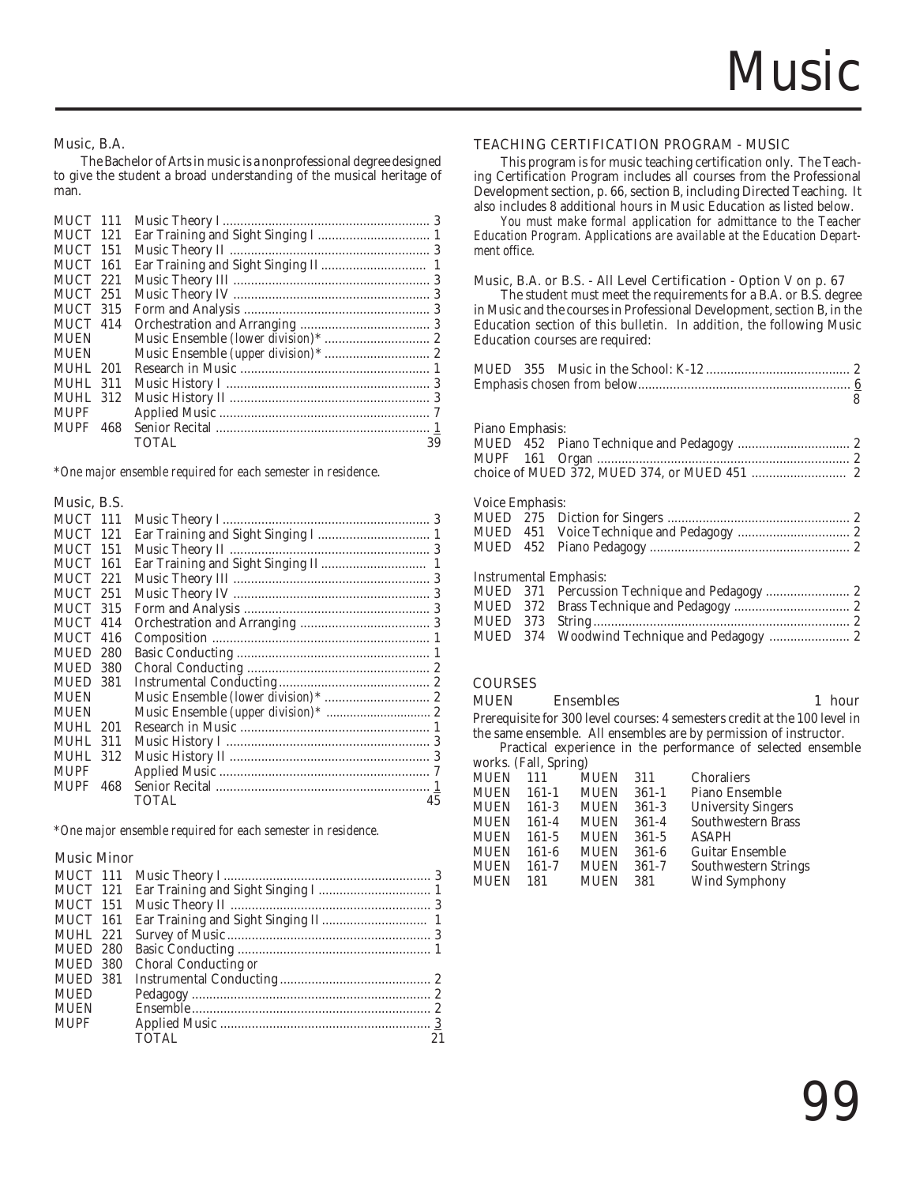# Music

## Music, B.A.

The Bachelor of Arts in music is a nonprofessional degree designed to give the student a broad understanding of the musical heritage of man.

| Course | | Title | Hours |
|---|---|---|---|
| MUCT | 111 | Music Theory I | 3 |
| MUCT | 121 | Ear Training and Sight Singing I | 1 |
| MUCT | 151 | Music Theory II | 3 |
| MUCT | 161 | Ear Training and Sight Singing II | 1 |
| MUCT | 221 | Music Theory III | 3 |
| MUCT | 251 | Music Theory IV | 3 |
| MUCT | 315 | Form and Analysis | 3 |
| MUCT | 414 | Orchestration and Arranging | 3 |
| MUEN | | Music Ensemble *(lower division)** | 2 |
| MUEN | | Music Ensemble *(upper division)** | 2 |
| MUHL | 201 | Research in Music | 1 |
| MUHL | 311 | Music History I | 3 |
| MUHL | 312 | Music History II | 3 |
| MUPF | | Applied Music | 7 |
| MUPF | 468 | Senior Recital | 1 |
| | | TOTAL | 39 |

*\*One major ensemble required for each semester in residence.*

## Music, B.S.

| Course | | Title | Hours |
|---|---|---|---|
| MUCT | 111 | Music Theory I | 3 |
| MUCT | 121 | Ear Training and Sight Singing I | 1 |
| MUCT | 151 | Music Theory II | 3 |
| MUCT | 161 | Ear Training and Sight Singing II | 1 |
| MUCT | 221 | Music Theory III | 3 |
| MUCT | 251 | Music Theory IV | 3 |
| MUCT | 315 | Form and Analysis | 3 |
| MUCT | 414 | Orchestration and Arranging | 3 |
| MUCT | 416 | Composition | 1 |
| MUED | 280 | Basic Conducting | 1 |
| MUED | 380 | Choral Conducting | 2 |
| MUED | 381 | Instrumental Conducting | 2 |
| MUEN | | Music Ensemble *(lower division)** | 2 |
| MUEN | | Music Ensemble *(upper division)** | 2 |
| MUHL | 201 | Research in Music | 1 |
| MUHL | 311 | Music History I | 3 |
| MUHL | 312 | Music History II | 3 |
| MUPF | | Applied Music | 7 |
| MUPF | 468 | Senior Recital | 1 |
| | | TOTAL | 45 |

*\*One major ensemble required for each semester in residence.*

## Music Minor

| Course | | Title | Hours |
|---|---|---|---|
| MUCT | 111 | Music Theory I | 3 |
| MUCT | 121 | Ear Training and Sight Singing I | 1 |
| MUCT | 151 | Music Theory II | 3 |
| MUCT | 161 | Ear Training and Sight Singing II | 1 |
| MUHL | 221 | Survey of Music | 3 |
| MUED | 280 | Basic Conducting | 1 |
| MUED | 380 | Choral Conducting *or* | |
| MUED | 381 | Instrumental Conducting | 2 |
| MUED | | Pedagogy | 2 |
| MUEN | | Ensemble | 2 |
| MUPF | | Applied Music | 3 |
| | | TOTAL | 21 |

## TEACHING CERTIFICATION PROGRAM - MUSIC

This program is for music teaching certification only. The Teaching Certification Program includes all courses from the Professional Development section, p. 66, section B, including Directed Teaching. It also includes 8 additional hours in Music Education as listed below.

*You must make formal application for admittance to the Teacher Education Program. Applications are available at the Education Department office.*

### Music, B.A. or B.S. - All Level Certification - Option V on p. 67

The student must meet the requirements for a B.A. or B.S. degree in Music and the courses in Professional Development, section B, in the Education section of this bulletin. In addition, the following Music Education courses are required:

| Course | Hours |
|---|---|
| MUED 355 Music in the School: K-12 | 2 |
| Emphasis chosen from below | 6 |
| | 8 |

**Piano Emphasis:**

| Course | Hours |
|---|---|
| MUED 452 Piano Technique and Pedagogy | 2 |
| MUPF 161 Organ | 2 |
| choice of MUED 372, MUED 374, or MUED 451 | 2 |

**Voice Emphasis:**

| Course | Hours |
|---|---|
| MUED 275 Diction for Singers | 2 |
| MUED 451 Voice Technique and Pedagogy | 2 |
| MUED 452 Piano Pedagogy | 2 |

**Instrumental Emphasis:**

| Course | Hours |
|---|---|
| MUED 371 Percussion Technique and Pedagogy | 2 |
| MUED 372 Brass Technique and Pedagogy | 2 |
| MUED 373 String | 2 |
| MUED 374 Woodwind Technique and Pedagogy | 2 |

## COURSES

**MUEN Ensembles** 1 hour

Prerequisite for 300 level courses: 4 semesters credit at the 100 level in the same ensemble. All ensembles are by permission of instructor.

Practical experience in the performance of selected ensemble works. (Fall, Spring)

| Lower | | Upper | | Ensemble |
|---|---|---|---|---|
| MUEN | 111 | MUEN | 311 | Choraliers |
| MUEN | 161-1 | MUEN | 361-1 | Piano Ensemble |
| MUEN | 161-3 | MUEN | 361-3 | University Singers |
| MUEN | 161-4 | MUEN | 361-4 | Southwestern Brass |
| MUEN | 161-5 | MUEN | 361-5 | ASAPH |
| MUEN | 161-6 | MUEN | 361-6 | Guitar Ensemble |
| MUEN | 161-7 | MUEN | 361-7 | Southwestern Strings |
| MUEN | 181 | MUEN | 381 | Wind Symphony |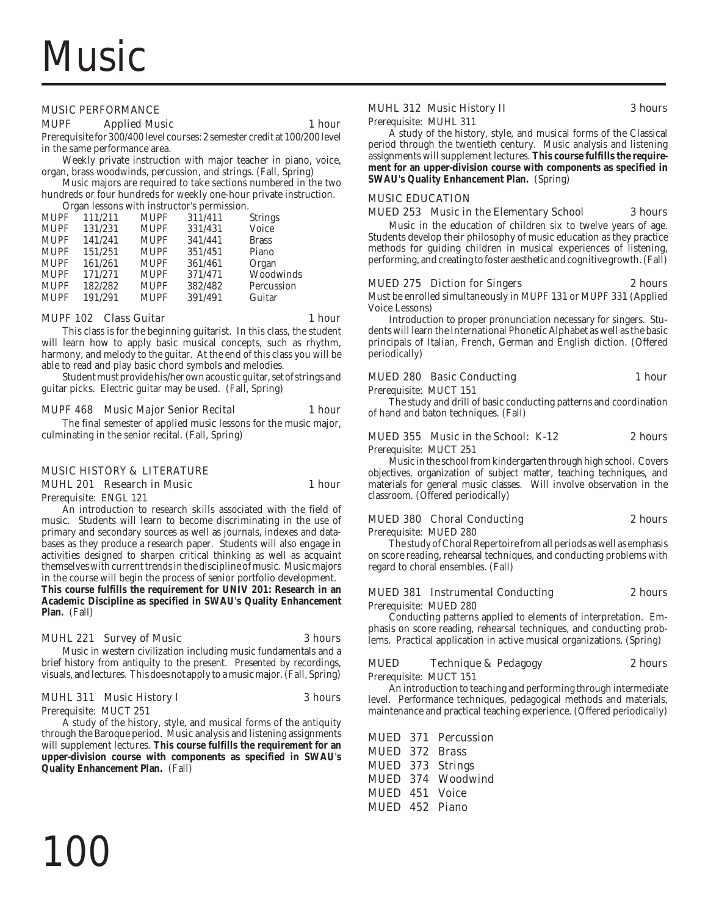# Music

## MUSIC PERFORMANCE

### MUPF Applied Music — 1 hour

Prerequisite for 300/400 level courses: 2 semester credit at 100/200 level in the same performance area.

Weekly private instruction with major teacher in piano, voice, organ, brass woodwinds, percussion, and strings. (Fall, Spring)

Music majors are required to take sections numbered in the two hundreds or four hundreds for weekly one-hour private instruction.

Organ lessons with instructor's permission.

| | | | | |
|---|---|---|---|---|
| MUPF | 111/211 | MUPF | 311/411 | Strings |
| MUPF | 131/231 | MUPF | 331/431 | Voice |
| MUPF | 141/241 | MUPF | 341/441 | Brass |
| MUPF | 151/251 | MUPF | 351/451 | Piano |
| MUPF | 161/261 | MUPF | 361/461 | Organ |
| MUPF | 171/271 | MUPF | 371/471 | Woodwinds |
| MUPF | 182/282 | MUPF | 382/482 | Percussion |
| MUPF | 191/291 | MUPF | 391/491 | Guitar |

### MUPF 102 Class Guitar — 1 hour

This class is for the beginning guitarist. In this class, the student will learn how to apply basic musical concepts, such as rhythm, harmony, and melody to the guitar. At the end of this class you will be able to read and play basic chord symbols and melodies.

Student must provide his/her own acoustic guitar, set of strings and guitar picks. Electric guitar may be used. (Fall, Spring)

### MUPF 468 Music Major Senior Recital — 1 hour

The final semester of applied music lessons for the music major, culminating in the senior recital. (Fall, Spring)

## MUSIC HISTORY & LITERATURE

### MUHL 201 Research in Music — 1 hour

Prerequisite: ENGL 121

An introduction to research skills associated with the field of music. Students will learn to become discriminating in the use of primary and secondary sources as well as journals, indexes and databases as they produce a research paper. Students will also engage in activities designed to sharpen critical thinking as well as acquaint themselves with current trends in the discipline of music. Music majors in the course will begin the process of senior portfolio development. **This course fulfills the requirement for UNIV 201: Research in an Academic Discipline as specified in SWAU's Quality Enhancement Plan.** (Fall)

### MUHL 221 Survey of Music — 3 hours

Music in western civilization including music fundamentals and a brief history from antiquity to the present. Presented by recordings, visuals, and lectures. This does not apply to a music major. (Fall, Spring)

### MUHL 311 Music History I — 3 hours

Prerequisite: MUCT 251

A study of the history, style, and musical forms of the antiquity through the Baroque period. Music analysis and listening assignments will supplement lectures. **This course fulfills the requirement for an upper-division course with components as specified in SWAU's Quality Enhancement Plan.** (Fall)

### MUHL 312 Music History II — 3 hours

Prerequisite: MUHL 311

A study of the history, style, and musical forms of the Classical period through the twentieth century. Music analysis and listening assignments will supplement lectures. **This course fulfills the requirement for an upper-division course with components as specified in SWAU's Quality Enhancement Plan.** (Spring)

## MUSIC EDUCATION

### MUED 253 Music in the Elementary School — 3 hours

Music in the education of children six to twelve years of age. Students develop their philosophy of music education as they practice methods for guiding children in musical experiences of listening, performing, and creating to foster aesthetic and cognitive growth. (Fall)

### MUED 275 Diction for Singers — 2 hours

Must be enrolled simultaneously in MUPF 131 or MUPF 331 (Applied Voice Lessons)

Introduction to proper pronunciation necessary for singers. Students will learn the International Phonetic Alphabet as well as the basic principals of Italian, French, German and English diction. (Offered periodically)

### MUED 280 Basic Conducting — 1 hour

Prerequisite: MUCT 151

The study and drill of basic conducting patterns and coordination of hand and baton techniques. (Fall)

### MUED 355 Music in the School: K-12 — 2 hours

Prerequisite: MUCT 251

Music in the school from kindergarten through high school. Covers objectives, organization of subject matter, teaching techniques, and materials for general music classes. Will involve observation in the classroom. (Offered periodically)

### MUED 380 Choral Conducting — 2 hours

Prerequisite: MUED 280

The study of Choral Repertoire from all periods as well as emphasis on score reading, rehearsal techniques, and conducting problems with regard to choral ensembles. (Fall)

### MUED 381 Instrumental Conducting — 2 hours

Prerequisite: MUED 280

Conducting patterns applied to elements of interpretation. Emphasis on score reading, rehearsal techniques, and conducting problems. Practical application in active musical organizations. (Spring)

### MUED Technique & Pedagogy — 2 hours

Prerequisite: MUCT 151

An introduction to teaching and performing through intermediate level. Performance techniques, pedagogical methods and materials, maintenance and practical teaching experience. (Offered periodically)

- MUED 371 Percussion
- MUED 372 Brass
- MUED 373 Strings
- MUED 374 Woodwind
- MUED 451 Voice
- MUED 452 Piano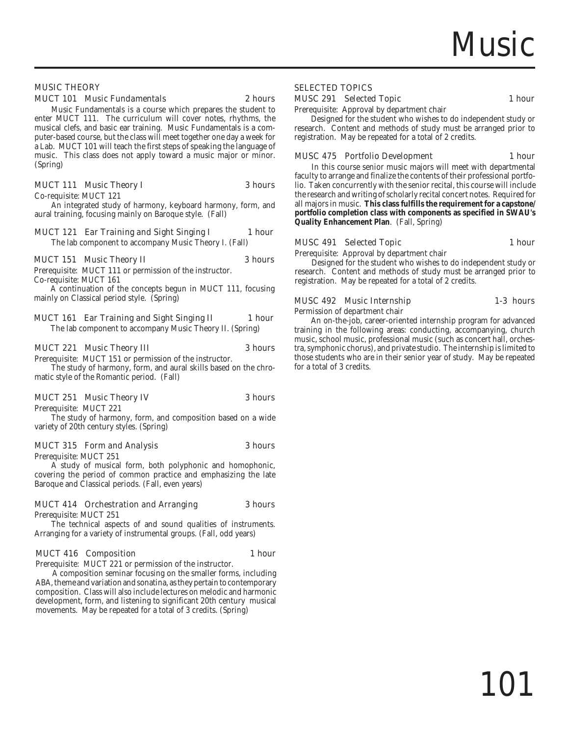# Music

## MUSIC THEORY

**MUCT 101 Music Fundamentals** 2 hours

Music Fundamentals is a course which prepares the student to enter MUCT 111. The curriculum will cover notes, rhythms, the musical clefs, and basic ear training. Music Fundamentals is a computer-based course, but the class will meet together one day a week for a Lab. MUCT 101 will teach the first steps of speaking the language of music. This class does not apply toward a music major or minor. (Spring)

**MUCT 111 Music Theory I** 3 hours

Co-requisite: MUCT 121

An integrated study of harmony, keyboard harmony, form, and aural training, focusing mainly on Baroque style. (Fall)

**MUCT 121 Ear Training and Sight Singing I** 1 hour

The lab component to accompany Music Theory I. (Fall)

**MUCT 151 Music Theory II** 3 hours

Prerequisite: MUCT 111 or permission of the instructor.
Co-requisite: MUCT 161

A continuation of the concepts begun in MUCT 111, focusing mainly on Classical period style. (Spring)

**MUCT 161 Ear Training and Sight Singing II** 1 hour

The lab component to accompany Music Theory II. (Spring)

**MUCT 221 Music Theory III** 3 hours

Prerequisite: MUCT 151 or permission of the instructor.

The study of harmony, form, and aural skills based on the chromatic style of the Romantic period. (Fall)

**MUCT 251 Music Theory IV** 3 hours

Prerequisite: MUCT 221

The study of harmony, form, and composition based on a wide variety of 20th century styles. (Spring)

**MUCT 315 Form and Analysis** 3 hours

Prerequisite: MUCT 251

A study of musical form, both polyphonic and homophonic, covering the period of common practice and emphasizing the late Baroque and Classical periods. (Fall, even years)

**MUCT 414 Orchestration and Arranging** 3 hours

Prerequisite: MUCT 251

The technical aspects of and sound qualities of instruments. Arranging for a variety of instrumental groups. (Fall, odd years)

**MUCT 416 Composition** 1 hour

Prerequisite: MUCT 221 or permission of the instructor.

A composition seminar focusing on the smaller forms, including ABA, theme and variation and sonatina, as they pertain to contemporary composition. Class will also include lectures on melodic and harmonic development, form, and listening to significant 20th century musical movements. May be repeated for a total of 3 credits. (Spring)

## SELECTED TOPICS

**MUSC 291 Selected Topic** 1 hour

Prerequisite: Approval by department chair

Designed for the student who wishes to do independent study or research. Content and methods of study must be arranged prior to registration. May be repeated for a total of 2 credits.

**MUSC 475 Portfolio Development** 1 hour

In this course senior music majors will meet with departmental faculty to arrange and finalize the contents of their professional portfolio. Taken concurrently with the senior recital, this course will include the research and writing of scholarly recital concert notes. Required for all majors in music. **This class fulfills the requirement for a capstone/portfolio completion class with components as specified in SWAU's Quality Enhancement Plan**. (Fall, Spring)

**MUSC 491 Selected Topic** 1 hour

Prerequisite: Approval by department chair

Designed for the student who wishes to do independent study or research. Content and methods of study must be arranged prior to registration. May be repeated for a total of 2 credits.

**MUSC 492 Music Internship** 1-3 hours

Permission of department chair

An on-the-job, career-oriented internship program for advanced training in the following areas: conducting, accompanying, church music, school music, professional music (such as concert hall, orchestra, symphonic chorus), and private studio. The internship is limited to those students who are in their senior year of study. May be repeated for a total of 3 credits.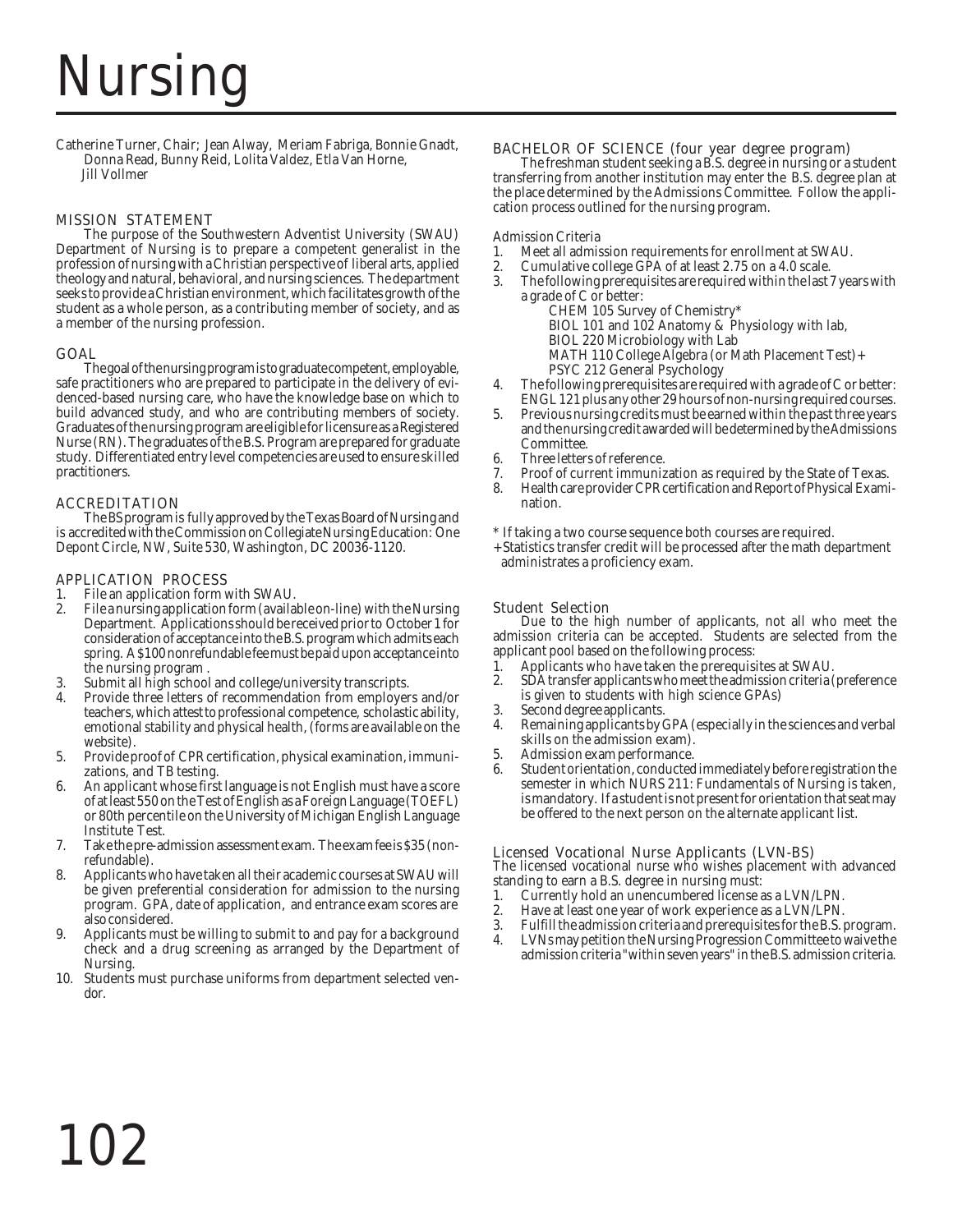# Nursing

Catherine Turner, Chair; Jean Alway, Meriam Fabriga, Bonnie Gnadt, Donna Read, Bunny Reid, Lolita Valdez, Etla Van Horne, Jill Vollmer

## MISSION STATEMENT

The purpose of the Southwestern Adventist University (SWAU) Department of Nursing is to prepare a competent generalist in the profession of nursing with a Christian perspective of liberal arts, applied theology and natural, behavioral, and nursing sciences. The department seeks to provide a Christian environment, which facilitates growth of the student as a whole person, as a contributing member of society, and as a member of the nursing profession.

## GOAL

The goal of the nursing program is to graduate competent, employable, safe practitioners who are prepared to participate in the delivery of evidenced-based nursing care, who have the knowledge base on which to build advanced study, and who are contributing members of society. Graduates of the nursing program are eligible for licensure as a Registered Nurse (RN). The graduates of the B.S. Program are prepared for graduate study. Differentiated entry level competencies are used to ensure skilled practitioners.

## ACCREDITATION

The BS program is fully approved by the Texas Board of Nursing and is accredited with the Commission on Collegiate Nursing Education: One Depont Circle, NW, Suite 530, Washington, DC 20036-1120.

## APPLICATION PROCESS

1. File an application form with SWAU.
2. File a nursing application form (available on-line) with the Nursing Department. Applications should be received prior to October 1 for consideration of acceptance into the B.S. program which admits each spring. A $100 nonrefundable fee must be paid upon acceptance into the nursing program .
3. Submit all high school and college/university transcripts.
4. Provide three letters of recommendation from employers and/or teachers, which attest to professional competence, scholastic ability, emotional stability and physical health, (forms are available on the website).
5. Provide proof of CPR certification, physical examination, immunizations, and TB testing.
6. An applicant whose first language is not English must have a score of at least 550 on the Test of English as a Foreign Language (TOEFL) or 80th percentile on the University of Michigan English Language Institute Test.
7. Take the pre-admission assessment exam. The exam fee is $35 (non-refundable).
8. Applicants who have taken all their academic courses at SWAU will be given preferential consideration for admission to the nursing program. GPA, date of application, and entrance exam scores are also considered.
9. Applicants must be willing to submit to and pay for a background check and a drug screening as arranged by the Department of Nursing.
10. Students must purchase uniforms from department selected vendor.

## BACHELOR OF SCIENCE (four year degree program)

The freshman student seeking a B.S. degree in nursing or a student transferring from another institution may enter the B.S. degree plan at the place determined by the Admissions Committee. Follow the application process outlined for the nursing program.

### Admission Criteria

1. Meet all admission requirements for enrollment at SWAU.
2. Cumulative college GPA of at least 2.75 on a 4.0 scale.
3. The following prerequisites are required within the last 7 years with a grade of C or better:
   - CHEM 105 Survey of Chemistry*
   - BIOL 101 and 102 Anatomy & Physiology with lab,
   - BIOL 220 Microbiology with Lab
   - MATH 110 College Algebra (or Math Placement Test)+
   - PSYC 212 General Psychology
4. The following prerequisites are required with a grade of C or better: ENGL 121 plus any other 29 hours of non-nursing required courses.
5. Previous nursing credits must be earned within the past three years and the nursing credit awarded will be determined by the Admissions Committee.
6. Three letters of reference.
7. Proof of current immunization as required by the State of Texas.
8. Health care provider CPR certification and Report of Physical Examination.

\* If taking a two course sequence both courses are required.

\+ Statistics transfer credit will be processed after the math department administrates a proficiency exam.

### Student Selection

Due to the high number of applicants, not all who meet the admission criteria can be accepted. Students are selected from the applicant pool based on the following process:

1. Applicants who have taken the prerequisites at SWAU.
2. SDA transfer applicants who meet the admission criteria (preference is given to students with high science GPAs)
3. Second degree applicants.
4. Remaining applicants by GPA (especially in the sciences and verbal skills on the admission exam).
5. Admission exam performance.
6. Student orientation, conducted immediately before registration the semester in which NURS 211: Fundamentals of Nursing is taken, is mandatory. If a student is not present for orientation that seat may be offered to the next person on the alternate applicant list.

### Licensed Vocational Nurse Applicants (LVN-BS)

The licensed vocational nurse who wishes placement with advanced standing to earn a B.S. degree in nursing must:

1. Currently hold an unencumbered license as a LVN/LPN.
2. Have at least one year of work experience as a LVN/LPN.
3. Fulfill the admission criteria and prerequisites for the B.S. program.
4. LVNs may petition the Nursing Progression Committee to waive the admission criteria "within seven years" in the B.S. admission criteria.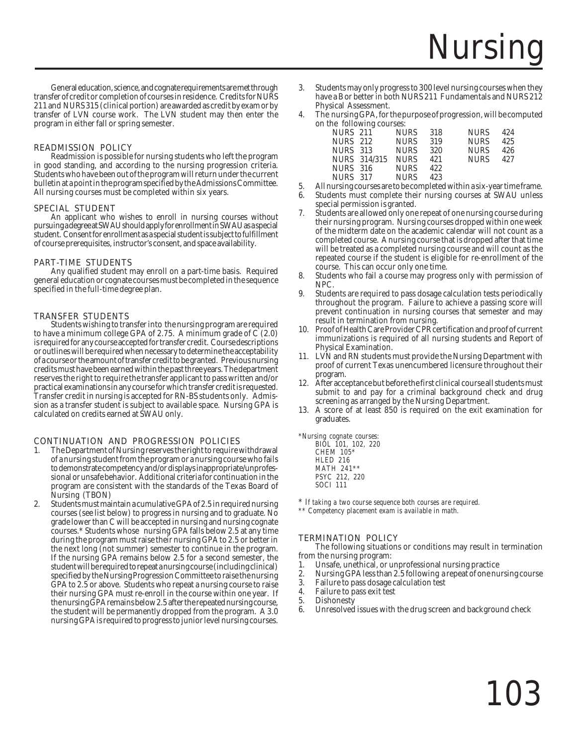# Nursing

General education, science, and cognate requirements are met through transfer of credit or completion of courses in residence. Credits for NURS 211 and NURS 315 (clinical portion) are awarded as credit by exam or by transfer of LVN course work. The LVN student may then enter the program in either fall or spring semester.

## READMISSION POLICY

Readmission is possible for nursing students who left the program in good standing, and according to the nursing progression criteria. Students who have been out of the program will return under the current bulletin at a point in the program specified by the Admissions Committee. All nursing courses must be completed within six years.

## SPECIAL STUDENT

An applicant who wishes to enroll in nursing courses without pursuing a degree at SWAU should apply for enrollment in SWAU as a special student. Consent for enrollment as a special student is subject to fulfillment of course prerequisites, instructor's consent, and space availability.

## PART-TIME STUDENTS

Any qualified student may enroll on a part-time basis. Required general education or cognate courses must be completed in the sequence specified in the full-time degree plan.

## TRANSFER STUDENTS

Students wishing to transfer into the nursing program are required to have a minimum college GPA of 2.75. A minimum grade of C (2.0) is required for any course accepted for transfer credit. Course descriptions or outlines will be required when necessary to determine the acceptability of a course or the amount of transfer credit to be granted. Previous nursing credits must have been earned within the past three years. The department reserves the right to require the transfer applicant to pass written and/or practical examinations in any course for which transfer credit is requested. Transfer credit in nursing is accepted for RN-BS students only. Admission as a transfer student is subject to available space. Nursing GPA is calculated on credits earned at SWAU only.

## CONTINUATION AND PROGRESSION POLICIES

1. The Department of Nursing reserves the right to require withdrawal of a nursing student from the program or a nursing course who fails to demonstrate competency and/or displays inappropriate/unprofessional or unsafe behavior. Additional criteria for continuation in the program are consistent with the standards of the Texas Board of Nursing (TBON)
2. Students must maintain a cumulative GPA of 2.5 in required nursing courses (see list below) to progress in nursing and to graduate. No grade lower than C will be accepted in nursing and nursing cognate courses.* Students whose nursing GPA falls below 2.5 at any time during the program must raise their nursing GPA to 2.5 or better in the next long (not summer) semester to continue in the program. If the nursing GPA remains below 2.5 for a second semester, the student will be required to repeat a nursing course (including clinical) specified by the Nursing Progression Committee to raise the nursing GPA to 2.5 or above. Students who repeat a nursing course to raise their nursing GPA must re-enroll in the course within one year. If the nursing GPA remains below 2.5 after the repeated nursing course, the student will be permanently dropped from the program. A 3.0 nursing GPA is required to progress to junior level nursing courses.
3. Students may only progress to 300 level nursing courses when they have a B or better in both NURS 211 Fundamentals and NURS 212 Physical Assessment.
4. The nursing GPA, for the purpose of progression, will be computed on the following courses:

   | | | |
   |---|---|---|
   | NURS 211 | NURS 318 | NURS 424 |
   | NURS 212 | NURS 319 | NURS 425 |
   | NURS 313 | NURS 320 | NURS 426 |
   | NURS 314/315 | NURS 421 | NURS 427 |
   | NURS 316 | NURS 422 | |
   | NURS 317 | NURS 423 | |

5. All nursing courses are to be completed within a six-year time frame.
6. Students must complete their nursing courses at SWAU unless special permission is granted.
7. Students are allowed only one repeat of one nursing course during their nursing program. Nursing courses dropped within one week of the midterm date on the academic calendar will not count as a completed course. A nursing course that is dropped after that time will be treated as a completed nursing course and will count as the repeated course if the student is eligible for re-enrollment of the course. This can occur only one time.
8. Students who fail a course may progress only with permission of NPC.
9. Students are required to pass dosage calculation tests periodically throughout the program. Failure to achieve a passing score will prevent continuation in nursing courses that semester and may result in termination from nursing.
10. Proof of Health Care Provider CPR certification and proof of current immunizations is required of all nursing students and Report of Physical Examination.
11. LVN and RN students must provide the Nursing Department with proof of current Texas unencumbered licensure throughout their program.
12. After acceptance but before the first clinical course all students must submit to and pay for a criminal background check and drug screening as arranged by the Nursing Department.
13. A score of at least 850 is required on the exit examination for graduates.

*Nursing cognate courses:
BIOL 101, 102, 220
CHEM 105*
HLED 216
MATH 241**
PSYC 212, 220
SOCI 111

* *If taking a two course sequence both courses are required.*
** *Competency placement exam is available in math.*

## TERMINATION POLICY

The following situations or conditions may result in termination from the nursing program:

1. Unsafe, unethical, or unprofessional nursing practice
2. Nursing GPA less than 2.5 following a repeat of one nursing course
3. Failure to pass dosage calculation test
4. Failure to pass exit test
5. Dishonesty
6. Unresolved issues with the drug screen and background check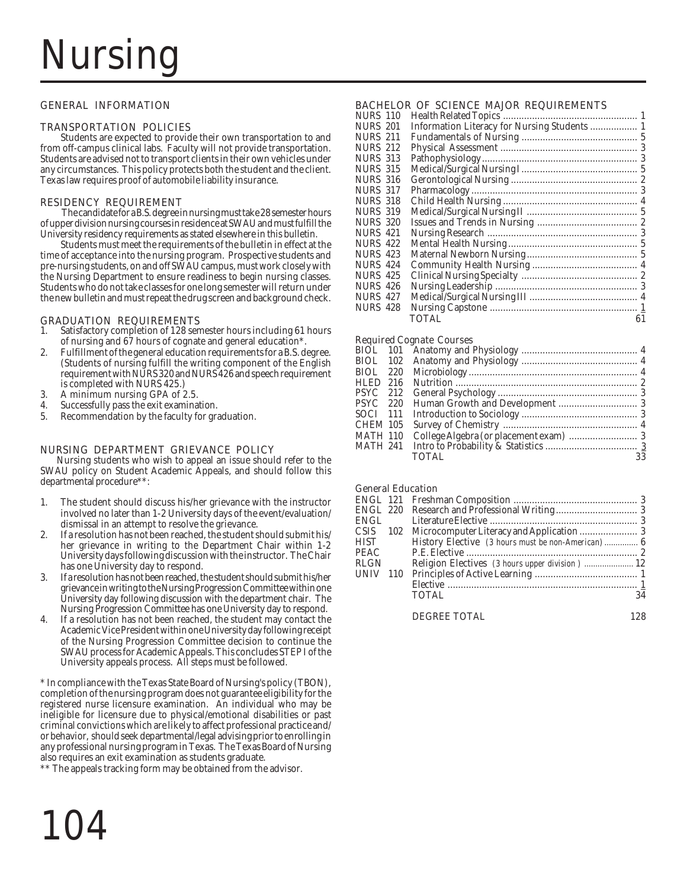# Nursing

## GENERAL INFORMATION

### TRANSPORTATION POLICIES

Students are expected to provide their own transportation to and from off-campus clinical labs. Faculty will not provide transportation. Students are advised not to transport clients in their own vehicles under any circumstances. This policy protects both the student and the client. Texas law requires proof of automobile liability insurance.

### RESIDENCY REQUIREMENT

The candidate for a B.S. degree in nursing must take 28 semester hours of upper division nursing courses in residence at SWAU and must fulfill the University residency requirements as stated elsewhere in this bulletin.

Students must meet the requirements of the bulletin in effect at the time of acceptance into the nursing program. Prospective students and pre-nursing students, on and off SWAU campus, must work closely with the Nursing Department to ensure readiness to begin nursing classes. Students who do not take classes for one long semester will return under the new bulletin and must repeat the drug screen and background check.

### GRADUATION REQUIREMENTS

1. Satisfactory completion of 128 semester hours including 61 hours of nursing and 67 hours of cognate and general education*.
2. Fulfillment of the general education requirements for a B.S. degree. (Students of nursing fulfill the writing component of the English requirement with NURS 320 and NURS 426 and speech requirement is completed with NURS 425.)
3. A minimum nursing GPA of 2.5.
4. Successfully pass the exit examination.
5. Recommendation by the faculty for graduation.

### NURSING DEPARTMENT GRIEVANCE POLICY

Nursing students who wish to appeal an issue should refer to the SWAU policy on Student Academic Appeals, and should follow this departmental procedure**:

1. The student should discuss his/her grievance with the instructor involved no later than 1-2 University days of the event/evaluation/dismissal in an attempt to resolve the grievance.
2. If a resolution has not been reached, the student should submit his/her grievance in writing to the Department Chair within 1-2 University days following discussion with the instructor. The Chair has one University day to respond.
3. If a resolution has not been reached, the student should submit his/her grievance in writing to the Nursing Progression Committee within one University day following discussion with the department chair. The Nursing Progression Committee has one University day to respond.
4. If a resolution has not been reached, the student may contact the Academic Vice President within one University day following receipt of the Nursing Progression Committee decision to continue the SWAU process for Academic Appeals. This concludes STEP I of the University appeals process. All steps must be followed.

\* In compliance with the Texas State Board of Nursing's policy (TBON), completion of the nursing program does not guarantee eligibility for the registered nurse licensure examination. An individual who may be ineligible for licensure due to physical/emotional disabilities or past criminal convictions which are likely to affect professional practice and/or behavior, should seek departmental/legal advising prior to enrolling in any professional nursing program in Texas. The Texas Board of Nursing also requires an exit examination as students graduate.

\** The appeals tracking form may be obtained from the advisor.

## BACHELOR OF SCIENCE MAJOR REQUIREMENTS

| Course | Title | Hours |
|---|---|---|
| NURS 110 | Health Related Topics | 1 |
| NURS 201 | Information Literacy for Nursing Students | 1 |
| NURS 211 | Fundamentals of Nursing | 5 |
| NURS 212 | Physical Assessment | 3 |
| NURS 313 | Pathophysiology | 3 |
| NURS 315 | Medical/Surgical Nursing I | 5 |
| NURS 316 | Gerontological Nursing | 2 |
| NURS 317 | Pharmacology | 3 |
| NURS 318 | Child Health Nursing | 4 |
| NURS 319 | Medical/Surgical Nursing II | 5 |
| NURS 320 | Issues and Trends in Nursing | 2 |
| NURS 421 | Nursing Research | 3 |
| NURS 422 | Mental Health Nursing | 5 |
| NURS 423 | Maternal Newborn Nursing | 5 |
| NURS 424 | Community Health Nursing | 4 |
| NURS 425 | Clinical Nursing Specialty | 2 |
| NURS 426 | Nursing Leadership | 3 |
| NURS 427 | Medical/Surgical Nursing III | 4 |
| NURS 428 | Nursing Capstone | 1 |
| | TOTAL | 61 |

### Required Cognate Courses

| Course | Title | Hours |
|---|---|---|
| BIOL 101 | Anatomy and Physiology | 4 |
| BIOL 102 | Anatomy and Physiology | 4 |
| BIOL 220 | Microbiology | 4 |
| HLED 216 | Nutrition | 2 |
| PSYC 212 | General Psychology | 3 |
| PSYC 220 | Human Growth and Development | 3 |
| SOCI 111 | Introduction to Sociology | 3 |
| CHEM 105 | Survey of Chemistry | 4 |
| MATH 110 | College Algebra (or placement exam) | 3 |
| MATH 241 | Intro to Probability & Statistics | 3 |
| | TOTAL | 33 |

### General Education

| Course | Title | Hours |
|---|---|---|
| ENGL 121 | Freshman Composition | 3 |
| ENGL 220 | Research and Professional Writing | 3 |
| ENGL | Literature Elective | 3 |
| CSIS 102 | Microcomputer Literacy and Application | 3 |
| HIST | History Elective (3 hours must be non-American) | 6 |
| PEAC | P.E. Elective | 2 |
| RLGN | Religion Electives (3 hours upper division) | 12 |
| UNIV 110 | Principles of Active Learning | 1 |
| | Elective | 1 |
| | TOTAL | 34 |
| | DEGREE TOTAL | 128 |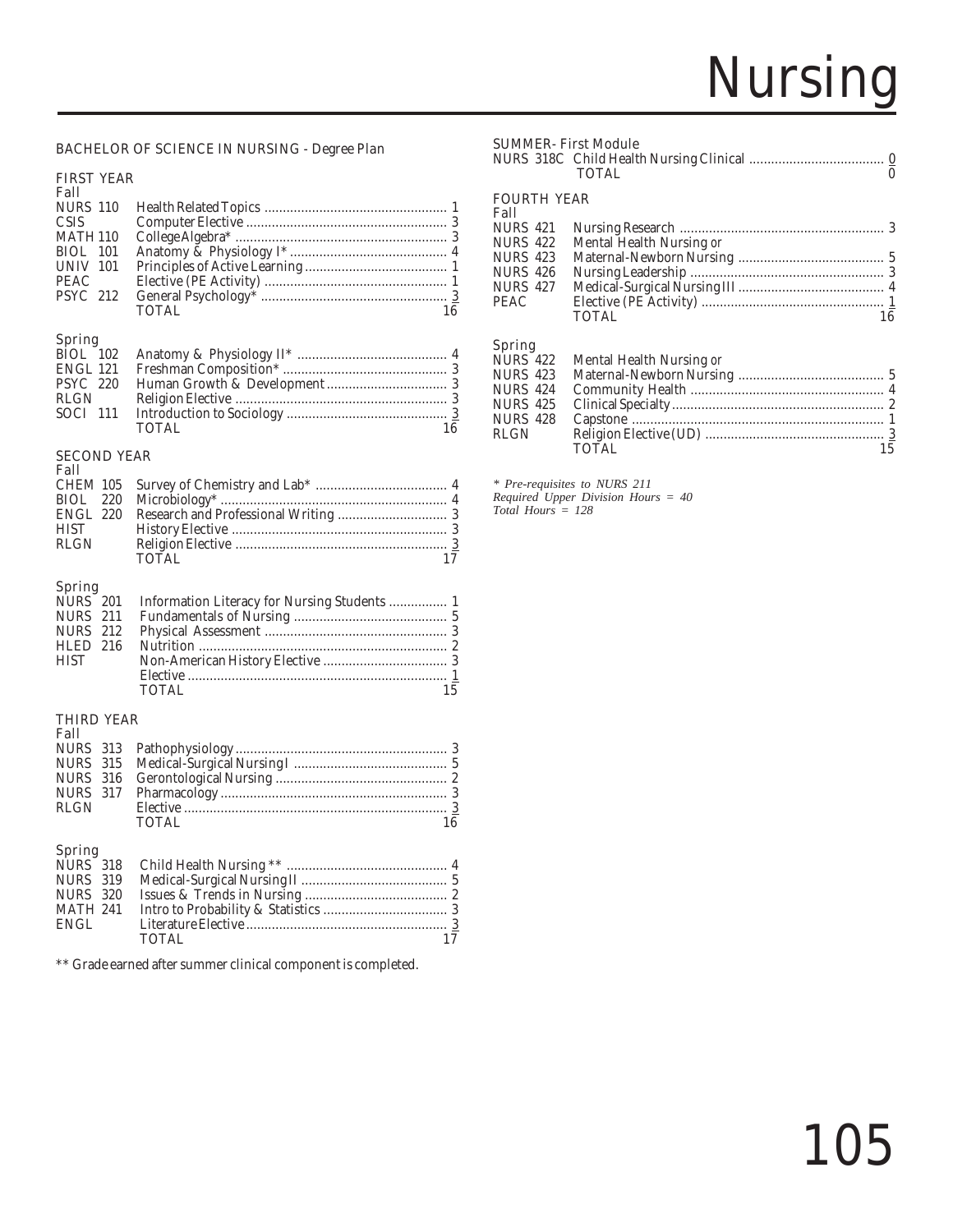# Nursing

## BACHELOR OF SCIENCE IN NURSING - Degree Plan

### FIRST YEAR

**Fall**

| Course | Title | Hours |
|---|---|---|
| NURS 110 | Health Related Topics | 1 |
| CSIS | Computer Elective | 3 |
| MATH 110 | College Algebra* | 3 |
| BIOL 101 | Anatomy & Physiology I* | 4 |
| UNIV 101 | Principles of Active Learning | 1 |
| PEAC | Elective (PE Activity) | 1 |
| PSYC 212 | General Psychology* | 3 |
| | TOTAL | 16 |

**Spring**

| Course | Title | Hours |
|---|---|---|
| BIOL 102 | Anatomy & Physiology II* | 4 |
| ENGL 121 | Freshman Composition* | 3 |
| PSYC 220 | Human Growth & Development | 3 |
| RLGN | Religion Elective | 3 |
| SOCI 111 | Introduction to Sociology | 3 |
| | TOTAL | 16 |

### SECOND YEAR

**Fall**

| Course | Title | Hours |
|---|---|---|
| CHEM 105 | Survey of Chemistry and Lab* | 4 |
| BIOL 220 | Microbiology* | 4 |
| ENGL 220 | Research and Professional Writing | 3 |
| HIST | History Elective | 3 |
| RLGN | Religion Elective | 3 |
| | TOTAL | 17 |

**Spring**

| Course | Title | Hours |
|---|---|---|
| NURS 201 | Information Literacy for Nursing Students | 1 |
| NURS 211 | Fundamentals of Nursing | 5 |
| NURS 212 | Physical Assessment | 3 |
| HLED 216 | Nutrition | 2 |
| HIST | Non-American History Elective | 3 |
| | Elective | 1 |
| | TOTAL | 15 |

### THIRD YEAR

**Fall**

| Course | Title | Hours |
|---|---|---|
| NURS 313 | Pathophysiology | 3 |
| NURS 315 | Medical-Surgical Nursing I | 5 |
| NURS 316 | Gerontological Nursing | 2 |
| NURS 317 | Pharmacology | 3 |
| RLGN | Elective | 3 |
| | TOTAL | 16 |

**Spring**

| Course | Title | Hours |
|---|---|---|
| NURS 318 | Child Health Nursing ** | 4 |
| NURS 319 | Medical-Surgical Nursing II | 5 |
| NURS 320 | Issues & Trends in Nursing | 2 |
| MATH 241 | Intro to Probability & Statistics | 3 |
| ENGL | Literature Elective | 3 |
| | TOTAL | 17 |

** Grade earned after summer clinical component is completed.

**SUMMER- First Module**

| Course | Title | Hours |
|---|---|---|
| NURS 318C | Child Health Nursing Clinical | 0 |
| | TOTAL | 0 |

### FOURTH YEAR

**Fall**

| Course | Title | Hours |
|---|---|---|
| NURS 421 | Nursing Research | 3 |
| NURS 422 | Mental Health Nursing *or* | |
| NURS 423 | Maternal-Newborn Nursing | 5 |
| NURS 426 | Nursing Leadership | 3 |
| NURS 427 | Medical-Surgical Nursing III | 4 |
| PEAC | Elective (PE Activity) | 1 |
| | TOTAL | 16 |

**Spring**

| Course | Title | Hours |
|---|---|---|
| NURS 422 | Mental Health Nursing *or* | |
| NURS 423 | Maternal-Newborn Nursing | 5 |
| NURS 424 | Community Health | 4 |
| NURS 425 | Clinical Specialty | 2 |
| NURS 428 | Capstone | 1 |
| RLGN | Religion Elective (UD) | 3 |
| | TOTAL | 15 |

*\* Pre-requisites to NURS 211*  
*Required Upper Division Hours = 40*  
*Total Hours = 128*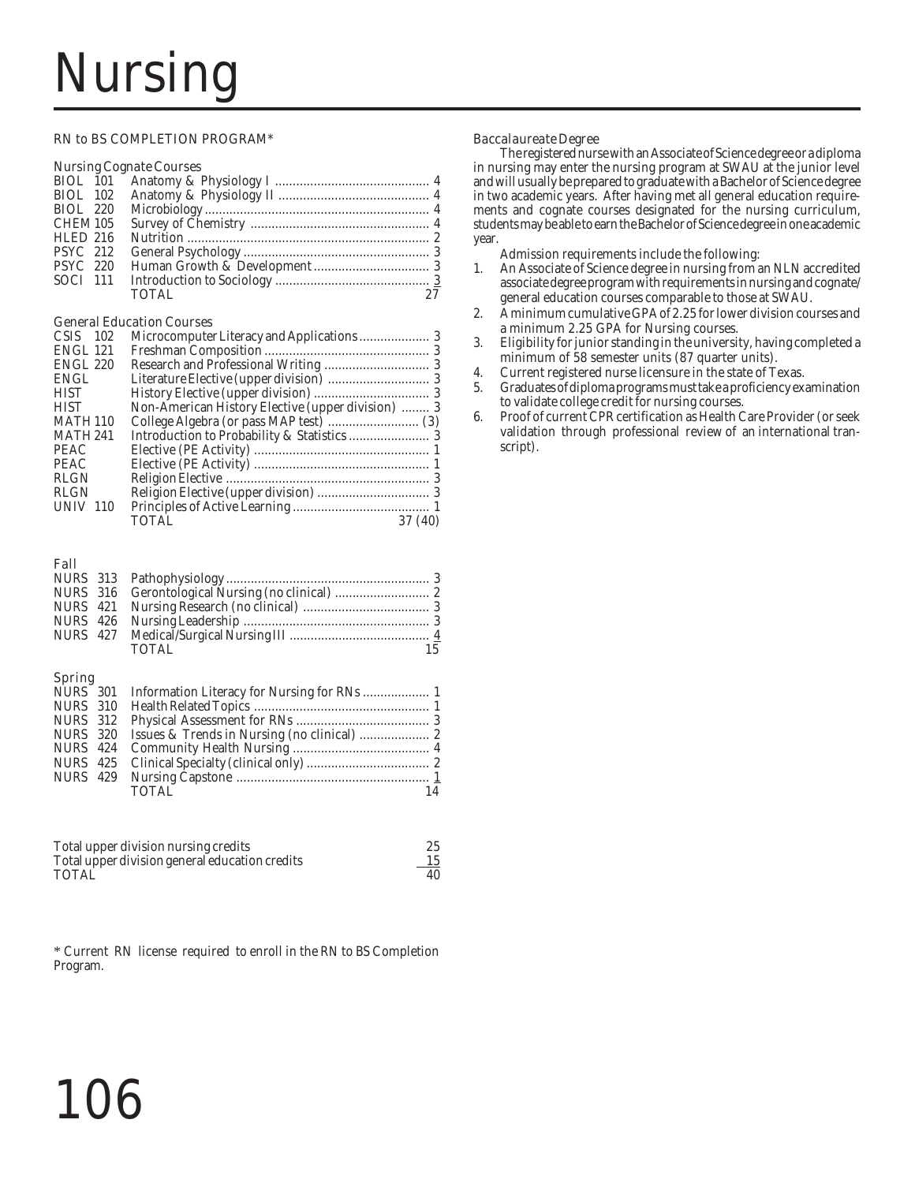# Nursing

## RN to BS COMPLETION PROGRAM*

### Nursing Cognate Courses

| Course | Title | Credits |
|---|---|---|
| BIOL 101 | Anatomy & Physiology I | 4 |
| BIOL 102 | Anatomy & Physiology II | 4 |
| BIOL 220 | Microbiology | 4 |
| CHEM 105 | Survey of Chemistry | 4 |
| HLED 216 | Nutrition | 2 |
| PSYC 212 | General Psychology | 3 |
| PSYC 220 | Human Growth & Development | 3 |
| SOCI 111 | Introduction to Sociology | 3 |
| | TOTAL | 27 |

### General Education Courses

| Course | Title | Credits |
|---|---|---|
| CSIS 102 | Microcomputer Literacy and Applications | 3 |
| ENGL 121 | Freshman Composition | 3 |
| ENGL 220 | Research and Professional Writing | 3 |
| ENGL | Literature Elective (upper division) | 3 |
| HIST | History Elective (upper division) | 3 |
| HIST | Non-American History Elective (upper division) | 3 |
| MATH 110 | College Algebra (or pass MAP test) | (3) |
| MATH 241 | Introduction to Probability & Statistics | 3 |
| PEAC | Elective (PE Activity) | 1 |
| PEAC | Elective (PE Activity) | 1 |
| RLGN | Religion Elective | 3 |
| RLGN | Religion Elective (upper division) | 3 |
| UNIV 110 | Principles of Active Learning | 1 |
| | TOTAL | 37 (40) |

### Fall

| Course | Title | Credits |
|---|---|---|
| NURS 313 | Pathophysiology | 3 |
| NURS 316 | Gerontological Nursing (no clinical) | 2 |
| NURS 421 | Nursing Research (no clinical) | 3 |
| NURS 426 | Nursing Leadership | 3 |
| NURS 427 | Medical/Surgical Nursing III | 4 |
| | TOTAL | 15 |

### Spring

| Course | Title | Credits |
|---|---|---|
| NURS 301 | Information Literacy for Nursing for RNs | 1 |
| NURS 310 | Health Related Topics | 1 |
| NURS 312 | Physical Assessment for RNs | 3 |
| NURS 320 | Issues & Trends in Nursing (no clinical) | 2 |
| NURS 424 | Community Health Nursing | 4 |
| NURS 425 | Clinical Specialty (clinical only) | 2 |
| NURS 429 | Nursing Capstone | 1 |
| | TOTAL | 14 |

| | Credits |
|---|---|
| Total upper division nursing credits | 25 |
| Total upper division general education credits | 15 |
| TOTAL | 40 |

* Current RN license required to enroll in the RN to BS Completion Program.

### Baccalaureate Degree

The registered nurse with an Associate of Science degree or a diploma in nursing may enter the nursing program at SWAU at the junior level and will usually be prepared to graduate with a Bachelor of Science degree in two academic years. After having met all general education requirements and cognate courses designated for the nursing curriculum, students may be able to earn the Bachelor of Science degree in one academic year.

Admission requirements include the following:

1. An Associate of Science degree in nursing from an NLN accredited associate degree program with requirements in nursing and cognate/general education courses comparable to those at SWAU.
2. A minimum cumulative GPA of 2.25 for lower division courses and a minimum 2.25 GPA for Nursing courses.
3. Eligibility for junior standing in the university, having completed a minimum of 58 semester units (87 quarter units).
4. Current registered nurse licensure in the state of Texas.
5. Graduates of diploma programs must take a proficiency examination to validate college credit for nursing courses.
6. Proof of current CPR certification as Health Care Provider (or seek validation through professional review of an international transcript).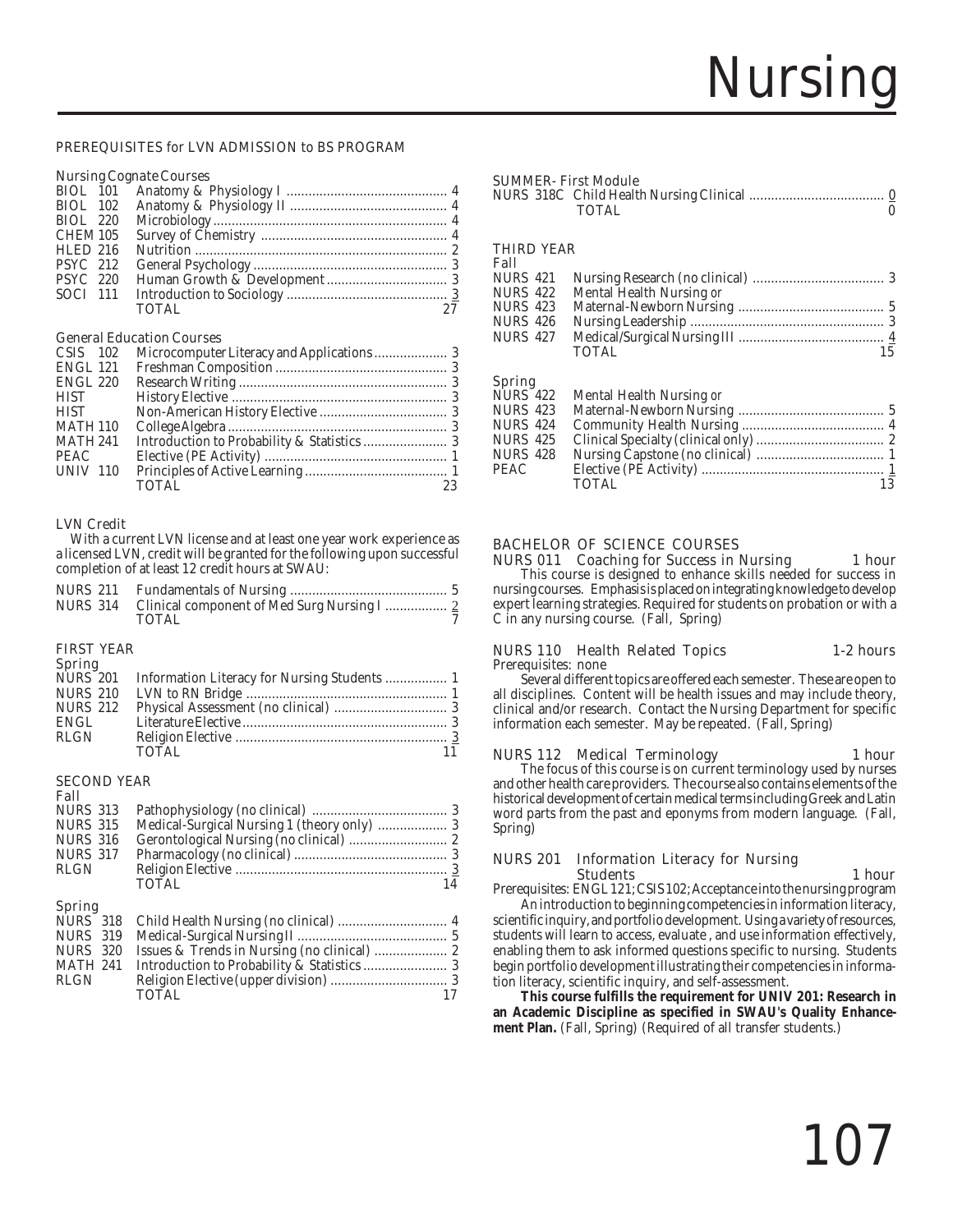# Nursing

PREREQUISITES for LVN ADMISSION to BS PROGRAM

Nursing Cognate Courses

| | | |
|---|---|---|
| BIOL 101 | Anatomy & Physiology I | 4 |
| BIOL 102 | Anatomy & Physiology II | 4 |
| BIOL 220 | Microbiology | 4 |
| CHEM 105 | Survey of Chemistry | 4 |
| HLED 216 | Nutrition | 2 |
| PSYC 212 | General Psychology | 3 |
| PSYC 220 | Human Growth & Development | 3 |
| SOCI 111 | Introduction to Sociology | 3 |
| | TOTAL | 27 |

General Education Courses

| | | |
|---|---|---|
| CSIS 102 | Microcomputer Literacy and Applications | 3 |
| ENGL 121 | Freshman Composition | 3 |
| ENGL 220 | Research Writing | 3 |
| HIST | History Elective | 3 |
| HIST | Non-American History Elective | 3 |
| MATH 110 | College Algebra | 3 |
| MATH 241 | Introduction to Probability & Statistics | 3 |
| PEAC | Elective (PE Activity) | 1 |
| UNIV 110 | Principles of Active Learning | 1 |
| | TOTAL | 23 |

LVN Credit

With a current LVN license and at least one year work experience as a licensed LVN, credit will be granted for the following upon successful completion of at least 12 credit hours at SWAU:

| | | |
|---|---|---|
| NURS 211 | Fundamentals of Nursing | 5 |
| NURS 314 | Clinical component of Med Surg Nursing I | 2 |
| | TOTAL | 7 |

FIRST YEAR

Spring

| | | |
|---|---|---|
| NURS 201 | Information Literacy for Nursing Students | 1 |
| NURS 210 | LVN to RN Bridge | 1 |
| NURS 212 | Physical Assessment (no clinical) | 3 |
| ENGL | Literature Elective | 3 |
| RLGN | Religion Elective | 3 |
| | TOTAL | 11 |

SECOND YEAR

Fall

| | | |
|---|---|---|
| NURS 313 | Pathophysiology (no clinical) | 3 |
| NURS 315 | Medical-Surgical Nursing 1 (theory only) | 3 |
| NURS 316 | Gerontological Nursing (no clinical) | 2 |
| NURS 317 | Pharmacology (no clinical) | 3 |
| RLGN | Religion Elective | 3 |
| | TOTAL | 14 |

Spring

| | | |
|---|---|---|
| NURS 318 | Child Health Nursing (no clinical) | 4 |
| NURS 319 | Medical-Surgical Nursing II | 5 |
| NURS 320 | Issues & Trends in Nursing (no clinical) | 2 |
| MATH 241 | Introduction to Probability & Statistics | 3 |
| RLGN | Religion Elective (upper division) | 3 |
| | TOTAL | 17 |

SUMMER- First Module

| | | |
|---|---|---|
| NURS 318C | Child Health Nursing Clinical | 0 |
| | TOTAL | 0 |

THIRD YEAR

Fall

| | | |
|---|---|---|
| NURS 421 | Nursing Research (no clinical) | 3 |
| NURS 422 | Mental Health Nursing *or* | |
| NURS 423 | Maternal-Newborn Nursing | 5 |
| NURS 426 | Nursing Leadership | 3 |
| NURS 427 | Medical/Surgical Nursing III | 4 |
| | TOTAL | 15 |

Spring

| | | |
|---|---|---|
| NURS 422 | Mental Health Nursing *or* | |
| NURS 423 | Maternal-Newborn Nursing | 5 |
| NURS 424 | Community Health Nursing | 4 |
| NURS 425 | Clinical Specialty (clinical only) | 2 |
| NURS 428 | Nursing Capstone (no clinical) | 1 |
| PEAC | Elective (PE Activity) | 1 |
| | TOTAL | 13 |

## BACHELOR OF SCIENCE COURSES

**NURS 011 Coaching for Success in Nursing** — 1 hour

This course is designed to enhance skills needed for success in nursing courses. Emphasis is placed on integrating knowledge to develop expert learning strategies. Required for students on probation or with a C in any nursing course. (Fall, Spring)

**NURS 110 Health Related Topics** — 1-2 hours

Prerequisites: none

Several different topics are offered each semester. These are open to all disciplines. Content will be health issues and may include theory, clinical and/or research. Contact the Nursing Department for specific information each semester. May be repeated. (Fall, Spring)

**NURS 112 Medical Terminology** — 1 hour

The focus of this course is on current terminology used by nurses and other health care providers. The course also contains elements of the historical development of certain medical terms including Greek and Latin word parts from the past and eponyms from modern language. (Fall, Spring)

**NURS 201 Information Literacy for Nursing Students** — 1 hour

Prerequisites: ENGL 121; CSIS 102; Acceptance into the nursing program

An introduction to beginning competencies in information literacy, scientific inquiry, and portfolio development. Using a variety of resources, students will learn to access, evaluate , and use information effectively, enabling them to ask informed questions specific to nursing. Students begin portfolio development illustrating their competencies in information literacy, scientific inquiry, and self-assessment.

**This course fulfills the requirement for UNIV 201: Research in an Academic Discipline as specified in SWAU's Quality Enhancement Plan.** (Fall, Spring) (Required of all transfer students.)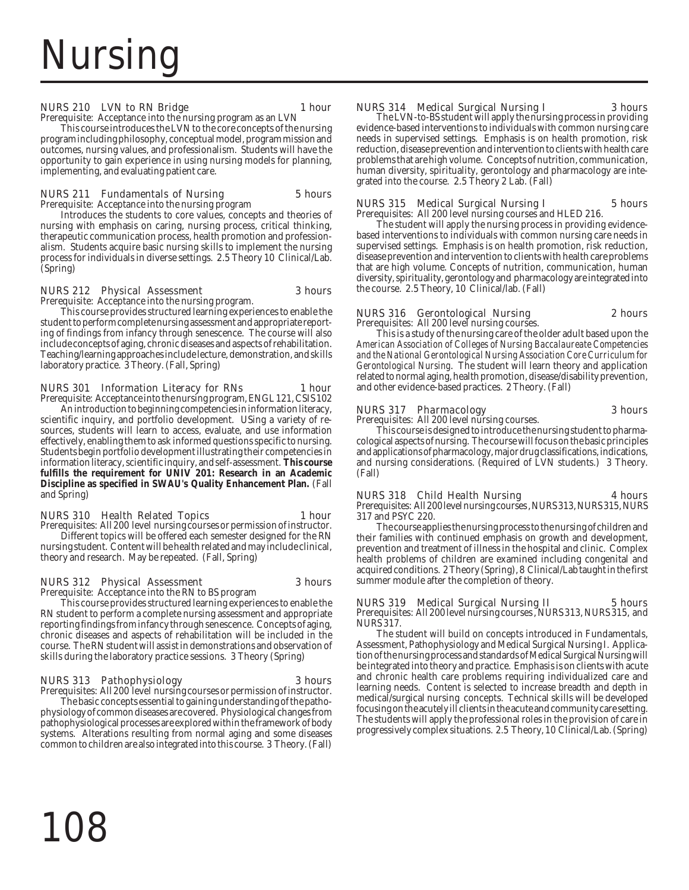# Nursing

NURS 210 LVN to RN Bridge 1 hour
Prerequisite: Acceptance into the nursing program as an LVN

This course introduces the LVN to the core concepts of the nursing program including philosophy, conceptual model, program mission and outcomes, nursing values, and professionalism. Students will have the opportunity to gain experience in using nursing models for planning, implementing, and evaluating patient care.

NURS 211 Fundamentals of Nursing 5 hours
Prerequisite: Acceptance into the nursing program

Introduces the students to core values, concepts and theories of nursing with emphasis on caring, nursing process, critical thinking, therapeutic communication process, health promotion and professionalism. Students acquire basic nursing skills to implement the nursing process for individuals in diverse settings. 2.5 Theory 10 Clinical/Lab. (Spring)

NURS 212 Physical Assessment 3 hours
Prerequisite: Acceptance into the nursing program.

This course provides structured learning experiences to enable the student to perform complete nursing assessment and appropriate reporting of findings from infancy through senescence. The course will also include concepts of aging, chronic diseases and aspects of rehabilitation. Teaching/learning approaches include lecture, demonstration, and skills laboratory practice. 3 Theory. (Fall, Spring)

NURS 301 Information Literacy for RNs 1 hour
Prerequisite: Acceptance into the nursing program, ENGL 121, CSIS 102

An introduction to beginning competencies in information literacy, scientific inquiry, and portfolio development. USing a variety of resources, students will learn to access, evaluate, and use information effectively, enabling them to ask informed questions specific to nursing. Students begin portfolio development illustrating their competencies in information literacy, scientific inquiry, and self-assessment. **This course fulfills the requirement for UNIV 201: Research in an Academic Discipline as specified in SWAU's Quality Enhancement Plan.** (Fall and Spring)

NURS 310 Health Related Topics 1 hour
Prerequisites: All 200 level nursing courses or permission of instructor.

Different topics will be offered each semester designed for the RN nursing student. Content will be health related and may include clinical, theory and research. May be repeated. (Fall, Spring)

NURS 312 Physical Assessment 3 hours
Prerequisite: Acceptance into the RN to BS program

This course provides structured learning experiences to enable the RN student to perform a complete nursing assessment and appropriate reporting findings from infancy through senescence. Concepts of aging, chronic diseases and aspects of rehabilitation will be included in the course. The RN student will assist in demonstrations and observation of skills during the laboratory practice sessions. 3 Theory (Spring)

NURS 313 Pathophysiology 3 hours
Prerequisites: All 200 level nursing courses or permission of instructor.

The basic concepts essential to gaining understanding of the pathophysiology of common diseases are covered. Physiological changes from pathophysiological processes are explored within the framework of body systems. Alterations resulting from normal aging and some diseases common to children are also integrated into this course. 3 Theory. (Fall)

NURS 314 Medical Surgical Nursing I 3 hours

The LVN-to-BS student will apply the nursing process in providing evidence-based interventions to individuals with common nursing care needs in supervised settings. Emphasis is on health promotion, risk reduction, disease prevention and intervention to clients with health care problems that are high volume. Concepts of nutrition, communication, human diversity, spirituality, gerontology and pharmacology are integrated into the course. 2.5 Theory 2 Lab. (Fall)

NURS 315 Medical Surgical Nursing I 5 hours
Prerequisites: All 200 level nursing courses and HLED 216.

The student will apply the nursing process in providing evidence-based interventions to individuals with common nursing care needs in supervised settings. Emphasis is on health promotion, risk reduction, disease prevention and intervention to clients with health care problems that are high volume. Concepts of nutrition, communication, human diversity, spirituality, gerontology and pharmacology are integrated into the course. 2.5 Theory, 10 Clinical/lab. (Fall)

NURS 316 Gerontological Nursing 2 hours
Prerequisites: All 200 level nursing courses.

This is a study of the nursing care of the older adult based upon the *American Association of Colleges of Nursing Baccalaureate Competencies and the National Gerontological Nursing Association Core Curriculum for Gerontological Nursing*. The student will learn theory and application related to normal aging, health promotion, disease/disability prevention, and other evidence-based practices. 2 Theory. (Fall)

NURS 317 Pharmacology 3 hours
Prerequisites: All 200 level nursing courses.

This course is designed to introduce the nursing student to pharmacological aspects of nursing. The course will focus on the basic principles and applications of pharmacology, major drug classifications, indications, and nursing considerations. (Required of LVN students.) 3 Theory. (Fall)

NURS 318 Child Health Nursing 4 hours
Prerequisites: All 200 level nursing courses, NURS 313, NURS 315, NURS 317 and PSYC 220.

The course applies the nursing process to the nursing of children and their families with continued emphasis on growth and development, prevention and treatment of illness in the hospital and clinic. Complex health problems of children are examined including congenital and acquired conditions. 2 Theory (Spring), 8 Clinical/Lab taught in the first summer module after the completion of theory.

NURS 319 Medical Surgical Nursing II 5 hours
Prerequisites: All 200 level nursing courses, NURS 313, NURS 315, and NURS 317.

The student will build on concepts introduced in Fundamentals, Assessment, Pathophysiology and Medical Surgical Nursing I. Application of the nursing process and standards of Medical Surgical Nursing will be integrated into theory and practice. Emphasis is on clients with acute and chronic health care problems requiring individualized care and learning needs. Content is selected to increase breadth and depth in medical/surgical nursing concepts. Technical skills will be developed focusing on the acutely ill clients in the acute and community care setting. The students will apply the professional roles in the provision of care in progressively complex situations. 2.5 Theory, 10 Clinical/Lab. (Spring)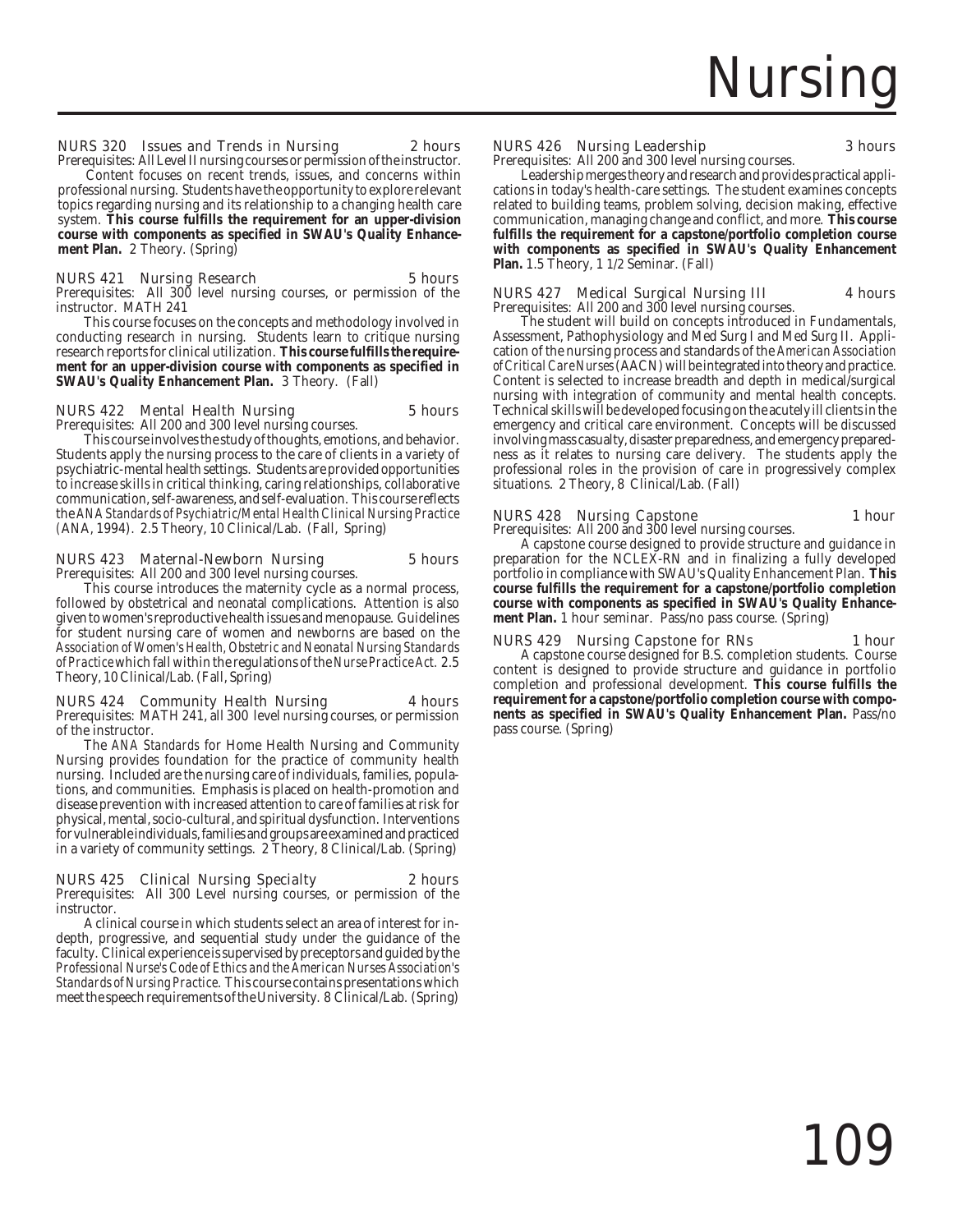# Nursing

**NURS 320 Issues and Trends in Nursing — 2 hours**
Prerequisites: All Level II nursing courses or permission of the instructor.

Content focuses on recent trends, issues, and concerns within professional nursing. Students have the opportunity to explore relevant topics regarding nursing and its relationship to a changing health care system. **This course fulfills the requirement for an upper-division course with components as specified in SWAU's Quality Enhancement Plan.** 2 Theory. (Spring)

**NURS 421 Nursing Research — 5 hours**
Prerequisites: All 300 level nursing courses, or permission of the instructor. MATH 241

This course focuses on the concepts and methodology involved in conducting research in nursing. Students learn to critique nursing research reports for clinical utilization. **This course fulfills the requirement for an upper-division course with components as specified in SWAU's Quality Enhancement Plan.** 3 Theory. (Fall)

**NURS 422 Mental Health Nursing — 5 hours**
Prerequisites: All 200 and 300 level nursing courses.

This course involves the study of thoughts, emotions, and behavior. Students apply the nursing process to the care of clients in a variety of psychiatric-mental health settings. Students are provided opportunities to increase skills in critical thinking, caring relationships, collaborative communication, self-awareness, and self-evaluation. This course reflects the *ANA Standards of Psychiatric/Mental Health Clinical Nursing Practice* (ANA, 1994). 2.5 Theory, 10 Clinical/Lab. (Fall, Spring)

**NURS 423 Maternal-Newborn Nursing — 5 hours**
Prerequisites: All 200 and 300 level nursing courses.

This course introduces the maternity cycle as a normal process, followed by obstetrical and neonatal complications. Attention is also given to women's reproductive health issues and menopause. Guidelines for student nursing care of women and newborns are based on the *Association of Women's Health, Obstetric and Neonatal Nursing Standards of Practice* which fall within the regulations of the *Nurse Practice Act*. 2.5 Theory, 10 Clinical/Lab. (Fall, Spring)

**NURS 424 Community Health Nursing — 4 hours**
Prerequisites: MATH 241, all 300 level nursing courses, or permission of the instructor.

The *ANA Standards* for Home Health Nursing and Community Nursing provides foundation for the practice of community health nursing. Included are the nursing care of individuals, families, populations, and communities. Emphasis is placed on health-promotion and disease prevention with increased attention to care of families at risk for physical, mental, socio-cultural, and spiritual dysfunction. Interventions for vulnerable individuals, families and groups are examined and practiced in a variety of community settings. 2 Theory, 8 Clinical/Lab. (Spring)

**NURS 425 Clinical Nursing Specialty — 2 hours**
Prerequisites: All 300 Level nursing courses, or permission of the instructor.

A clinical course in which students select an area of interest for in-depth, progressive, and sequential study under the guidance of the faculty. Clinical experience is supervised by preceptors and guided by the *Professional Nurse's Code of Ethics and the American Nurses Association's Standards of Nursing Practice*. This course contains presentations which meet the speech requirements of the University. 8 Clinical/Lab. (Spring)

**NURS 426 Nursing Leadership — 3 hours**
Prerequisites: All 200 and 300 level nursing courses.

Leadership merges theory and research and provides practical applications in today's health-care settings. The student examines concepts related to building teams, problem solving, decision making, effective communication, managing change and conflict, and more. **This course fulfills the requirement for a capstone/portfolio completion course with components as specified in SWAU's Quality Enhancement Plan.** 1.5 Theory, 1 1/2 Seminar. (Fall)

**NURS 427 Medical Surgical Nursing III — 4 hours**
Prerequisites: All 200 and 300 level nursing courses.

The student will build on concepts introduced in Fundamentals, Assessment, Pathophysiology and Med Surg I and Med Surg II. Application of the nursing process and standards of the *American Association of Critical Care Nurses* (AACN) will be integrated into theory and practice. Content is selected to increase breadth and depth in medical/surgical nursing with integration of community and mental health concepts. Technical skills will be developed focusing on the acutely ill clients in the emergency and critical care environment. Concepts will be discussed involving mass casualty, disaster preparedness, and emergency preparedness as it relates to nursing care delivery. The students apply the professional roles in the provision of care in progressively complex situations. 2 Theory, 8 Clinical/Lab. (Fall)

**NURS 428 Nursing Capstone — 1 hour**
Prerequisites: All 200 and 300 level nursing courses.

A capstone course designed to provide structure and guidance in preparation for the NCLEX-RN and in finalizing a fully developed portfolio in compliance with SWAU's Quality Enhancement Plan. **This course fulfills the requirement for a capstone/portfolio completion course with components as specified in SWAU's Quality Enhancement Plan.** 1 hour seminar. Pass/no pass course. (Spring)

**NURS 429 Nursing Capstone for RNs — 1 hour**

A capstone course designed for B.S. completion students. Course content is designed to provide structure and guidance in portfolio completion and professional development. **This course fulfills the requirement for a capstone/portfolio completion course with components as specified in SWAU's Quality Enhancement Plan.** Pass/no pass course. (Spring)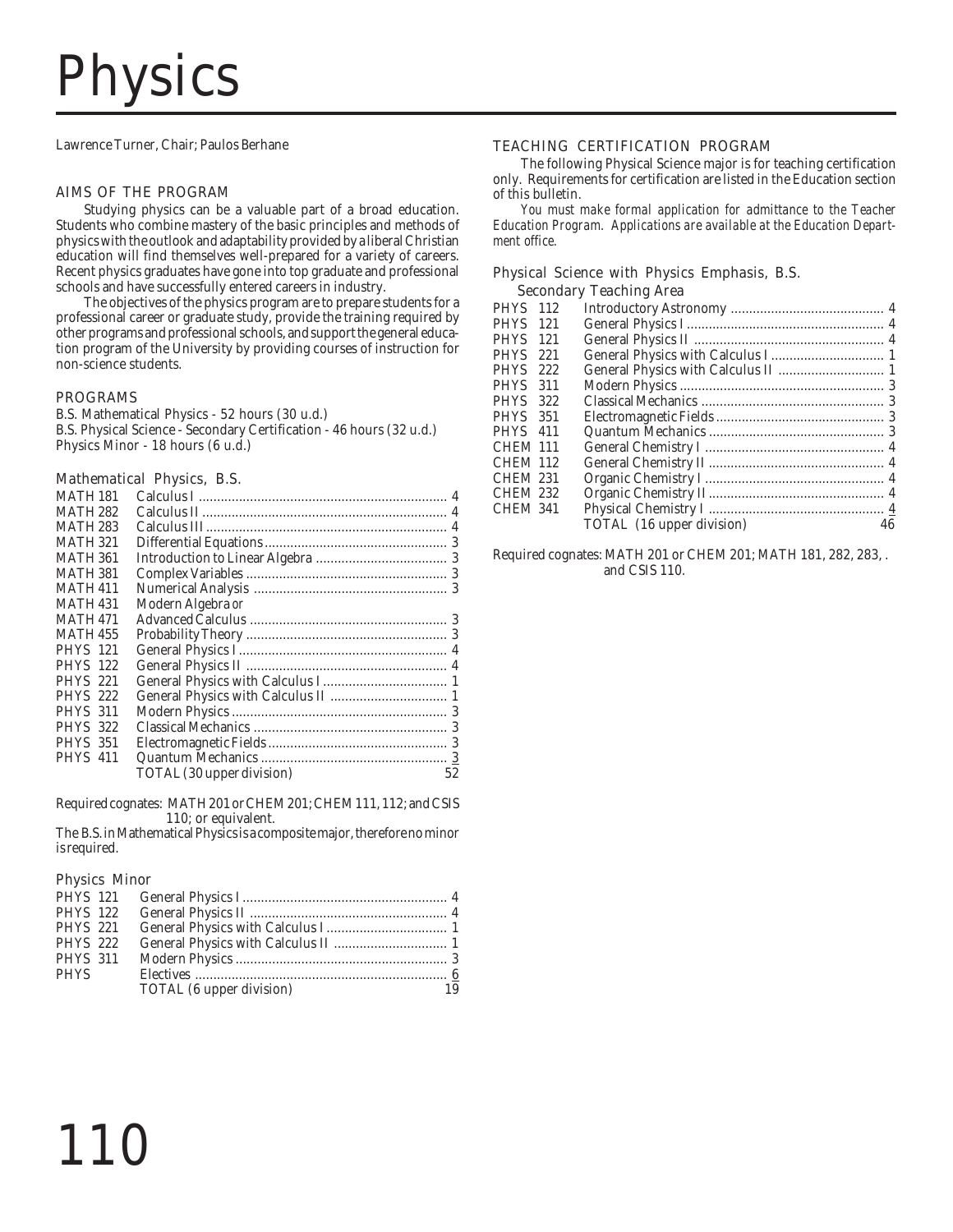# Physics

Lawrence Turner, Chair; Paulos Berhane

## AIMS OF THE PROGRAM

Studying physics can be a valuable part of a broad education. Students who combine mastery of the basic principles and methods of physics with the outlook and adaptability provided by a liberal Christian education will find themselves well-prepared for a variety of careers. Recent physics graduates have gone into top graduate and professional schools and have successfully entered careers in industry.

The objectives of the physics program are to prepare students for a professional career or graduate study, provide the training required by other programs and professional schools, and support the general education program of the University by providing courses of instruction for non-science students.

## PROGRAMS

B.S. Mathematical Physics - 52 hours (30 u.d.)
B.S. Physical Science - Secondary Certification - 46 hours (32 u.d.)
Physics Minor - 18 hours (6 u.d.)

### Mathematical Physics, B.S.

| Course | Title | Hours |
|---|---|---|
| MATH 181 | Calculus I | 4 |
| MATH 282 | Calculus II | 4 |
| MATH 283 | Calculus III | 4 |
| MATH 321 | Differential Equations | 3 |
| MATH 361 | Introduction to Linear Algebra | 3 |
| MATH 381 | Complex Variables | 3 |
| MATH 411 | Numerical Analysis | 3 |
| MATH 431 | Modern Algebra *or* | |
| MATH 471 | Advanced Calculus | 3 |
| MATH 455 | Probability Theory | 3 |
| PHYS 121 | General Physics I | 4 |
| PHYS 122 | General Physics II | 4 |
| PHYS 221 | General Physics with Calculus I | 1 |
| PHYS 222 | General Physics with Calculus II | 1 |
| PHYS 311 | Modern Physics | 3 |
| PHYS 322 | Classical Mechanics | 3 |
| PHYS 351 | Electromagnetic Fields | 3 |
| PHYS 411 | Quantum Mechanics | 3 |
| | TOTAL (30 upper division) | 52 |

Required cognates: MATH 201 or CHEM 201; CHEM 111, 112; and CSIS 110; or equivalent.

The B.S. in Mathematical Physics is a composite major, therefore no minor is required.

### Physics Minor

| Course | Title | Hours |
|---|---|---|
| PHYS 121 | General Physics I | 4 |
| PHYS 122 | General Physics II | 4 |
| PHYS 221 | General Physics with Calculus I | 1 |
| PHYS 222 | General Physics with Calculus II | 1 |
| PHYS 311 | Modern Physics | 3 |
| PHYS | Electives | 6 |
| | TOTAL (6 upper division) | 19 |

## TEACHING CERTIFICATION PROGRAM

The following Physical Science major is for teaching certification only. Requirements for certification are listed in the Education section of this bulletin.

*You must make formal application for admittance to the Teacher Education Program. Applications are available at the Education Department office.*

### Physical Science with Physics Emphasis, B.S.

#### Secondary Teaching Area

| Course | Title | Hours |
|---|---|---|
| PHYS 112 | Introductory Astronomy | 4 |
| PHYS 121 | General Physics I | 4 |
| PHYS 121 | General Physics II | 4 |
| PHYS 221 | General Physics with Calculus I | 1 |
| PHYS 222 | General Physics with Calculus II | 1 |
| PHYS 311 | Modern Physics | 3 |
| PHYS 322 | Classical Mechanics | 3 |
| PHYS 351 | Electromagnetic Fields | 3 |
| PHYS 411 | Quantum Mechanics | 3 |
| CHEM 111 | General Chemistry I | 4 |
| CHEM 112 | General Chemistry II | 4 |
| CHEM 231 | Organic Chemistry I | 4 |
| CHEM 232 | Organic Chemistry II | 4 |
| CHEM 341 | Physical Chemistry I | 4 |
| | TOTAL (16 upper division) | 46 |

Required cognates: MATH 201 or CHEM 201; MATH 181, 282, 283, . and CSIS 110.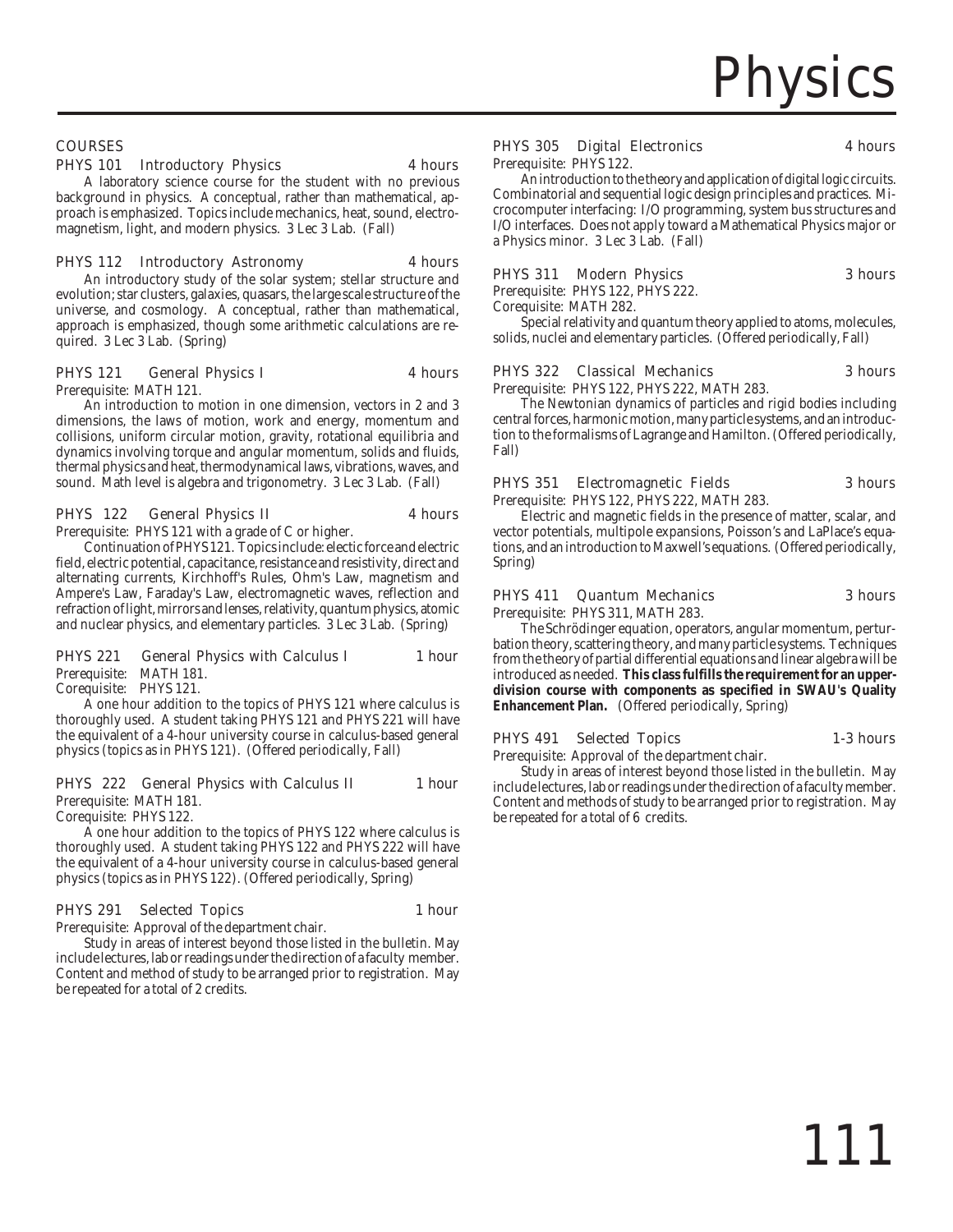# Physics

## COURSES

**PHYS 101 Introductory Physics** — 4 hours

A laboratory science course for the student with no previous background in physics. A conceptual, rather than mathematical, approach is emphasized. Topics include mechanics, heat, sound, electromagnetism, light, and modern physics. 3 Lec 3 Lab. (Fall)

**PHYS 112 Introductory Astronomy** — 4 hours

An introductory study of the solar system; stellar structure and evolution; star clusters, galaxies, quasars, the large scale structure of the universe, and cosmology. A conceptual, rather than mathematical, approach is emphasized, though some arithmetic calculations are required. 3 Lec 3 Lab. (Spring)

**PHYS 121 General Physics I** — 4 hours

Prerequisite: MATH 121.

An introduction to motion in one dimension, vectors in 2 and 3 dimensions, the laws of motion, work and energy, momentum and collisions, uniform circular motion, gravity, rotational equilibria and dynamics involving torque and angular momentum, solids and fluids, thermal physics and heat, thermodynamical laws, vibrations, waves, and sound. Math level is algebra and trigonometry. 3 Lec 3 Lab. (Fall)

**PHYS 122 General Physics II** — 4 hours

Prerequisite: PHYS 121 with a grade of C or higher.

Continuation of PHYS 121. Topics include: electic force and electric field, electric potential, capacitance, resistance and resistivity, direct and alternating currents, Kirchhoff's Rules, Ohm's Law, magnetism and Ampere's Law, Faraday's Law, electromagnetic waves, reflection and refraction of light, mirrors and lenses, relativity, quantum physics, atomic and nuclear physics, and elementary particles. 3 Lec 3 Lab. (Spring)

**PHYS 221 General Physics with Calculus I** — 1 hour

Prerequisite: MATH 181.
Corequisite: PHYS 121.

A one hour addition to the topics of PHYS 121 where calculus is thoroughly used. A student taking PHYS 121 and PHYS 221 will have the equivalent of a 4-hour university course in calculus-based general physics (topics as in PHYS 121). (Offered periodically, Fall)

**PHYS 222 General Physics with Calculus II** — 1 hour

Prerequisite: MATH 181.
Corequisite: PHYS 122.

A one hour addition to the topics of PHYS 122 where calculus is thoroughly used. A student taking PHYS 122 and PHYS 222 will have the equivalent of a 4-hour university course in calculus-based general physics (topics as in PHYS 122). (Offered periodically, Spring)

**PHYS 291 Selected Topics** — 1 hour

Prerequisite: Approval of the department chair.

Study in areas of interest beyond those listed in the bulletin. May include lectures, lab or readings under the direction of a faculty member. Content and method of study to be arranged prior to registration. May be repeated for a total of 2 credits.

**PHYS 305 Digital Electronics** — 4 hours

Prerequisite: PHYS 122.

An introduction to the theory and application of digital logic circuits. Combinatorial and sequential logic design principles and practices. Microcomputer interfacing: I/O programming, system bus structures and I/O interfaces. Does not apply toward a Mathematical Physics major or a Physics minor. 3 Lec 3 Lab. (Fall)

**PHYS 311 Modern Physics** — 3 hours

Prerequisite: PHYS 122, PHYS 222.
Corequisite: MATH 282.

Special relativity and quantum theory applied to atoms, molecules, solids, nuclei and elementary particles. (Offered periodically, Fall)

**PHYS 322 Classical Mechanics** — 3 hours

Prerequisite: PHYS 122, PHYS 222, MATH 283.

The Newtonian dynamics of particles and rigid bodies including central forces, harmonic motion, many particle systems, and an introduction to the formalisms of Lagrange and Hamilton. (Offered periodically, Fall)

**PHYS 351 Electromagnetic Fields** — 3 hours

Prerequisite: PHYS 122, PHYS 222, MATH 283.

Electric and magnetic fields in the presence of matter, scalar, and vector potentials, multipole expansions, Poisson's and LaPlace's equations, and an introduction to Maxwell's equations. (Offered periodically, Spring)

**PHYS 411 Quantum Mechanics** — 3 hours

Prerequisite: PHYS 311, MATH 283.

The Schrödinger equation, operators, angular momentum, perturbation theory, scattering theory, and many particle systems. Techniques from the theory of partial differential equations and linear algebra will be introduced as needed. **This class fulfills the requirement for an upper-division course with components as specified in SWAU's Quality Enhancement Plan.** (Offered periodically, Spring)

**PHYS 491 Selected Topics** — 1-3 hours

Prerequisite: Approval of the department chair.

Study in areas of interest beyond those listed in the bulletin. May include lectures, lab or readings under the direction of a faculty member. Content and methods of study to be arranged prior to registration. May be repeated for a total of 6 credits.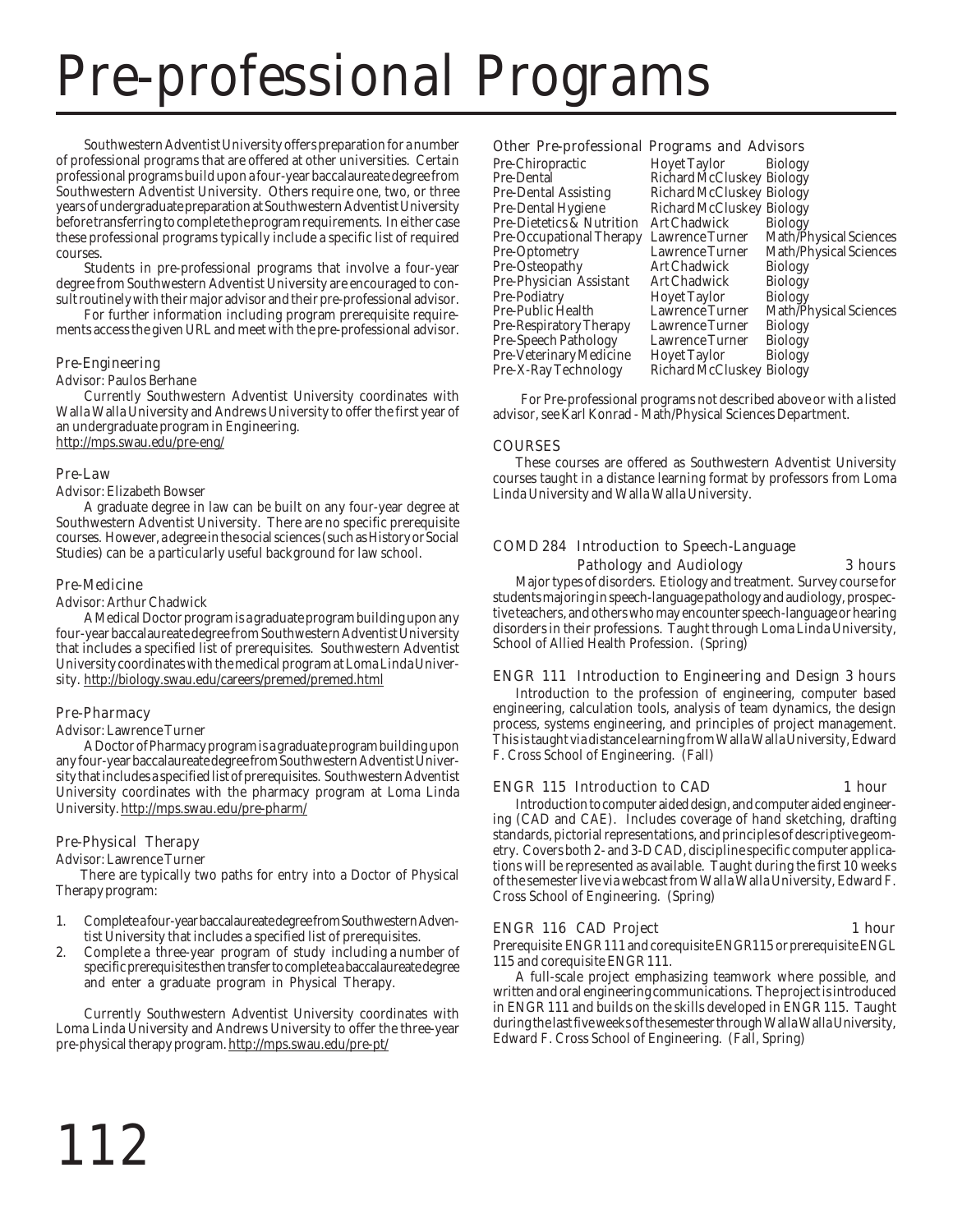# Pre-professional Programs

Southwestern Adventist University offers preparation for a number of professional programs that are offered at other universities. Certain professional programs build upon a four-year baccalaureate degree from Southwestern Adventist University. Others require one, two, or three years of undergraduate preparation at Southwestern Adventist University before transferring to complete the program requirements. In either case these professional programs typically include a specific list of required courses.

Students in pre-professional programs that involve a four-year degree from Southwestern Adventist University are encouraged to consult routinely with their major advisor and their pre-professional advisor.

For further information including program prerequisite requirements access the given URL and meet with the pre-professional advisor.

### Pre-Engineering

Advisor: Paulos Berhane

Currently Southwestern Adventist University coordinates with Walla Walla University and Andrews University to offer the first year of an undergraduate program in Engineering.
http://mps.swau.edu/pre-eng/

### Pre-Law

Advisor: Elizabeth Bowser

A graduate degree in law can be built on any four-year degree at Southwestern Adventist University. There are no specific prerequisite courses. However, a degree in the social sciences (such as History or Social Studies) can be a particularly useful background for law school.

### Pre-Medicine

Advisor: Arthur Chadwick

A Medical Doctor program is a graduate program building upon any four-year baccalaureate degree from Southwestern Adventist University that includes a specified list of prerequisites. Southwestern Adventist University coordinates with the medical program at Loma Linda University. http://biology.swau.edu/careers/premed/premed.html

### Pre-Pharmacy

Advisor: Lawrence Turner

A Doctor of Pharmacy program is a graduate program building upon any four-year baccalaureate degree from Southwestern Adventist University that includes a specified list of prerequisites. Southwestern Adventist University coordinates with the pharmacy program at Loma Linda University. http://mps.swau.edu/pre-pharm/

### Pre-Physical Therapy

Advisor: Lawrence Turner

There are typically two paths for entry into a Doctor of Physical Therapy program:

1. Complete a four-year baccalaureate degree from Southwestern Adventist University that includes a specified list of prerequisites.
2. Complete a three-year program of study including a number of specific prerequisites then transfer to complete a baccalaureate degree and enter a graduate program in Physical Therapy.

Currently Southwestern Adventist University coordinates with Loma Linda University and Andrews University to offer the three-year pre-physical therapy program. http://mps.swau.edu/pre-pt/

### Other Pre-professional Programs and Advisors

| Program | Advisor | Department |
|---|---|---|
| Pre-Chiropractic | Hoyet Taylor | Biology |
| Pre-Dental | Richard McCluskey | Biology |
| Pre-Dental Assisting | Richard McCluskey | Biology |
| Pre-Dental Hygiene | Richard McCluskey | Biology |
| Pre-Dietetics & Nutrition | Art Chadwick | Biology |
| Pre-Occupational Therapy | Lawrence Turner | Math/Physical Sciences |
| Pre-Optometry | Lawrence Turner | Math/Physical Sciences |
| Pre-Osteopathy | Art Chadwick | Biology |
| Pre-Physician Assistant | Art Chadwick | Biology |
| Pre-Podiatry | Hoyet Taylor | Biology |
| Pre-Public Health | Lawrence Turner | Math/Physical Sciences |
| Pre-Respiratory Therapy | Lawrence Turner | Biology |
| Pre-Speech Pathology | Lawrence Turner | Biology |
| Pre-Veterinary Medicine | Hoyet Taylor | Biology |
| Pre-X-Ray Technology | Richard McCluskey | Biology |

For Pre-professional programs not described above or with a listed advisor, see Karl Konrad - Math/Physical Sciences Department.

### COURSES

These courses are offered as Southwestern Adventist University courses taught in a distance learning format by professors from Loma Linda University and Walla Walla University.

**COMD 284 Introduction to Speech-Language Pathology and Audiology — 3 hours**

Major types of disorders. Etiology and treatment. Survey course for students majoring in speech-language pathology and audiology, prospective teachers, and others who may encounter speech-language or hearing disorders in their professions. Taught through Loma Linda University, School of Allied Health Profession. (Spring)

**ENGR 111 Introduction to Engineering and Design — 3 hours**

Introduction to the profession of engineering, computer based engineering, calculation tools, analysis of team dynamics, the design process, systems engineering, and principles of project management. This is taught via distance learning from Walla Walla University, Edward F. Cross School of Engineering. (Fall)

**ENGR 115 Introduction to CAD — 1 hour**

Introduction to computer aided design, and computer aided engineering (CAD and CAE). Includes coverage of hand sketching, drafting standards, pictorial representations, and principles of descriptive geometry. Covers both 2- and 3-D CAD, discipline specific computer applications will be represented as available. Taught during the first 10 weeks of the semester live via webcast from Walla Walla University, Edward F. Cross School of Engineering. (Spring)

**ENGR 116 CAD Project — 1 hour**

Prerequisite ENGR 111 and corequisite ENGR 115 or prerequisite ENGL 115 and corequisite ENGR 111.

A full-scale project emphasizing teamwork where possible, and written and oral engineering communications. The project is introduced in ENGR 111 and builds on the skills developed in ENGR 115. Taught during the last five weeks of the semester through Walla Walla University, Edward F. Cross School of Engineering. (Fall, Spring)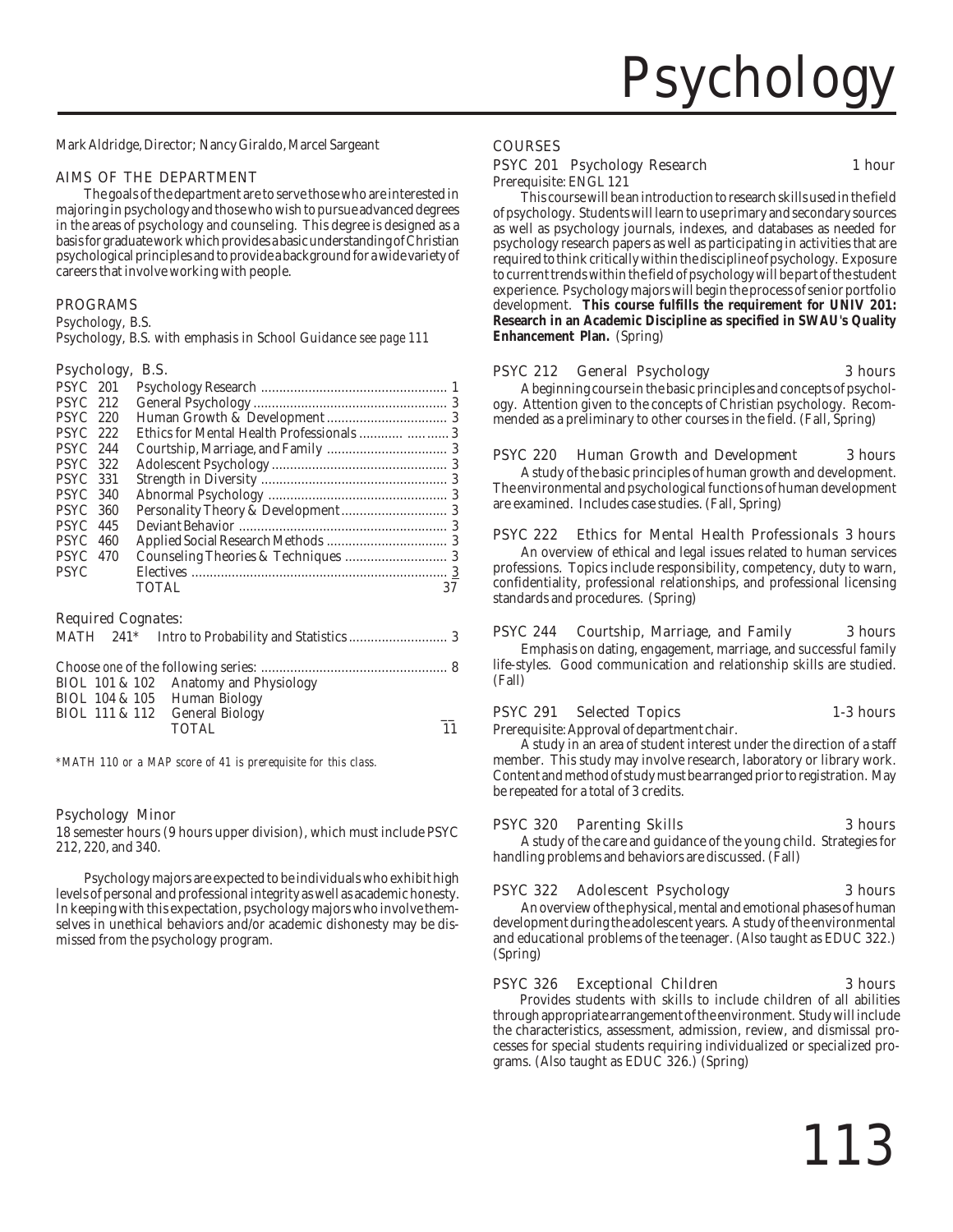# Psychology

Mark Aldridge, Director; Nancy Giraldo, Marcel Sargeant

## AIMS OF THE DEPARTMENT

The goals of the department are to serve those who are interested in majoring in psychology and those who wish to pursue advanced degrees in the areas of psychology and counseling. This degree is designed as a basis for graduate work which provides a basic understanding of Christian psychological principles and to provide a background for a wide variety of careers that involve working with people.

## PROGRAMS

Psychology, B.S.
Psychology, B.S. with emphasis in School Guidance *see page 111*

### Psychology, B.S.

| | | | |
|---|---|---|---|
| PSYC | 201 | Psychology Research | 1 |
| PSYC | 212 | General Psychology | 3 |
| PSYC | 220 | Human Growth & Development | 3 |
| PSYC | 222 | Ethics for Mental Health Professionals | 3 |
| PSYC | 244 | Courtship, Marriage, and Family | 3 |
| PSYC | 322 | Adolescent Psychology | 3 |
| PSYC | 331 | Strength in Diversity | 3 |
| PSYC | 340 | Abnormal Psychology | 3 |
| PSYC | 360 | Personality Theory & Development | 3 |
| PSYC | 445 | Deviant Behavior | 3 |
| PSYC | 460 | Applied Social Research Methods | 3 |
| PSYC | 470 | Counseling Theories & Techniques | 3 |
| PSYC | | Electives | 3 |
| | | TOTAL | 37 |

### Required Cognates:

| | | |
|---|---|---|
| MATH 241* | Intro to Probability and Statistics | 3 |
| Choose *one* of the following series: | | 8 |
| BIOL 101 & 102 | Anatomy and Physiology | |
| BIOL 104 & 105 | Human Biology | |
| BIOL 111 & 112 | General Biology | |
| | TOTAL | 11 |

*\*MATH 110 or a MAP score of 41 is prerequisite for this class.*

### Psychology Minor

18 semester hours (9 hours upper division), which must include PSYC 212, 220, and 340.

Psychology majors are expected to be individuals who exhibit high levels of personal and professional integrity as well as academic honesty. In keeping with this expectation, psychology majors who involve themselves in unethical behaviors and/or academic dishonesty may be dismissed from the psychology program.

## COURSES

**PSYC 201 Psychology Research** — 1 hour
Prerequisite: ENGL 121

This course will be an introduction to research skills used in the field of psychology. Students will learn to use primary and secondary sources as well as psychology journals, indexes, and databases as needed for psychology research papers as well as participating in activities that are required to think critically within the discipline of psychology. Exposure to current trends within the field of psychology will be part of the student experience. Psychology majors will begin the process of senior portfolio development. **This course fulfills the requirement for UNIV 201: Research in an Academic Discipline as specified in SWAU's Quality Enhancement Plan.** (Spring)

**PSYC 212 General Psychology** — 3 hours

A beginning course in the basic principles and concepts of psychology. Attention given to the concepts of Christian psychology. Recommended as a preliminary to other courses in the field. (Fall, Spring)

**PSYC 220 Human Growth and Development** — 3 hours

A study of the basic principles of human growth and development. The environmental and psychological functions of human development are examined. Includes case studies. (Fall, Spring)

**PSYC 222 Ethics for Mental Health Professionals** — 3 hours

An overview of ethical and legal issues related to human services professions. Topics include responsibility, competency, duty to warn, confidentiality, professional relationships, and professional licensing standards and procedures. (Spring)

**PSYC 244 Courtship, Marriage, and Family** — 3 hours

Emphasis on dating, engagement, marriage, and successful family life-styles. Good communication and relationship skills are studied. (Fall)

**PSYC 291 Selected Topics** — 1-3 hours
Prerequisite: Approval of department chair.

A study in an area of student interest under the direction of a staff member. This study may involve research, laboratory or library work. Content and method of study must be arranged prior to registration. May be repeated for a total of 3 credits.

**PSYC 320 Parenting Skills** — 3 hours

A study of the care and guidance of the young child. Strategies for handling problems and behaviors are discussed. (Fall)

**PSYC 322 Adolescent Psychology** — 3 hours

An overview of the physical, mental and emotional phases of human development during the adolescent years. A study of the environmental and educational problems of the teenager. (Also taught as EDUC 322.) (Spring)

**PSYC 326 Exceptional Children** — 3 hours

Provides students with skills to include children of all abilities through appropriate arrangement of the environment. Study will include the characteristics, assessment, admission, review, and dismissal processes for special students requiring individualized or specialized programs. (Also taught as EDUC 326.) (Spring)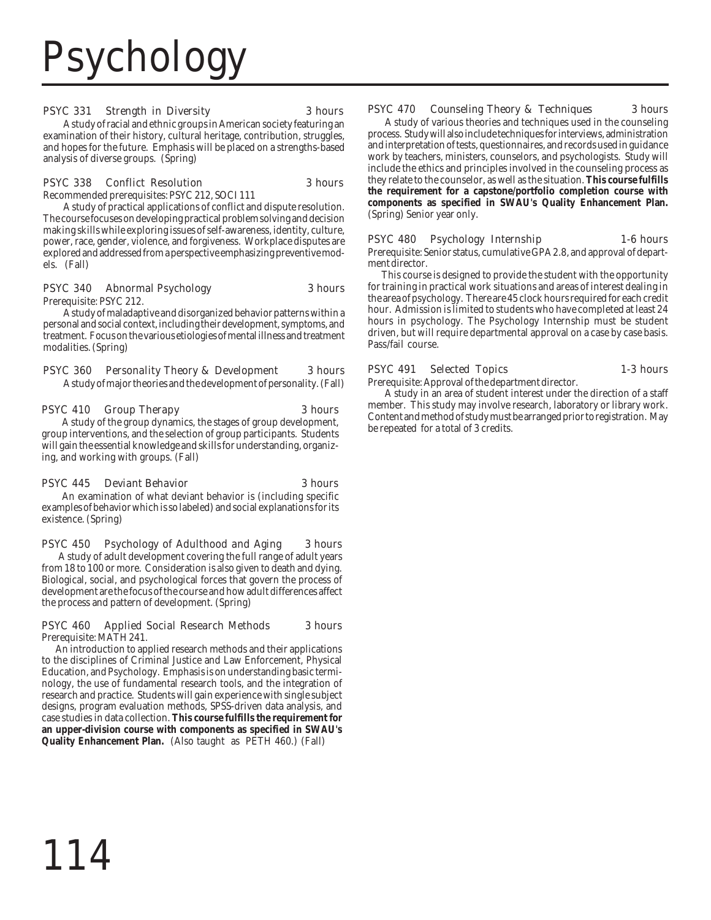# Psychology

**PSYC 331 Strength in Diversity 3 hours**

A study of racial and ethnic groups in American society featuring an examination of their history, cultural heritage, contribution, struggles, and hopes for the future. Emphasis will be placed on a strengths-based analysis of diverse groups. (Spring)

**PSYC 338 Conflict Resolution 3 hours**

Recommended prerequisites: PSYC 212, SOCI 111

A study of practical applications of conflict and dispute resolution. The course focuses on developing practical problem solving and decision making skills while exploring issues of self-awareness, identity, culture, power, race, gender, violence, and forgiveness. Workplace disputes are explored and addressed from a perspective emphasizing preventive models. (Fall)

**PSYC 340 Abnormal Psychology 3 hours**

Prerequisite: PSYC 212.

A study of maladaptive and disorganized behavior patterns within a personal and social context, including their development, symptoms, and treatment. Focus on the various etiologies of mental illness and treatment modalities. (Spring)

**PSYC 360 Personality Theory & Development 3 hours**

A study of major theories and the development of personality. (Fall)

**PSYC 410 Group Therapy 3 hours**

A study of the group dynamics, the stages of group development, group interventions, and the selection of group participants. Students will gain the essential knowledge and skills for understanding, organizing, and working with groups. (Fall)

**PSYC 445 Deviant Behavior 3 hours**

An examination of what deviant behavior is (including specific examples of behavior which is so labeled) and social explanations for its existence. (Spring)

**PSYC 450 Psychology of Adulthood and Aging 3 hours**

A study of adult development covering the full range of adult years from 18 to 100 or more. Consideration is also given to death and dying. Biological, social, and psychological forces that govern the process of development are the focus of the course and how adult differences affect the process and pattern of development. (Spring)

**PSYC 460 Applied Social Research Methods 3 hours**

Prerequisite: MATH 241.

An introduction to applied research methods and their applications to the disciplines of Criminal Justice and Law Enforcement, Physical Education, and Psychology. Emphasis is on understanding basic terminology, the use of fundamental research tools, and the integration of research and practice. Students will gain experience with single subject designs, program evaluation methods, SPSS-driven data analysis, and case studies in data collection. **This course fulfills the requirement for an upper-division course with components as specified in SWAU's Quality Enhancement Plan.** (Also taught as PETH 460.) (Fall)

**PSYC 470 Counseling Theory & Techniques 3 hours**

A study of various theories and techniques used in the counseling process. Study will also include techniques for interviews, administration and interpretation of tests, questionnaires, and records used in guidance work by teachers, ministers, counselors, and psychologists. Study will include the ethics and principles involved in the counseling process as they relate to the counselor, as well as the situation. **This course fulfills the requirement for a capstone/portfolio completion course with components as specified in SWAU's Quality Enhancement Plan.** (Spring) Senior year only.

**PSYC 480 Psychology Internship 1-6 hours**

Prerequisite: Senior status, cumulative GPA 2.8, and approval of department director.

This course is designed to provide the student with the opportunity for training in practical work situations and areas of interest dealing in the area of psychology. There are 45 clock hours required for each credit hour. Admission is limited to students who have completed at least 24 hours in psychology. The Psychology Internship must be student driven, but will require departmental approval on a case by case basis. Pass/fail course.

**PSYC 491 Selected Topics 1-3 hours**

Prerequisite: Approval of the department director.

A study in an area of student interest under the direction of a staff member. This study may involve research, laboratory or library work. Content and method of study must be arranged prior to registration. May be repeated for a total of 3 credits.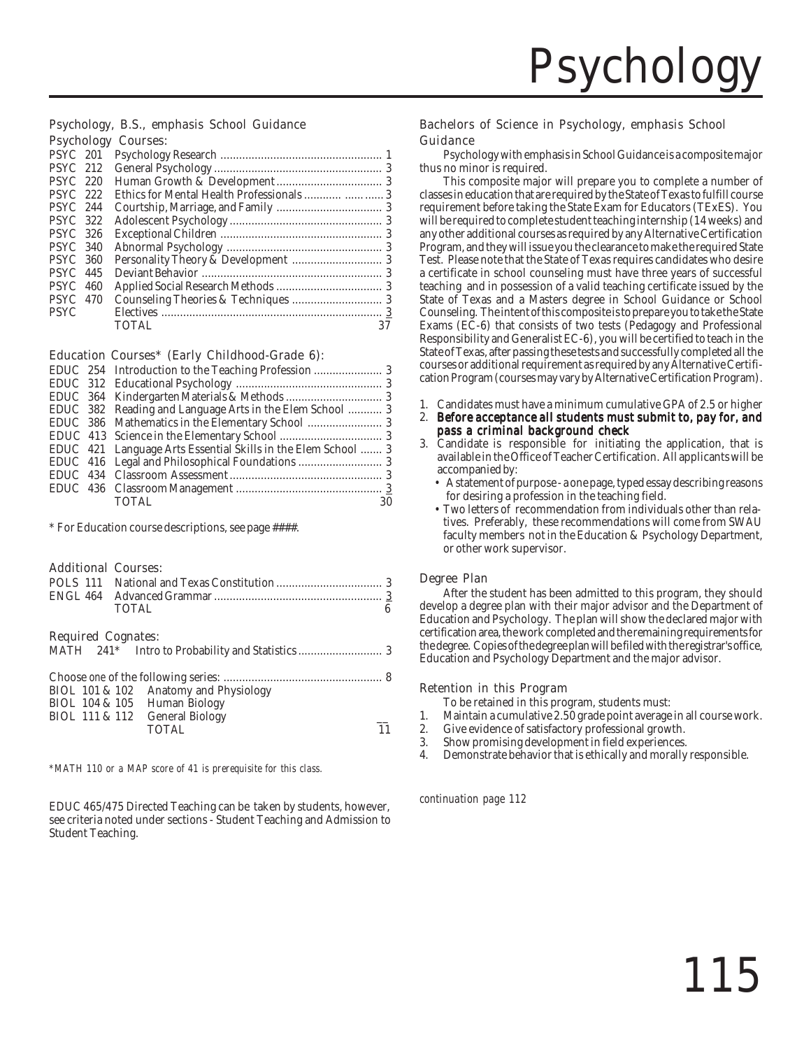# Psychology

## Psychology, B.S., emphasis School Guidance

### Psychology Courses:

| | | | |
|---|---|---|---|
| PSYC | 201 | Psychology Research | 1 |
| PSYC | 212 | General Psychology | 3 |
| PSYC | 220 | Human Growth & Development | 3 |
| PSYC | 222 | Ethics for Mental Health Professionals | 3 |
| PSYC | 244 | Courtship, Marriage, and Family | 3 |
| PSYC | 322 | Adolescent Psychology | 3 |
| PSYC | 326 | Exceptional Children | 3 |
| PSYC | 340 | Abnormal Psychology | 3 |
| PSYC | 360 | Personality Theory & Development | 3 |
| PSYC | 445 | Deviant Behavior | 3 |
| PSYC | 460 | Applied Social Research Methods | 3 |
| PSYC | 470 | Counseling Theories & Techniques | 3 |
| PSYC | | Electives | 3 |
| | | TOTAL | 37 |

### Education Courses* (Early Childhood-Grade 6):

| | | | |
|---|---|---|---|
| EDUC | 254 | Introduction to the Teaching Profession | 3 |
| EDUC | 312 | Educational Psychology | 3 |
| EDUC | 364 | Kindergarten Materials & Methods | 3 |
| EDUC | 382 | Reading and Language Arts in the Elem School | 3 |
| EDUC | 386 | Mathematics in the Elementary School | 3 |
| EDUC | 413 | Science in the Elementary School | 3 |
| EDUC | 421 | Language Arts Essential Skills in the Elem School | 3 |
| EDUC | 416 | Legal and Philosophical Foundations | 3 |
| EDUC | 434 | Classroom Assessment | 3 |
| EDUC | 436 | Classroom Management | 3 |
| | | TOTAL | 30 |

* For Education course descriptions, see page ####.

### Additional Courses:

| | | | |
|---|---|---|---|
| POLS | 111 | National and Texas Constitution | 3 |
| ENGL | 464 | Advanced Grammar | 3 |
| | | TOTAL | 6 |

### Required Cognates:

| | | | |
|---|---|---|---|
| MATH | 241* | Intro to Probability and Statistics | 3 |

Choose *one* of the following series: 8

| | | |
|---|---|---|
| BIOL 101 & 102 | Anatomy and Physiology | |
| BIOL 104 & 105 | Human Biology | |
| BIOL 111 & 112 | General Biology | |
| | TOTAL | 11 |

*\*MATH 110 or a MAP score of 41 is prerequisite for this class.*

EDUC 465/475 Directed Teaching can be taken by students, however, see criteria noted under sections - Student Teaching and Admission to Student Teaching.

## Bachelors of Science in Psychology, emphasis School Guidance

Psychology with emphasis in School Guidance is a composite major thus no minor is required.

This composite major will prepare you to complete a number of classes in education that are required by the State of Texas to fulfill course requirement before taking the State Exam for Educators (TExES). You will be required to complete student teaching internship (14 weeks) and any other additional courses as required by any Alternative Certification Program, and they will issue you the clearance to make the required State Test. Please note that the State of Texas requires candidates who desire a certificate in school counseling must have three years of successful teaching and in possession of a valid teaching certificate issued by the State of Texas and a Masters degree in School Guidance or School Counseling. The intent of this composite is to prepare you to take the State Exams (EC-6) that consists of two tests (Pedagogy and Professional Responsibility and Generalist EC-6), you will be certified to teach in the State of Texas, after passing these tests and successfully completed all the courses or additional requirement as required by any Alternative Certification Program (courses may vary by Alternative Certification Program).

1. Candidates must have a minimum cumulative GPA of 2.5 or higher
2. **Before acceptance all students must submit to, pay for, and pass a criminal background check**
3. Candidate is responsible for initiating the application, that is available in the Office of Teacher Certification. All applicants will be accompanied by:
   - A statement of purpose - a one page, typed essay describing reasons for desiring a profession in the teaching field.
   - Two letters of recommendation from individuals other than relatives. Preferably, these recommendations will come from SWAU faculty members not in the Education & Psychology Department, or other work supervisor.

### Degree Plan

After the student has been admitted to this program, they should develop a degree plan with their major advisor and the Department of Education and Psychology. The plan will show the declared major with certification area, the work completed and the remaining requirements for the degree. Copies of the degree plan will be filed with the registrar's office, Education and Psychology Department and the major advisor.

### Retention in this Program

To be retained in this program, students must:

1. Maintain a cumulative 2.50 grade point average in all course work.
2. Give evidence of satisfactory professional growth.
3. Show promising development in field experiences.
4. Demonstrate behavior that is ethically and morally responsible.

*continuation page 112*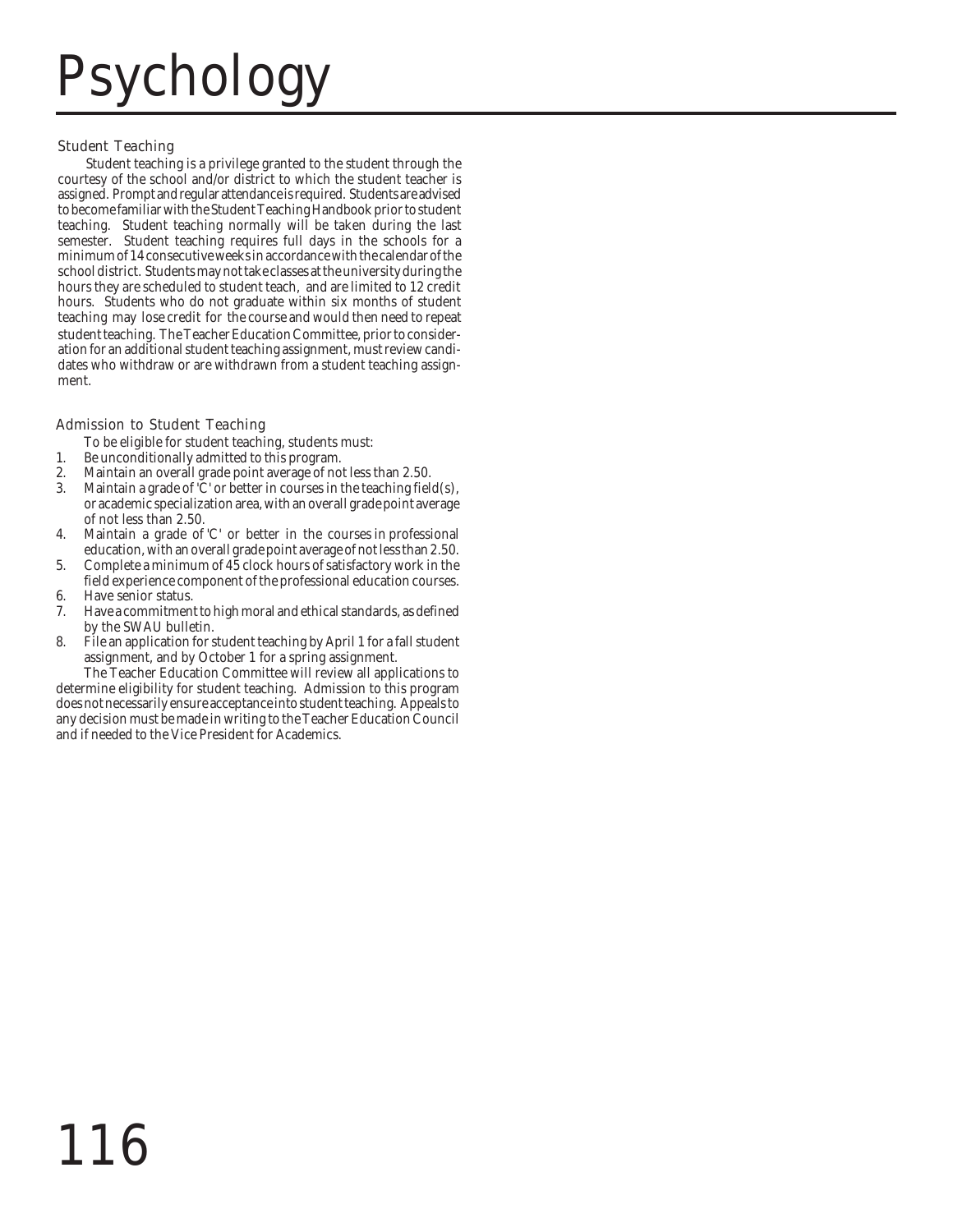# Psychology

### Student Teaching

Student teaching is a privilege granted to the student through the courtesy of the school and/or district to which the student teacher is assigned. Prompt and regular attendance is required. Students are advised to become familiar with the Student Teaching Handbook prior to student teaching. Student teaching normally will be taken during the last semester. Student teaching requires full days in the schools for a minimum of 14 consecutive weeks in accordance with the calendar of the school district. Students may not take classes at the university during the hours they are scheduled to student teach, and are limited to 12 credit hours. Students who do not graduate within six months of student teaching may lose credit for the course and would then need to repeat student teaching. The Teacher Education Committee, prior to consideration for an additional student teaching assignment, must review candidates who withdraw or are withdrawn from a student teaching assignment.

### Admission to Student Teaching

To be eligible for student teaching, students must:

1. Be unconditionally admitted to this program.
2. Maintain an overall grade point average of not less than 2.50.
3. Maintain a grade of 'C' or better in courses in the teaching field(s), or academic specialization area, with an overall grade point average of not less than 2.50.
4. Maintain a grade of 'C' or better in the courses in professional education, with an overall grade point average of not less than 2.50.
5. Complete a minimum of 45 clock hours of satisfactory work in the field experience component of the professional education courses.
6. Have senior status.
7. Have a commitment to high moral and ethical standards, as defined by the SWAU bulletin.
8. File an application for student teaching by April 1 for a fall student assignment, and by October 1 for a spring assignment.

The Teacher Education Committee will review all applications to determine eligibility for student teaching. Admission to this program does not necessarily ensure acceptance into student teaching. Appeals to any decision must be made in writing to the Teacher Education Council and if needed to the Vice President for Academics.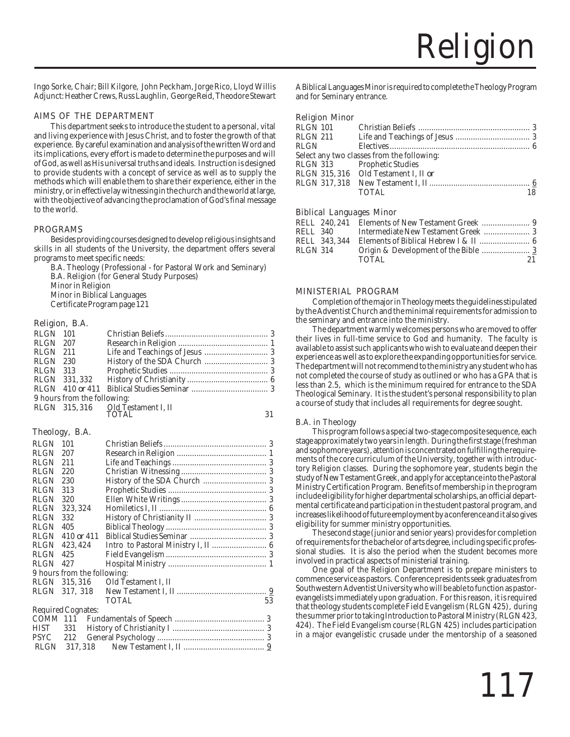# Religion

Ingo Sorke, Chair; Bill Kilgore, John Peckham, Jorge Rico, Lloyd Willis
Adjunct: Heather Crews, Russ Laughlin, George Reid, Theodore Stewart

## AIMS OF THE DEPARTMENT

This department seeks to introduce the student to a personal, vital and living experience with Jesus Christ, and to foster the growth of that experience. By careful examination and analysis of the written Word and its implications, every effort is made to determine the purposes and will of God, as well as His universal truths and ideals. Instruction is designed to provide students with a concept of service as well as to supply the methods which will enable them to share their experience, either in the ministry, or in effective lay witnessing in the church and the world at large, with the objective of advancing the proclamation of God's final message to the world.

## PROGRAMS

Besides providing courses designed to develop religious insights and skills in all students of the University, the department offers several programs to meet specific needs:

- B.A. Theology (Professional - for Pastoral Work and Seminary)
- B.A. Religion (for General Study Purposes)
- Minor in Religion
- Minor in Biblical Languages
- Certificate Program page 121

### Religion, B.A.

| | | |
|---|---|---|
| RLGN 101 | Christian Beliefs | 3 |
| RLGN 207 | Research in Religion | 1 |
| RLGN 211 | Life and Teachings of Jesus | 3 |
| RLGN 230 | History of the SDA Church | 3 |
| RLGN 313 | Prophetic Studies | 3 |
| RLGN 331, 332 | History of Christianity | 6 |
| RLGN 410 *or* 411 | Biblical Studies Seminar | 3 |
| 9 hours from the following: | | |
| RLGN 315, 316 | Old Testament I, II | |
| | TOTAL | 31 |

### Theology, B.A.

| | | |
|---|---|---|
| RLGN 101 | Christian Beliefs | 3 |
| RLGN 207 | Research in Religion | 1 |
| RLGN 211 | Life and Teachings | 3 |
| RLGN 220 | Christian Witnessing | 3 |
| RLGN 230 | History of the SDA Church | 3 |
| RLGN 313 | Prophetic Studies | 3 |
| RLGN 320 | Ellen White Writings | 3 |
| RLGN 323, 324 | Homiletics I, II | 6 |
| RLGN 332 | History of Christianity II | 3 |
| RLGN 405 | Biblical Theology | 3 |
| RLGN 410 *or* 411 | Biblical Studies Seminar | 3 |
| RLGN 423, 424 | Intro to Pastoral Ministry I, II | 6 |
| RLGN 425 | Field Evangelism | 3 |
| RLGN 427 | Hospital Ministry | 1 |
| 9 hours from the following: | | |
| RLGN 315, 316 | Old Testament I, II | |
| RLGN 317, 318 | New Testament I, II | 9 |
| | TOTAL | 53 |

Required Cognates:

| | | |
|---|---|---|
| COMM 111 | Fundamentals of Speech | 3 |
| HIST 331 | History of Christianity I | 3 |
| PSYC 212 | General Psychology | 3 |
| RLGN 317, 318 | New Testament I, II | 9 |

A Biblical Languages Minor is required to complete the Theology Program and for Seminary entrance.

### Religion Minor

| | | |
|---|---|---|
| RLGN 101 | Christian Beliefs | 3 |
| RLGN 211 | Life and Teachings of Jesus | 3 |
| RLGN | Electives | 6 |
| Select any two classes from the following: | | |
| RLGN 313 | Prophetic Studies | |
| RLGN 315, 316 | Old Testament I, II *or* | |
| RLGN 317, 318 | New Testament I, II | 6 |
| | TOTAL | 18 |

### Biblical Languages Minor

| | | |
|---|---|---|
| RELL 240, 241 | Elements of New Testament Greek | 9 |
| RELL 340 | Intermediate New Testament Greek | 3 |
| RELL 343, 344 | Elements of Biblical Hebrew I & II | 6 |
| RLGN 314 | Origin & Development of the Bible | 3 |
| | TOTAL | 21 |

## MINISTERIAL PROGRAM

Completion of the major in Theology meets the guidelines stipulated by the Adventist Church and the minimal requirements for admission to the seminary and entrance into the ministry.

The department warmly welcomes persons who are moved to offer their lives in full-time service to God and humanity. The faculty is available to assist such applicants who wish to evaluate and deepen their experience as well as to explore the expanding opportunities for service. The department will not recommend to the ministry any student who has not completed the course of study as outlined or who has a GPA that is less than 2.5, which is the minimum required for entrance to the SDA Theological Seminary. It is the student's personal responsibility to plan a course of study that includes all requirements for degree sought.

### B.A. in Theology

This program follows a special two-stage composite sequence, each stage approximately two years in length. During the first stage (freshman and sophomore years), attention is concentrated on fulfilling the requirements of the core curriculum of the University, together with introductory Religion classes. During the sophomore year, students begin the study of New Testament Greek, and apply for acceptance into the Pastoral Ministry Certification Program. Benefits of membership in the program include eligibility for higher departmental scholarships, an official departmental certificate and participation in the student pastoral program, and increases likelihood of future employment by a conference and it also gives eligibility for summer ministry opportunities.

The second stage (junior and senior years) provides for completion of requirements for the bachelor of arts degree, including specific professional studies. It is also the period when the student becomes more involved in practical aspects of ministerial training.

One goal of the Religion Department is to prepare ministers to commence service as pastors. Conference presidents seek graduates from Southwestern Adventist University who will be able to function as pastor-evangelists immediately upon graduation. For this reason, it is required that theology students complete Field Evangelism (RLGN 425), during the summer prior to taking Introduction to Pastoral Ministry (RLGN 423, 424). The Field Evangelism course (RLGN 425) includes participation in a major evangelistic crusade under the mentorship of a seasoned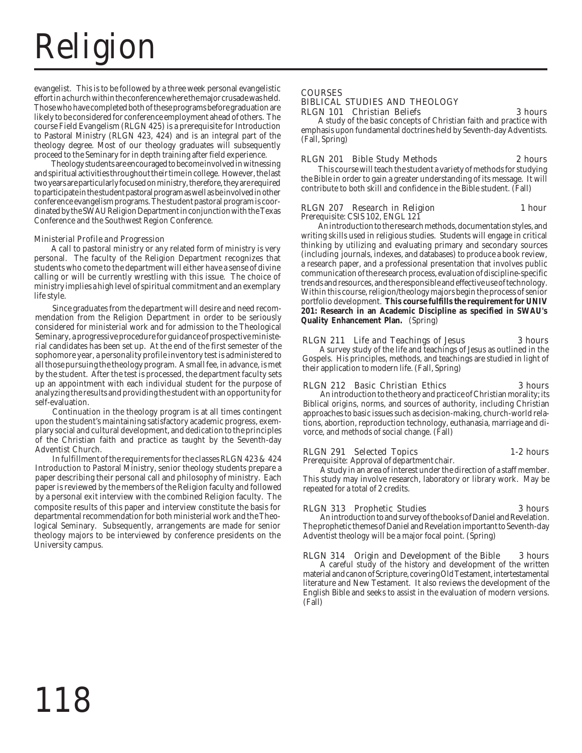# Religion

evangelist. This is to be followed by a three week personal evangelistic effort in a church within the conference where the major crusade was held. Those who have completed both of these programs before graduation are likely to be considered for conference employment ahead of others. The course Field Evangelism (RLGN 425) is a prerequisite for Introduction to Pastoral Ministry (RLGN 423, 424) and is an integral part of the theology degree. Most of our theology graduates will subsequently proceed to the Seminary for in depth training after field experience.

Theology students are encouraged to become involved in witnessing and spiritual activities throughout their time in college. However, the last two years are particularly focused on ministry, therefore, they are required to participate in the student pastoral program as well as be involved in other conference evangelism programs. The student pastoral program is coordinated by the SWAU Religion Department in conjunction with the Texas Conference and the Southwest Region Conference.

### Ministerial Profile and Progression

A call to pastoral ministry or any related form of ministry is very personal. The faculty of the Religion Department recognizes that students who come to the department will either have a sense of divine calling or will be currently wrestling with this issue. The choice of ministry implies a high level of spiritual commitment and an exemplary life style.

Since graduates from the department will desire and need recommendation from the Religion Department in order to be seriously considered for ministerial work and for admission to the Theological Seminary, a progressive procedure for guidance of prospective ministerial candidates has been set up. At the end of the first semester of the sophomore year, a personality profile inventory test is administered to all those pursuing the theology program. A small fee, in advance, is met by the student. After the test is processed, the department faculty sets up an appointment with each individual student for the purpose of analyzing the results and providing the student with an opportunity for self-evaluation.

Continuation in the theology program is at all times contingent upon the student's maintaining satisfactory academic progress, exemplary social and cultural development, and dedication to the principles of the Christian faith and practice as taught by the Seventh-day Adventist Church.

In fulfillment of the requirements for the classes RLGN 423 & 424 Introduction to Pastoral Ministry, senior theology students prepare a paper describing their personal call and philosophy of ministry. Each paper is reviewed by the members of the Religion faculty and followed by a personal exit interview with the combined Religion faculty. The composite results of this paper and interview constitute the basis for departmental recommendation for both ministerial work and the Theological Seminary. Subsequently, arrangements are made for senior theology majors to be interviewed by conference presidents on the University campus.

## COURSES

### BIBLICAL STUDIES AND THEOLOGY

**RLGN 101 Christian Beliefs** — 3 hours

A study of the basic concepts of Christian faith and practice with emphasis upon fundamental doctrines held by Seventh-day Adventists. (Fall, Spring)

**RLGN 201 Bible Study Methods** — 2 hours

This course will teach the student a variety of methods for studying the Bible in order to gain a greater understanding of its message. It will contribute to both skill and confidence in the Bible student. (Fall)

**RLGN 207 Research in Religion** — 1 hour

Prerequisite: CSIS 102, ENGL 121

An introduction to the research methods, documentation styles, and writing skills used in religious studies. Students will engage in critical thinking by utilizing and evaluating primary and secondary sources (including journals, indexes, and databases) to produce a book review, a research paper, and a professional presentation that involves public communication of the research process, evaluation of discipline-specific trends and resources, and the responsible and effective use of technology. Within this course, religion/theology majors begin the process of senior portfolio development. **This course fulfills the requirement for UNIV 201: Research in an Academic Discipline as specified in SWAU's Quality Enhancement Plan.** (Spring)

**RLGN 211 Life and Teachings of Jesus** — 3 hours

A survey study of the life and teachings of Jesus as outlined in the Gospels. His principles, methods, and teachings are studied in light of their application to modern life. (Fall, Spring)

**RLGN 212 Basic Christian Ethics** — 3 hours

An introduction to the theory and practice of Christian morality; its Biblical origins, norms, and sources of authority, including Christian approaches to basic issues such as decision-making, church-world relations, abortion, reproduction technology, euthanasia, marriage and divorce, and methods of social change. (Fall)

**RLGN 291 Selected Topics** — 1-2 hours

Prerequisite: Approval of department chair.

A study in an area of interest under the direction of a staff member. This study may involve research, laboratory or library work. May be repeated for a total of 2 credits.

**RLGN 313 Prophetic Studies** — 3 hours

An introduction to and survey of the books of Daniel and Revelation. The prophetic themes of Daniel and Revelation important to Seventh-day Adventist theology will be a major focal point. (Spring)

**RLGN 314 Origin and Development of the Bible** — 3 hours

A careful study of the history and development of the written material and canon of Scripture, covering Old Testament, intertestamental literature and New Testament. It also reviews the development of the English Bible and seeks to assist in the evaluation of modern versions. (Fall)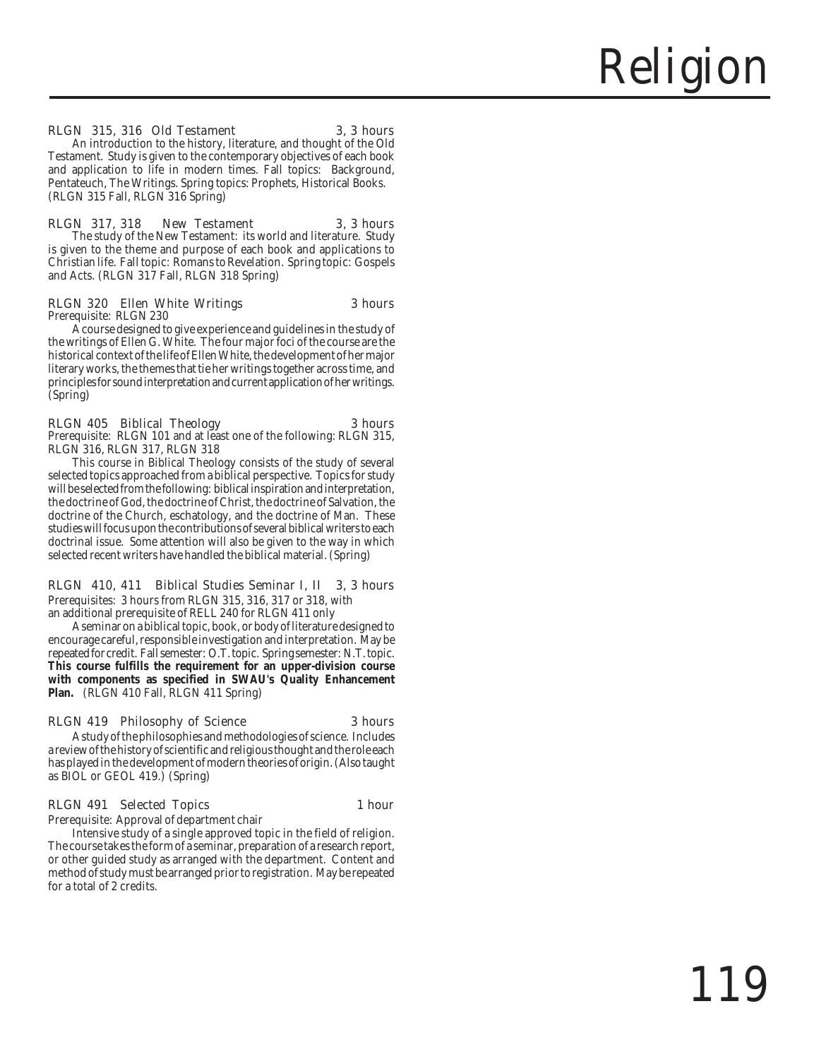# Religion

RLGN 315, 316 Old Testament 3, 3 hours

An introduction to the history, literature, and thought of the Old Testament. Study is given to the contemporary objectives of each book and application to life in modern times. Fall topics: Background, Pentateuch, The Writings. Spring topics: Prophets, Historical Books. (RLGN 315 Fall, RLGN 316 Spring)

RLGN 317, 318 New Testament 3, 3 hours

The study of the New Testament: its world and literature. Study is given to the theme and purpose of each book and applications to Christian life. Fall topic: Romans to Revelation. Spring topic: Gospels and Acts. (RLGN 317 Fall, RLGN 318 Spring)

RLGN 320 Ellen White Writings 3 hours

Prerequisite: RLGN 230

A course designed to give experience and guidelines in the study of the writings of Ellen G. White. The four major foci of the course are the historical context of the life of Ellen White, the development of her major literary works, the themes that tie her writings together across time, and principles for sound interpretation and current application of her writings. (Spring)

RLGN 405 Biblical Theology 3 hours

Prerequisite: RLGN 101 and at least one of the following: RLGN 315, RLGN 316, RLGN 317, RLGN 318

This course in Biblical Theology consists of the study of several selected topics approached from a biblical perspective. Topics for study will be selected from the following: biblical inspiration and interpretation, the doctrine of God, the doctrine of Christ, the doctrine of Salvation, the doctrine of the Church, eschatology, and the doctrine of Man. These studies will focus upon the contributions of several biblical writers to each doctrinal issue. Some attention will also be given to the way in which selected recent writers have handled the biblical material. (Spring)

RLGN 410, 411 Biblical Studies Seminar I, II 3, 3 hours

Prerequisites: 3 hours from RLGN 315, 316, 317 or 318, with an additional prerequisite of RELL 240 for RLGN 411 only

A seminar on a biblical topic, book, or body of literature designed to encourage careful, responsible investigation and interpretation. May be repeated for credit. Fall semester: O.T. topic. Spring semester: N.T. topic. **This course fulfills the requirement for an upper-division course with components as specified in SWAU's Quality Enhancement Plan.** (RLGN 410 Fall, RLGN 411 Spring)

RLGN 419 Philosophy of Science 3 hours

A study of the philosophies and methodologies of science. Includes a review of the history of scientific and religious thought and the role each has played in the development of modern theories of origin. (Also taught as BIOL or GEOL 419.) (Spring)

RLGN 491 Selected Topics 1 hour

Prerequisite: Approval of department chair

Intensive study of a single approved topic in the field of religion. The course takes the form of a seminar, preparation of a research report, or other guided study as arranged with the department. Content and method of study must be arranged prior to registration. May be repeated for a total of 2 credits.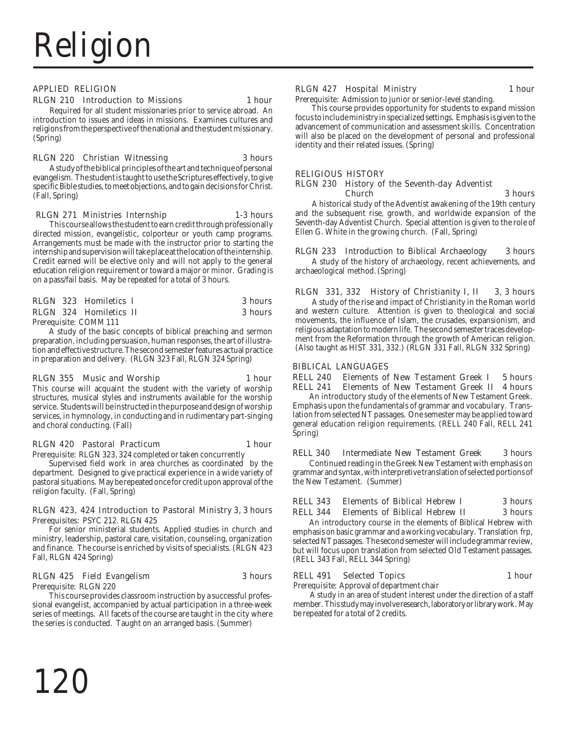# Religion

## APPLIED RELIGION

**RLGN 210 Introduction to Missions** — 1 hour

Required for all student missionaries prior to service abroad. An introduction to issues and ideas in missions. Examines cultures and religions from the perspective of the national and the student missionary. (Spring)

**RLGN 220 Christian Witnessing** — 3 hours

A study of the biblical principles of the art and technique of personal evangelism. The student is taught to use the Scriptures effectively, to give specific Bible studies, to meet objections, and to gain decisions for Christ. (Fall, Spring)

**RLGN 271 Ministries Internship** — 1-3 hours

This course allows the student to earn credit through professionally directed mission, evangelistic, colporteur or youth camp programs. Arrangements must be made with the instructor prior to starting the internship and supervision will take place at the location of the internship. Credit earned will be elective only and will not apply to the general education religion requirement or toward a major or minor. Grading is on a pass/fail basis. May be repeated for a total of 3 hours.

**RLGN 323 Homiletics I** — 3 hours
**RLGN 324 Homiletics II** — 3 hours

Prerequisite: COMM 111

A study of the basic concepts of biblical preaching and sermon preparation, including persuasion, human responses, the art of illustration and effective structure. The second semester features actual practice in preparation and delivery. (RLGN 323 Fall, RLGN 324 Spring)

**RLGN 355 Music and Worship** — 1 hour

This course will acquaint the student with the variety of worship structures, musical styles and instruments available for the worship service. Students will be instructed in the purpose and design of worship services, in hymnology, in conducting and in rudimentary part-singing and choral conducting. (Fall)

**RLGN 420 Pastoral Practicum** — 1 hour

Prerequisite: RLGN 323, 324 completed or taken concurrently

Supervised field work in area churches as coordinated by the department. Designed to give practical experience in a wide variety of pastoral situations. May be repeated once for credit upon approval of the religion faculty. (Fall, Spring)

**RLGN 423, 424 Introduction to Pastoral Ministry** — 3, 3 hours

Prerequisites: PSYC 212. RLGN 425

For senior ministerial students. Applied studies in church and ministry, leadership, pastoral care, visitation, counseling, organization and finance. The course is enriched by visits of specialists. (RLGN 423 Fall, RLGN 424 Spring)

**RLGN 425 Field Evangelism** — 3 hours

Prerequisite: RLGN 220

This course provides classroom instruction by a successful professional evangelist, accompanied by actual participation in a three-week series of meetings. All facets of the course are taught in the city where the series is conducted. Taught on an arranged basis. (Summer)

**RLGN 427 Hospital Ministry** — 1 hour

Prerequisite: Admission to junior or senior-level standing.

This course provides opportunity for students to expand mission focus to include ministry in specialized settings. Emphasis is given to the advancement of communication and assessment skills. Concentration will also be placed on the development of personal and professional identity and their related issues. (Spring)

## RELIGIOUS HISTORY

**RLGN 230 History of the Seventh-day Adventist Church** — 3 hours

A historical study of the Adventist awakening of the 19th century and the subsequent rise, growth, and worldwide expansion of the Seventh-day Adventist Church. Special attention is given to the role of Ellen G. White in the growing church. (Fall, Spring)

**RLGN 233 Introduction to Biblical Archaeology** — 3 hours

A study of the history of archaeology, recent achievements, and archaeological method. (Spring)

**RLGN 331, 332 History of Christianity I, II** — 3, 3 hours

A study of the rise and impact of Christianity in the Roman world and western culture. Attention is given to theological and social movements, the influence of Islam, the crusades, expansionism, and religious adaptation to modern life. The second semester traces development from the Reformation through the growth of American religion. (Also taught as HIST 331, 332.) (RLGN 331 Fall, RLGN 332 Spring)

## BIBLICAL LANGUAGES

**RELL 240 Elements of New Testament Greek I** — 5 hours
**RELL 241 Elements of New Testament Greek II** — 4 hours

An introductory study of the elements of New Testament Greek. Emphasis upon the fundamentals of grammar and vocabulary. Translation from selected NT passages. One semester may be applied toward general education religion requirements. (RELL 240 Fall, RELL 241 Spring)

**RELL 340 Intermediate New Testament Greek** — 3 hours

Continued reading in the Greek New Testament with emphasis on grammar and syntax, with interpretive translation of selected portions of the New Testament. (Summer)

**RELL 343 Elements of Biblical Hebrew I** — 3 hours
**RELL 344 Elements of Biblical Hebrew II** — 3 hours

An introductory course in the elements of Biblical Hebrew with emphasis on basic grammar and a working vocabulary. Translation frp, selected NT passages. The second semester will include grammar review, but will focus upon translation from selected Old Testament passages. (RELL 343 Fall, RELL 344 Spring)

**RELL 491 Selected Topics** — 1 hour

Prerequisite: Approval of department chair

A study in an area of student interest under the direction of a staff member. This study may involve research, laboratory or library work. May be repeated for a total of 2 credits.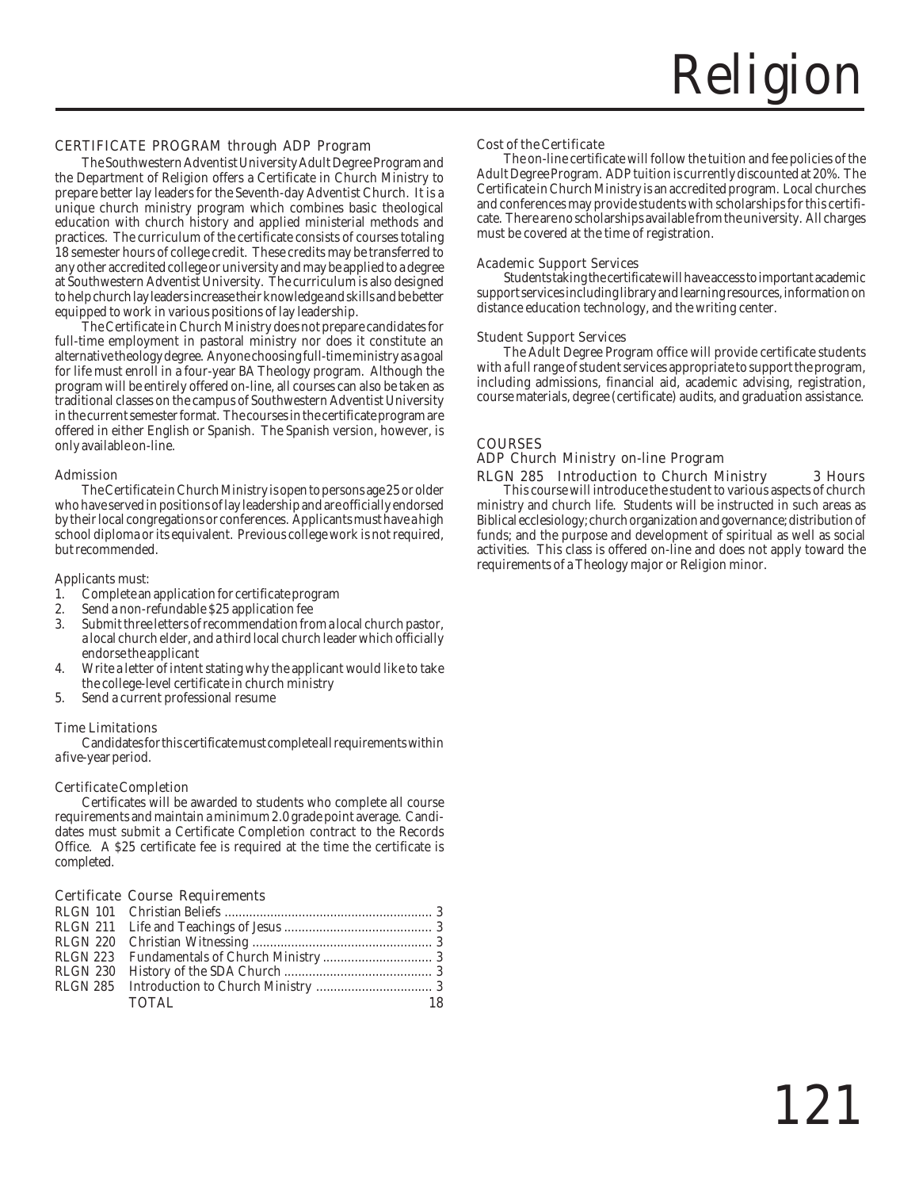# Religion

## CERTIFICATE PROGRAM through ADP Program

The Southwestern Adventist University Adult Degree Program and the Department of Religion offers a Certificate in Church Ministry to prepare better lay leaders for the Seventh-day Adventist Church. It is a unique church ministry program which combines basic theological education with church history and applied ministerial methods and practices. The curriculum of the certificate consists of courses totaling 18 semester hours of college credit. These credits may be transferred to any other accredited college or university and may be applied to a degree at Southwestern Adventist University. The curriculum is also designed to help church lay leaders increase their knowledge and skills and be better equipped to work in various positions of lay leadership.

The Certificate in Church Ministry does not prepare candidates for full-time employment in pastoral ministry nor does it constitute an alternative theology degree. Anyone choosing full-time ministry as a goal for life must enroll in a four-year BA Theology program. Although the program will be entirely offered on-line, all courses can also be taken as traditional classes on the campus of Southwestern Adventist University in the current semester format. The courses in the certificate program are offered in either English or Spanish. The Spanish version, however, is only available on-line.

### Admission

The Certificate in Church Ministry is open to persons age 25 or older who have served in positions of lay leadership and are officially endorsed by their local congregations or conferences. Applicants must have a high school diploma or its equivalent. Previous college work is not required, but recommended.

Applicants must:

1. Complete an application for certificate program
2. Send a non-refundable $25 application fee
3. Submit three letters of recommendation from a local church pastor, a local church elder, and a third local church leader which officially endorse the applicant
4. Write a letter of intent stating why the applicant would like to take the college-level certificate in church ministry
5. Send a current professional resume

### Time Limitations

Candidates for this certificate must complete all requirements within a five-year period.

### Certificate Completion

Certificates will be awarded to students who complete all course requirements and maintain a minimum 2.0 grade point average. Candidates must submit a Certificate Completion contract to the Records Office. A $25 certificate fee is required at the time the certificate is completed.

### Certificate Course Requirements

| | | |
|---|---|---|
| RLGN 101 | Christian Beliefs | 3 |
| RLGN 211 | Life and Teachings of Jesus | 3 |
| RLGN 220 | Christian Witnessing | 3 |
| RLGN 223 | Fundamentals of Church Ministry | 3 |
| RLGN 230 | History of the SDA Church | 3 |
| RLGN 285 | Introduction to Church Ministry | 3 |
| | TOTAL | 18 |

### Cost of the Certificate

The on-line certificate will follow the tuition and fee policies of the Adult Degree Program. ADP tuition is currently discounted at 20%. The Certificate in Church Ministry is an accredited program. Local churches and conferences may provide students with scholarships for this certificate. There are no scholarships available from the university. All charges must be covered at the time of registration.

### Academic Support Services

Students taking the certificate will have access to important academic support services including library and learning resources, information on distance education technology, and the writing center.

### Student Support Services

The Adult Degree Program office will provide certificate students with a full range of student services appropriate to support the program, including admissions, financial aid, academic advising, registration, course materials, degree (certificate) audits, and graduation assistance.

## COURSES

### ADP Church Ministry on-line Program

**RLGN 285 Introduction to Church Ministry — 3 Hours**

This course will introduce the student to various aspects of church ministry and church life. Students will be instructed in such areas as Biblical ecclesiology; church organization and governance; distribution of funds; and the purpose and development of spiritual as well as social activities. This class is offered on-line and does not apply toward the requirements of a Theology major or Religion minor.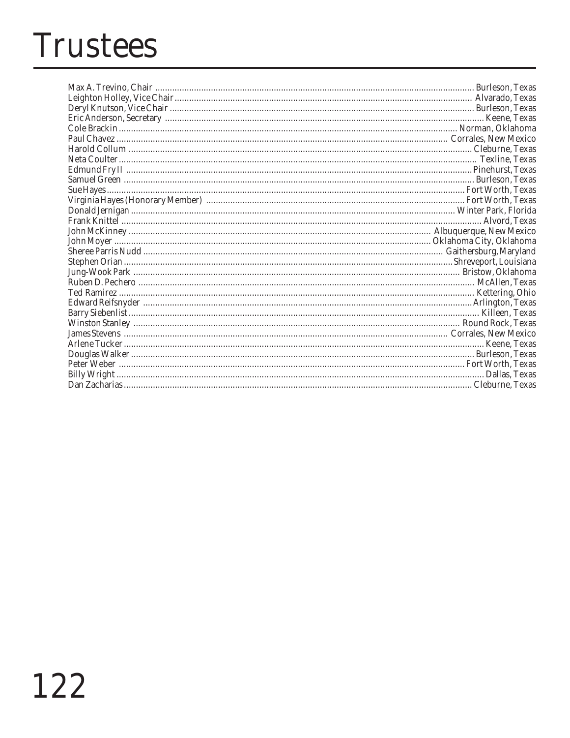# Trustees

| Name | Location |
|---|---|
| Max A. Trevino, Chair | Burleson, Texas |
| Leighton Holley, Vice Chair | Alvarado, Texas |
| Deryl Knutson, Vice Chair | Burleson, Texas |
| Eric Anderson, Secretary | Keene, Texas |
| Cole Brackin | Norman, Oklahoma |
| Paul Chavez | Corrales, New Mexico |
| Harold Collum | Cleburne, Texas |
| Neta Coulter | Texline, Texas |
| Edmund Fry II | Pinehurst, Texas |
| Samuel Green | Burleson, Texas |
| Sue Hayes | Fort Worth, Texas |
| Virginia Hayes (Honorary Member) | Fort Worth, Texas |
| Donald Jernigan | Winter Park, Florida |
| Frank Knittel | Alvord, Texas |
| John McKinney | Albuquerque, New Mexico |
| John Moyer | Oklahoma City, Oklahoma |
| Sheree Parris Nudd | Gaithersburg, Maryland |
| Stephen Orian | Shreveport, Louisiana |
| Jung-Wook Park | Bristow, Oklahoma |
| Ruben D. Pechero | McAllen, Texas |
| Ted Ramirez | Kettering, Ohio |
| Edward Reifsnyder | Arlington, Texas |
| Barry Siebenlist | Killeen, Texas |
| Winston Stanley | Round Rock, Texas |
| James Stevens | Corrales, New Mexico |
| Arlene Tucker | Keene, Texas |
| Douglas Walker | Burleson, Texas |
| Peter Weber | Fort Worth, Texas |
| Billy Wright | Dallas, Texas |
| Dan Zacharias | Cleburne, Texas |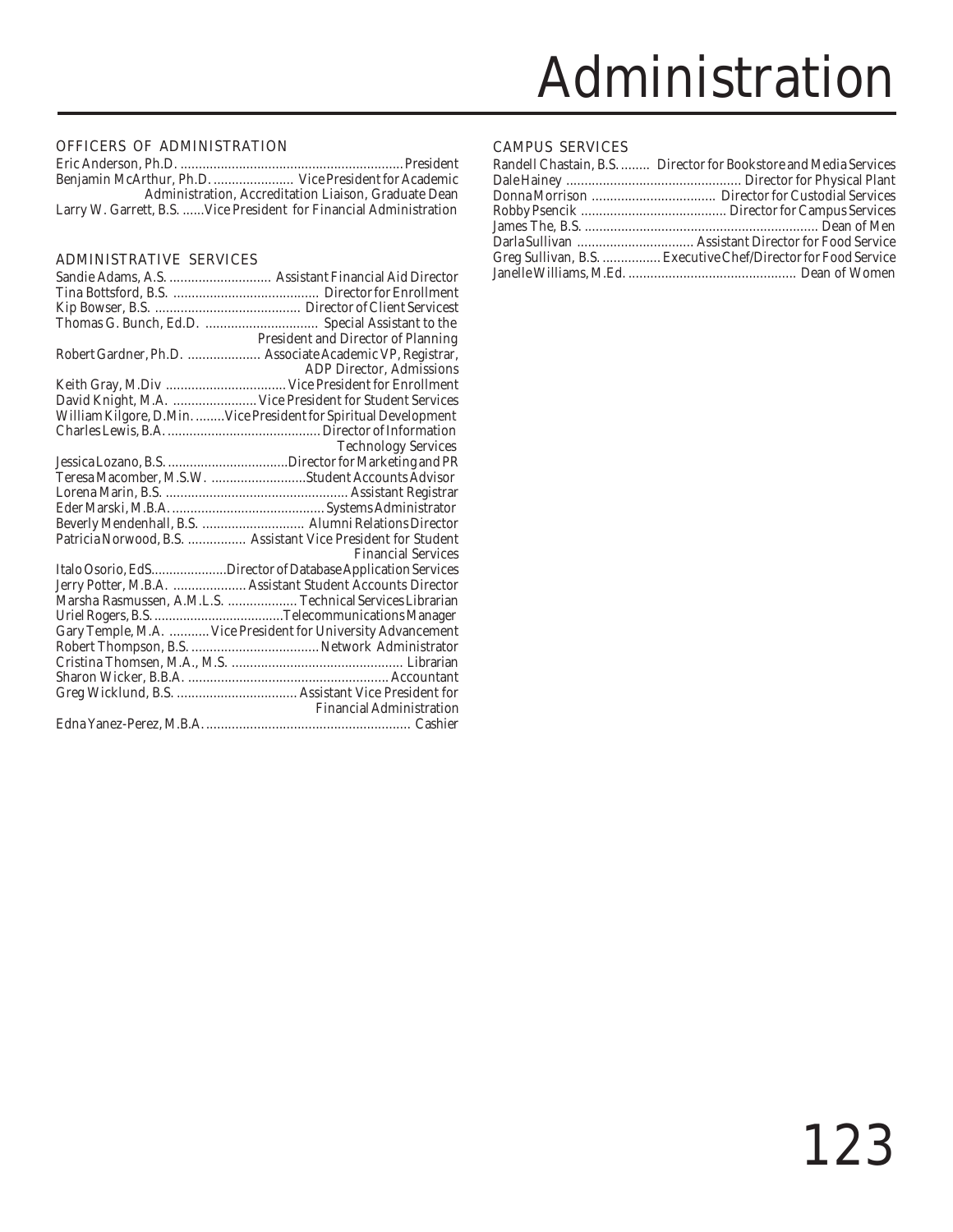# Administration

## OFFICERS OF ADMINISTRATION

Eric Anderson, Ph.D. ............................................................ President
Benjamin McArthur, Ph.D. ...................... Vice President for Academic Administration, Accreditation Liaison, Graduate Dean
Larry W. Garrett, B.S. ......Vice President for Financial Administration

## ADMINISTRATIVE SERVICES

Sandie Adams, A.S. ............................ Assistant Financial Aid Director
Tina Bottsford, B.S. ........................................ Director for Enrollment
Kip Bowser, B.S. ........................................ Director of Client Servicest
Thomas G. Bunch, Ed.D. ............................... Special Assistant to the President and Director of Planning
Robert Gardner, Ph.D. .................... Associate Academic VP, Registrar, ADP Director, Admissions
Keith Gray, M.Div ................................. Vice President for Enrollment
David Knight, M.A. ....................... Vice President for Student Services
William Kilgore, D.Min. ........Vice President for Spiritual Development
Charles Lewis, B.A. .......................................... Director of Information Technology Services
Jessica Lozano, B.S. .................................Director for Marketing and PR
Teresa Macomber, M.S.W. ..........................Student Accounts Advisor
Lorena Marin, B.S. ................................................. Assistant Registrar
Eder Marski, M.B.A. .......................................... Systems Administrator
Beverly Mendenhall, B.S. ............................ Alumni Relations Director
Patricia Norwood, B.S. ................ Assistant Vice President for Student Financial Services
Italo Osorio, EdS.....................Director of Database Application Services
Jerry Potter, M.B.A. .................... Assistant Student Accounts Director
Marsha Rasmussen, A.M.L.S. ................... Technical Services Librarian
Uriel Rogers, B.S. ...................................Telecommunications Manager
Gary Temple, M.A. ........... Vice President for University Advancement
Robert Thompson, B.S. ................................... Network Administrator
Cristina Thomsen, M.A., M.S. ............................................... Librarian
Sharon Wicker, B.B.A. ...................................................... Accountant
Greg Wicklund, B.S. ................................. Assistant Vice President for Financial Administration
Edna Yanez-Perez, M.B.A. ........................................................ Cashier

## CAMPUS SERVICES

Randell Chastain, B.S. ........ Director for Bookstore and Media Services
Dale Hainey ................................................ Director for Physical Plant
Donna Morrison .................................. Director for Custodial Services
Robby Psencik ........................................ Director for Campus Services
James The, B.S. ................................................................ Dean of Men
Darla Sullivan ................................ Assistant Director for Food Service
Greg Sullivan, B.S. ................ Executive Chef/Director for Food Service
Janelle Williams, M.Ed. .............................................. Dean of Women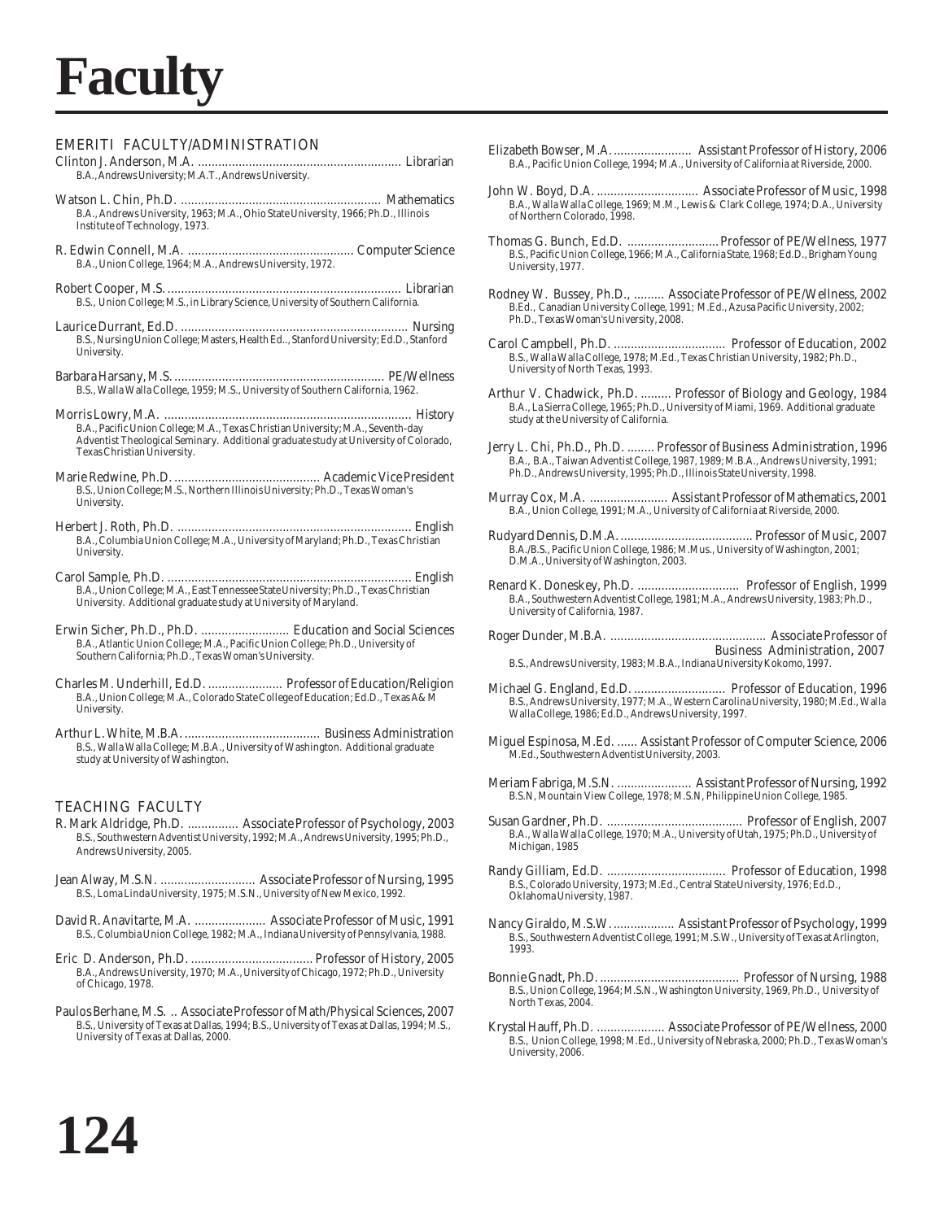# Faculty

## EMERITI FACULTY/ADMINISTRATION

Clinton J. Anderson, M.A. ............................................................ Librarian
B.A., Andrews University; M.A.T., Andrews University.

Watson L. Chin, Ph.D. ........................................................... Mathematics
B.A., Andrews University, 1963; M.A., Ohio State University, 1966; Ph.D., Illinois Institute of Technology, 1973.

R. Edwin Connell, M.A. ................................................. Computer Science
B.A., Union College, 1964; M.A., Andrews University, 1972.

Robert Cooper, M.S. ..................................................................... Librarian
B.S., Union College; M.S., in Library Science, University of Southern California.

Laurice Durrant, Ed.D. ................................................................... Nursing
B.S., Nursing Union College; Masters, Health Ed.., Stanford University; Ed.D., Stanford University.

Barbara Harsany, M.S. ............................................................. PE/Wellness
B.S., Walla Walla College, 1959; M.S., University of Southern California, 1962.

Morris Lowry, M.A. ........................................................................ History
B.A., Pacific Union College; M.A., Texas Christian University; M.A., Seventh-day Adventist Theological Seminary. Additional graduate study at University of Colorado, Texas Christian University.

Marie Redwine, Ph.D. ........................................... Academic Vice President
B.S., Union College; M.S., Northern Illinois University; Ph.D., Texas Woman's University.

Herbert J. Roth, Ph.D. ..................................................................... English
B.A., Columbia Union College; M.A., University of Maryland; Ph.D., Texas Christian University.

Carol Sample, Ph.D. ........................................................................ English
B.A., Union College; M.A., East Tennessee State University; Ph.D., Texas Christian University. Additional graduate study at University of Maryland.

Erwin Sicher, Ph.D., Ph.D. .......................... Education and Social Sciences
B.A., Atlantic Union College; M.A., Pacific Union College; Ph.D., University of Southern California; Ph.D., Texas Woman's University.

Charles M. Underhill, Ed.D. ...................... Professor of Education/Religion
B.A., Union College; M.A., Colorado State College of Education; Ed.D., Texas A&M University.

Arthur L. White, M.B.A. ........................................ Business Administration
B.S., Walla Walla College; M.B.A., University of Washington. Additional graduate study at University of Washington.

## TEACHING FACULTY

R. Mark Aldridge, Ph.D. ............... Associate Professor of Psychology, 2003
B.S., Southwestern Adventist University, 1992; M.A., Andrews University, 1995; Ph.D., Andrews University, 2005.

Jean Alway, M.S.N. ............................ Associate Professor of Nursing, 1995
B.S., Loma Linda University, 1975; M.S.N., University of New Mexico, 1992.

David R. Anavitarte, M.A. ..................... Associate Professor of Music, 1991
B.S., Columbia Union College, 1982; M.A., Indiana University of Pennsylvania, 1988.

Eric D. Anderson, Ph.D. .................................... Professor of History, 2005
B.A., Andrews University, 1970; M.A., University of Chicago, 1972; Ph.D., University of Chicago, 1978.

Paulos Berhane, M.S. .. Associate Professor of Math/Physical Sciences, 2007
B.S., University of Texas at Dallas, 1994; B.S., University of Texas at Dallas, 1994; M.S., University of Texas at Dallas, 2000.

Elizabeth Bowser, M.A. ....................... Assistant Professor of History, 2006
B.A., Pacific Union College, 1994; M.A., University of California at Riverside, 2000.

John W. Boyd, D.A. .............................. Associate Professor of Music, 1998
B.A., Walla Walla College, 1969; M.M., Lewis & Clark College, 1974; D.A., University of Northern Colorado, 1998.

Thomas G. Bunch, Ed.D. ........................... Professor of PE/Wellness, 1977
B.S., Pacific Union College, 1966; M.A., California State, 1968; Ed.D., Brigham Young University, 1977.

Rodney W. Bussey, Ph.D., ......... Associate Professor of PE/Wellness, 2002
B.Ed., Canadian University College, 1991; M.Ed., Azusa Pacific University, 2002; Ph.D., Texas Woman's University, 2008.

Carol Campbell, Ph.D. ................................. Professor of Education, 2002
B.S., Walla Walla College, 1978; M.Ed., Texas Christian University, 1982; Ph.D., University of North Texas, 1993.

Arthur V. Chadwick, Ph.D. ......... Professor of Biology and Geology, 1984
B.A., La Sierra College, 1965; Ph.D., University of Miami, 1969. Additional graduate study at the University of California.

Jerry L. Chi, Ph.D., Ph.D. ........ Professor of Business Administration, 1996
B.A., B.A., Taiwan Adventist College, 1987, 1989; M.B.A., Andrews University, 1991; Ph.D., Andrews University, 1995; Ph.D., Illinois State University, 1998.

Murray Cox, M.A. ....................... Assistant Professor of Mathematics, 2001
B.A., Union College, 1991; M.A., University of California at Riverside, 2000.

Rudyard Dennis, D.M.A. ....................................... Professor of Music, 2007
B.A./B.S., Pacific Union College, 1986; M.Mus., University of Washington, 2001; D.M.A., University of Washington, 2003.

Renard K. Doneskey, Ph.D. .............................. Professor of English, 1999
B.A., Southwestern Adventist College, 1981; M.A., Andrews University, 1983; Ph.D., University of California, 1987.

Roger Dunder, M.B.A. ............................................. Associate Professor of Business Administration, 2007
B.S., Andrews University, 1983; M.B.A., Indiana University Kokomo, 1997.

Michael G. England, Ed.D. ........................... Professor of Education, 1996
B.S., Andrews University, 1977; M.A., Western Carolina University, 1980; M.Ed., Walla Walla College, 1986; Ed.D., Andrews University, 1997.

Miguel Espinosa, M.Ed. ...... Assistant Professor of Computer Science, 2006
M.Ed., Southwestern Adventist University, 2003.

Meriam Fabriga, M.S.N. ...................... Assistant Professor of Nursing, 1992
B.S.N, Mountain View College, 1978; M.S.N, Philippine Union College, 1985.

Susan Gardner, Ph.D. ........................................ Professor of English, 2007
B.A., Walla Walla College, 1970; M.A., University of Utah, 1975; Ph.D., University of Michigan, 1985

Randy Gilliam, Ed.D. ................................... Professor of Education, 1998
B.S., Colorado University, 1973; M.Ed., Central State University, 1976; Ed.D., Oklahoma University, 1987.

Nancy Giraldo, M.S.W. .................. Assistant Professor of Psychology, 1999
B.S., Southwestern Adventist College, 1991; M.S.W., University of Texas at Arlington, 1993.

Bonnie Gnadt, Ph.D. .......................................... Professor of Nursing, 1988
B.S., Union College, 1964; M.S.N., Washington University, 1969, Ph.D., University of North Texas, 2004.

Krystal Hauff, Ph.D. .................... Associate Professor of PE/Wellness, 2000
B.S., Union College, 1998; M.Ed., University of Nebraska, 2000; Ph.D., Texas Woman's University, 2006.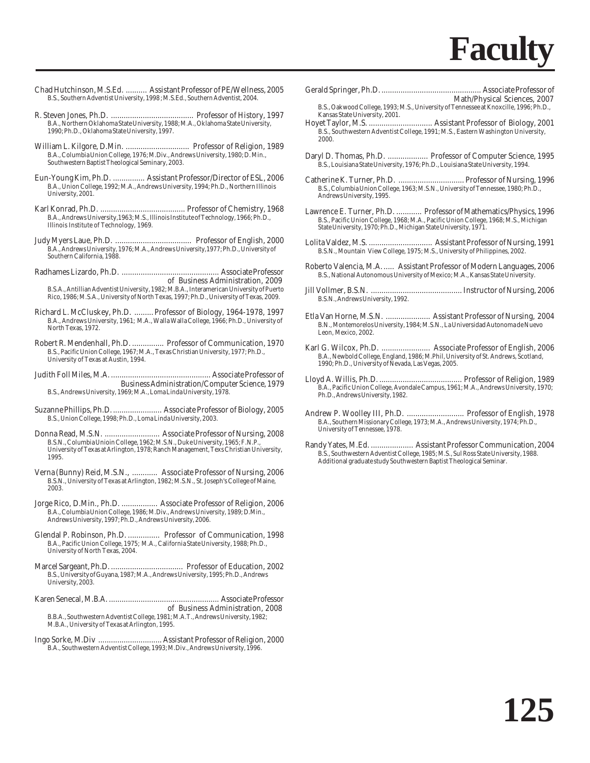# Faculty

Chad Hutchinson, M.S.Ed. .......... Assistant Professor of PE/Wellness, 2005
B.S., Southern Adventist University, 1998 ; M.S.Ed., Southern Adventist, 2004.

R. Steven Jones, Ph.D. ....................................... Professor of History, 1997
B.A., Northern Oklahoma State University, 1988; M.A., Oklahoma State University, 1990; Ph.D., Oklahoma State University, 1997.

William L. Kilgore, D.Min. .............................. Professor of Religion, 1989
B.A., Columbia Union College, 1976; M.Div., Andrews University, 1980; D. Min., Southwestern Baptist Theological Seminary, 2003.

Eun-Young Kim, Ph.D. ............... Assistant Professor/Director of ESL, 2006
B.A., Union College, 1992; M.A., Andrews University, 1994; Ph.D., Northern Illinois University, 2001.

Karl Konrad, Ph.D. ........................................ Professor of Chemistry, 1968
B.A., Andrews University,1963; M.S., Illinois Institute of Technology, 1966; Ph.D., Illinois Institute of Technology, 1969.

Judy Myers Laue, Ph.D. .................................... Professor of English, 2000
B.A., Andrews University, 1976; M.A., Andrews University,1977; Ph.D., University of Southern California, 1988.

Radhames Lizardo, Ph.D. .............................................. Associate Professor of Business Administration, 2009
B.S.A., Antillian Adventist University, 1982; M.B.A., Interamerican University of Puerto Rico, 1986; M.S.A., University of North Texas, 1997; Ph.D., University of Texas, 2009.

Richard L. McCluskey, Ph.D. ......... Professor of Biology, 1964-1978, 1997
B.A., Andrews University, 1961; M.A., Walla Walla College, 1966; Ph.D., University of North Texas, 1972.

Robert R. Mendenhall, Ph.D. ............... Professor of Communication, 1970
B.S., Pacific Union College, 1967; M.A., Texas Christian University, 1977; Ph.D., University of Texas at Austin, 1994.

Judith Foll Miles, M.A. ................................................ Associate Professor of Business Administration/Computer Science, 1979
B.S., Andrews University, 1969; M.A., Loma Linda University, 1978.

Suzanne Phillips, Ph.D. ........................ Associate Professor of Biology, 2005
B.S., Union College, 1998; Ph.D., Loma Linda University, 2003.

Donna Read, M.S.N. .......................... Associate Professor of Nursing, 2008
B.S.N., Columbia Unioin College, 1962; M.S.N., Duke University, 1965; F.N.P., University of Texas at Arlington, 1978; Ranch Management, Texs Christian University, 1995.

Verna (Bunny) Reid, M.S.N., ............ Associate Professor of Nursing, 2006
B.S.N., University of Texas at Arlington, 1982; M.S.N., St. Joseph's College of Maine, 2003.

Jorge Rico, D.Min., Ph.D. ................. Associate Professor of Religion, 2006
B.A., Columbia Union College, 1986; M.Div., Andrews University, 1989; D.Min., Andrews University, 1997; Ph.D., Andrews University, 2006.

Glendal P. Robinson, Ph.D. ............... Professor of Communication, 1998
B.A., Pacific Union College, 1975; M.A., California State University, 1988; Ph.D., University of North Texas, 2004.

Marcel Sargeant, Ph.D. .................................. Professor of Education, 2002
B.S., University of Guyana, 1987; M.A., Andrews University, 1995; Ph.D., Andrews University, 2003.

Karen Senecal, M.B.A. .................................................... Associate Professor of Business Administration, 2008
B.B.A., Southwestern Adventist College, 1981; M.A.T., Andrews University, 1982; M.B.A., University of Texas at Arlington, 1995.

Ingo Sorke, M.Div .............................. Assistant Professor of Religion, 2000
B.A., Southwestern Adventist College, 1993; M.Div., Andrews University, 1996.

Gerald Springer, Ph.D. ............................................... Associate Professor of Math/Physical Sciences, 2007
B.S., Oakwood College, 1993; M.S., University of Tennessee at Knoxcille, 1996; Ph.D., Kansas State University, 2001.

Hoyet Taylor, M.S. .............................. Assistant Professor of Biology, 2001
B.S., Southwestern Adventist College, 1991; M.S., Eastern Washington University, 2000.

Daryl D. Thomas, Ph.D. ................... Professor of Computer Science, 1995
B.S., Louisiana State University, 1976; Ph.D., Louisiana State University, 1994.

Catherine K. Turner, Ph.D. ............................... Professor of Nursing, 1996
B.S., Columbia Union College, 1963; M.S.N., University of Tennessee, 1980; Ph.D., Andrews University, 1995.

Lawrence E. Turner, Ph.D. ............ Professor of Mathematics/Physics, 1996
B.S., Pacific Union College, 1968; M.A., Pacific Union College, 1968; M.S., Michigan State University, 1970; Ph.D., Michigan State University, 1971.

Lolita Valdez, M.S. .............................. Assistant Professor of Nursing, 1991
B.S.N., Mountain View College, 1975; M.S., University of Philippines, 2002.

Roberto Valencia, M.A. ..... Assistant Professor of Modern Languages, 2006
B.S., National Autonomous University of Mexico; M.A., Kansas State University.

Jill Vollmer, B.S.N. ............................................ Instructor of Nursing, 2006
B.S.N., Andrews University, 1992.

Etla Van Horne, M.S.N. ..................... Assistant Professor of Nursing, 2004
B.N., Montemorelos University, 1984; M.S.N., La Universidad Autonoma de Nuevo Leon, Mexico, 2002.

Karl G. Wilcox, Ph.D. ....................... Associate Professor of English, 2006
B.A., Newbold College, England, 1986; M.Phil, University of St. Andrews, Scotland, 1990; Ph.D., University of Nevada, Las Vegas, 2005.

Lloyd A. Willis, Ph.D. ....................................... Professor of Religion, 1989
B.A., Pacific Union College, Avondale Campus, 1961; M.A., Andrews University, 1970; Ph.D., Andrews University, 1982.

Andrew P. Woolley III, Ph.D. ........................... Professor of English, 1978
B.A., Southern Missionary College, 1973; M.A., Andrews University, 1974; Ph.D., University of Tennessee, 1978.

Randy Yates, M.Ed. .................... Assistant Professor Communication, 2004
B.S., Southwestern Adventist College, 1985; M.S., Sul Ross State University, 1988. Additional graduate study Southwestern Baptist Theological Seminar.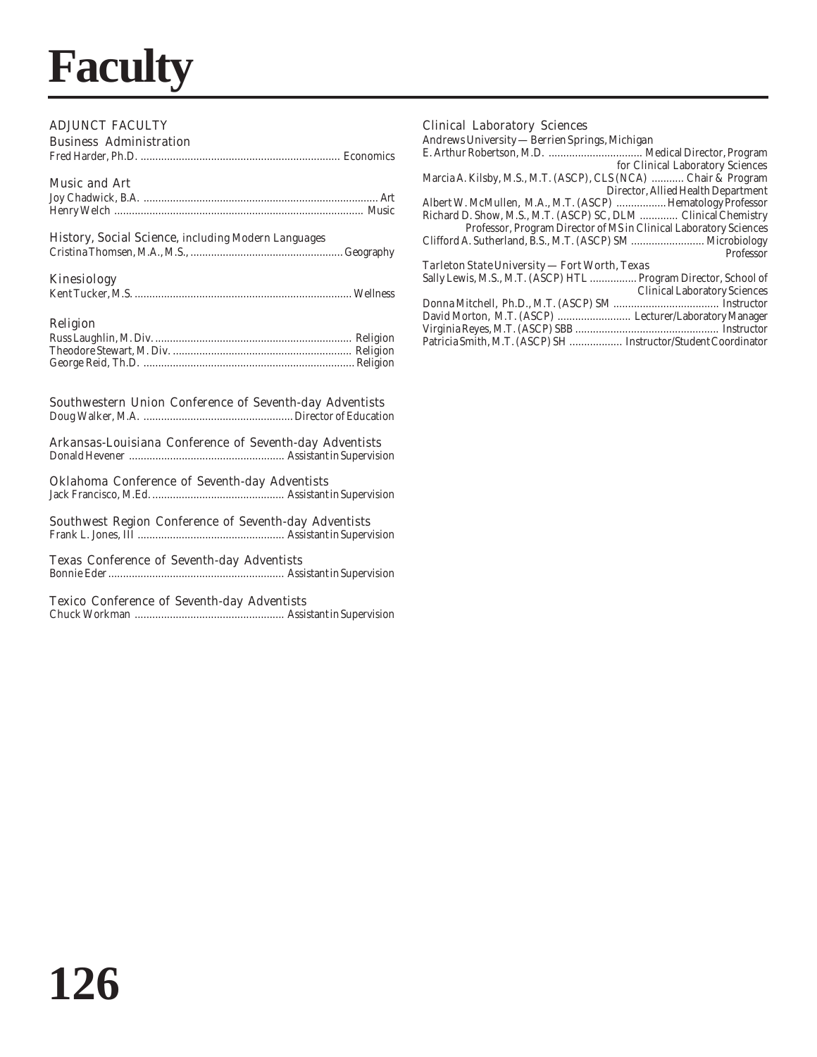# Faculty

## ADJUNCT FACULTY

### Business Administration

Fred Harder, Ph.D. .................................................................... Economics

### Music and Art

Joy Chadwick, B.A. ................................................................................ Art
Henry Welch ..................................................................................... Music

### History, Social Science, including Modern Languages

Cristina Thomsen, M.A., M.S., ..................................................... Geography

### Kinesiology

Kent Tucker, M.S. ........................................................................... Wellness

### Religion

Russ Laughlin, M. Div. .................................................................... Religion
Theodore Stewart, M. Div. ............................................................. Religion
George Reid, Th.D. ......................................................................... Religion

### Southwestern Union Conference of Seventh-day Adventists

Doug Walker, M.A. .................................................... Director of Education

### Arkansas-Louisiana Conference of Seventh-day Adventists

Donald Hevener ..................................................... Assistant in Supervision

### Oklahoma Conference of Seventh-day Adventists

Jack Francisco, M.Ed. ............................................. Assistant in Supervision

### Southwest Region Conference of Seventh-day Adventists

Frank L. Jones, III .................................................. Assistant in Supervision

### Texas Conference of Seventh-day Adventists

Bonnie Eder ............................................................ Assistant in Supervision

### Texico Conference of Seventh-day Adventists

Chuck Workman .................................................... Assistant in Supervision

### Clinical Laboratory Sciences

Andrews University — Berrien Springs, Michigan

E. Arthur Robertson, M.D. ................................ Medical Director, Program for Clinical Laboratory Sciences
Marcia A. Kilsby, M.S., M.T. (ASCP), CLS (NCA) ........... Chair & Program Director, Allied Health Department
Albert W. McMullen, M.A., M.T. (ASCP) ................. Hematology Professor
Richard D. Show, M.S., M.T. (ASCP) SC, DLM ............. Clinical Chemistry Professor, Program Director of MS in Clinical Laboratory Sciences
Clifford A. Sutherland, B.S., M.T. (ASCP) SM ......................... Microbiology Professor

Tarleton State University — Fort Worth, Texas

Sally Lewis, M.S., M.T. (ASCP) HTL ................ Program Director, School of Clinical Laboratory Sciences
Donna Mitchell, Ph.D., M.T. (ASCP) SM .................................... Instructor
David Morton, M.T. (ASCP) ......................... Lecturer/Laboratory Manager
Virginia Reyes, M.T. (ASCP) SBB ................................................. Instructor
Patricia Smith, M.T. (ASCP) SH .................. Instructor/Student Coordinator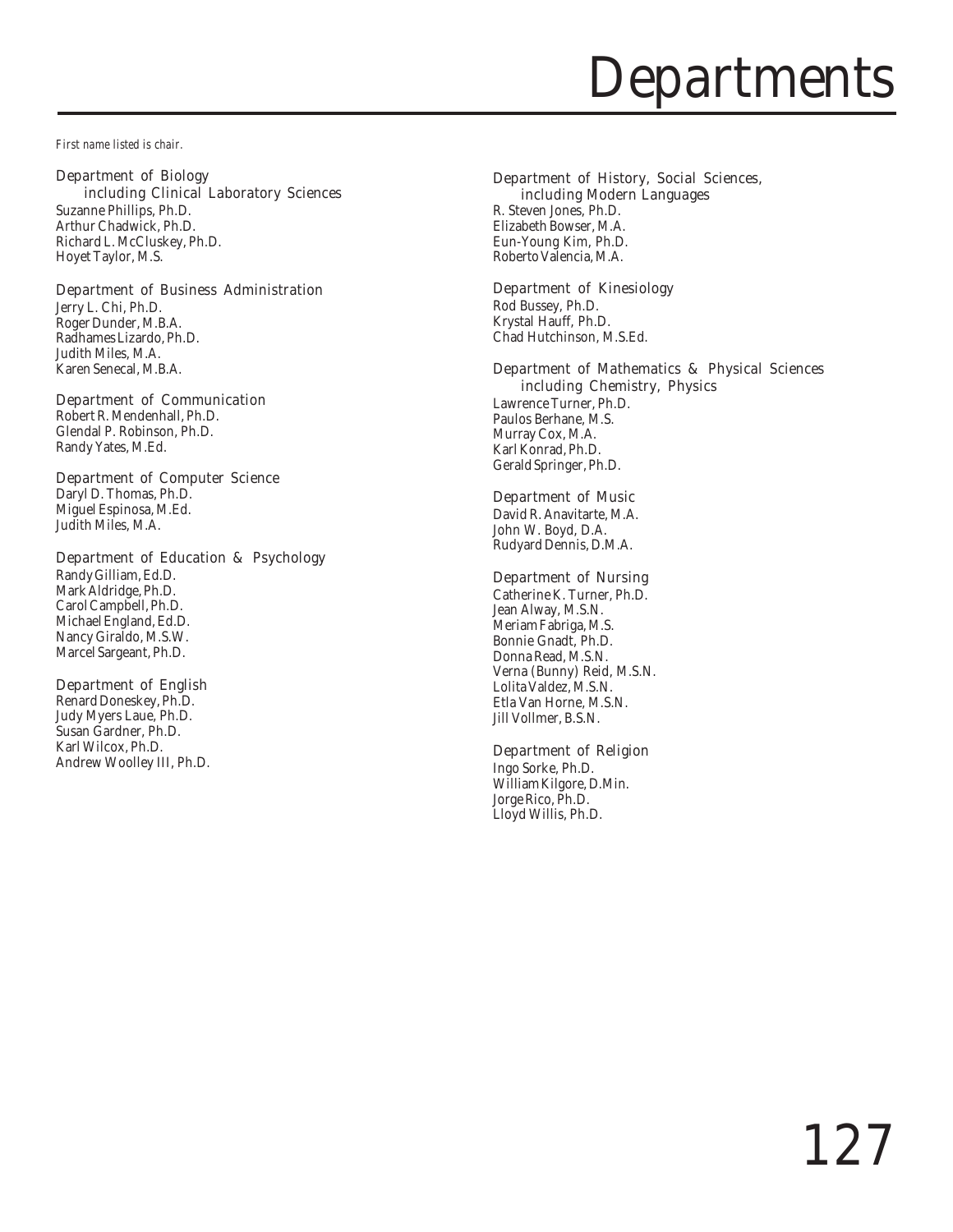# Departments

*First name listed is chair.*

### Department of Biology
including Clinical Laboratory Sciences

Suzanne Phillips, Ph.D.
Arthur Chadwick, Ph.D.
Richard L. McCluskey, Ph.D.
Hoyet Taylor, M.S.

### Department of Business Administration

Jerry L. Chi, Ph.D.
Roger Dunder, M.B.A.
Radhames Lizardo, Ph.D.
Judith Miles, M.A.
Karen Senecal, M.B.A.

### Department of Communication

Robert R. Mendenhall, Ph.D.
Glendal P. Robinson, Ph.D.
Randy Yates, M.Ed.

### Department of Computer Science

Daryl D. Thomas, Ph.D.
Miguel Espinosa, M.Ed.
Judith Miles, M.A.

### Department of Education & Psychology

Randy Gilliam, Ed.D.
Mark Aldridge, Ph.D.
Carol Campbell, Ph.D.
Michael England, Ed.D.
Nancy Giraldo, M.S.W.
Marcel Sargeant, Ph.D.

### Department of English

Renard Doneskey, Ph.D.
Judy Myers Laue, Ph.D.
Susan Gardner, Ph.D.
Karl Wilcox, Ph.D.
Andrew Woolley III, Ph.D.

### Department of History, Social Sciences,
including Modern Languages

R. Steven Jones, Ph.D.
Elizabeth Bowser, M.A.
Eun-Young Kim, Ph.D.
Roberto Valencia, M.A.

### Department of Kinesiology

Rod Bussey, Ph.D.
Krystal Hauff, Ph.D.
Chad Hutchinson, M.S.Ed.

### Department of Mathematics & Physical Sciences
including Chemistry, Physics

Lawrence Turner, Ph.D.
Paulos Berhane, M.S.
Murray Cox, M.A.
Karl Konrad, Ph.D.
Gerald Springer, Ph.D.

### Department of Music

David R. Anavitarte, M.A.
John W. Boyd, D.A.
Rudyard Dennis, D.M.A.

### Department of Nursing

Catherine K. Turner, Ph.D.
Jean Alway, M.S.N.
Meriam Fabriga, M.S.
Bonnie Gnadt, Ph.D.
Donna Read, M.S.N.
Verna (Bunny) Reid, M.S.N.
Lolita Valdez, M.S.N.
Etla Van Horne, M.S.N.
Jill Vollmer, B.S.N.

### Department of Religion

Ingo Sorke, Ph.D.
William Kilgore, D.Min.
Jorge Rico, Ph.D.
Lloyd Willis, Ph.D.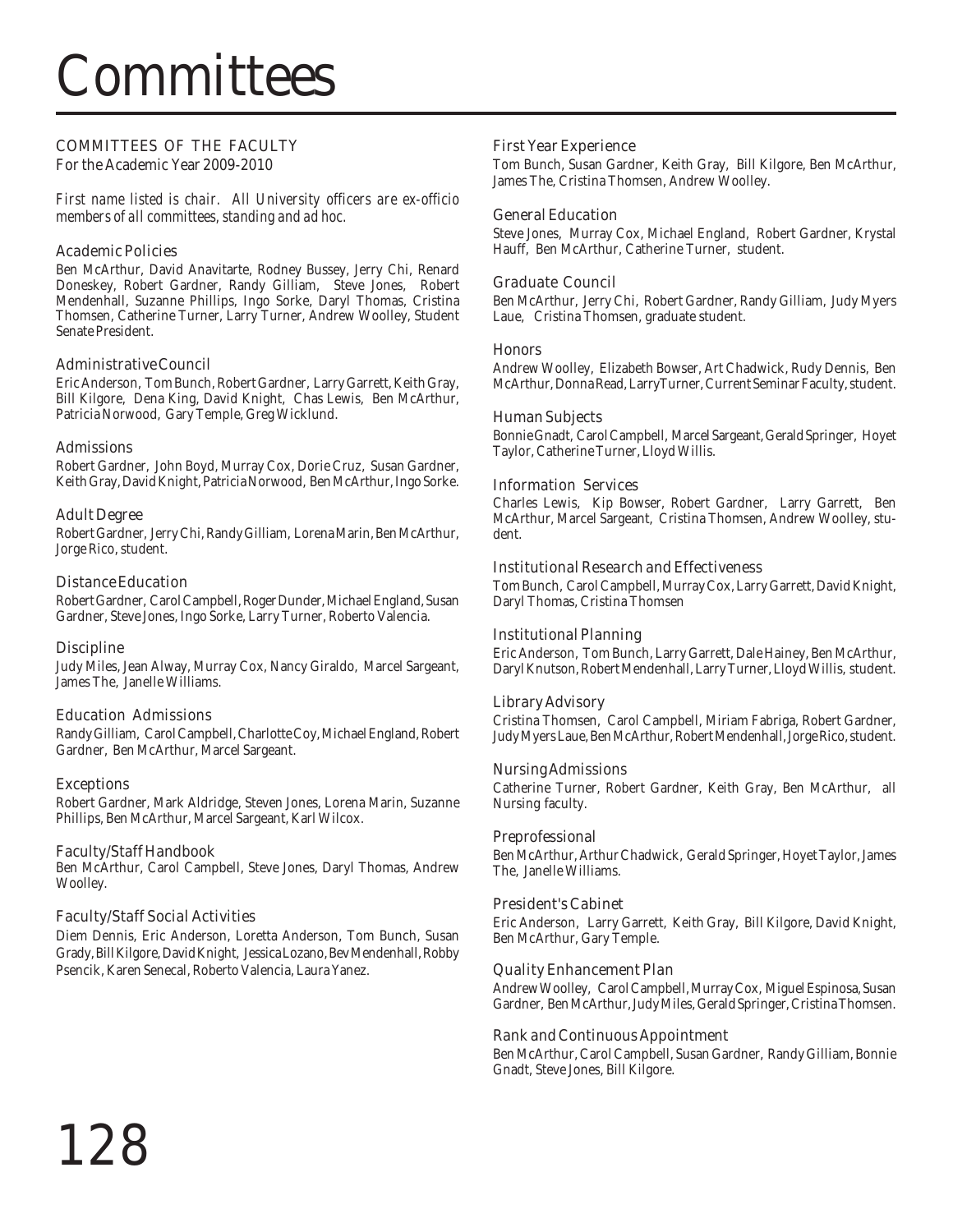# Committees

## COMMITTEES OF THE FACULTY

For the Academic Year 2009-2010

*First name listed is chair. All University officers are ex-officio members of all committees, standing and ad hoc.*

### Academic Policies

Ben McArthur, David Anavitarte, Rodney Bussey, Jerry Chi, Renard Doneskey, Robert Gardner, Randy Gilliam, Steve Jones, Robert Mendenhall, Suzanne Phillips, Ingo Sorke, Daryl Thomas, Cristina Thomsen, Catherine Turner, Larry Turner, Andrew Woolley, Student Senate President.

### Administrative Council

Eric Anderson, Tom Bunch, Robert Gardner, Larry Garrett, Keith Gray, Bill Kilgore, Dena King, David Knight, Chas Lewis, Ben McArthur, Patricia Norwood, Gary Temple, Greg Wicklund.

### Admissions

Robert Gardner, John Boyd, Murray Cox, Dorie Cruz, Susan Gardner, Keith Gray, David Knight, Patricia Norwood, Ben McArthur, Ingo Sorke.

### Adult Degree

Robert Gardner, Jerry Chi, Randy Gilliam, Lorena Marin, Ben McArthur, Jorge Rico, student.

### Distance Education

Robert Gardner, Carol Campbell, Roger Dunder, Michael England, Susan Gardner, Steve Jones, Ingo Sorke, Larry Turner, Roberto Valencia.

### Discipline

Judy Miles, Jean Alway, Murray Cox, Nancy Giraldo, Marcel Sargeant, James The, Janelle Williams.

### Education Admissions

Randy Gilliam, Carol Campbell, Charlotte Coy, Michael England, Robert Gardner, Ben McArthur, Marcel Sargeant.

### Exceptions

Robert Gardner, Mark Aldridge, Steven Jones, Lorena Marin, Suzanne Phillips, Ben McArthur, Marcel Sargeant, Karl Wilcox.

### Faculty/Staff Handbook

Ben McArthur, Carol Campbell, Steve Jones, Daryl Thomas, Andrew Woolley.

### Faculty/Staff Social Activities

Diem Dennis, Eric Anderson, Loretta Anderson, Tom Bunch, Susan Grady, Bill Kilgore, David Knight, Jessica Lozano, Bev Mendenhall, Robby Psencik, Karen Senecal, Roberto Valencia, Laura Yanez.

### First Year Experience

Tom Bunch, Susan Gardner, Keith Gray, Bill Kilgore, Ben McArthur, James The, Cristina Thomsen, Andrew Woolley.

### General Education

Steve Jones, Murray Cox, Michael England, Robert Gardner, Krystal Hauff, Ben McArthur, Catherine Turner, student.

### Graduate Council

Ben McArthur, Jerry Chi, Robert Gardner, Randy Gilliam, Judy Myers Laue, Cristina Thomsen, graduate student.

### Honors

Andrew Woolley, Elizabeth Bowser, Art Chadwick, Rudy Dennis, Ben McArthur, Donna Read, Larry Turner, Current Seminar Faculty, student.

### Human Subjects

Bonnie Gnadt, Carol Campbell, Marcel Sargeant, Gerald Springer, Hoyet Taylor, Catherine Turner, Lloyd Willis.

### Information Services

Charles Lewis, Kip Bowser, Robert Gardner, Larry Garrett, Ben McArthur, Marcel Sargeant, Cristina Thomsen, Andrew Woolley, student.

### Institutional Research and Effectiveness

Tom Bunch, Carol Campbell, Murray Cox, Larry Garrett, David Knight, Daryl Thomas, Cristina Thomsen

### Institutional Planning

Eric Anderson, Tom Bunch, Larry Garrett, Dale Hainey, Ben McArthur, Daryl Knutson, Robert Mendenhall, Larry Turner, Lloyd Willis, student.

### Library Advisory

Cristina Thomsen, Carol Campbell, Miriam Fabriga, Robert Gardner, Judy Myers Laue, Ben McArthur, Robert Mendenhall, Jorge Rico, student.

### Nursing Admissions

Catherine Turner, Robert Gardner, Keith Gray, Ben McArthur, all Nursing faculty.

### Preprofessional

Ben McArthur, Arthur Chadwick, Gerald Springer, Hoyet Taylor, James The, Janelle Williams.

### President's Cabinet

Eric Anderson, Larry Garrett, Keith Gray, Bill Kilgore, David Knight, Ben McArthur, Gary Temple.

### Quality Enhancement Plan

Andrew Woolley, Carol Campbell, Murray Cox, Miguel Espinosa, Susan Gardner, Ben McArthur, Judy Miles, Gerald Springer, Cristina Thomsen.

### Rank and Continuous Appointment

Ben McArthur, Carol Campbell, Susan Gardner, Randy Gilliam, Bonnie Gnadt, Steve Jones, Bill Kilgore.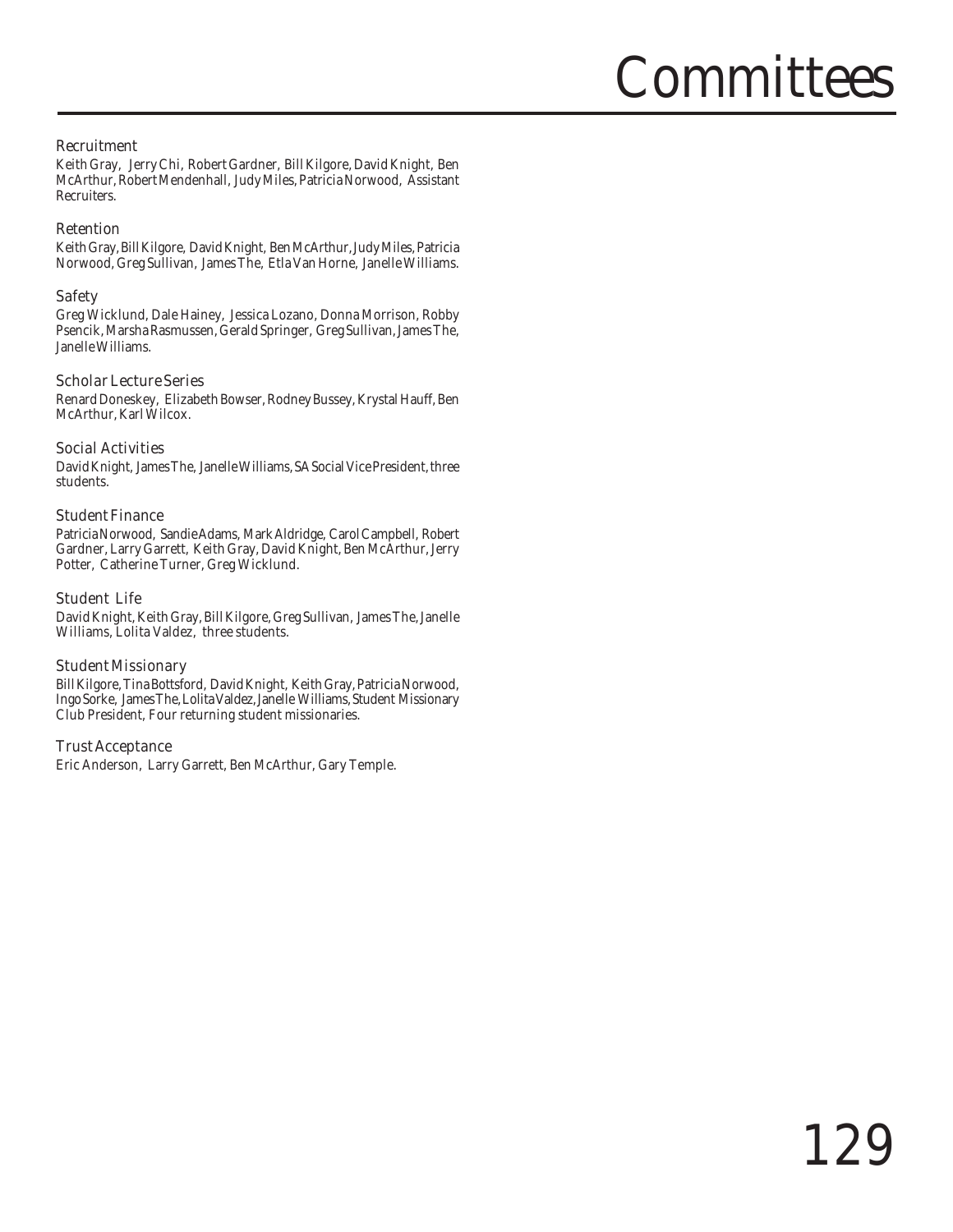# Committees

### Recruitment

Keith Gray, Jerry Chi, Robert Gardner, Bill Kilgore, David Knight, Ben McArthur, Robert Mendenhall, Judy Miles, Patricia Norwood, Assistant Recruiters.

### Retention

Keith Gray, Bill Kilgore, David Knight, Ben McArthur, Judy Miles, Patricia Norwood, Greg Sullivan, James The, Etla Van Horne, Janelle Williams.

### Safety

Greg Wicklund, Dale Hainey, Jessica Lozano, Donna Morrison, Robby Psencik, Marsha Rasmussen, Gerald Springer, Greg Sullivan, James The, Janelle Williams.

### Scholar Lecture Series

Renard Doneskey, Elizabeth Bowser, Rodney Bussey, Krystal Hauff, Ben McArthur, Karl Wilcox.

### Social Activities

David Knight, James The, Janelle Williams, SA Social Vice President, three students.

### Student Finance

Patricia Norwood, Sandie Adams, Mark Aldridge, Carol Campbell, Robert Gardner, Larry Garrett, Keith Gray, David Knight, Ben McArthur, Jerry Potter, Catherine Turner, Greg Wicklund.

### Student Life

David Knight, Keith Gray, Bill Kilgore, Greg Sullivan, James The, Janelle Williams, Lolita Valdez, three students.

### Student Missionary

Bill Kilgore, Tina Bottsford, David Knight, Keith Gray, Patricia Norwood, Ingo Sorke, James The, Lolita Valdez, Janelle Williams, Student Missionary Club President, Four returning student missionaries.

### Trust Acceptance

Eric Anderson, Larry Garrett, Ben McArthur, Gary Temple.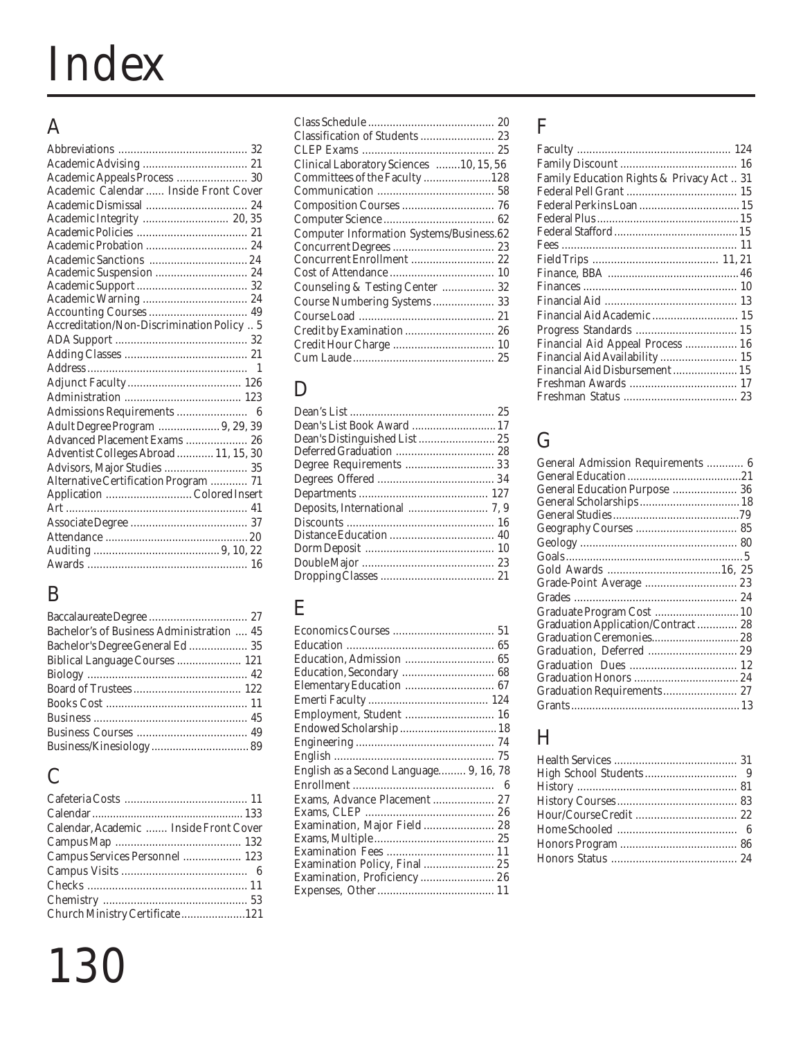# Index

## A

- Abbreviations .......... 32
- Academic Advising .......... 21
- Academic Appeals Process .......... 30
- Academic Calendar ...... Inside Front Cover
- Academic Dismissal .......... 24
- Academic Integrity .......... 20, 35
- Academic Policies .......... 21
- Academic Probation .......... 24
- Academic Sanctions .......... 24
- Academic Suspension .......... 24
- Academic Support .......... 32
- Academic Warning .......... 24
- Accounting Courses .......... 49
- Accreditation/Non-Discrimination Policy .. 5
- ADA Support .......... 32
- Adding Classes .......... 21
- Address .......... 1
- Adjunct Faculty .......... 126
- Administration .......... 123
- Admissions Requirements .......... 6
- Adult Degree Program .......... 9, 29, 39
- Advanced Placement Exams .......... 26
- Adventist Colleges Abroad .......... 11, 15, 30
- Advisors, Major Studies .......... 35
- Alternative Certification Program .......... 71
- Application .......... Colored Insert
- Art .......... 41
- Associate Degree .......... 37
- Attendance .......... 20
- Auditing .......... 9, 10, 22
- Awards .......... 16

## B

- Baccalaureate Degree .......... 27
- Bachelor's of Business Administration .... 45
- Bachelor's Degree General Ed .......... 35
- Biblical Language Courses .......... 121
- Biology .......... 42
- Board of Trustees .......... 122
- Books Cost .......... 11
- Business .......... 45
- Business Courses .......... 49
- Business/Kinesiology .......... 89

## C

- Cafeteria Costs .......... 11
- Calendar .......... 133
- Calendar, Academic ....... Inside Front Cover
- Campus Map .......... 132
- Campus Services Personnel .......... 123
- Campus Visits .......... 6
- Checks .......... 11
- Chemistry .......... 53
- Church Ministry Certificate .......... 121
- Class Schedule .......... 20
- Classification of Students .......... 23
- CLEP Exams .......... 25
- Clinical Laboratory Sciences ........10, 15, 56
- Committees of the Faculty .......... 128
- Communication .......... 58
- Composition Courses .......... 76
- Computer Science .......... 62
- Computer Information Systems/Business.62
- Concurrent Degrees .......... 23
- Concurrent Enrollment .......... 22
- Cost of Attendance .......... 10
- Counseling & Testing Center .......... 32
- Course Numbering Systems .......... 33
- Course Load .......... 21
- Credit by Examination .......... 26
- Credit Hour Charge .......... 10
- Cum Laude .......... 25

## D

- Dean's List .......... 25
- Dean's List Book Award .......... 17
- Dean's Distinguished List .......... 25
- Deferred Graduation .......... 28
- Degree Requirements .......... 33
- Degrees Offered .......... 34
- Departments .......... 127
- Deposits, International .......... 7, 9
- Discounts .......... 16
- Distance Education .......... 40
- Dorm Deposit .......... 10
- Double Major .......... 23
- Dropping Classes .......... 21

## E

- Economics Courses .......... 51
- Education .......... 65
- Education, Admission .......... 65
- Education, Secondary .......... 68
- Elementary Education .......... 67
- Emerti Faculty .......... 124
- Employment, Student .......... 16
- Endowed Scholarship .......... 18
- Engineering .......... 74
- English .......... 75
- English as a Second Language......... 9, 16, 78
- Enrollment .......... 6
- Exams, Advance Placement .......... 27
- Exams, CLEP .......... 26
- Examination, Major Field .......... 28
- Exams, Multiple .......... 25
- Examination Fees .......... 11
- Examination Policy, Final .......... 25
- Examination, Proficiency .......... 26
- Expenses, Other .......... 11

## F

- Faculty .......... 124
- Family Discount .......... 16
- Family Education Rights & Privacy Act .. 31
- Federal Pell Grant .......... 15
- Federal Perkins Loan .......... 15
- Federal Plus .......... 15
- Federal Stafford .......... 15
- Fees .......... 11
- Field Trips .......... 11, 21
- Finance, BBA .......... 46
- Finances .......... 10
- Financial Aid .......... 13
- Financial Aid Academic .......... 15
- Progress Standards .......... 15
- Financial Aid Appeal Process .......... 16
- Financial Aid Availability .......... 15
- Financial Aid Disbursement .......... 15
- Freshman Awards .......... 17
- Freshman Status .......... 23

## G

- General Admission Requirements .......... 6
- General Education .......... 21
- General Education Purpose .......... 36
- General Scholarships .......... 18
- General Studies .......... 79
- Geography Courses .......... 85
- Geology .......... 80
- Goals .......... 5
- Gold Awards .......... 16, 25
- Grade-Point Average .......... 23
- Grades .......... 24
- Graduate Program Cost .......... 10
- Graduation Application/Contract .......... 28
- Graduation Ceremonies .......... 28
- Graduation, Deferred .......... 29
- Graduation Dues .......... 12
- Graduation Honors .......... 24
- Graduation Requirements .......... 27
- Grants .......... 13

## H

- Health Services .......... 31
- High School Students .......... 9
- History .......... 81
- History Courses .......... 83
- Hour/Course Credit .......... 22
- Home Schooled .......... 6
- Honors Program .......... 86
- Honors Status .......... 24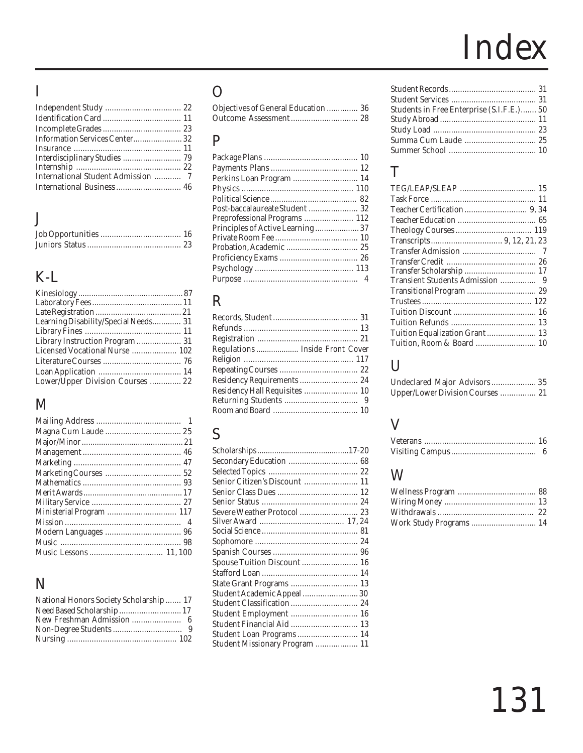# Index

## I

Independent Study .................................. 22
Identification Card .................................. 11
Incomplete Grades .................................. 23
Information Services Center...................... 32
Insurance ............................................... 11
Interdisciplinary Studies .......................... 79
Internship .............................................. 22
International Student Admission ............ 7
International Business............................. 46

## J

Job Opportunities .................................... 16
Juniors Status ......................................... 23

## K-L

Kinesiology............................................... 87
Laboratory Fees........................................ 11
Late Registration ...................................... 21
Learning Disability/Special Needs............ 31
Library Fines ........................................... 11
Library Instruction Program .................... 31
Licensed Vocational Nurse .................... 102
Literature Courses ................................... 76
Loan Application ..................................... 14
Lower/Upper Division Courses .............. 22

## M

Mailing Address ....................................... 1
Magna Cum Laude .................................. 25
Major/Minor............................................. 21
Management ............................................ 46
Marketing ................................................ 47
Marketing Courses .................................. 52
Mathematics ............................................ 93
Merit Awards............................................ 17
Military Service ........................................ 27
Ministerial Program ............................... 117
Mission ..................................................... 4
Modern Languages .................................. 96
Music ...................................................... 98
Music Lessons ................................. 11, 100

## N

National Honors Society Scholarship ....... 17
Need Based Scholarship............................ 17
New Freshman Admission ...................... 6
Non-Degree Students ............................... 9
Nursing ................................................. 102

## O

Objectives of General Education .............. 36
Outcome Assessment.............................. 28

## P

Package Plans .......................................... 10
Payments Plans ....................................... 12
Perkins Loan Program ............................. 14
Physics .................................................. 110
Political Science....................................... 82
Post-baccalaureate Student ...................... 32
Preprofessional Programs ...................... 112
Principles of Active Learning.................... 37
Private Room Fee..................................... 10
Probation, Academic ................................ 25
Proficiency Exams ................................... 26
Psychology ............................................ 113
Purpose ..................................................... 4

## R

Records, Student ...................................... 31
Refunds ................................................... 13
Registration ............................................. 21
*Regulations .................... Inside Front Cover*
Religion ................................................. 117
Repeating Courses ................................... 22
Residency Requirements .......................... 24
Residency Hall Requisites ........................ 10
Returning Students ................................. 9
Room and Board ...................................... 10

## S

Scholarships..........................................17-20
Secondary Education ............................... 68
Selected Topics ........................................ 22
Senior Citizen's Discount ........................ 11
Senior Class Dues .................................... 12
Senior Status ........................................... 24
Severe Weather Protocol .......................... 23
Silver Award ...................................... 17, 24
Social Science........................................... 81
Sophomore .............................................. 24
Spanish Courses ...................................... 96
Spouse Tuition Discount ......................... 16
Stafford Loan ........................................... 14
State Grant Programs .............................. 13
Student Academic Appeal ......................... 30
Student Classification .............................. 24
Student Employment .............................. 16
Student Financial Aid .............................. 13
Student Loan Programs........................... 14
Student Missionary Program ................... 11
Student Records....................................... 31
Student Services ...................................... 31
Students in Free Enterprise (S.I.F.E.)....... 50
Study Abroad ........................................... 11
Study Load .............................................. 23
Summa Cum Laude ................................ 25
Summer School ....................................... 10

## T

TEG/LEAP/SLEAP .................................. 15
Task Force ............................................... 11
Teacher Certification ............................ 9, 34
Teacher Education ................................... 65
Theology Courses.................................. 119
Transcripts................................ 9, 12, 21, 23
Transfer Admission ................................. 7
Transfer Credit ........................................ 26
Transfer Scholarship ................................ 17
Transient Students Admission ................ 9
Transitional Program ............................... 29
Trustees ................................................. 122
Tuition Discount ..................................... 16
Tuition Refunds ...................................... 13
Tuition Equalization Grant...................... 13
Tuition, Room & Board ........................... 10

## U

Undeclared Major Advisors.................... 35
Upper/Lower Division Courses ................ 21

## V

Veterans .................................................. 16
Visiting Campus...................................... 6

## W

Wellness Program ................................... 88
Wiring Money ......................................... 13
Withdrawals ........................................... 22
Work Study Programs ............................. 14